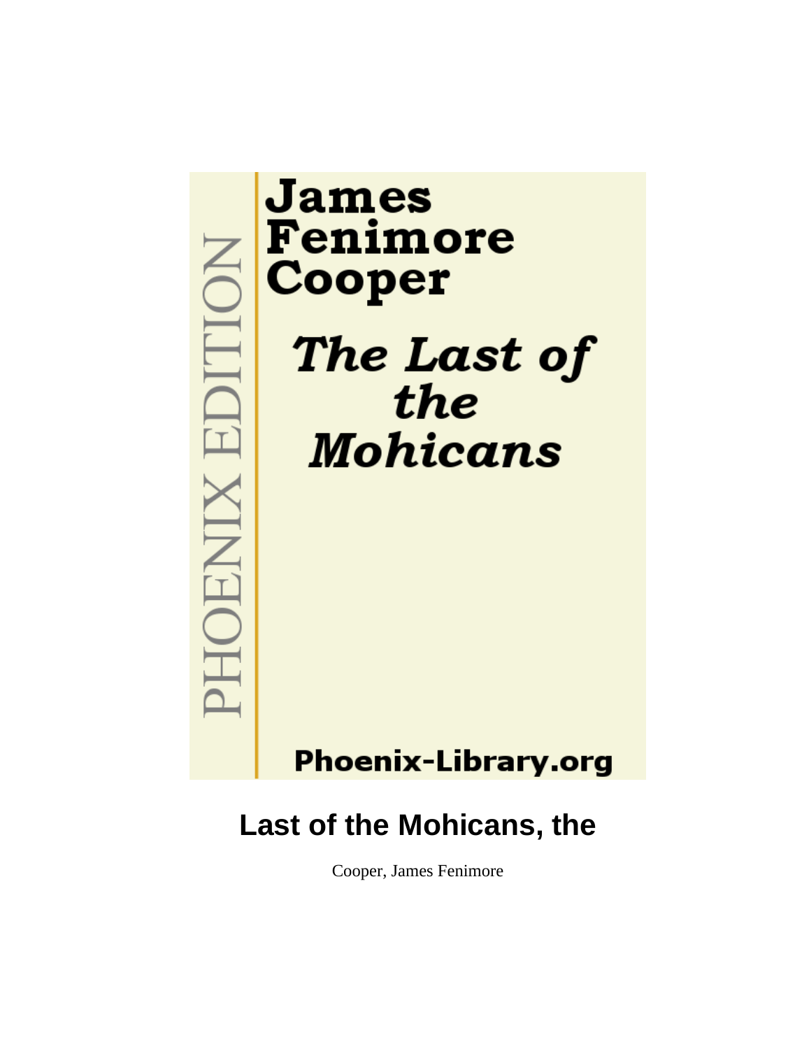PHOENIX EDITION

James Fenimore Cooper

*The Last of the Mohicans*

Phoenix-Library.org

# Last of the Mohicans, the

Cooper, James Fenimore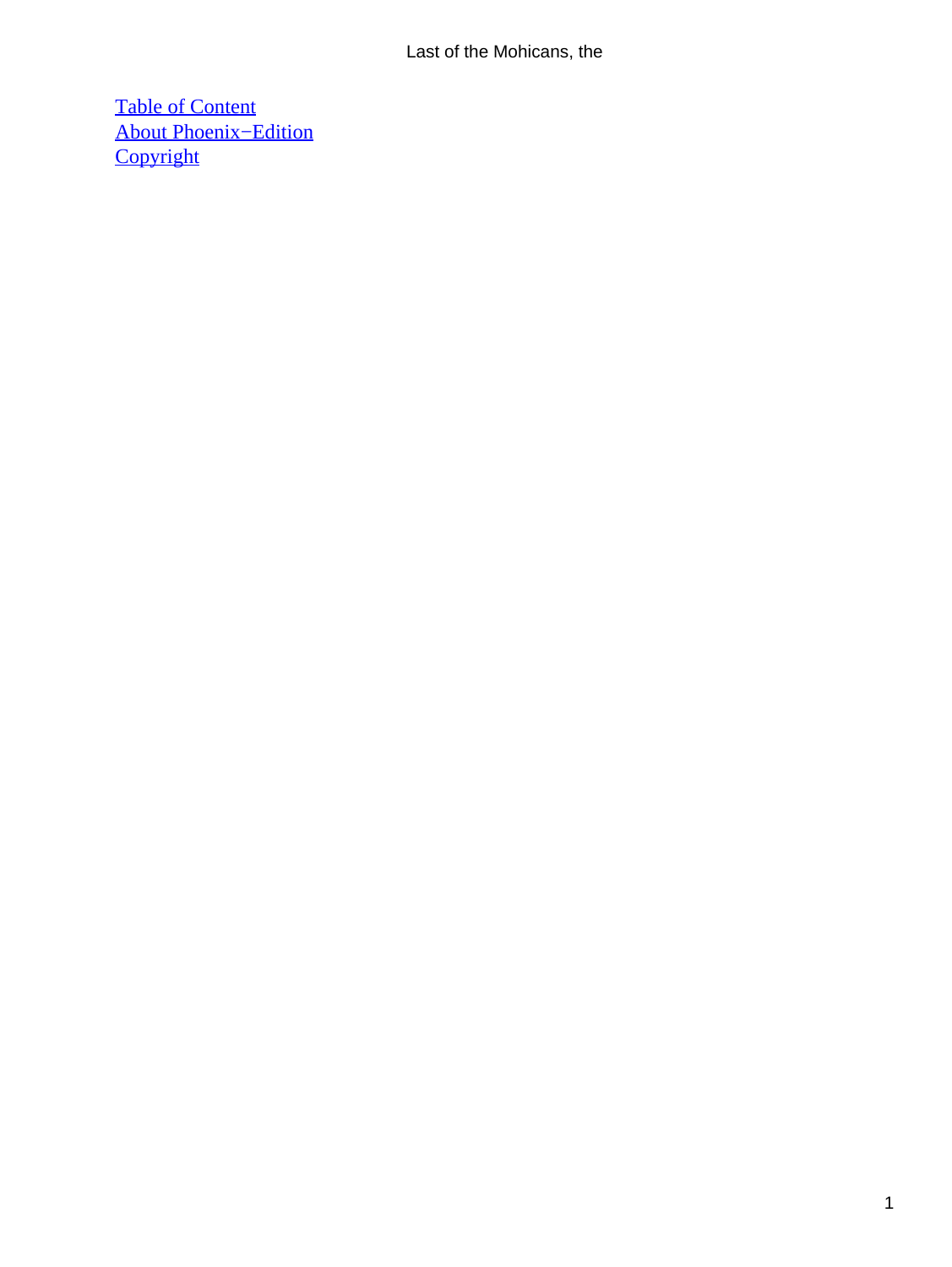[Table of Content](#)
[About Phoenix−Edition](#)
[Copyright](#)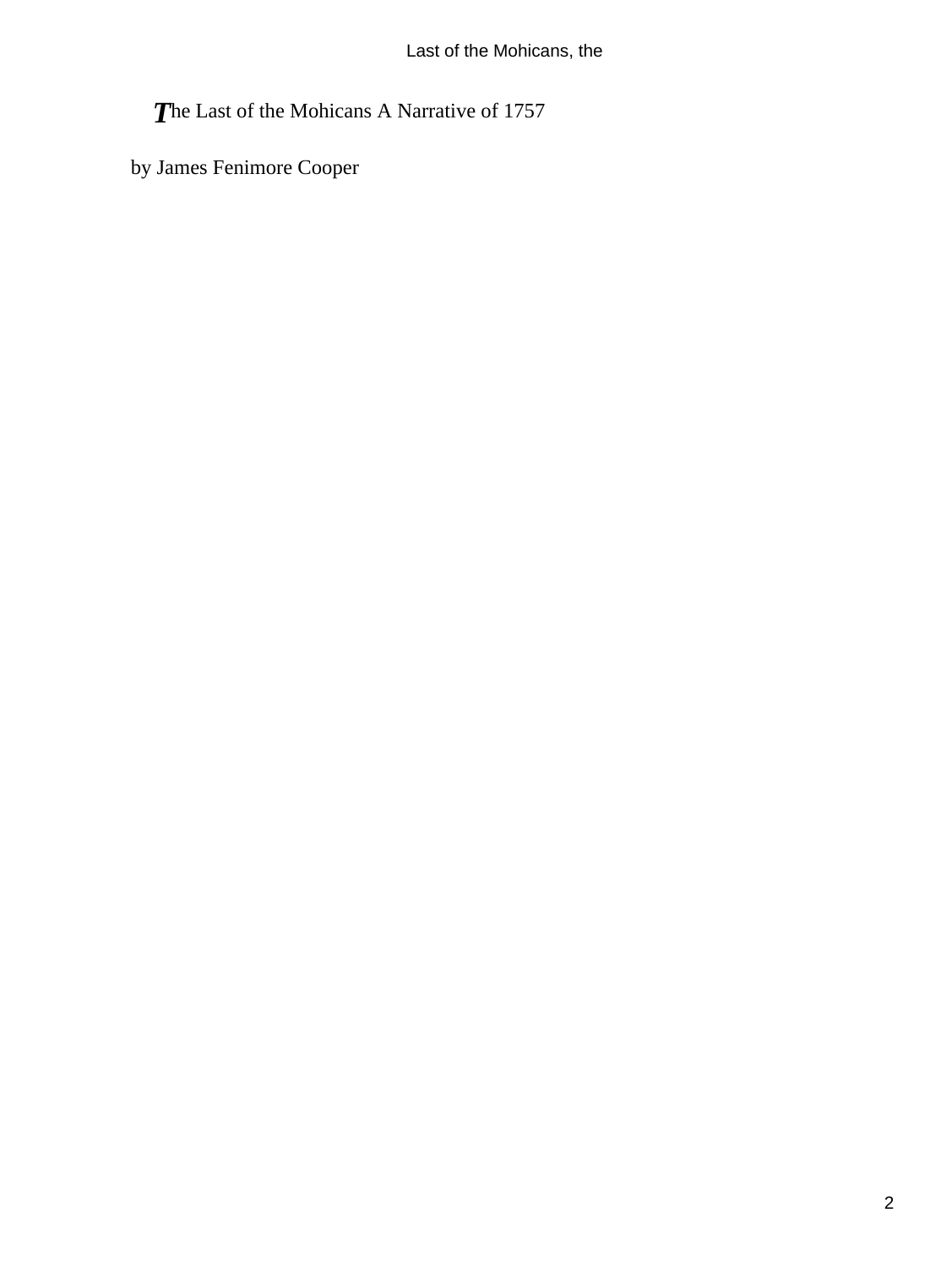# The Last of the Mohicans A Narrative of 1757

by James Fenimore Cooper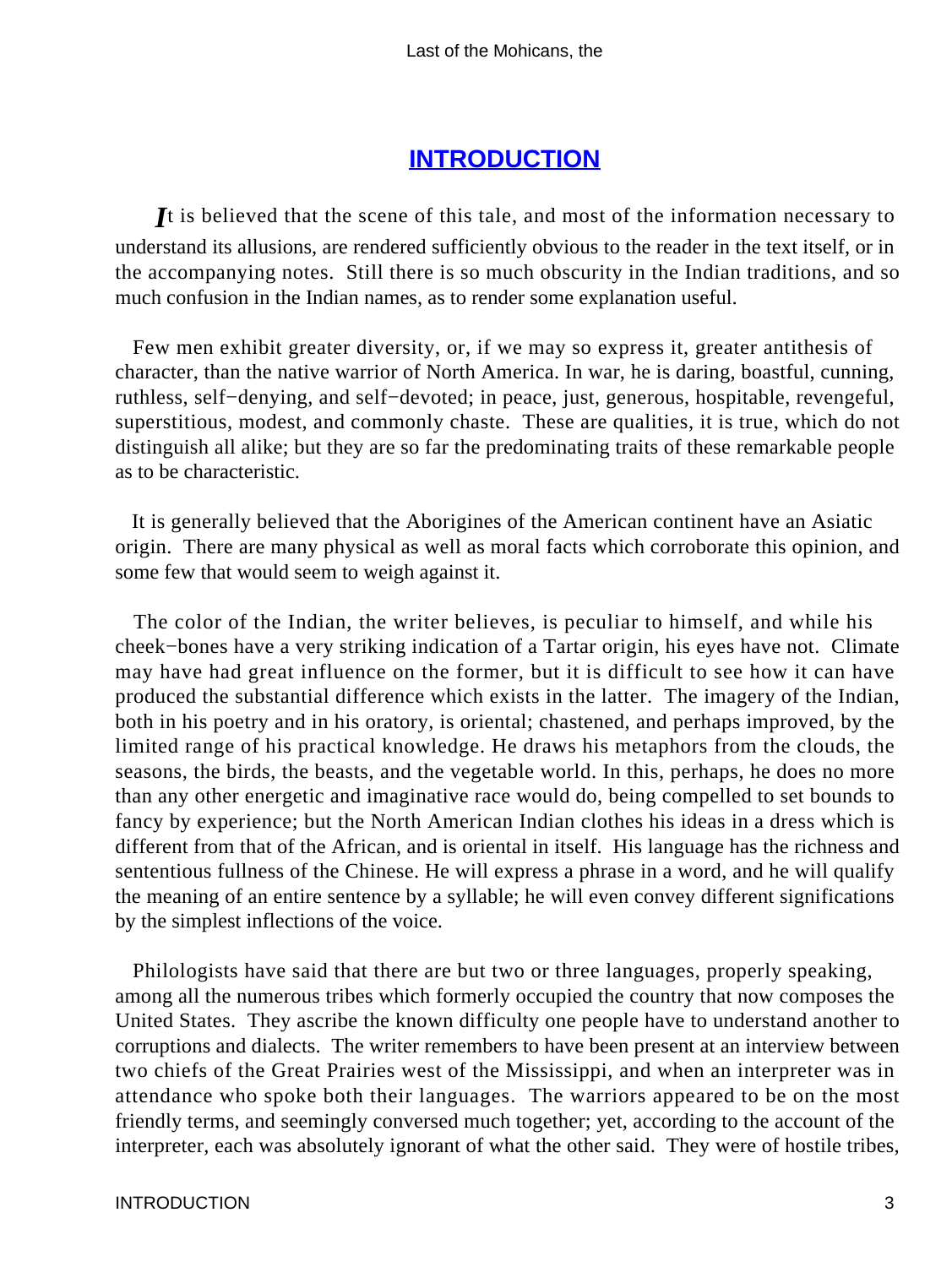## INTRODUCTION

It is believed that the scene of this tale, and most of the information necessary to understand its allusions, are rendered sufficiently obvious to the reader in the text itself, or in the accompanying notes. Still there is so much obscurity in the Indian traditions, and so much confusion in the Indian names, as to render some explanation useful.

Few men exhibit greater diversity, or, if we may so express it, greater antithesis of character, than the native warrior of North America. In war, he is daring, boastful, cunning, ruthless, self−denying, and self−devoted; in peace, just, generous, hospitable, revengeful, superstitious, modest, and commonly chaste. These are qualities, it is true, which do not distinguish all alike; but they are so far the predominating traits of these remarkable people as to be characteristic.

It is generally believed that the Aborigines of the American continent have an Asiatic origin. There are many physical as well as moral facts which corroborate this opinion, and some few that would seem to weigh against it.

The color of the Indian, the writer believes, is peculiar to himself, and while his cheek−bones have a very striking indication of a Tartar origin, his eyes have not. Climate may have had great influence on the former, but it is difficult to see how it can have produced the substantial difference which exists in the latter. The imagery of the Indian, both in his poetry and in his oratory, is oriental; chastened, and perhaps improved, by the limited range of his practical knowledge. He draws his metaphors from the clouds, the seasons, the birds, the beasts, and the vegetable world. In this, perhaps, he does no more than any other energetic and imaginative race would do, being compelled to set bounds to fancy by experience; but the North American Indian clothes his ideas in a dress which is different from that of the African, and is oriental in itself. His language has the richness and sententious fullness of the Chinese. He will express a phrase in a word, and he will qualify the meaning of an entire sentence by a syllable; he will even convey different significations by the simplest inflections of the voice.

Philologists have said that there are but two or three languages, properly speaking, among all the numerous tribes which formerly occupied the country that now composes the United States. They ascribe the known difficulty one people have to understand another to corruptions and dialects. The writer remembers to have been present at an interview between two chiefs of the Great Prairies west of the Mississippi, and when an interpreter was in attendance who spoke both their languages. The warriors appeared to be on the most friendly terms, and seemingly conversed much together; yet, according to the account of the interpreter, each was absolutely ignorant of what the other said. They were of hostile tribes,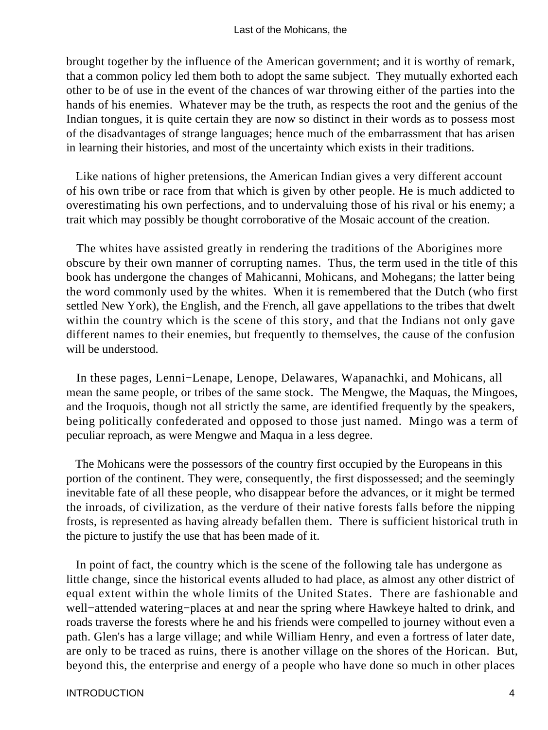brought together by the influence of the American government; and it is worthy of remark, that a common policy led them both to adopt the same subject. They mutually exhorted each other to be of use in the event of the chances of war throwing either of the parties into the hands of his enemies. Whatever may be the truth, as respects the root and the genius of the Indian tongues, it is quite certain they are now so distinct in their words as to possess most of the disadvantages of strange languages; hence much of the embarrassment that has arisen in learning their histories, and most of the uncertainty which exists in their traditions.

Like nations of higher pretensions, the American Indian gives a very different account of his own tribe or race from that which is given by other people. He is much addicted to overestimating his own perfections, and to undervaluing those of his rival or his enemy; a trait which may possibly be thought corroborative of the Mosaic account of the creation.

The whites have assisted greatly in rendering the traditions of the Aborigines more obscure by their own manner of corrupting names. Thus, the term used in the title of this book has undergone the changes of Mahicanni, Mohicans, and Mohegans; the latter being the word commonly used by the whites. When it is remembered that the Dutch (who first settled New York), the English, and the French, all gave appellations to the tribes that dwelt within the country which is the scene of this story, and that the Indians not only gave different names to their enemies, but frequently to themselves, the cause of the confusion will be understood.

In these pages, Lenni−Lenape, Lenope, Delawares, Wapanachki, and Mohicans, all mean the same people, or tribes of the same stock. The Mengwe, the Maquas, the Mingoes, and the Iroquois, though not all strictly the same, are identified frequently by the speakers, being politically confederated and opposed to those just named. Mingo was a term of peculiar reproach, as were Mengwe and Maqua in a less degree.

The Mohicans were the possessors of the country first occupied by the Europeans in this portion of the continent. They were, consequently, the first dispossessed; and the seemingly inevitable fate of all these people, who disappear before the advances, or it might be termed the inroads, of civilization, as the verdure of their native forests falls before the nipping frosts, is represented as having already befallen them. There is sufficient historical truth in the picture to justify the use that has been made of it.

In point of fact, the country which is the scene of the following tale has undergone as little change, since the historical events alluded to had place, as almost any other district of equal extent within the whole limits of the United States. There are fashionable and well−attended watering−places at and near the spring where Hawkeye halted to drink, and roads traverse the forests where he and his friends were compelled to journey without even a path. Glen's has a large village; and while William Henry, and even a fortress of later date, are only to be traced as ruins, there is another village on the shores of the Horican. But, beyond this, the enterprise and energy of a people who have done so much in other places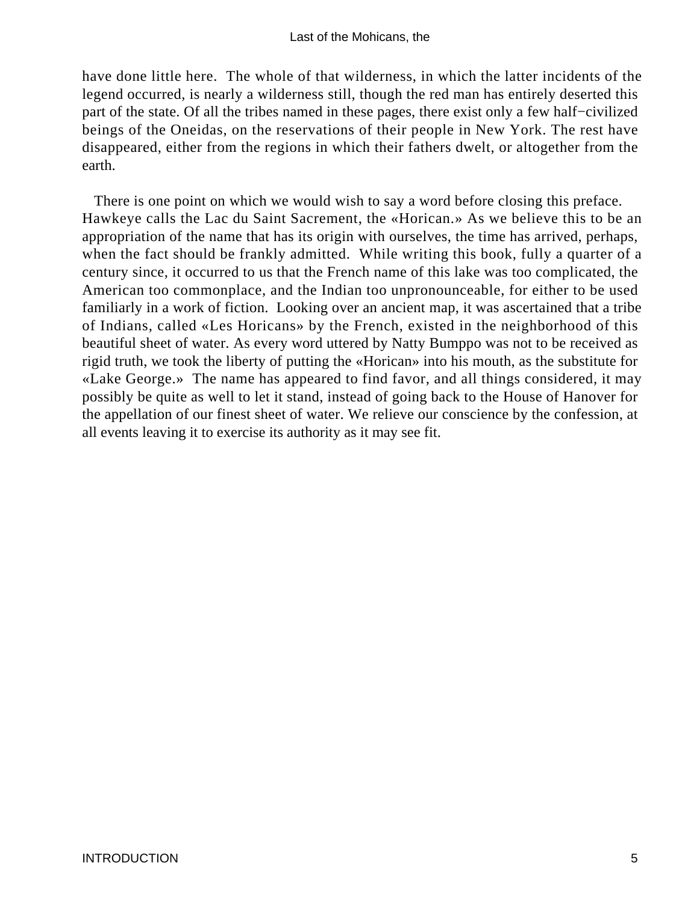have done little here. The whole of that wilderness, in which the latter incidents of the legend occurred, is nearly a wilderness still, though the red man has entirely deserted this part of the state. Of all the tribes named in these pages, there exist only a few half−civilized beings of the Oneidas, on the reservations of their people in New York. The rest have disappeared, either from the regions in which their fathers dwelt, or altogether from the earth.

There is one point on which we would wish to say a word before closing this preface. Hawkeye calls the Lac du Saint Sacrement, the «Horican.» As we believe this to be an appropriation of the name that has its origin with ourselves, the time has arrived, perhaps, when the fact should be frankly admitted. While writing this book, fully a quarter of a century since, it occurred to us that the French name of this lake was too complicated, the American too commonplace, and the Indian too unpronounceable, for either to be used familiarly in a work of fiction. Looking over an ancient map, it was ascertained that a tribe of Indians, called «Les Horicans» by the French, existed in the neighborhood of this beautiful sheet of water. As every word uttered by Natty Bumppo was not to be received as rigid truth, we took the liberty of putting the «Horican» into his mouth, as the substitute for «Lake George.» The name has appeared to find favor, and all things considered, it may possibly be quite as well to let it stand, instead of going back to the House of Hanover for the appellation of our finest sheet of water. We relieve our conscience by the confession, at all events leaving it to exercise its authority as it may see fit.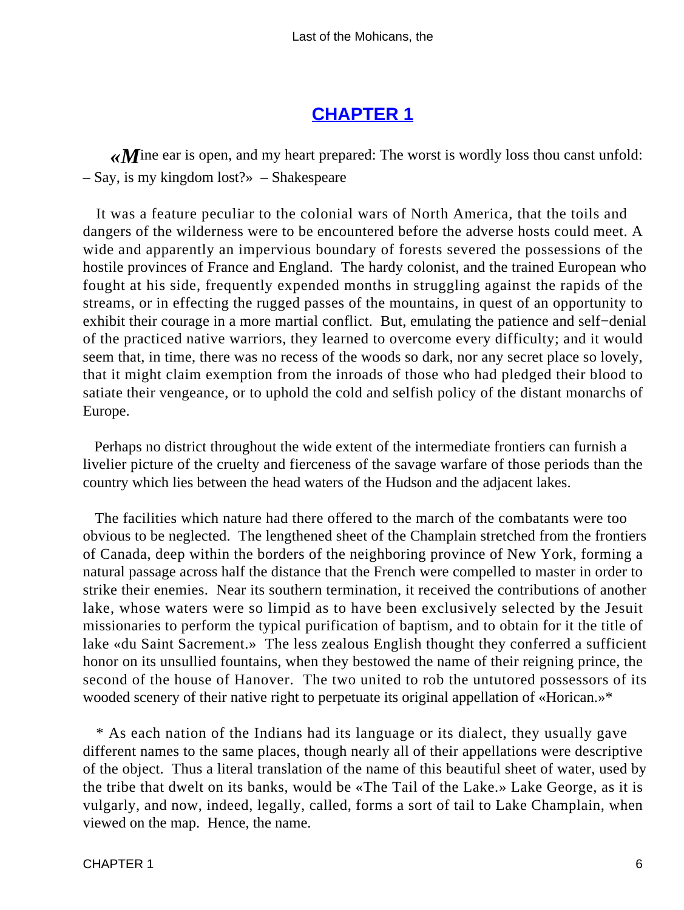## CHAPTER 1

*«M*ine ear is open, and my heart prepared: The worst is wordly loss thou canst unfold: – Say, is my kingdom lost?» – Shakespeare

It was a feature peculiar to the colonial wars of North America, that the toils and dangers of the wilderness were to be encountered before the adverse hosts could meet. A wide and apparently an impervious boundary of forests severed the possessions of the hostile provinces of France and England. The hardy colonist, and the trained European who fought at his side, frequently expended months in struggling against the rapids of the streams, or in effecting the rugged passes of the mountains, in quest of an opportunity to exhibit their courage in a more martial conflict. But, emulating the patience and self−denial of the practiced native warriors, they learned to overcome every difficulty; and it would seem that, in time, there was no recess of the woods so dark, nor any secret place so lovely, that it might claim exemption from the inroads of those who had pledged their blood to satiate their vengeance, or to uphold the cold and selfish policy of the distant monarchs of Europe.

Perhaps no district throughout the wide extent of the intermediate frontiers can furnish a livelier picture of the cruelty and fierceness of the savage warfare of those periods than the country which lies between the head waters of the Hudson and the adjacent lakes.

The facilities which nature had there offered to the march of the combatants were too obvious to be neglected. The lengthened sheet of the Champlain stretched from the frontiers of Canada, deep within the borders of the neighboring province of New York, forming a natural passage across half the distance that the French were compelled to master in order to strike their enemies. Near its southern termination, it received the contributions of another lake, whose waters were so limpid as to have been exclusively selected by the Jesuit missionaries to perform the typical purification of baptism, and to obtain for it the title of lake «du Saint Sacrement.» The less zealous English thought they conferred a sufficient honor on its unsullied fountains, when they bestowed the name of their reigning prince, the second of the house of Hanover. The two united to rob the untutored possessors of its wooded scenery of their native right to perpetuate its original appellation of «Horican.»*

* As each nation of the Indians had its language or its dialect, they usually gave different names to the same places, though nearly all of their appellations were descriptive of the object. Thus a literal translation of the name of this beautiful sheet of water, used by the tribe that dwelt on its banks, would be «The Tail of the Lake.» Lake George, as it is vulgarly, and now, indeed, legally, called, forms a sort of tail to Lake Champlain, when viewed on the map. Hence, the name.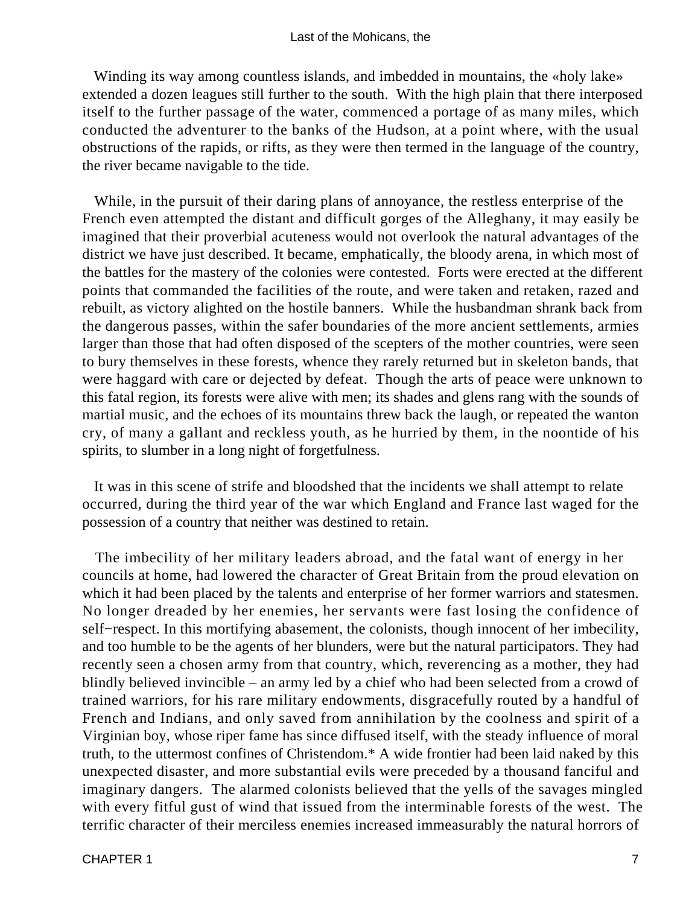Winding its way among countless islands, and imbedded in mountains, the «holy lake» extended a dozen leagues still further to the south. With the high plain that there interposed itself to the further passage of the water, commenced a portage of as many miles, which conducted the adventurer to the banks of the Hudson, at a point where, with the usual obstructions of the rapids, or rifts, as they were then termed in the language of the country, the river became navigable to the tide.

While, in the pursuit of their daring plans of annoyance, the restless enterprise of the French even attempted the distant and difficult gorges of the Alleghany, it may easily be imagined that their proverbial acuteness would not overlook the natural advantages of the district we have just described. It became, emphatically, the bloody arena, in which most of the battles for the mastery of the colonies were contested. Forts were erected at the different points that commanded the facilities of the route, and were taken and retaken, razed and rebuilt, as victory alighted on the hostile banners. While the husbandman shrank back from the dangerous passes, within the safer boundaries of the more ancient settlements, armies larger than those that had often disposed of the scepters of the mother countries, were seen to bury themselves in these forests, whence they rarely returned but in skeleton bands, that were haggard with care or dejected by defeat. Though the arts of peace were unknown to this fatal region, its forests were alive with men; its shades and glens rang with the sounds of martial music, and the echoes of its mountains threw back the laugh, or repeated the wanton cry, of many a gallant and reckless youth, as he hurried by them, in the noontide of his spirits, to slumber in a long night of forgetfulness.

It was in this scene of strife and bloodshed that the incidents we shall attempt to relate occurred, during the third year of the war which England and France last waged for the possession of a country that neither was destined to retain.

The imbecility of her military leaders abroad, and the fatal want of energy in her councils at home, had lowered the character of Great Britain from the proud elevation on which it had been placed by the talents and enterprise of her former warriors and statesmen. No longer dreaded by her enemies, her servants were fast losing the confidence of self−respect. In this mortifying abasement, the colonists, though innocent of her imbecility, and too humble to be the agents of her blunders, were but the natural participators. They had recently seen a chosen army from that country, which, reverencing as a mother, they had blindly believed invincible – an army led by a chief who had been selected from a crowd of trained warriors, for his rare military endowments, disgracefully routed by a handful of French and Indians, and only saved from annihilation by the coolness and spirit of a Virginian boy, whose riper fame has since diffused itself, with the steady influence of moral truth, to the uttermost confines of Christendom.* A wide frontier had been laid naked by this unexpected disaster, and more substantial evils were preceded by a thousand fanciful and imaginary dangers. The alarmed colonists believed that the yells of the savages mingled with every fitful gust of wind that issued from the interminable forests of the west. The terrific character of their merciless enemies increased immeasurably the natural horrors of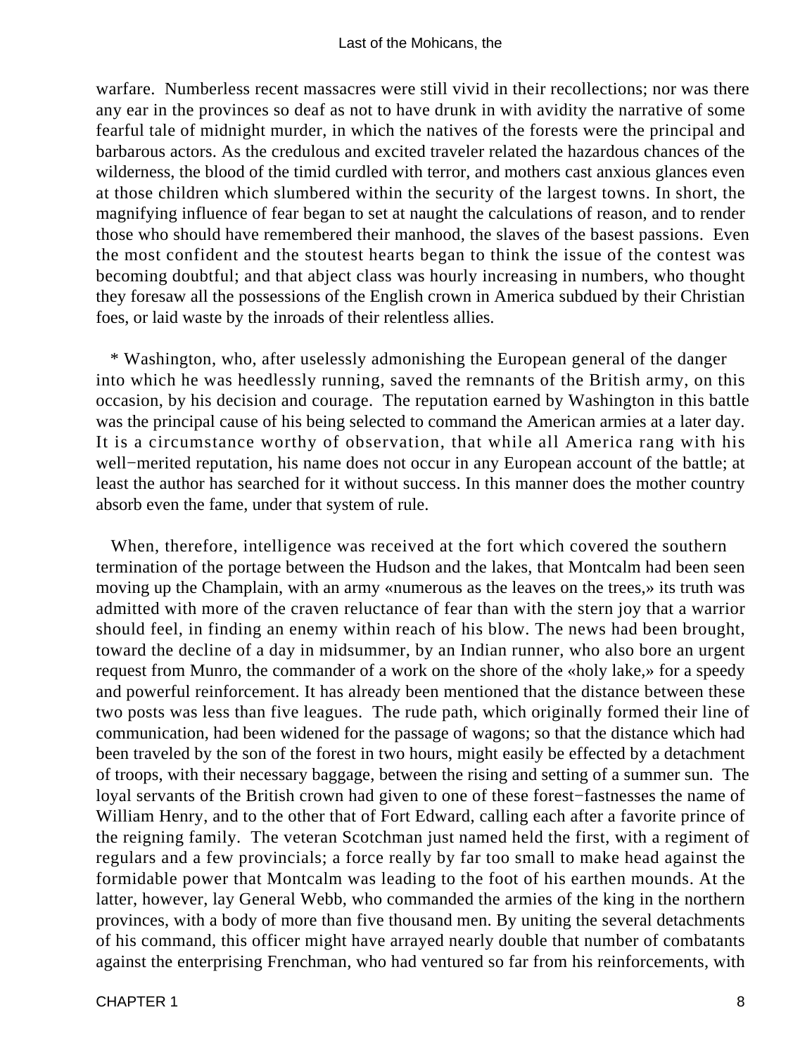warfare. Numberless recent massacres were still vivid in their recollections; nor was there any ear in the provinces so deaf as not to have drunk in with avidity the narrative of some fearful tale of midnight murder, in which the natives of the forests were the principal and barbarous actors. As the credulous and excited traveler related the hazardous chances of the wilderness, the blood of the timid curdled with terror, and mothers cast anxious glances even at those children which slumbered within the security of the largest towns. In short, the magnifying influence of fear began to set at naught the calculations of reason, and to render those who should have remembered their manhood, the slaves of the basest passions. Even the most confident and the stoutest hearts began to think the issue of the contest was becoming doubtful; and that abject class was hourly increasing in numbers, who thought they foresaw all the possessions of the English crown in America subdued by their Christian foes, or laid waste by the inroads of their relentless allies.

* Washington, who, after uselessly admonishing the European general of the danger into which he was heedlessly running, saved the remnants of the British army, on this occasion, by his decision and courage. The reputation earned by Washington in this battle was the principal cause of his being selected to command the American armies at a later day. It is a circumstance worthy of observation, that while all America rang with his well−merited reputation, his name does not occur in any European account of the battle; at least the author has searched for it without success. In this manner does the mother country absorb even the fame, under that system of rule.

When, therefore, intelligence was received at the fort which covered the southern termination of the portage between the Hudson and the lakes, that Montcalm had been seen moving up the Champlain, with an army «numerous as the leaves on the trees,» its truth was admitted with more of the craven reluctance of fear than with the stern joy that a warrior should feel, in finding an enemy within reach of his blow. The news had been brought, toward the decline of a day in midsummer, by an Indian runner, who also bore an urgent request from Munro, the commander of a work on the shore of the «holy lake,» for a speedy and powerful reinforcement. It has already been mentioned that the distance between these two posts was less than five leagues. The rude path, which originally formed their line of communication, had been widened for the passage of wagons; so that the distance which had been traveled by the son of the forest in two hours, might easily be effected by a detachment of troops, with their necessary baggage, between the rising and setting of a summer sun. The loyal servants of the British crown had given to one of these forest−fastnesses the name of William Henry, and to the other that of Fort Edward, calling each after a favorite prince of the reigning family. The veteran Scotchman just named held the first, with a regiment of regulars and a few provincials; a force really by far too small to make head against the formidable power that Montcalm was leading to the foot of his earthen mounds. At the latter, however, lay General Webb, who commanded the armies of the king in the northern provinces, with a body of more than five thousand men. By uniting the several detachments of his command, this officer might have arrayed nearly double that number of combatants against the enterprising Frenchman, who had ventured so far from his reinforcements, with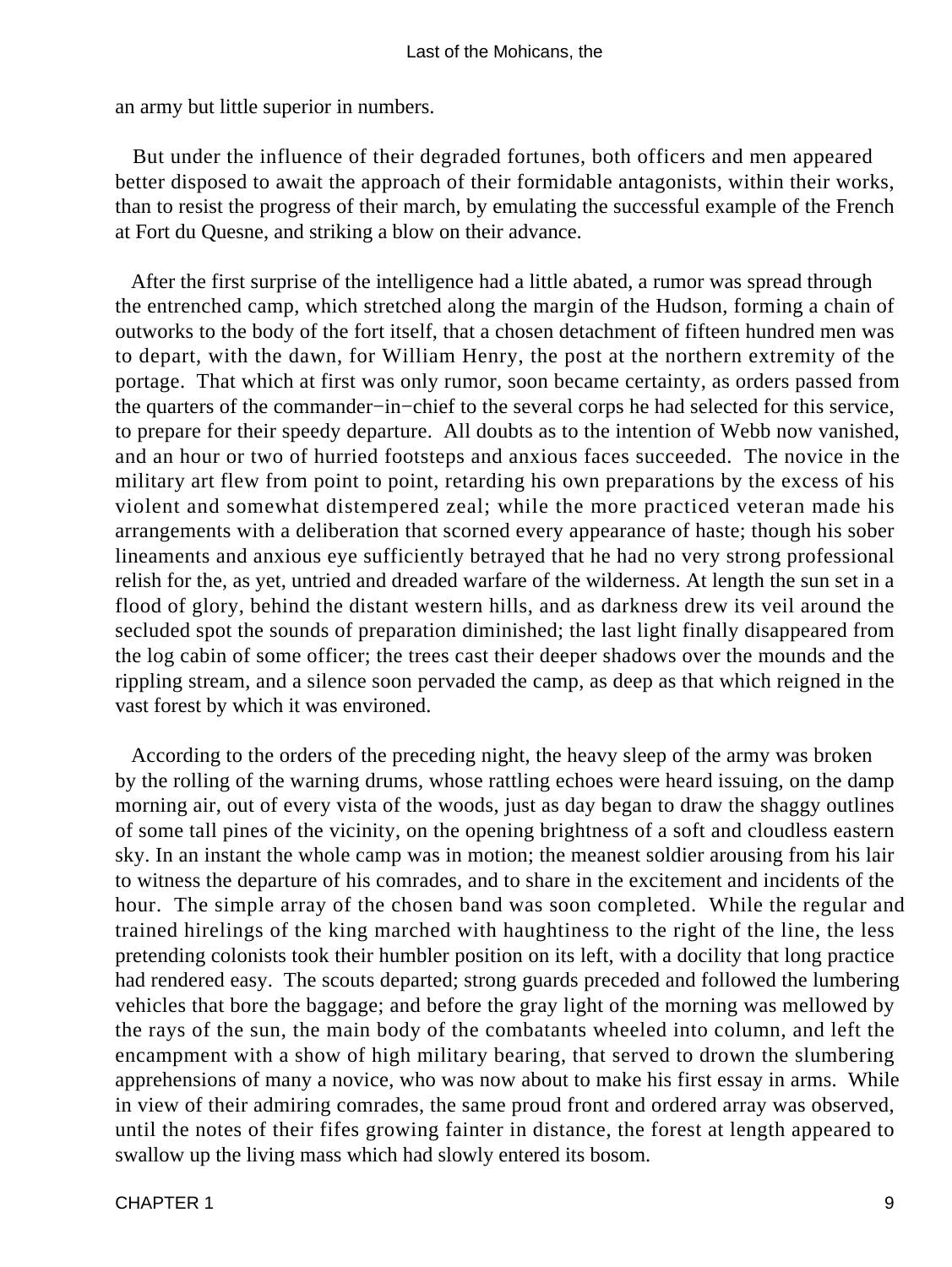an army but little superior in numbers.

But under the influence of their degraded fortunes, both officers and men appeared better disposed to await the approach of their formidable antagonists, within their works, than to resist the progress of their march, by emulating the successful example of the French at Fort du Quesne, and striking a blow on their advance.

After the first surprise of the intelligence had a little abated, a rumor was spread through the entrenched camp, which stretched along the margin of the Hudson, forming a chain of outworks to the body of the fort itself, that a chosen detachment of fifteen hundred men was to depart, with the dawn, for William Henry, the post at the northern extremity of the portage. That which at first was only rumor, soon became certainty, as orders passed from the quarters of the commander−in−chief to the several corps he had selected for this service, to prepare for their speedy departure. All doubts as to the intention of Webb now vanished, and an hour or two of hurried footsteps and anxious faces succeeded. The novice in the military art flew from point to point, retarding his own preparations by the excess of his violent and somewhat distempered zeal; while the more practiced veteran made his arrangements with a deliberation that scorned every appearance of haste; though his sober lineaments and anxious eye sufficiently betrayed that he had no very strong professional relish for the, as yet, untried and dreaded warfare of the wilderness. At length the sun set in a flood of glory, behind the distant western hills, and as darkness drew its veil around the secluded spot the sounds of preparation diminished; the last light finally disappeared from the log cabin of some officer; the trees cast their deeper shadows over the mounds and the rippling stream, and a silence soon pervaded the camp, as deep as that which reigned in the vast forest by which it was environed.

According to the orders of the preceding night, the heavy sleep of the army was broken by the rolling of the warning drums, whose rattling echoes were heard issuing, on the damp morning air, out of every vista of the woods, just as day began to draw the shaggy outlines of some tall pines of the vicinity, on the opening brightness of a soft and cloudless eastern sky. In an instant the whole camp was in motion; the meanest soldier arousing from his lair to witness the departure of his comrades, and to share in the excitement and incidents of the hour. The simple array of the chosen band was soon completed. While the regular and trained hirelings of the king marched with haughtiness to the right of the line, the less pretending colonists took their humbler position on its left, with a docility that long practice had rendered easy. The scouts departed; strong guards preceded and followed the lumbering vehicles that bore the baggage; and before the gray light of the morning was mellowed by the rays of the sun, the main body of the combatants wheeled into column, and left the encampment with a show of high military bearing, that served to drown the slumbering apprehensions of many a novice, who was now about to make his first essay in arms. While in view of their admiring comrades, the same proud front and ordered array was observed, until the notes of their fifes growing fainter in distance, the forest at length appeared to swallow up the living mass which had slowly entered its bosom.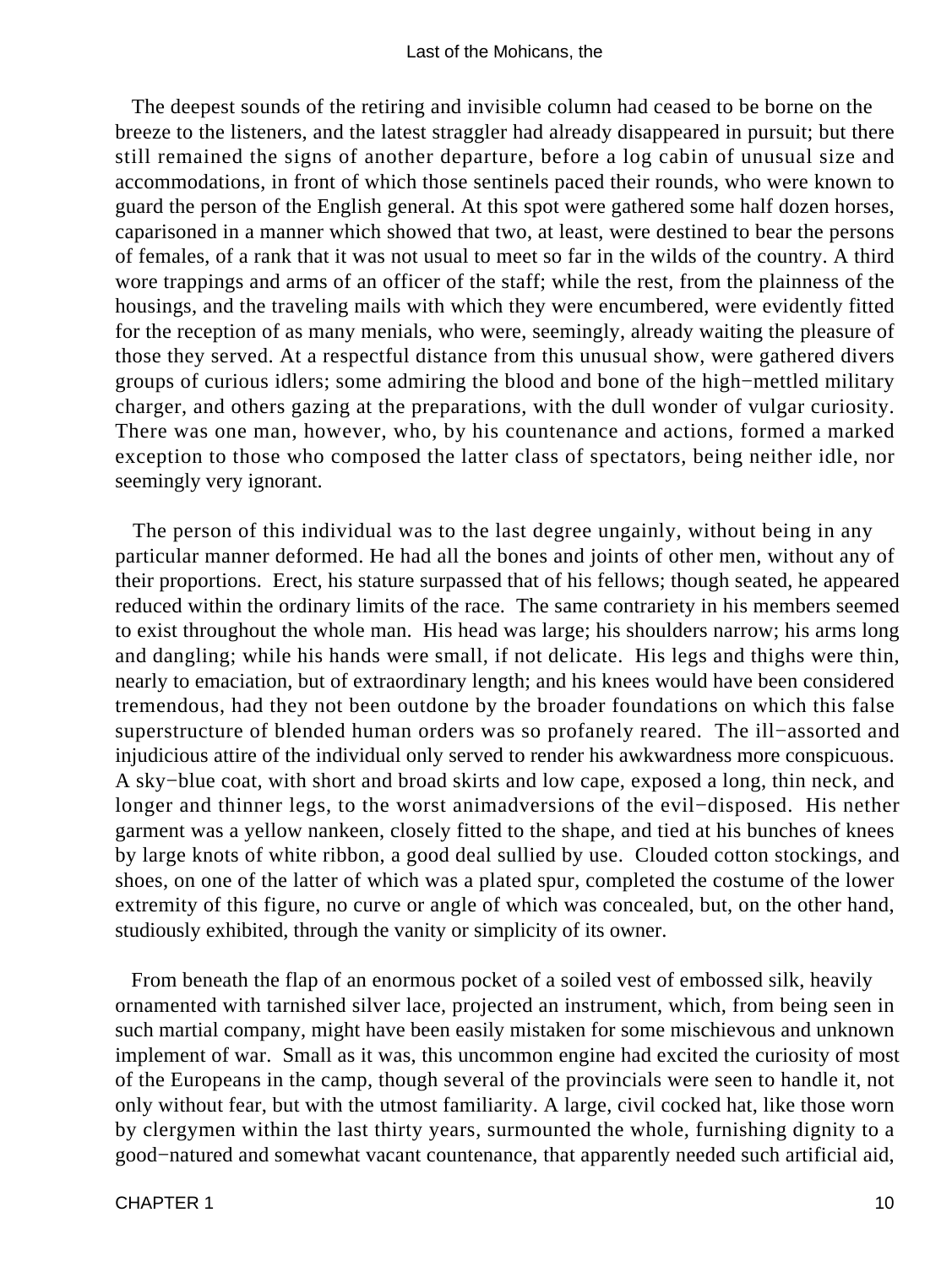The deepest sounds of the retiring and invisible column had ceased to be borne on the breeze to the listeners, and the latest straggler had already disappeared in pursuit; but there still remained the signs of another departure, before a log cabin of unusual size and accommodations, in front of which those sentinels paced their rounds, who were known to guard the person of the English general. At this spot were gathered some half dozen horses, caparisoned in a manner which showed that two, at least, were destined to bear the persons of females, of a rank that it was not usual to meet so far in the wilds of the country. A third wore trappings and arms of an officer of the staff; while the rest, from the plainness of the housings, and the traveling mails with which they were encumbered, were evidently fitted for the reception of as many menials, who were, seemingly, already waiting the pleasure of those they served. At a respectful distance from this unusual show, were gathered divers groups of curious idlers; some admiring the blood and bone of the high−mettled military charger, and others gazing at the preparations, with the dull wonder of vulgar curiosity. There was one man, however, who, by his countenance and actions, formed a marked exception to those who composed the latter class of spectators, being neither idle, nor seemingly very ignorant.

The person of this individual was to the last degree ungainly, without being in any particular manner deformed. He had all the bones and joints of other men, without any of their proportions. Erect, his stature surpassed that of his fellows; though seated, he appeared reduced within the ordinary limits of the race. The same contrariety in his members seemed to exist throughout the whole man. His head was large; his shoulders narrow; his arms long and dangling; while his hands were small, if not delicate. His legs and thighs were thin, nearly to emaciation, but of extraordinary length; and his knees would have been considered tremendous, had they not been outdone by the broader foundations on which this false superstructure of blended human orders was so profanely reared. The ill−assorted and injudicious attire of the individual only served to render his awkwardness more conspicuous. A sky−blue coat, with short and broad skirts and low cape, exposed a long, thin neck, and longer and thinner legs, to the worst animadversions of the evil−disposed. His nether garment was a yellow nankeen, closely fitted to the shape, and tied at his bunches of knees by large knots of white ribbon, a good deal sullied by use. Clouded cotton stockings, and shoes, on one of the latter of which was a plated spur, completed the costume of the lower extremity of this figure, no curve or angle of which was concealed, but, on the other hand, studiously exhibited, through the vanity or simplicity of its owner.

From beneath the flap of an enormous pocket of a soiled vest of embossed silk, heavily ornamented with tarnished silver lace, projected an instrument, which, from being seen in such martial company, might have been easily mistaken for some mischievous and unknown implement of war. Small as it was, this uncommon engine had excited the curiosity of most of the Europeans in the camp, though several of the provincials were seen to handle it, not only without fear, but with the utmost familiarity. A large, civil cocked hat, like those worn by clergymen within the last thirty years, surmounted the whole, furnishing dignity to a good−natured and somewhat vacant countenance, that apparently needed such artificial aid,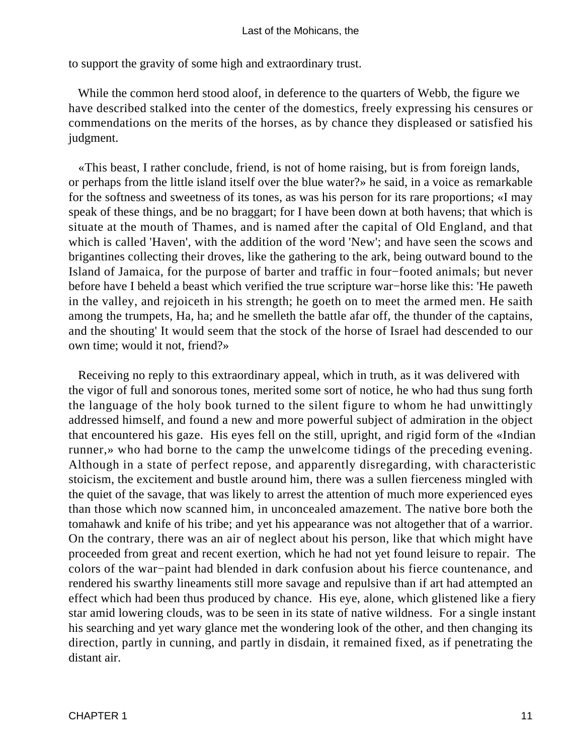to support the gravity of some high and extraordinary trust.

While the common herd stood aloof, in deference to the quarters of Webb, the figure we have described stalked into the center of the domestics, freely expressing his censures or commendations on the merits of the horses, as by chance they displeased or satisfied his judgment.

«This beast, I rather conclude, friend, is not of home raising, but is from foreign lands, or perhaps from the little island itself over the blue water?» he said, in a voice as remarkable for the softness and sweetness of its tones, as was his person for its rare proportions; «I may speak of these things, and be no braggart; for I have been down at both havens; that which is situate at the mouth of Thames, and is named after the capital of Old England, and that which is called 'Haven', with the addition of the word 'New'; and have seen the scows and brigantines collecting their droves, like the gathering to the ark, being outward bound to the Island of Jamaica, for the purpose of barter and traffic in four−footed animals; but never before have I beheld a beast which verified the true scripture war−horse like this: 'He paweth in the valley, and rejoiceth in his strength; he goeth on to meet the armed men. He saith among the trumpets, Ha, ha; and he smelleth the battle afar off, the thunder of the captains, and the shouting' It would seem that the stock of the horse of Israel had descended to our own time; would it not, friend?»

Receiving no reply to this extraordinary appeal, which in truth, as it was delivered with the vigor of full and sonorous tones, merited some sort of notice, he who had thus sung forth the language of the holy book turned to the silent figure to whom he had unwittingly addressed himself, and found a new and more powerful subject of admiration in the object that encountered his gaze. His eyes fell on the still, upright, and rigid form of the «Indian runner,» who had borne to the camp the unwelcome tidings of the preceding evening. Although in a state of perfect repose, and apparently disregarding, with characteristic stoicism, the excitement and bustle around him, there was a sullen fierceness mingled with the quiet of the savage, that was likely to arrest the attention of much more experienced eyes than those which now scanned him, in unconcealed amazement. The native bore both the tomahawk and knife of his tribe; and yet his appearance was not altogether that of a warrior. On the contrary, there was an air of neglect about his person, like that which might have proceeded from great and recent exertion, which he had not yet found leisure to repair. The colors of the war−paint had blended in dark confusion about his fierce countenance, and rendered his swarthy lineaments still more savage and repulsive than if art had attempted an effect which had been thus produced by chance. His eye, alone, which glistened like a fiery star amid lowering clouds, was to be seen in its state of native wildness. For a single instant his searching and yet wary glance met the wondering look of the other, and then changing its direction, partly in cunning, and partly in disdain, it remained fixed, as if penetrating the distant air.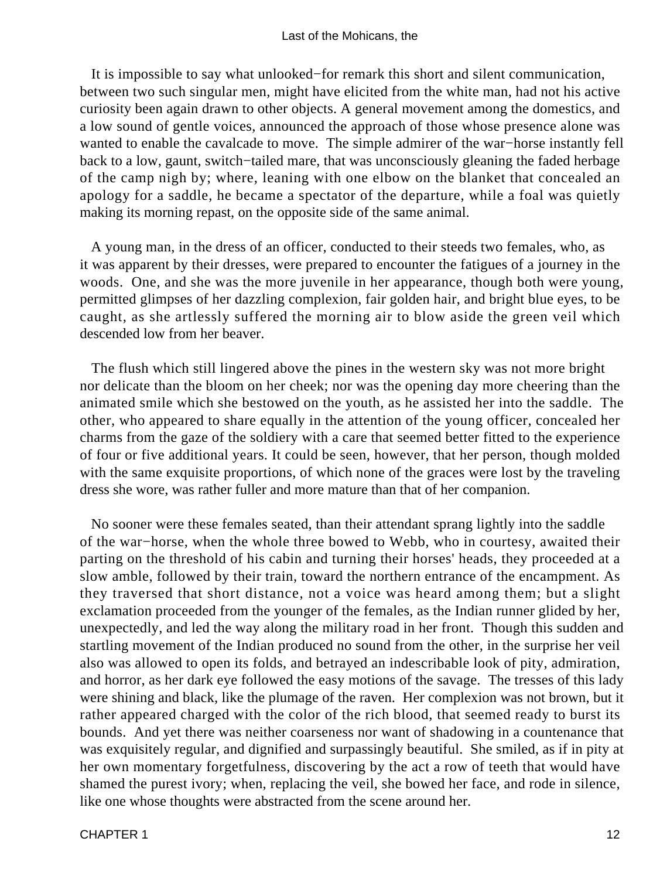It is impossible to say what unlooked−for remark this short and silent communication, between two such singular men, might have elicited from the white man, had not his active curiosity been again drawn to other objects. A general movement among the domestics, and a low sound of gentle voices, announced the approach of those whose presence alone was wanted to enable the cavalcade to move. The simple admirer of the war−horse instantly fell back to a low, gaunt, switch−tailed mare, that was unconsciously gleaning the faded herbage of the camp nigh by; where, leaning with one elbow on the blanket that concealed an apology for a saddle, he became a spectator of the departure, while a foal was quietly making its morning repast, on the opposite side of the same animal.

A young man, in the dress of an officer, conducted to their steeds two females, who, as it was apparent by their dresses, were prepared to encounter the fatigues of a journey in the woods. One, and she was the more juvenile in her appearance, though both were young, permitted glimpses of her dazzling complexion, fair golden hair, and bright blue eyes, to be caught, as she artlessly suffered the morning air to blow aside the green veil which descended low from her beaver.

The flush which still lingered above the pines in the western sky was not more bright nor delicate than the bloom on her cheek; nor was the opening day more cheering than the animated smile which she bestowed on the youth, as he assisted her into the saddle. The other, who appeared to share equally in the attention of the young officer, concealed her charms from the gaze of the soldiery with a care that seemed better fitted to the experience of four or five additional years. It could be seen, however, that her person, though molded with the same exquisite proportions, of which none of the graces were lost by the traveling dress she wore, was rather fuller and more mature than that of her companion.

No sooner were these females seated, than their attendant sprang lightly into the saddle of the war−horse, when the whole three bowed to Webb, who in courtesy, awaited their parting on the threshold of his cabin and turning their horses' heads, they proceeded at a slow amble, followed by their train, toward the northern entrance of the encampment. As they traversed that short distance, not a voice was heard among them; but a slight exclamation proceeded from the younger of the females, as the Indian runner glided by her, unexpectedly, and led the way along the military road in her front. Though this sudden and startling movement of the Indian produced no sound from the other, in the surprise her veil also was allowed to open its folds, and betrayed an indescribable look of pity, admiration, and horror, as her dark eye followed the easy motions of the savage. The tresses of this lady were shining and black, like the plumage of the raven. Her complexion was not brown, but it rather appeared charged with the color of the rich blood, that seemed ready to burst its bounds. And yet there was neither coarseness nor want of shadowing in a countenance that was exquisitely regular, and dignified and surpassingly beautiful. She smiled, as if in pity at her own momentary forgetfulness, discovering by the act a row of teeth that would have shamed the purest ivory; when, replacing the veil, she bowed her face, and rode in silence, like one whose thoughts were abstracted from the scene around her.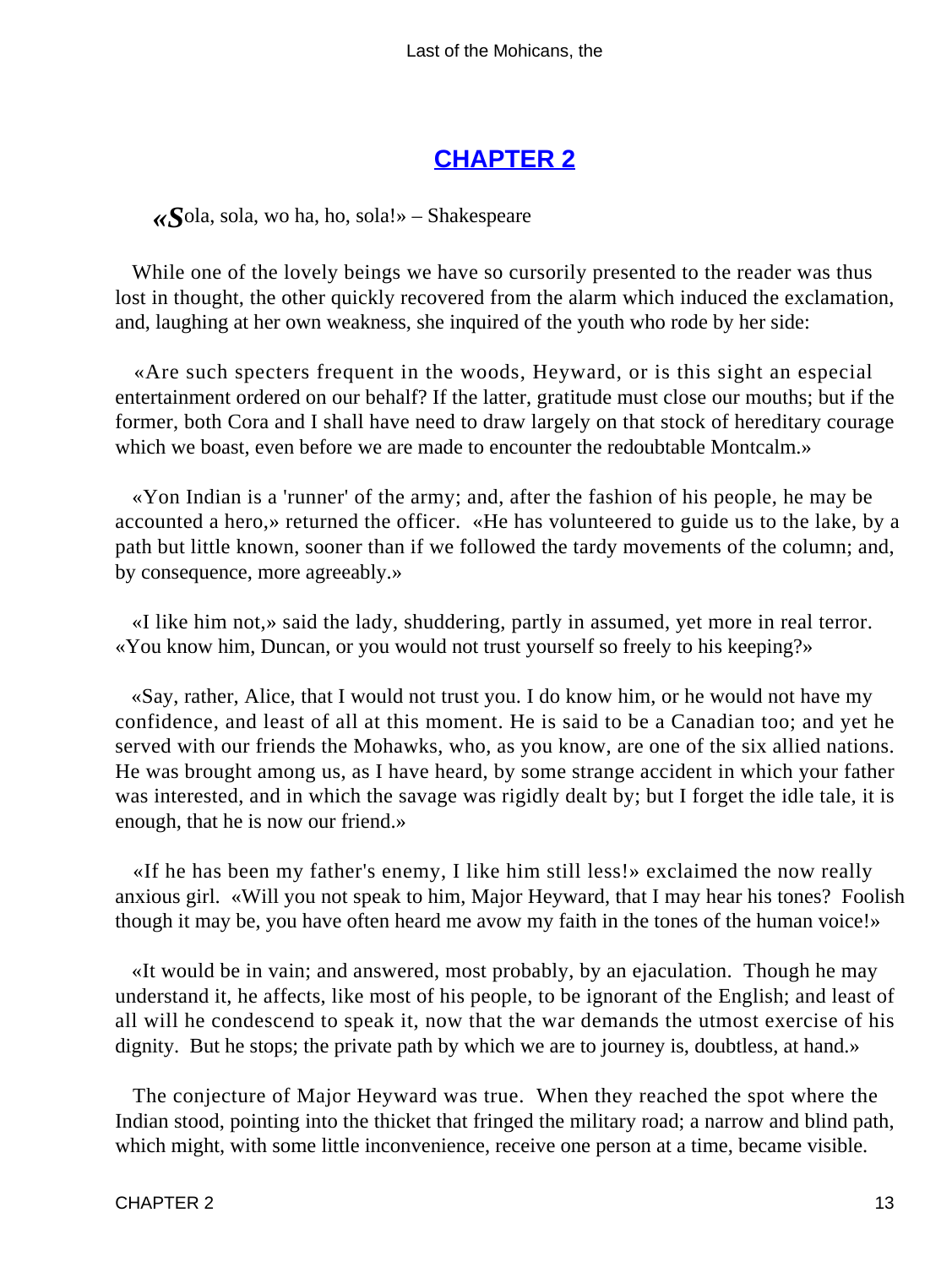## CHAPTER 2

«Sola, sola, wo ha, ho, sola!» – Shakespeare

While one of the lovely beings we have so cursorily presented to the reader was thus lost in thought, the other quickly recovered from the alarm which induced the exclamation, and, laughing at her own weakness, she inquired of the youth who rode by her side:

«Are such specters frequent in the woods, Heyward, or is this sight an especial entertainment ordered on our behalf? If the latter, gratitude must close our mouths; but if the former, both Cora and I shall have need to draw largely on that stock of hereditary courage which we boast, even before we are made to encounter the redoubtable Montcalm.»

«Yon Indian is a 'runner' of the army; and, after the fashion of his people, he may be accounted a hero,» returned the officer. «He has volunteered to guide us to the lake, by a path but little known, sooner than if we followed the tardy movements of the column; and, by consequence, more agreeably.»

«I like him not,» said the lady, shuddering, partly in assumed, yet more in real terror. «You know him, Duncan, or you would not trust yourself so freely to his keeping?»

«Say, rather, Alice, that I would not trust you. I do know him, or he would not have my confidence, and least of all at this moment. He is said to be a Canadian too; and yet he served with our friends the Mohawks, who, as you know, are one of the six allied nations. He was brought among us, as I have heard, by some strange accident in which your father was interested, and in which the savage was rigidly dealt by; but I forget the idle tale, it is enough, that he is now our friend.»

«If he has been my father's enemy, I like him still less!» exclaimed the now really anxious girl. «Will you not speak to him, Major Heyward, that I may hear his tones? Foolish though it may be, you have often heard me avow my faith in the tones of the human voice!»

«It would be in vain; and answered, most probably, by an ejaculation. Though he may understand it, he affects, like most of his people, to be ignorant of the English; and least of all will he condescend to speak it, now that the war demands the utmost exercise of his dignity. But he stops; the private path by which we are to journey is, doubtless, at hand.»

The conjecture of Major Heyward was true. When they reached the spot where the Indian stood, pointing into the thicket that fringed the military road; a narrow and blind path, which might, with some little inconvenience, receive one person at a time, became visible.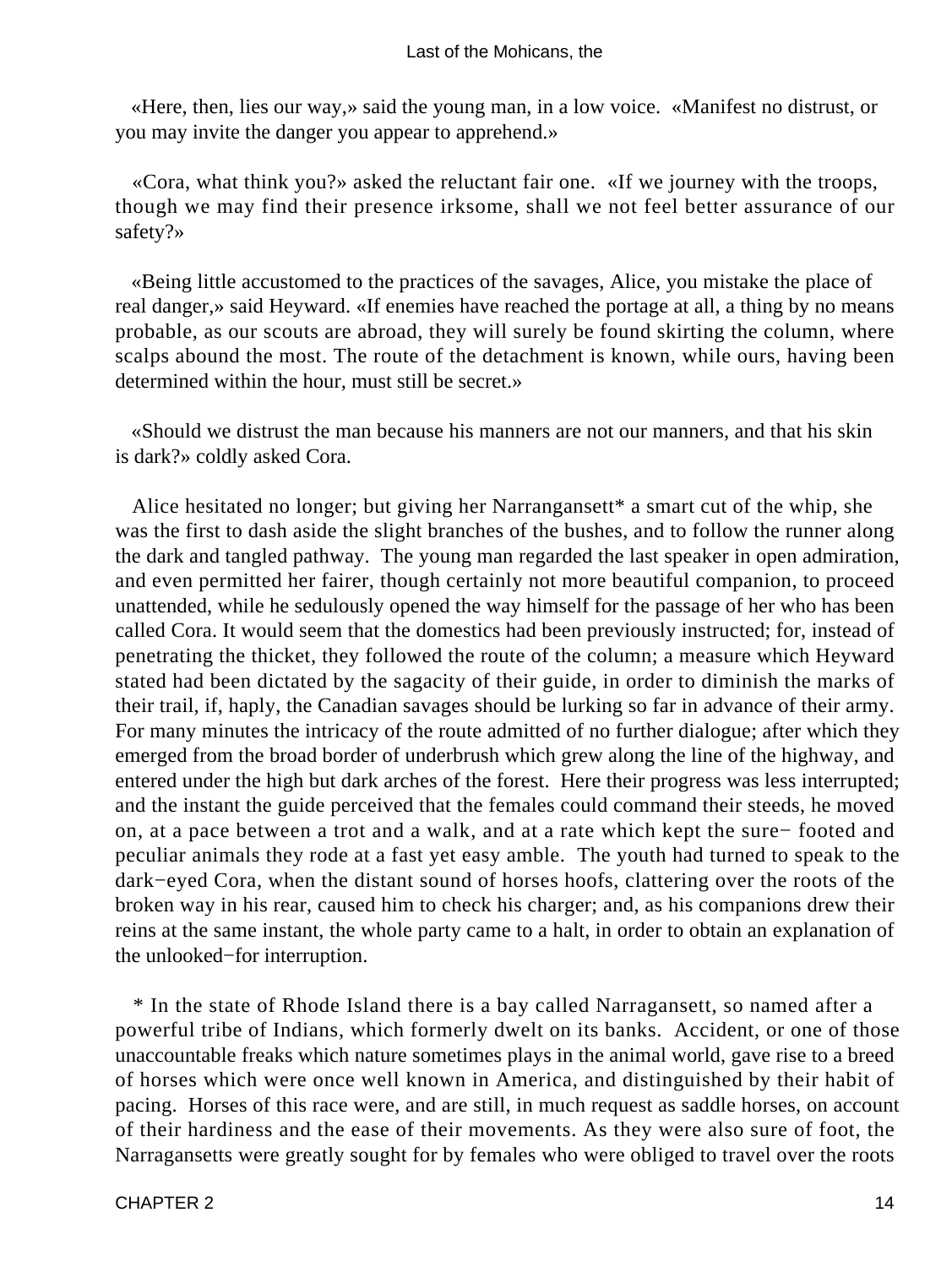«Here, then, lies our way,» said the young man, in a low voice. «Manifest no distrust, or you may invite the danger you appear to apprehend.»

«Cora, what think you?» asked the reluctant fair one. «If we journey with the troops, though we may find their presence irksome, shall we not feel better assurance of our safety?»

«Being little accustomed to the practices of the savages, Alice, you mistake the place of real danger,» said Heyward. «If enemies have reached the portage at all, a thing by no means probable, as our scouts are abroad, they will surely be found skirting the column, where scalps abound the most. The route of the detachment is known, while ours, having been determined within the hour, must still be secret.»

«Should we distrust the man because his manners are not our manners, and that his skin is dark?» coldly asked Cora.

Alice hesitated no longer; but giving her Narranganset* a smart cut of the whip, she was the first to dash aside the slight branches of the bushes, and to follow the runner along the dark and tangled pathway. The young man regarded the last speaker in open admiration, and even permitted her fairer, though certainly not more beautiful companion, to proceed unattended, while he sedulously opened the way himself for the passage of her who has been called Cora. It would seem that the domestics had been previously instructed; for, instead of penetrating the thicket, they followed the route of the column; a measure which Heyward stated had been dictated by the sagacity of their guide, in order to diminish the marks of their trail, if, haply, the Canadian savages should be lurking so far in advance of their army. For many minutes the intricacy of the route admitted of no further dialogue; after which they emerged from the broad border of underbrush which grew along the line of the highway, and entered under the high but dark arches of the forest. Here their progress was less interrupted; and the instant the guide perceived that the females could command their steeds, he moved on, at a pace between a trot and a walk, and at a rate which kept the sure− footed and peculiar animals they rode at a fast yet easy amble. The youth had turned to speak to the dark−eyed Cora, when the distant sound of horses hoofs, clattering over the roots of the broken way in his rear, caused him to check his charger; and, as his companions drew their reins at the same instant, the whole party came to a halt, in order to obtain an explanation of the unlooked−for interruption.

* In the state of Rhode Island there is a bay called Narragansett, so named after a powerful tribe of Indians, which formerly dwelt on its banks. Accident, or one of those unaccountable freaks which nature sometimes plays in the animal world, gave rise to a breed of horses which were once well known in America, and distinguished by their habit of pacing. Horses of this race were, and are still, in much request as saddle horses, on account of their hardiness and the ease of their movements. As they were also sure of foot, the Narragansetts were greatly sought for by females who were obliged to travel over the roots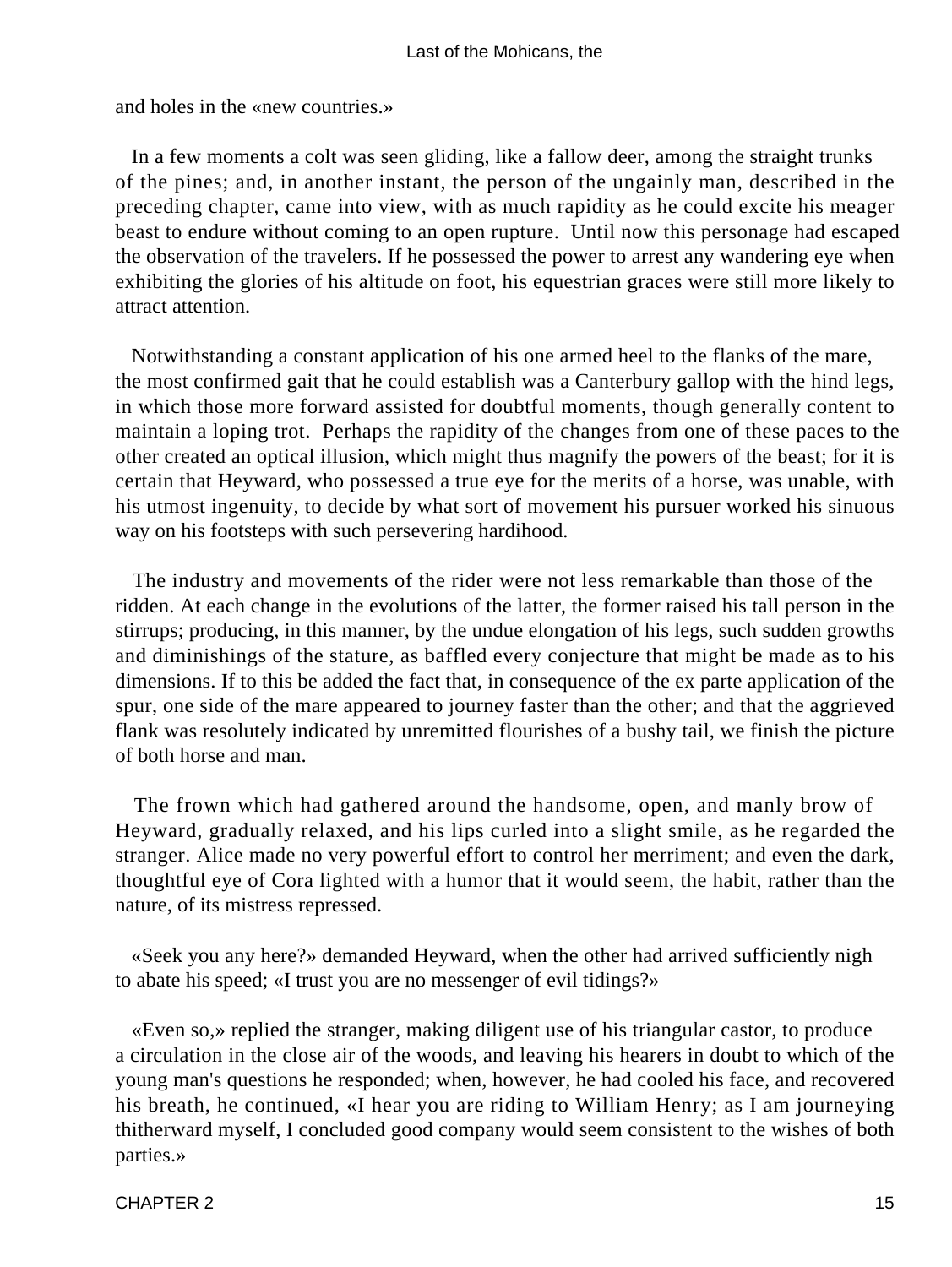and holes in the «new countries.»

In a few moments a colt was seen gliding, like a fallow deer, among the straight trunks of the pines; and, in another instant, the person of the ungainly man, described in the preceding chapter, came into view, with as much rapidity as he could excite his meager beast to endure without coming to an open rupture. Until now this personage had escaped the observation of the travelers. If he possessed the power to arrest any wandering eye when exhibiting the glories of his altitude on foot, his equestrian graces were still more likely to attract attention.

Notwithstanding a constant application of his one armed heel to the flanks of the mare, the most confirmed gait that he could establish was a Canterbury gallop with the hind legs, in which those more forward assisted for doubtful moments, though generally content to maintain a loping trot. Perhaps the rapidity of the changes from one of these paces to the other created an optical illusion, which might thus magnify the powers of the beast; for it is certain that Heyward, who possessed a true eye for the merits of a horse, was unable, with his utmost ingenuity, to decide by what sort of movement his pursuer worked his sinuous way on his footsteps with such persevering hardihood.

The industry and movements of the rider were not less remarkable than those of the ridden. At each change in the evolutions of the latter, the former raised his tall person in the stirrups; producing, in this manner, by the undue elongation of his legs, such sudden growths and diminishings of the stature, as baffled every conjecture that might be made as to his dimensions. If to this be added the fact that, in consequence of the ex parte application of the spur, one side of the mare appeared to journey faster than the other; and that the aggrieved flank was resolutely indicated by unremitted flourishes of a bushy tail, we finish the picture of both horse and man.

The frown which had gathered around the handsome, open, and manly brow of Heyward, gradually relaxed, and his lips curled into a slight smile, as he regarded the stranger. Alice made no very powerful effort to control her merriment; and even the dark, thoughtful eye of Cora lighted with a humor that it would seem, the habit, rather than the nature, of its mistress repressed.

«Seek you any here?» demanded Heyward, when the other had arrived sufficiently nigh to abate his speed; «I trust you are no messenger of evil tidings?»

«Even so,» replied the stranger, making diligent use of his triangular castor, to produce a circulation in the close air of the woods, and leaving his hearers in doubt to which of the young man's questions he responded; when, however, he had cooled his face, and recovered his breath, he continued, «I hear you are riding to William Henry; as I am journeying thitherward myself, I concluded good company would seem consistent to the wishes of both parties.»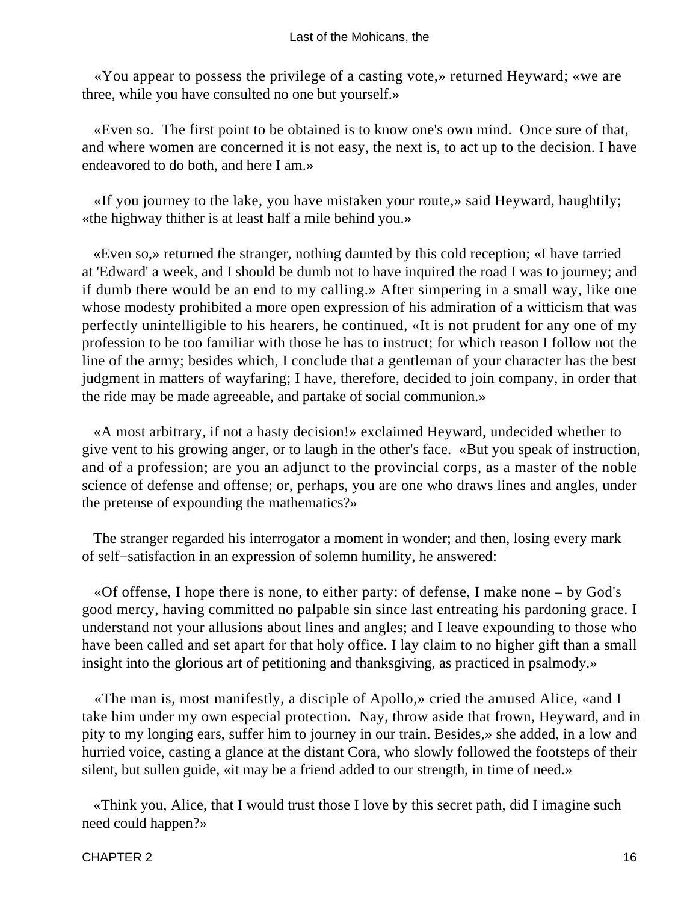«You appear to possess the privilege of a casting vote,» returned Heyward; «we are three, while you have consulted no one but yourself.»

«Even so. The first point to be obtained is to know one's own mind. Once sure of that, and where women are concerned it is not easy, the next is, to act up to the decision. I have endeavored to do both, and here I am.»

«If you journey to the lake, you have mistaken your route,» said Heyward, haughtily; «the highway thither is at least half a mile behind you.»

«Even so,» returned the stranger, nothing daunted by this cold reception; «I have tarried at 'Edward' a week, and I should be dumb not to have inquired the road I was to journey; and if dumb there would be an end to my calling.» After simpering in a small way, like one whose modesty prohibited a more open expression of his admiration of a witticism that was perfectly unintelligible to his hearers, he continued, «It is not prudent for any one of my profession to be too familiar with those he has to instruct; for which reason I follow not the line of the army; besides which, I conclude that a gentleman of your character has the best judgment in matters of wayfaring; I have, therefore, decided to join company, in order that the ride may be made agreeable, and partake of social communion.»

«A most arbitrary, if not a hasty decision!» exclaimed Heyward, undecided whether to give vent to his growing anger, or to laugh in the other's face. «But you speak of instruction, and of a profession; are you an adjunct to the provincial corps, as a master of the noble science of defense and offense; or, perhaps, you are one who draws lines and angles, under the pretense of expounding the mathematics?»

The stranger regarded his interrogator a moment in wonder; and then, losing every mark of self−satisfaction in an expression of solemn humility, he answered:

«Of offense, I hope there is none, to either party: of defense, I make none – by God's good mercy, having committed no palpable sin since last entreating his pardoning grace. I understand not your allusions about lines and angles; and I leave expounding to those who have been called and set apart for that holy office. I lay claim to no higher gift than a small insight into the glorious art of petitioning and thanksgiving, as practiced in psalmody.»

«The man is, most manifestly, a disciple of Apollo,» cried the amused Alice, «and I take him under my own especial protection. Nay, throw aside that frown, Heyward, and in pity to my longing ears, suffer him to journey in our train. Besides,» she added, in a low and hurried voice, casting a glance at the distant Cora, who slowly followed the footsteps of their silent, but sullen guide, «it may be a friend added to our strength, in time of need.»

«Think you, Alice, that I would trust those I love by this secret path, did I imagine such need could happen?»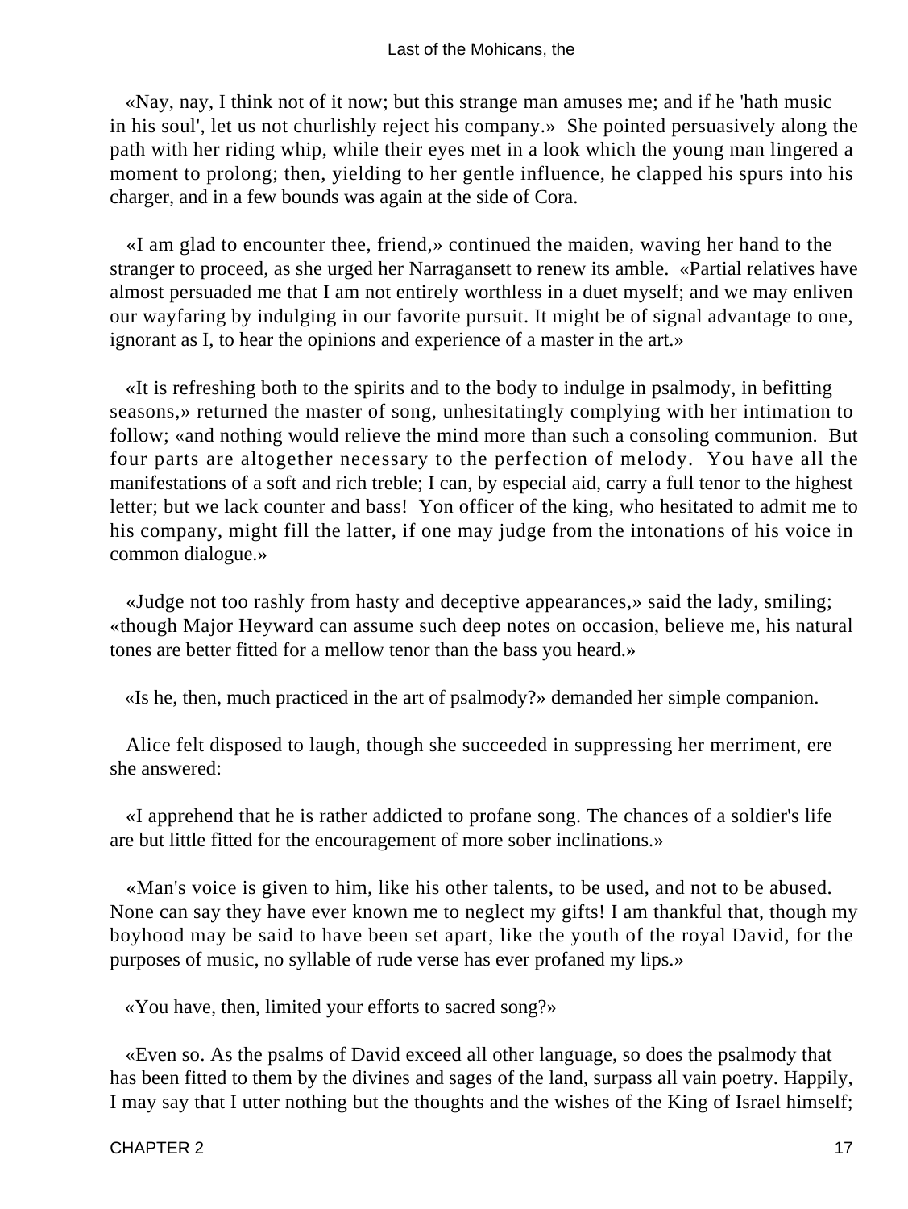«Nay, nay, I think not of it now; but this strange man amuses me; and if he 'hath music in his soul', let us not churlishly reject his company.» She pointed persuasively along the path with her riding whip, while their eyes met in a look which the young man lingered a moment to prolong; then, yielding to her gentle influence, he clapped his spurs into his charger, and in a few bounds was again at the side of Cora.

«I am glad to encounter thee, friend,» continued the maiden, waving her hand to the stranger to proceed, as she urged her Narragansett to renew its amble. «Partial relatives have almost persuaded me that I am not entirely worthless in a duet myself; and we may enliven our wayfaring by indulging in our favorite pursuit. It might be of signal advantage to one, ignorant as I, to hear the opinions and experience of a master in the art.»

«It is refreshing both to the spirits and to the body to indulge in psalmody, in befitting seasons,» returned the master of song, unhesitatingly complying with her intimation to follow; «and nothing would relieve the mind more than such a consoling communion. But four parts are altogether necessary to the perfection of melody. You have all the manifestations of a soft and rich treble; I can, by especial aid, carry a full tenor to the highest letter; but we lack counter and bass! Yon officer of the king, who hesitated to admit me to his company, might fill the latter, if one may judge from the intonations of his voice in common dialogue.»

«Judge not too rashly from hasty and deceptive appearances,» said the lady, smiling; «though Major Heyward can assume such deep notes on occasion, believe me, his natural tones are better fitted for a mellow tenor than the bass you heard.»

«Is he, then, much practiced in the art of psalmody?» demanded her simple companion.

Alice felt disposed to laugh, though she succeeded in suppressing her merriment, ere she answered:

«I apprehend that he is rather addicted to profane song. The chances of a soldier's life are but little fitted for the encouragement of more sober inclinations.»

«Man's voice is given to him, like his other talents, to be used, and not to be abused. None can say they have ever known me to neglect my gifts! I am thankful that, though my boyhood may be said to have been set apart, like the youth of the royal David, for the purposes of music, no syllable of rude verse has ever profaned my lips.»

«You have, then, limited your efforts to sacred song?»

«Even so. As the psalms of David exceed all other language, so does the psalmody that has been fitted to them by the divines and sages of the land, surpass all vain poetry. Happily, I may say that I utter nothing but the thoughts and the wishes of the King of Israel himself;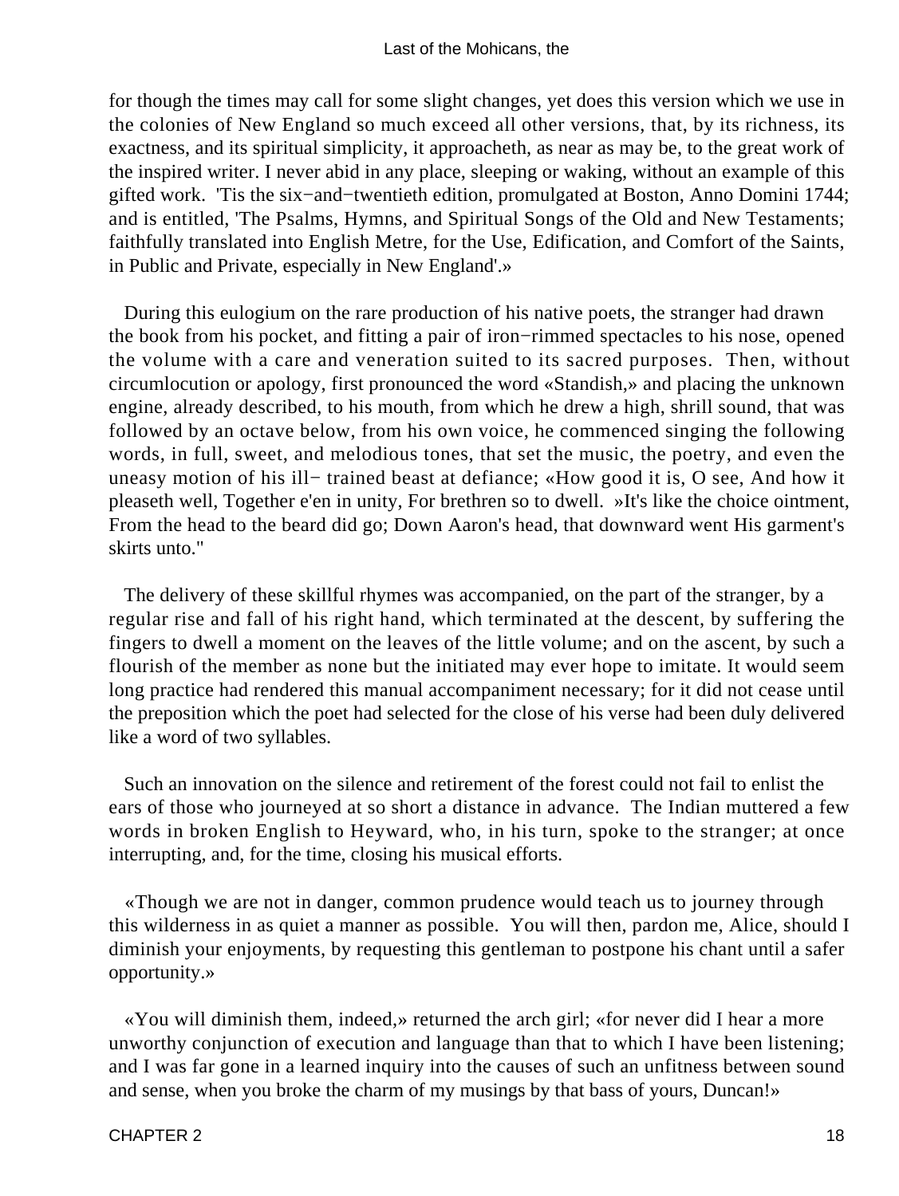for though the times may call for some slight changes, yet does this version which we use in the colonies of New England so much exceed all other versions, that, by its richness, its exactness, and its spiritual simplicity, it approacheth, as near as may be, to the great work of the inspired writer. I never abid in any place, sleeping or waking, without an example of this gifted work. 'Tis the six−and−twentieth edition, promulgated at Boston, Anno Domini 1744; and is entitled, 'The Psalms, Hymns, and Spiritual Songs of the Old and New Testaments; faithfully translated into English Metre, for the Use, Edification, and Comfort of the Saints, in Public and Private, especially in New England'.»

During this eulogium on the rare production of his native poets, the stranger had drawn the book from his pocket, and fitting a pair of iron−rimmed spectacles to his nose, opened the volume with a care and veneration suited to its sacred purposes. Then, without circumlocution or apology, first pronounced the word «Standish,» and placing the unknown engine, already described, to his mouth, from which he drew a high, shrill sound, that was followed by an octave below, from his own voice, he commenced singing the following words, in full, sweet, and melodious tones, that set the music, the poetry, and even the uneasy motion of his ill− trained beast at defiance; «How good it is, O see, And how it pleaseth well, Together e'en in unity, For brethren so to dwell. »It's like the choice ointment, From the head to the beard did go; Down Aaron's head, that downward went His garment's skirts unto."

The delivery of these skillful rhymes was accompanied, on the part of the stranger, by a regular rise and fall of his right hand, which terminated at the descent, by suffering the fingers to dwell a moment on the leaves of the little volume; and on the ascent, by such a flourish of the member as none but the initiated may ever hope to imitate. It would seem long practice had rendered this manual accompaniment necessary; for it did not cease until the preposition which the poet had selected for the close of his verse had been duly delivered like a word of two syllables.

Such an innovation on the silence and retirement of the forest could not fail to enlist the ears of those who journeyed at so short a distance in advance. The Indian muttered a few words in broken English to Heyward, who, in his turn, spoke to the stranger; at once interrupting, and, for the time, closing his musical efforts.

«Though we are not in danger, common prudence would teach us to journey through this wilderness in as quiet a manner as possible. You will then, pardon me, Alice, should I diminish your enjoyments, by requesting this gentleman to postpone his chant until a safer opportunity.»

«You will diminish them, indeed,» returned the arch girl; «for never did I hear a more unworthy conjunction of execution and language than that to which I have been listening; and I was far gone in a learned inquiry into the causes of such an unfitness between sound and sense, when you broke the charm of my musings by that bass of yours, Duncan!»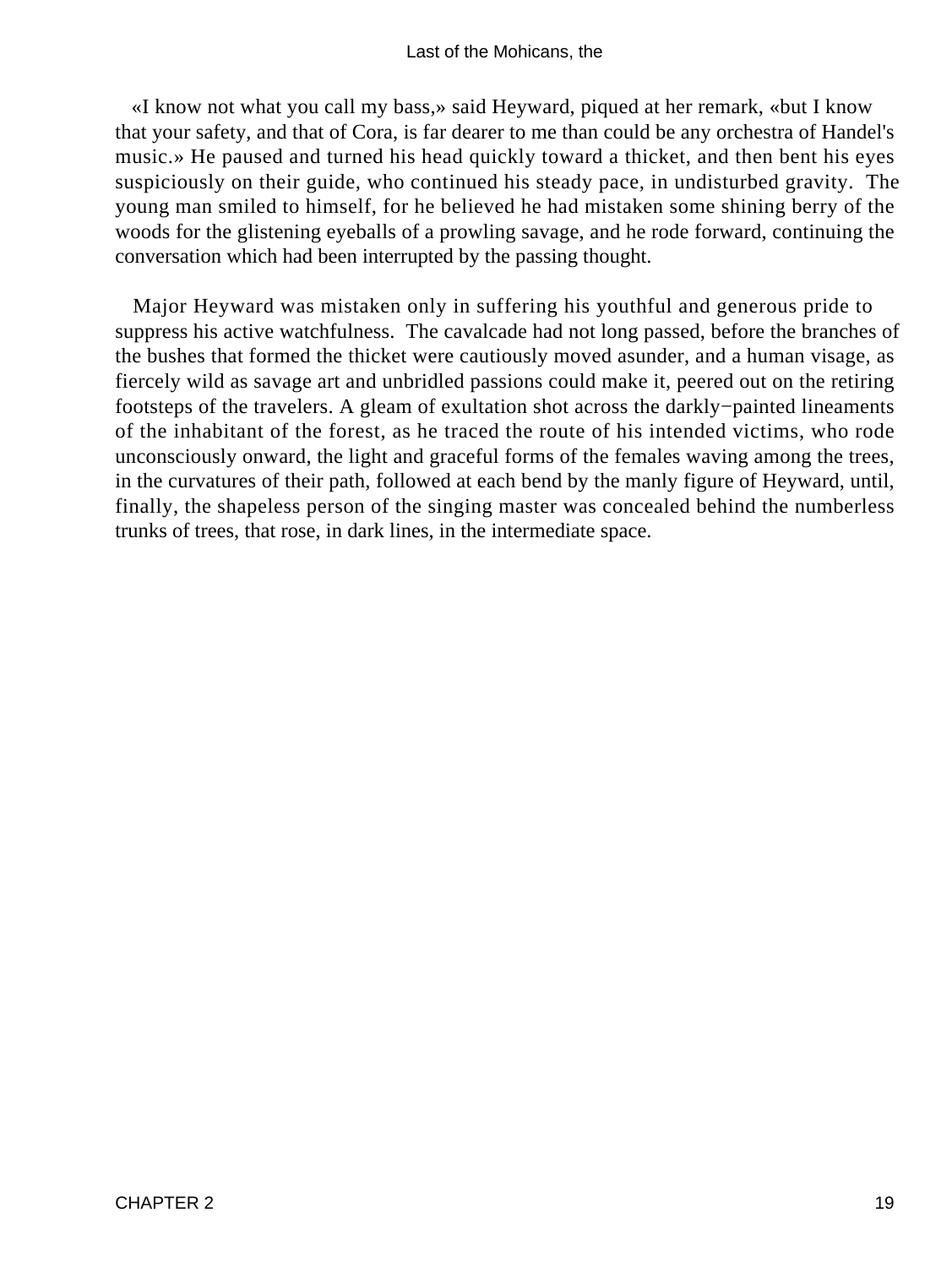«I know not what you call my bass,» said Heyward, piqued at her remark, «but I know that your safety, and that of Cora, is far dearer to me than could be any orchestra of Handel's music.» He paused and turned his head quickly toward a thicket, and then bent his eyes suspiciously on their guide, who continued his steady pace, in undisturbed gravity. The young man smiled to himself, for he believed he had mistaken some shining berry of the woods for the glistening eyeballs of a prowling savage, and he rode forward, continuing the conversation which had been interrupted by the passing thought.

Major Heyward was mistaken only in suffering his youthful and generous pride to suppress his active watchfulness. The cavalcade had not long passed, before the branches of the bushes that formed the thicket were cautiously moved asunder, and a human visage, as fiercely wild as savage art and unbridled passions could make it, peered out on the retiring footsteps of the travelers. A gleam of exultation shot across the darkly−painted lineaments of the inhabitant of the forest, as he traced the route of his intended victims, who rode unconsciously onward, the light and graceful forms of the females waving among the trees, in the curvatures of their path, followed at each bend by the manly figure of Heyward, until, finally, the shapeless person of the singing master was concealed behind the numberless trunks of trees, that rose, in dark lines, in the intermediate space.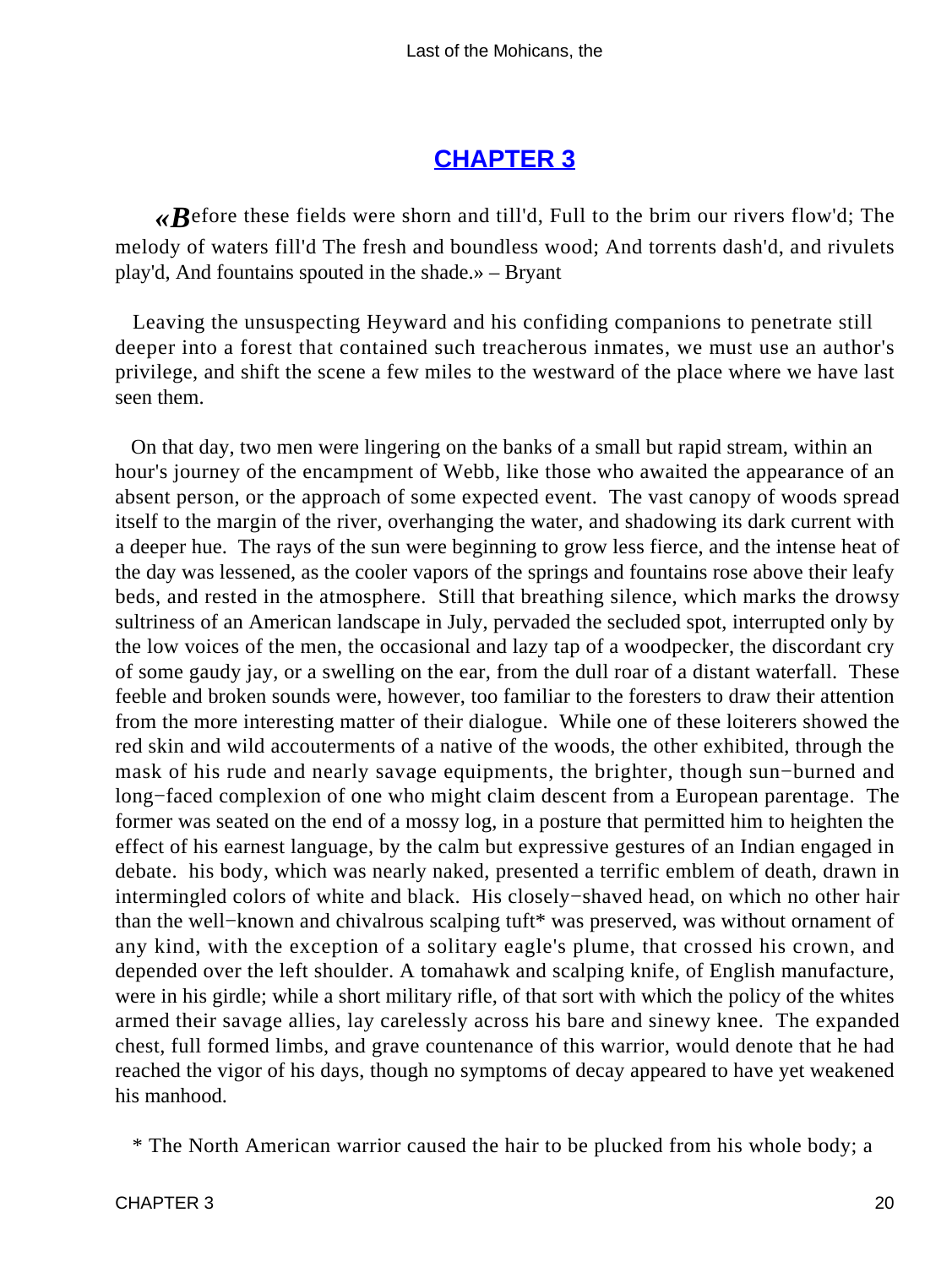## CHAPTER 3

*«B*efore these fields were shorn and till'd, Full to the brim our rivers flow'd; The melody of waters fill'd The fresh and boundless wood; And torrents dash'd, and rivulets play'd, And fountains spouted in the shade.» – Bryant

Leaving the unsuspecting Heyward and his confiding companions to penetrate still deeper into a forest that contained such treacherous inmates, we must use an author's privilege, and shift the scene a few miles to the westward of the place where we have last seen them.

On that day, two men were lingering on the banks of a small but rapid stream, within an hour's journey of the encampment of Webb, like those who awaited the appearance of an absent person, or the approach of some expected event. The vast canopy of woods spread itself to the margin of the river, overhanging the water, and shadowing its dark current with a deeper hue. The rays of the sun were beginning to grow less fierce, and the intense heat of the day was lessened, as the cooler vapors of the springs and fountains rose above their leafy beds, and rested in the atmosphere. Still that breathing silence, which marks the drowsy sultriness of an American landscape in July, pervaded the secluded spot, interrupted only by the low voices of the men, the occasional and lazy tap of a woodpecker, the discordant cry of some gaudy jay, or a swelling on the ear, from the dull roar of a distant waterfall. These feeble and broken sounds were, however, too familiar to the foresters to draw their attention from the more interesting matter of their dialogue. While one of these loiterers showed the red skin and wild accouterments of a native of the woods, the other exhibited, through the mask of his rude and nearly savage equipments, the brighter, though sun−burned and long−faced complexion of one who might claim descent from a European parentage. The former was seated on the end of a mossy log, in a posture that permitted him to heighten the effect of his earnest language, by the calm but expressive gestures of an Indian engaged in debate. his body, which was nearly naked, presented a terrific emblem of death, drawn in intermingled colors of white and black. His closely−shaved head, on which no other hair than the well−known and chivalrous scalping tuft* was preserved, was without ornament of any kind, with the exception of a solitary eagle's plume, that crossed his crown, and depended over the left shoulder. A tomahawk and scalping knife, of English manufacture, were in his girdle; while a short military rifle, of that sort with which the policy of the whites armed their savage allies, lay carelessly across his bare and sinewy knee. The expanded chest, full formed limbs, and grave countenance of this warrior, would denote that he had reached the vigor of his days, though no symptoms of decay appeared to have yet weakened his manhood.

* The North American warrior caused the hair to be plucked from his whole body; a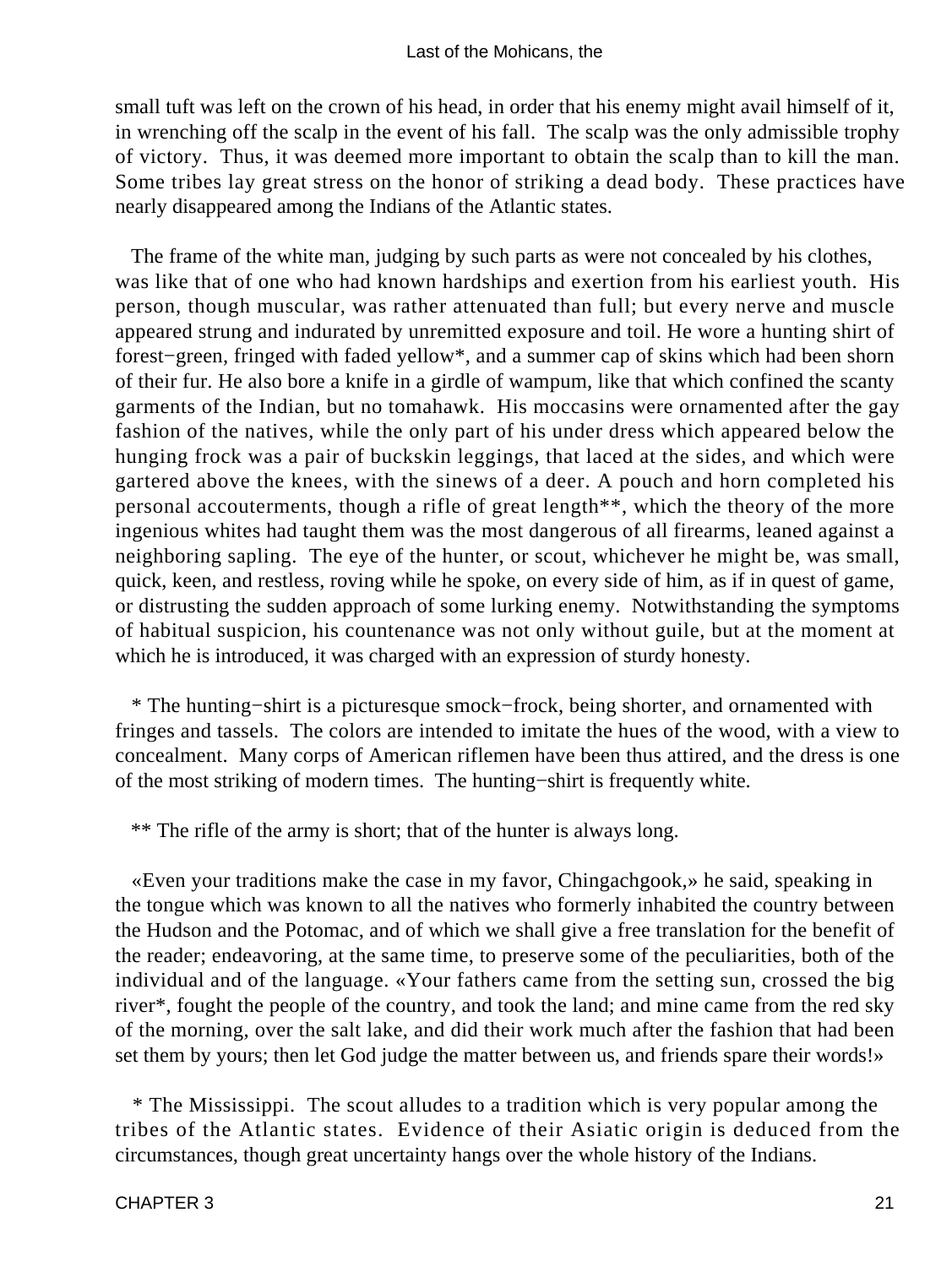small tuft was left on the crown of his head, in order that his enemy might avail himself of it, in wrenching off the scalp in the event of his fall. The scalp was the only admissible trophy of victory. Thus, it was deemed more important to obtain the scalp than to kill the man. Some tribes lay great stress on the honor of striking a dead body. These practices have nearly disappeared among the Indians of the Atlantic states.

The frame of the white man, judging by such parts as were not concealed by his clothes, was like that of one who had known hardships and exertion from his earliest youth. His person, though muscular, was rather attenuated than full; but every nerve and muscle appeared strung and indurated by unremitted exposure and toil. He wore a hunting shirt of forest−green, fringed with faded yellow*, and a summer cap of skins which had been shorn of their fur. He also bore a knife in a girdle of wampum, like that which confined the scanty garments of the Indian, but no tomahawk. His moccasins were ornamented after the gay fashion of the natives, while the only part of his under dress which appeared below the hunging frock was a pair of buckskin leggings, that laced at the sides, and which were gartered above the knees, with the sinews of a deer. A pouch and horn completed his personal accouterments, though a rifle of great length**, which the theory of the more ingenious whites had taught them was the most dangerous of all firearms, leaned against a neighboring sapling. The eye of the hunter, or scout, whichever he might be, was small, quick, keen, and restless, roving while he spoke, on every side of him, as if in quest of game, or distrusting the sudden approach of some lurking enemy. Notwithstanding the symptoms of habitual suspicion, his countenance was not only without guile, but at the moment at which he is introduced, it was charged with an expression of sturdy honesty.

* The hunting−shirt is a picturesque smock−frock, being shorter, and ornamented with fringes and tassels. The colors are intended to imitate the hues of the wood, with a view to concealment. Many corps of American riflemen have been thus attired, and the dress is one of the most striking of modern times. The hunting−shirt is frequently white.

** The rifle of the army is short; that of the hunter is always long.

«Even your traditions make the case in my favor, Chingachgook,» he said, speaking in the tongue which was known to all the natives who formerly inhabited the country between the Hudson and the Potomac, and of which we shall give a free translation for the benefit of the reader; endeavoring, at the same time, to preserve some of the peculiarities, both of the individual and of the language. «Your fathers came from the setting sun, crossed the big river*, fought the people of the country, and took the land; and mine came from the red sky of the morning, over the salt lake, and did their work much after the fashion that had been set them by yours; then let God judge the matter between us, and friends spare their words!»

* The Mississippi. The scout alludes to a tradition which is very popular among the tribes of the Atlantic states. Evidence of their Asiatic origin is deduced from the circumstances, though great uncertainty hangs over the whole history of the Indians.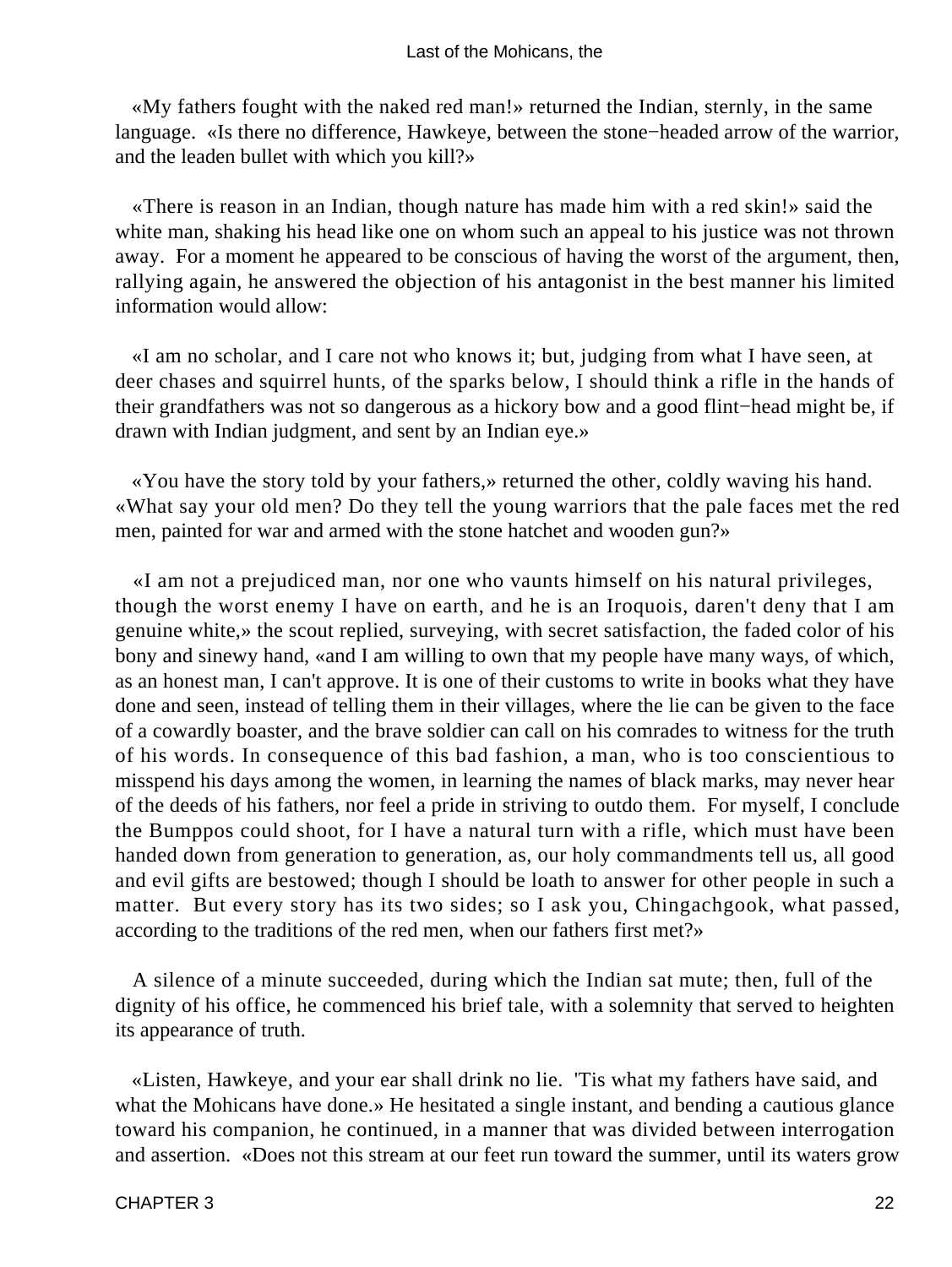«My fathers fought with the naked red man!» returned the Indian, sternly, in the same language. «Is there no difference, Hawkeye, between the stone−headed arrow of the warrior, and the leaden bullet with which you kill?»

«There is reason in an Indian, though nature has made him with a red skin!» said the white man, shaking his head like one on whom such an appeal to his justice was not thrown away. For a moment he appeared to be conscious of having the worst of the argument, then, rallying again, he answered the objection of his antagonist in the best manner his limited information would allow:

«I am no scholar, and I care not who knows it; but, judging from what I have seen, at deer chases and squirrel hunts, of the sparks below, I should think a rifle in the hands of their grandfathers was not so dangerous as a hickory bow and a good flint−head might be, if drawn with Indian judgment, and sent by an Indian eye.»

«You have the story told by your fathers,» returned the other, coldly waving his hand. «What say your old men? Do they tell the young warriors that the pale faces met the red men, painted for war and armed with the stone hatchet and wooden gun?»

«I am not a prejudiced man, nor one who vaunts himself on his natural privileges, though the worst enemy I have on earth, and he is an Iroquois, daren't deny that I am genuine white,» the scout replied, surveying, with secret satisfaction, the faded color of his bony and sinewy hand, «and I am willing to own that my people have many ways, of which, as an honest man, I can't approve. It is one of their customs to write in books what they have done and seen, instead of telling them in their villages, where the lie can be given to the face of a cowardly boaster, and the brave soldier can call on his comrades to witness for the truth of his words. In consequence of this bad fashion, a man, who is too conscientious to misspend his days among the women, in learning the names of black marks, may never hear of the deeds of his fathers, nor feel a pride in striving to outdo them. For myself, I conclude the Bumppos could shoot, for I have a natural turn with a rifle, which must have been handed down from generation to generation, as, our holy commandments tell us, all good and evil gifts are bestowed; though I should be loath to answer for other people in such a matter. But every story has its two sides; so I ask you, Chingachgook, what passed, according to the traditions of the red men, when our fathers first met?»

A silence of a minute succeeded, during which the Indian sat mute; then, full of the dignity of his office, he commenced his brief tale, with a solemnity that served to heighten its appearance of truth.

«Listen, Hawkeye, and your ear shall drink no lie. 'Tis what my fathers have said, and what the Mohicans have done.» He hesitated a single instant, and bending a cautious glance toward his companion, he continued, in a manner that was divided between interrogation and assertion. «Does not this stream at our feet run toward the summer, until its waters grow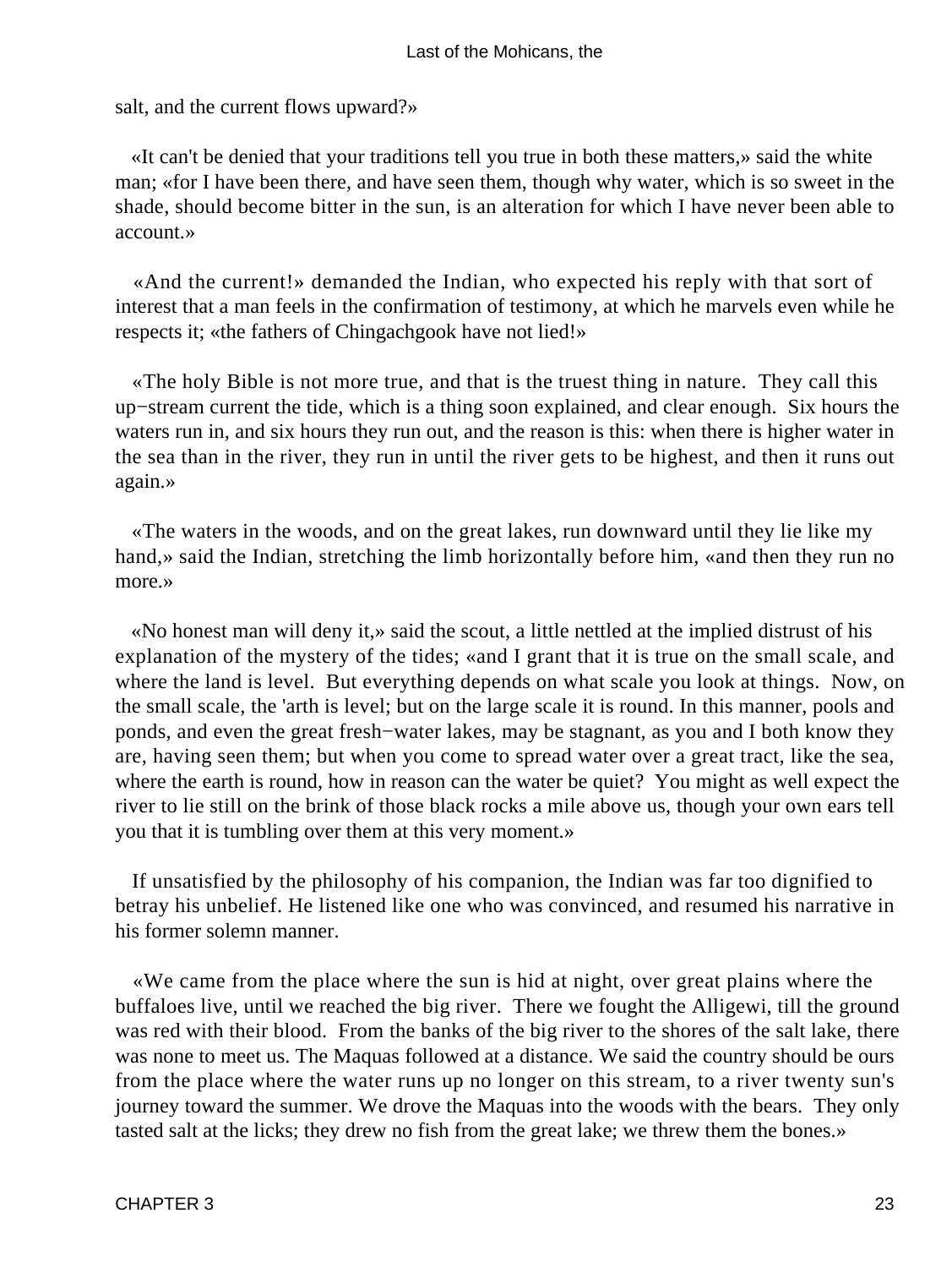salt, and the current flows upward?»

«It can't be denied that your traditions tell you true in both these matters,» said the white man; «for I have been there, and have seen them, though why water, which is so sweet in the shade, should become bitter in the sun, is an alteration for which I have never been able to account.»

«And the current!» demanded the Indian, who expected his reply with that sort of interest that a man feels in the confirmation of testimony, at which he marvels even while he respects it; «the fathers of Chingachgook have not lied!»

«The holy Bible is not more true, and that is the truest thing in nature. They call this up−stream current the tide, which is a thing soon explained, and clear enough. Six hours the waters run in, and six hours they run out, and the reason is this: when there is higher water in the sea than in the river, they run in until the river gets to be highest, and then it runs out again.»

«The waters in the woods, and on the great lakes, run downward until they lie like my hand,» said the Indian, stretching the limb horizontally before him, «and then they run no more.»

«No honest man will deny it,» said the scout, a little nettled at the implied distrust of his explanation of the mystery of the tides; «and I grant that it is true on the small scale, and where the land is level. But everything depends on what scale you look at things. Now, on the small scale, the 'arth is level; but on the large scale it is round. In this manner, pools and ponds, and even the great fresh−water lakes, may be stagnant, as you and I both know they are, having seen them; but when you come to spread water over a great tract, like the sea, where the earth is round, how in reason can the water be quiet? You might as well expect the river to lie still on the brink of those black rocks a mile above us, though your own ears tell you that it is tumbling over them at this very moment.»

If unsatisfied by the philosophy of his companion, the Indian was far too dignified to betray his unbelief. He listened like one who was convinced, and resumed his narrative in his former solemn manner.

«We came from the place where the sun is hid at night, over great plains where the buffaloes live, until we reached the big river. There we fought the Alligewi, till the ground was red with their blood. From the banks of the big river to the shores of the salt lake, there was none to meet us. The Maquas followed at a distance. We said the country should be ours from the place where the water runs up no longer on this stream, to a river twenty sun's journey toward the summer. We drove the Maquas into the woods with the bears. They only tasted salt at the licks; they drew no fish from the great lake; we threw them the bones.»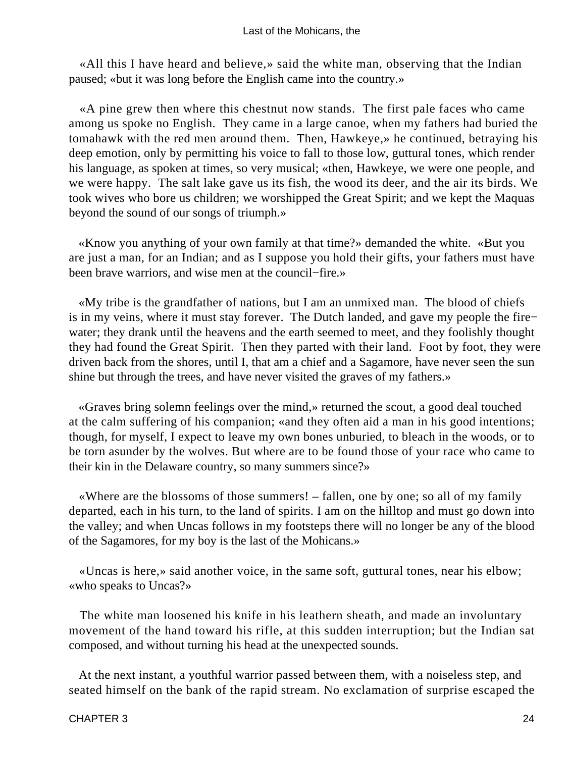«All this I have heard and believe,» said the white man, observing that the Indian paused; «but it was long before the English came into the country.»

«A pine grew then where this chestnut now stands. The first pale faces who came among us spoke no English. They came in a large canoe, when my fathers had buried the tomahawk with the red men around them. Then, Hawkeye,» he continued, betraying his deep emotion, only by permitting his voice to fall to those low, guttural tones, which render his language, as spoken at times, so very musical; «then, Hawkeye, we were one people, and we were happy. The salt lake gave us its fish, the wood its deer, and the air its birds. We took wives who bore us children; we worshipped the Great Spirit; and we kept the Maquas beyond the sound of our songs of triumph.»

«Know you anything of your own family at that time?» demanded the white. «But you are just a man, for an Indian; and as I suppose you hold their gifts, your fathers must have been brave warriors, and wise men at the council−fire.»

«My tribe is the grandfather of nations, but I am an unmixed man. The blood of chiefs is in my veins, where it must stay forever. The Dutch landed, and gave my people the fire−water; they drank until the heavens and the earth seemed to meet, and they foolishly thought they had found the Great Spirit. Then they parted with their land. Foot by foot, they were driven back from the shores, until I, that am a chief and a Sagamore, have never seen the sun shine but through the trees, and have never visited the graves of my fathers.»

«Graves bring solemn feelings over the mind,» returned the scout, a good deal touched at the calm suffering of his companion; «and they often aid a man in his good intentions; though, for myself, I expect to leave my own bones unburied, to bleach in the woods, or to be torn asunder by the wolves. But where are to be found those of your race who came to their kin in the Delaware country, so many summers since?»

«Where are the blossoms of those summers! – fallen, one by one; so all of my family departed, each in his turn, to the land of spirits. I am on the hilltop and must go down into the valley; and when Uncas follows in my footsteps there will no longer be any of the blood of the Sagamores, for my boy is the last of the Mohicans.»

«Uncas is here,» said another voice, in the same soft, guttural tones, near his elbow; «who speaks to Uncas?»

The white man loosened his knife in his leathern sheath, and made an involuntary movement of the hand toward his rifle, at this sudden interruption; but the Indian sat composed, and without turning his head at the unexpected sounds.

At the next instant, a youthful warrior passed between them, with a noiseless step, and seated himself on the bank of the rapid stream. No exclamation of surprise escaped the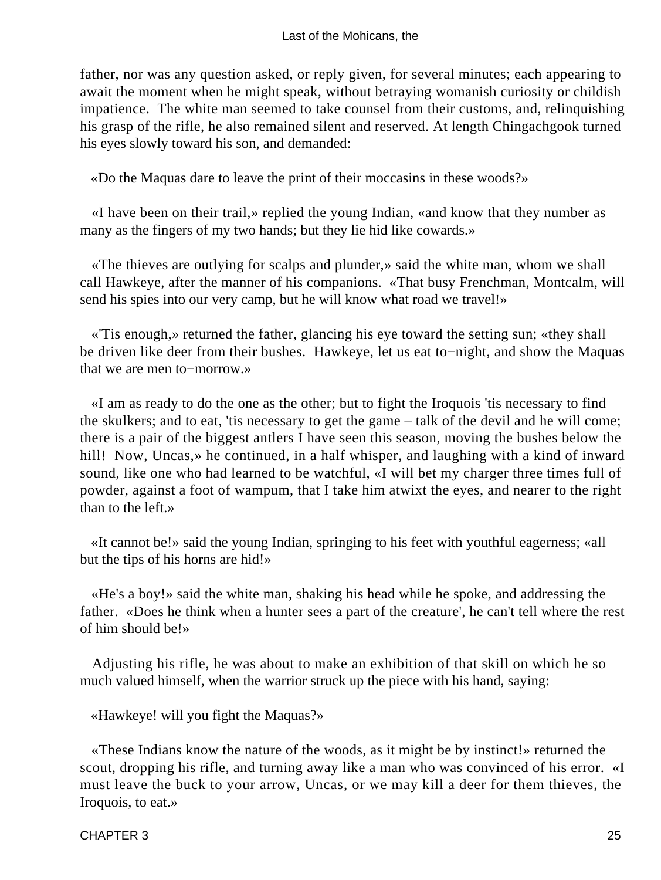father, nor was any question asked, or reply given, for several minutes; each appearing to await the moment when he might speak, without betraying womanish curiosity or childish impatience. The white man seemed to take counsel from their customs, and, relinquishing his grasp of the rifle, he also remained silent and reserved. At length Chingachgook turned his eyes slowly toward his son, and demanded:

«Do the Maquas dare to leave the print of their moccasins in these woods?»

«I have been on their trail,» replied the young Indian, «and know that they number as many as the fingers of my two hands; but they lie hid like cowards.»

«The thieves are outlying for scalps and plunder,» said the white man, whom we shall call Hawkeye, after the manner of his companions. «That busy Frenchman, Montcalm, will send his spies into our very camp, but he will know what road we travel!»

«'Tis enough,» returned the father, glancing his eye toward the setting sun; «they shall be driven like deer from their bushes. Hawkeye, let us eat to−night, and show the Maquas that we are men to−morrow.»

«I am as ready to do the one as the other; but to fight the Iroquois 'tis necessary to find the skulkers; and to eat, 'tis necessary to get the game – talk of the devil and he will come; there is a pair of the biggest antlers I have seen this season, moving the bushes below the hill! Now, Uncas,» he continued, in a half whisper, and laughing with a kind of inward sound, like one who had learned to be watchful, «I will bet my charger three times full of powder, against a foot of wampum, that I take him atwixt the eyes, and nearer to the right than to the left.»

«It cannot be!» said the young Indian, springing to his feet with youthful eagerness; «all but the tips of his horns are hid!»

«He's a boy!» said the white man, shaking his head while he spoke, and addressing the father. «Does he think when a hunter sees a part of the creature', he can't tell where the rest of him should be!»

Adjusting his rifle, he was about to make an exhibition of that skill on which he so much valued himself, when the warrior struck up the piece with his hand, saying:

«Hawkeye! will you fight the Maquas?»

«These Indians know the nature of the woods, as it might be by instinct!» returned the scout, dropping his rifle, and turning away like a man who was convinced of his error. «I must leave the buck to your arrow, Uncas, or we may kill a deer for them thieves, the Iroquois, to eat.»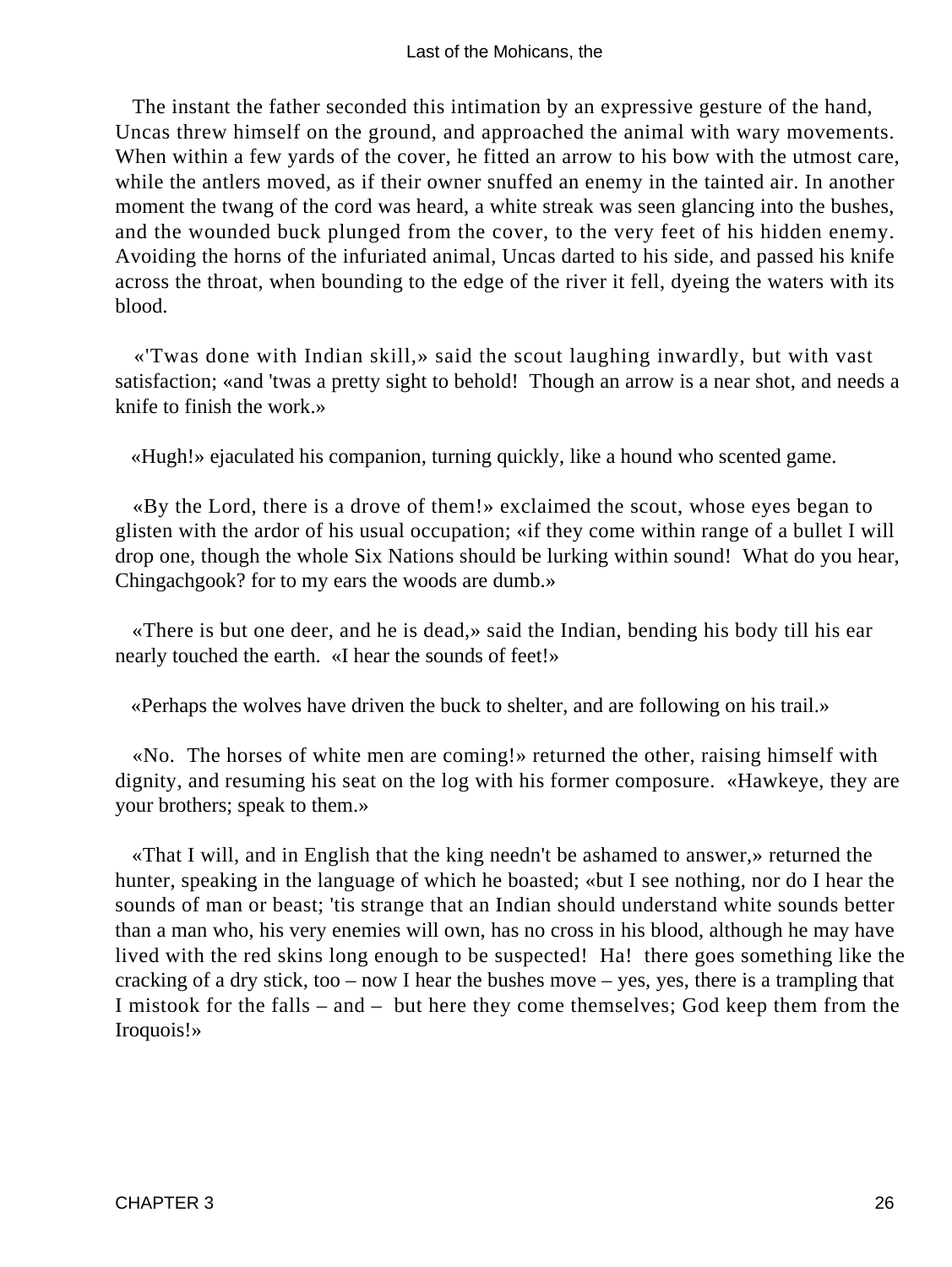The instant the father seconded this intimation by an expressive gesture of the hand, Uncas threw himself on the ground, and approached the animal with wary movements. When within a few yards of the cover, he fitted an arrow to his bow with the utmost care, while the antlers moved, as if their owner snuffed an enemy in the tainted air. In another moment the twang of the cord was heard, a white streak was seen glancing into the bushes, and the wounded buck plunged from the cover, to the very feet of his hidden enemy. Avoiding the horns of the infuriated animal, Uncas darted to his side, and passed his knife across the throat, when bounding to the edge of the river it fell, dyeing the waters with its blood.

«'Twas done with Indian skill,» said the scout laughing inwardly, but with vast satisfaction; «and 'twas a pretty sight to behold! Though an arrow is a near shot, and needs a knife to finish the work.»

«Hugh!» ejaculated his companion, turning quickly, like a hound who scented game.

«By the Lord, there is a drove of them!» exclaimed the scout, whose eyes began to glisten with the ardor of his usual occupation; «if they come within range of a bullet I will drop one, though the whole Six Nations should be lurking within sound! What do you hear, Chingachgook? for to my ears the woods are dumb.»

«There is but one deer, and he is dead,» said the Indian, bending his body till his ear nearly touched the earth. «I hear the sounds of feet!»

«Perhaps the wolves have driven the buck to shelter, and are following on his trail.»

«No. The horses of white men are coming!» returned the other, raising himself with dignity, and resuming his seat on the log with his former composure. «Hawkeye, they are your brothers; speak to them.»

«That I will, and in English that the king needn't be ashamed to answer,» returned the hunter, speaking in the language of which he boasted; «but I see nothing, nor do I hear the sounds of man or beast; 'tis strange that an Indian should understand white sounds better than a man who, his very enemies will own, has no cross in his blood, although he may have lived with the red skins long enough to be suspected! Ha! there goes something like the cracking of a dry stick, too – now I hear the bushes move – yes, yes, there is a trampling that I mistook for the falls – and – but here they come themselves; God keep them from the Iroquois!»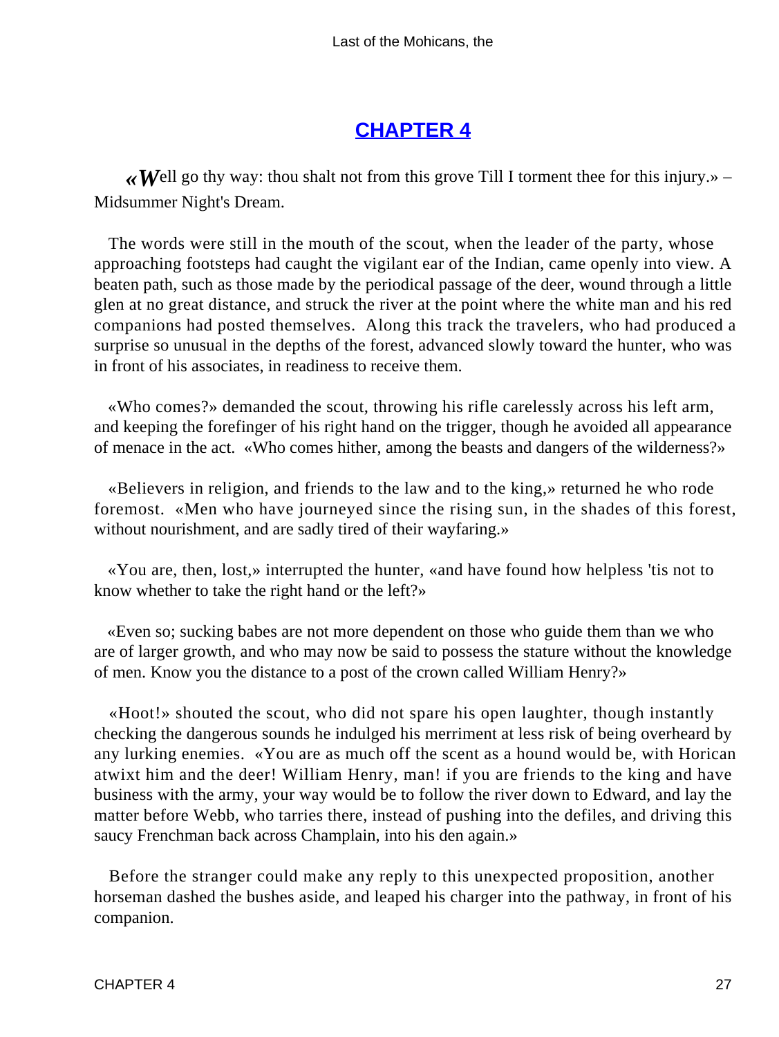## CHAPTER 4

«Well go thy way: thou shalt not from this grove Till I torment thee for this injury.» – Midsummer Night's Dream.

The words were still in the mouth of the scout, when the leader of the party, whose approaching footsteps had caught the vigilant ear of the Indian, came openly into view. A beaten path, such as those made by the periodical passage of the deer, wound through a little glen at no great distance, and struck the river at the point where the white man and his red companions had posted themselves. Along this track the travelers, who had produced a surprise so unusual in the depths of the forest, advanced slowly toward the hunter, who was in front of his associates, in readiness to receive them.

«Who comes?» demanded the scout, throwing his rifle carelessly across his left arm, and keeping the forefinger of his right hand on the trigger, though he avoided all appearance of menace in the act. «Who comes hither, among the beasts and dangers of the wilderness?»

«Believers in religion, and friends to the law and to the king,» returned he who rode foremost. «Men who have journeyed since the rising sun, in the shades of this forest, without nourishment, and are sadly tired of their wayfaring.»

«You are, then, lost,» interrupted the hunter, «and have found how helpless 'tis not to know whether to take the right hand or the left?»

«Even so; sucking babes are not more dependent on those who guide them than we who are of larger growth, and who may now be said to possess the stature without the knowledge of men. Know you the distance to a post of the crown called William Henry?»

«Hoot!» shouted the scout, who did not spare his open laughter, though instantly checking the dangerous sounds he indulged his merriment at less risk of being overheard by any lurking enemies. «You are as much off the scent as a hound would be, with Horican atwixt him and the deer! William Henry, man! if you are friends to the king and have business with the army, your way would be to follow the river down to Edward, and lay the matter before Webb, who tarries there, instead of pushing into the defiles, and driving this saucy Frenchman back across Champlain, into his den again.»

Before the stranger could make any reply to this unexpected proposition, another horseman dashed the bushes aside, and leaped his charger into the pathway, in front of his companion.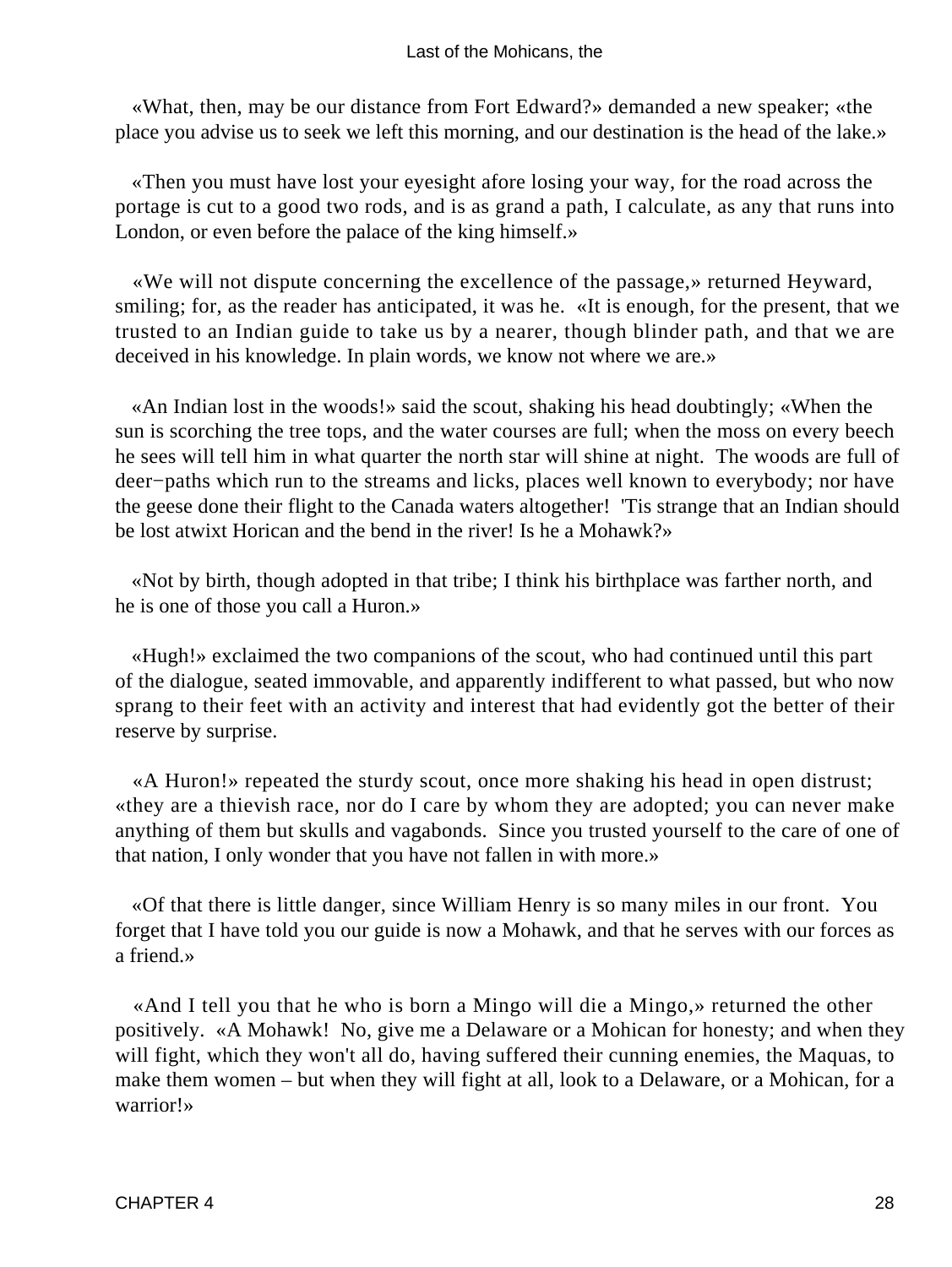«What, then, may be our distance from Fort Edward?» demanded a new speaker; «the place you advise us to seek we left this morning, and our destination is the head of the lake.»

«Then you must have lost your eyesight afore losing your way, for the road across the portage is cut to a good two rods, and is as grand a path, I calculate, as any that runs into London, or even before the palace of the king himself.»

«We will not dispute concerning the excellence of the passage,» returned Heyward, smiling; for, as the reader has anticipated, it was he. «It is enough, for the present, that we trusted to an Indian guide to take us by a nearer, though blinder path, and that we are deceived in his knowledge. In plain words, we know not where we are.»

«An Indian lost in the woods!» said the scout, shaking his head doubtingly; «When the sun is scorching the tree tops, and the water courses are full; when the moss on every beech he sees will tell him in what quarter the north star will shine at night. The woods are full of deer−paths which run to the streams and licks, places well known to everybody; nor have the geese done their flight to the Canada waters altogether! 'Tis strange that an Indian should be lost atwixt Horican and the bend in the river! Is he a Mohawk?»

«Not by birth, though adopted in that tribe; I think his birthplace was farther north, and he is one of those you call a Huron.»

«Hugh!» exclaimed the two companions of the scout, who had continued until this part of the dialogue, seated immovable, and apparently indifferent to what passed, but who now sprang to their feet with an activity and interest that had evidently got the better of their reserve by surprise.

«A Huron!» repeated the sturdy scout, once more shaking his head in open distrust; «they are a thievish race, nor do I care by whom they are adopted; you can never make anything of them but skulls and vagabonds. Since you trusted yourself to the care of one of that nation, I only wonder that you have not fallen in with more.»

«Of that there is little danger, since William Henry is so many miles in our front. You forget that I have told you our guide is now a Mohawk, and that he serves with our forces as a friend.»

«And I tell you that he who is born a Mingo will die a Mingo,» returned the other positively. «A Mohawk! No, give me a Delaware or a Mohican for honesty; and when they will fight, which they won't all do, having suffered their cunning enemies, the Maquas, to make them women – but when they will fight at all, look to a Delaware, or a Mohican, for a warrior!»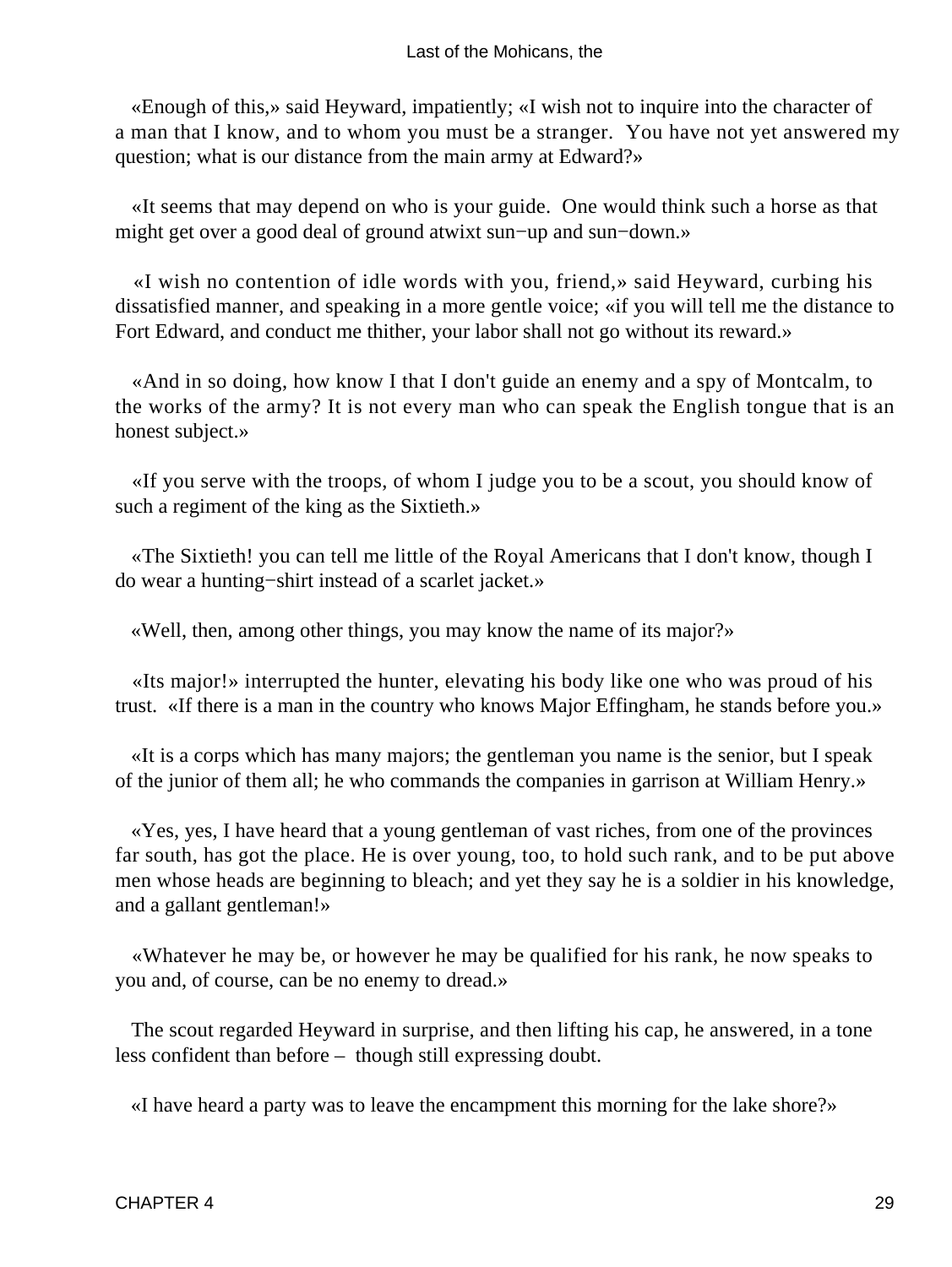«Enough of this,» said Heyward, impatiently; «I wish not to inquire into the character of a man that I know, and to whom you must be a stranger. You have not yet answered my question; what is our distance from the main army at Edward?»

«It seems that may depend on who is your guide. One would think such a horse as that might get over a good deal of ground atwixt sun−up and sun−down.»

«I wish no contention of idle words with you, friend,» said Heyward, curbing his dissatisfied manner, and speaking in a more gentle voice; «if you will tell me the distance to Fort Edward, and conduct me thither, your labor shall not go without its reward.»

«And in so doing, how know I that I don't guide an enemy and a spy of Montcalm, to the works of the army? It is not every man who can speak the English tongue that is an honest subject.»

«If you serve with the troops, of whom I judge you to be a scout, you should know of such a regiment of the king as the Sixtieth.»

«The Sixtieth! you can tell me little of the Royal Americans that I don't know, though I do wear a hunting−shirt instead of a scarlet jacket.»

«Well, then, among other things, you may know the name of its major?»

«Its major!» interrupted the hunter, elevating his body like one who was proud of his trust. «If there is a man in the country who knows Major Effingham, he stands before you.»

«It is a corps which has many majors; the gentleman you name is the senior, but I speak of the junior of them all; he who commands the companies in garrison at William Henry.»

«Yes, yes, I have heard that a young gentleman of vast riches, from one of the provinces far south, has got the place. He is over young, too, to hold such rank, and to be put above men whose heads are beginning to bleach; and yet they say he is a soldier in his knowledge, and a gallant gentleman!»

«Whatever he may be, or however he may be qualified for his rank, he now speaks to you and, of course, can be no enemy to dread.»

The scout regarded Heyward in surprise, and then lifting his cap, he answered, in a tone less confident than before – though still expressing doubt.

«I have heard a party was to leave the encampment this morning for the lake shore?»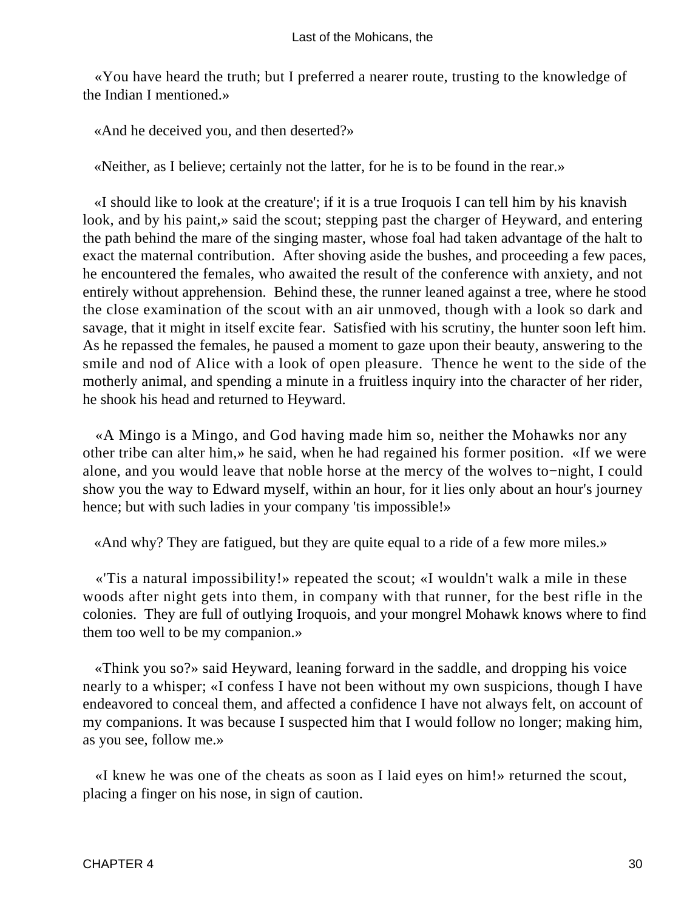«You have heard the truth; but I preferred a nearer route, trusting to the knowledge of the Indian I mentioned.»

«And he deceived you, and then deserted?»

«Neither, as I believe; certainly not the latter, for he is to be found in the rear.»

«I should like to look at the creature'; if it is a true Iroquois I can tell him by his knavish look, and by his paint,» said the scout; stepping past the charger of Heyward, and entering the path behind the mare of the singing master, whose foal had taken advantage of the halt to exact the maternal contribution. After shoving aside the bushes, and proceeding a few paces, he encountered the females, who awaited the result of the conference with anxiety, and not entirely without apprehension. Behind these, the runner leaned against a tree, where he stood the close examination of the scout with an air unmoved, though with a look so dark and savage, that it might in itself excite fear. Satisfied with his scrutiny, the hunter soon left him. As he repassed the females, he paused a moment to gaze upon their beauty, answering to the smile and nod of Alice with a look of open pleasure. Thence he went to the side of the motherly animal, and spending a minute in a fruitless inquiry into the character of her rider, he shook his head and returned to Heyward.

«A Mingo is a Mingo, and God having made him so, neither the Mohawks nor any other tribe can alter him,» he said, when he had regained his former position. «If we were alone, and you would leave that noble horse at the mercy of the wolves to−night, I could show you the way to Edward myself, within an hour, for it lies only about an hour's journey hence; but with such ladies in your company 'tis impossible!»

«And why? They are fatigued, but they are quite equal to a ride of a few more miles.»

«'Tis a natural impossibility!» repeated the scout; «I wouldn't walk a mile in these woods after night gets into them, in company with that runner, for the best rifle in the colonies. They are full of outlying Iroquois, and your mongrel Mohawk knows where to find them too well to be my companion.»

«Think you so?» said Heyward, leaning forward in the saddle, and dropping his voice nearly to a whisper; «I confess I have not been without my own suspicions, though I have endeavored to conceal them, and affected a confidence I have not always felt, on account of my companions. It was because I suspected him that I would follow no longer; making him, as you see, follow me.»

«I knew he was one of the cheats as soon as I laid eyes on him!» returned the scout, placing a finger on his nose, in sign of caution.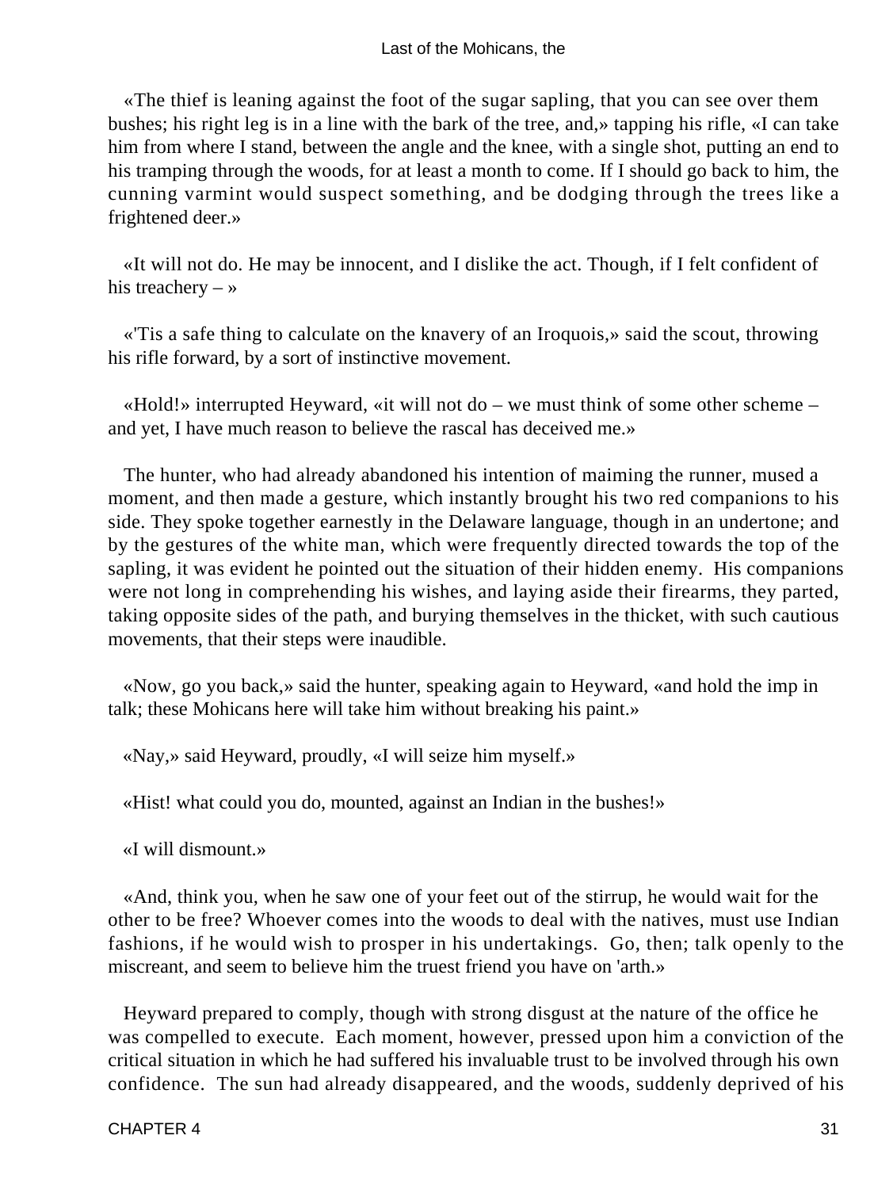«The thief is leaning against the foot of the sugar sapling, that you can see over them bushes; his right leg is in a line with the bark of the tree, and,» tapping his rifle, «I can take him from where I stand, between the angle and the knee, with a single shot, putting an end to his tramping through the woods, for at least a month to come. If I should go back to him, the cunning varmint would suspect something, and be dodging through the trees like a frightened deer.»

«It will not do. He may be innocent, and I dislike the act. Though, if I felt confident of his treachery – »

«'Tis a safe thing to calculate on the knavery of an Iroquois,» said the scout, throwing his rifle forward, by a sort of instinctive movement.

«Hold!» interrupted Heyward, «it will not do – we must think of some other scheme – and yet, I have much reason to believe the rascal has deceived me.»

The hunter, who had already abandoned his intention of maiming the runner, mused a moment, and then made a gesture, which instantly brought his two red companions to his side. They spoke together earnestly in the Delaware language, though in an undertone; and by the gestures of the white man, which were frequently directed towards the top of the sapling, it was evident he pointed out the situation of their hidden enemy. His companions were not long in comprehending his wishes, and laying aside their firearms, they parted, taking opposite sides of the path, and burying themselves in the thicket, with such cautious movements, that their steps were inaudible.

«Now, go you back,» said the hunter, speaking again to Heyward, «and hold the imp in talk; these Mohicans here will take him without breaking his paint.»

«Nay,» said Heyward, proudly, «I will seize him myself.»

«Hist! what could you do, mounted, against an Indian in the bushes!»

«I will dismount.»

«And, think you, when he saw one of your feet out of the stirrup, he would wait for the other to be free? Whoever comes into the woods to deal with the natives, must use Indian fashions, if he would wish to prosper in his undertakings. Go, then; talk openly to the miscreant, and seem to believe him the truest friend you have on 'arth.»

Heyward prepared to comply, though with strong disgust at the nature of the office he was compelled to execute. Each moment, however, pressed upon him a conviction of the critical situation in which he had suffered his invaluable trust to be involved through his own confidence. The sun had already disappeared, and the woods, suddenly deprived of his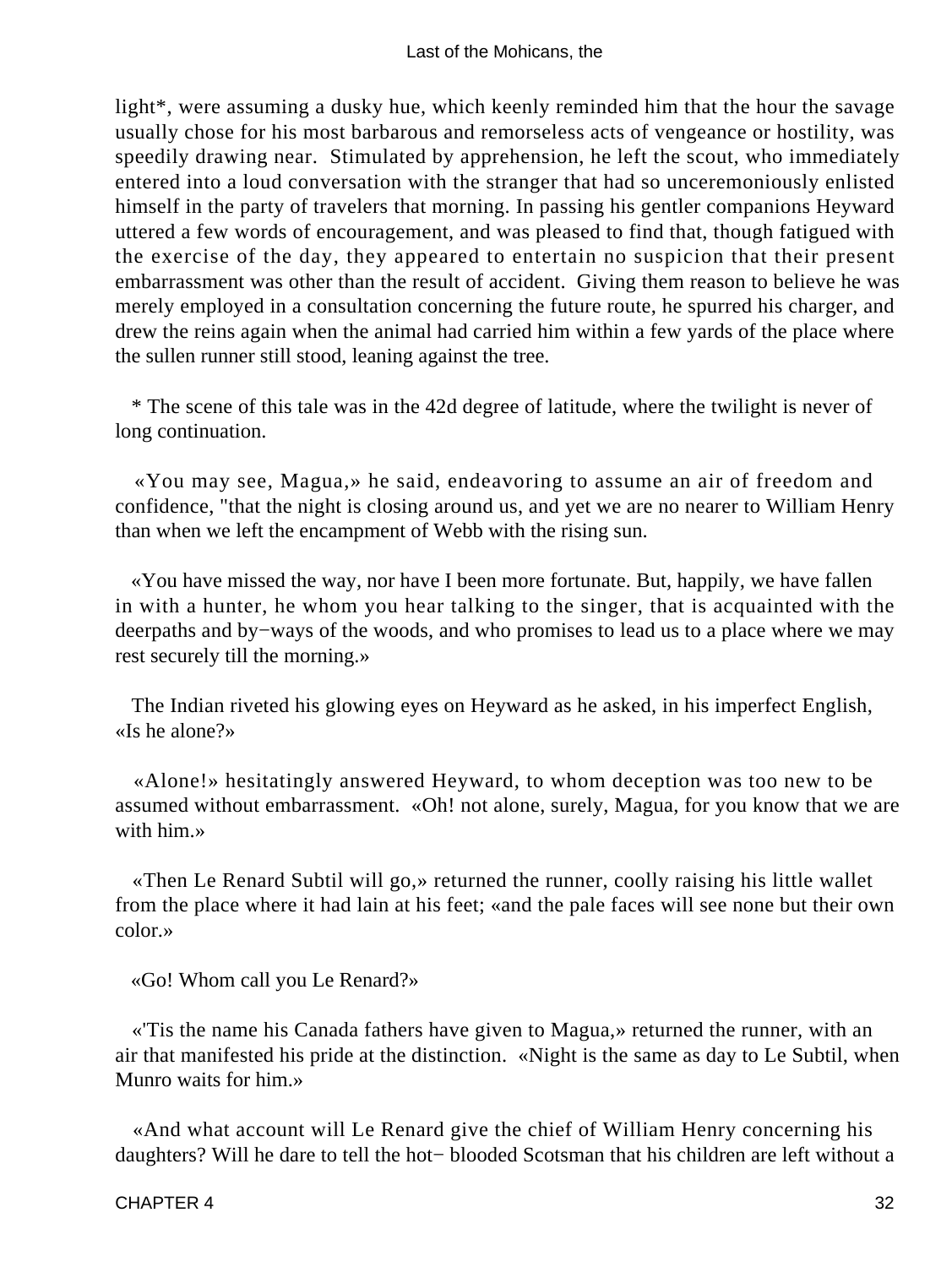light*, were assuming a dusky hue, which keenly reminded him that the hour the savage usually chose for his most barbarous and remorseless acts of vengeance or hostility, was speedily drawing near. Stimulated by apprehension, he left the scout, who immediately entered into a loud conversation with the stranger that had so unceremoniously enlisted himself in the party of travelers that morning. In passing his gentler companions Heyward uttered a few words of encouragement, and was pleased to find that, though fatigued with the exercise of the day, they appeared to entertain no suspicion that their present embarrassment was other than the result of accident. Giving them reason to believe he was merely employed in a consultation concerning the future route, he spurred his charger, and drew the reins again when the animal had carried him within a few yards of the place where the sullen runner still stood, leaning against the tree.

* The scene of this tale was in the 42d degree of latitude, where the twilight is never of long continuation.

«You may see, Magua,» he said, endeavoring to assume an air of freedom and confidence, "that the night is closing around us, and yet we are no nearer to William Henry than when we left the encampment of Webb with the rising sun.

«You have missed the way, nor have I been more fortunate. But, happily, we have fallen in with a hunter, he whom you hear talking to the singer, that is acquainted with the deerpaths and by−ways of the woods, and who promises to lead us to a place where we may rest securely till the morning.»

The Indian riveted his glowing eyes on Heyward as he asked, in his imperfect English, «Is he alone?»

«Alone!» hesitatingly answered Heyward, to whom deception was too new to be assumed without embarrassment. «Oh! not alone, surely, Magua, for you know that we are with him.»

«Then Le Renard Subtil will go,» returned the runner, coolly raising his little wallet from the place where it had lain at his feet; «and the pale faces will see none but their own color.»

«Go! Whom call you Le Renard?»

«'Tis the name his Canada fathers have given to Magua,» returned the runner, with an air that manifested his pride at the distinction. «Night is the same as day to Le Subtil, when Munro waits for him.»

«And what account will Le Renard give the chief of William Henry concerning his daughters? Will he dare to tell the hot− blooded Scotsman that his children are left without a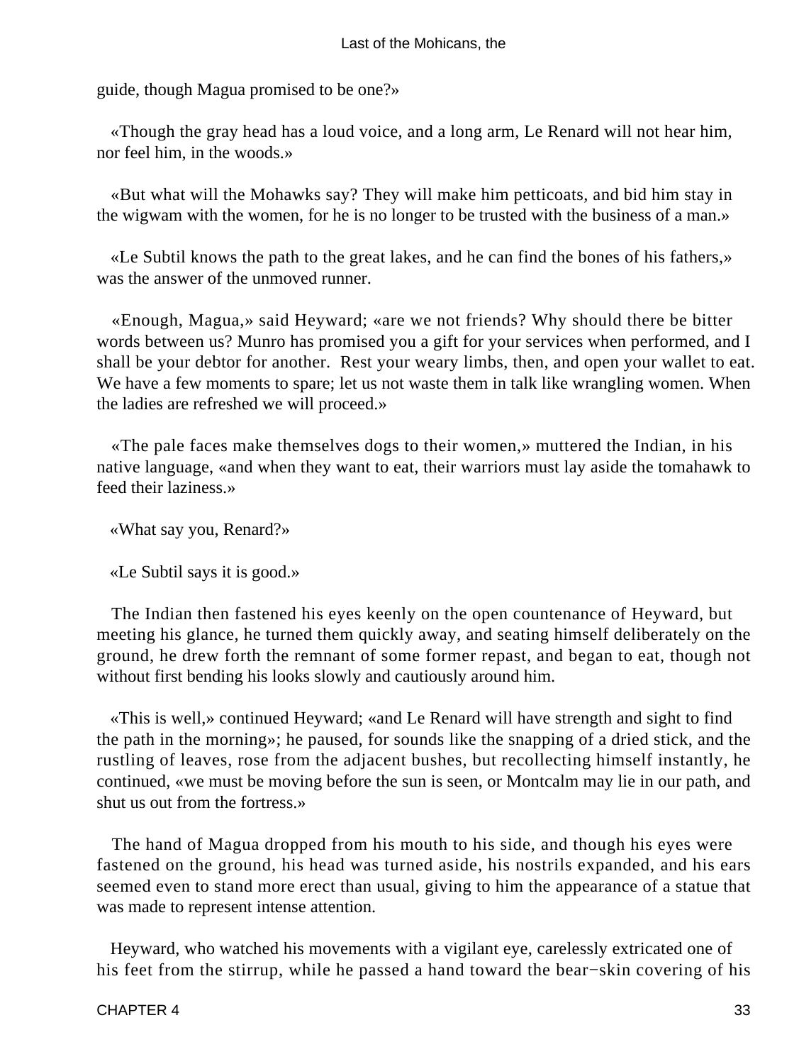guide, though Magua promised to be one?»

«Though the gray head has a loud voice, and a long arm, Le Renard will not hear him, nor feel him, in the woods.»

«But what will the Mohawks say? They will make him petticoats, and bid him stay in the wigwam with the women, for he is no longer to be trusted with the business of a man.»

«Le Subtil knows the path to the great lakes, and he can find the bones of his fathers,» was the answer of the unmoved runner.

«Enough, Magua,» said Heyward; «are we not friends? Why should there be bitter words between us? Munro has promised you a gift for your services when performed, and I shall be your debtor for another. Rest your weary limbs, then, and open your wallet to eat. We have a few moments to spare; let us not waste them in talk like wrangling women. When the ladies are refreshed we will proceed.»

«The pale faces make themselves dogs to their women,» muttered the Indian, in his native language, «and when they want to eat, their warriors must lay aside the tomahawk to feed their laziness.»

«What say you, Renard?»

«Le Subtil says it is good.»

The Indian then fastened his eyes keenly on the open countenance of Heyward, but meeting his glance, he turned them quickly away, and seating himself deliberately on the ground, he drew forth the remnant of some former repast, and began to eat, though not without first bending his looks slowly and cautiously around him.

«This is well,» continued Heyward; «and Le Renard will have strength and sight to find the path in the morning»; he paused, for sounds like the snapping of a dried stick, and the rustling of leaves, rose from the adjacent bushes, but recollecting himself instantly, he continued, «we must be moving before the sun is seen, or Montcalm may lie in our path, and shut us out from the fortress.»

The hand of Magua dropped from his mouth to his side, and though his eyes were fastened on the ground, his head was turned aside, his nostrils expanded, and his ears seemed even to stand more erect than usual, giving to him the appearance of a statue that was made to represent intense attention.

Heyward, who watched his movements with a vigilant eye, carelessly extricated one of his feet from the stirrup, while he passed a hand toward the bear−skin covering of his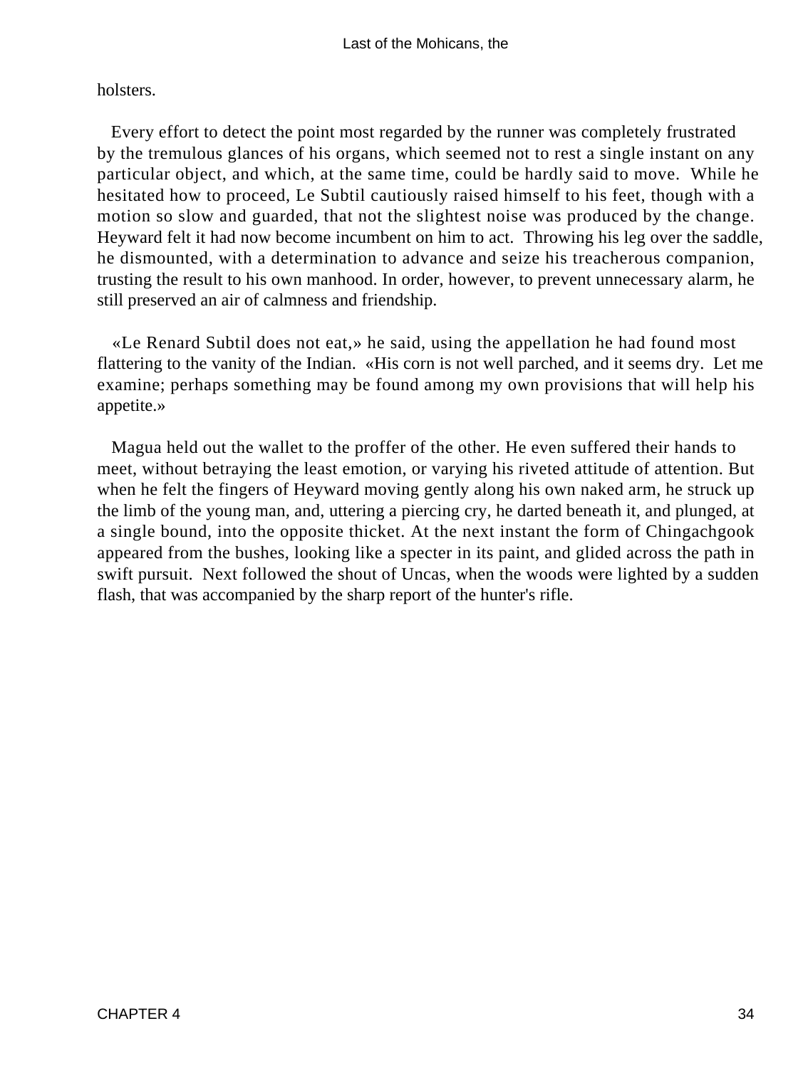holsters.

Every effort to detect the point most regarded by the runner was completely frustrated by the tremulous glances of his organs, which seemed not to rest a single instant on any particular object, and which, at the same time, could be hardly said to move. While he hesitated how to proceed, Le Subtil cautiously raised himself to his feet, though with a motion so slow and guarded, that not the slightest noise was produced by the change. Heyward felt it had now become incumbent on him to act. Throwing his leg over the saddle, he dismounted, with a determination to advance and seize his treacherous companion, trusting the result to his own manhood. In order, however, to prevent unnecessary alarm, he still preserved an air of calmness and friendship.

«Le Renard Subtil does not eat,» he said, using the appellation he had found most flattering to the vanity of the Indian. «His corn is not well parched, and it seems dry. Let me examine; perhaps something may be found among my own provisions that will help his appetite.»

Magua held out the wallet to the proffer of the other. He even suffered their hands to meet, without betraying the least emotion, or varying his riveted attitude of attention. But when he felt the fingers of Heyward moving gently along his own naked arm, he struck up the limb of the young man, and, uttering a piercing cry, he darted beneath it, and plunged, at a single bound, into the opposite thicket. At the next instant the form of Chingachgook appeared from the bushes, looking like a specter in its paint, and glided across the path in swift pursuit. Next followed the shout of Uncas, when the woods were lighted by a sudden flash, that was accompanied by the sharp report of the hunter's rifle.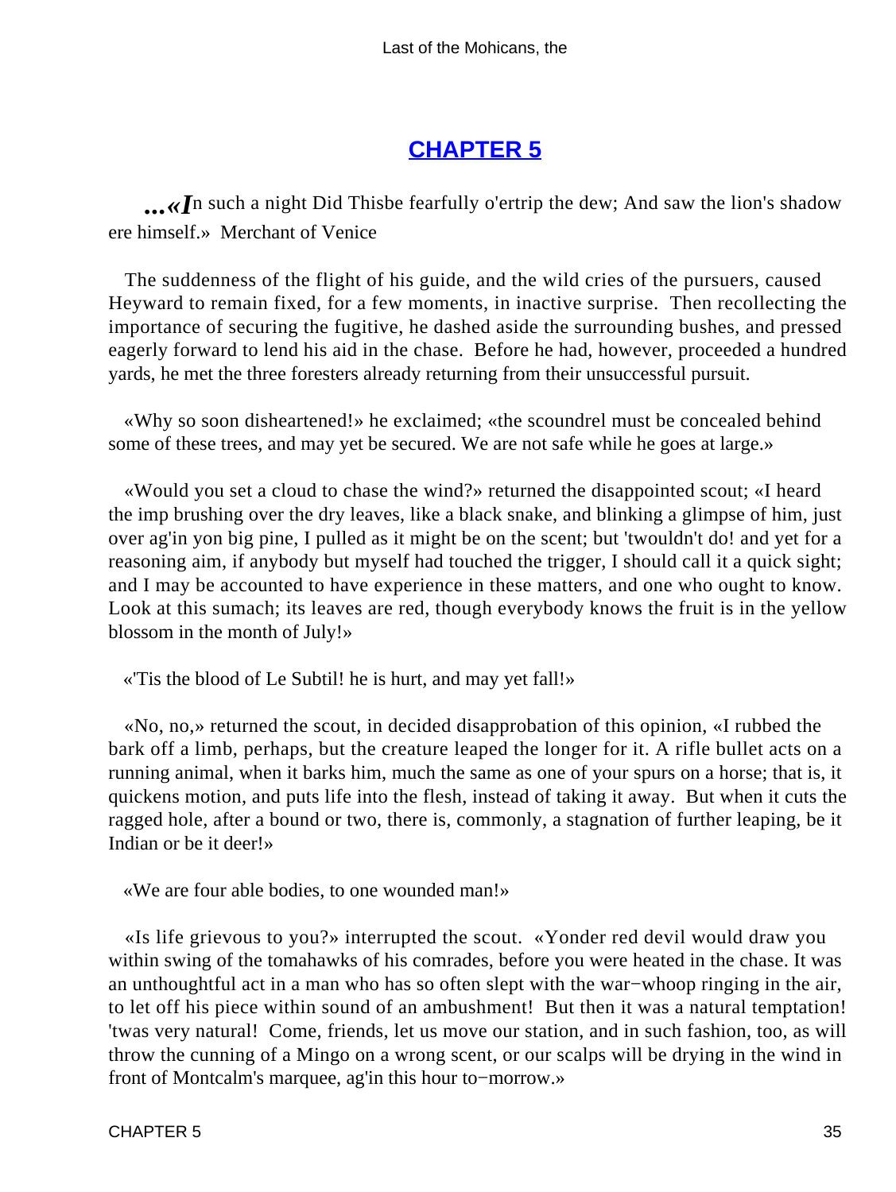## CHAPTER 5

*...«I*n such a night Did Thisbe fearfully o'ertrip the dew; And saw the lion's shadow ere himself.» Merchant of Venice

The suddenness of the flight of his guide, and the wild cries of the pursuers, caused Heyward to remain fixed, for a few moments, in inactive surprise. Then recollecting the importance of securing the fugitive, he dashed aside the surrounding bushes, and pressed eagerly forward to lend his aid in the chase. Before he had, however, proceeded a hundred yards, he met the three foresters already returning from their unsuccessful pursuit.

«Why so soon disheartened!» he exclaimed; «the scoundrel must be concealed behind some of these trees, and may yet be secured. We are not safe while he goes at large.»

«Would you set a cloud to chase the wind?» returned the disappointed scout; «I heard the imp brushing over the dry leaves, like a black snake, and blinking a glimpse of him, just over ag'in yon big pine, I pulled as it might be on the scent; but 'twouldn't do! and yet for a reasoning aim, if anybody but myself had touched the trigger, I should call it a quick sight; and I may be accounted to have experience in these matters, and one who ought to know. Look at this sumach; its leaves are red, though everybody knows the fruit is in the yellow blossom in the month of July!»

«'Tis the blood of Le Subtil! he is hurt, and may yet fall!»

«No, no,» returned the scout, in decided disapprobation of this opinion, «I rubbed the bark off a limb, perhaps, but the creature leaped the longer for it. A rifle bullet acts on a running animal, when it barks him, much the same as one of your spurs on a horse; that is, it quickens motion, and puts life into the flesh, instead of taking it away. But when it cuts the ragged hole, after a bound or two, there is, commonly, a stagnation of further leaping, be it Indian or be it deer!»

«We are four able bodies, to one wounded man!»

«Is life grievous to you?» interrupted the scout. «Yonder red devil would draw you within swing of the tomahawks of his comrades, before you were heated in the chase. It was an unthoughtful act in a man who has so often slept with the war−whoop ringing in the air, to let off his piece within sound of an ambushment! But then it was a natural temptation! 'twas very natural! Come, friends, let us move our station, and in such fashion, too, as will throw the cunning of a Mingo on a wrong scent, or our scalps will be drying in the wind in front of Montcalm's marquee, ag'in this hour to−morrow.»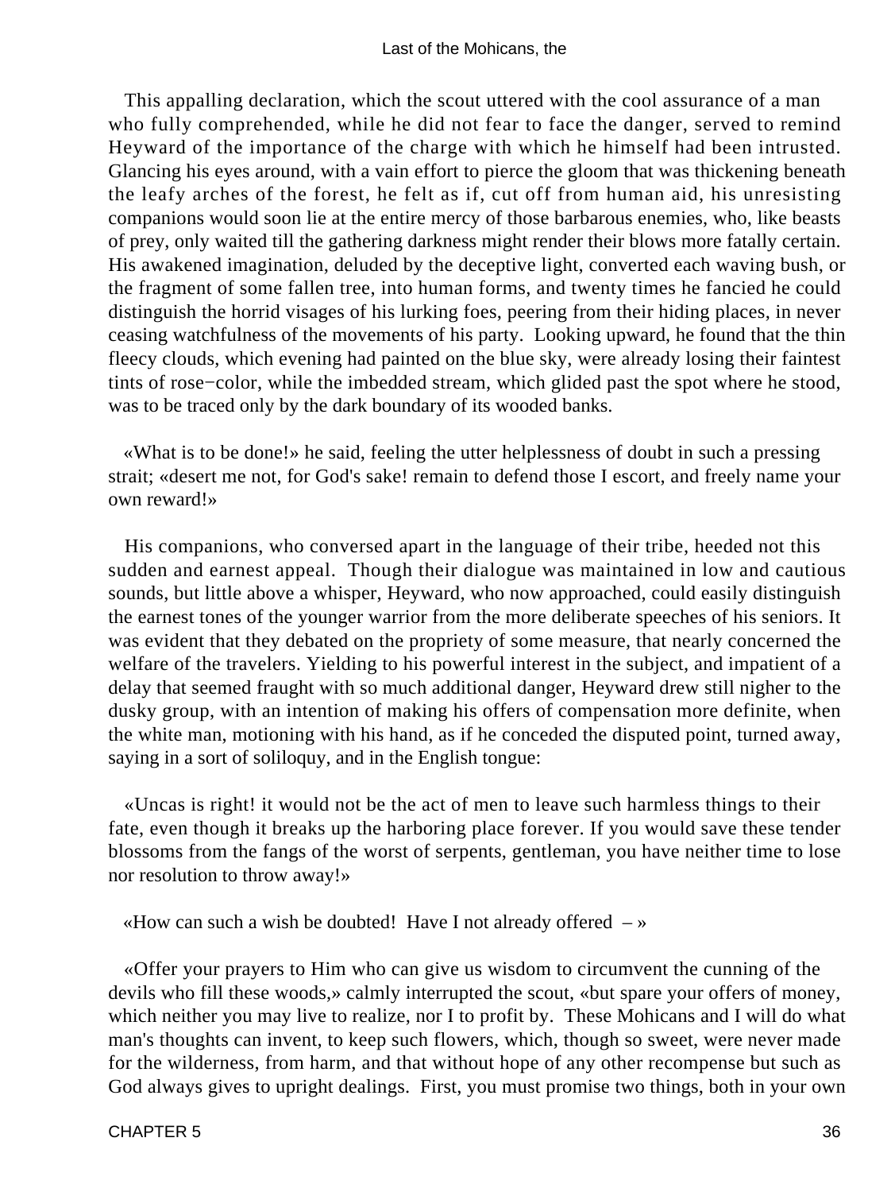This appalling declaration, which the scout uttered with the cool assurance of a man who fully comprehended, while he did not fear to face the danger, served to remind Heyward of the importance of the charge with which he himself had been intrusted. Glancing his eyes around, with a vain effort to pierce the gloom that was thickening beneath the leafy arches of the forest, he felt as if, cut off from human aid, his unresisting companions would soon lie at the entire mercy of those barbarous enemies, who, like beasts of prey, only waited till the gathering darkness might render their blows more fatally certain. His awakened imagination, deluded by the deceptive light, converted each waving bush, or the fragment of some fallen tree, into human forms, and twenty times he fancied he could distinguish the horrid visages of his lurking foes, peering from their hiding places, in never ceasing watchfulness of the movements of his party. Looking upward, he found that the thin fleecy clouds, which evening had painted on the blue sky, were already losing their faintest tints of rose−color, while the imbedded stream, which glided past the spot where he stood, was to be traced only by the dark boundary of its wooded banks.

«What is to be done!» he said, feeling the utter helplessness of doubt in such a pressing strait; «desert me not, for God's sake! remain to defend those I escort, and freely name your own reward!»

His companions, who conversed apart in the language of their tribe, heeded not this sudden and earnest appeal. Though their dialogue was maintained in low and cautious sounds, but little above a whisper, Heyward, who now approached, could easily distinguish the earnest tones of the younger warrior from the more deliberate speeches of his seniors. It was evident that they debated on the propriety of some measure, that nearly concerned the welfare of the travelers. Yielding to his powerful interest in the subject, and impatient of a delay that seemed fraught with so much additional danger, Heyward drew still nigher to the dusky group, with an intention of making his offers of compensation more definite, when the white man, motioning with his hand, as if he conceded the disputed point, turned away, saying in a sort of soliloquy, and in the English tongue:

«Uncas is right! it would not be the act of men to leave such harmless things to their fate, even though it breaks up the harboring place forever. If you would save these tender blossoms from the fangs of the worst of serpents, gentleman, you have neither time to lose nor resolution to throw away!»

«How can such a wish be doubted! Have I not already offered – »

«Offer your prayers to Him who can give us wisdom to circumvent the cunning of the devils who fill these woods,» calmly interrupted the scout, «but spare your offers of money, which neither you may live to realize, nor I to profit by. These Mohicans and I will do what man's thoughts can invent, to keep such flowers, which, though so sweet, were never made for the wilderness, from harm, and that without hope of any other recompense but such as God always gives to upright dealings. First, you must promise two things, both in your own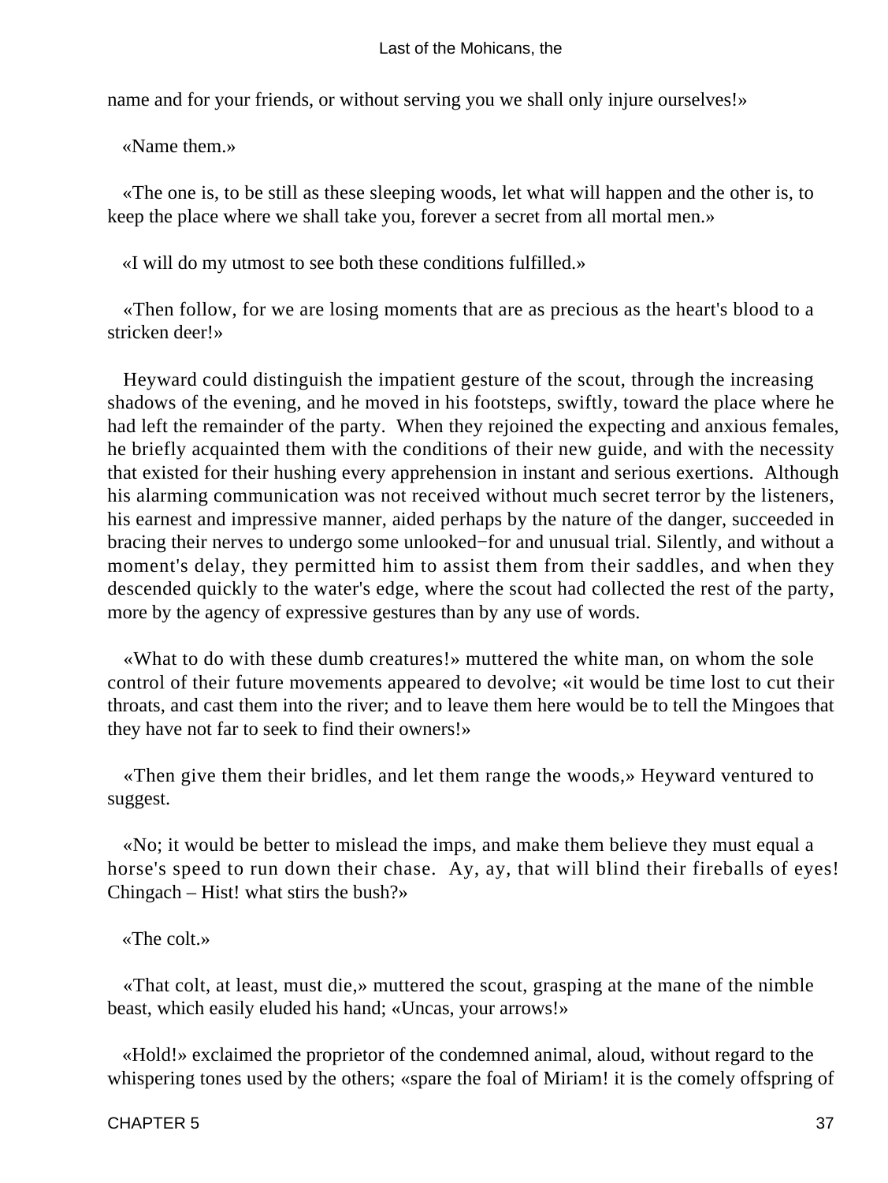name and for your friends, or without serving you we shall only injure ourselves!»

«Name them.»

«The one is, to be still as these sleeping woods, let what will happen and the other is, to keep the place where we shall take you, forever a secret from all mortal men.»

«I will do my utmost to see both these conditions fulfilled.»

«Then follow, for we are losing moments that are as precious as the heart's blood to a stricken deer!»

Heyward could distinguish the impatient gesture of the scout, through the increasing shadows of the evening, and he moved in his footsteps, swiftly, toward the place where he had left the remainder of the party. When they rejoined the expecting and anxious females, he briefly acquainted them with the conditions of their new guide, and with the necessity that existed for their hushing every apprehension in instant and serious exertions. Although his alarming communication was not received without much secret terror by the listeners, his earnest and impressive manner, aided perhaps by the nature of the danger, succeeded in bracing their nerves to undergo some unlooked−for and unusual trial. Silently, and without a moment's delay, they permitted him to assist them from their saddles, and when they descended quickly to the water's edge, where the scout had collected the rest of the party, more by the agency of expressive gestures than by any use of words.

«What to do with these dumb creatures!» muttered the white man, on whom the sole control of their future movements appeared to devolve; «it would be time lost to cut their throats, and cast them into the river; and to leave them here would be to tell the Mingoes that they have not far to seek to find their owners!»

«Then give them their bridles, and let them range the woods,» Heyward ventured to suggest.

«No; it would be better to mislead the imps, and make them believe they must equal a horse's speed to run down their chase. Ay, ay, that will blind their fireballs of eyes! Chingach – Hist! what stirs the bush?»

«The colt.»

«That colt, at least, must die,» muttered the scout, grasping at the mane of the nimble beast, which easily eluded his hand; «Uncas, your arrows!»

«Hold!» exclaimed the proprietor of the condemned animal, aloud, without regard to the whispering tones used by the others; «spare the foal of Miriam! it is the comely offspring of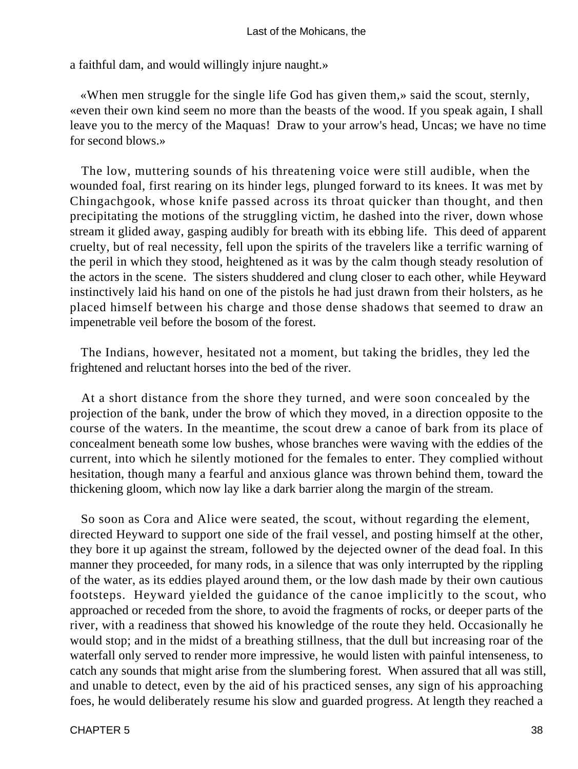a faithful dam, and would willingly injure naught.»

«When men struggle for the single life God has given them,» said the scout, sternly, «even their own kind seem no more than the beasts of the wood. If you speak again, I shall leave you to the mercy of the Maquas! Draw to your arrow's head, Uncas; we have no time for second blows.»

The low, muttering sounds of his threatening voice were still audible, when the wounded foal, first rearing on its hinder legs, plunged forward to its knees. It was met by Chingachgook, whose knife passed across its throat quicker than thought, and then precipitating the motions of the struggling victim, he dashed into the river, down whose stream it glided away, gasping audibly for breath with its ebbing life. This deed of apparent cruelty, but of real necessity, fell upon the spirits of the travelers like a terrific warning of the peril in which they stood, heightened as it was by the calm though steady resolution of the actors in the scene. The sisters shuddered and clung closer to each other, while Heyward instinctively laid his hand on one of the pistols he had just drawn from their holsters, as he placed himself between his charge and those dense shadows that seemed to draw an impenetrable veil before the bosom of the forest.

The Indians, however, hesitated not a moment, but taking the bridles, they led the frightened and reluctant horses into the bed of the river.

At a short distance from the shore they turned, and were soon concealed by the projection of the bank, under the brow of which they moved, in a direction opposite to the course of the waters. In the meantime, the scout drew a canoe of bark from its place of concealment beneath some low bushes, whose branches were waving with the eddies of the current, into which he silently motioned for the females to enter. They complied without hesitation, though many a fearful and anxious glance was thrown behind them, toward the thickening gloom, which now lay like a dark barrier along the margin of the stream.

So soon as Cora and Alice were seated, the scout, without regarding the element, directed Heyward to support one side of the frail vessel, and posting himself at the other, they bore it up against the stream, followed by the dejected owner of the dead foal. In this manner they proceeded, for many rods, in a silence that was only interrupted by the rippling of the water, as its eddies played around them, or the low dash made by their own cautious footsteps. Heyward yielded the guidance of the canoe implicitly to the scout, who approached or receded from the shore, to avoid the fragments of rocks, or deeper parts of the river, with a readiness that showed his knowledge of the route they held. Occasionally he would stop; and in the midst of a breathing stillness, that the dull but increasing roar of the waterfall only served to render more impressive, he would listen with painful intenseness, to catch any sounds that might arise from the slumbering forest. When assured that all was still, and unable to detect, even by the aid of his practiced senses, any sign of his approaching foes, he would deliberately resume his slow and guarded progress. At length they reached a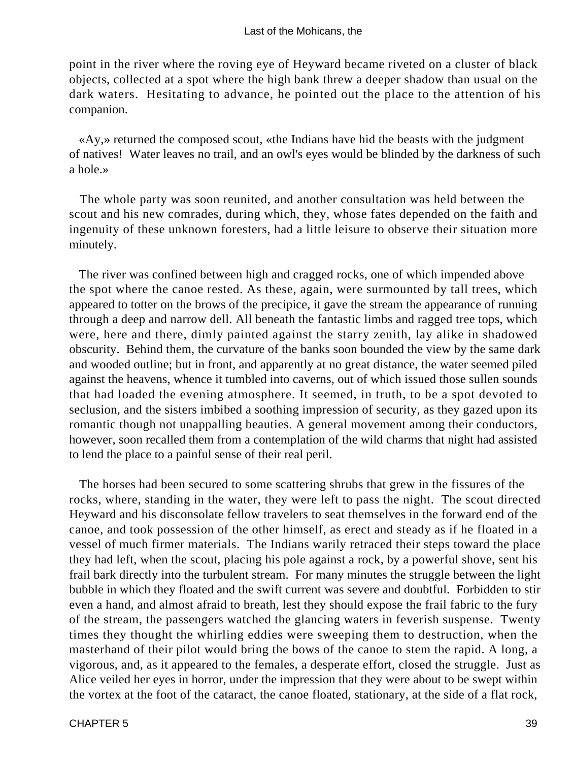point in the river where the roving eye of Heyward became riveted on a cluster of black objects, collected at a spot where the high bank threw a deeper shadow than usual on the dark waters. Hesitating to advance, he pointed out the place to the attention of his companion.

«Ay,» returned the composed scout, «the Indians have hid the beasts with the judgment of natives! Water leaves no trail, and an owl's eyes would be blinded by the darkness of such a hole.»

The whole party was soon reunited, and another consultation was held between the scout and his new comrades, during which, they, whose fates depended on the faith and ingenuity of these unknown foresters, had a little leisure to observe their situation more minutely.

The river was confined between high and cragged rocks, one of which impended above the spot where the canoe rested. As these, again, were surmounted by tall trees, which appeared to totter on the brows of the precipice, it gave the stream the appearance of running through a deep and narrow dell. All beneath the fantastic limbs and ragged tree tops, which were, here and there, dimly painted against the starry zenith, lay alike in shadowed obscurity. Behind them, the curvature of the banks soon bounded the view by the same dark and wooded outline; but in front, and apparently at no great distance, the water seemed piled against the heavens, whence it tumbled into caverns, out of which issued those sullen sounds that had loaded the evening atmosphere. It seemed, in truth, to be a spot devoted to seclusion, and the sisters imbibed a soothing impression of security, as they gazed upon its romantic though not unappalling beauties. A general movement among their conductors, however, soon recalled them from a contemplation of the wild charms that night had assisted to lend the place to a painful sense of their real peril.

The horses had been secured to some scattering shrubs that grew in the fissures of the rocks, where, standing in the water, they were left to pass the night. The scout directed Heyward and his disconsolate fellow travelers to seat themselves in the forward end of the canoe, and took possession of the other himself, as erect and steady as if he floated in a vessel of much firmer materials. The Indians warily retraced their steps toward the place they had left, when the scout, placing his pole against a rock, by a powerful shove, sent his frail bark directly into the turbulent stream. For many minutes the struggle between the light bubble in which they floated and the swift current was severe and doubtful. Forbidden to stir even a hand, and almost afraid to breath, lest they should expose the frail fabric to the fury of the stream, the passengers watched the glancing waters in feverish suspense. Twenty times they thought the whirling eddies were sweeping them to destruction, when the masterhand of their pilot would bring the bows of the canoe to stem the rapid. A long, a vigorous, and, as it appeared to the females, a desperate effort, closed the struggle. Just as Alice veiled her eyes in horror, under the impression that they were about to be swept within the vortex at the foot of the cataract, the canoe floated, stationary, at the side of a flat rock,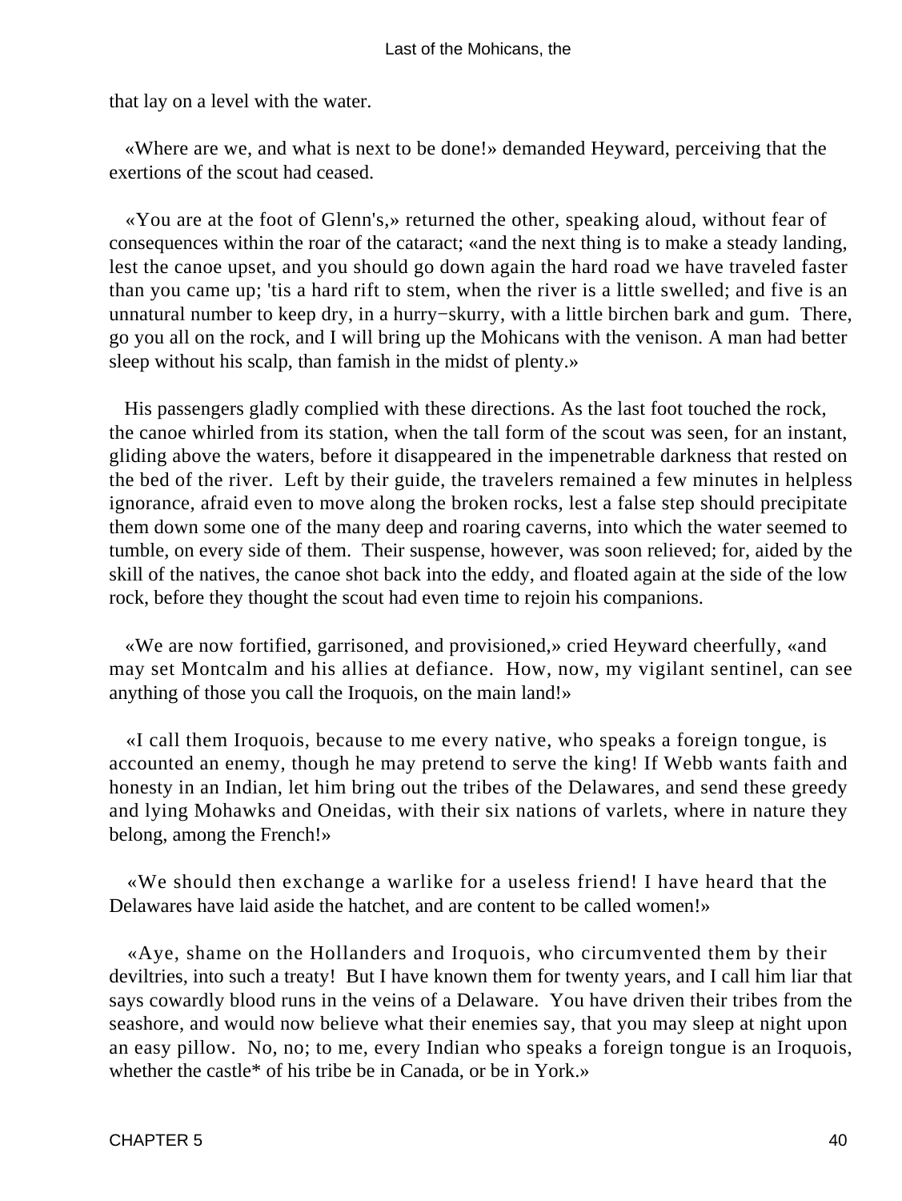that lay on a level with the water.

«Where are we, and what is next to be done!» demanded Heyward, perceiving that the exertions of the scout had ceased.

«You are at the foot of Glenn's,» returned the other, speaking aloud, without fear of consequences within the roar of the cataract; «and the next thing is to make a steady landing, lest the canoe upset, and you should go down again the hard road we have traveled faster than you came up; 'tis a hard rift to stem, when the river is a little swelled; and five is an unnatural number to keep dry, in a hurry−skurry, with a little birchen bark and gum. There, go you all on the rock, and I will bring up the Mohicans with the venison. A man had better sleep without his scalp, than famish in the midst of plenty.»

His passengers gladly complied with these directions. As the last foot touched the rock, the canoe whirled from its station, when the tall form of the scout was seen, for an instant, gliding above the waters, before it disappeared in the impenetrable darkness that rested on the bed of the river. Left by their guide, the travelers remained a few minutes in helpless ignorance, afraid even to move along the broken rocks, lest a false step should precipitate them down some one of the many deep and roaring caverns, into which the water seemed to tumble, on every side of them. Their suspense, however, was soon relieved; for, aided by the skill of the natives, the canoe shot back into the eddy, and floated again at the side of the low rock, before they thought the scout had even time to rejoin his companions.

«We are now fortified, garrisoned, and provisioned,» cried Heyward cheerfully, «and may set Montcalm and his allies at defiance. How, now, my vigilant sentinel, can see anything of those you call the Iroquois, on the main land!»

«I call them Iroquois, because to me every native, who speaks a foreign tongue, is accounted an enemy, though he may pretend to serve the king! If Webb wants faith and honesty in an Indian, let him bring out the tribes of the Delawares, and send these greedy and lying Mohawks and Oneidas, with their six nations of varlets, where in nature they belong, among the French!»

«We should then exchange a warlike for a useless friend! I have heard that the Delawares have laid aside the hatchet, and are content to be called women!»

«Aye, shame on the Hollanders and Iroquois, who circumvented them by their deviltries, into such a treaty! But I have known them for twenty years, and I call him liar that says cowardly blood runs in the veins of a Delaware. You have driven their tribes from the seashore, and would now believe what their enemies say, that you may sleep at night upon an easy pillow. No, no; to me, every Indian who speaks a foreign tongue is an Iroquois, whether the castle* of his tribe be in Canada, or be in York.»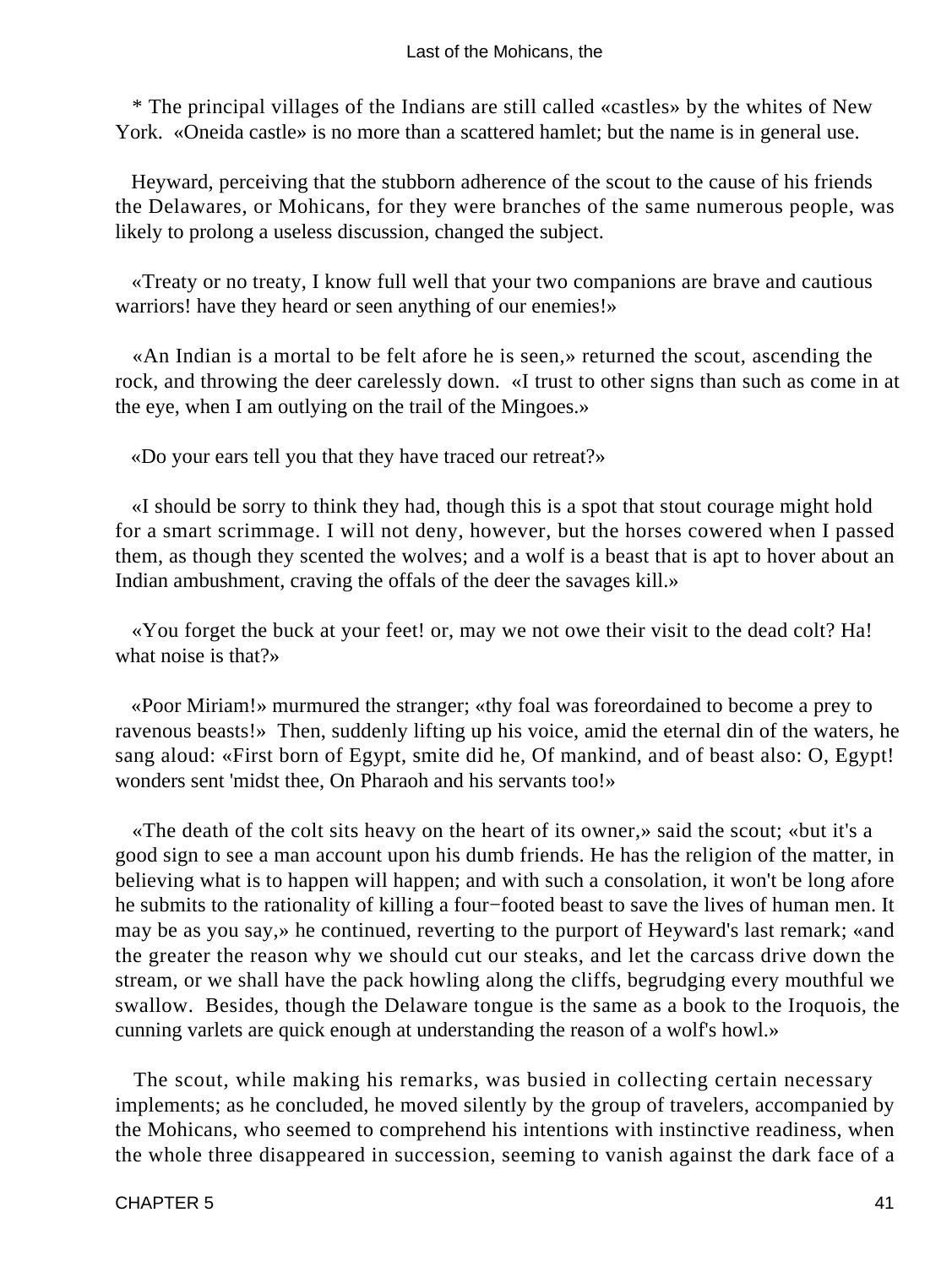* The principal villages of the Indians are still called «castles» by the whites of New York. «Oneida castle» is no more than a scattered hamlet; but the name is in general use.

Heyward, perceiving that the stubborn adherence of the scout to the cause of his friends the Delawares, or Mohicans, for they were branches of the same numerous people, was likely to prolong a useless discussion, changed the subject.

«Treaty or no treaty, I know full well that your two companions are brave and cautious warriors! have they heard or seen anything of our enemies!»

«An Indian is a mortal to be felt afore he is seen,» returned the scout, ascending the rock, and throwing the deer carelessly down. «I trust to other signs than such as come in at the eye, when I am outlying on the trail of the Mingoes.»

«Do your ears tell you that they have traced our retreat?»

«I should be sorry to think they had, though this is a spot that stout courage might hold for a smart scrimmage. I will not deny, however, but the horses cowered when I passed them, as though they scented the wolves; and a wolf is a beast that is apt to hover about an Indian ambushment, craving the offals of the deer the savages kill.»

«You forget the buck at your feet! or, may we not owe their visit to the dead colt? Ha! what noise is that?»

«Poor Miriam!» murmured the stranger; «thy foal was foreordained to become a prey to ravenous beasts!» Then, suddenly lifting up his voice, amid the eternal din of the waters, he sang aloud: «First born of Egypt, smite did he, Of mankind, and of beast also: O, Egypt! wonders sent 'midst thee, On Pharaoh and his servants too!»

«The death of the colt sits heavy on the heart of its owner,» said the scout; «but it's a good sign to see a man account upon his dumb friends. He has the religion of the matter, in believing what is to happen will happen; and with such a consolation, it won't be long afore he submits to the rationality of killing a four−footed beast to save the lives of human men. It may be as you say,» he continued, reverting to the purport of Heyward's last remark; «and the greater the reason why we should cut our steaks, and let the carcass drive down the stream, or we shall have the pack howling along the cliffs, begrudging every mouthful we swallow. Besides, though the Delaware tongue is the same as a book to the Iroquois, the cunning varlets are quick enough at understanding the reason of a wolf's howl.»

The scout, while making his remarks, was busied in collecting certain necessary implements; as he concluded, he moved silently by the group of travelers, accompanied by the Mohicans, who seemed to comprehend his intentions with instinctive readiness, when the whole three disappeared in succession, seeming to vanish against the dark face of a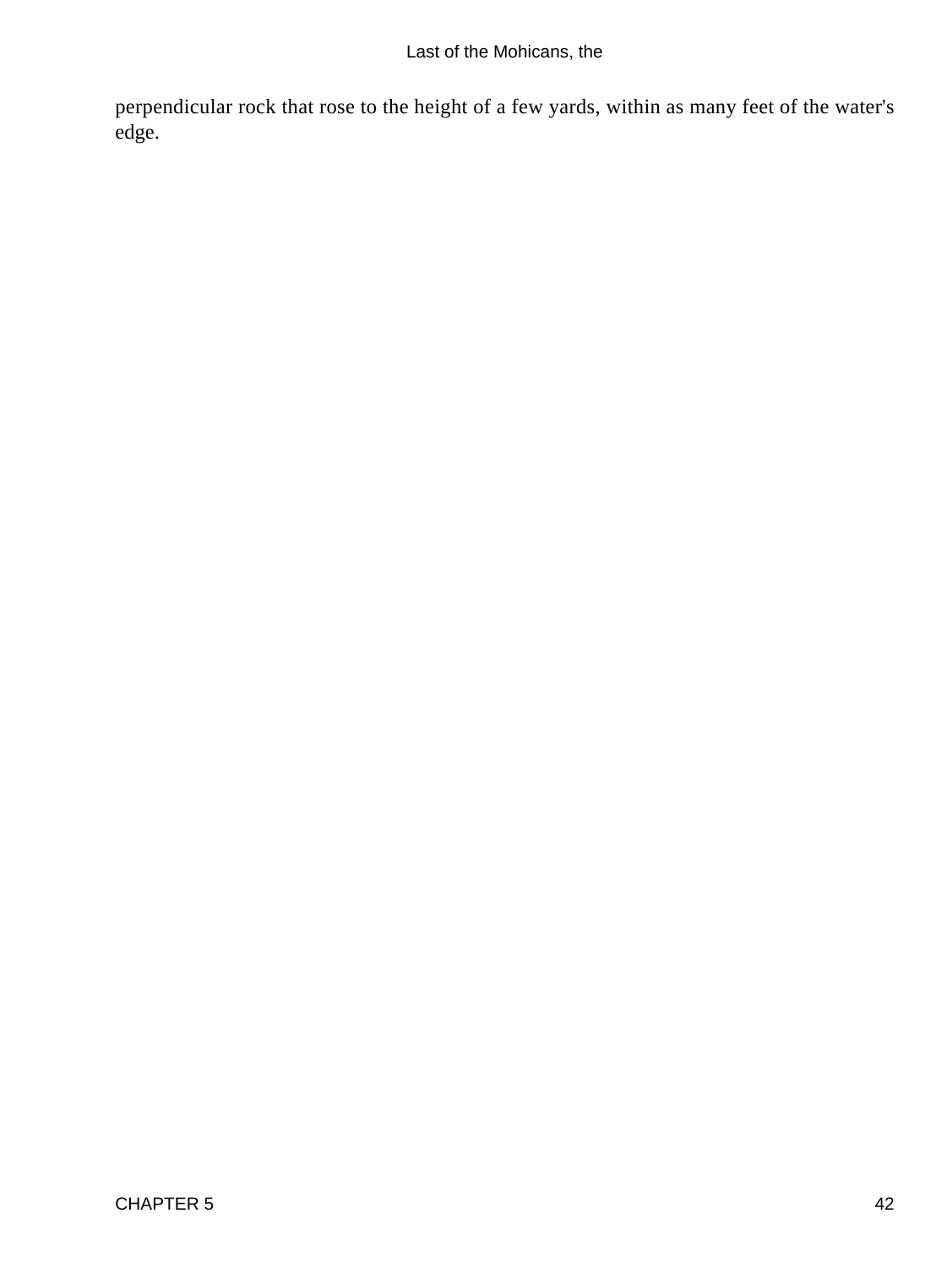perpendicular rock that rose to the height of a few yards, within as many feet of the water's edge.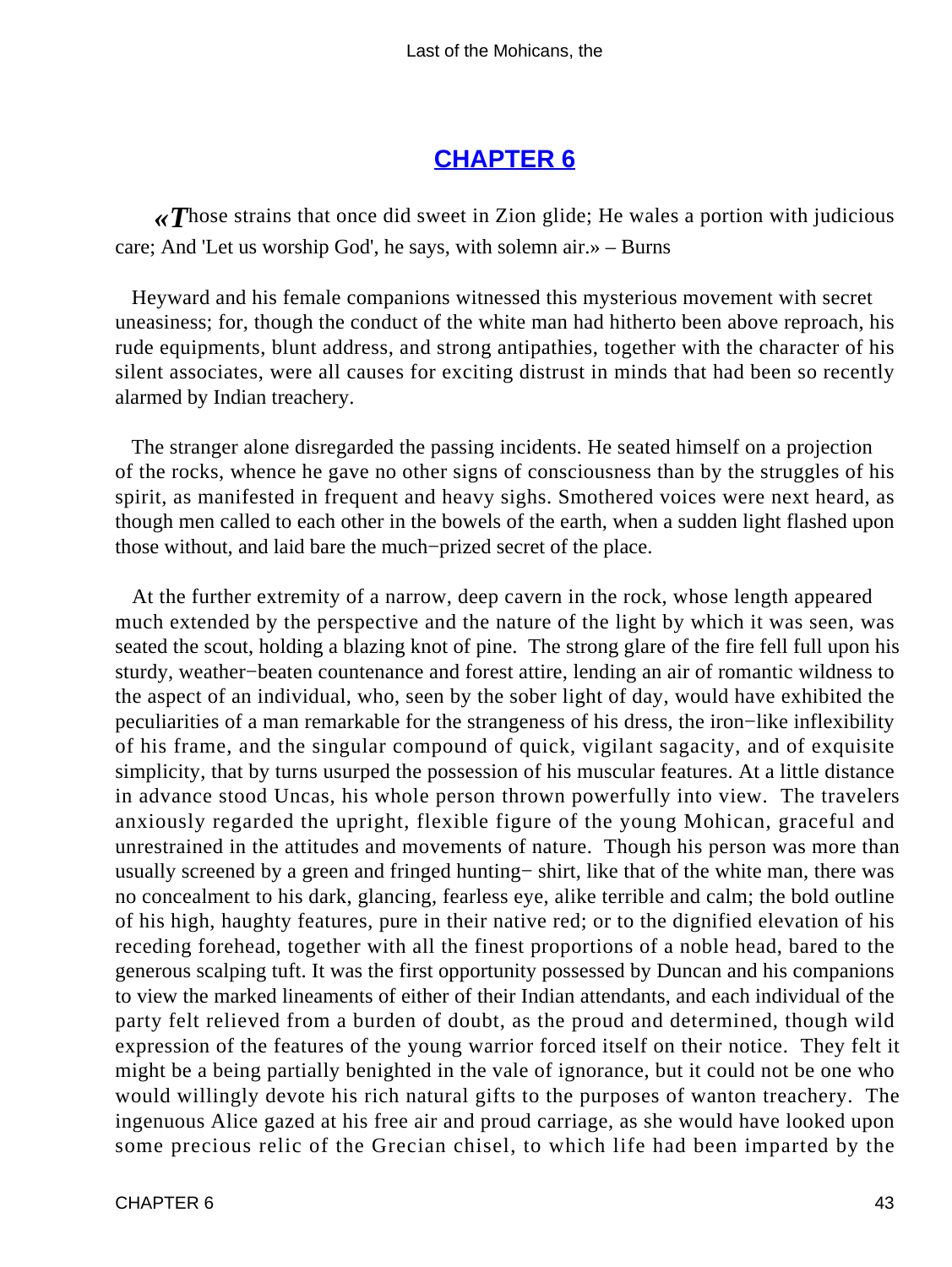## CHAPTER 6

*«Those strains that once did sweet in Zion glide; He wales a portion with judicious care; And 'Let us worship God', he says, with solemn air.» – Burns*

Heyward and his female companions witnessed this mysterious movement with secret uneasiness; for, though the conduct of the white man had hitherto been above reproach, his rude equipments, blunt address, and strong antipathies, together with the character of his silent associates, were all causes for exciting distrust in minds that had been so recently alarmed by Indian treachery.

The stranger alone disregarded the passing incidents. He seated himself on a projection of the rocks, whence he gave no other signs of consciousness than by the struggles of his spirit, as manifested in frequent and heavy sighs. Smothered voices were next heard, as though men called to each other in the bowels of the earth, when a sudden light flashed upon those without, and laid bare the much−prized secret of the place.

At the further extremity of a narrow, deep cavern in the rock, whose length appeared much extended by the perspective and the nature of the light by which it was seen, was seated the scout, holding a blazing knot of pine. The strong glare of the fire fell full upon his sturdy, weather−beaten countenance and forest attire, lending an air of romantic wildness to the aspect of an individual, who, seen by the sober light of day, would have exhibited the peculiarities of a man remarkable for the strangeness of his dress, the iron−like inflexibility of his frame, and the singular compound of quick, vigilant sagacity, and of exquisite simplicity, that by turns usurped the possession of his muscular features. At a little distance in advance stood Uncas, his whole person thrown powerfully into view. The travelers anxiously regarded the upright, flexible figure of the young Mohican, graceful and unrestrained in the attitudes and movements of nature. Though his person was more than usually screened by a green and fringed hunting− shirt, like that of the white man, there was no concealment to his dark, glancing, fearless eye, alike terrible and calm; the bold outline of his high, haughty features, pure in their native red; or to the dignified elevation of his receding forehead, together with all the finest proportions of a noble head, bared to the generous scalping tuft. It was the first opportunity possessed by Duncan and his companions to view the marked lineaments of either of their Indian attendants, and each individual of the party felt relieved from a burden of doubt, as the proud and determined, though wild expression of the features of the young warrior forced itself on their notice. They felt it might be a being partially benighted in the vale of ignorance, but it could not be one who would willingly devote his rich natural gifts to the purposes of wanton treachery. The ingenuous Alice gazed at his free air and proud carriage, as she would have looked upon some precious relic of the Grecian chisel, to which life had been imparted by the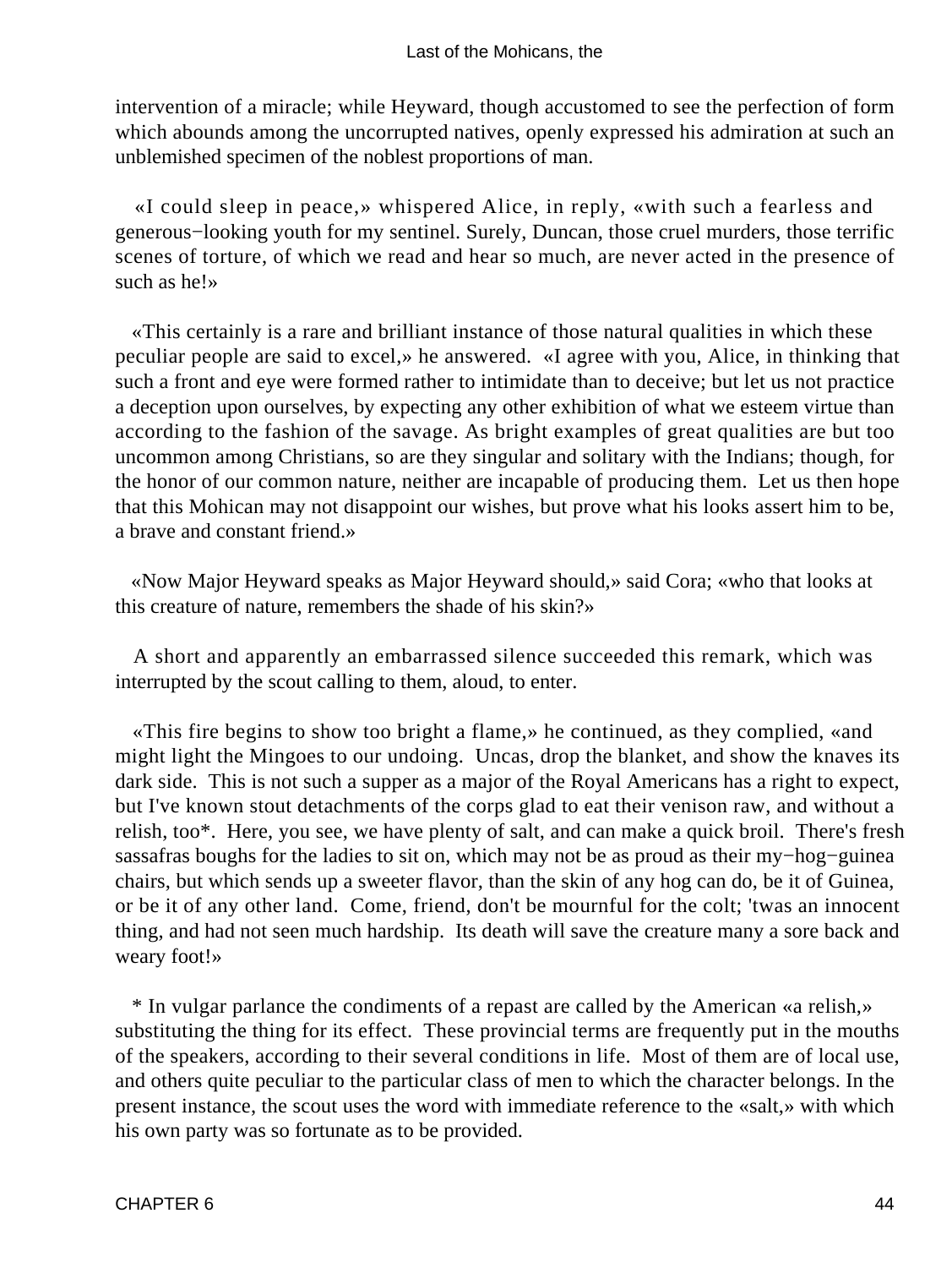intervention of a miracle; while Heyward, though accustomed to see the perfection of form which abounds among the uncorrupted natives, openly expressed his admiration at such an unblemished specimen of the noblest proportions of man.

«I could sleep in peace,» whispered Alice, in reply, «with such a fearless and generous−looking youth for my sentinel. Surely, Duncan, those cruel murders, those terrific scenes of torture, of which we read and hear so much, are never acted in the presence of such as he!»

«This certainly is a rare and brilliant instance of those natural qualities in which these peculiar people are said to excel,» he answered. «I agree with you, Alice, in thinking that such a front and eye were formed rather to intimidate than to deceive; but let us not practice a deception upon ourselves, by expecting any other exhibition of what we esteem virtue than according to the fashion of the savage. As bright examples of great qualities are but too uncommon among Christians, so are they singular and solitary with the Indians; though, for the honor of our common nature, neither are incapable of producing them. Let us then hope that this Mohican may not disappoint our wishes, but prove what his looks assert him to be, a brave and constant friend.»

«Now Major Heyward speaks as Major Heyward should,» said Cora; «who that looks at this creature of nature, remembers the shade of his skin?»

A short and apparently an embarrassed silence succeeded this remark, which was interrupted by the scout calling to them, aloud, to enter.

«This fire begins to show too bright a flame,» he continued, as they complied, «and might light the Mingoes to our undoing. Uncas, drop the blanket, and show the knaves its dark side. This is not such a supper as a major of the Royal Americans has a right to expect, but I've known stout detachments of the corps glad to eat their venison raw, and without a relish, too*. Here, you see, we have plenty of salt, and can make a quick broil. There's fresh sassafras boughs for the ladies to sit on, which may not be as proud as their my−hog−guinea chairs, but which sends up a sweeter flavor, than the skin of any hog can do, be it of Guinea, or be it of any other land. Come, friend, don't be mournful for the colt; 'twas an innocent thing, and had not seen much hardship. Its death will save the creature many a sore back and weary foot!»

* In vulgar parlance the condiments of a repast are called by the American «a relish,» substituting the thing for its effect. These provincial terms are frequently put in the mouths of the speakers, according to their several conditions in life. Most of them are of local use, and others quite peculiar to the particular class of men to which the character belongs. In the present instance, the scout uses the word with immediate reference to the «salt,» with which his own party was so fortunate as to be provided.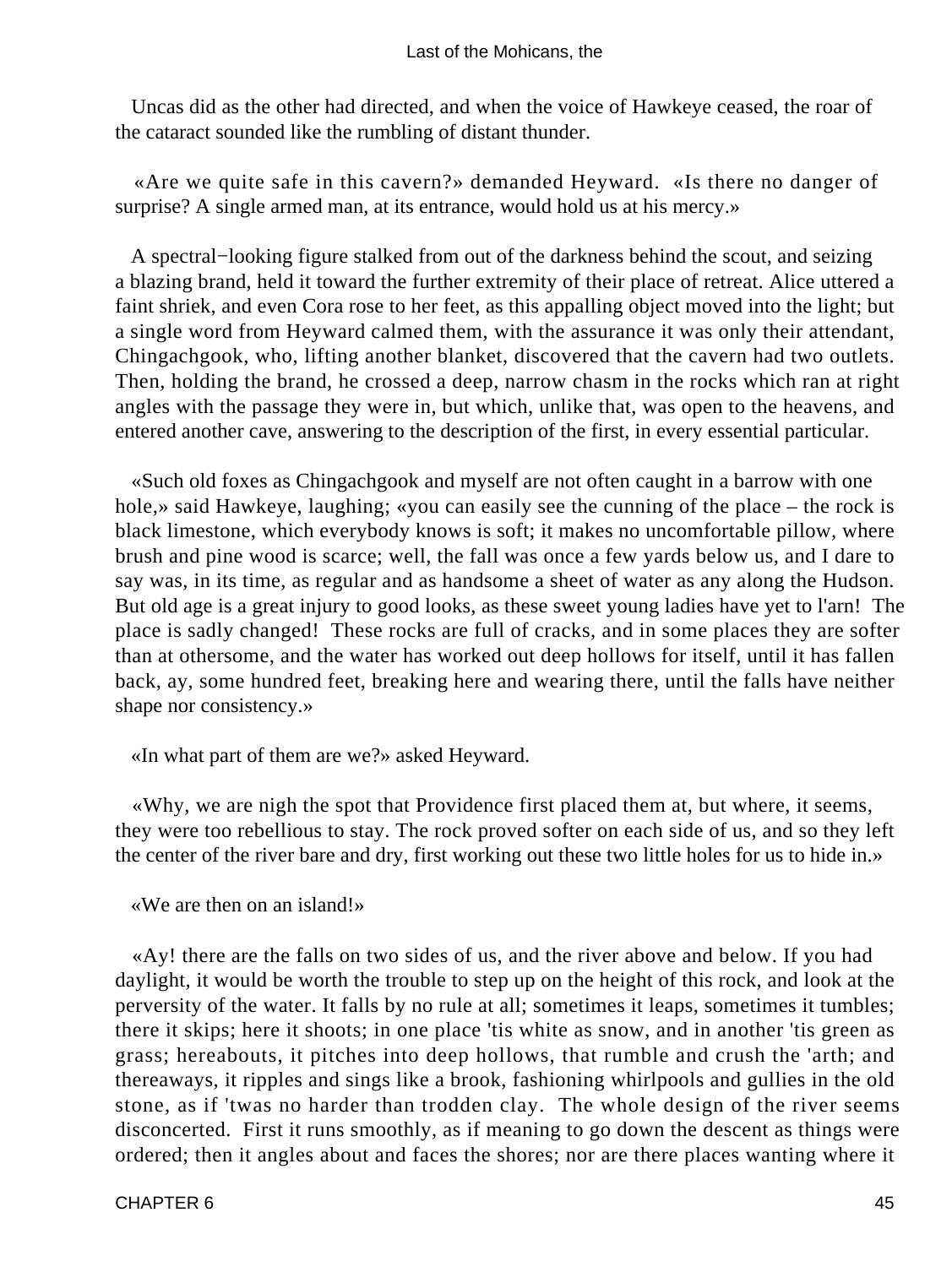Uncas did as the other had directed, and when the voice of Hawkeye ceased, the roar of the cataract sounded like the rumbling of distant thunder.

«Are we quite safe in this cavern?» demanded Heyward. «Is there no danger of surprise? A single armed man, at its entrance, would hold us at his mercy.»

A spectral−looking figure stalked from out of the darkness behind the scout, and seizing a blazing brand, held it toward the further extremity of their place of retreat. Alice uttered a faint shriek, and even Cora rose to her feet, as this appalling object moved into the light; but a single word from Heyward calmed them, with the assurance it was only their attendant, Chingachgook, who, lifting another blanket, discovered that the cavern had two outlets. Then, holding the brand, he crossed a deep, narrow chasm in the rocks which ran at right angles with the passage they were in, but which, unlike that, was open to the heavens, and entered another cave, answering to the description of the first, in every essential particular.

«Such old foxes as Chingachgook and myself are not often caught in a barrow with one hole,» said Hawkeye, laughing; «you can easily see the cunning of the place – the rock is black limestone, which everybody knows is soft; it makes no uncomfortable pillow, where brush and pine wood is scarce; well, the fall was once a few yards below us, and I dare to say was, in its time, as regular and as handsome a sheet of water as any along the Hudson. But old age is a great injury to good looks, as these sweet young ladies have yet to l'arn! The place is sadly changed! These rocks are full of cracks, and in some places they are softer than at othersome, and the water has worked out deep hollows for itself, until it has fallen back, ay, some hundred feet, breaking here and wearing there, until the falls have neither shape nor consistency.»

«In what part of them are we?» asked Heyward.

«Why, we are nigh the spot that Providence first placed them at, but where, it seems, they were too rebellious to stay. The rock proved softer on each side of us, and so they left the center of the river bare and dry, first working out these two little holes for us to hide in.»

«We are then on an island!»

«Ay! there are the falls on two sides of us, and the river above and below. If you had daylight, it would be worth the trouble to step up on the height of this rock, and look at the perversity of the water. It falls by no rule at all; sometimes it leaps, sometimes it tumbles; there it skips; here it shoots; in one place 'tis white as snow, and in another 'tis green as grass; hereabouts, it pitches into deep hollows, that rumble and crush the 'arth; and thereaways, it ripples and sings like a brook, fashioning whirlpools and gullies in the old stone, as if 'twas no harder than trodden clay. The whole design of the river seems disconcerted. First it runs smoothly, as if meaning to go down the descent as things were ordered; then it angles about and faces the shores; nor are there places wanting where it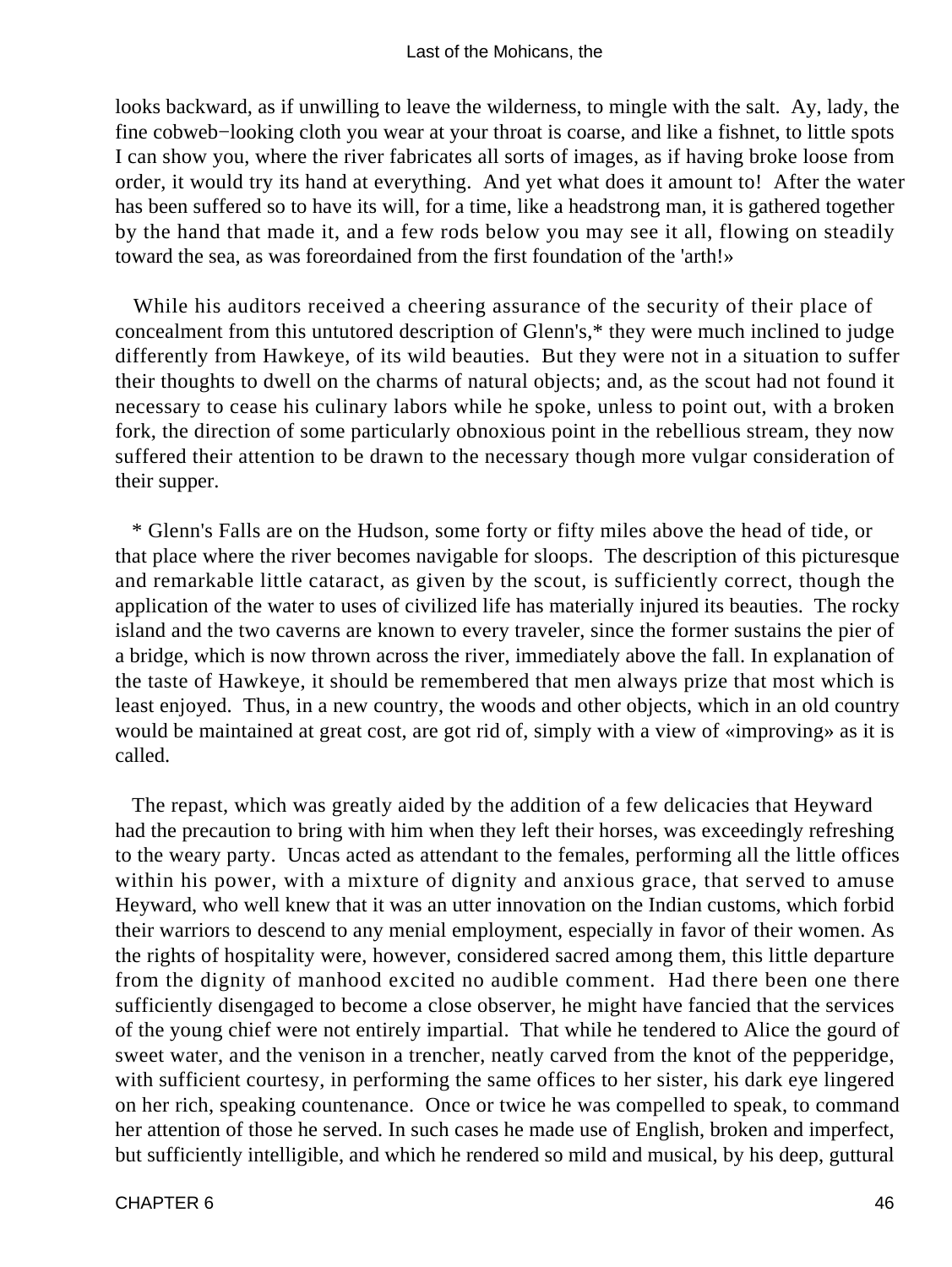looks backward, as if unwilling to leave the wilderness, to mingle with the salt. Ay, lady, the fine cobweb−looking cloth you wear at your throat is coarse, and like a fishnet, to little spots I can show you, where the river fabricates all sorts of images, as if having broke loose from order, it would try its hand at everything. And yet what does it amount to! After the water has been suffered so to have its will, for a time, like a headstrong man, it is gathered together by the hand that made it, and a few rods below you may see it all, flowing on steadily toward the sea, as was foreordained from the first foundation of the 'arth!»

While his auditors received a cheering assurance of the security of their place of concealment from this untutored description of Glenn's,* they were much inclined to judge differently from Hawkeye, of its wild beauties. But they were not in a situation to suffer their thoughts to dwell on the charms of natural objects; and, as the scout had not found it necessary to cease his culinary labors while he spoke, unless to point out, with a broken fork, the direction of some particularly obnoxious point in the rebellious stream, they now suffered their attention to be drawn to the necessary though more vulgar consideration of their supper.

* Glenn's Falls are on the Hudson, some forty or fifty miles above the head of tide, or that place where the river becomes navigable for sloops. The description of this picturesque and remarkable little cataract, as given by the scout, is sufficiently correct, though the application of the water to uses of civilized life has materially injured its beauties. The rocky island and the two caverns are known to every traveler, since the former sustains the pier of a bridge, which is now thrown across the river, immediately above the fall. In explanation of the taste of Hawkeye, it should be remembered that men always prize that most which is least enjoyed. Thus, in a new country, the woods and other objects, which in an old country would be maintained at great cost, are got rid of, simply with a view of «improving» as it is called.

The repast, which was greatly aided by the addition of a few delicacies that Heyward had the precaution to bring with him when they left their horses, was exceedingly refreshing to the weary party. Uncas acted as attendant to the females, performing all the little offices within his power, with a mixture of dignity and anxious grace, that served to amuse Heyward, who well knew that it was an utter innovation on the Indian customs, which forbid their warriors to descend to any menial employment, especially in favor of their women. As the rights of hospitality were, however, considered sacred among them, this little departure from the dignity of manhood excited no audible comment. Had there been one there sufficiently disengaged to become a close observer, he might have fancied that the services of the young chief were not entirely impartial. That while he tendered to Alice the gourd of sweet water, and the venison in a trencher, neatly carved from the knot of the pepperidge, with sufficient courtesy, in performing the same offices to her sister, his dark eye lingered on her rich, speaking countenance. Once or twice he was compelled to speak, to command her attention of those he served. In such cases he made use of English, broken and imperfect, but sufficiently intelligible, and which he rendered so mild and musical, by his deep, guttural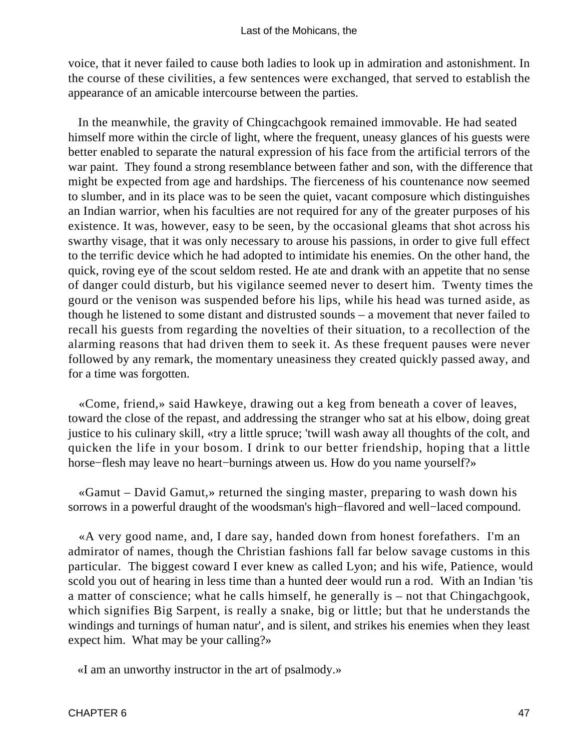voice, that it never failed to cause both ladies to look up in admiration and astonishment. In the course of these civilities, a few sentences were exchanged, that served to establish the appearance of an amicable intercourse between the parties.

In the meanwhile, the gravity of Chingcachgook remained immovable. He had seated himself more within the circle of light, where the frequent, uneasy glances of his guests were better enabled to separate the natural expression of his face from the artificial terrors of the war paint. They found a strong resemblance between father and son, with the difference that might be expected from age and hardships. The fierceness of his countenance now seemed to slumber, and in its place was to be seen the quiet, vacant composure which distinguishes an Indian warrior, when his faculties are not required for any of the greater purposes of his existence. It was, however, easy to be seen, by the occasional gleams that shot across his swarthy visage, that it was only necessary to arouse his passions, in order to give full effect to the terrific device which he had adopted to intimidate his enemies. On the other hand, the quick, roving eye of the scout seldom rested. He ate and drank with an appetite that no sense of danger could disturb, but his vigilance seemed never to desert him. Twenty times the gourd or the venison was suspended before his lips, while his head was turned aside, as though he listened to some distant and distrusted sounds – a movement that never failed to recall his guests from regarding the novelties of their situation, to a recollection of the alarming reasons that had driven them to seek it. As these frequent pauses were never followed by any remark, the momentary uneasiness they created quickly passed away, and for a time was forgotten.

«Come, friend,» said Hawkeye, drawing out a keg from beneath a cover of leaves, toward the close of the repast, and addressing the stranger who sat at his elbow, doing great justice to his culinary skill, «try a little spruce; 'twill wash away all thoughts of the colt, and quicken the life in your bosom. I drink to our better friendship, hoping that a little horse−flesh may leave no heart−burnings atween us. How do you name yourself?»

«Gamut – David Gamut,» returned the singing master, preparing to wash down his sorrows in a powerful draught of the woodsman's high−flavored and well−laced compound.

«A very good name, and, I dare say, handed down from honest forefathers. I'm an admirator of names, though the Christian fashions fall far below savage customs in this particular. The biggest coward I ever knew as called Lyon; and his wife, Patience, would scold you out of hearing in less time than a hunted deer would run a rod. With an Indian 'tis a matter of conscience; what he calls himself, he generally is – not that Chingachgook, which signifies Big Sarpent, is really a snake, big or little; but that he understands the windings and turnings of human natur', and is silent, and strikes his enemies when they least expect him. What may be your calling?»

«I am an unworthy instructor in the art of psalmody.»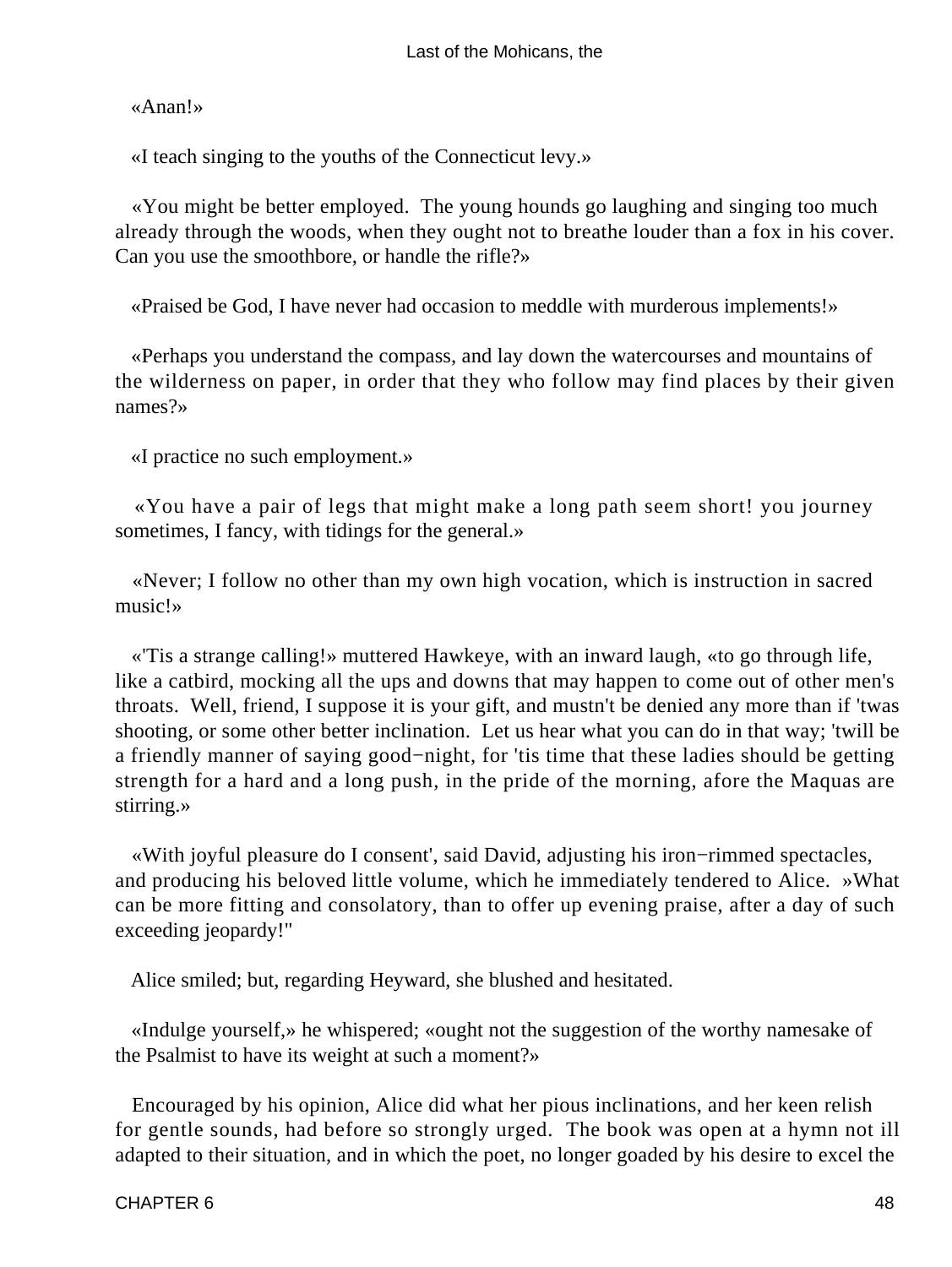«Anan!»

«I teach singing to the youths of the Connecticut levy.»

«You might be better employed. The young hounds go laughing and singing too much already through the woods, when they ought not to breathe louder than a fox in his cover. Can you use the smoothbore, or handle the rifle?»

«Praised be God, I have never had occasion to meddle with murderous implements!»

«Perhaps you understand the compass, and lay down the watercourses and mountains of the wilderness on paper, in order that they who follow may find places by their given names?»

«I practice no such employment.»

«You have a pair of legs that might make a long path seem short! you journey sometimes, I fancy, with tidings for the general.»

«Never; I follow no other than my own high vocation, which is instruction in sacred music!»

«'Tis a strange calling!» muttered Hawkeye, with an inward laugh, «to go through life, like a catbird, mocking all the ups and downs that may happen to come out of other men's throats. Well, friend, I suppose it is your gift, and mustn't be denied any more than if 'twas shooting, or some other better inclination. Let us hear what you can do in that way; 'twill be a friendly manner of saying good−night, for 'tis time that these ladies should be getting strength for a hard and a long push, in the pride of the morning, afore the Maquas are stirring.»

«With joyful pleasure do I consent', said David, adjusting his iron−rimmed spectacles, and producing his beloved little volume, which he immediately tendered to Alice. »What can be more fitting and consolatory, than to offer up evening praise, after a day of such exceeding jeopardy!"

Alice smiled; but, regarding Heyward, she blushed and hesitated.

«Indulge yourself,» he whispered; «ought not the suggestion of the worthy namesake of the Psalmist to have its weight at such a moment?»

Encouraged by his opinion, Alice did what her pious inclinations, and her keen relish for gentle sounds, had before so strongly urged. The book was open at a hymn not ill adapted to their situation, and in which the poet, no longer goaded by his desire to excel the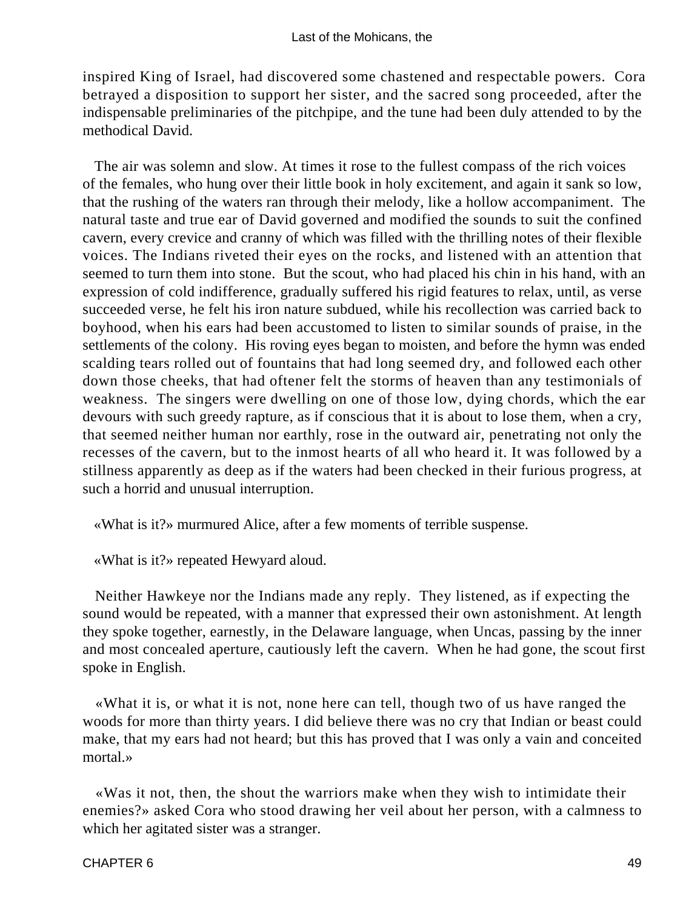inspired King of Israel, had discovered some chastened and respectable powers. Cora betrayed a disposition to support her sister, and the sacred song proceeded, after the indispensable preliminaries of the pitchpipe, and the tune had been duly attended to by the methodical David.

The air was solemn and slow. At times it rose to the fullest compass of the rich voices of the females, who hung over their little book in holy excitement, and again it sank so low, that the rushing of the waters ran through their melody, like a hollow accompaniment. The natural taste and true ear of David governed and modified the sounds to suit the confined cavern, every crevice and cranny of which was filled with the thrilling notes of their flexible voices. The Indians riveted their eyes on the rocks, and listened with an attention that seemed to turn them into stone. But the scout, who had placed his chin in his hand, with an expression of cold indifference, gradually suffered his rigid features to relax, until, as verse succeeded verse, he felt his iron nature subdued, while his recollection was carried back to boyhood, when his ears had been accustomed to listen to similar sounds of praise, in the settlements of the colony. His roving eyes began to moisten, and before the hymn was ended scalding tears rolled out of fountains that had long seemed dry, and followed each other down those cheeks, that had oftener felt the storms of heaven than any testimonials of weakness. The singers were dwelling on one of those low, dying chords, which the ear devours with such greedy rapture, as if conscious that it is about to lose them, when a cry, that seemed neither human nor earthly, rose in the outward air, penetrating not only the recesses of the cavern, but to the inmost hearts of all who heard it. It was followed by a stillness apparently as deep as if the waters had been checked in their furious progress, at such a horrid and unusual interruption.

«What is it?» murmured Alice, after a few moments of terrible suspense.

«What is it?» repeated Hewyard aloud.

Neither Hawkeye nor the Indians made any reply. They listened, as if expecting the sound would be repeated, with a manner that expressed their own astonishment. At length they spoke together, earnestly, in the Delaware language, when Uncas, passing by the inner and most concealed aperture, cautiously left the cavern. When he had gone, the scout first spoke in English.

«What it is, or what it is not, none here can tell, though two of us have ranged the woods for more than thirty years. I did believe there was no cry that Indian or beast could make, that my ears had not heard; but this has proved that I was only a vain and conceited mortal.»

«Was it not, then, the shout the warriors make when they wish to intimidate their enemies?» asked Cora who stood drawing her veil about her person, with a calmness to which her agitated sister was a stranger.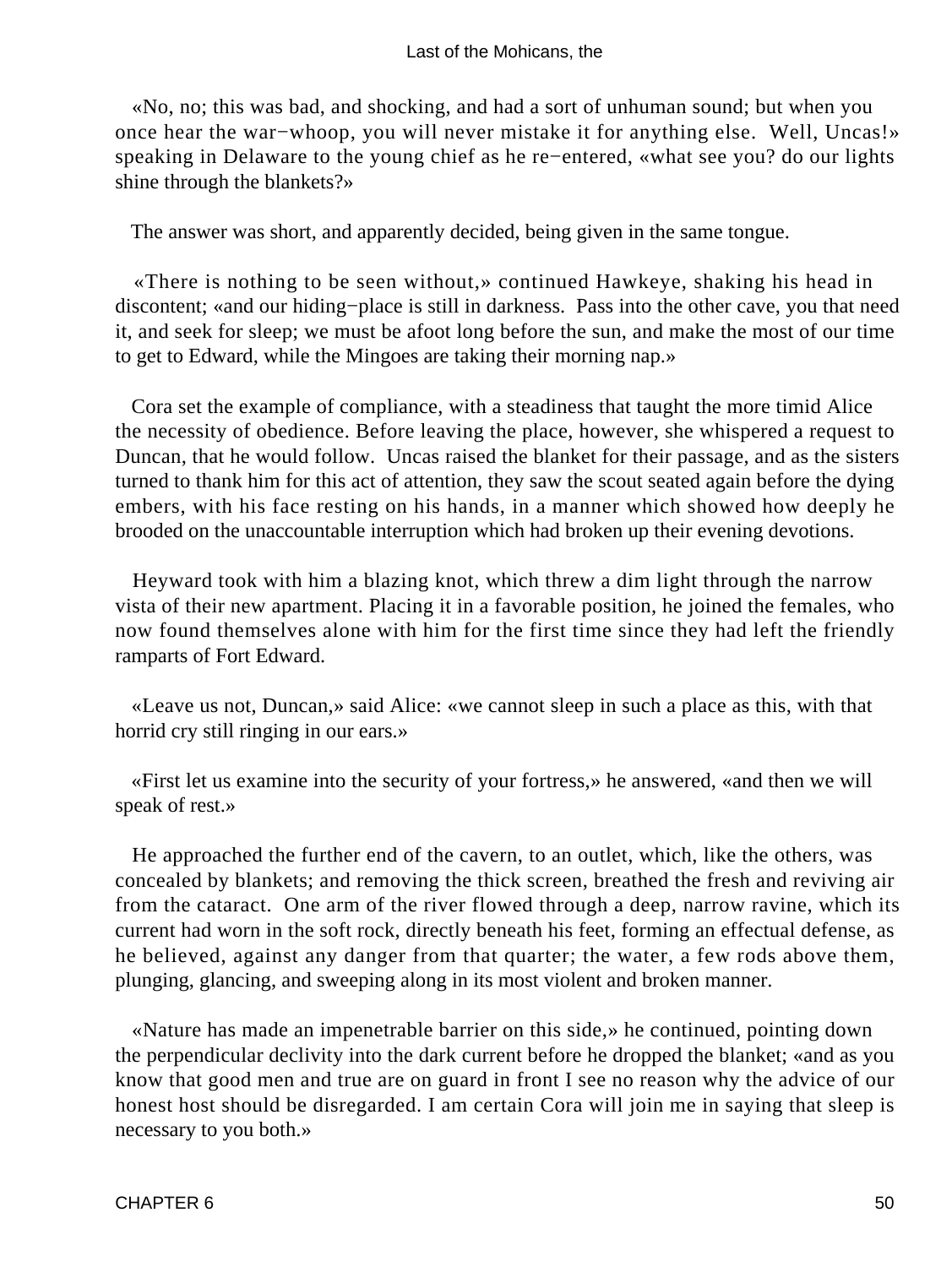«No, no; this was bad, and shocking, and had a sort of unhuman sound; but when you once hear the war−whoop, you will never mistake it for anything else. Well, Uncas!» speaking in Delaware to the young chief as he re−entered, «what see you? do our lights shine through the blankets?»

The answer was short, and apparently decided, being given in the same tongue.

«There is nothing to be seen without,» continued Hawkeye, shaking his head in discontent; «and our hiding−place is still in darkness. Pass into the other cave, you that need it, and seek for sleep; we must be afoot long before the sun, and make the most of our time to get to Edward, while the Mingoes are taking their morning nap.»

Cora set the example of compliance, with a steadiness that taught the more timid Alice the necessity of obedience. Before leaving the place, however, she whispered a request to Duncan, that he would follow. Uncas raised the blanket for their passage, and as the sisters turned to thank him for this act of attention, they saw the scout seated again before the dying embers, with his face resting on his hands, in a manner which showed how deeply he brooded on the unaccountable interruption which had broken up their evening devotions.

Heyward took with him a blazing knot, which threw a dim light through the narrow vista of their new apartment. Placing it in a favorable position, he joined the females, who now found themselves alone with him for the first time since they had left the friendly ramparts of Fort Edward.

«Leave us not, Duncan,» said Alice: «we cannot sleep in such a place as this, with that horrid cry still ringing in our ears.»

«First let us examine into the security of your fortress,» he answered, «and then we will speak of rest.»

He approached the further end of the cavern, to an outlet, which, like the others, was concealed by blankets; and removing the thick screen, breathed the fresh and reviving air from the cataract. One arm of the river flowed through a deep, narrow ravine, which its current had worn in the soft rock, directly beneath his feet, forming an effectual defense, as he believed, against any danger from that quarter; the water, a few rods above them, plunging, glancing, and sweeping along in its most violent and broken manner.

«Nature has made an impenetrable barrier on this side,» he continued, pointing down the perpendicular declivity into the dark current before he dropped the blanket; «and as you know that good men and true are on guard in front I see no reason why the advice of our honest host should be disregarded. I am certain Cora will join me in saying that sleep is necessary to you both.»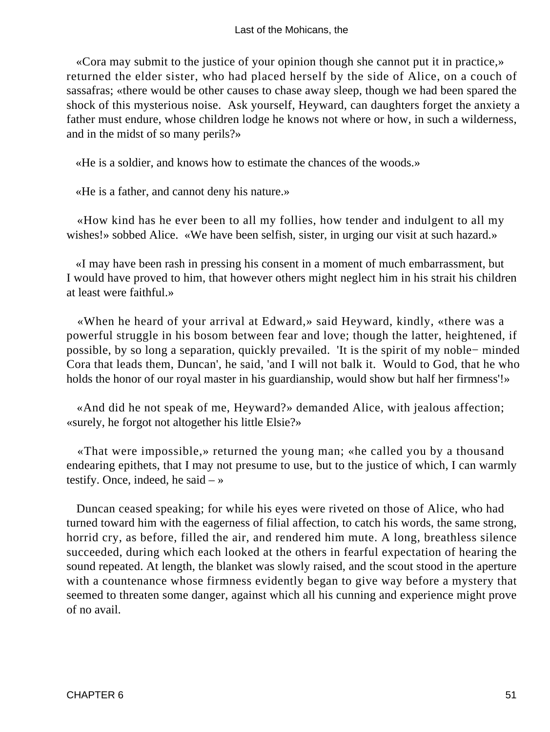«Cora may submit to the justice of your opinion though she cannot put it in practice,» returned the elder sister, who had placed herself by the side of Alice, on a couch of sassafras; «there would be other causes to chase away sleep, though we had been spared the shock of this mysterious noise. Ask yourself, Heyward, can daughters forget the anxiety a father must endure, whose children lodge he knows not where or how, in such a wilderness, and in the midst of so many perils?»

«He is a soldier, and knows how to estimate the chances of the woods.»

«He is a father, and cannot deny his nature.»

«How kind has he ever been to all my follies, how tender and indulgent to all my wishes!» sobbed Alice. «We have been selfish, sister, in urging our visit at such hazard.»

«I may have been rash in pressing his consent in a moment of much embarrassment, but I would have proved to him, that however others might neglect him in his strait his children at least were faithful.»

«When he heard of your arrival at Edward,» said Heyward, kindly, «there was a powerful struggle in his bosom between fear and love; though the latter, heightened, if possible, by so long a separation, quickly prevailed. 'It is the spirit of my noble− minded Cora that leads them, Duncan', he said, 'and I will not balk it. Would to God, that he who holds the honor of our royal master in his guardianship, would show but half her firmness'!»

«And did he not speak of me, Heyward?» demanded Alice, with jealous affection; «surely, he forgot not altogether his little Elsie?»

«That were impossible,» returned the young man; «he called you by a thousand endearing epithets, that I may not presume to use, but to the justice of which, I can warmly testify. Once, indeed, he said – »

Duncan ceased speaking; for while his eyes were riveted on those of Alice, who had turned toward him with the eagerness of filial affection, to catch his words, the same strong, horrid cry, as before, filled the air, and rendered him mute. A long, breathless silence succeeded, during which each looked at the others in fearful expectation of hearing the sound repeated. At length, the blanket was slowly raised, and the scout stood in the aperture with a countenance whose firmness evidently began to give way before a mystery that seemed to threaten some danger, against which all his cunning and experience might prove of no avail.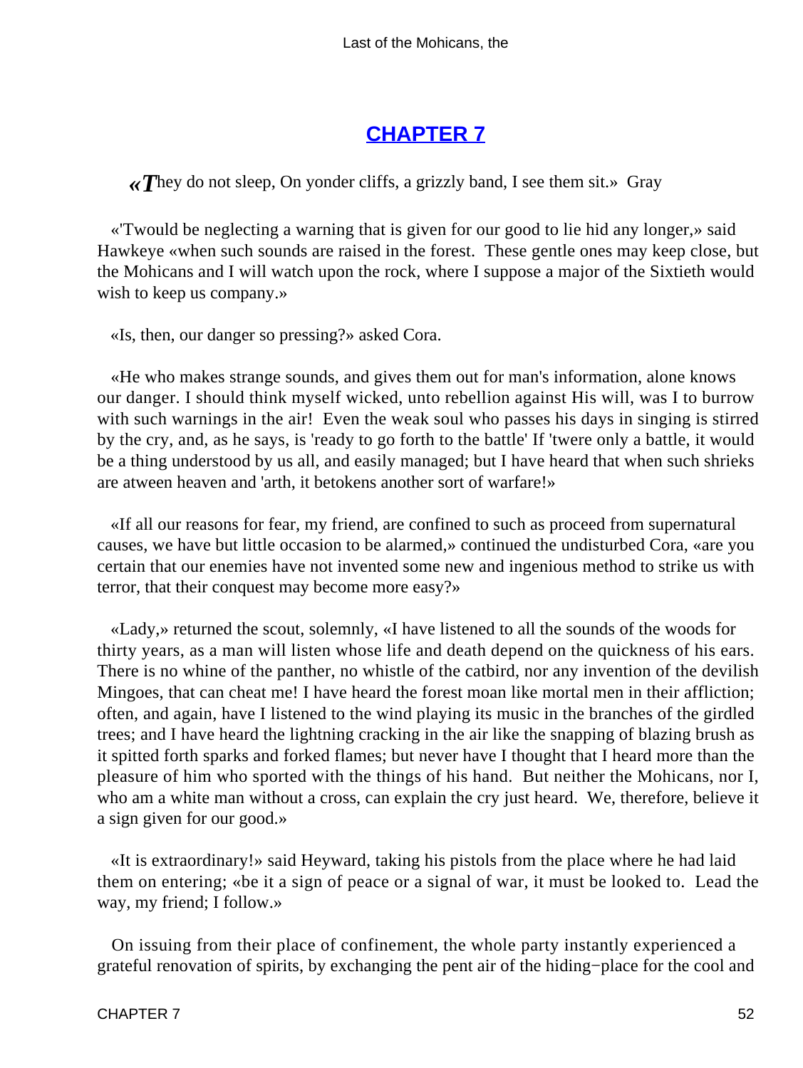# CHAPTER 7

*«They do not sleep, On yonder cliffs, a grizzly band, I see them sit.»* Gray

«'Twould be neglecting a warning that is given for our good to lie hid any longer,» said Hawkeye «when such sounds are raised in the forest. These gentle ones may keep close, but the Mohicans and I will watch upon the rock, where I suppose a major of the Sixtieth would wish to keep us company.»

«Is, then, our danger so pressing?» asked Cora.

«He who makes strange sounds, and gives them out for man's information, alone knows our danger. I should think myself wicked, unto rebellion against His will, was I to burrow with such warnings in the air! Even the weak soul who passes his days in singing is stirred by the cry, and, as he says, is 'ready to go forth to the battle' If 'twere only a battle, it would be a thing understood by us all, and easily managed; but I have heard that when such shrieks are atween heaven and 'arth, it betokens another sort of warfare!»

«If all our reasons for fear, my friend, are confined to such as proceed from supernatural causes, we have but little occasion to be alarmed,» continued the undisturbed Cora, «are you certain that our enemies have not invented some new and ingenious method to strike us with terror, that their conquest may become more easy?»

«Lady,» returned the scout, solemnly, «I have listened to all the sounds of the woods for thirty years, as a man will listen whose life and death depend on the quickness of his ears. There is no whine of the panther, no whistle of the catbird, nor any invention of the devilish Mingoes, that can cheat me! I have heard the forest moan like mortal men in their affliction; often, and again, have I listened to the wind playing its music in the branches of the girdled trees; and I have heard the lightning cracking in the air like the snapping of blazing brush as it spitted forth sparks and forked flames; but never have I thought that I heard more than the pleasure of him who sported with the things of his hand. But neither the Mohicans, nor I, who am a white man without a cross, can explain the cry just heard. We, therefore, believe it a sign given for our good.»

«It is extraordinary!» said Heyward, taking his pistols from the place where he had laid them on entering; «be it a sign of peace or a signal of war, it must be looked to. Lead the way, my friend; I follow.»

On issuing from their place of confinement, the whole party instantly experienced a grateful renovation of spirits, by exchanging the pent air of the hiding−place for the cool and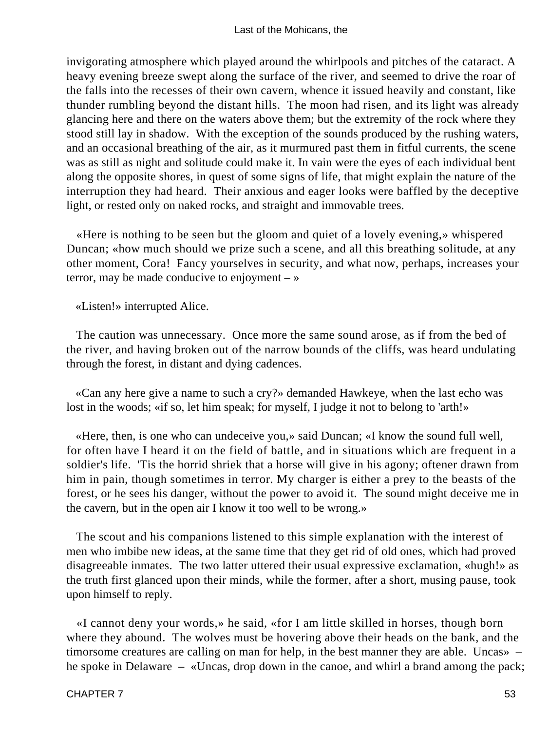invigorating atmosphere which played around the whirlpools and pitches of the cataract. A heavy evening breeze swept along the surface of the river, and seemed to drive the roar of the falls into the recesses of their own cavern, whence it issued heavily and constant, like thunder rumbling beyond the distant hills. The moon had risen, and its light was already glancing here and there on the waters above them; but the extremity of the rock where they stood still lay in shadow. With the exception of the sounds produced by the rushing waters, and an occasional breathing of the air, as it murmured past them in fitful currents, the scene was as still as night and solitude could make it. In vain were the eyes of each individual bent along the opposite shores, in quest of some signs of life, that might explain the nature of the interruption they had heard. Their anxious and eager looks were baffled by the deceptive light, or rested only on naked rocks, and straight and immovable trees.

«Here is nothing to be seen but the gloom and quiet of a lovely evening,» whispered Duncan; «how much should we prize such a scene, and all this breathing solitude, at any other moment, Cora! Fancy yourselves in security, and what now, perhaps, increases your terror, may be made conducive to enjoyment – »

«Listen!» interrupted Alice.

The caution was unnecessary. Once more the same sound arose, as if from the bed of the river, and having broken out of the narrow bounds of the cliffs, was heard undulating through the forest, in distant and dying cadences.

«Can any here give a name to such a cry?» demanded Hawkeye, when the last echo was lost in the woods; «if so, let him speak; for myself, I judge it not to belong to 'arth!»

«Here, then, is one who can undeceive you,» said Duncan; «I know the sound full well, for often have I heard it on the field of battle, and in situations which are frequent in a soldier's life. 'Tis the horrid shriek that a horse will give in his agony; oftener drawn from him in pain, though sometimes in terror. My charger is either a prey to the beasts of the forest, or he sees his danger, without the power to avoid it. The sound might deceive me in the cavern, but in the open air I know it too well to be wrong.»

The scout and his companions listened to this simple explanation with the interest of men who imbibe new ideas, at the same time that they get rid of old ones, which had proved disagreeable inmates. The two latter uttered their usual expressive exclamation, «hugh!» as the truth first glanced upon their minds, while the former, after a short, musing pause, took upon himself to reply.

«I cannot deny your words,» he said, «for I am little skilled in horses, though born where they abound. The wolves must be hovering above their heads on the bank, and the timorsome creatures are calling on man for help, in the best manner they are able. Uncas» – he spoke in Delaware – «Uncas, drop down in the canoe, and whirl a brand among the pack;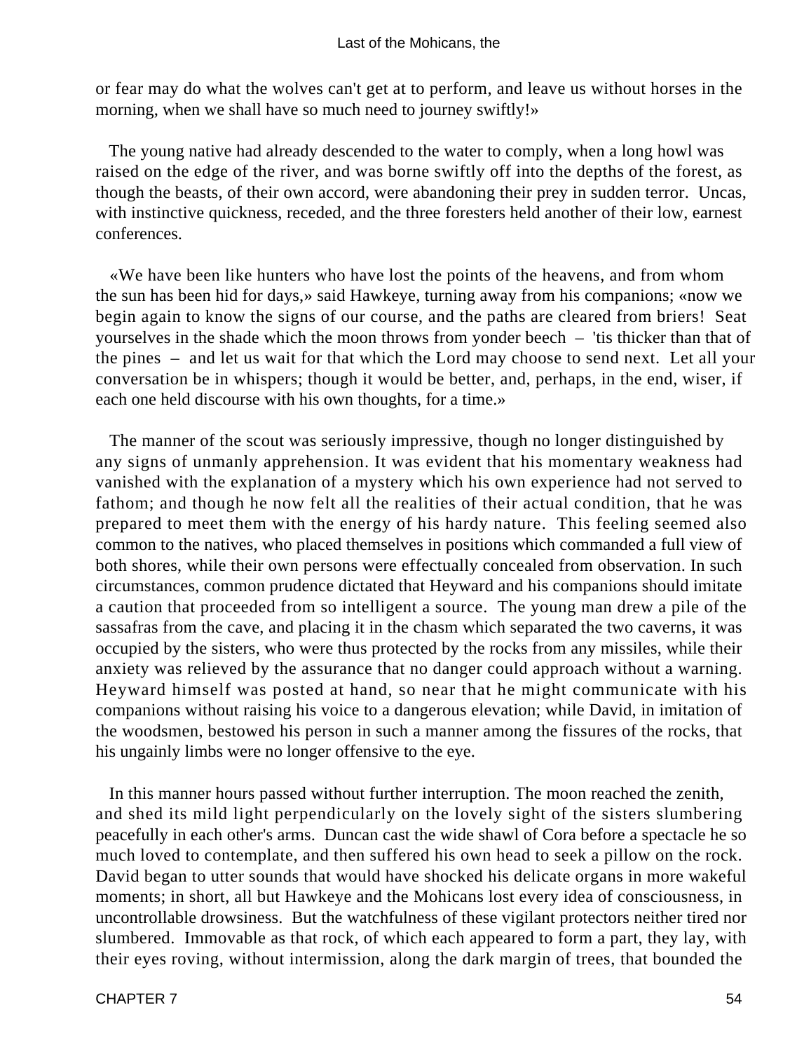or fear may do what the wolves can't get at to perform, and leave us without horses in the morning, when we shall have so much need to journey swiftly!»

The young native had already descended to the water to comply, when a long howl was raised on the edge of the river, and was borne swiftly off into the depths of the forest, as though the beasts, of their own accord, were abandoning their prey in sudden terror. Uncas, with instinctive quickness, receded, and the three foresters held another of their low, earnest conferences.

«We have been like hunters who have lost the points of the heavens, and from whom the sun has been hid for days,» said Hawkeye, turning away from his companions; «now we begin again to know the signs of our course, and the paths are cleared from briers! Seat yourselves in the shade which the moon throws from yonder beech – 'tis thicker than that of the pines – and let us wait for that which the Lord may choose to send next. Let all your conversation be in whispers; though it would be better, and, perhaps, in the end, wiser, if each one held discourse with his own thoughts, for a time.»

The manner of the scout was seriously impressive, though no longer distinguished by any signs of unmanly apprehension. It was evident that his momentary weakness had vanished with the explanation of a mystery which his own experience had not served to fathom; and though he now felt all the realities of their actual condition, that he was prepared to meet them with the energy of his hardy nature. This feeling seemed also common to the natives, who placed themselves in positions which commanded a full view of both shores, while their own persons were effectually concealed from observation. In such circumstances, common prudence dictated that Heyward and his companions should imitate a caution that proceeded from so intelligent a source. The young man drew a pile of the sassafras from the cave, and placing it in the chasm which separated the two caverns, it was occupied by the sisters, who were thus protected by the rocks from any missiles, while their anxiety was relieved by the assurance that no danger could approach without a warning. Heyward himself was posted at hand, so near that he might communicate with his companions without raising his voice to a dangerous elevation; while David, in imitation of the woodsmen, bestowed his person in such a manner among the fissures of the rocks, that his ungainly limbs were no longer offensive to the eye.

In this manner hours passed without further interruption. The moon reached the zenith, and shed its mild light perpendicularly on the lovely sight of the sisters slumbering peacefully in each other's arms. Duncan cast the wide shawl of Cora before a spectacle he so much loved to contemplate, and then suffered his own head to seek a pillow on the rock. David began to utter sounds that would have shocked his delicate organs in more wakeful moments; in short, all but Hawkeye and the Mohicans lost every idea of consciousness, in uncontrollable drowsiness. But the watchfulness of these vigilant protectors neither tired nor slumbered. Immovable as that rock, of which each appeared to form a part, they lay, with their eyes roving, without intermission, along the dark margin of trees, that bounded the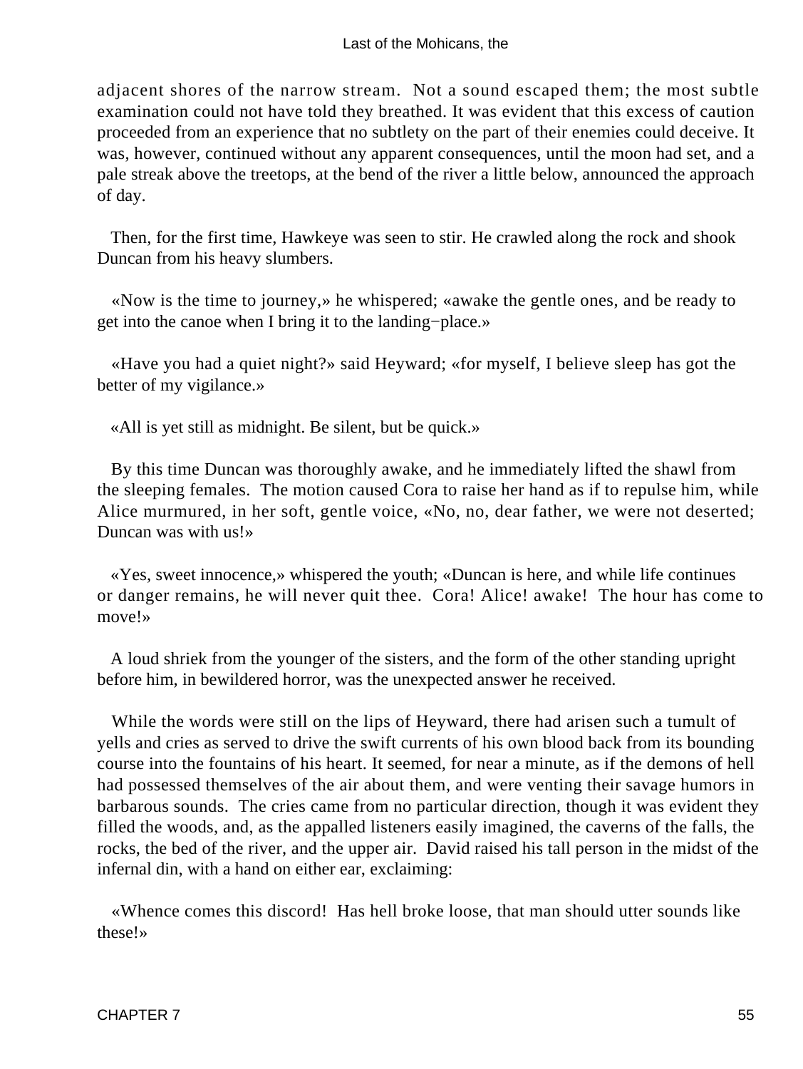adjacent shores of the narrow stream. Not a sound escaped them; the most subtle examination could not have told they breathed. It was evident that this excess of caution proceeded from an experience that no subtlety on the part of their enemies could deceive. It was, however, continued without any apparent consequences, until the moon had set, and a pale streak above the treetops, at the bend of the river a little below, announced the approach of day.

Then, for the first time, Hawkeye was seen to stir. He crawled along the rock and shook Duncan from his heavy slumbers.

«Now is the time to journey,» he whispered; «awake the gentle ones, and be ready to get into the canoe when I bring it to the landing−place.»

«Have you had a quiet night?» said Heyward; «for myself, I believe sleep has got the better of my vigilance.»

«All is yet still as midnight. Be silent, but be quick.»

By this time Duncan was thoroughly awake, and he immediately lifted the shawl from the sleeping females. The motion caused Cora to raise her hand as if to repulse him, while Alice murmured, in her soft, gentle voice, «No, no, dear father, we were not deserted; Duncan was with us!»

«Yes, sweet innocence,» whispered the youth; «Duncan is here, and while life continues or danger remains, he will never quit thee. Cora! Alice! awake! The hour has come to move!»

A loud shriek from the younger of the sisters, and the form of the other standing upright before him, in bewildered horror, was the unexpected answer he received.

While the words were still on the lips of Heyward, there had arisen such a tumult of yells and cries as served to drive the swift currents of his own blood back from its bounding course into the fountains of his heart. It seemed, for near a minute, as if the demons of hell had possessed themselves of the air about them, and were venting their savage humors in barbarous sounds. The cries came from no particular direction, though it was evident they filled the woods, and, as the appalled listeners easily imagined, the caverns of the falls, the rocks, the bed of the river, and the upper air. David raised his tall person in the midst of the infernal din, with a hand on either ear, exclaiming:

«Whence comes this discord! Has hell broke loose, that man should utter sounds like these!»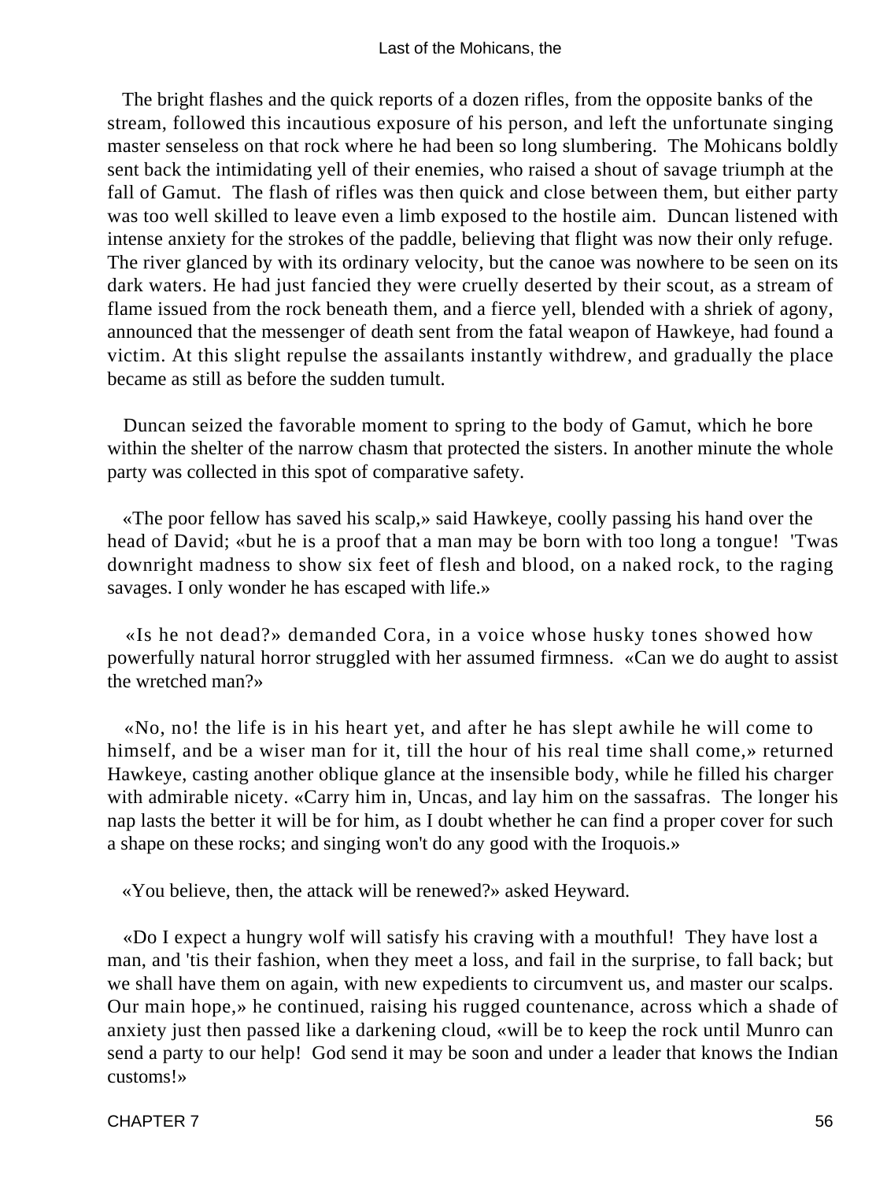The bright flashes and the quick reports of a dozen rifles, from the opposite banks of the stream, followed this incautious exposure of his person, and left the unfortunate singing master senseless on that rock where he had been so long slumbering. The Mohicans boldly sent back the intimidating yell of their enemies, who raised a shout of savage triumph at the fall of Gamut. The flash of rifles was then quick and close between them, but either party was too well skilled to leave even a limb exposed to the hostile aim. Duncan listened with intense anxiety for the strokes of the paddle, believing that flight was now their only refuge. The river glanced by with its ordinary velocity, but the canoe was nowhere to be seen on its dark waters. He had just fancied they were cruelly deserted by their scout, as a stream of flame issued from the rock beneath them, and a fierce yell, blended with a shriek of agony, announced that the messenger of death sent from the fatal weapon of Hawkeye, had found a victim. At this slight repulse the assailants instantly withdrew, and gradually the place became as still as before the sudden tumult.

Duncan seized the favorable moment to spring to the body of Gamut, which he bore within the shelter of the narrow chasm that protected the sisters. In another minute the whole party was collected in this spot of comparative safety.

«The poor fellow has saved his scalp,» said Hawkeye, coolly passing his hand over the head of David; «but he is a proof that a man may be born with too long a tongue! 'Twas downright madness to show six feet of flesh and blood, on a naked rock, to the raging savages. I only wonder he has escaped with life.»

«Is he not dead?» demanded Cora, in a voice whose husky tones showed how powerfully natural horror struggled with her assumed firmness. «Can we do aught to assist the wretched man?»

«No, no! the life is in his heart yet, and after he has slept awhile he will come to himself, and be a wiser man for it, till the hour of his real time shall come,» returned Hawkeye, casting another oblique glance at the insensible body, while he filled his charger with admirable nicety. «Carry him in, Uncas, and lay him on the sassafras. The longer his nap lasts the better it will be for him, as I doubt whether he can find a proper cover for such a shape on these rocks; and singing won't do any good with the Iroquois.»

«You believe, then, the attack will be renewed?» asked Heyward.

«Do I expect a hungry wolf will satisfy his craving with a mouthful! They have lost a man, and 'tis their fashion, when they meet a loss, and fail in the surprise, to fall back; but we shall have them on again, with new expedients to circumvent us, and master our scalps. Our main hope,» he continued, raising his rugged countenance, across which a shade of anxiety just then passed like a darkening cloud, «will be to keep the rock until Munro can send a party to our help! God send it may be soon and under a leader that knows the Indian customs!»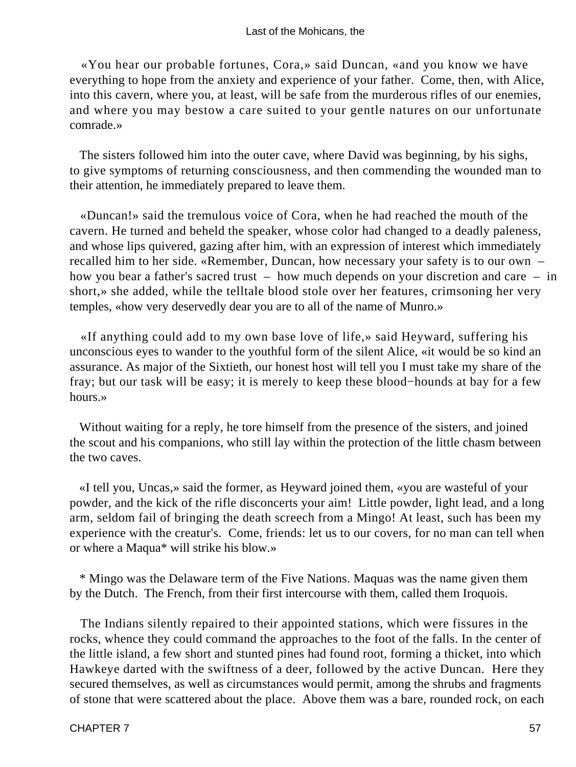«You hear our probable fortunes, Cora,» said Duncan, «and you know we have everything to hope from the anxiety and experience of your father. Come, then, with Alice, into this cavern, where you, at least, will be safe from the murderous rifles of our enemies, and where you may bestow a care suited to your gentle natures on our unfortunate comrade.»

The sisters followed him into the outer cave, where David was beginning, by his sighs, to give symptoms of returning consciousness, and then commending the wounded man to their attention, he immediately prepared to leave them.

«Duncan!» said the tremulous voice of Cora, when he had reached the mouth of the cavern. He turned and beheld the speaker, whose color had changed to a deadly paleness, and whose lips quivered, gazing after him, with an expression of interest which immediately recalled him to her side. «Remember, Duncan, how necessary your safety is to our own – how you bear a father's sacred trust – how much depends on your discretion and care – in short,» she added, while the telltale blood stole over her features, crimsoning her very temples, «how very deservedly dear you are to all of the name of Munro.»

«If anything could add to my own base love of life,» said Heyward, suffering his unconscious eyes to wander to the youthful form of the silent Alice, «it would be so kind an assurance. As major of the Sixtieth, our honest host will tell you I must take my share of the fray; but our task will be easy; it is merely to keep these blood−hounds at bay for a few hours.»

Without waiting for a reply, he tore himself from the presence of the sisters, and joined the scout and his companions, who still lay within the protection of the little chasm between the two caves.

«I tell you, Uncas,» said the former, as Heyward joined them, «you are wasteful of your powder, and the kick of the rifle disconcerts your aim! Little powder, light lead, and a long arm, seldom fail of bringing the death screech from a Mingo! At least, such has been my experience with the creatur's. Come, friends: let us to our covers, for no man can tell when or where a Maqua* will strike his blow.»

* Mingo was the Delaware term of the Five Nations. Maquas was the name given them by the Dutch. The French, from their first intercourse with them, called them Iroquois.

The Indians silently repaired to their appointed stations, which were fissures in the rocks, whence they could command the approaches to the foot of the falls. In the center of the little island, a few short and stunted pines had found root, forming a thicket, into which Hawkeye darted with the swiftness of a deer, followed by the active Duncan. Here they secured themselves, as well as circumstances would permit, among the shrubs and fragments of stone that were scattered about the place. Above them was a bare, rounded rock, on each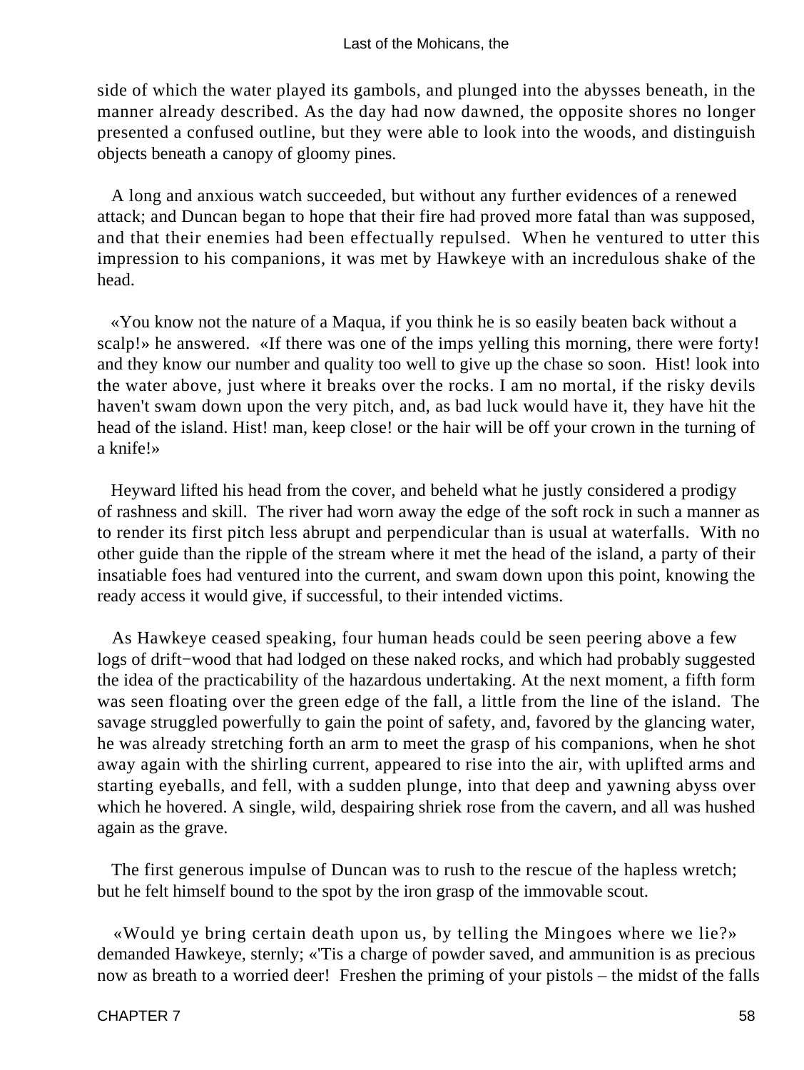side of which the water played its gambols, and plunged into the abysses beneath, in the manner already described. As the day had now dawned, the opposite shores no longer presented a confused outline, but they were able to look into the woods, and distinguish objects beneath a canopy of gloomy pines.

A long and anxious watch succeeded, but without any further evidences of a renewed attack; and Duncan began to hope that their fire had proved more fatal than was supposed, and that their enemies had been effectually repulsed. When he ventured to utter this impression to his companions, it was met by Hawkeye with an incredulous shake of the head.

«You know not the nature of a Maqua, if you think he is so easily beaten back without a scalp!» he answered. «If there was one of the imps yelling this morning, there were forty! and they know our number and quality too well to give up the chase so soon. Hist! look into the water above, just where it breaks over the rocks. I am no mortal, if the risky devils haven't swam down upon the very pitch, and, as bad luck would have it, they have hit the head of the island. Hist! man, keep close! or the hair will be off your crown in the turning of a knife!»

Heyward lifted his head from the cover, and beheld what he justly considered a prodigy of rashness and skill. The river had worn away the edge of the soft rock in such a manner as to render its first pitch less abrupt and perpendicular than is usual at waterfalls. With no other guide than the ripple of the stream where it met the head of the island, a party of their insatiable foes had ventured into the current, and swam down upon this point, knowing the ready access it would give, if successful, to their intended victims.

As Hawkeye ceased speaking, four human heads could be seen peering above a few logs of drift−wood that had lodged on these naked rocks, and which had probably suggested the idea of the practicability of the hazardous undertaking. At the next moment, a fifth form was seen floating over the green edge of the fall, a little from the line of the island. The savage struggled powerfully to gain the point of safety, and, favored by the glancing water, he was already stretching forth an arm to meet the grasp of his companions, when he shot away again with the shirling current, appeared to rise into the air, with uplifted arms and starting eyeballs, and fell, with a sudden plunge, into that deep and yawning abyss over which he hovered. A single, wild, despairing shriek rose from the cavern, and all was hushed again as the grave.

The first generous impulse of Duncan was to rush to the rescue of the hapless wretch; but he felt himself bound to the spot by the iron grasp of the immovable scout.

«Would ye bring certain death upon us, by telling the Mingoes where we lie?» demanded Hawkeye, sternly; «'Tis a charge of powder saved, and ammunition is as precious now as breath to a worried deer! Freshen the priming of your pistols – the midst of the falls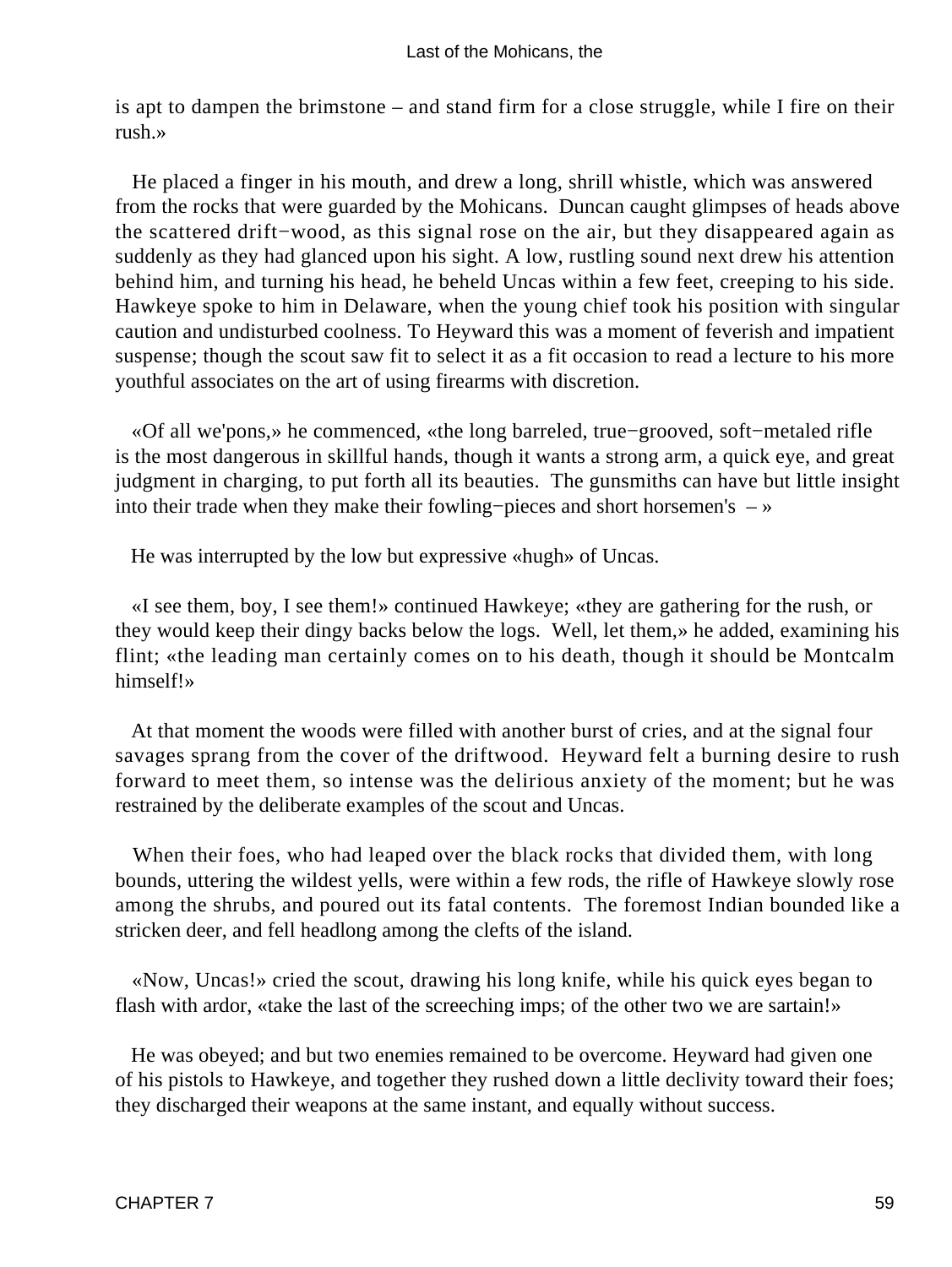is apt to dampen the brimstone – and stand firm for a close struggle, while I fire on their rush.»

He placed a finger in his mouth, and drew a long, shrill whistle, which was answered from the rocks that were guarded by the Mohicans. Duncan caught glimpses of heads above the scattered drift−wood, as this signal rose on the air, but they disappeared again as suddenly as they had glanced upon his sight. A low, rustling sound next drew his attention behind him, and turning his head, he beheld Uncas within a few feet, creeping to his side. Hawkeye spoke to him in Delaware, when the young chief took his position with singular caution and undisturbed coolness. To Heyward this was a moment of feverish and impatient suspense; though the scout saw fit to select it as a fit occasion to read a lecture to his more youthful associates on the art of using firearms with discretion.

«Of all we'pons,» he commenced, «the long barreled, true−grooved, soft−metaled rifle is the most dangerous in skillful hands, though it wants a strong arm, a quick eye, and great judgment in charging, to put forth all its beauties. The gunsmiths can have but little insight into their trade when they make their fowling−pieces and short horsemen's – »

He was interrupted by the low but expressive «hugh» of Uncas.

«I see them, boy, I see them!» continued Hawkeye; «they are gathering for the rush, or they would keep their dingy backs below the logs. Well, let them,» he added, examining his flint; «the leading man certainly comes on to his death, though it should be Montcalm himself!»

At that moment the woods were filled with another burst of cries, and at the signal four savages sprang from the cover of the driftwood. Heyward felt a burning desire to rush forward to meet them, so intense was the delirious anxiety of the moment; but he was restrained by the deliberate examples of the scout and Uncas.

When their foes, who had leaped over the black rocks that divided them, with long bounds, uttering the wildest yells, were within a few rods, the rifle of Hawkeye slowly rose among the shrubs, and poured out its fatal contents. The foremost Indian bounded like a stricken deer, and fell headlong among the clefts of the island.

«Now, Uncas!» cried the scout, drawing his long knife, while his quick eyes began to flash with ardor, «take the last of the screeching imps; of the other two we are sartain!»

He was obeyed; and but two enemies remained to be overcome. Heyward had given one of his pistols to Hawkeye, and together they rushed down a little declivity toward their foes; they discharged their weapons at the same instant, and equally without success.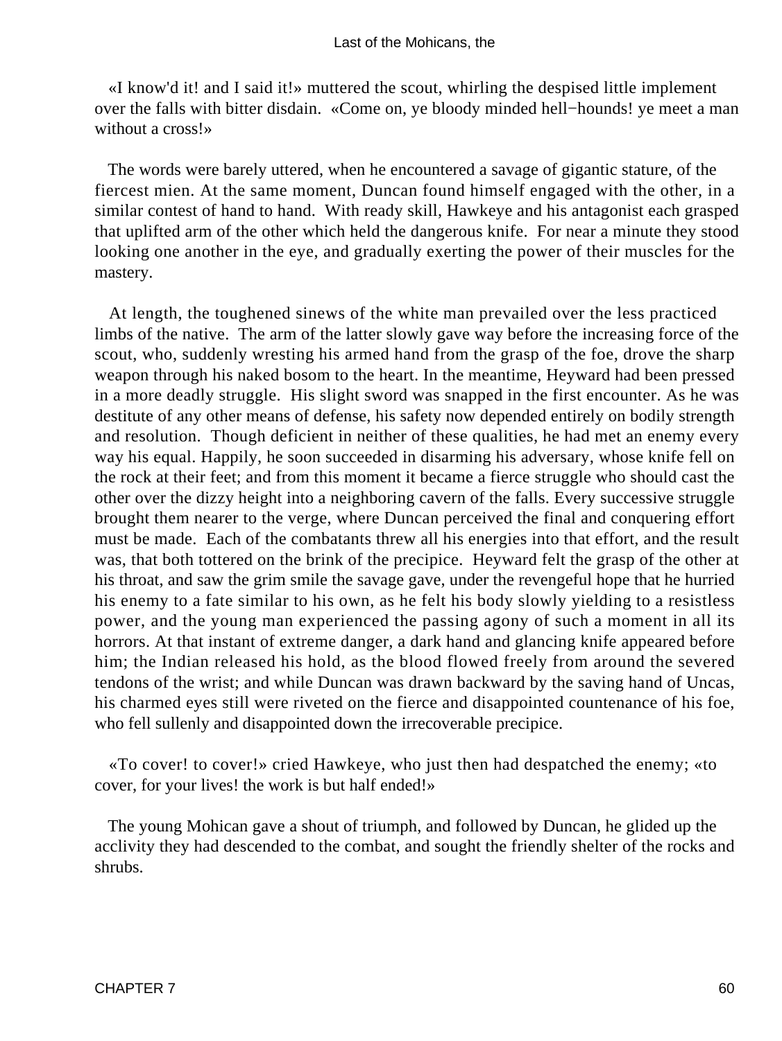«I know'd it! and I said it!» muttered the scout, whirling the despised little implement over the falls with bitter disdain. «Come on, ye bloody minded hell−hounds! ye meet a man without a cross!»

The words were barely uttered, when he encountered a savage of gigantic stature, of the fiercest mien. At the same moment, Duncan found himself engaged with the other, in a similar contest of hand to hand. With ready skill, Hawkeye and his antagonist each grasped that uplifted arm of the other which held the dangerous knife. For near a minute they stood looking one another in the eye, and gradually exerting the power of their muscles for the mastery.

At length, the toughened sinews of the white man prevailed over the less practiced limbs of the native. The arm of the latter slowly gave way before the increasing force of the scout, who, suddenly wresting his armed hand from the grasp of the foe, drove the sharp weapon through his naked bosom to the heart. In the meantime, Heyward had been pressed in a more deadly struggle. His slight sword was snapped in the first encounter. As he was destitute of any other means of defense, his safety now depended entirely on bodily strength and resolution. Though deficient in neither of these qualities, he had met an enemy every way his equal. Happily, he soon succeeded in disarming his adversary, whose knife fell on the rock at their feet; and from this moment it became a fierce struggle who should cast the other over the dizzy height into a neighboring cavern of the falls. Every successive struggle brought them nearer to the verge, where Duncan perceived the final and conquering effort must be made. Each of the combatants threw all his energies into that effort, and the result was, that both tottered on the brink of the precipice. Heyward felt the grasp of the other at his throat, and saw the grim smile the savage gave, under the revengeful hope that he hurried his enemy to a fate similar to his own, as he felt his body slowly yielding to a resistless power, and the young man experienced the passing agony of such a moment in all its horrors. At that instant of extreme danger, a dark hand and glancing knife appeared before him; the Indian released his hold, as the blood flowed freely from around the severed tendons of the wrist; and while Duncan was drawn backward by the saving hand of Uncas, his charmed eyes still were riveted on the fierce and disappointed countenance of his foe, who fell sullenly and disappointed down the irrecoverable precipice.

«To cover! to cover!» cried Hawkeye, who just then had despatched the enemy; «to cover, for your lives! the work is but half ended!»

The young Mohican gave a shout of triumph, and followed by Duncan, he glided up the acclivity they had descended to the combat, and sought the friendly shelter of the rocks and shrubs.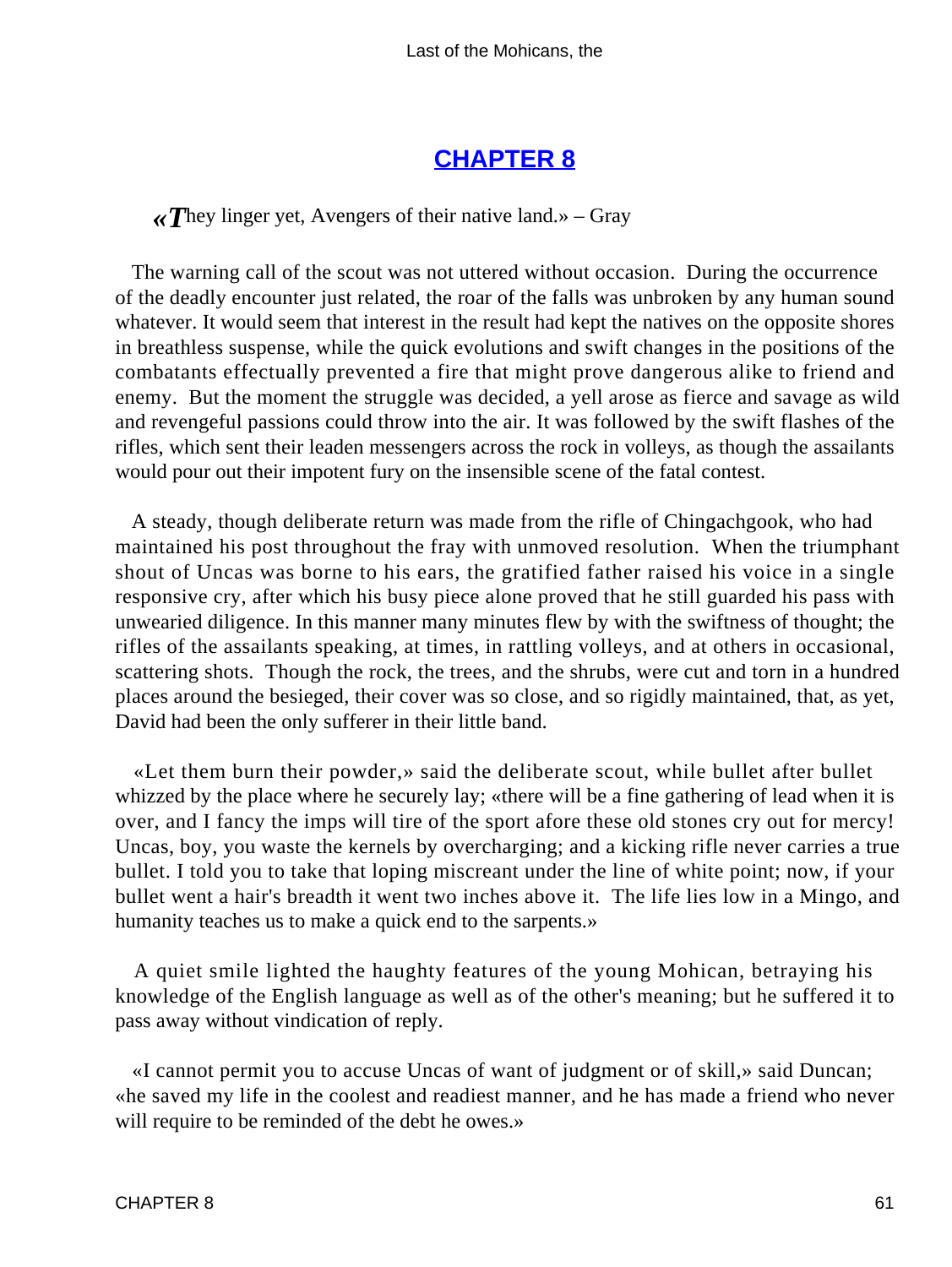## CHAPTER 8

*«They linger yet, Avengers of their native land.»* – Gray

The warning call of the scout was not uttered without occasion. During the occurrence of the deadly encounter just related, the roar of the falls was unbroken by any human sound whatever. It would seem that interest in the result had kept the natives on the opposite shores in breathless suspense, while the quick evolutions and swift changes in the positions of the combatants effectually prevented a fire that might prove dangerous alike to friend and enemy. But the moment the struggle was decided, a yell arose as fierce and savage as wild and revengeful passions could throw into the air. It was followed by the swift flashes of the rifles, which sent their leaden messengers across the rock in volleys, as though the assailants would pour out their impotent fury on the insensible scene of the fatal contest.

A steady, though deliberate return was made from the rifle of Chingachgook, who had maintained his post throughout the fray with unmoved resolution. When the triumphant shout of Uncas was borne to his ears, the gratified father raised his voice in a single responsive cry, after which his busy piece alone proved that he still guarded his pass with unwearied diligence. In this manner many minutes flew by with the swiftness of thought; the rifles of the assailants speaking, at times, in rattling volleys, and at others in occasional, scattering shots. Though the rock, the trees, and the shrubs, were cut and torn in a hundred places around the besieged, their cover was so close, and so rigidly maintained, that, as yet, David had been the only sufferer in their little band.

«Let them burn their powder,» said the deliberate scout, while bullet after bullet whizzed by the place where he securely lay; «there will be a fine gathering of lead when it is over, and I fancy the imps will tire of the sport afore these old stones cry out for mercy! Uncas, boy, you waste the kernels by overcharging; and a kicking rifle never carries a true bullet. I told you to take that loping miscreant under the line of white point; now, if your bullet went a hair's breadth it went two inches above it. The life lies low in a Mingo, and humanity teaches us to make a quick end to the sarpents.»

A quiet smile lighted the haughty features of the young Mohican, betraying his knowledge of the English language as well as of the other's meaning; but he suffered it to pass away without vindication of reply.

«I cannot permit you to accuse Uncas of want of judgment or of skill,» said Duncan; «he saved my life in the coolest and readiest manner, and he has made a friend who never will require to be reminded of the debt he owes.»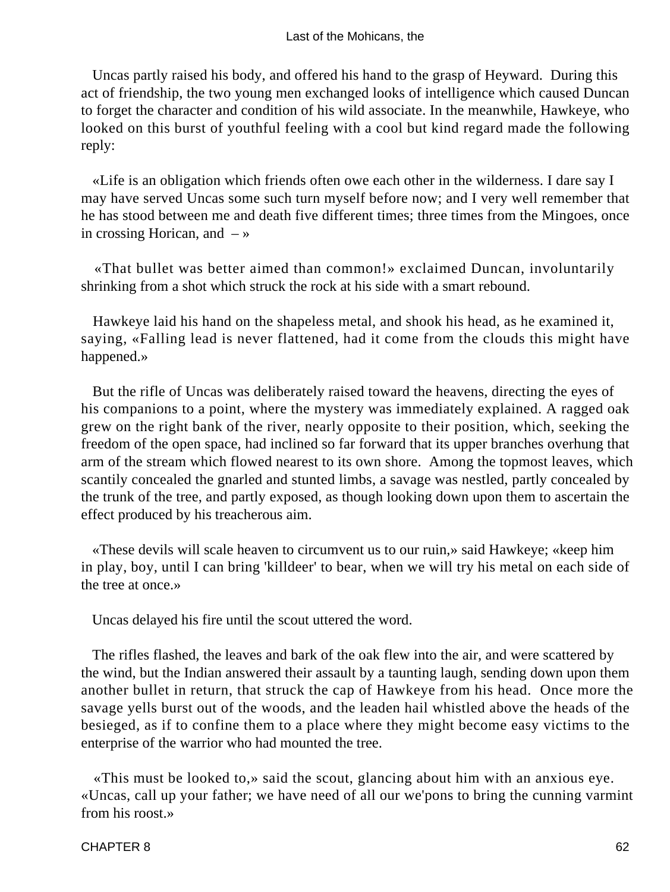Uncas partly raised his body, and offered his hand to the grasp of Heyward. During this act of friendship, the two young men exchanged looks of intelligence which caused Duncan to forget the character and condition of his wild associate. In the meanwhile, Hawkeye, who looked on this burst of youthful feeling with a cool but kind regard made the following reply:

«Life is an obligation which friends often owe each other in the wilderness. I dare say I may have served Uncas some such turn myself before now; and I very well remember that he has stood between me and death five different times; three times from the Mingoes, once in crossing Horican, and – »

«That bullet was better aimed than common!» exclaimed Duncan, involuntarily shrinking from a shot which struck the rock at his side with a smart rebound.

Hawkeye laid his hand on the shapeless metal, and shook his head, as he examined it, saying, «Falling lead is never flattened, had it come from the clouds this might have happened.»

But the rifle of Uncas was deliberately raised toward the heavens, directing the eyes of his companions to a point, where the mystery was immediately explained. A ragged oak grew on the right bank of the river, nearly opposite to their position, which, seeking the freedom of the open space, had inclined so far forward that its upper branches overhung that arm of the stream which flowed nearest to its own shore. Among the topmost leaves, which scantily concealed the gnarled and stunted limbs, a savage was nestled, partly concealed by the trunk of the tree, and partly exposed, as though looking down upon them to ascertain the effect produced by his treacherous aim.

«These devils will scale heaven to circumvent us to our ruin,» said Hawkeye; «keep him in play, boy, until I can bring 'killdeer' to bear, when we will try his metal on each side of the tree at once.»

Uncas delayed his fire until the scout uttered the word.

The rifles flashed, the leaves and bark of the oak flew into the air, and were scattered by the wind, but the Indian answered their assault by a taunting laugh, sending down upon them another bullet in return, that struck the cap of Hawkeye from his head. Once more the savage yells burst out of the woods, and the leaden hail whistled above the heads of the besieged, as if to confine them to a place where they might become easy victims to the enterprise of the warrior who had mounted the tree.

«This must be looked to,» said the scout, glancing about him with an anxious eye. «Uncas, call up your father; we have need of all our we'pons to bring the cunning varmint from his roost.»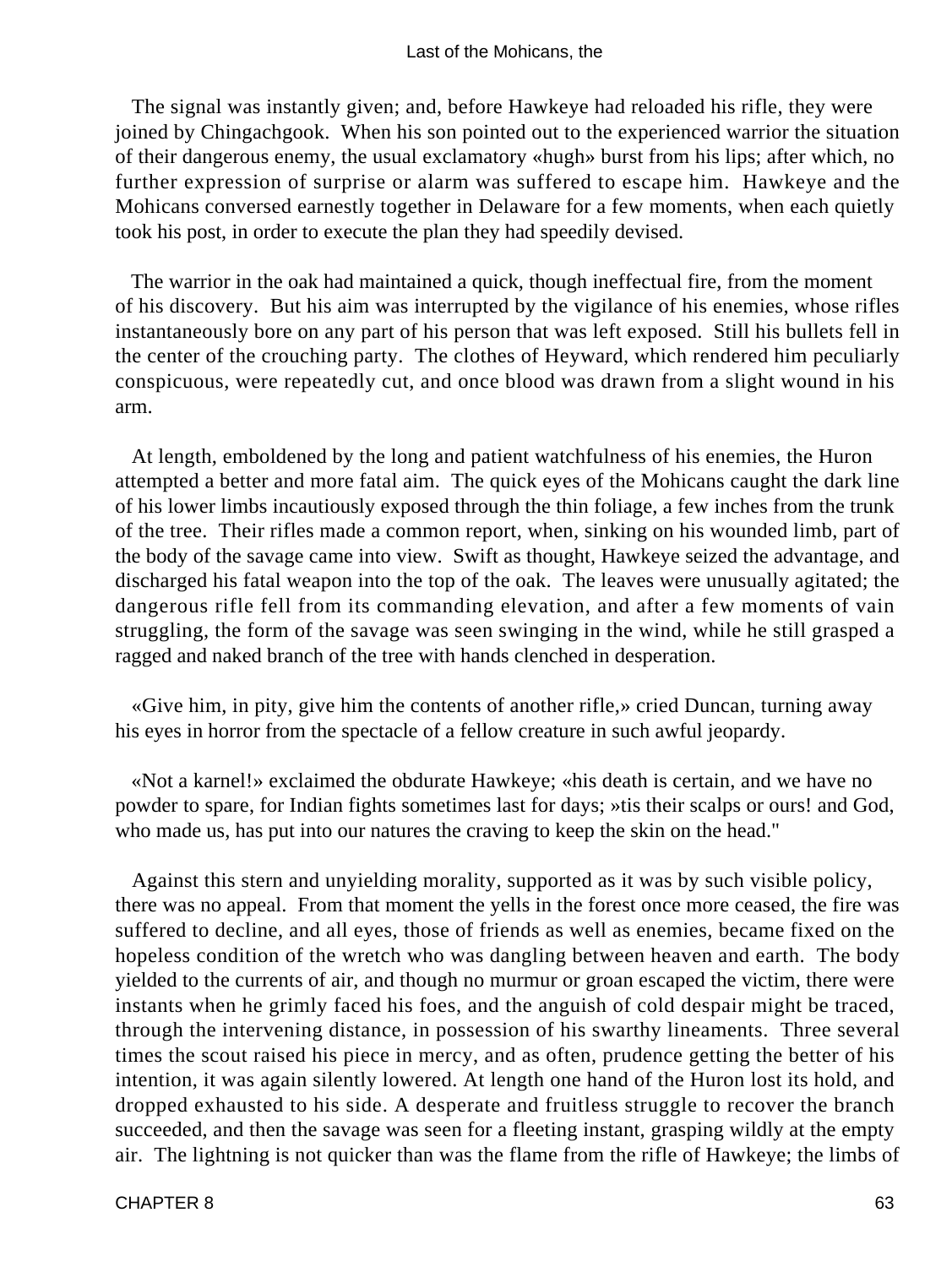The signal was instantly given; and, before Hawkeye had reloaded his rifle, they were joined by Chingachgook. When his son pointed out to the experienced warrior the situation of their dangerous enemy, the usual exclamatory «hugh» burst from his lips; after which, no further expression of surprise or alarm was suffered to escape him. Hawkeye and the Mohicans conversed earnestly together in Delaware for a few moments, when each quietly took his post, in order to execute the plan they had speedily devised.

The warrior in the oak had maintained a quick, though ineffectual fire, from the moment of his discovery. But his aim was interrupted by the vigilance of his enemies, whose rifles instantaneously bore on any part of his person that was left exposed. Still his bullets fell in the center of the crouching party. The clothes of Heyward, which rendered him peculiarly conspicuous, were repeatedly cut, and once blood was drawn from a slight wound in his arm.

At length, emboldened by the long and patient watchfulness of his enemies, the Huron attempted a better and more fatal aim. The quick eyes of the Mohicans caught the dark line of his lower limbs incautiously exposed through the thin foliage, a few inches from the trunk of the tree. Their rifles made a common report, when, sinking on his wounded limb, part of the body of the savage came into view. Swift as thought, Hawkeye seized the advantage, and discharged his fatal weapon into the top of the oak. The leaves were unusually agitated; the dangerous rifle fell from its commanding elevation, and after a few moments of vain struggling, the form of the savage was seen swinging in the wind, while he still grasped a ragged and naked branch of the tree with hands clenched in desperation.

«Give him, in pity, give him the contents of another rifle,» cried Duncan, turning away his eyes in horror from the spectacle of a fellow creature in such awful jeopardy.

«Not a karnel!» exclaimed the obdurate Hawkeye; «his death is certain, and we have no powder to spare, for Indian fights sometimes last for days; »tis their scalps or ours! and God, who made us, has put into our natures the craving to keep the skin on the head."

Against this stern and unyielding morality, supported as it was by such visible policy, there was no appeal. From that moment the yells in the forest once more ceased, the fire was suffered to decline, and all eyes, those of friends as well as enemies, became fixed on the hopeless condition of the wretch who was dangling between heaven and earth. The body yielded to the currents of air, and though no murmur or groan escaped the victim, there were instants when he grimly faced his foes, and the anguish of cold despair might be traced, through the intervening distance, in possession of his swarthy lineaments. Three several times the scout raised his piece in mercy, and as often, prudence getting the better of his intention, it was again silently lowered. At length one hand of the Huron lost its hold, and dropped exhausted to his side. A desperate and fruitless struggle to recover the branch succeeded, and then the savage was seen for a fleeting instant, grasping wildly at the empty air. The lightning is not quicker than was the flame from the rifle of Hawkeye; the limbs of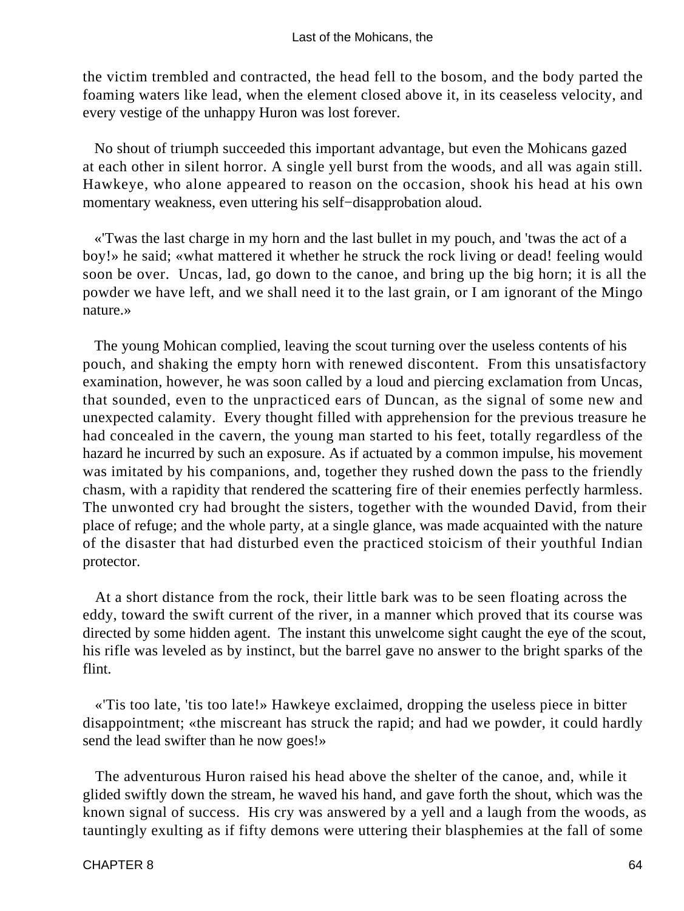the victim trembled and contracted, the head fell to the bosom, and the body parted the foaming waters like lead, when the element closed above it, in its ceaseless velocity, and every vestige of the unhappy Huron was lost forever.

No shout of triumph succeeded this important advantage, but even the Mohicans gazed at each other in silent horror. A single yell burst from the woods, and all was again still. Hawkeye, who alone appeared to reason on the occasion, shook his head at his own momentary weakness, even uttering his self−disapprobation aloud.

«'Twas the last charge in my horn and the last bullet in my pouch, and 'twas the act of a boy!» he said; «what mattered it whether he struck the rock living or dead! feeling would soon be over. Uncas, lad, go down to the canoe, and bring up the big horn; it is all the powder we have left, and we shall need it to the last grain, or I am ignorant of the Mingo nature.»

The young Mohican complied, leaving the scout turning over the useless contents of his pouch, and shaking the empty horn with renewed discontent. From this unsatisfactory examination, however, he was soon called by a loud and piercing exclamation from Uncas, that sounded, even to the unpracticed ears of Duncan, as the signal of some new and unexpected calamity. Every thought filled with apprehension for the previous treasure he had concealed in the cavern, the young man started to his feet, totally regardless of the hazard he incurred by such an exposure. As if actuated by a common impulse, his movement was imitated by his companions, and, together they rushed down the pass to the friendly chasm, with a rapidity that rendered the scattering fire of their enemies perfectly harmless. The unwonted cry had brought the sisters, together with the wounded David, from their place of refuge; and the whole party, at a single glance, was made acquainted with the nature of the disaster that had disturbed even the practiced stoicism of their youthful Indian protector.

At a short distance from the rock, their little bark was to be seen floating across the eddy, toward the swift current of the river, in a manner which proved that its course was directed by some hidden agent. The instant this unwelcome sight caught the eye of the scout, his rifle was leveled as by instinct, but the barrel gave no answer to the bright sparks of the flint.

«'Tis too late, 'tis too late!» Hawkeye exclaimed, dropping the useless piece in bitter disappointment; «the miscreant has struck the rapid; and had we powder, it could hardly send the lead swifter than he now goes!»

The adventurous Huron raised his head above the shelter of the canoe, and, while it glided swiftly down the stream, he waved his hand, and gave forth the shout, which was the known signal of success. His cry was answered by a yell and a laugh from the woods, as tauntingly exulting as if fifty demons were uttering their blasphemies at the fall of some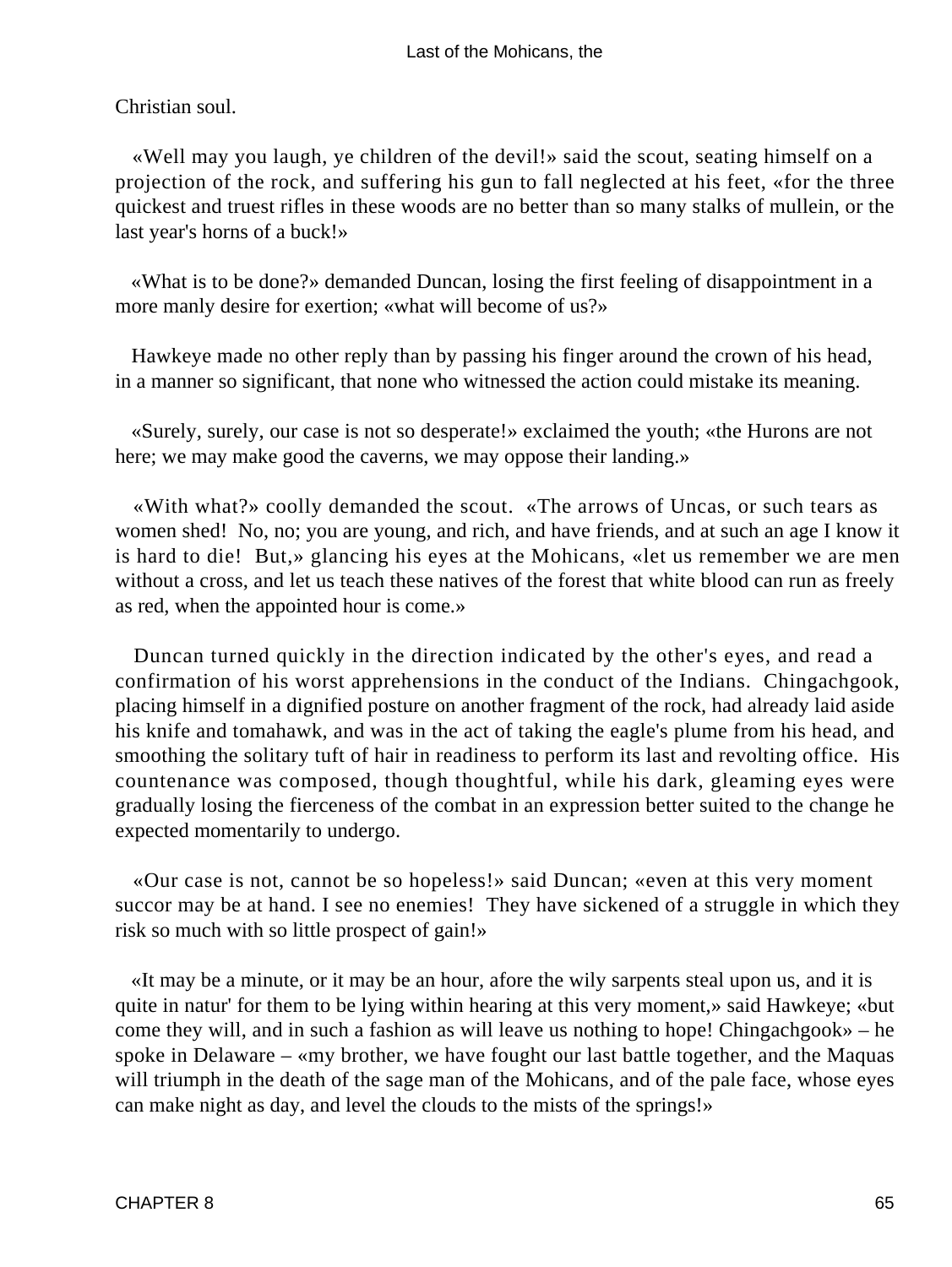Christian soul.

«Well may you laugh, ye children of the devil!» said the scout, seating himself on a projection of the rock, and suffering his gun to fall neglected at his feet, «for the three quickest and truest rifles in these woods are no better than so many stalks of mullein, or the last year's horns of a buck!»

«What is to be done?» demanded Duncan, losing the first feeling of disappointment in a more manly desire for exertion; «what will become of us?»

Hawkeye made no other reply than by passing his finger around the crown of his head, in a manner so significant, that none who witnessed the action could mistake its meaning.

«Surely, surely, our case is not so desperate!» exclaimed the youth; «the Hurons are not here; we may make good the caverns, we may oppose their landing.»

«With what?» coolly demanded the scout. «The arrows of Uncas, or such tears as women shed! No, no; you are young, and rich, and have friends, and at such an age I know it is hard to die! But,» glancing his eyes at the Mohicans, «let us remember we are men without a cross, and let us teach these natives of the forest that white blood can run as freely as red, when the appointed hour is come.»

Duncan turned quickly in the direction indicated by the other's eyes, and read a confirmation of his worst apprehensions in the conduct of the Indians. Chingachgook, placing himself in a dignified posture on another fragment of the rock, had already laid aside his knife and tomahawk, and was in the act of taking the eagle's plume from his head, and smoothing the solitary tuft of hair in readiness to perform its last and revolting office. His countenance was composed, though thoughtful, while his dark, gleaming eyes were gradually losing the fierceness of the combat in an expression better suited to the change he expected momentarily to undergo.

«Our case is not, cannot be so hopeless!» said Duncan; «even at this very moment succor may be at hand. I see no enemies! They have sickened of a struggle in which they risk so much with so little prospect of gain!»

«It may be a minute, or it may be an hour, afore the wily sarpents steal upon us, and it is quite in natur' for them to be lying within hearing at this very moment,» said Hawkeye; «but come they will, and in such a fashion as will leave us nothing to hope! Chingachgook» – he spoke in Delaware – «my brother, we have fought our last battle together, and the Maquas will triumph in the death of the sage man of the Mohicans, and of the pale face, whose eyes can make night as day, and level the clouds to the mists of the springs!»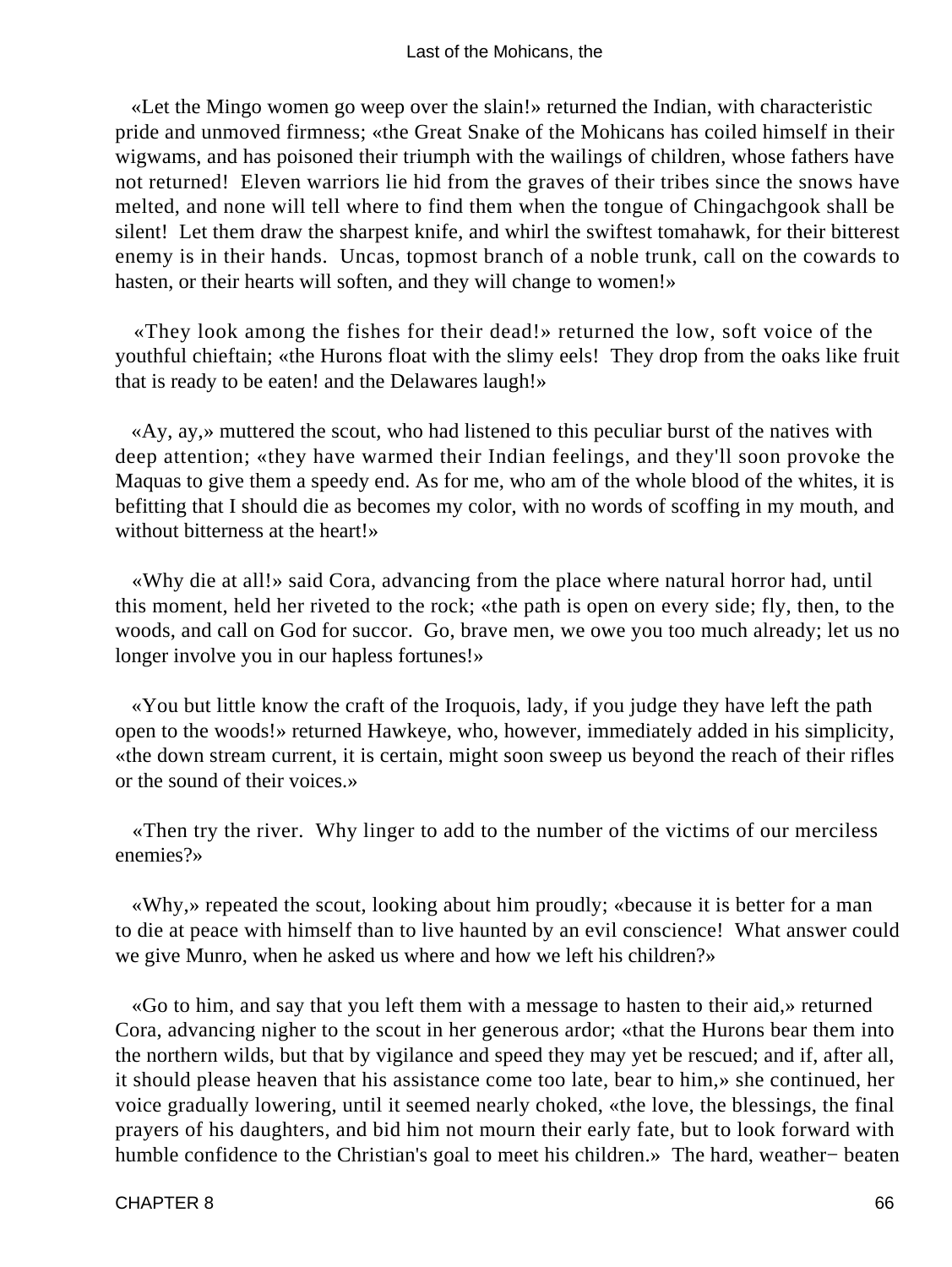«Let the Mingo women go weep over the slain!» returned the Indian, with characteristic pride and unmoved firmness; «the Great Snake of the Mohicans has coiled himself in their wigwams, and has poisoned their triumph with the wailings of children, whose fathers have not returned! Eleven warriors lie hid from the graves of their tribes since the snows have melted, and none will tell where to find them when the tongue of Chingachgook shall be silent! Let them draw the sharpest knife, and whirl the swiftest tomahawk, for their bitterest enemy is in their hands. Uncas, topmost branch of a noble trunk, call on the cowards to hasten, or their hearts will soften, and they will change to women!»

«They look among the fishes for their dead!» returned the low, soft voice of the youthful chieftain; «the Hurons float with the slimy eels! They drop from the oaks like fruit that is ready to be eaten! and the Delawares laugh!»

«Ay, ay,» muttered the scout, who had listened to this peculiar burst of the natives with deep attention; «they have warmed their Indian feelings, and they'll soon provoke the Maquas to give them a speedy end. As for me, who am of the whole blood of the whites, it is befitting that I should die as becomes my color, with no words of scoffing in my mouth, and without bitterness at the heart!»

«Why die at all!» said Cora, advancing from the place where natural horror had, until this moment, held her riveted to the rock; «the path is open on every side; fly, then, to the woods, and call on God for succor. Go, brave men, we owe you too much already; let us no longer involve you in our hapless fortunes!»

«You but little know the craft of the Iroquois, lady, if you judge they have left the path open to the woods!» returned Hawkeye, who, however, immediately added in his simplicity, «the down stream current, it is certain, might soon sweep us beyond the reach of their rifles or the sound of their voices.»

«Then try the river. Why linger to add to the number of the victims of our merciless enemies?»

«Why,» repeated the scout, looking about him proudly; «because it is better for a man to die at peace with himself than to live haunted by an evil conscience! What answer could we give Munro, when he asked us where and how we left his children?»

«Go to him, and say that you left them with a message to hasten to their aid,» returned Cora, advancing nigher to the scout in her generous ardor; «that the Hurons bear them into the northern wilds, but that by vigilance and speed they may yet be rescued; and if, after all, it should please heaven that his assistance come too late, bear to him,» she continued, her voice gradually lowering, until it seemed nearly choked, «the love, the blessings, the final prayers of his daughters, and bid him not mourn their early fate, but to look forward with humble confidence to the Christian's goal to meet his children.» The hard, weather− beaten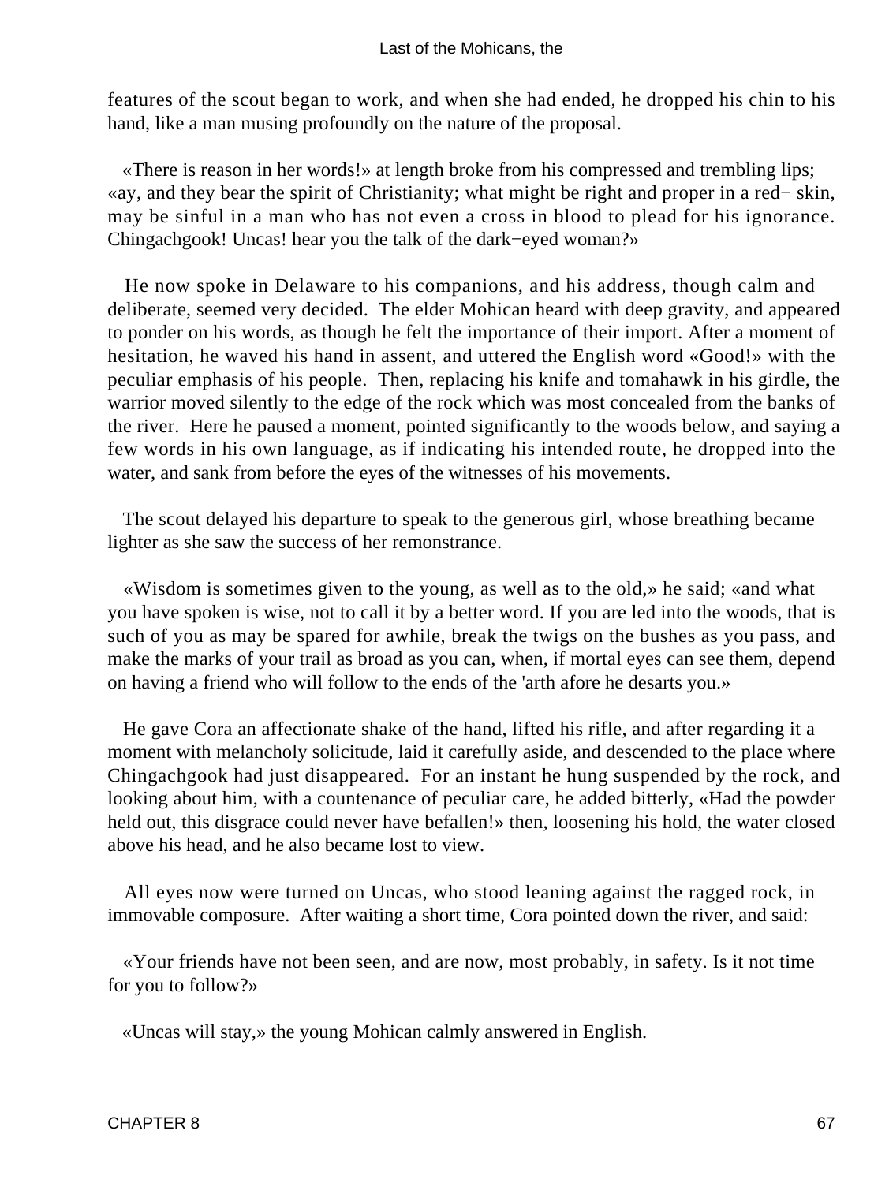features of the scout began to work, and when she had ended, he dropped his chin to his hand, like a man musing profoundly on the nature of the proposal.

«There is reason in her words!» at length broke from his compressed and trembling lips; «ay, and they bear the spirit of Christianity; what might be right and proper in a red− skin, may be sinful in a man who has not even a cross in blood to plead for his ignorance. Chingachgook! Uncas! hear you the talk of the dark−eyed woman?»

He now spoke in Delaware to his companions, and his address, though calm and deliberate, seemed very decided. The elder Mohican heard with deep gravity, and appeared to ponder on his words, as though he felt the importance of their import. After a moment of hesitation, he waved his hand in assent, and uttered the English word «Good!» with the peculiar emphasis of his people. Then, replacing his knife and tomahawk in his girdle, the warrior moved silently to the edge of the rock which was most concealed from the banks of the river. Here he paused a moment, pointed significantly to the woods below, and saying a few words in his own language, as if indicating his intended route, he dropped into the water, and sank from before the eyes of the witnesses of his movements.

The scout delayed his departure to speak to the generous girl, whose breathing became lighter as she saw the success of her remonstrance.

«Wisdom is sometimes given to the young, as well as to the old,» he said; «and what you have spoken is wise, not to call it by a better word. If you are led into the woods, that is such of you as may be spared for awhile, break the twigs on the bushes as you pass, and make the marks of your trail as broad as you can, when, if mortal eyes can see them, depend on having a friend who will follow to the ends of the 'arth afore he desarts you.»

He gave Cora an affectionate shake of the hand, lifted his rifle, and after regarding it a moment with melancholy solicitude, laid it carefully aside, and descended to the place where Chingachgook had just disappeared. For an instant he hung suspended by the rock, and looking about him, with a countenance of peculiar care, he added bitterly, «Had the powder held out, this disgrace could never have befallen!» then, loosening his hold, the water closed above his head, and he also became lost to view.

All eyes now were turned on Uncas, who stood leaning against the ragged rock, in immovable composure. After waiting a short time, Cora pointed down the river, and said:

«Your friends have not been seen, and are now, most probably, in safety. Is it not time for you to follow?»

«Uncas will stay,» the young Mohican calmly answered in English.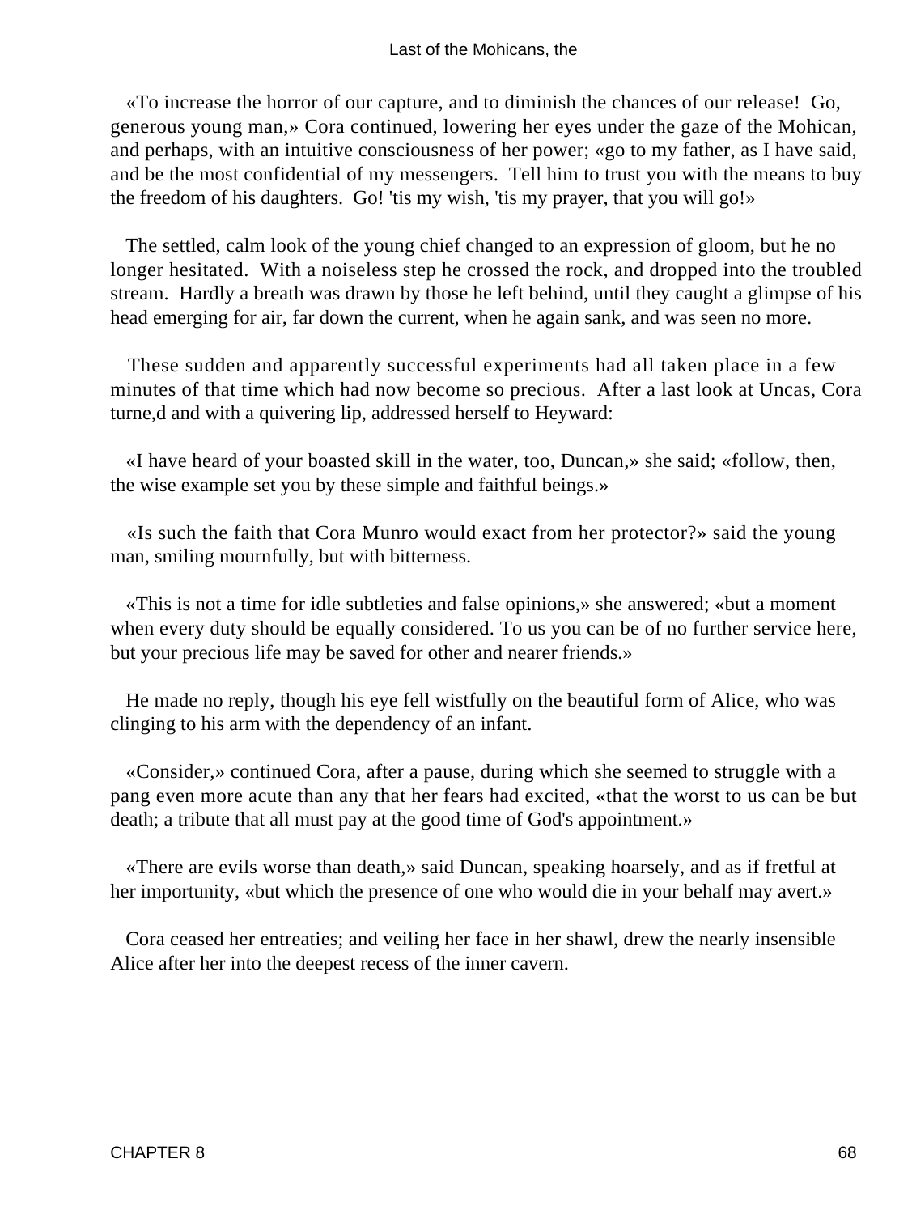«To increase the horror of our capture, and to diminish the chances of our release!  Go, generous young man,» Cora continued, lowering her eyes under the gaze of the Mohican, and perhaps, with an intuitive consciousness of her power; «go to my father, as I have said, and be the most confidential of my messengers.  Tell him to trust you with the means to buy the freedom of his daughters.  Go! 'tis my wish, 'tis my prayer, that you will go!»

The settled, calm look of the young chief changed to an expression of gloom, but he no longer hesitated.  With a noiseless step he crossed the rock, and dropped into the troubled stream.  Hardly a breath was drawn by those he left behind, until they caught a glimpse of his head emerging for air, far down the current, when he again sank, and was seen no more.

These sudden and apparently successful experiments had all taken place in a few minutes of that time which had now become so precious.  After a last look at Uncas, Cora turne,d and with a quivering lip, addressed herself to Heyward:

«I have heard of your boasted skill in the water, too, Duncan,» she said; «follow, then, the wise example set you by these simple and faithful beings.»

«Is such the faith that Cora Munro would exact from her protector?» said the young man, smiling mournfully, but with bitterness.

«This is not a time for idle subtleties and false opinions,» she answered; «but a moment when every duty should be equally considered. To us you can be of no further service here, but your precious life may be saved for other and nearer friends.»

He made no reply, though his eye fell wistfully on the beautiful form of Alice, who was clinging to his arm with the dependency of an infant.

«Consider,» continued Cora, after a pause, during which she seemed to struggle with a pang even more acute than any that her fears had excited, «that the worst to us can be but death; a tribute that all must pay at the good time of God's appointment.»

«There are evils worse than death,» said Duncan, speaking hoarsely, and as if fretful at her importunity, «but which the presence of one who would die in your behalf may avert.»

Cora ceased her entreaties; and veiling her face in her shawl, drew the nearly insensible Alice after her into the deepest recess of the inner cavern.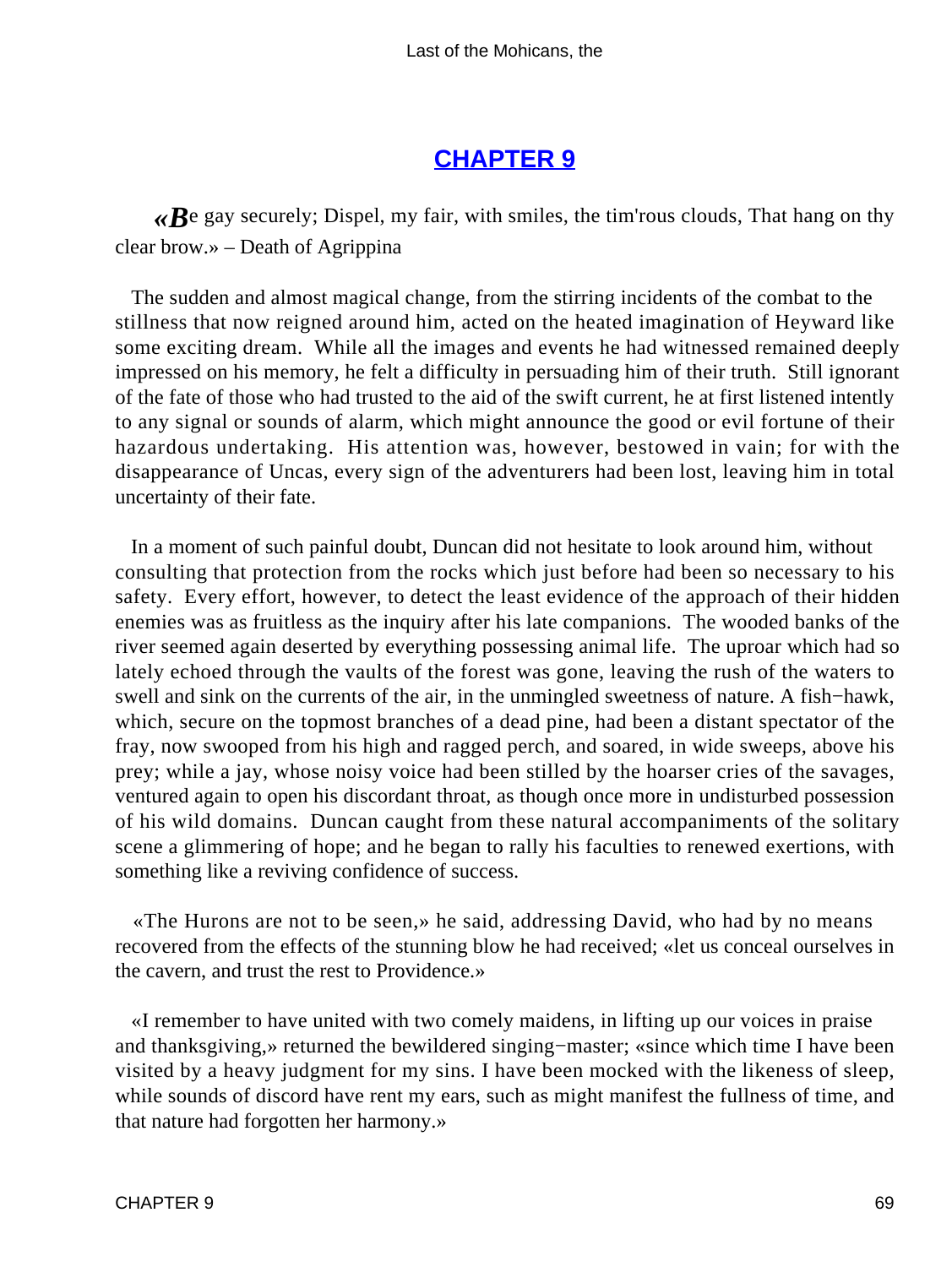## CHAPTER 9

*«Be gay securely; Dispel, my fair, with smiles, the tim'rous clouds, That hang on thy clear brow.»* – Death of Agrippina

The sudden and almost magical change, from the stirring incidents of the combat to the stillness that now reigned around him, acted on the heated imagination of Heyward like some exciting dream. While all the images and events he had witnessed remained deeply impressed on his memory, he felt a difficulty in persuading him of their truth. Still ignorant of the fate of those who had trusted to the aid of the swift current, he at first listened intently to any signal or sounds of alarm, which might announce the good or evil fortune of their hazardous undertaking. His attention was, however, bestowed in vain; for with the disappearance of Uncas, every sign of the adventurers had been lost, leaving him in total uncertainty of their fate.

In a moment of such painful doubt, Duncan did not hesitate to look around him, without consulting that protection from the rocks which just before had been so necessary to his safety. Every effort, however, to detect the least evidence of the approach of their hidden enemies was as fruitless as the inquiry after his late companions. The wooded banks of the river seemed again deserted by everything possessing animal life. The uproar which had so lately echoed through the vaults of the forest was gone, leaving the rush of the waters to swell and sink on the currents of the air, in the unmingled sweetness of nature. A fish−hawk, which, secure on the topmost branches of a dead pine, had been a distant spectator of the fray, now swooped from his high and ragged perch, and soared, in wide sweeps, above his prey; while a jay, whose noisy voice had been stilled by the hoarser cries of the savages, ventured again to open his discordant throat, as though once more in undisturbed possession of his wild domains. Duncan caught from these natural accompaniments of the solitary scene a glimmering of hope; and he began to rally his faculties to renewed exertions, with something like a reviving confidence of success.

«The Hurons are not to be seen,» he said, addressing David, who had by no means recovered from the effects of the stunning blow he had received; «let us conceal ourselves in the cavern, and trust the rest to Providence.»

«I remember to have united with two comely maidens, in lifting up our voices in praise and thanksgiving,» returned the bewildered singing−master; «since which time I have been visited by a heavy judgment for my sins. I have been mocked with the likeness of sleep, while sounds of discord have rent my ears, such as might manifest the fullness of time, and that nature had forgotten her harmony.»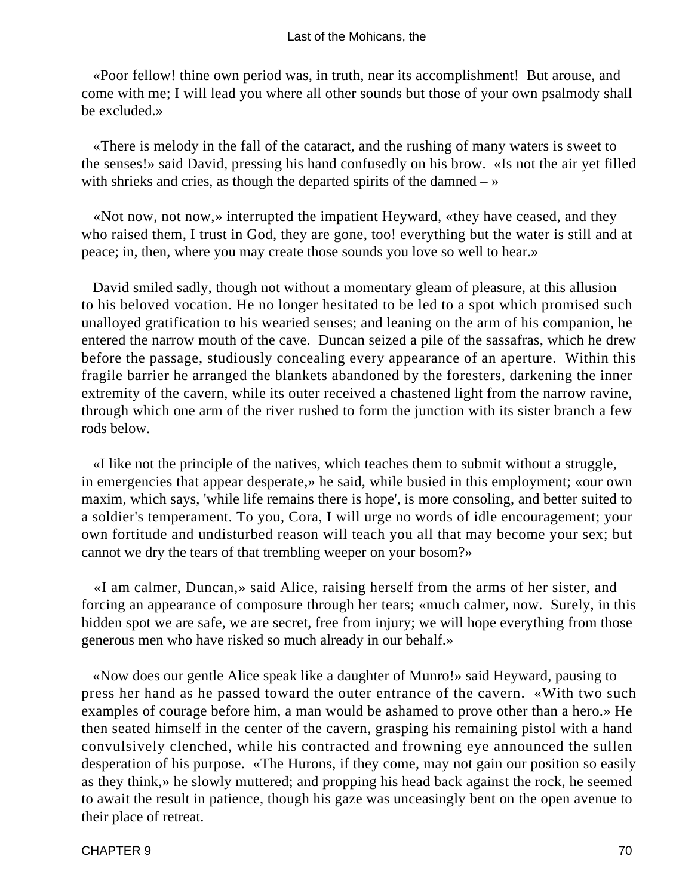«Poor fellow! thine own period was, in truth, near its accomplishment! But arouse, and come with me; I will lead you where all other sounds but those of your own psalmody shall be excluded.»

«There is melody in the fall of the cataract, and the rushing of many waters is sweet to the senses!» said David, pressing his hand confusedly on his brow. «Is not the air yet filled with shrieks and cries, as though the departed spirits of the damned – »

«Not now, not now,» interrupted the impatient Heyward, «they have ceased, and they who raised them, I trust in God, they are gone, too! everything but the water is still and at peace; in, then, where you may create those sounds you love so well to hear.»

David smiled sadly, though not without a momentary gleam of pleasure, at this allusion to his beloved vocation. He no longer hesitated to be led to a spot which promised such unalloyed gratification to his wearied senses; and leaning on the arm of his companion, he entered the narrow mouth of the cave. Duncan seized a pile of the sassafras, which he drew before the passage, studiously concealing every appearance of an aperture. Within this fragile barrier he arranged the blankets abandoned by the foresters, darkening the inner extremity of the cavern, while its outer received a chastened light from the narrow ravine, through which one arm of the river rushed to form the junction with its sister branch a few rods below.

«I like not the principle of the natives, which teaches them to submit without a struggle, in emergencies that appear desperate,» he said, while busied in this employment; «our own maxim, which says, 'while life remains there is hope', is more consoling, and better suited to a soldier's temperament. To you, Cora, I will urge no words of idle encouragement; your own fortitude and undisturbed reason will teach you all that may become your sex; but cannot we dry the tears of that trembling weeper on your bosom?»

«I am calmer, Duncan,» said Alice, raising herself from the arms of her sister, and forcing an appearance of composure through her tears; «much calmer, now. Surely, in this hidden spot we are safe, we are secret, free from injury; we will hope everything from those generous men who have risked so much already in our behalf.»

«Now does our gentle Alice speak like a daughter of Munro!» said Heyward, pausing to press her hand as he passed toward the outer entrance of the cavern. «With two such examples of courage before him, a man would be ashamed to prove other than a hero.» He then seated himself in the center of the cavern, grasping his remaining pistol with a hand convulsively clenched, while his contracted and frowning eye announced the sullen desperation of his purpose. «The Hurons, if they come, may not gain our position so easily as they think,» he slowly muttered; and propping his head back against the rock, he seemed to await the result in patience, though his gaze was unceasingly bent on the open avenue to their place of retreat.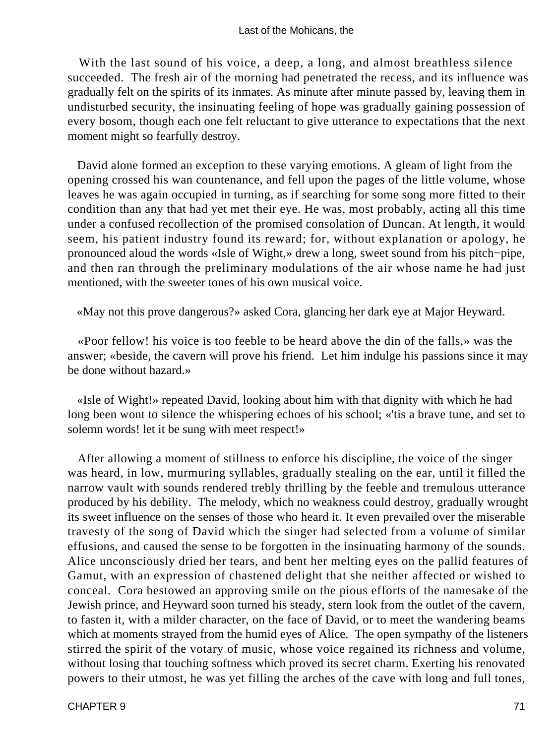With the last sound of his voice, a deep, a long, and almost breathless silence succeeded. The fresh air of the morning had penetrated the recess, and its influence was gradually felt on the spirits of its inmates. As minute after minute passed by, leaving them in undisturbed security, the insinuating feeling of hope was gradually gaining possession of every bosom, though each one felt reluctant to give utterance to expectations that the next moment might so fearfully destroy.

David alone formed an exception to these varying emotions. A gleam of light from the opening crossed his wan countenance, and fell upon the pages of the little volume, whose leaves he was again occupied in turning, as if searching for some song more fitted to their condition than any that had yet met their eye. He was, most probably, acting all this time under a confused recollection of the promised consolation of Duncan. At length, it would seem, his patient industry found its reward; for, without explanation or apology, he pronounced aloud the words «Isle of Wight,» drew a long, sweet sound from his pitch−pipe, and then ran through the preliminary modulations of the air whose name he had just mentioned, with the sweeter tones of his own musical voice.

«May not this prove dangerous?» asked Cora, glancing her dark eye at Major Heyward.

«Poor fellow! his voice is too feeble to be heard above the din of the falls,» was the answer; «beside, the cavern will prove his friend. Let him indulge his passions since it may be done without hazard.»

«Isle of Wight!» repeated David, looking about him with that dignity with which he had long been wont to silence the whispering echoes of his school; «'tis a brave tune, and set to solemn words! let it be sung with meet respect!»

After allowing a moment of stillness to enforce his discipline, the voice of the singer was heard, in low, murmuring syllables, gradually stealing on the ear, until it filled the narrow vault with sounds rendered trebly thrilling by the feeble and tremulous utterance produced by his debility. The melody, which no weakness could destroy, gradually wrought its sweet influence on the senses of those who heard it. It even prevailed over the miserable travesty of the song of David which the singer had selected from a volume of similar effusions, and caused the sense to be forgotten in the insinuating harmony of the sounds. Alice unconsciously dried her tears, and bent her melting eyes on the pallid features of Gamut, with an expression of chastened delight that she neither affected or wished to conceal. Cora bestowed an approving smile on the pious efforts of the namesake of the Jewish prince, and Heyward soon turned his steady, stern look from the outlet of the cavern, to fasten it, with a milder character, on the face of David, or to meet the wandering beams which at moments strayed from the humid eyes of Alice. The open sympathy of the listeners stirred the spirit of the votary of music, whose voice regained its richness and volume, without losing that touching softness which proved its secret charm. Exerting his renovated powers to their utmost, he was yet filling the arches of the cave with long and full tones,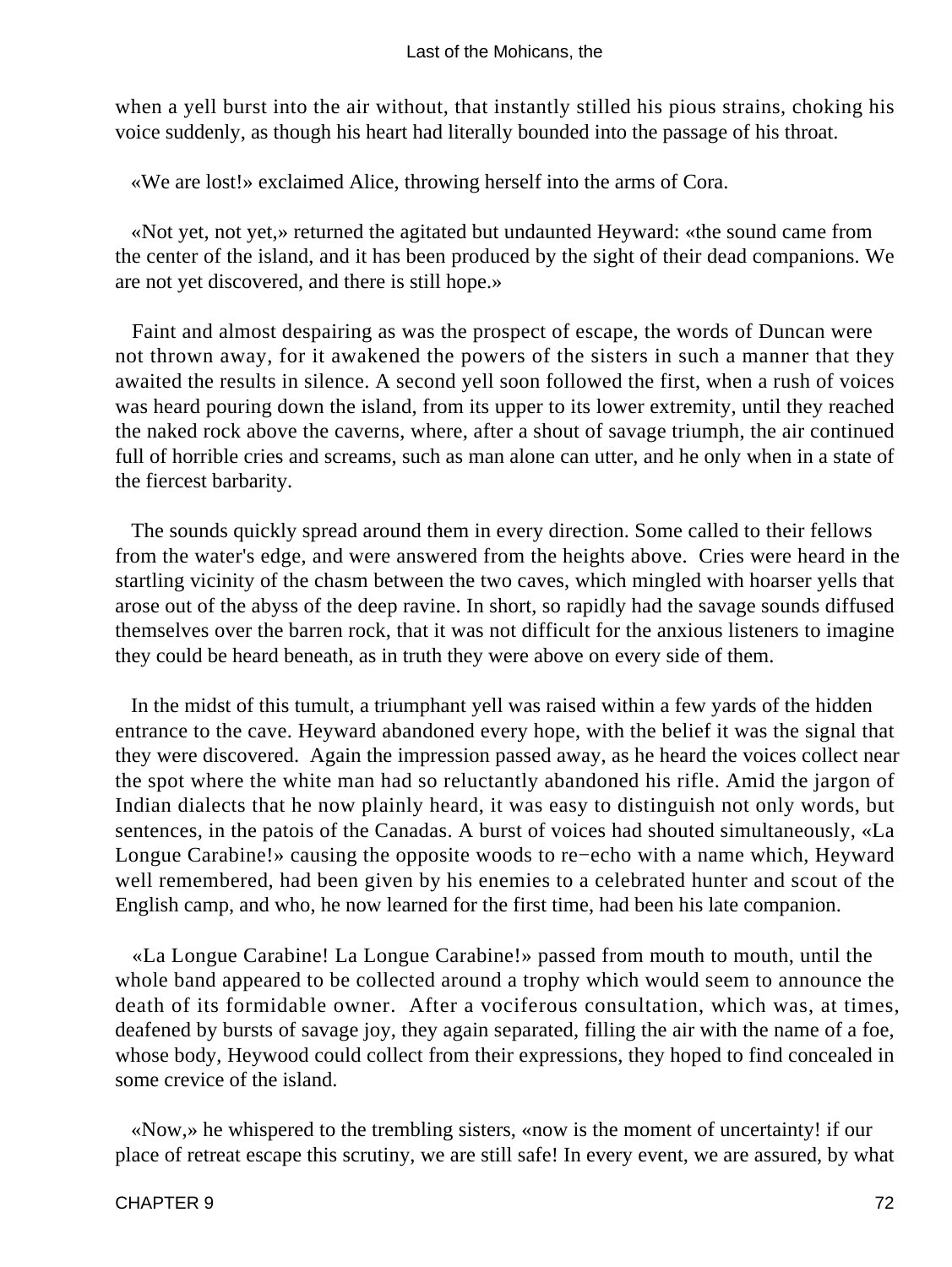when a yell burst into the air without, that instantly stilled his pious strains, choking his voice suddenly, as though his heart had literally bounded into the passage of his throat.

«We are lost!» exclaimed Alice, throwing herself into the arms of Cora.

«Not yet, not yet,» returned the agitated but undaunted Heyward: «the sound came from the center of the island, and it has been produced by the sight of their dead companions. We are not yet discovered, and there is still hope.»

Faint and almost despairing as was the prospect of escape, the words of Duncan were not thrown away, for it awakened the powers of the sisters in such a manner that they awaited the results in silence. A second yell soon followed the first, when a rush of voices was heard pouring down the island, from its upper to its lower extremity, until they reached the naked rock above the caverns, where, after a shout of savage triumph, the air continued full of horrible cries and screams, such as man alone can utter, and he only when in a state of the fiercest barbarity.

The sounds quickly spread around them in every direction. Some called to their fellows from the water's edge, and were answered from the heights above. Cries were heard in the startling vicinity of the chasm between the two caves, which mingled with hoarser yells that arose out of the abyss of the deep ravine. In short, so rapidly had the savage sounds diffused themselves over the barren rock, that it was not difficult for the anxious listeners to imagine they could be heard beneath, as in truth they were above on every side of them.

In the midst of this tumult, a triumphant yell was raised within a few yards of the hidden entrance to the cave. Heyward abandoned every hope, with the belief it was the signal that they were discovered. Again the impression passed away, as he heard the voices collect near the spot where the white man had so reluctantly abandoned his rifle. Amid the jargon of Indian dialects that he now plainly heard, it was easy to distinguish not only words, but sentences, in the patois of the Canadas. A burst of voices had shouted simultaneously, «La Longue Carabine!» causing the opposite woods to re−echo with a name which, Heyward well remembered, had been given by his enemies to a celebrated hunter and scout of the English camp, and who, he now learned for the first time, had been his late companion.

«La Longue Carabine! La Longue Carabine!» passed from mouth to mouth, until the whole band appeared to be collected around a trophy which would seem to announce the death of its formidable owner. After a vociferous consultation, which was, at times, deafened by bursts of savage joy, they again separated, filling the air with the name of a foe, whose body, Heywood could collect from their expressions, they hoped to find concealed in some crevice of the island.

«Now,» he whispered to the trembling sisters, «now is the moment of uncertainty! if our place of retreat escape this scrutiny, we are still safe! In every event, we are assured, by what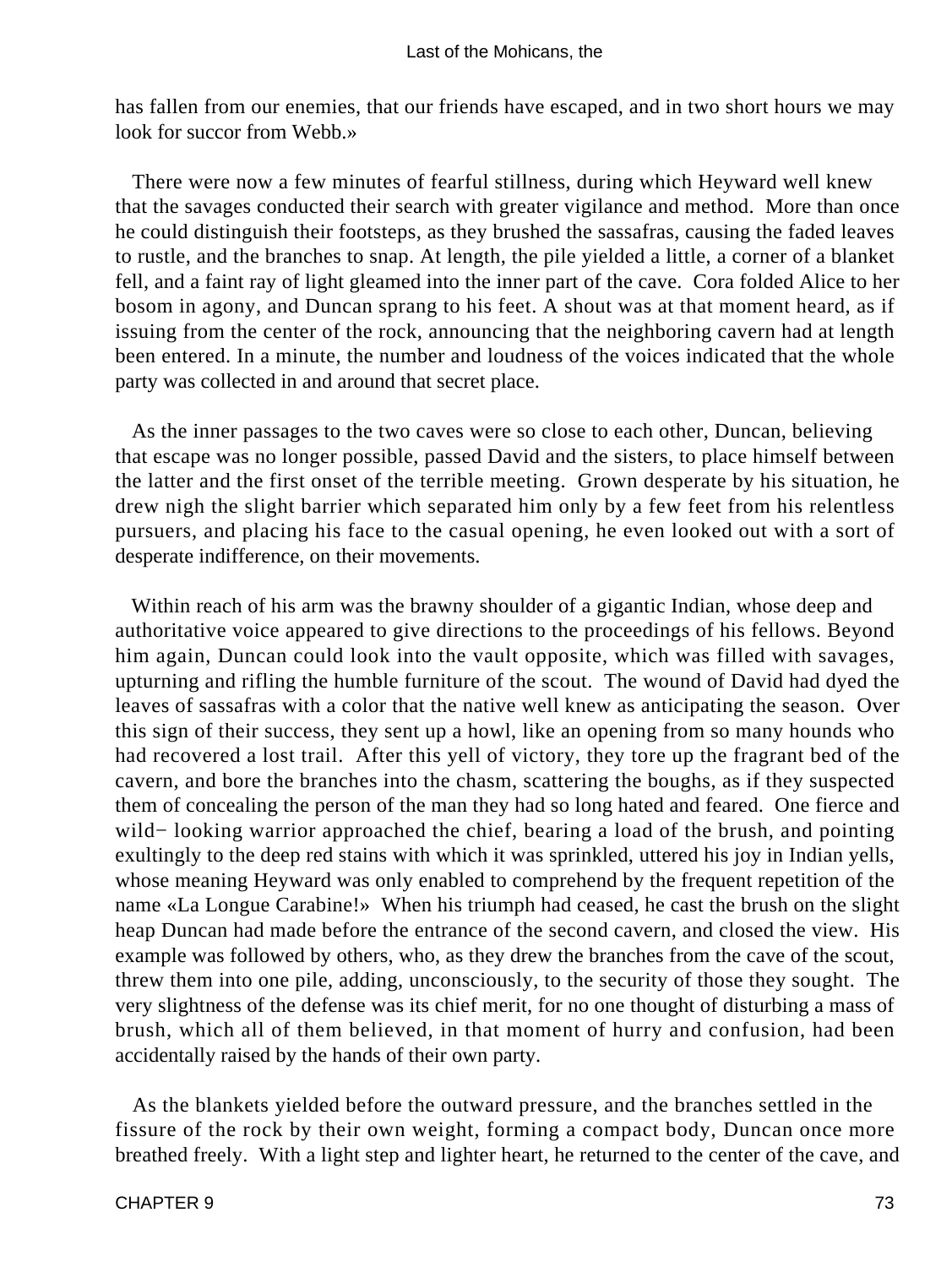has fallen from our enemies, that our friends have escaped, and in two short hours we may look for succor from Webb.»

There were now a few minutes of fearful stillness, during which Heyward well knew that the savages conducted their search with greater vigilance and method. More than once he could distinguish their footsteps, as they brushed the sassafras, causing the faded leaves to rustle, and the branches to snap. At length, the pile yielded a little, a corner of a blanket fell, and a faint ray of light gleamed into the inner part of the cave. Cora folded Alice to her bosom in agony, and Duncan sprang to his feet. A shout was at that moment heard, as if issuing from the center of the rock, announcing that the neighboring cavern had at length been entered. In a minute, the number and loudness of the voices indicated that the whole party was collected in and around that secret place.

As the inner passages to the two caves were so close to each other, Duncan, believing that escape was no longer possible, passed David and the sisters, to place himself between the latter and the first onset of the terrible meeting. Grown desperate by his situation, he drew nigh the slight barrier which separated him only by a few feet from his relentless pursuers, and placing his face to the casual opening, he even looked out with a sort of desperate indifference, on their movements.

Within reach of his arm was the brawny shoulder of a gigantic Indian, whose deep and authoritative voice appeared to give directions to the proceedings of his fellows. Beyond him again, Duncan could look into the vault opposite, which was filled with savages, upturning and rifling the humble furniture of the scout. The wound of David had dyed the leaves of sassafras with a color that the native well knew as anticipating the season. Over this sign of their success, they sent up a howl, like an opening from so many hounds who had recovered a lost trail. After this yell of victory, they tore up the fragrant bed of the cavern, and bore the branches into the chasm, scattering the boughs, as if they suspected them of concealing the person of the man they had so long hated and feared. One fierce and wild− looking warrior approached the chief, bearing a load of the brush, and pointing exultingly to the deep red stains with which it was sprinkled, uttered his joy in Indian yells, whose meaning Heyward was only enabled to comprehend by the frequent repetition of the name «La Longue Carabine!» When his triumph had ceased, he cast the brush on the slight heap Duncan had made before the entrance of the second cavern, and closed the view. His example was followed by others, who, as they drew the branches from the cave of the scout, threw them into one pile, adding, unconsciously, to the security of those they sought. The very slightness of the defense was its chief merit, for no one thought of disturbing a mass of brush, which all of them believed, in that moment of hurry and confusion, had been accidentally raised by the hands of their own party.

As the blankets yielded before the outward pressure, and the branches settled in the fissure of the rock by their own weight, forming a compact body, Duncan once more breathed freely. With a light step and lighter heart, he returned to the center of the cave, and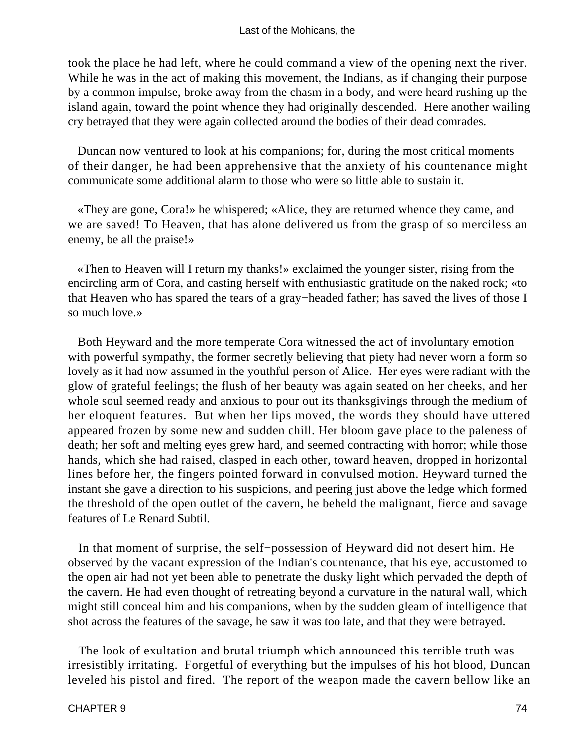took the place he had left, where he could command a view of the opening next the river. While he was in the act of making this movement, the Indians, as if changing their purpose by a common impulse, broke away from the chasm in a body, and were heard rushing up the island again, toward the point whence they had originally descended. Here another wailing cry betrayed that they were again collected around the bodies of their dead comrades.

Duncan now ventured to look at his companions; for, during the most critical moments of their danger, he had been apprehensive that the anxiety of his countenance might communicate some additional alarm to those who were so little able to sustain it.

«They are gone, Cora!» he whispered; «Alice, they are returned whence they came, and we are saved! To Heaven, that has alone delivered us from the grasp of so merciless an enemy, be all the praise!»

«Then to Heaven will I return my thanks!» exclaimed the younger sister, rising from the encircling arm of Cora, and casting herself with enthusiastic gratitude on the naked rock; «to that Heaven who has spared the tears of a gray−headed father; has saved the lives of those I so much love.»

Both Heyward and the more temperate Cora witnessed the act of involuntary emotion with powerful sympathy, the former secretly believing that piety had never worn a form so lovely as it had now assumed in the youthful person of Alice. Her eyes were radiant with the glow of grateful feelings; the flush of her beauty was again seated on her cheeks, and her whole soul seemed ready and anxious to pour out its thanksgivings through the medium of her eloquent features. But when her lips moved, the words they should have uttered appeared frozen by some new and sudden chill. Her bloom gave place to the paleness of death; her soft and melting eyes grew hard, and seemed contracting with horror; while those hands, which she had raised, clasped in each other, toward heaven, dropped in horizontal lines before her, the fingers pointed forward in convulsed motion. Heyward turned the instant she gave a direction to his suspicions, and peering just above the ledge which formed the threshold of the open outlet of the cavern, he beheld the malignant, fierce and savage features of Le Renard Subtil.

In that moment of surprise, the self−possession of Heyward did not desert him. He observed by the vacant expression of the Indian's countenance, that his eye, accustomed to the open air had not yet been able to penetrate the dusky light which pervaded the depth of the cavern. He had even thought of retreating beyond a curvature in the natural wall, which might still conceal him and his companions, when by the sudden gleam of intelligence that shot across the features of the savage, he saw it was too late, and that they were betrayed.

The look of exultation and brutal triumph which announced this terrible truth was irresistibly irritating. Forgetful of everything but the impulses of his hot blood, Duncan leveled his pistol and fired. The report of the weapon made the cavern bellow like an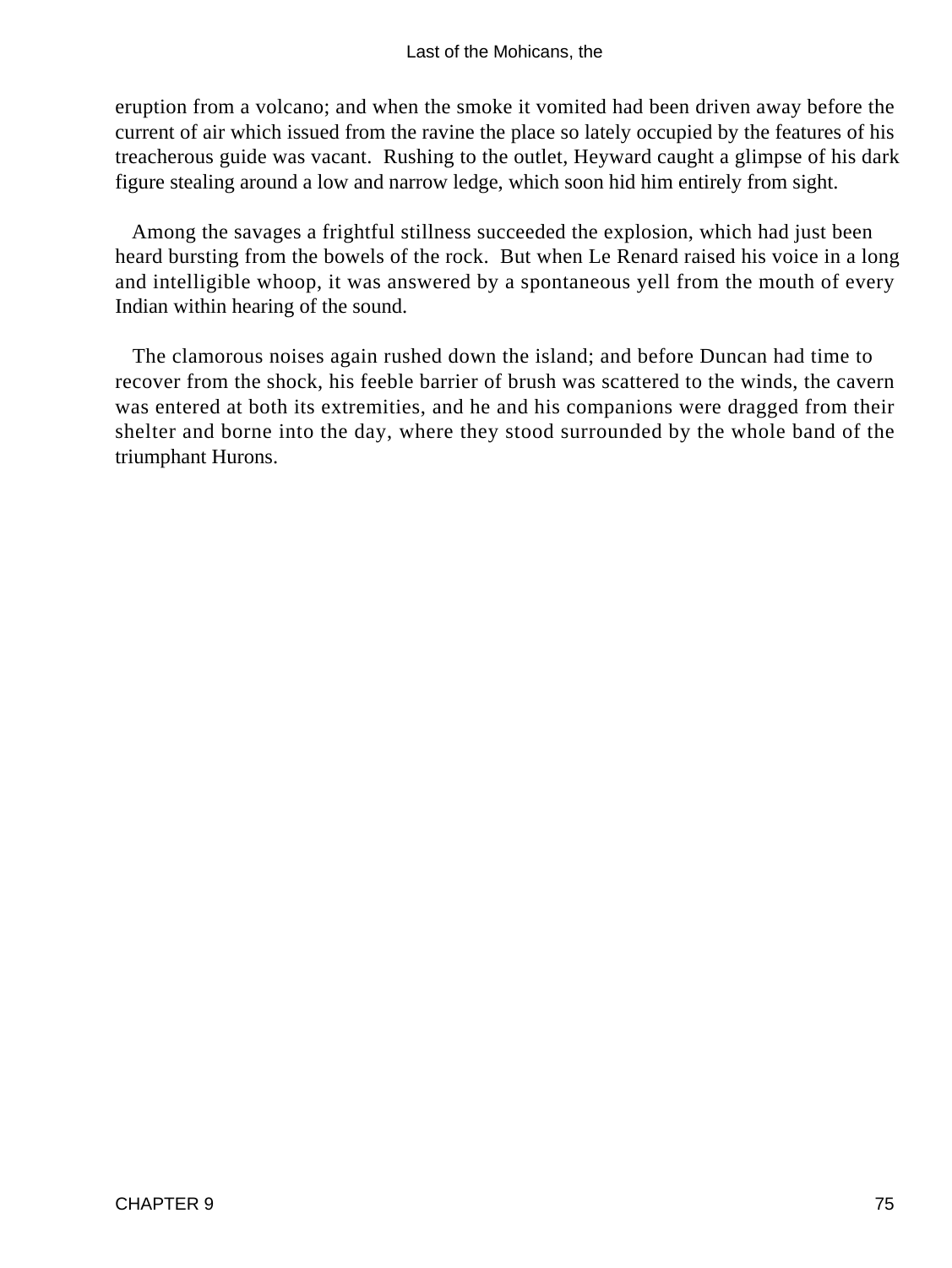eruption from a volcano; and when the smoke it vomited had been driven away before the current of air which issued from the ravine the place so lately occupied by the features of his treacherous guide was vacant. Rushing to the outlet, Heyward caught a glimpse of his dark figure stealing around a low and narrow ledge, which soon hid him entirely from sight.

Among the savages a frightful stillness succeeded the explosion, which had just been heard bursting from the bowels of the rock. But when Le Renard raised his voice in a long and intelligible whoop, it was answered by a spontaneous yell from the mouth of every Indian within hearing of the sound.

The clamorous noises again rushed down the island; and before Duncan had time to recover from the shock, his feeble barrier of brush was scattered to the winds, the cavern was entered at both its extremities, and he and his companions were dragged from their shelter and borne into the day, where they stood surrounded by the whole band of the triumphant Hurons.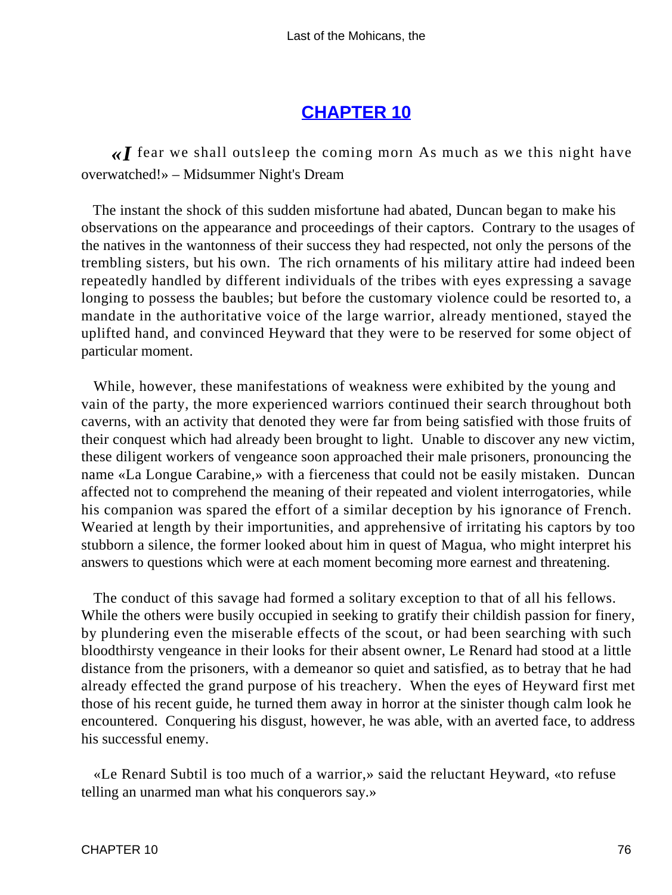## CHAPTER 10

*«I* fear we shall outsleep the coming morn As much as we this night have overwatched!» – Midsummer Night's Dream

The instant the shock of this sudden misfortune had abated, Duncan began to make his observations on the appearance and proceedings of their captors. Contrary to the usages of the natives in the wantonness of their success they had respected, not only the persons of the trembling sisters, but his own. The rich ornaments of his military attire had indeed been repeatedly handled by different individuals of the tribes with eyes expressing a savage longing to possess the baubles; but before the customary violence could be resorted to, a mandate in the authoritative voice of the large warrior, already mentioned, stayed the uplifted hand, and convinced Heyward that they were to be reserved for some object of particular moment.

While, however, these manifestations of weakness were exhibited by the young and vain of the party, the more experienced warriors continued their search throughout both caverns, with an activity that denoted they were far from being satisfied with those fruits of their conquest which had already been brought to light. Unable to discover any new victim, these diligent workers of vengeance soon approached their male prisoners, pronouncing the name «La Longue Carabine,» with a fierceness that could not be easily mistaken. Duncan affected not to comprehend the meaning of their repeated and violent interrogatories, while his companion was spared the effort of a similar deception by his ignorance of French. Wearied at length by their importunities, and apprehensive of irritating his captors by too stubborn a silence, the former looked about him in quest of Magua, who might interpret his answers to questions which were at each moment becoming more earnest and threatening.

The conduct of this savage had formed a solitary exception to that of all his fellows. While the others were busily occupied in seeking to gratify their childish passion for finery, by plundering even the miserable effects of the scout, or had been searching with such bloodthirsty vengeance in their looks for their absent owner, Le Renard had stood at a little distance from the prisoners, with a demeanor so quiet and satisfied, as to betray that he had already effected the grand purpose of his treachery. When the eyes of Heyward first met those of his recent guide, he turned them away in horror at the sinister though calm look he encountered. Conquering his disgust, however, he was able, with an averted face, to address his successful enemy.

«Le Renard Subtil is too much of a warrior,» said the reluctant Heyward, «to refuse telling an unarmed man what his conquerors say.»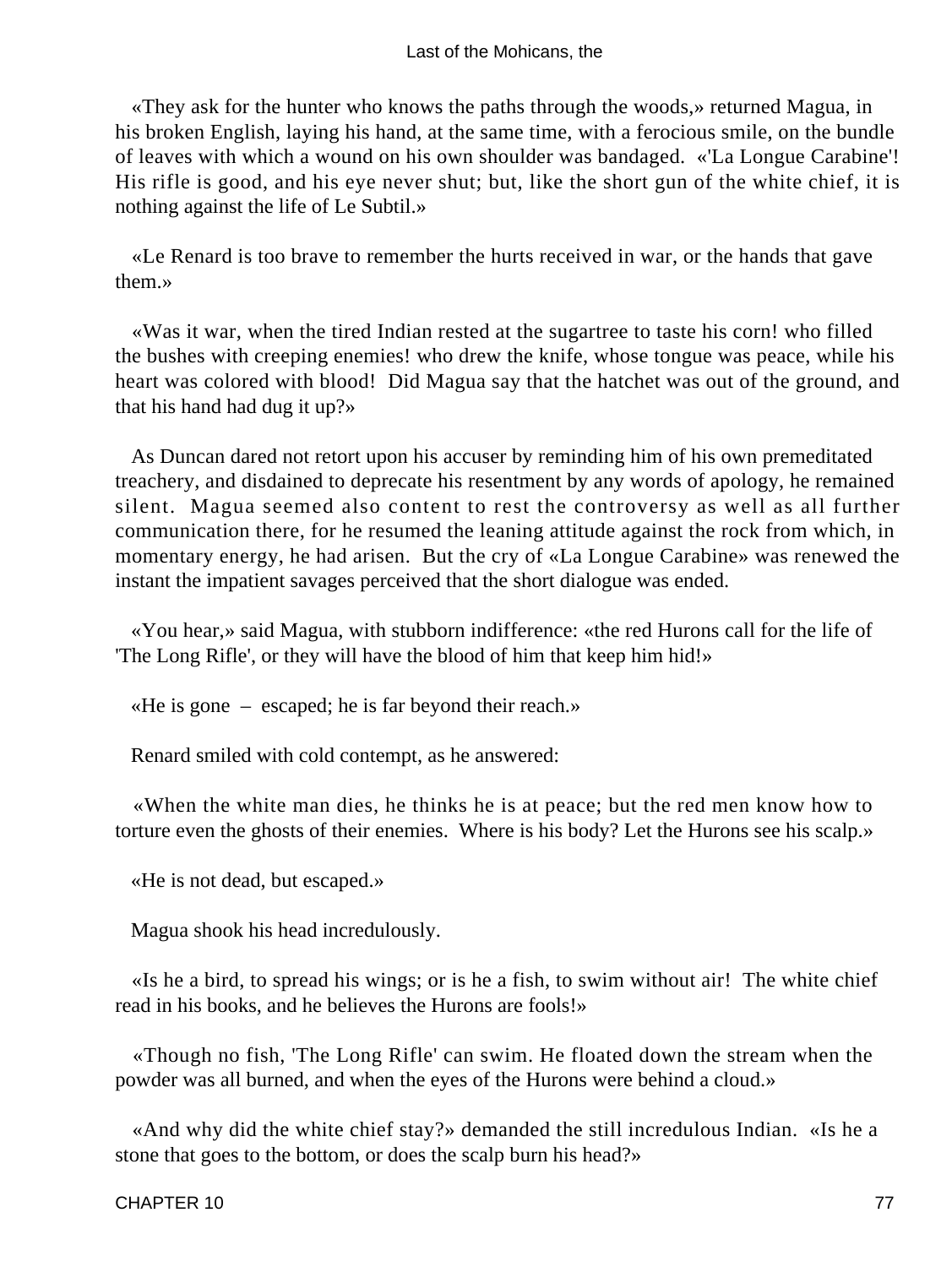«They ask for the hunter who knows the paths through the woods,» returned Magua, in his broken English, laying his hand, at the same time, with a ferocious smile, on the bundle of leaves with which a wound on his own shoulder was bandaged. «'La Longue Carabine'! His rifle is good, and his eye never shut; but, like the short gun of the white chief, it is nothing against the life of Le Subtil.»

«Le Renard is too brave to remember the hurts received in war, or the hands that gave them.»

«Was it war, when the tired Indian rested at the sugartree to taste his corn! who filled the bushes with creeping enemies! who drew the knife, whose tongue was peace, while his heart was colored with blood! Did Magua say that the hatchet was out of the ground, and that his hand had dug it up?»

As Duncan dared not retort upon his accuser by reminding him of his own premeditated treachery, and disdained to deprecate his resentment by any words of apology, he remained silent. Magua seemed also content to rest the controversy as well as all further communication there, for he resumed the leaning attitude against the rock from which, in momentary energy, he had arisen. But the cry of «La Longue Carabine» was renewed the instant the impatient savages perceived that the short dialogue was ended.

«You hear,» said Magua, with stubborn indifference: «the red Hurons call for the life of 'The Long Rifle', or they will have the blood of him that keep him hid!»

«He is gone – escaped; he is far beyond their reach.»

Renard smiled with cold contempt, as he answered:

«When the white man dies, he thinks he is at peace; but the red men know how to torture even the ghosts of their enemies. Where is his body? Let the Hurons see his scalp.»

«He is not dead, but escaped.»

Magua shook his head incredulously.

«Is he a bird, to spread his wings; or is he a fish, to swim without air! The white chief read in his books, and he believes the Hurons are fools!»

«Though no fish, 'The Long Rifle' can swim. He floated down the stream when the powder was all burned, and when the eyes of the Hurons were behind a cloud.»

«And why did the white chief stay?» demanded the still incredulous Indian. «Is he a stone that goes to the bottom, or does the scalp burn his head?»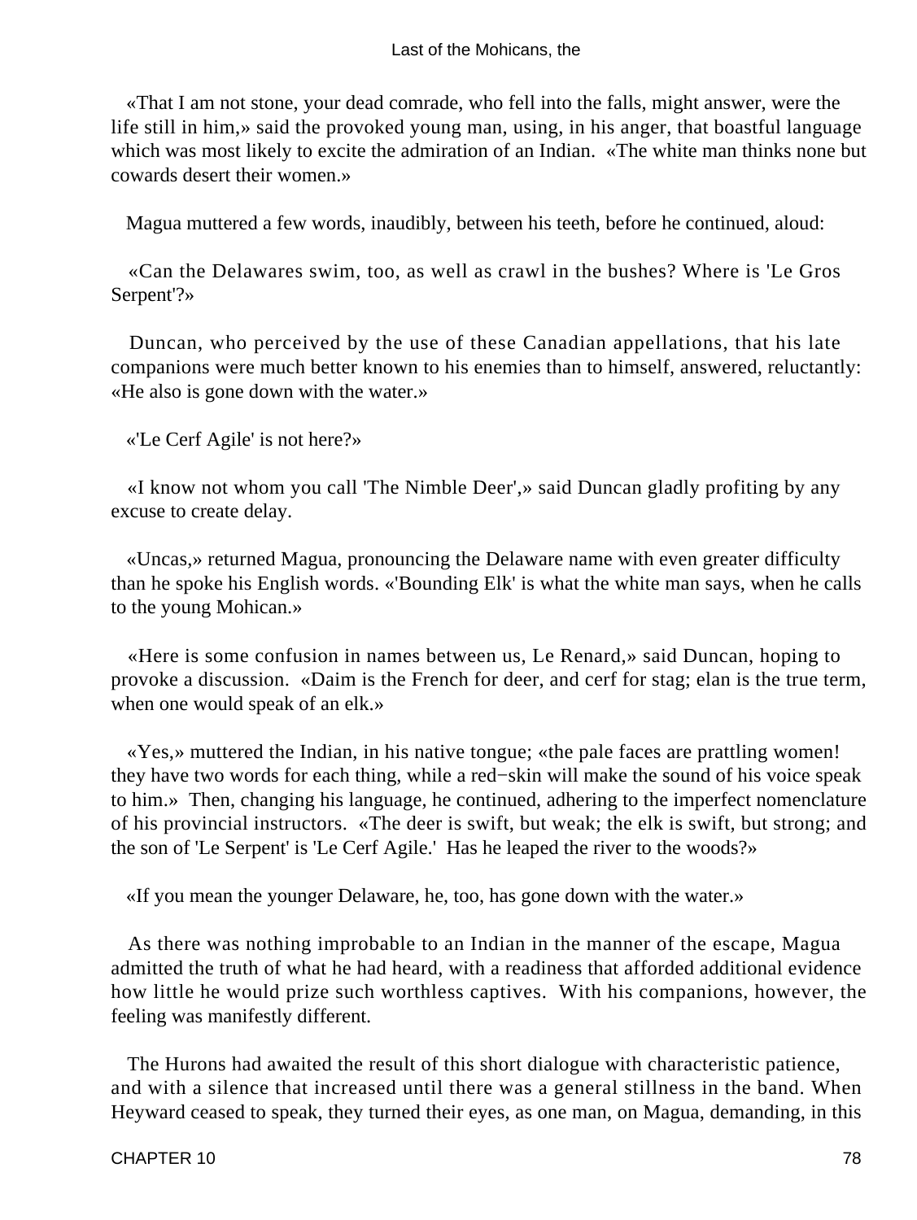«That I am not stone, your dead comrade, who fell into the falls, might answer, were the life still in him,» said the provoked young man, using, in his anger, that boastful language which was most likely to excite the admiration of an Indian. «The white man thinks none but cowards desert their women.»

Magua muttered a few words, inaudibly, between his teeth, before he continued, aloud:

«Can the Delawares swim, too, as well as crawl in the bushes? Where is 'Le Gros Serpent'?»

Duncan, who perceived by the use of these Canadian appellations, that his late companions were much better known to his enemies than to himself, answered, reluctantly: «He also is gone down with the water.»

«'Le Cerf Agile' is not here?»

«I know not whom you call 'The Nimble Deer',» said Duncan gladly profiting by any excuse to create delay.

«Uncas,» returned Magua, pronouncing the Delaware name with even greater difficulty than he spoke his English words. «'Bounding Elk' is what the white man says, when he calls to the young Mohican.»

«Here is some confusion in names between us, Le Renard,» said Duncan, hoping to provoke a discussion. «Daim is the French for deer, and cerf for stag; elan is the true term, when one would speak of an elk.»

«Yes,» muttered the Indian, in his native tongue; «the pale faces are prattling women! they have two words for each thing, while a red−skin will make the sound of his voice speak to him.» Then, changing his language, he continued, adhering to the imperfect nomenclature of his provincial instructors. «The deer is swift, but weak; the elk is swift, but strong; and the son of 'Le Serpent' is 'Le Cerf Agile.' Has he leaped the river to the woods?»

«If you mean the younger Delaware, he, too, has gone down with the water.»

As there was nothing improbable to an Indian in the manner of the escape, Magua admitted the truth of what he had heard, with a readiness that afforded additional evidence how little he would prize such worthless captives. With his companions, however, the feeling was manifestly different.

The Hurons had awaited the result of this short dialogue with characteristic patience, and with a silence that increased until there was a general stillness in the band. When Heyward ceased to speak, they turned their eyes, as one man, on Magua, demanding, in this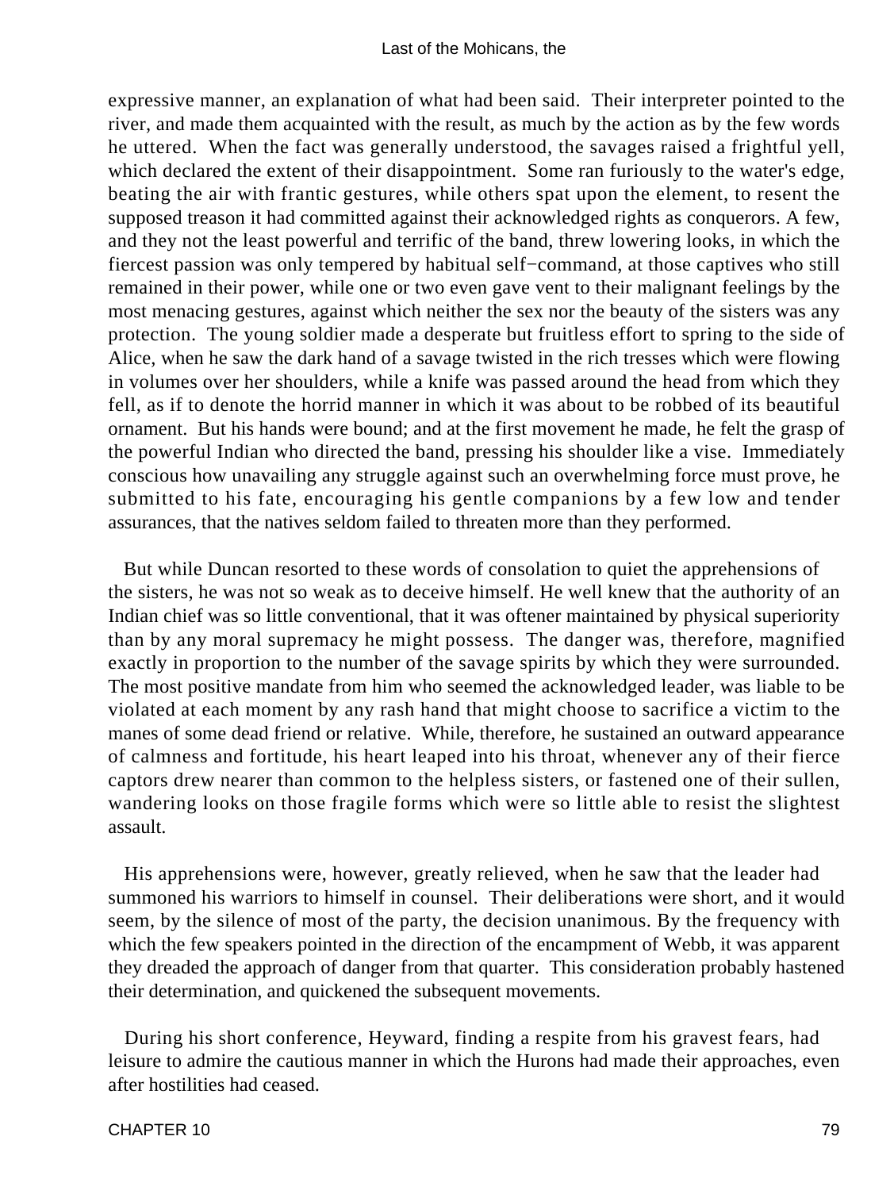expressive manner, an explanation of what had been said. Their interpreter pointed to the river, and made them acquainted with the result, as much by the action as by the few words he uttered. When the fact was generally understood, the savages raised a frightful yell, which declared the extent of their disappointment. Some ran furiously to the water's edge, beating the air with frantic gestures, while others spat upon the element, to resent the supposed treason it had committed against their acknowledged rights as conquerors. A few, and they not the least powerful and terrific of the band, threw lowering looks, in which the fiercest passion was only tempered by habitual self−command, at those captives who still remained in their power, while one or two even gave vent to their malignant feelings by the most menacing gestures, against which neither the sex nor the beauty of the sisters was any protection. The young soldier made a desperate but fruitless effort to spring to the side of Alice, when he saw the dark hand of a savage twisted in the rich tresses which were flowing in volumes over her shoulders, while a knife was passed around the head from which they fell, as if to denote the horrid manner in which it was about to be robbed of its beautiful ornament. But his hands were bound; and at the first movement he made, he felt the grasp of the powerful Indian who directed the band, pressing his shoulder like a vise. Immediately conscious how unavailing any struggle against such an overwhelming force must prove, he submitted to his fate, encouraging his gentle companions by a few low and tender assurances, that the natives seldom failed to threaten more than they performed.

But while Duncan resorted to these words of consolation to quiet the apprehensions of the sisters, he was not so weak as to deceive himself. He well knew that the authority of an Indian chief was so little conventional, that it was oftener maintained by physical superiority than by any moral supremacy he might possess. The danger was, therefore, magnified exactly in proportion to the number of the savage spirits by which they were surrounded. The most positive mandate from him who seemed the acknowledged leader, was liable to be violated at each moment by any rash hand that might choose to sacrifice a victim to the manes of some dead friend or relative. While, therefore, he sustained an outward appearance of calmness and fortitude, his heart leaped into his throat, whenever any of their fierce captors drew nearer than common to the helpless sisters, or fastened one of their sullen, wandering looks on those fragile forms which were so little able to resist the slightest assault.

His apprehensions were, however, greatly relieved, when he saw that the leader had summoned his warriors to himself in counsel. Their deliberations were short, and it would seem, by the silence of most of the party, the decision unanimous. By the frequency with which the few speakers pointed in the direction of the encampment of Webb, it was apparent they dreaded the approach of danger from that quarter. This consideration probably hastened their determination, and quickened the subsequent movements.

During his short conference, Heyward, finding a respite from his gravest fears, had leisure to admire the cautious manner in which the Hurons had made their approaches, even after hostilities had ceased.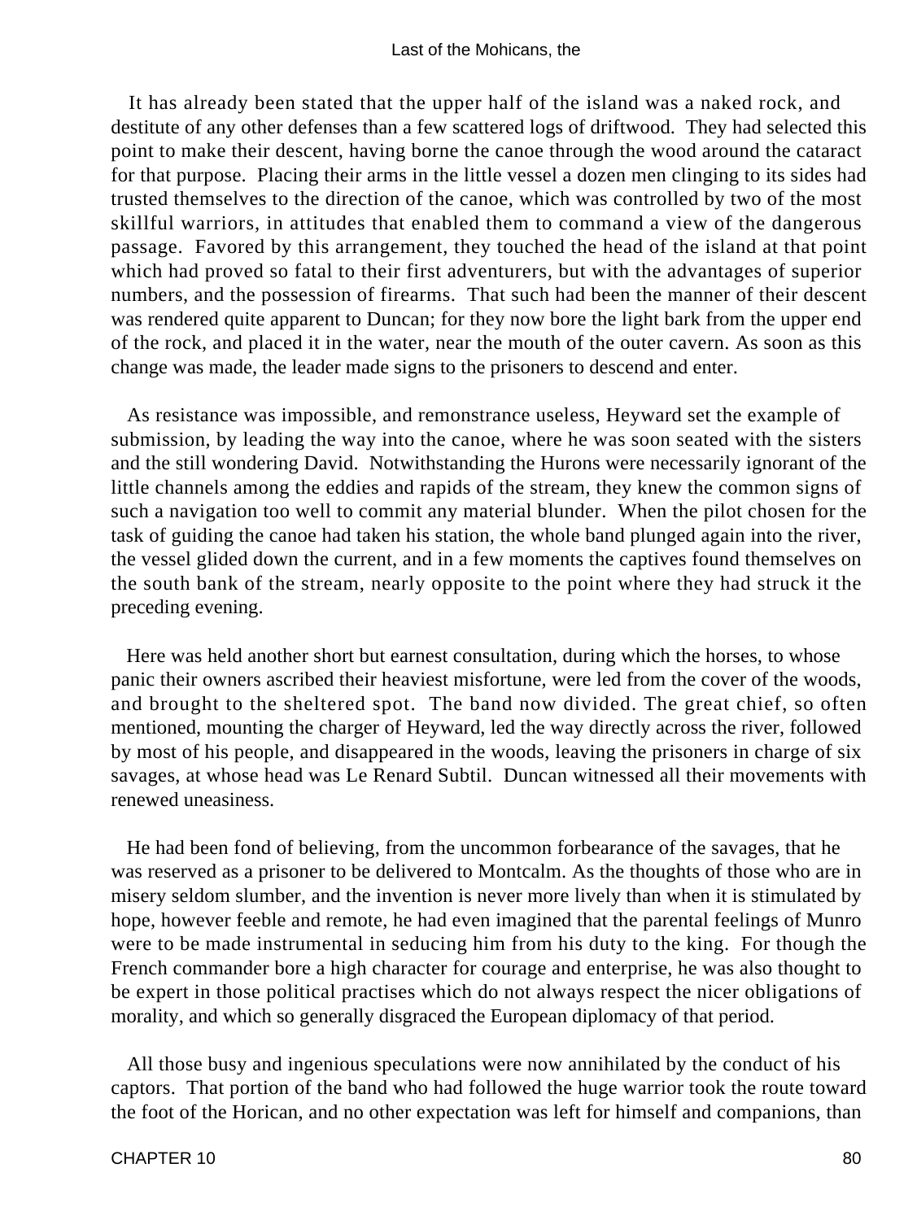It has already been stated that the upper half of the island was a naked rock, and destitute of any other defenses than a few scattered logs of driftwood. They had selected this point to make their descent, having borne the canoe through the wood around the cataract for that purpose. Placing their arms in the little vessel a dozen men clinging to its sides had trusted themselves to the direction of the canoe, which was controlled by two of the most skillful warriors, in attitudes that enabled them to command a view of the dangerous passage. Favored by this arrangement, they touched the head of the island at that point which had proved so fatal to their first adventurers, but with the advantages of superior numbers, and the possession of firearms. That such had been the manner of their descent was rendered quite apparent to Duncan; for they now bore the light bark from the upper end of the rock, and placed it in the water, near the mouth of the outer cavern. As soon as this change was made, the leader made signs to the prisoners to descend and enter.

As resistance was impossible, and remonstrance useless, Heyward set the example of submission, by leading the way into the canoe, where he was soon seated with the sisters and the still wondering David. Notwithstanding the Hurons were necessarily ignorant of the little channels among the eddies and rapids of the stream, they knew the common signs of such a navigation too well to commit any material blunder. When the pilot chosen for the task of guiding the canoe had taken his station, the whole band plunged again into the river, the vessel glided down the current, and in a few moments the captives found themselves on the south bank of the stream, nearly opposite to the point where they had struck it the preceding evening.

Here was held another short but earnest consultation, during which the horses, to whose panic their owners ascribed their heaviest misfortune, were led from the cover of the woods, and brought to the sheltered spot. The band now divided. The great chief, so often mentioned, mounting the charger of Heyward, led the way directly across the river, followed by most of his people, and disappeared in the woods, leaving the prisoners in charge of six savages, at whose head was Le Renard Subtil. Duncan witnessed all their movements with renewed uneasiness.

He had been fond of believing, from the uncommon forbearance of the savages, that he was reserved as a prisoner to be delivered to Montcalm. As the thoughts of those who are in misery seldom slumber, and the invention is never more lively than when it is stimulated by hope, however feeble and remote, he had even imagined that the parental feelings of Munro were to be made instrumental in seducing him from his duty to the king. For though the French commander bore a high character for courage and enterprise, he was also thought to be expert in those political practises which do not always respect the nicer obligations of morality, and which so generally disgraced the European diplomacy of that period.

All those busy and ingenious speculations were now annihilated by the conduct of his captors. That portion of the band who had followed the huge warrior took the route toward the foot of the Horican, and no other expectation was left for himself and companions, than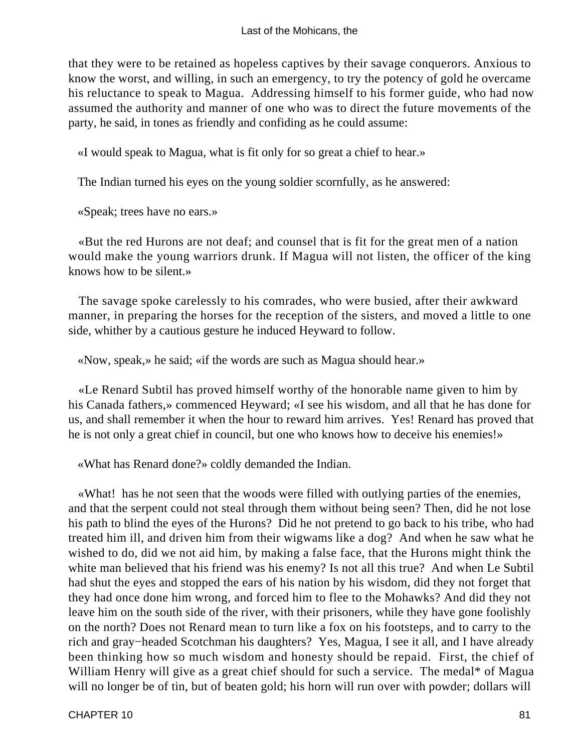that they were to be retained as hopeless captives by their savage conquerors. Anxious to know the worst, and willing, in such an emergency, to try the potency of gold he overcame his reluctance to speak to Magua. Addressing himself to his former guide, who had now assumed the authority and manner of one who was to direct the future movements of the party, he said, in tones as friendly and confiding as he could assume:

«I would speak to Magua, what is fit only for so great a chief to hear.»

The Indian turned his eyes on the young soldier scornfully, as he answered:

«Speak; trees have no ears.»

«But the red Hurons are not deaf; and counsel that is fit for the great men of a nation would make the young warriors drunk. If Magua will not listen, the officer of the king knows how to be silent.»

The savage spoke carelessly to his comrades, who were busied, after their awkward manner, in preparing the horses for the reception of the sisters, and moved a little to one side, whither by a cautious gesture he induced Heyward to follow.

«Now, speak,» he said; «if the words are such as Magua should hear.»

«Le Renard Subtil has proved himself worthy of the honorable name given to him by his Canada fathers,» commenced Heyward; «I see his wisdom, and all that he has done for us, and shall remember it when the hour to reward him arrives. Yes! Renard has proved that he is not only a great chief in council, but one who knows how to deceive his enemies!»

«What has Renard done?» coldly demanded the Indian.

«What! has he not seen that the woods were filled with outlying parties of the enemies, and that the serpent could not steal through them without being seen? Then, did he not lose his path to blind the eyes of the Hurons? Did he not pretend to go back to his tribe, who had treated him ill, and driven him from their wigwams like a dog? And when he saw what he wished to do, did we not aid him, by making a false face, that the Hurons might think the white man believed that his friend was his enemy? Is not all this true? And when Le Subtil had shut the eyes and stopped the ears of his nation by his wisdom, did they not forget that they had once done him wrong, and forced him to flee to the Mohawks? And did they not leave him on the south side of the river, with their prisoners, while they have gone foolishly on the north? Does not Renard mean to turn like a fox on his footsteps, and to carry to the rich and gray−headed Scotchman his daughters? Yes, Magua, I see it all, and I have already been thinking how so much wisdom and honesty should be repaid. First, the chief of William Henry will give as a great chief should for such a service. The medal* of Magua will no longer be of tin, but of beaten gold; his horn will run over with powder; dollars will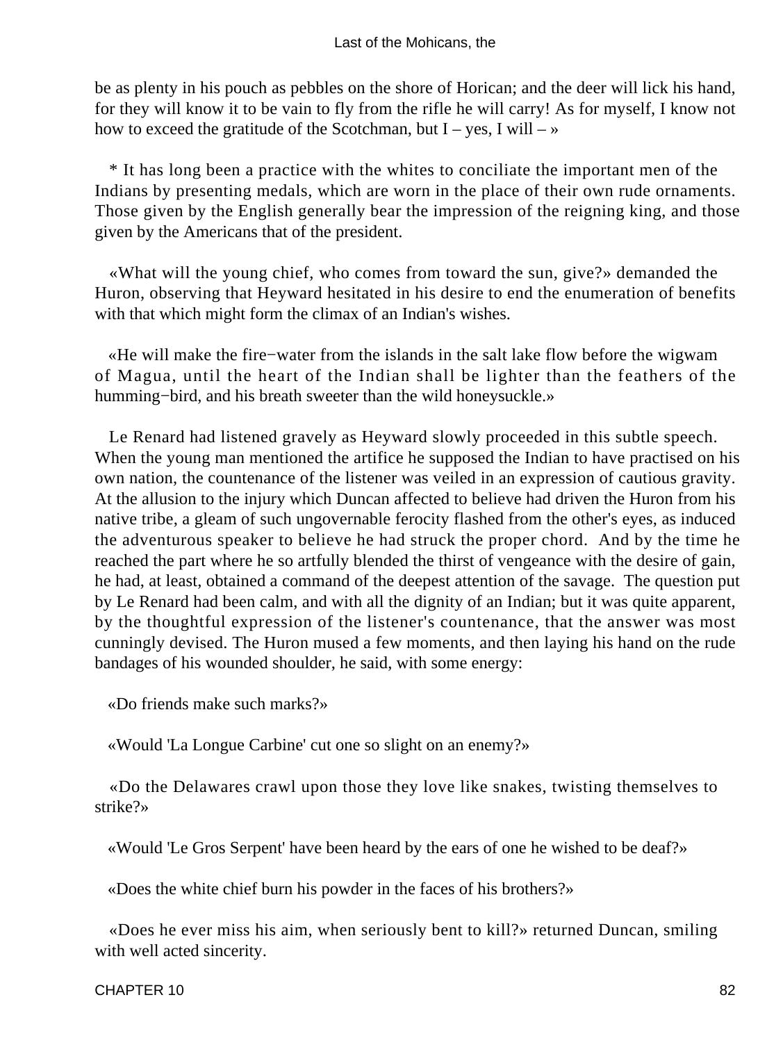be as plenty in his pouch as pebbles on the shore of Horican; and the deer will lick his hand, for they will know it to be vain to fly from the rifle he will carry! As for myself, I know not how to exceed the gratitude of the Scotchman, but I – yes, I will – »

* It has long been a practice with the whites to conciliate the important men of the Indians by presenting medals, which are worn in the place of their own rude ornaments. Those given by the English generally bear the impression of the reigning king, and those given by the Americans that of the president.

«What will the young chief, who comes from toward the sun, give?» demanded the Huron, observing that Heyward hesitated in his desire to end the enumeration of benefits with that which might form the climax of an Indian's wishes.

«He will make the fire−water from the islands in the salt lake flow before the wigwam of Magua, until the heart of the Indian shall be lighter than the feathers of the humming−bird, and his breath sweeter than the wild honeysuckle.»

Le Renard had listened gravely as Heyward slowly proceeded in this subtle speech. When the young man mentioned the artifice he supposed the Indian to have practised on his own nation, the countenance of the listener was veiled in an expression of cautious gravity. At the allusion to the injury which Duncan affected to believe had driven the Huron from his native tribe, a gleam of such ungovernable ferocity flashed from the other's eyes, as induced the adventurous speaker to believe he had struck the proper chord. And by the time he reached the part where he so artfully blended the thirst of vengeance with the desire of gain, he had, at least, obtained a command of the deepest attention of the savage. The question put by Le Renard had been calm, and with all the dignity of an Indian; but it was quite apparent, by the thoughtful expression of the listener's countenance, that the answer was most cunningly devised. The Huron mused a few moments, and then laying his hand on the rude bandages of his wounded shoulder, he said, with some energy:

«Do friends make such marks?»

«Would 'La Longue Carbine' cut one so slight on an enemy?»

«Do the Delawares crawl upon those they love like snakes, twisting themselves to strike?»

«Would 'Le Gros Serpent' have been heard by the ears of one he wished to be deaf?»

«Does the white chief burn his powder in the faces of his brothers?»

«Does he ever miss his aim, when seriously bent to kill?» returned Duncan, smiling with well acted sincerity.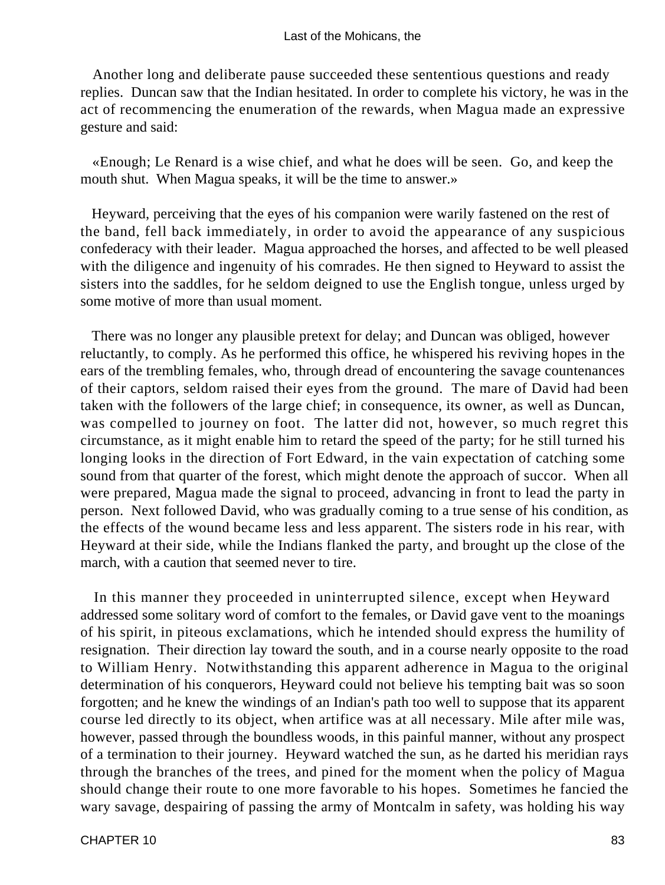Another long and deliberate pause succeeded these sententious questions and ready replies. Duncan saw that the Indian hesitated. In order to complete his victory, he was in the act of recommencing the enumeration of the rewards, when Magua made an expressive gesture and said:

«Enough; Le Renard is a wise chief, and what he does will be seen. Go, and keep the mouth shut. When Magua speaks, it will be the time to answer.»

Heyward, perceiving that the eyes of his companion were warily fastened on the rest of the band, fell back immediately, in order to avoid the appearance of any suspicious confederacy with their leader. Magua approached the horses, and affected to be well pleased with the diligence and ingenuity of his comrades. He then signed to Heyward to assist the sisters into the saddles, for he seldom deigned to use the English tongue, unless urged by some motive of more than usual moment.

There was no longer any plausible pretext for delay; and Duncan was obliged, however reluctantly, to comply. As he performed this office, he whispered his reviving hopes in the ears of the trembling females, who, through dread of encountering the savage countenances of their captors, seldom raised their eyes from the ground. The mare of David had been taken with the followers of the large chief; in consequence, its owner, as well as Duncan, was compelled to journey on foot. The latter did not, however, so much regret this circumstance, as it might enable him to retard the speed of the party; for he still turned his longing looks in the direction of Fort Edward, in the vain expectation of catching some sound from that quarter of the forest, which might denote the approach of succor. When all were prepared, Magua made the signal to proceed, advancing in front to lead the party in person. Next followed David, who was gradually coming to a true sense of his condition, as the effects of the wound became less and less apparent. The sisters rode in his rear, with Heyward at their side, while the Indians flanked the party, and brought up the close of the march, with a caution that seemed never to tire.

In this manner they proceeded in uninterrupted silence, except when Heyward addressed some solitary word of comfort to the females, or David gave vent to the moanings of his spirit, in piteous exclamations, which he intended should express the humility of resignation. Their direction lay toward the south, and in a course nearly opposite to the road to William Henry. Notwithstanding this apparent adherence in Magua to the original determination of his conquerors, Heyward could not believe his tempting bait was so soon forgotten; and he knew the windings of an Indian's path too well to suppose that its apparent course led directly to its object, when artifice was at all necessary. Mile after mile was, however, passed through the boundless woods, in this painful manner, without any prospect of a termination to their journey. Heyward watched the sun, as he darted his meridian rays through the branches of the trees, and pined for the moment when the policy of Magua should change their route to one more favorable to his hopes. Sometimes he fancied the wary savage, despairing of passing the army of Montcalm in safety, was holding his way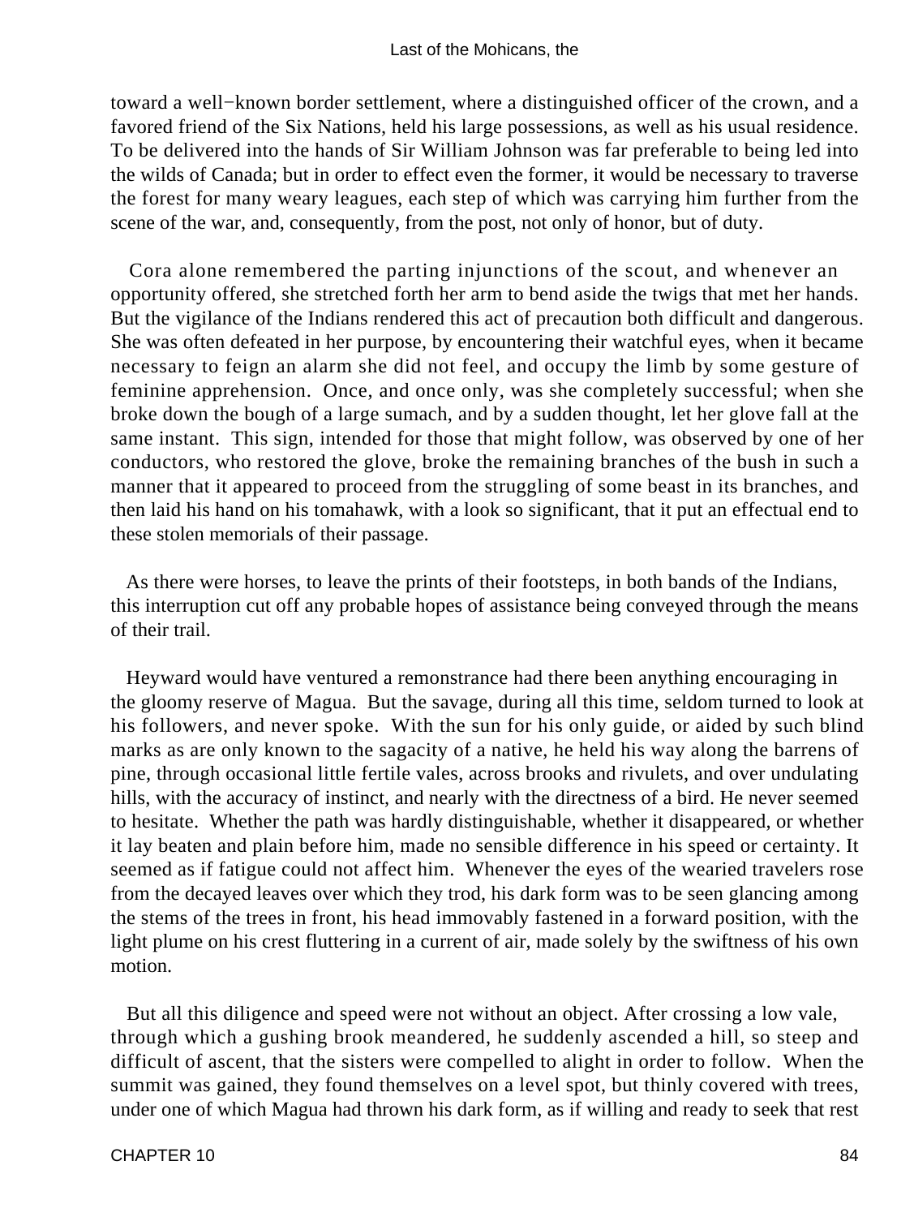toward a well−known border settlement, where a distinguished officer of the crown, and a favored friend of the Six Nations, held his large possessions, as well as his usual residence. To be delivered into the hands of Sir William Johnson was far preferable to being led into the wilds of Canada; but in order to effect even the former, it would be necessary to traverse the forest for many weary leagues, each step of which was carrying him further from the scene of the war, and, consequently, from the post, not only of honor, but of duty.

Cora alone remembered the parting injunctions of the scout, and whenever an opportunity offered, she stretched forth her arm to bend aside the twigs that met her hands. But the vigilance of the Indians rendered this act of precaution both difficult and dangerous. She was often defeated in her purpose, by encountering their watchful eyes, when it became necessary to feign an alarm she did not feel, and occupy the limb by some gesture of feminine apprehension. Once, and once only, was she completely successful; when she broke down the bough of a large sumach, and by a sudden thought, let her glove fall at the same instant. This sign, intended for those that might follow, was observed by one of her conductors, who restored the glove, broke the remaining branches of the bush in such a manner that it appeared to proceed from the struggling of some beast in its branches, and then laid his hand on his tomahawk, with a look so significant, that it put an effectual end to these stolen memorials of their passage.

As there were horses, to leave the prints of their footsteps, in both bands of the Indians, this interruption cut off any probable hopes of assistance being conveyed through the means of their trail.

Heyward would have ventured a remonstrance had there been anything encouraging in the gloomy reserve of Magua. But the savage, during all this time, seldom turned to look at his followers, and never spoke. With the sun for his only guide, or aided by such blind marks as are only known to the sagacity of a native, he held his way along the barrens of pine, through occasional little fertile vales, across brooks and rivulets, and over undulating hills, with the accuracy of instinct, and nearly with the directness of a bird. He never seemed to hesitate. Whether the path was hardly distinguishable, whether it disappeared, or whether it lay beaten and plain before him, made no sensible difference in his speed or certainty. It seemed as if fatigue could not affect him. Whenever the eyes of the wearied travelers rose from the decayed leaves over which they trod, his dark form was to be seen glancing among the stems of the trees in front, his head immovably fastened in a forward position, with the light plume on his crest fluttering in a current of air, made solely by the swiftness of his own motion.

But all this diligence and speed were not without an object. After crossing a low vale, through which a gushing brook meandered, he suddenly ascended a hill, so steep and difficult of ascent, that the sisters were compelled to alight in order to follow. When the summit was gained, they found themselves on a level spot, but thinly covered with trees, under one of which Magua had thrown his dark form, as if willing and ready to seek that rest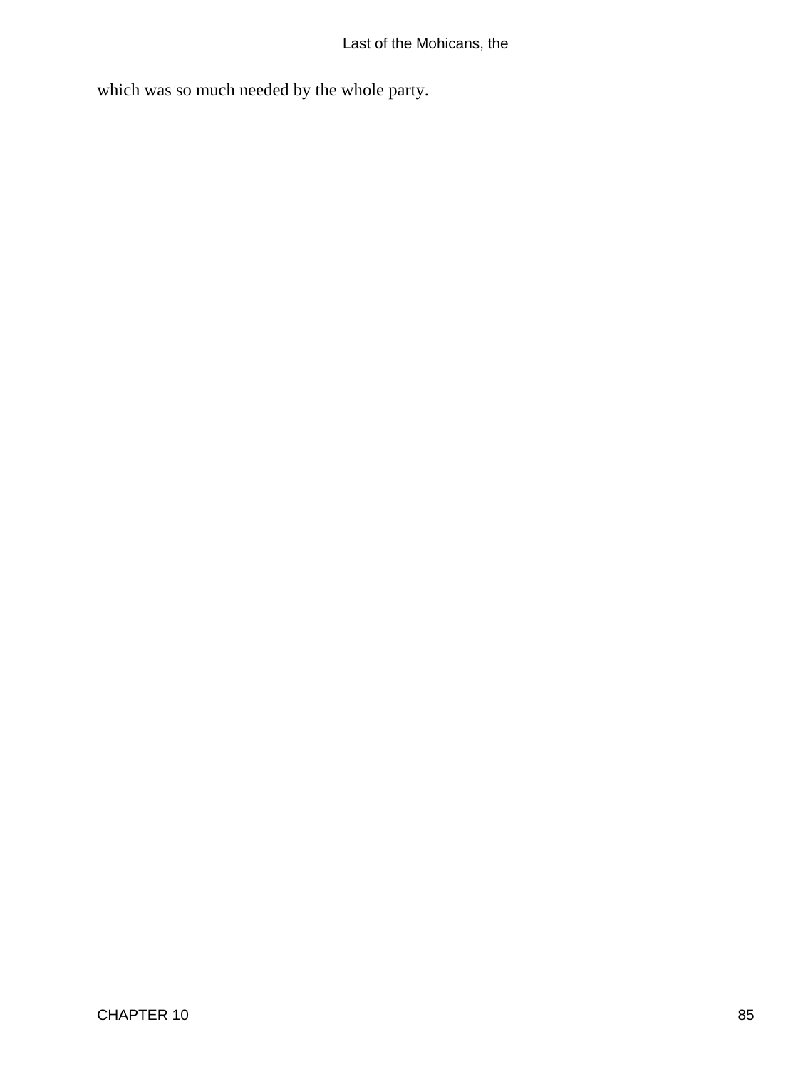which was so much needed by the whole party.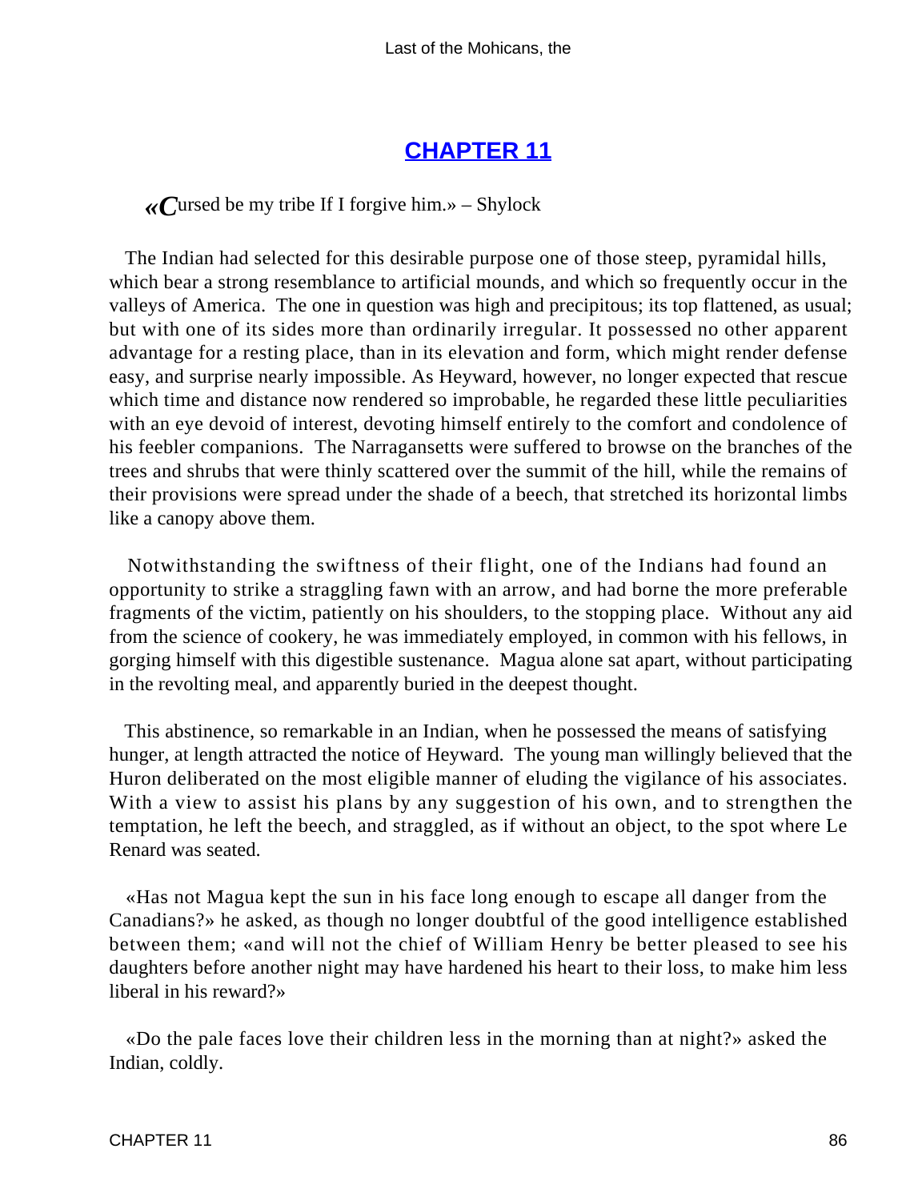# CHAPTER 11

«Cursed be my tribe If I forgive him.» – Shylock

The Indian had selected for this desirable purpose one of those steep, pyramidal hills, which bear a strong resemblance to artificial mounds, and which so frequently occur in the valleys of America. The one in question was high and precipitous; its top flattened, as usual; but with one of its sides more than ordinarily irregular. It possessed no other apparent advantage for a resting place, than in its elevation and form, which might render defense easy, and surprise nearly impossible. As Heyward, however, no longer expected that rescue which time and distance now rendered so improbable, he regarded these little peculiarities with an eye devoid of interest, devoting himself entirely to the comfort and condolence of his feebler companions. The Narragansetts were suffered to browse on the branches of the trees and shrubs that were thinly scattered over the summit of the hill, while the remains of their provisions were spread under the shade of a beech, that stretched its horizontal limbs like a canopy above them.

Notwithstanding the swiftness of their flight, one of the Indians had found an opportunity to strike a straggling fawn with an arrow, and had borne the more preferable fragments of the victim, patiently on his shoulders, to the stopping place. Without any aid from the science of cookery, he was immediately employed, in common with his fellows, in gorging himself with this digestible sustenance. Magua alone sat apart, without participating in the revolting meal, and apparently buried in the deepest thought.

This abstinence, so remarkable in an Indian, when he possessed the means of satisfying hunger, at length attracted the notice of Heyward. The young man willingly believed that the Huron deliberated on the most eligible manner of eluding the vigilance of his associates. With a view to assist his plans by any suggestion of his own, and to strengthen the temptation, he left the beech, and straggled, as if without an object, to the spot where Le Renard was seated.

«Has not Magua kept the sun in his face long enough to escape all danger from the Canadians?» he asked, as though no longer doubtful of the good intelligence established between them; «and will not the chief of William Henry be better pleased to see his daughters before another night may have hardened his heart to their loss, to make him less liberal in his reward?»

«Do the pale faces love their children less in the morning than at night?» asked the Indian, coldly.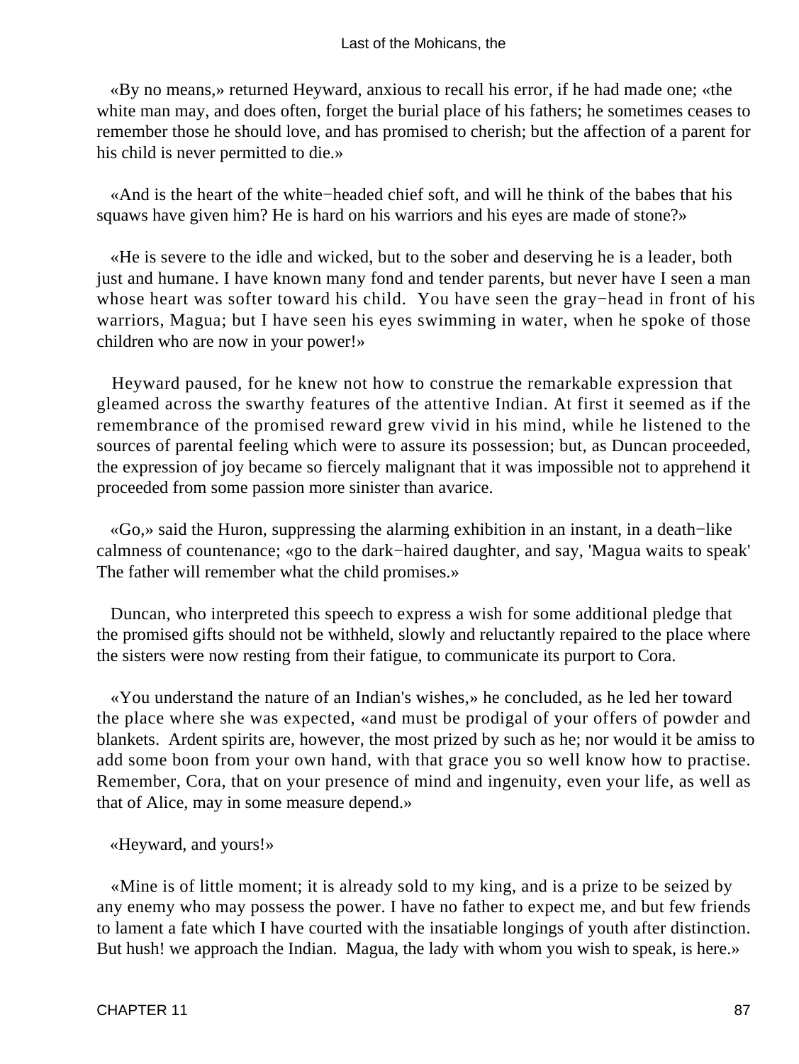«By no means,» returned Heyward, anxious to recall his error, if he had made one; «the white man may, and does often, forget the burial place of his fathers; he sometimes ceases to remember those he should love, and has promised to cherish; but the affection of a parent for his child is never permitted to die.»

«And is the heart of the white−headed chief soft, and will he think of the babes that his squaws have given him? He is hard on his warriors and his eyes are made of stone?»

«He is severe to the idle and wicked, but to the sober and deserving he is a leader, both just and humane. I have known many fond and tender parents, but never have I seen a man whose heart was softer toward his child. You have seen the gray−head in front of his warriors, Magua; but I have seen his eyes swimming in water, when he spoke of those children who are now in your power!»

Heyward paused, for he knew not how to construe the remarkable expression that gleamed across the swarthy features of the attentive Indian. At first it seemed as if the remembrance of the promised reward grew vivid in his mind, while he listened to the sources of parental feeling which were to assure its possession; but, as Duncan proceeded, the expression of joy became so fiercely malignant that it was impossible not to apprehend it proceeded from some passion more sinister than avarice.

«Go,» said the Huron, suppressing the alarming exhibition in an instant, in a death−like calmness of countenance; «go to the dark−haired daughter, and say, 'Magua waits to speak' The father will remember what the child promises.»

Duncan, who interpreted this speech to express a wish for some additional pledge that the promised gifts should not be withheld, slowly and reluctantly repaired to the place where the sisters were now resting from their fatigue, to communicate its purport to Cora.

«You understand the nature of an Indian's wishes,» he concluded, as he led her toward the place where she was expected, «and must be prodigal of your offers of powder and blankets. Ardent spirits are, however, the most prized by such as he; nor would it be amiss to add some boon from your own hand, with that grace you so well know how to practise. Remember, Cora, that on your presence of mind and ingenuity, even your life, as well as that of Alice, may in some measure depend.»

«Heyward, and yours!»

«Mine is of little moment; it is already sold to my king, and is a prize to be seized by any enemy who may possess the power. I have no father to expect me, and but few friends to lament a fate which I have courted with the insatiable longings of youth after distinction. But hush! we approach the Indian. Magua, the lady with whom you wish to speak, is here.»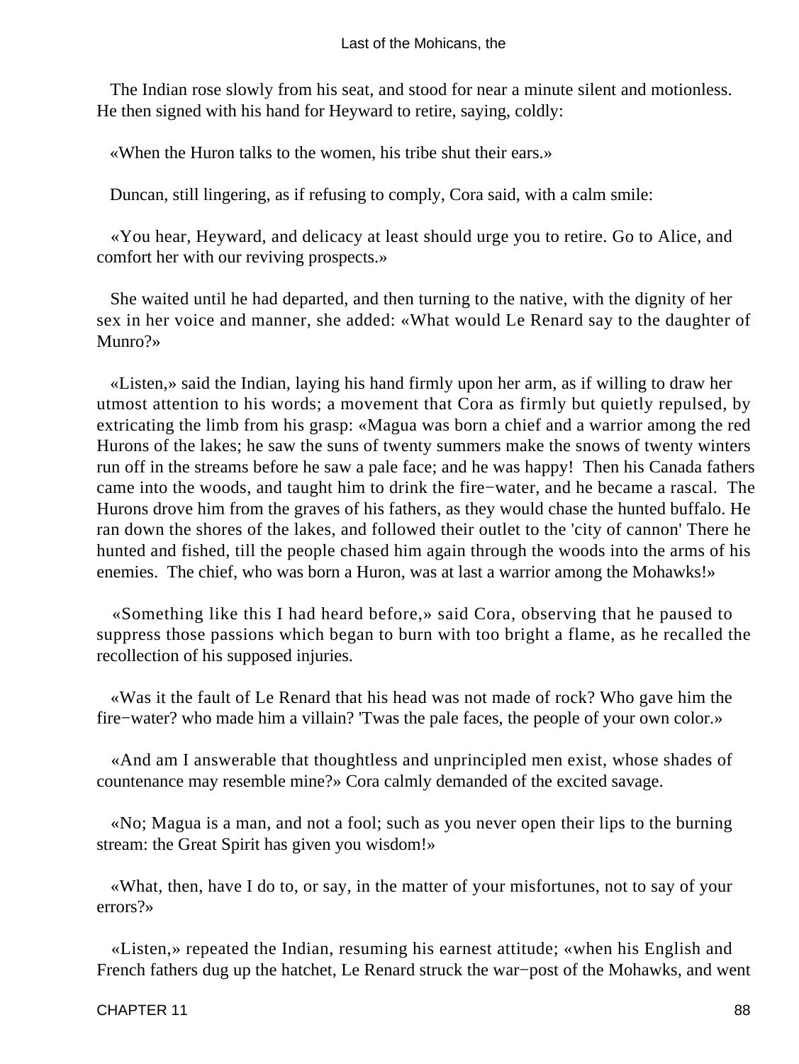The Indian rose slowly from his seat, and stood for near a minute silent and motionless. He then signed with his hand for Heyward to retire, saying, coldly:

«When the Huron talks to the women, his tribe shut their ears.»

Duncan, still lingering, as if refusing to comply, Cora said, with a calm smile:

«You hear, Heyward, and delicacy at least should urge you to retire. Go to Alice, and comfort her with our reviving prospects.»

She waited until he had departed, and then turning to the native, with the dignity of her sex in her voice and manner, she added: «What would Le Renard say to the daughter of Munro?»

«Listen,» said the Indian, laying his hand firmly upon her arm, as if willing to draw her utmost attention to his words; a movement that Cora as firmly but quietly repulsed, by extricating the limb from his grasp: «Magua was born a chief and a warrior among the red Hurons of the lakes; he saw the suns of twenty summers make the snows of twenty winters run off in the streams before he saw a pale face; and he was happy! Then his Canada fathers came into the woods, and taught him to drink the fire−water, and he became a rascal. The Hurons drove him from the graves of his fathers, as they would chase the hunted buffalo. He ran down the shores of the lakes, and followed their outlet to the 'city of cannon' There he hunted and fished, till the people chased him again through the woods into the arms of his enemies. The chief, who was born a Huron, was at last a warrior among the Mohawks!»

«Something like this I had heard before,» said Cora, observing that he paused to suppress those passions which began to burn with too bright a flame, as he recalled the recollection of his supposed injuries.

«Was it the fault of Le Renard that his head was not made of rock? Who gave him the fire−water? who made him a villain? 'Twas the pale faces, the people of your own color.»

«And am I answerable that thoughtless and unprincipled men exist, whose shades of countenance may resemble mine?» Cora calmly demanded of the excited savage.

«No; Magua is a man, and not a fool; such as you never open their lips to the burning stream: the Great Spirit has given you wisdom!»

«What, then, have I do to, or say, in the matter of your misfortunes, not to say of your errors?»

«Listen,» repeated the Indian, resuming his earnest attitude; «when his English and French fathers dug up the hatchet, Le Renard struck the war−post of the Mohawks, and went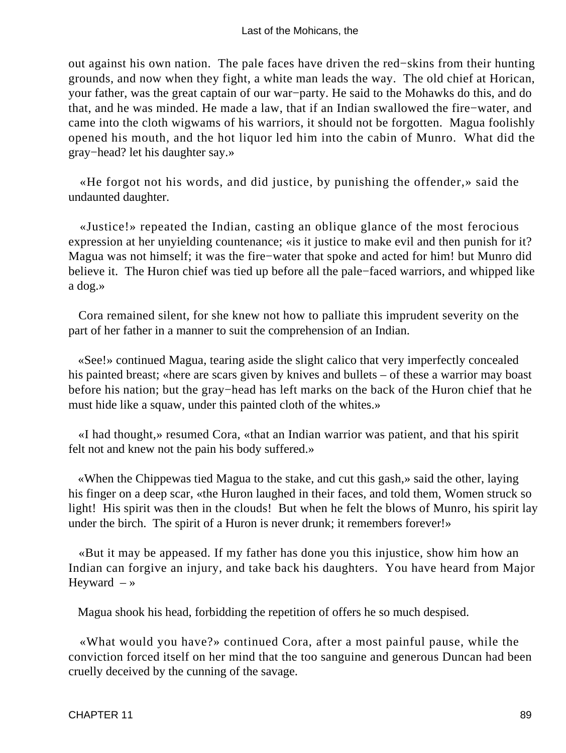out against his own nation. The pale faces have driven the red−skins from their hunting grounds, and now when they fight, a white man leads the way. The old chief at Horican, your father, was the great captain of our war−party. He said to the Mohawks do this, and do that, and he was minded. He made a law, that if an Indian swallowed the fire−water, and came into the cloth wigwams of his warriors, it should not be forgotten. Magua foolishly opened his mouth, and the hot liquor led him into the cabin of Munro. What did the gray−head? let his daughter say.»

«He forgot not his words, and did justice, by punishing the offender,» said the undaunted daughter.

«Justice!» repeated the Indian, casting an oblique glance of the most ferocious expression at her unyielding countenance; «is it justice to make evil and then punish for it? Magua was not himself; it was the fire−water that spoke and acted for him! but Munro did believe it. The Huron chief was tied up before all the pale−faced warriors, and whipped like a dog.»

Cora remained silent, for she knew not how to palliate this imprudent severity on the part of her father in a manner to suit the comprehension of an Indian.

«See!» continued Magua, tearing aside the slight calico that very imperfectly concealed his painted breast; «here are scars given by knives and bullets – of these a warrior may boast before his nation; but the gray−head has left marks on the back of the Huron chief that he must hide like a squaw, under this painted cloth of the whites.»

«I had thought,» resumed Cora, «that an Indian warrior was patient, and that his spirit felt not and knew not the pain his body suffered.»

«When the Chippewas tied Magua to the stake, and cut this gash,» said the other, laying his finger on a deep scar, «the Huron laughed in their faces, and told them, Women struck so light! His spirit was then in the clouds! But when he felt the blows of Munro, his spirit lay under the birch. The spirit of a Huron is never drunk; it remembers forever!»

«But it may be appeased. If my father has done you this injustice, show him how an Indian can forgive an injury, and take back his daughters. You have heard from Major Heyward – »

Magua shook his head, forbidding the repetition of offers he so much despised.

«What would you have?» continued Cora, after a most painful pause, while the conviction forced itself on her mind that the too sanguine and generous Duncan had been cruelly deceived by the cunning of the savage.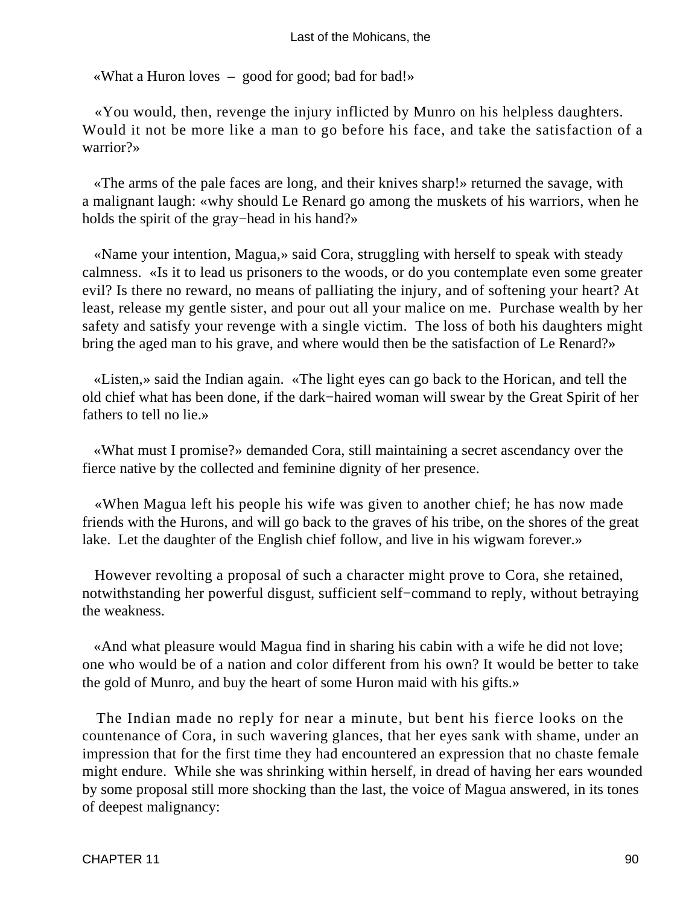«What a Huron loves – good for good; bad for bad!»

«You would, then, revenge the injury inflicted by Munro on his helpless daughters. Would it not be more like a man to go before his face, and take the satisfaction of a warrior?»

«The arms of the pale faces are long, and their knives sharp!» returned the savage, with a malignant laugh: «why should Le Renard go among the muskets of his warriors, when he holds the spirit of the gray−head in his hand?»

«Name your intention, Magua,» said Cora, struggling with herself to speak with steady calmness. «Is it to lead us prisoners to the woods, or do you contemplate even some greater evil? Is there no reward, no means of palliating the injury, and of softening your heart? At least, release my gentle sister, and pour out all your malice on me. Purchase wealth by her safety and satisfy your revenge with a single victim. The loss of both his daughters might bring the aged man to his grave, and where would then be the satisfaction of Le Renard?»

«Listen,» said the Indian again. «The light eyes can go back to the Horican, and tell the old chief what has been done, if the dark−haired woman will swear by the Great Spirit of her fathers to tell no lie.»

«What must I promise?» demanded Cora, still maintaining a secret ascendancy over the fierce native by the collected and feminine dignity of her presence.

«When Magua left his people his wife was given to another chief; he has now made friends with the Hurons, and will go back to the graves of his tribe, on the shores of the great lake. Let the daughter of the English chief follow, and live in his wigwam forever.»

However revolting a proposal of such a character might prove to Cora, she retained, notwithstanding her powerful disgust, sufficient self−command to reply, without betraying the weakness.

«And what pleasure would Magua find in sharing his cabin with a wife he did not love; one who would be of a nation and color different from his own? It would be better to take the gold of Munro, and buy the heart of some Huron maid with his gifts.»

The Indian made no reply for near a minute, but bent his fierce looks on the countenance of Cora, in such wavering glances, that her eyes sank with shame, under an impression that for the first time they had encountered an expression that no chaste female might endure. While she was shrinking within herself, in dread of having her ears wounded by some proposal still more shocking than the last, the voice of Magua answered, in its tones of deepest malignancy: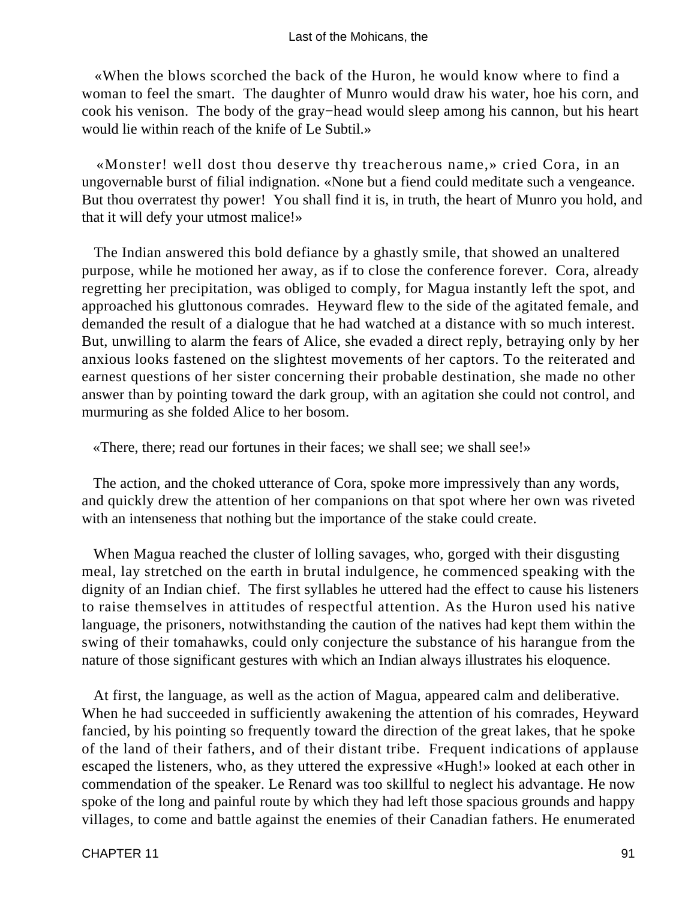«When the blows scorched the back of the Huron, he would know where to find a woman to feel the smart. The daughter of Munro would draw his water, hoe his corn, and cook his venison. The body of the gray−head would sleep among his cannon, but his heart would lie within reach of the knife of Le Subtil.»

«Monster! well dost thou deserve thy treacherous name,» cried Cora, in an ungovernable burst of filial indignation. «None but a fiend could meditate such a vengeance. But thou overratest thy power! You shall find it is, in truth, the heart of Munro you hold, and that it will defy your utmost malice!»

The Indian answered this bold defiance by a ghastly smile, that showed an unaltered purpose, while he motioned her away, as if to close the conference forever. Cora, already regretting her precipitation, was obliged to comply, for Magua instantly left the spot, and approached his gluttonous comrades. Heyward flew to the side of the agitated female, and demanded the result of a dialogue that he had watched at a distance with so much interest. But, unwilling to alarm the fears of Alice, she evaded a direct reply, betraying only by her anxious looks fastened on the slightest movements of her captors. To the reiterated and earnest questions of her sister concerning their probable destination, she made no other answer than by pointing toward the dark group, with an agitation she could not control, and murmuring as she folded Alice to her bosom.

«There, there; read our fortunes in their faces; we shall see; we shall see!»

The action, and the choked utterance of Cora, spoke more impressively than any words, and quickly drew the attention of her companions on that spot where her own was riveted with an intenseness that nothing but the importance of the stake could create.

When Magua reached the cluster of lolling savages, who, gorged with their disgusting meal, lay stretched on the earth in brutal indulgence, he commenced speaking with the dignity of an Indian chief. The first syllables he uttered had the effect to cause his listeners to raise themselves in attitudes of respectful attention. As the Huron used his native language, the prisoners, notwithstanding the caution of the natives had kept them within the swing of their tomahawks, could only conjecture the substance of his harangue from the nature of those significant gestures with which an Indian always illustrates his eloquence.

At first, the language, as well as the action of Magua, appeared calm and deliberative. When he had succeeded in sufficiently awakening the attention of his comrades, Heyward fancied, by his pointing so frequently toward the direction of the great lakes, that he spoke of the land of their fathers, and of their distant tribe. Frequent indications of applause escaped the listeners, who, as they uttered the expressive «Hugh!» looked at each other in commendation of the speaker. Le Renard was too skillful to neglect his advantage. He now spoke of the long and painful route by which they had left those spacious grounds and happy villages, to come and battle against the enemies of their Canadian fathers. He enumerated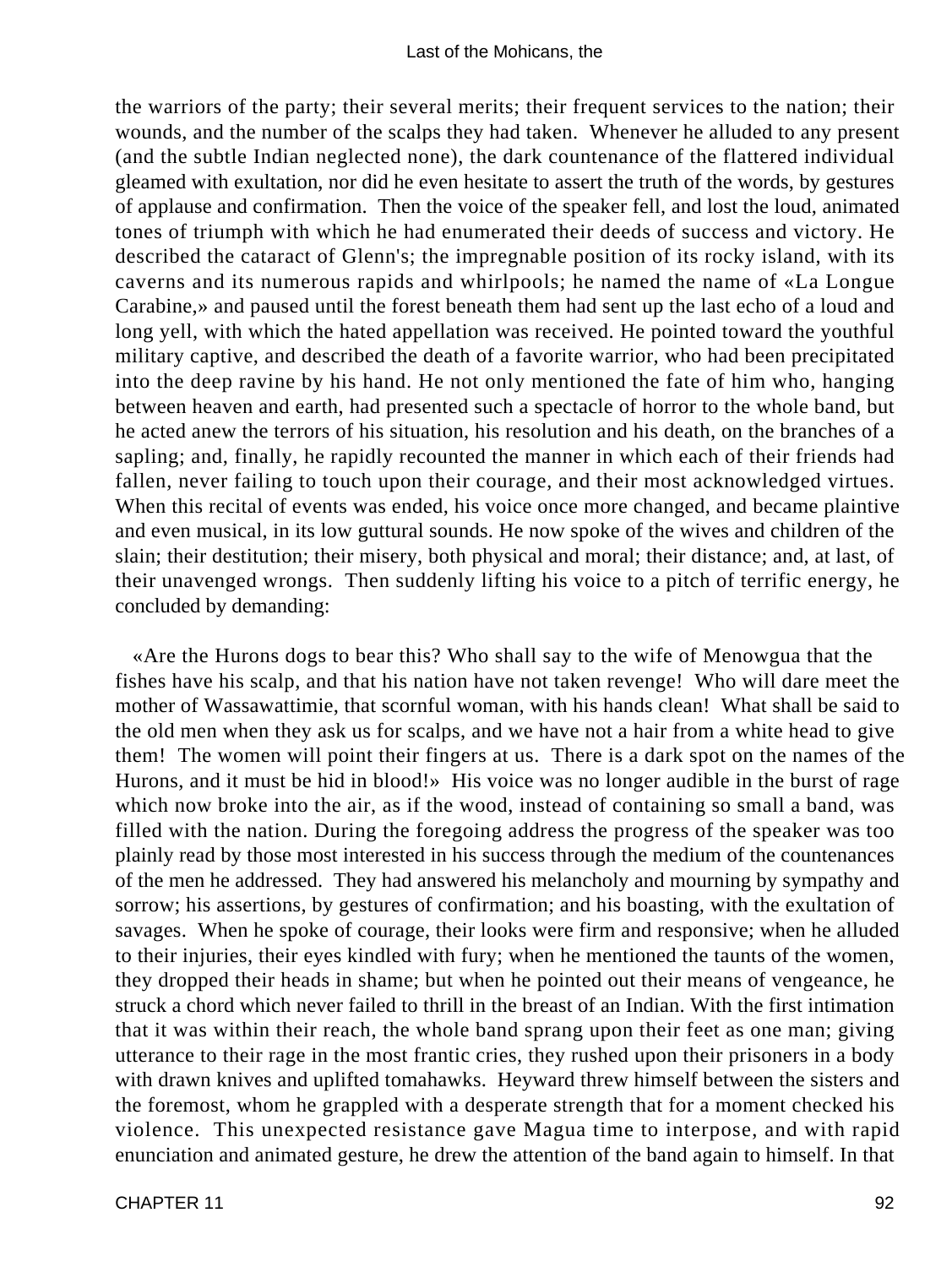the warriors of the party; their several merits; their frequent services to the nation; their wounds, and the number of the scalps they had taken. Whenever he alluded to any present (and the subtle Indian neglected none), the dark countenance of the flattered individual gleamed with exultation, nor did he even hesitate to assert the truth of the words, by gestures of applause and confirmation. Then the voice of the speaker fell, and lost the loud, animated tones of triumph with which he had enumerated their deeds of success and victory. He described the cataract of Glenn's; the impregnable position of its rocky island, with its caverns and its numerous rapids and whirlpools; he named the name of «La Longue Carabine,» and paused until the forest beneath them had sent up the last echo of a loud and long yell, with which the hated appellation was received. He pointed toward the youthful military captive, and described the death of a favorite warrior, who had been precipitated into the deep ravine by his hand. He not only mentioned the fate of him who, hanging between heaven and earth, had presented such a spectacle of horror to the whole band, but he acted anew the terrors of his situation, his resolution and his death, on the branches of a sapling; and, finally, he rapidly recounted the manner in which each of their friends had fallen, never failing to touch upon their courage, and their most acknowledged virtues. When this recital of events was ended, his voice once more changed, and became plaintive and even musical, in its low guttural sounds. He now spoke of the wives and children of the slain; their destitution; their misery, both physical and moral; their distance; and, at last, of their unavenged wrongs. Then suddenly lifting his voice to a pitch of terrific energy, he concluded by demanding:

«Are the Hurons dogs to bear this? Who shall say to the wife of Menowgua that the fishes have his scalp, and that his nation have not taken revenge! Who will dare meet the mother of Wassawattimie, that scornful woman, with his hands clean! What shall be said to the old men when they ask us for scalps, and we have not a hair from a white head to give them! The women will point their fingers at us. There is a dark spot on the names of the Hurons, and it must be hid in blood!» His voice was no longer audible in the burst of rage which now broke into the air, as if the wood, instead of containing so small a band, was filled with the nation. During the foregoing address the progress of the speaker was too plainly read by those most interested in his success through the medium of the countenances of the men he addressed. They had answered his melancholy and mourning by sympathy and sorrow; his assertions, by gestures of confirmation; and his boasting, with the exultation of savages. When he spoke of courage, their looks were firm and responsive; when he alluded to their injuries, their eyes kindled with fury; when he mentioned the taunts of the women, they dropped their heads in shame; but when he pointed out their means of vengeance, he struck a chord which never failed to thrill in the breast of an Indian. With the first intimation that it was within their reach, the whole band sprang upon their feet as one man; giving utterance to their rage in the most frantic cries, they rushed upon their prisoners in a body with drawn knives and uplifted tomahawks. Heyward threw himself between the sisters and the foremost, whom he grappled with a desperate strength that for a moment checked his violence. This unexpected resistance gave Magua time to interpose, and with rapid enunciation and animated gesture, he drew the attention of the band again to himself. In that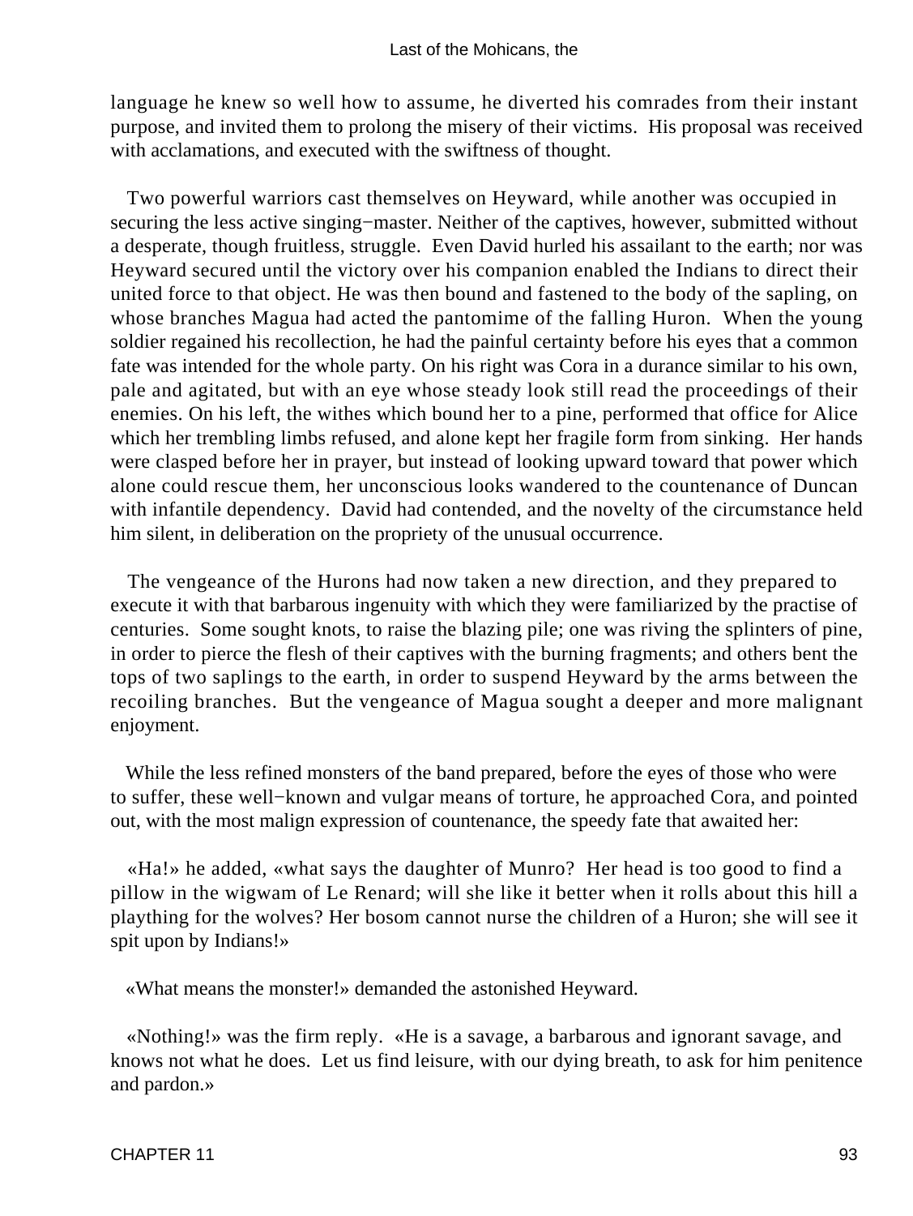language he knew so well how to assume, he diverted his comrades from their instant purpose, and invited them to prolong the misery of their victims. His proposal was received with acclamations, and executed with the swiftness of thought.

Two powerful warriors cast themselves on Heyward, while another was occupied in securing the less active singing−master. Neither of the captives, however, submitted without a desperate, though fruitless, struggle. Even David hurled his assailant to the earth; nor was Heyward secured until the victory over his companion enabled the Indians to direct their united force to that object. He was then bound and fastened to the body of the sapling, on whose branches Magua had acted the pantomime of the falling Huron. When the young soldier regained his recollection, he had the painful certainty before his eyes that a common fate was intended for the whole party. On his right was Cora in a durance similar to his own, pale and agitated, but with an eye whose steady look still read the proceedings of their enemies. On his left, the withes which bound her to a pine, performed that office for Alice which her trembling limbs refused, and alone kept her fragile form from sinking. Her hands were clasped before her in prayer, but instead of looking upward toward that power which alone could rescue them, her unconscious looks wandered to the countenance of Duncan with infantile dependency. David had contended, and the novelty of the circumstance held him silent, in deliberation on the propriety of the unusual occurrence.

The vengeance of the Hurons had now taken a new direction, and they prepared to execute it with that barbarous ingenuity with which they were familiarized by the practise of centuries. Some sought knots, to raise the blazing pile; one was riving the splinters of pine, in order to pierce the flesh of their captives with the burning fragments; and others bent the tops of two saplings to the earth, in order to suspend Heyward by the arms between the recoiling branches. But the vengeance of Magua sought a deeper and more malignant enjoyment.

While the less refined monsters of the band prepared, before the eyes of those who were to suffer, these well−known and vulgar means of torture, he approached Cora, and pointed out, with the most malign expression of countenance, the speedy fate that awaited her:

«Ha!» he added, «what says the daughter of Munro? Her head is too good to find a pillow in the wigwam of Le Renard; will she like it better when it rolls about this hill a plaything for the wolves? Her bosom cannot nurse the children of a Huron; she will see it spit upon by Indians!»

«What means the monster!» demanded the astonished Heyward.

«Nothing!» was the firm reply. «He is a savage, a barbarous and ignorant savage, and knows not what he does. Let us find leisure, with our dying breath, to ask for him penitence and pardon.»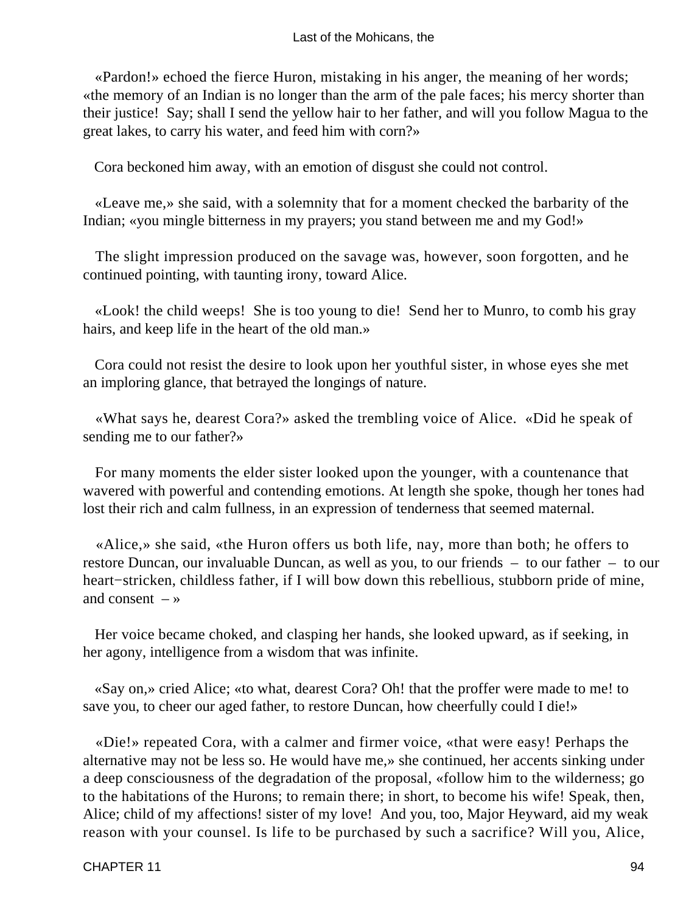«Pardon!» echoed the fierce Huron, mistaking in his anger, the meaning of her words; «the memory of an Indian is no longer than the arm of the pale faces; his mercy shorter than their justice!  Say; shall I send the yellow hair to her father, and will you follow Magua to the great lakes, to carry his water, and feed him with corn?»

Cora beckoned him away, with an emotion of disgust she could not control.

«Leave me,» she said, with a solemnity that for a moment checked the barbarity of the Indian; «you mingle bitterness in my prayers; you stand between me and my God!»

The slight impression produced on the savage was, however, soon forgotten, and he continued pointing, with taunting irony, toward Alice.

«Look! the child weeps!  She is too young to die!  Send her to Munro, to comb his gray hairs, and keep life in the heart of the old man.»

Cora could not resist the desire to look upon her youthful sister, in whose eyes she met an imploring glance, that betrayed the longings of nature.

«What says he, dearest Cora?» asked the trembling voice of Alice.  «Did he speak of sending me to our father?»

For many moments the elder sister looked upon the younger, with a countenance that wavered with powerful and contending emotions. At length she spoke, though her tones had lost their rich and calm fullness, in an expression of tenderness that seemed maternal.

«Alice,» she said, «the Huron offers us both life, nay, more than both; he offers to restore Duncan, our invaluable Duncan, as well as you, to our friends – to our father – to our heart−stricken, childless father, if I will bow down this rebellious, stubborn pride of mine, and consent – »

Her voice became choked, and clasping her hands, she looked upward, as if seeking, in her agony, intelligence from a wisdom that was infinite.

«Say on,» cried Alice; «to what, dearest Cora? Oh! that the proffer were made to me! to save you, to cheer our aged father, to restore Duncan, how cheerfully could I die!»

«Die!» repeated Cora, with a calmer and firmer voice, «that were easy! Perhaps the alternative may not be less so. He would have me,» she continued, her accents sinking under a deep consciousness of the degradation of the proposal, «follow him to the wilderness; go to the habitations of the Hurons; to remain there; in short, to become his wife! Speak, then, Alice; child of my affections! sister of my love!  And you, too, Major Heyward, aid my weak reason with your counsel. Is life to be purchased by such a sacrifice? Will you, Alice,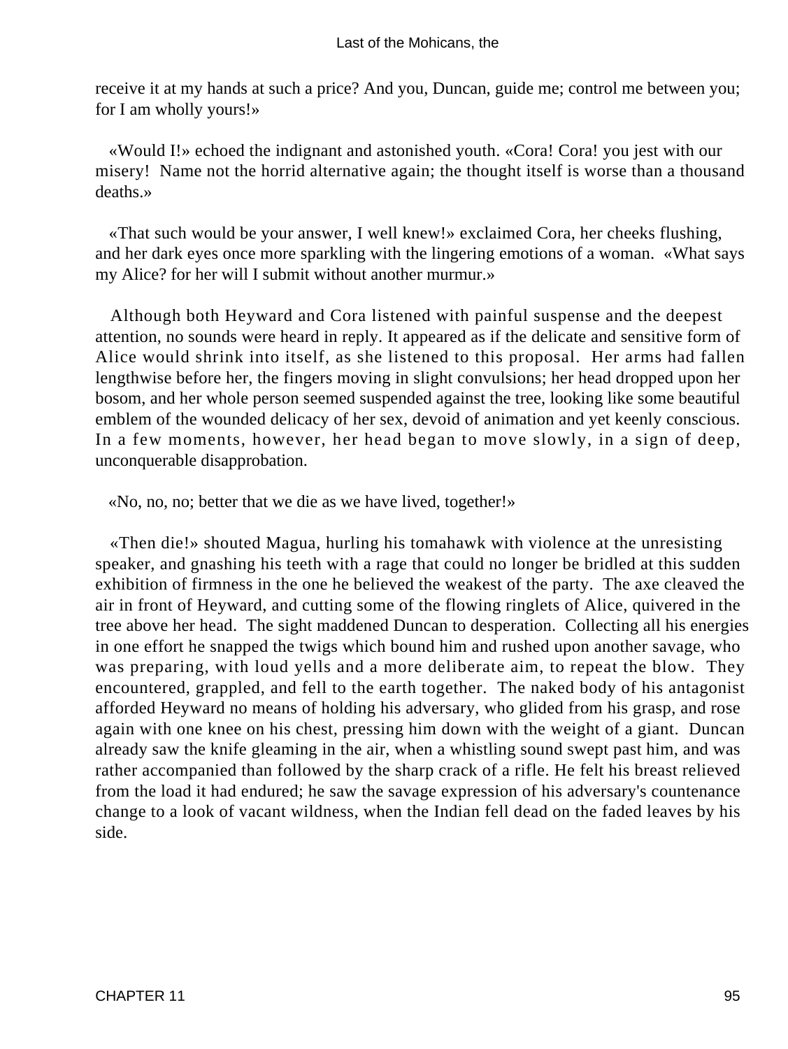receive it at my hands at such a price? And you, Duncan, guide me; control me between you; for I am wholly yours!»

«Would I!» echoed the indignant and astonished youth. «Cora! Cora! you jest with our misery! Name not the horrid alternative again; the thought itself is worse than a thousand deaths.»

«That such would be your answer, I well knew!» exclaimed Cora, her cheeks flushing, and her dark eyes once more sparkling with the lingering emotions of a woman. «What says my Alice? for her will I submit without another murmur.»

Although both Heyward and Cora listened with painful suspense and the deepest attention, no sounds were heard in reply. It appeared as if the delicate and sensitive form of Alice would shrink into itself, as she listened to this proposal. Her arms had fallen lengthwise before her, the fingers moving in slight convulsions; her head dropped upon her bosom, and her whole person seemed suspended against the tree, looking like some beautiful emblem of the wounded delicacy of her sex, devoid of animation and yet keenly conscious. In a few moments, however, her head began to move slowly, in a sign of deep, unconquerable disapprobation.

«No, no, no; better that we die as we have lived, together!»

«Then die!» shouted Magua, hurling his tomahawk with violence at the unresisting speaker, and gnashing his teeth with a rage that could no longer be bridled at this sudden exhibition of firmness in the one he believed the weakest of the party. The axe cleaved the air in front of Heyward, and cutting some of the flowing ringlets of Alice, quivered in the tree above her head. The sight maddened Duncan to desperation. Collecting all his energies in one effort he snapped the twigs which bound him and rushed upon another savage, who was preparing, with loud yells and a more deliberate aim, to repeat the blow. They encountered, grappled, and fell to the earth together. The naked body of his antagonist afforded Heyward no means of holding his adversary, who glided from his grasp, and rose again with one knee on his chest, pressing him down with the weight of a giant. Duncan already saw the knife gleaming in the air, when a whistling sound swept past him, and was rather accompanied than followed by the sharp crack of a rifle. He felt his breast relieved from the load it had endured; he saw the savage expression of his adversary's countenance change to a look of vacant wildness, when the Indian fell dead on the faded leaves by his side.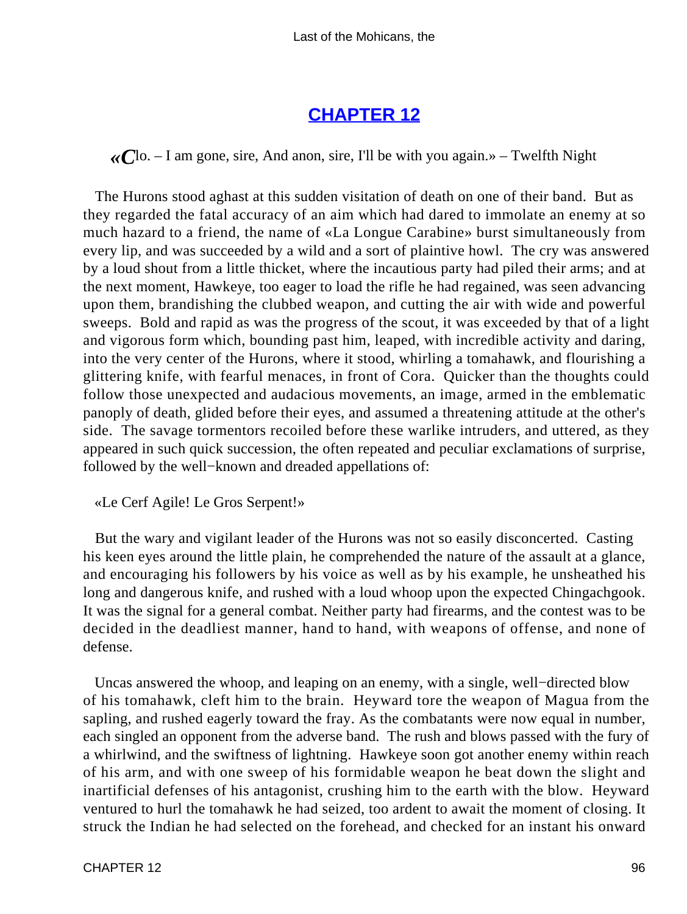# CHAPTER 12

«Clo. – I am gone, sire, And anon, sire, I'll be with you again.» – Twelfth Night

The Hurons stood aghast at this sudden visitation of death on one of their band. But as they regarded the fatal accuracy of an aim which had dared to immolate an enemy at so much hazard to a friend, the name of «La Longue Carabine» burst simultaneously from every lip, and was succeeded by a wild and a sort of plaintive howl. The cry was answered by a loud shout from a little thicket, where the incautious party had piled their arms; and at the next moment, Hawkeye, too eager to load the rifle he had regained, was seen advancing upon them, brandishing the clubbed weapon, and cutting the air with wide and powerful sweeps. Bold and rapid as was the progress of the scout, it was exceeded by that of a light and vigorous form which, bounding past him, leaped, with incredible activity and daring, into the very center of the Hurons, where it stood, whirling a tomahawk, and flourishing a glittering knife, with fearful menaces, in front of Cora. Quicker than the thoughts could follow those unexpected and audacious movements, an image, armed in the emblematic panoply of death, glided before their eyes, and assumed a threatening attitude at the other's side. The savage tormentors recoiled before these warlike intruders, and uttered, as they appeared in such quick succession, the often repeated and peculiar exclamations of surprise, followed by the well−known and dreaded appellations of:

«Le Cerf Agile! Le Gros Serpent!»

But the wary and vigilant leader of the Hurons was not so easily disconcerted. Casting his keen eyes around the little plain, he comprehended the nature of the assault at a glance, and encouraging his followers by his voice as well as by his example, he unsheathed his long and dangerous knife, and rushed with a loud whoop upon the expected Chingachgook. It was the signal for a general combat. Neither party had firearms, and the contest was to be decided in the deadliest manner, hand to hand, with weapons of offense, and none of defense.

Uncas answered the whoop, and leaping on an enemy, with a single, well−directed blow of his tomahawk, cleft him to the brain. Heyward tore the weapon of Magua from the sapling, and rushed eagerly toward the fray. As the combatants were now equal in number, each singled an opponent from the adverse band. The rush and blows passed with the fury of a whirlwind, and the swiftness of lightning. Hawkeye soon got another enemy within reach of his arm, and with one sweep of his formidable weapon he beat down the slight and inartificial defenses of his antagonist, crushing him to the earth with the blow. Heyward ventured to hurl the tomahawk he had seized, too ardent to await the moment of closing. It struck the Indian he had selected on the forehead, and checked for an instant his onward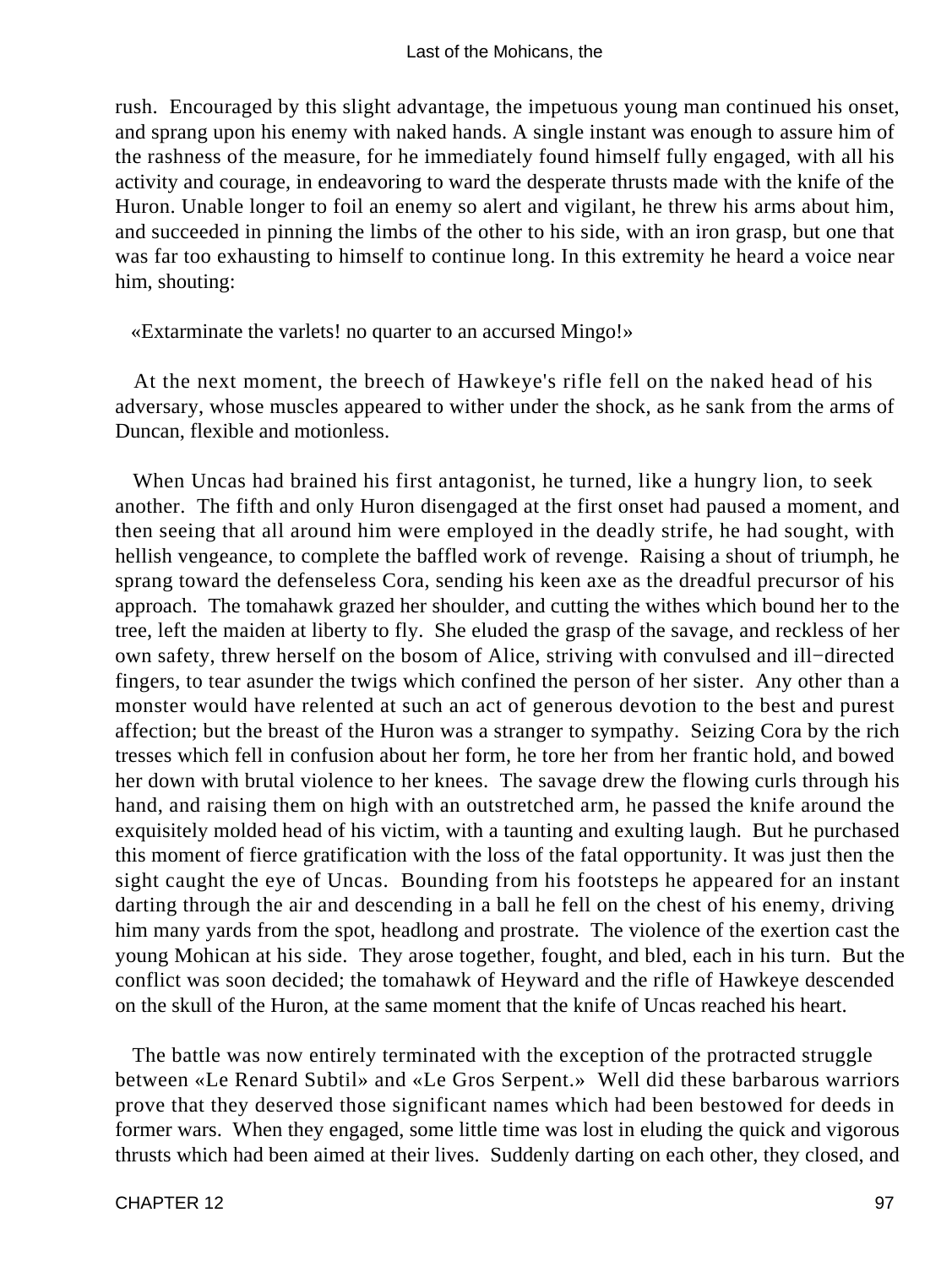rush. Encouraged by this slight advantage, the impetuous young man continued his onset, and sprang upon his enemy with naked hands. A single instant was enough to assure him of the rashness of the measure, for he immediately found himself fully engaged, with all his activity and courage, in endeavoring to ward the desperate thrusts made with the knife of the Huron. Unable longer to foil an enemy so alert and vigilant, he threw his arms about him, and succeeded in pinning the limbs of the other to his side, with an iron grasp, but one that was far too exhausting to himself to continue long. In this extremity he heard a voice near him, shouting:

«Extarminate the varlets! no quarter to an accursed Mingo!»

At the next moment, the breech of Hawkeye's rifle fell on the naked head of his adversary, whose muscles appeared to wither under the shock, as he sank from the arms of Duncan, flexible and motionless.

When Uncas had brained his first antagonist, he turned, like a hungry lion, to seek another. The fifth and only Huron disengaged at the first onset had paused a moment, and then seeing that all around him were employed in the deadly strife, he had sought, with hellish vengeance, to complete the baffled work of revenge. Raising a shout of triumph, he sprang toward the defenseless Cora, sending his keen axe as the dreadful precursor of his approach. The tomahawk grazed her shoulder, and cutting the withes which bound her to the tree, left the maiden at liberty to fly. She eluded the grasp of the savage, and reckless of her own safety, threw herself on the bosom of Alice, striving with convulsed and ill−directed fingers, to tear asunder the twigs which confined the person of her sister. Any other than a monster would have relented at such an act of generous devotion to the best and purest affection; but the breast of the Huron was a stranger to sympathy. Seizing Cora by the rich tresses which fell in confusion about her form, he tore her from her frantic hold, and bowed her down with brutal violence to her knees. The savage drew the flowing curls through his hand, and raising them on high with an outstretched arm, he passed the knife around the exquisitely molded head of his victim, with a taunting and exulting laugh. But he purchased this moment of fierce gratification with the loss of the fatal opportunity. It was just then the sight caught the eye of Uncas. Bounding from his footsteps he appeared for an instant darting through the air and descending in a ball he fell on the chest of his enemy, driving him many yards from the spot, headlong and prostrate. The violence of the exertion cast the young Mohican at his side. They arose together, fought, and bled, each in his turn. But the conflict was soon decided; the tomahawk of Heyward and the rifle of Hawkeye descended on the skull of the Huron, at the same moment that the knife of Uncas reached his heart.

The battle was now entirely terminated with the exception of the protracted struggle between «Le Renard Subtil» and «Le Gros Serpent.» Well did these barbarous warriors prove that they deserved those significant names which had been bestowed for deeds in former wars. When they engaged, some little time was lost in eluding the quick and vigorous thrusts which had been aimed at their lives. Suddenly darting on each other, they closed, and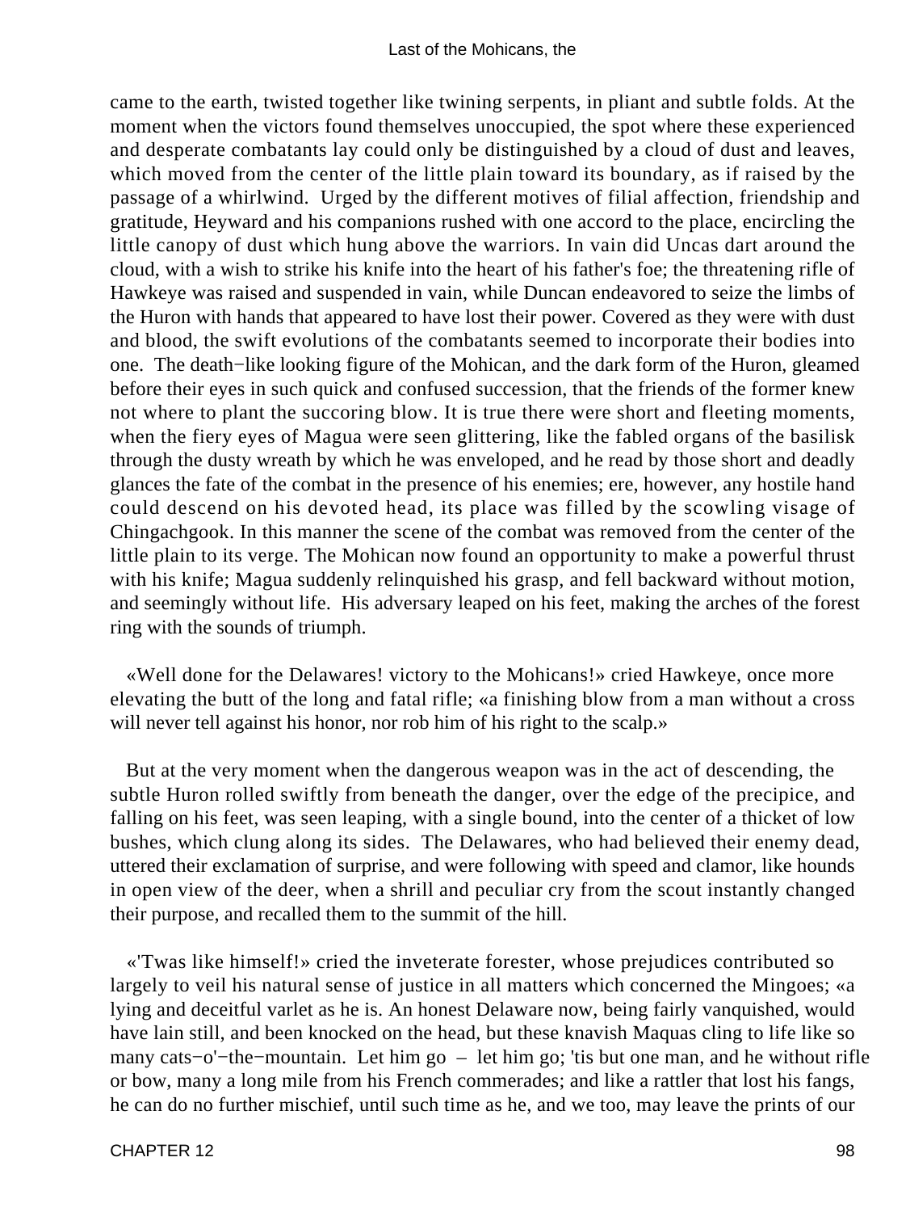came to the earth, twisted together like twining serpents, in pliant and subtle folds. At the moment when the victors found themselves unoccupied, the spot where these experienced and desperate combatants lay could only be distinguished by a cloud of dust and leaves, which moved from the center of the little plain toward its boundary, as if raised by the passage of a whirlwind. Urged by the different motives of filial affection, friendship and gratitude, Heyward and his companions rushed with one accord to the place, encircling the little canopy of dust which hung above the warriors. In vain did Uncas dart around the cloud, with a wish to strike his knife into the heart of his father's foe; the threatening rifle of Hawkeye was raised and suspended in vain, while Duncan endeavored to seize the limbs of the Huron with hands that appeared to have lost their power. Covered as they were with dust and blood, the swift evolutions of the combatants seemed to incorporate their bodies into one. The death−like looking figure of the Mohican, and the dark form of the Huron, gleamed before their eyes in such quick and confused succession, that the friends of the former knew not where to plant the succoring blow. It is true there were short and fleeting moments, when the fiery eyes of Magua were seen glittering, like the fabled organs of the basilisk through the dusty wreath by which he was enveloped, and he read by those short and deadly glances the fate of the combat in the presence of his enemies; ere, however, any hostile hand could descend on his devoted head, its place was filled by the scowling visage of Chingachgook. In this manner the scene of the combat was removed from the center of the little plain to its verge. The Mohican now found an opportunity to make a powerful thrust with his knife; Magua suddenly relinquished his grasp, and fell backward without motion, and seemingly without life. His adversary leaped on his feet, making the arches of the forest ring with the sounds of triumph.

«Well done for the Delawares! victory to the Mohicans!» cried Hawkeye, once more elevating the butt of the long and fatal rifle; «a finishing blow from a man without a cross will never tell against his honor, nor rob him of his right to the scalp.»

But at the very moment when the dangerous weapon was in the act of descending, the subtle Huron rolled swiftly from beneath the danger, over the edge of the precipice, and falling on his feet, was seen leaping, with a single bound, into the center of a thicket of low bushes, which clung along its sides. The Delawares, who had believed their enemy dead, uttered their exclamation of surprise, and were following with speed and clamor, like hounds in open view of the deer, when a shrill and peculiar cry from the scout instantly changed their purpose, and recalled them to the summit of the hill.

«'Twas like himself!» cried the inveterate forester, whose prejudices contributed so largely to veil his natural sense of justice in all matters which concerned the Mingoes; «a lying and deceitful varlet as he is. An honest Delaware now, being fairly vanquished, would have lain still, and been knocked on the head, but these knavish Maquas cling to life like so many cats−o'−the−mountain. Let him go – let him go; 'tis but one man, and he without rifle or bow, many a long mile from his French commerades; and like a rattler that lost his fangs, he can do no further mischief, until such time as he, and we too, may leave the prints of our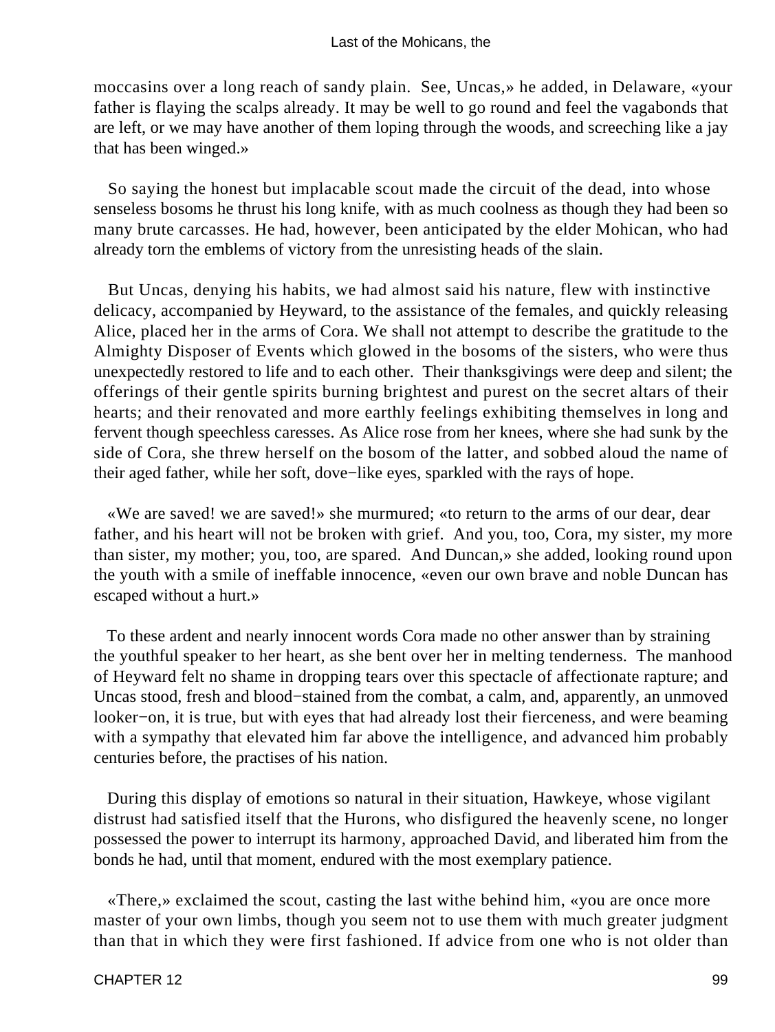moccasins over a long reach of sandy plain. See, Uncas,» he added, in Delaware, «your father is flaying the scalps already. It may be well to go round and feel the vagabonds that are left, or we may have another of them loping through the woods, and screeching like a jay that has been winged.»

So saying the honest but implacable scout made the circuit of the dead, into whose senseless bosoms he thrust his long knife, with as much coolness as though they had been so many brute carcasses. He had, however, been anticipated by the elder Mohican, who had already torn the emblems of victory from the unresisting heads of the slain.

But Uncas, denying his habits, we had almost said his nature, flew with instinctive delicacy, accompanied by Heyward, to the assistance of the females, and quickly releasing Alice, placed her in the arms of Cora. We shall not attempt to describe the gratitude to the Almighty Disposer of Events which glowed in the bosoms of the sisters, who were thus unexpectedly restored to life and to each other. Their thanksgivings were deep and silent; the offerings of their gentle spirits burning brightest and purest on the secret altars of their hearts; and their renovated and more earthly feelings exhibiting themselves in long and fervent though speechless caresses. As Alice rose from her knees, where she had sunk by the side of Cora, she threw herself on the bosom of the latter, and sobbed aloud the name of their aged father, while her soft, dove−like eyes, sparkled with the rays of hope.

«We are saved! we are saved!» she murmured; «to return to the arms of our dear, dear father, and his heart will not be broken with grief. And you, too, Cora, my sister, my more than sister, my mother; you, too, are spared. And Duncan,» she added, looking round upon the youth with a smile of ineffable innocence, «even our own brave and noble Duncan has escaped without a hurt.»

To these ardent and nearly innocent words Cora made no other answer than by straining the youthful speaker to her heart, as she bent over her in melting tenderness. The manhood of Heyward felt no shame in dropping tears over this spectacle of affectionate rapture; and Uncas stood, fresh and blood−stained from the combat, a calm, and, apparently, an unmoved looker−on, it is true, but with eyes that had already lost their fierceness, and were beaming with a sympathy that elevated him far above the intelligence, and advanced him probably centuries before, the practises of his nation.

During this display of emotions so natural in their situation, Hawkeye, whose vigilant distrust had satisfied itself that the Hurons, who disfigured the heavenly scene, no longer possessed the power to interrupt its harmony, approached David, and liberated him from the bonds he had, until that moment, endured with the most exemplary patience.

«There,» exclaimed the scout, casting the last withe behind him, «you are once more master of your own limbs, though you seem not to use them with much greater judgment than that in which they were first fashioned. If advice from one who is not older than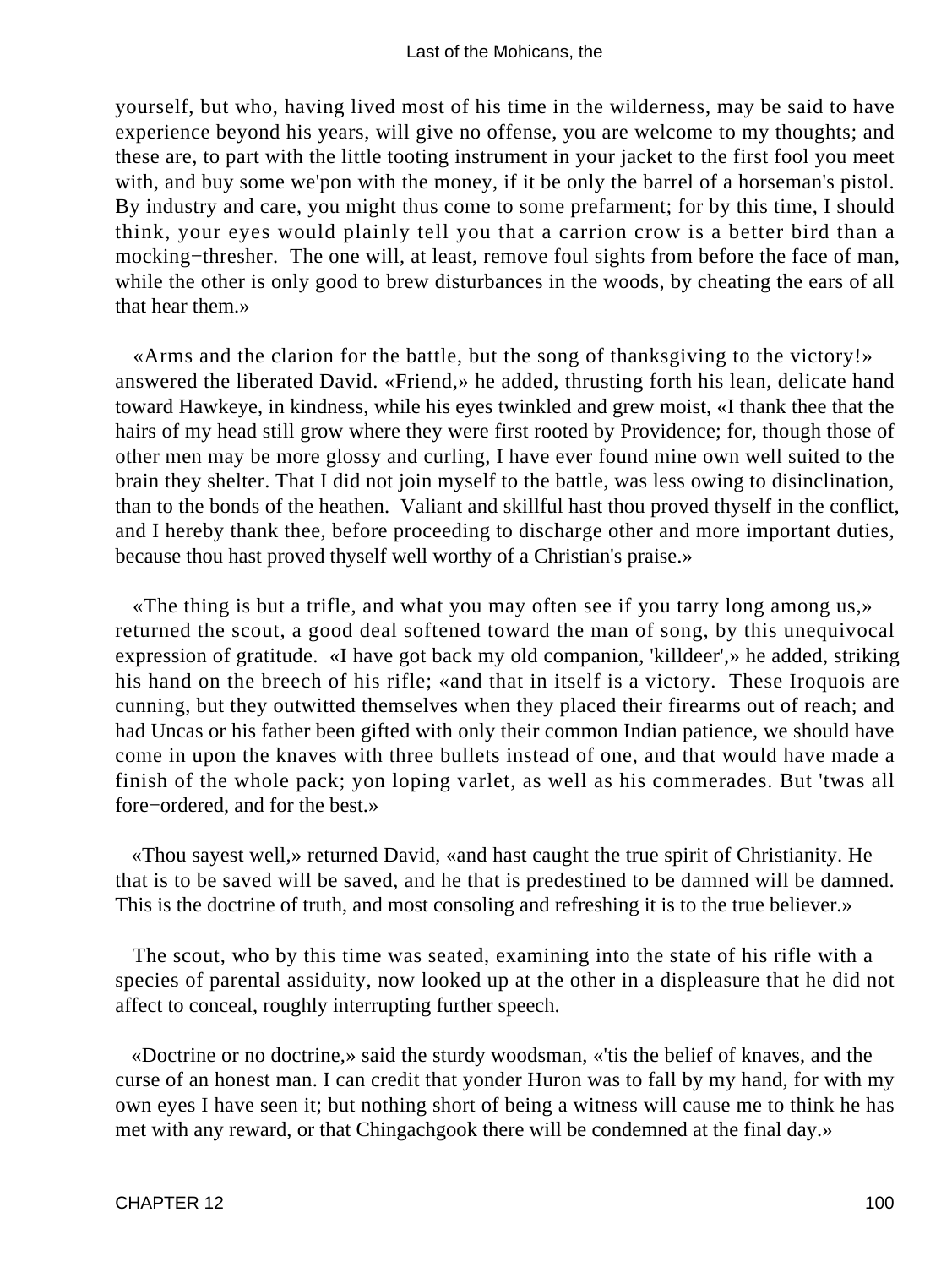yourself, but who, having lived most of his time in the wilderness, may be said to have experience beyond his years, will give no offense, you are welcome to my thoughts; and these are, to part with the little tooting instrument in your jacket to the first fool you meet with, and buy some we'pon with the money, if it be only the barrel of a horseman's pistol. By industry and care, you might thus come to some prefarment; for by this time, I should think, your eyes would plainly tell you that a carrion crow is a better bird than a mocking−thresher. The one will, at least, remove foul sights from before the face of man, while the other is only good to brew disturbances in the woods, by cheating the ears of all that hear them.»

«Arms and the clarion for the battle, but the song of thanksgiving to the victory!» answered the liberated David. «Friend,» he added, thrusting forth his lean, delicate hand toward Hawkeye, in kindness, while his eyes twinkled and grew moist, «I thank thee that the hairs of my head still grow where they were first rooted by Providence; for, though those of other men may be more glossy and curling, I have ever found mine own well suited to the brain they shelter. That I did not join myself to the battle, was less owing to disinclination, than to the bonds of the heathen. Valiant and skillful hast thou proved thyself in the conflict, and I hereby thank thee, before proceeding to discharge other and more important duties, because thou hast proved thyself well worthy of a Christian's praise.»

«The thing is but a trifle, and what you may often see if you tarry long among us,» returned the scout, a good deal softened toward the man of song, by this unequivocal expression of gratitude. «I have got back my old companion, 'killdeer',» he added, striking his hand on the breech of his rifle; «and that in itself is a victory. These Iroquois are cunning, but they outwitted themselves when they placed their firearms out of reach; and had Uncas or his father been gifted with only their common Indian patience, we should have come in upon the knaves with three bullets instead of one, and that would have made a finish of the whole pack; yon loping varlet, as well as his commerades. But 'twas all fore−ordered, and for the best.»

«Thou sayest well,» returned David, «and hast caught the true spirit of Christianity. He that is to be saved will be saved, and he that is predestined to be damned will be damned. This is the doctrine of truth, and most consoling and refreshing it is to the true believer.»

The scout, who by this time was seated, examining into the state of his rifle with a species of parental assiduity, now looked up at the other in a displeasure that he did not affect to conceal, roughly interrupting further speech.

«Doctrine or no doctrine,» said the sturdy woodsman, «'tis the belief of knaves, and the curse of an honest man. I can credit that yonder Huron was to fall by my hand, for with my own eyes I have seen it; but nothing short of being a witness will cause me to think he has met with any reward, or that Chingachgook there will be condemned at the final day.»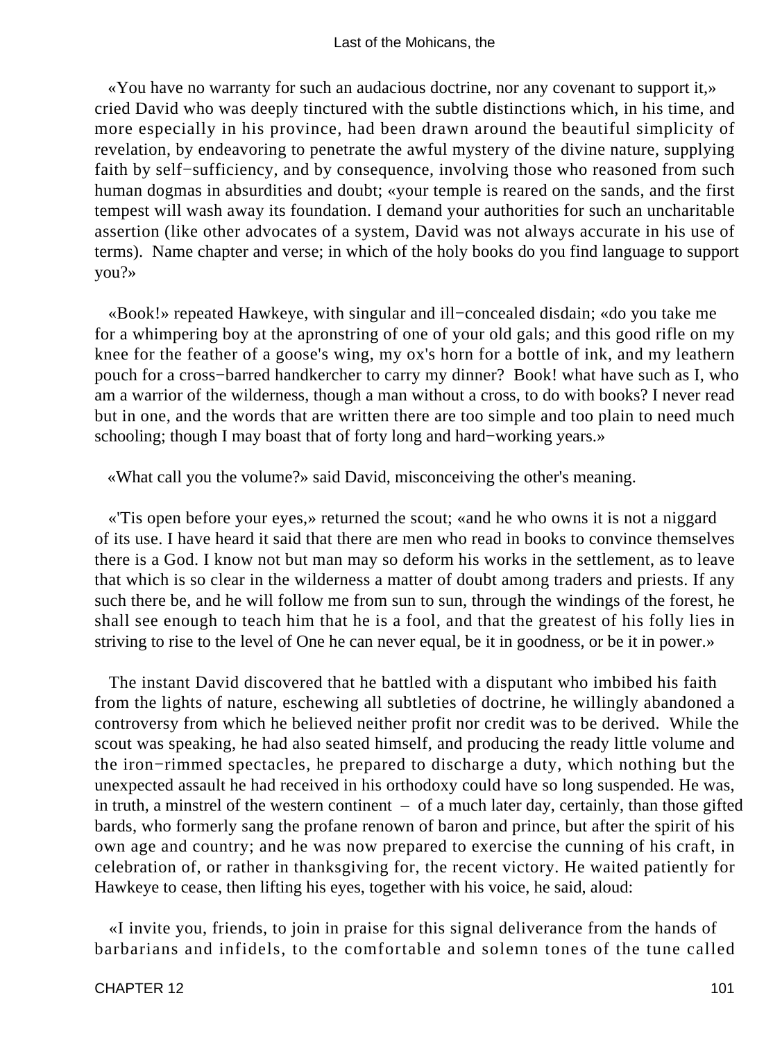«You have no warranty for such an audacious doctrine, nor any covenant to support it,» cried David who was deeply tinctured with the subtle distinctions which, in his time, and more especially in his province, had been drawn around the beautiful simplicity of revelation, by endeavoring to penetrate the awful mystery of the divine nature, supplying faith by self−sufficiency, and by consequence, involving those who reasoned from such human dogmas in absurdities and doubt; «your temple is reared on the sands, and the first tempest will wash away its foundation. I demand your authorities for such an uncharitable assertion (like other advocates of a system, David was not always accurate in his use of terms). Name chapter and verse; in which of the holy books do you find language to support you?»

«Book!» repeated Hawkeye, with singular and ill−concealed disdain; «do you take me for a whimpering boy at the apronstring of one of your old gals; and this good rifle on my knee for the feather of a goose's wing, my ox's horn for a bottle of ink, and my leathern pouch for a cross−barred handkercher to carry my dinner? Book! what have such as I, who am a warrior of the wilderness, though a man without a cross, to do with books? I never read but in one, and the words that are written there are too simple and too plain to need much schooling; though I may boast that of forty long and hard−working years.»

«What call you the volume?» said David, misconceiving the other's meaning.

«'Tis open before your eyes,» returned the scout; «and he who owns it is not a niggard of its use. I have heard it said that there are men who read in books to convince themselves there is a God. I know not but man may so deform his works in the settlement, as to leave that which is so clear in the wilderness a matter of doubt among traders and priests. If any such there be, and he will follow me from sun to sun, through the windings of the forest, he shall see enough to teach him that he is a fool, and that the greatest of his folly lies in striving to rise to the level of One he can never equal, be it in goodness, or be it in power.»

The instant David discovered that he battled with a disputant who imbibed his faith from the lights of nature, eschewing all subtleties of doctrine, he willingly abandoned a controversy from which he believed neither profit nor credit was to be derived. While the scout was speaking, he had also seated himself, and producing the ready little volume and the iron−rimmed spectacles, he prepared to discharge a duty, which nothing but the unexpected assault he had received in his orthodoxy could have so long suspended. He was, in truth, a minstrel of the western continent – of a much later day, certainly, than those gifted bards, who formerly sang the profane renown of baron and prince, but after the spirit of his own age and country; and he was now prepared to exercise the cunning of his craft, in celebration of, or rather in thanksgiving for, the recent victory. He waited patiently for Hawkeye to cease, then lifting his eyes, together with his voice, he said, aloud:

«I invite you, friends, to join in praise for this signal deliverance from the hands of barbarians and infidels, to the comfortable and solemn tones of the tune called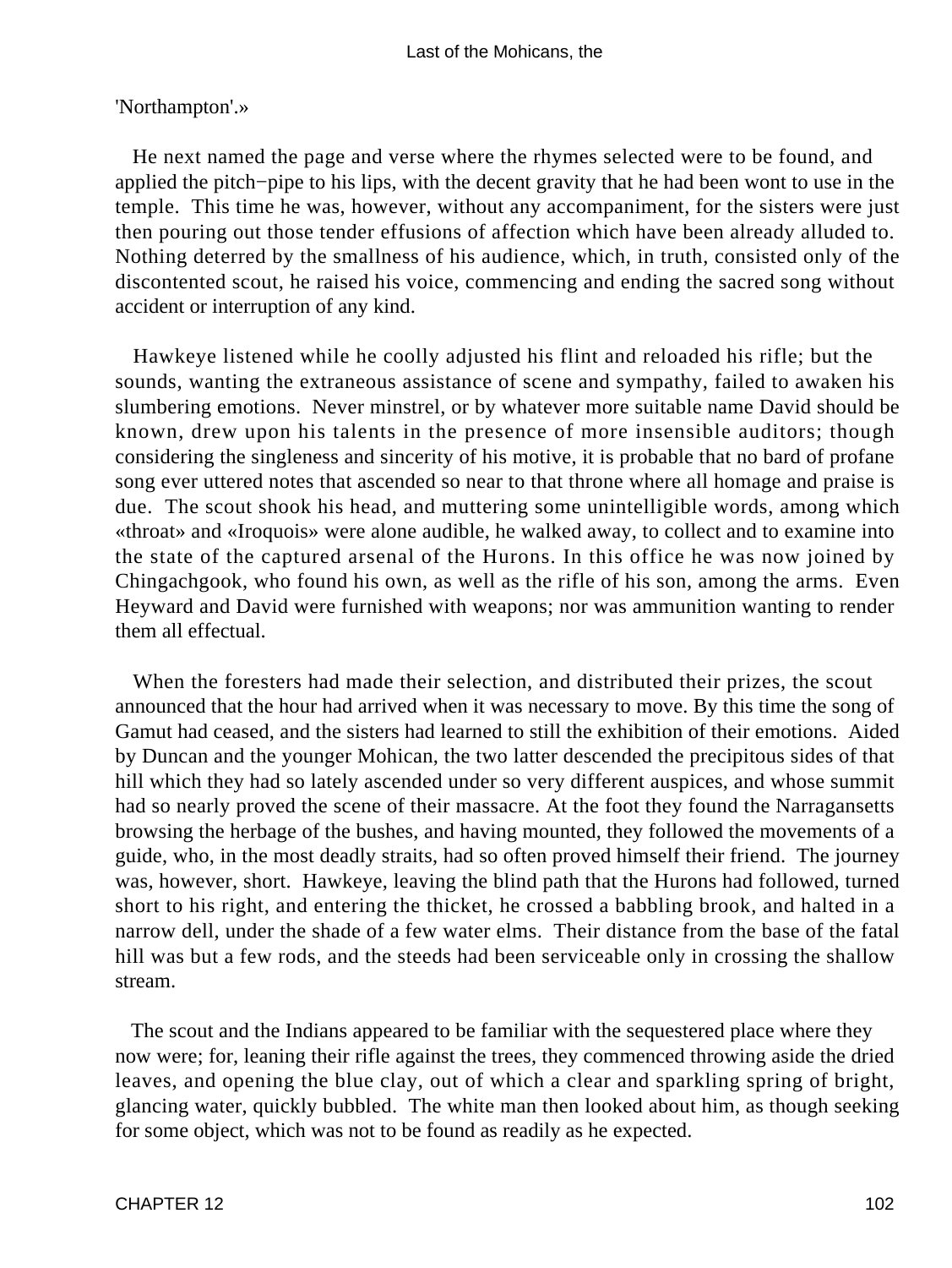'Northampton'.»

He next named the page and verse where the rhymes selected were to be found, and applied the pitch−pipe to his lips, with the decent gravity that he had been wont to use in the temple. This time he was, however, without any accompaniment, for the sisters were just then pouring out those tender effusions of affection which have been already alluded to. Nothing deterred by the smallness of his audience, which, in truth, consisted only of the discontented scout, he raised his voice, commencing and ending the sacred song without accident or interruption of any kind.

Hawkeye listened while he coolly adjusted his flint and reloaded his rifle; but the sounds, wanting the extraneous assistance of scene and sympathy, failed to awaken his slumbering emotions. Never minstrel, or by whatever more suitable name David should be known, drew upon his talents in the presence of more insensible auditors; though considering the singleness and sincerity of his motive, it is probable that no bard of profane song ever uttered notes that ascended so near to that throne where all homage and praise is due. The scout shook his head, and muttering some unintelligible words, among which «throat» and «Iroquois» were alone audible, he walked away, to collect and to examine into the state of the captured arsenal of the Hurons. In this office he was now joined by Chingachgook, who found his own, as well as the rifle of his son, among the arms. Even Heyward and David were furnished with weapons; nor was ammunition wanting to render them all effectual.

When the foresters had made their selection, and distributed their prizes, the scout announced that the hour had arrived when it was necessary to move. By this time the song of Gamut had ceased, and the sisters had learned to still the exhibition of their emotions. Aided by Duncan and the younger Mohican, the two latter descended the precipitous sides of that hill which they had so lately ascended under so very different auspices, and whose summit had so nearly proved the scene of their massacre. At the foot they found the Narragansetts browsing the herbage of the bushes, and having mounted, they followed the movements of a guide, who, in the most deadly straits, had so often proved himself their friend. The journey was, however, short. Hawkeye, leaving the blind path that the Hurons had followed, turned short to his right, and entering the thicket, he crossed a babbling brook, and halted in a narrow dell, under the shade of a few water elms. Their distance from the base of the fatal hill was but a few rods, and the steeds had been serviceable only in crossing the shallow stream.

The scout and the Indians appeared to be familiar with the sequestered place where they now were; for, leaning their rifle against the trees, they commenced throwing aside the dried leaves, and opening the blue clay, out of which a clear and sparkling spring of bright, glancing water, quickly bubbled. The white man then looked about him, as though seeking for some object, which was not to be found as readily as he expected.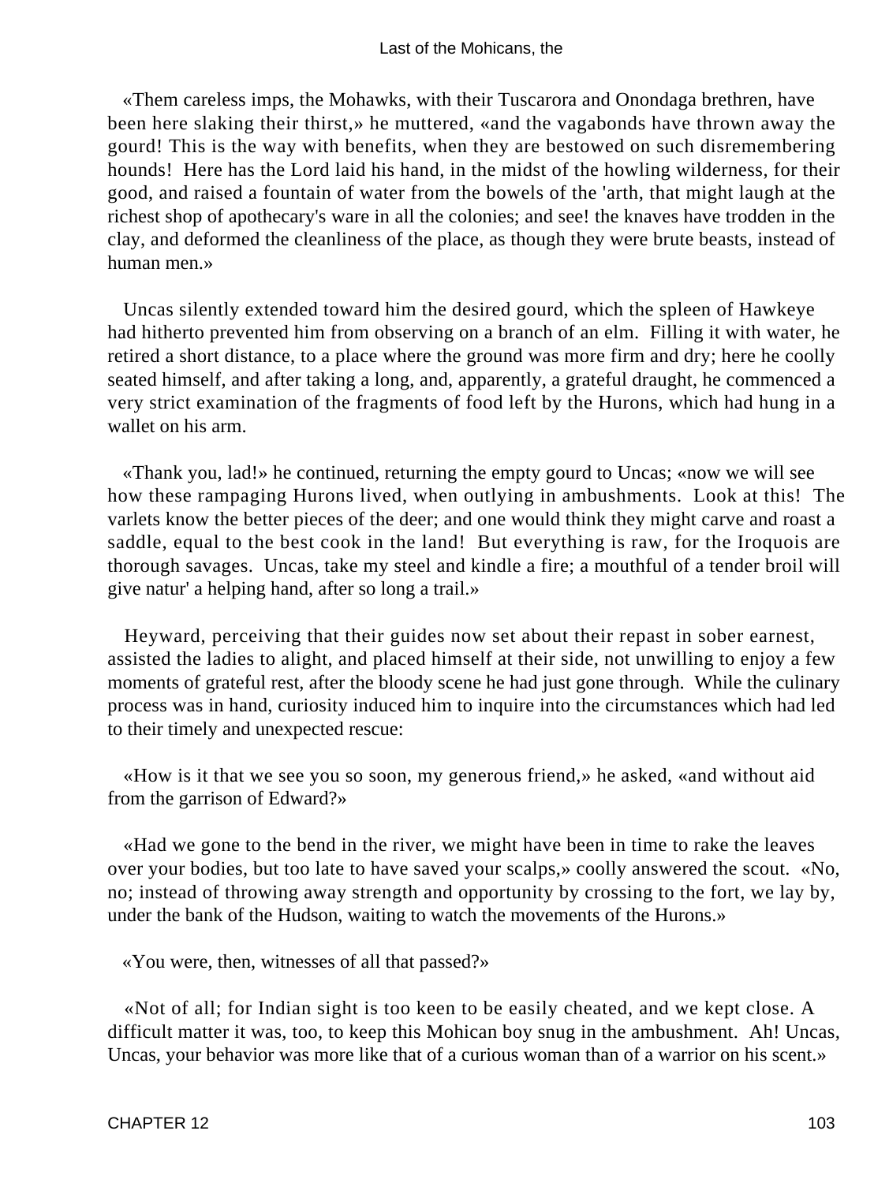«Them careless imps, the Mohawks, with their Tuscarora and Onondaga brethren, have been here slaking their thirst,» he muttered, «and the vagabonds have thrown away the gourd! This is the way with benefits, when they are bestowed on such disremembering hounds! Here has the Lord laid his hand, in the midst of the howling wilderness, for their good, and raised a fountain of water from the bowels of the 'arth, that might laugh at the richest shop of apothecary's ware in all the colonies; and see! the knaves have trodden in the clay, and deformed the cleanliness of the place, as though they were brute beasts, instead of human men.»

Uncas silently extended toward him the desired gourd, which the spleen of Hawkeye had hitherto prevented him from observing on a branch of an elm. Filling it with water, he retired a short distance, to a place where the ground was more firm and dry; here he coolly seated himself, and after taking a long, and, apparently, a grateful draught, he commenced a very strict examination of the fragments of food left by the Hurons, which had hung in a wallet on his arm.

«Thank you, lad!» he continued, returning the empty gourd to Uncas; «now we will see how these rampaging Hurons lived, when outlying in ambushments. Look at this! The varlets know the better pieces of the deer; and one would think they might carve and roast a saddle, equal to the best cook in the land! But everything is raw, for the Iroquois are thorough savages. Uncas, take my steel and kindle a fire; a mouthful of a tender broil will give natur' a helping hand, after so long a trail.»

Heyward, perceiving that their guides now set about their repast in sober earnest, assisted the ladies to alight, and placed himself at their side, not unwilling to enjoy a few moments of grateful rest, after the bloody scene he had just gone through. While the culinary process was in hand, curiosity induced him to inquire into the circumstances which had led to their timely and unexpected rescue:

«How is it that we see you so soon, my generous friend,» he asked, «and without aid from the garrison of Edward?»

«Had we gone to the bend in the river, we might have been in time to rake the leaves over your bodies, but too late to have saved your scalps,» coolly answered the scout. «No, no; instead of throwing away strength and opportunity by crossing to the fort, we lay by, under the bank of the Hudson, waiting to watch the movements of the Hurons.»

«You were, then, witnesses of all that passed?»

«Not of all; for Indian sight is too keen to be easily cheated, and we kept close. A difficult matter it was, too, to keep this Mohican boy snug in the ambushment. Ah! Uncas, Uncas, your behavior was more like that of a curious woman than of a warrior on his scent.»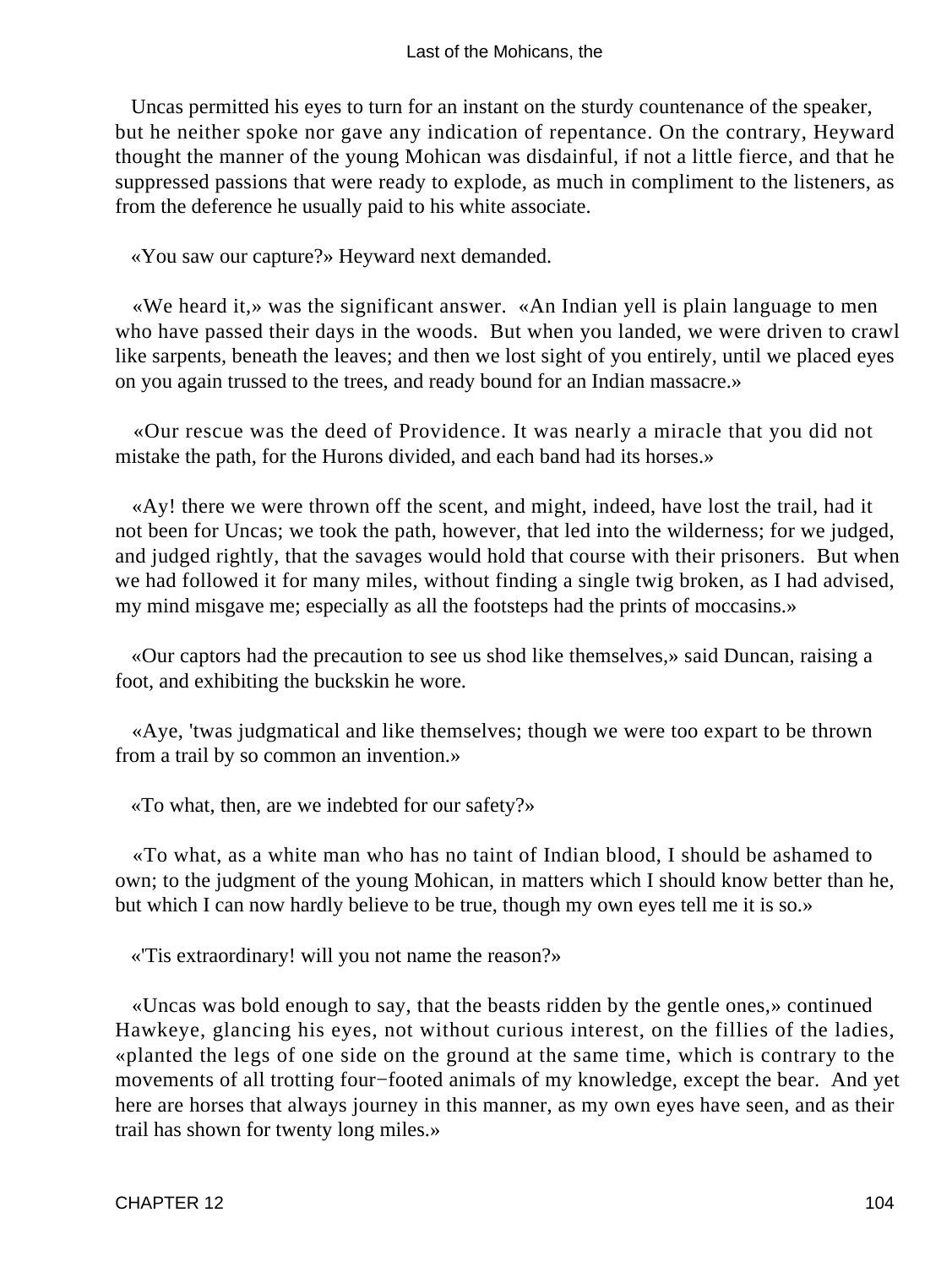Uncas permitted his eyes to turn for an instant on the sturdy countenance of the speaker, but he neither spoke nor gave any indication of repentance. On the contrary, Heyward thought the manner of the young Mohican was disdainful, if not a little fierce, and that he suppressed passions that were ready to explode, as much in compliment to the listeners, as from the deference he usually paid to his white associate.

«You saw our capture?» Heyward next demanded.

«We heard it,» was the significant answer. «An Indian yell is plain language to men who have passed their days in the woods. But when you landed, we were driven to crawl like sarpents, beneath the leaves; and then we lost sight of you entirely, until we placed eyes on you again trussed to the trees, and ready bound for an Indian massacre.»

«Our rescue was the deed of Providence. It was nearly a miracle that you did not mistake the path, for the Hurons divided, and each band had its horses.»

«Ay! there we were thrown off the scent, and might, indeed, have lost the trail, had it not been for Uncas; we took the path, however, that led into the wilderness; for we judged, and judged rightly, that the savages would hold that course with their prisoners. But when we had followed it for many miles, without finding a single twig broken, as I had advised, my mind misgave me; especially as all the footsteps had the prints of moccasins.»

«Our captors had the precaution to see us shod like themselves,» said Duncan, raising a foot, and exhibiting the buckskin he wore.

«Aye, 'twas judgmatical and like themselves; though we were too expart to be thrown from a trail by so common an invention.»

«To what, then, are we indebted for our safety?»

«To what, as a white man who has no taint of Indian blood, I should be ashamed to own; to the judgment of the young Mohican, in matters which I should know better than he, but which I can now hardly believe to be true, though my own eyes tell me it is so.»

«'Tis extraordinary! will you not name the reason?»

«Uncas was bold enough to say, that the beasts ridden by the gentle ones,» continued Hawkeye, glancing his eyes, not without curious interest, on the fillies of the ladies, «planted the legs of one side on the ground at the same time, which is contrary to the movements of all trotting four−footed animals of my knowledge, except the bear. And yet here are horses that always journey in this manner, as my own eyes have seen, and as their trail has shown for twenty long miles.»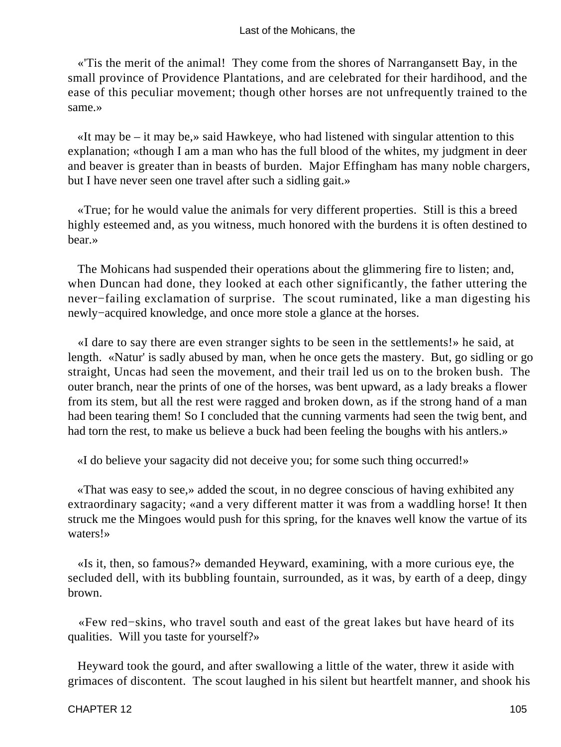«'Tis the merit of the animal! They come from the shores of Narragansett Bay, in the small province of Providence Plantations, and are celebrated for their hardihood, and the ease of this peculiar movement; though other horses are not unfrequently trained to the same.»

«It may be – it may be,» said Hawkeye, who had listened with singular attention to this explanation; «though I am a man who has the full blood of the whites, my judgment in deer and beaver is greater than in beasts of burden. Major Effingham has many noble chargers, but I have never seen one travel after such a sidling gait.»

«True; for he would value the animals for very different properties. Still is this a breed highly esteemed and, as you witness, much honored with the burdens it is often destined to bear.»

The Mohicans had suspended their operations about the glimmering fire to listen; and, when Duncan had done, they looked at each other significantly, the father uttering the never−failing exclamation of surprise. The scout ruminated, like a man digesting his newly−acquired knowledge, and once more stole a glance at the horses.

«I dare to say there are even stranger sights to be seen in the settlements!» he said, at length. «Natur' is sadly abused by man, when he once gets the mastery. But, go sidling or go straight, Uncas had seen the movement, and their trail led us on to the broken bush. The outer branch, near the prints of one of the horses, was bent upward, as a lady breaks a flower from its stem, but all the rest were ragged and broken down, as if the strong hand of a man had been tearing them! So I concluded that the cunning varments had seen the twig bent, and had torn the rest, to make us believe a buck had been feeling the boughs with his antlers.»

«I do believe your sagacity did not deceive you; for some such thing occurred!»

«That was easy to see,» added the scout, in no degree conscious of having exhibited any extraordinary sagacity; «and a very different matter it was from a waddling horse! It then struck me the Mingoes would push for this spring, for the knaves well know the vartue of its waters!»

«Is it, then, so famous?» demanded Heyward, examining, with a more curious eye, the secluded dell, with its bubbling fountain, surrounded, as it was, by earth of a deep, dingy brown.

«Few red−skins, who travel south and east of the great lakes but have heard of its qualities. Will you taste for yourself?»

Heyward took the gourd, and after swallowing a little of the water, threw it aside with grimaces of discontent. The scout laughed in his silent but heartfelt manner, and shook his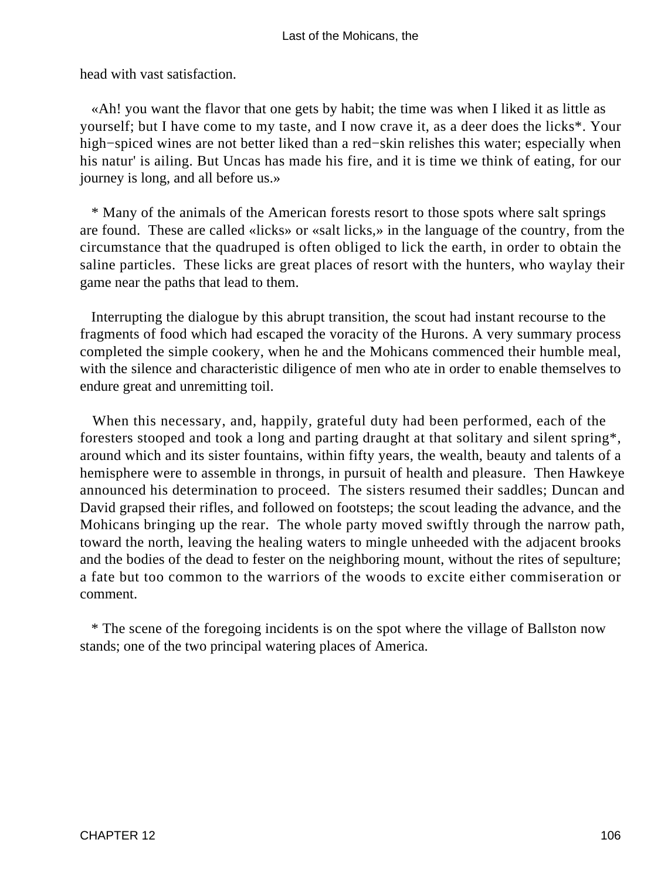head with vast satisfaction.

«Ah! you want the flavor that one gets by habit; the time was when I liked it as little as yourself; but I have come to my taste, and I now crave it, as a deer does the licks*. Your high−spiced wines are not better liked than a red−skin relishes this water; especially when his natur' is ailing. But Uncas has made his fire, and it is time we think of eating, for our journey is long, and all before us.»

* Many of the animals of the American forests resort to those spots where salt springs are found. These are called «licks» or «salt licks,» in the language of the country, from the circumstance that the quadruped is often obliged to lick the earth, in order to obtain the saline particles. These licks are great places of resort with the hunters, who waylay their game near the paths that lead to them.

Interrupting the dialogue by this abrupt transition, the scout had instant recourse to the fragments of food which had escaped the voracity of the Hurons. A very summary process completed the simple cookery, when he and the Mohicans commenced their humble meal, with the silence and characteristic diligence of men who ate in order to enable themselves to endure great and unremitting toil.

When this necessary, and, happily, grateful duty had been performed, each of the foresters stooped and took a long and parting draught at that solitary and silent spring*, around which and its sister fountains, within fifty years, the wealth, beauty and talents of a hemisphere were to assemble in throngs, in pursuit of health and pleasure. Then Hawkeye announced his determination to proceed. The sisters resumed their saddles; Duncan and David grapsed their rifles, and followed on footsteps; the scout leading the advance, and the Mohicans bringing up the rear. The whole party moved swiftly through the narrow path, toward the north, leaving the healing waters to mingle unheeded with the adjacent brooks and the bodies of the dead to fester on the neighboring mount, without the rites of sepulture; a fate but too common to the warriors of the woods to excite either commiseration or comment.

* The scene of the foregoing incidents is on the spot where the village of Ballston now stands; one of the two principal watering places of America.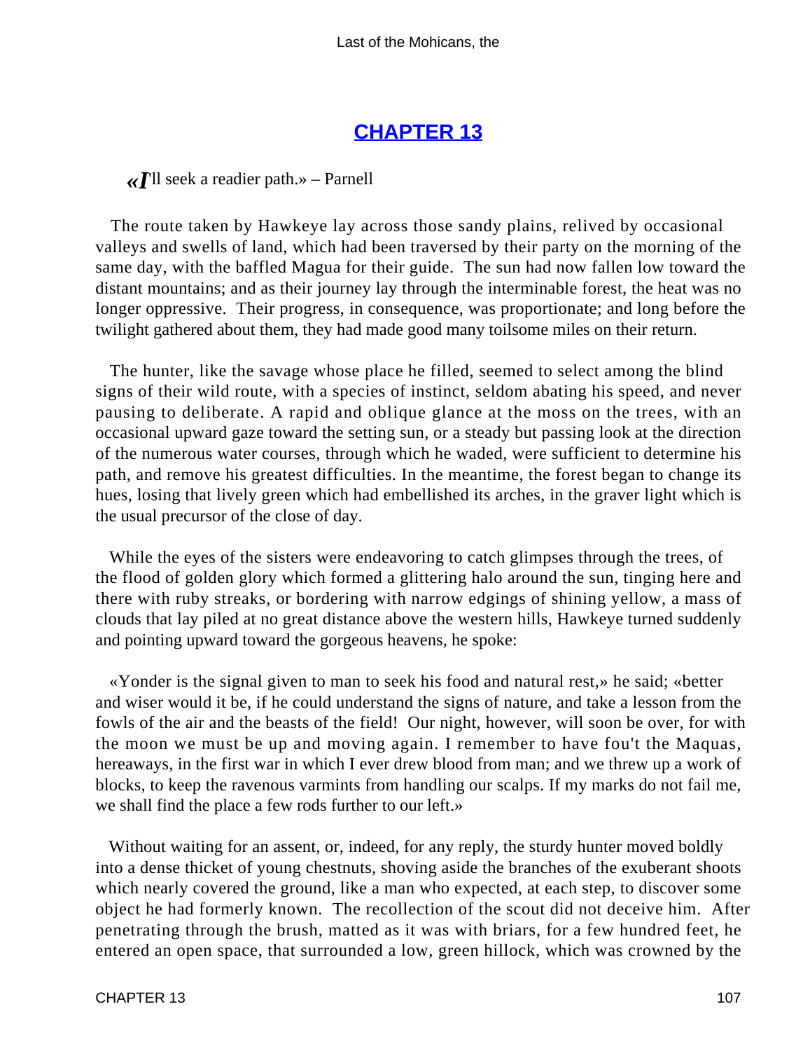## CHAPTER 13

*«I'll seek a readier path.» – Parnell*

The route taken by Hawkeye lay across those sandy plains, relived by occasional valleys and swells of land, which had been traversed by their party on the morning of the same day, with the baffled Magua for their guide. The sun had now fallen low toward the distant mountains; and as their journey lay through the interminable forest, the heat was no longer oppressive. Their progress, in consequence, was proportionate; and long before the twilight gathered about them, they had made good many toilsome miles on their return.

The hunter, like the savage whose place he filled, seemed to select among the blind signs of their wild route, with a species of instinct, seldom abating his speed, and never pausing to deliberate. A rapid and oblique glance at the moss on the trees, with an occasional upward gaze toward the setting sun, or a steady but passing look at the direction of the numerous water courses, through which he waded, were sufficient to determine his path, and remove his greatest difficulties. In the meantime, the forest began to change its hues, losing that lively green which had embellished its arches, in the graver light which is the usual precursor of the close of day.

While the eyes of the sisters were endeavoring to catch glimpses through the trees, of the flood of golden glory which formed a glittering halo around the sun, tinging here and there with ruby streaks, or bordering with narrow edgings of shining yellow, a mass of clouds that lay piled at no great distance above the western hills, Hawkeye turned suddenly and pointing upward toward the gorgeous heavens, he spoke:

«Yonder is the signal given to man to seek his food and natural rest,» he said; «better and wiser would it be, if he could understand the signs of nature, and take a lesson from the fowls of the air and the beasts of the field! Our night, however, will soon be over, for with the moon we must be up and moving again. I remember to have fou't the Maquas, hereaways, in the first war in which I ever drew blood from man; and we threw up a work of blocks, to keep the ravenous varmints from handling our scalps. If my marks do not fail me, we shall find the place a few rods further to our left.»

Without waiting for an assent, or, indeed, for any reply, the sturdy hunter moved boldly into a dense thicket of young chestnuts, shoving aside the branches of the exuberant shoots which nearly covered the ground, like a man who expected, at each step, to discover some object he had formerly known. The recollection of the scout did not deceive him. After penetrating through the brush, matted as it was with briars, for a few hundred feet, he entered an open space, that surrounded a low, green hillock, which was crowned by the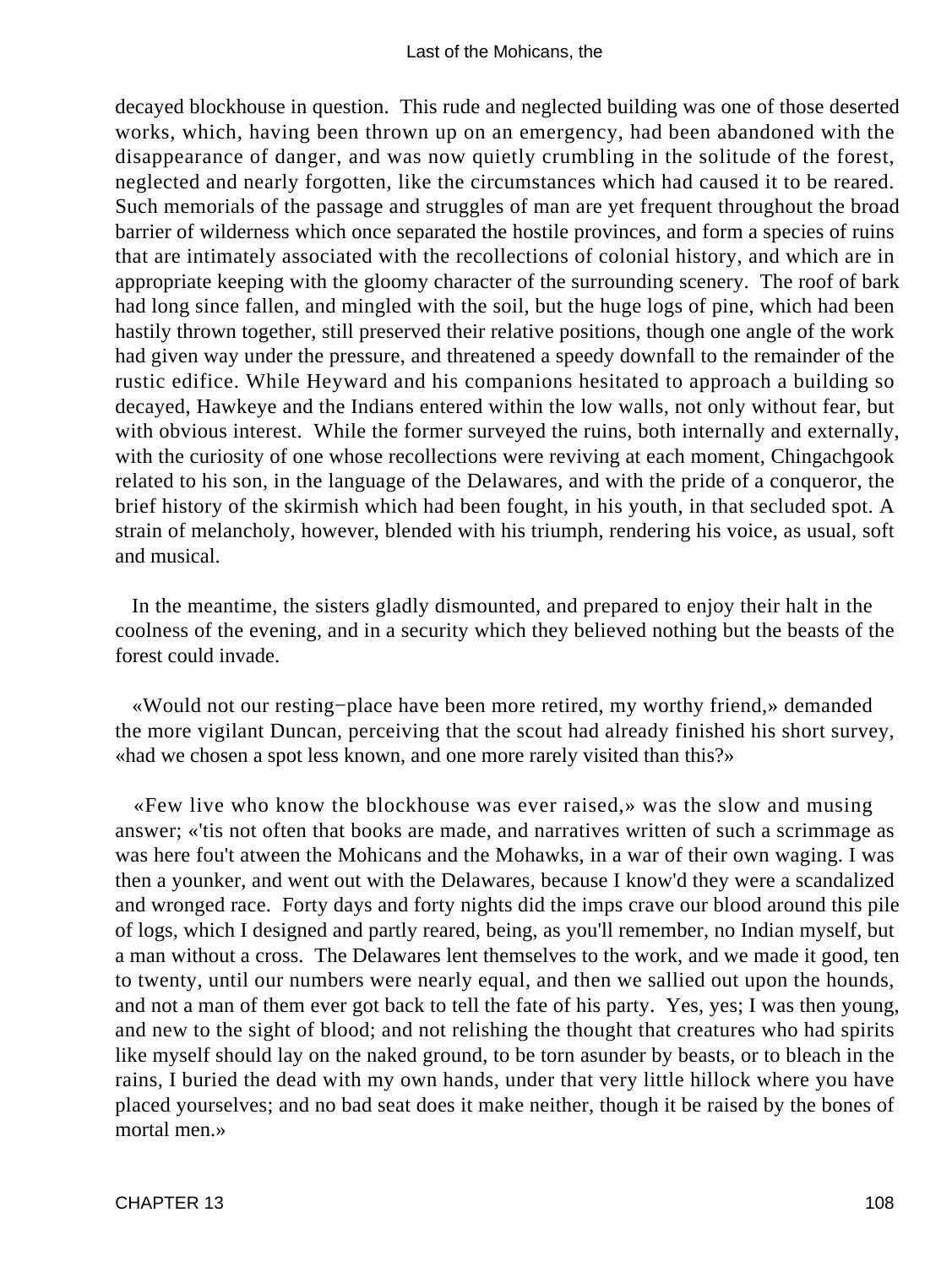decayed blockhouse in question. This rude and neglected building was one of those deserted works, which, having been thrown up on an emergency, had been abandoned with the disappearance of danger, and was now quietly crumbling in the solitude of the forest, neglected and nearly forgotten, like the circumstances which had caused it to be reared. Such memorials of the passage and struggles of man are yet frequent throughout the broad barrier of wilderness which once separated the hostile provinces, and form a species of ruins that are intimately associated with the recollections of colonial history, and which are in appropriate keeping with the gloomy character of the surrounding scenery. The roof of bark had long since fallen, and mingled with the soil, but the huge logs of pine, which had been hastily thrown together, still preserved their relative positions, though one angle of the work had given way under the pressure, and threatened a speedy downfall to the remainder of the rustic edifice. While Heyward and his companions hesitated to approach a building so decayed, Hawkeye and the Indians entered within the low walls, not only without fear, but with obvious interest. While the former surveyed the ruins, both internally and externally, with the curiosity of one whose recollections were reviving at each moment, Chingachgook related to his son, in the language of the Delawares, and with the pride of a conqueror, the brief history of the skirmish which had been fought, in his youth, in that secluded spot. A strain of melancholy, however, blended with his triumph, rendering his voice, as usual, soft and musical.

In the meantime, the sisters gladly dismounted, and prepared to enjoy their halt in the coolness of the evening, and in a security which they believed nothing but the beasts of the forest could invade.

«Would not our resting−place have been more retired, my worthy friend,» demanded the more vigilant Duncan, perceiving that the scout had already finished his short survey, «had we chosen a spot less known, and one more rarely visited than this?»

«Few live who know the blockhouse was ever raised,» was the slow and musing answer; «'tis not often that books are made, and narratives written of such a scrimmage as was here fou't atween the Mohicans and the Mohawks, in a war of their own waging. I was then a younker, and went out with the Delawares, because I know'd they were a scandalized and wronged race. Forty days and forty nights did the imps crave our blood around this pile of logs, which I designed and partly reared, being, as you'll remember, no Indian myself, but a man without a cross. The Delawares lent themselves to the work, and we made it good, ten to twenty, until our numbers were nearly equal, and then we sallied out upon the hounds, and not a man of them ever got back to tell the fate of his party. Yes, yes; I was then young, and new to the sight of blood; and not relishing the thought that creatures who had spirits like myself should lay on the naked ground, to be torn asunder by beasts, or to bleach in the rains, I buried the dead with my own hands, under that very little hillock where you have placed yourselves; and no bad seat does it make neither, though it be raised by the bones of mortal men.»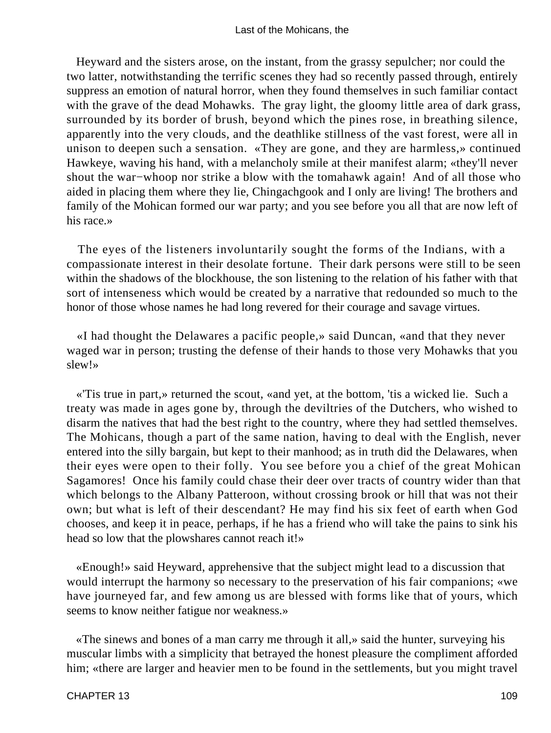Heyward and the sisters arose, on the instant, from the grassy sepulcher; nor could the two latter, notwithstanding the terrific scenes they had so recently passed through, entirely suppress an emotion of natural horror, when they found themselves in such familiar contact with the grave of the dead Mohawks. The gray light, the gloomy little area of dark grass, surrounded by its border of brush, beyond which the pines rose, in breathing silence, apparently into the very clouds, and the deathlike stillness of the vast forest, were all in unison to deepen such a sensation. «They are gone, and they are harmless,» continued Hawkeye, waving his hand, with a melancholy smile at their manifest alarm; «they'll never shout the war−whoop nor strike a blow with the tomahawk again! And of all those who aided in placing them where they lie, Chingachgook and I only are living! The brothers and family of the Mohican formed our war party; and you see before you all that are now left of his race.»

The eyes of the listeners involuntarily sought the forms of the Indians, with a compassionate interest in their desolate fortune. Their dark persons were still to be seen within the shadows of the blockhouse, the son listening to the relation of his father with that sort of intenseness which would be created by a narrative that redounded so much to the honor of those whose names he had long revered for their courage and savage virtues.

«I had thought the Delawares a pacific people,» said Duncan, «and that they never waged war in person; trusting the defense of their hands to those very Mohawks that you slew!»

«'Tis true in part,» returned the scout, «and yet, at the bottom, 'tis a wicked lie. Such a treaty was made in ages gone by, through the deviltries of the Dutchers, who wished to disarm the natives that had the best right to the country, where they had settled themselves. The Mohicans, though a part of the same nation, having to deal with the English, never entered into the silly bargain, but kept to their manhood; as in truth did the Delawares, when their eyes were open to their folly. You see before you a chief of the great Mohican Sagamores! Once his family could chase their deer over tracts of country wider than that which belongs to the Albany Patteroon, without crossing brook or hill that was not their own; but what is left of their descendant? He may find his six feet of earth when God chooses, and keep it in peace, perhaps, if he has a friend who will take the pains to sink his head so low that the plowshares cannot reach it!»

«Enough!» said Heyward, apprehensive that the subject might lead to a discussion that would interrupt the harmony so necessary to the preservation of his fair companions; «we have journeyed far, and few among us are blessed with forms like that of yours, which seems to know neither fatigue nor weakness.»

«The sinews and bones of a man carry me through it all,» said the hunter, surveying his muscular limbs with a simplicity that betrayed the honest pleasure the compliment afforded him; «there are larger and heavier men to be found in the settlements, but you might travel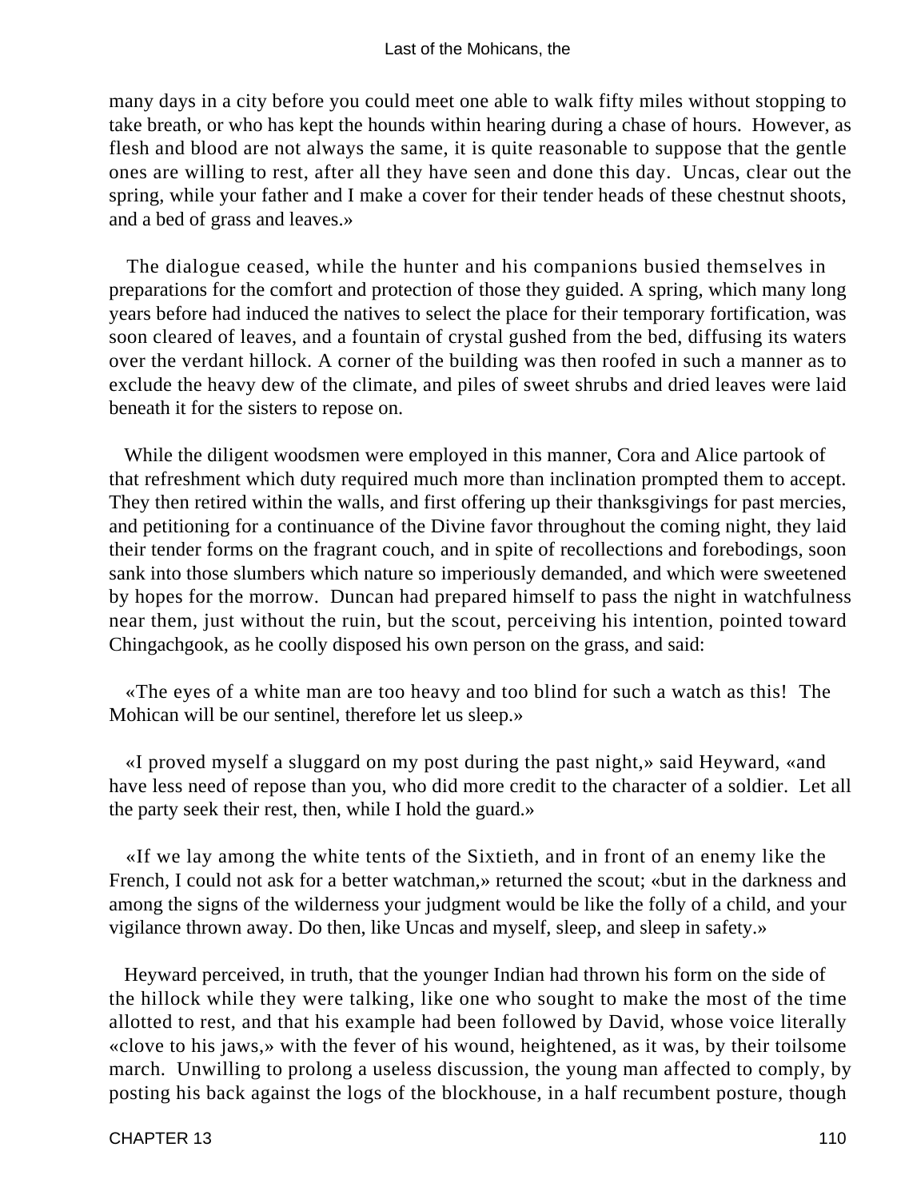many days in a city before you could meet one able to walk fifty miles without stopping to take breath, or who has kept the hounds within hearing during a chase of hours. However, as flesh and blood are not always the same, it is quite reasonable to suppose that the gentle ones are willing to rest, after all they have seen and done this day. Uncas, clear out the spring, while your father and I make a cover for their tender heads of these chestnut shoots, and a bed of grass and leaves.»

The dialogue ceased, while the hunter and his companions busied themselves in preparations for the comfort and protection of those they guided. A spring, which many long years before had induced the natives to select the place for their temporary fortification, was soon cleared of leaves, and a fountain of crystal gushed from the bed, diffusing its waters over the verdant hillock. A corner of the building was then roofed in such a manner as to exclude the heavy dew of the climate, and piles of sweet shrubs and dried leaves were laid beneath it for the sisters to repose on.

While the diligent woodsmen were employed in this manner, Cora and Alice partook of that refreshment which duty required much more than inclination prompted them to accept. They then retired within the walls, and first offering up their thanksgivings for past mercies, and petitioning for a continuance of the Divine favor throughout the coming night, they laid their tender forms on the fragrant couch, and in spite of recollections and forebodings, soon sank into those slumbers which nature so imperiously demanded, and which were sweetened by hopes for the morrow. Duncan had prepared himself to pass the night in watchfulness near them, just without the ruin, but the scout, perceiving his intention, pointed toward Chingachgook, as he coolly disposed his own person on the grass, and said:

«The eyes of a white man are too heavy and too blind for such a watch as this! The Mohican will be our sentinel, therefore let us sleep.»

«I proved myself a sluggard on my post during the past night,» said Heyward, «and have less need of repose than you, who did more credit to the character of a soldier. Let all the party seek their rest, then, while I hold the guard.»

«If we lay among the white tents of the Sixtieth, and in front of an enemy like the French, I could not ask for a better watchman,» returned the scout; «but in the darkness and among the signs of the wilderness your judgment would be like the folly of a child, and your vigilance thrown away. Do then, like Uncas and myself, sleep, and sleep in safety.»

Heyward perceived, in truth, that the younger Indian had thrown his form on the side of the hillock while they were talking, like one who sought to make the most of the time allotted to rest, and that his example had been followed by David, whose voice literally «clove to his jaws,» with the fever of his wound, heightened, as it was, by their toilsome march. Unwilling to prolong a useless discussion, the young man affected to comply, by posting his back against the logs of the blockhouse, in a half recumbent posture, though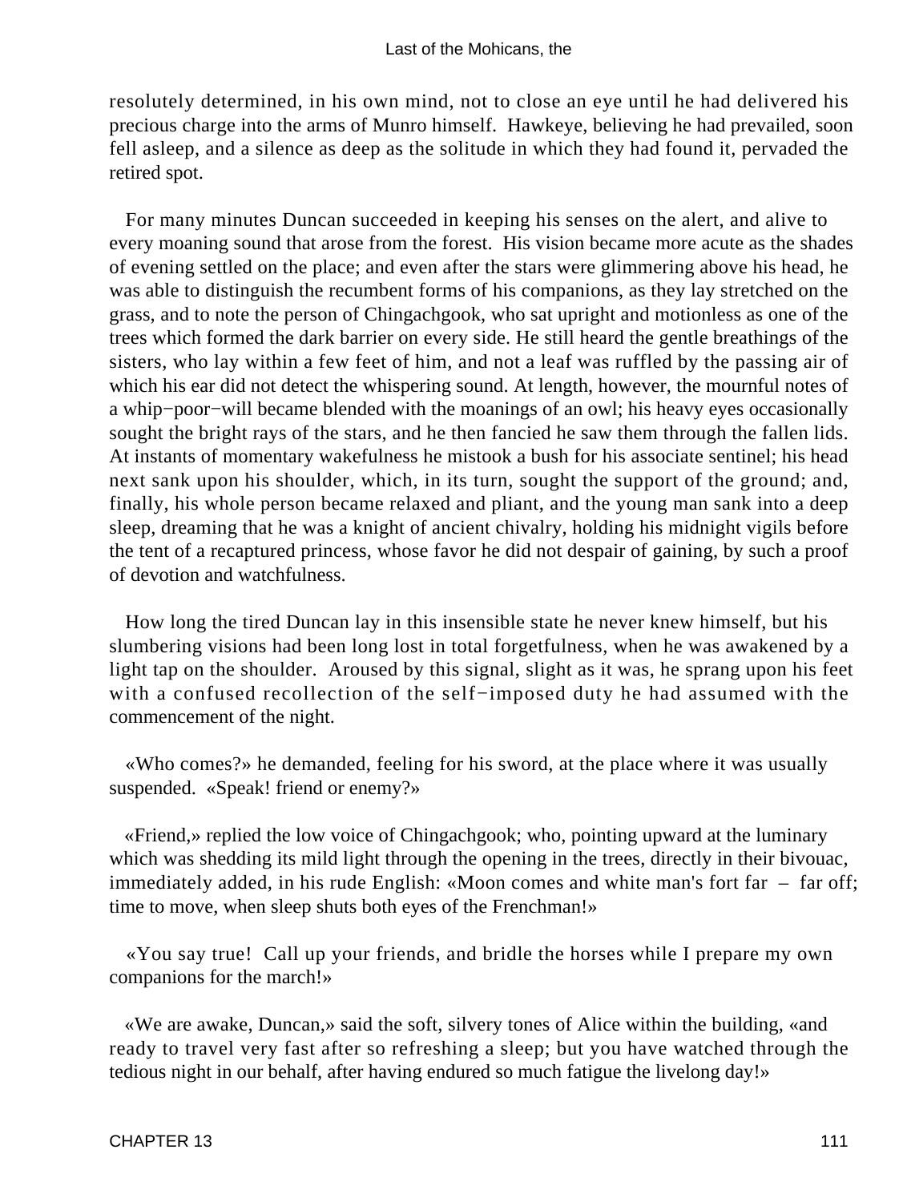resolutely determined, in his own mind, not to close an eye until he had delivered his precious charge into the arms of Munro himself. Hawkeye, believing he had prevailed, soon fell asleep, and a silence as deep as the solitude in which they had found it, pervaded the retired spot.

For many minutes Duncan succeeded in keeping his senses on the alert, and alive to every moaning sound that arose from the forest. His vision became more acute as the shades of evening settled on the place; and even after the stars were glimmering above his head, he was able to distinguish the recumbent forms of his companions, as they lay stretched on the grass, and to note the person of Chingachgook, who sat upright and motionless as one of the trees which formed the dark barrier on every side. He still heard the gentle breathings of the sisters, who lay within a few feet of him, and not a leaf was ruffled by the passing air of which his ear did not detect the whispering sound. At length, however, the mournful notes of a whip−poor−will became blended with the moanings of an owl; his heavy eyes occasionally sought the bright rays of the stars, and he then fancied he saw them through the fallen lids. At instants of momentary wakefulness he mistook a bush for his associate sentinel; his head next sank upon his shoulder, which, in its turn, sought the support of the ground; and, finally, his whole person became relaxed and pliant, and the young man sank into a deep sleep, dreaming that he was a knight of ancient chivalry, holding his midnight vigils before the tent of a recaptured princess, whose favor he did not despair of gaining, by such a proof of devotion and watchfulness.

How long the tired Duncan lay in this insensible state he never knew himself, but his slumbering visions had been long lost in total forgetfulness, when he was awakened by a light tap on the shoulder. Aroused by this signal, slight as it was, he sprang upon his feet with a confused recollection of the self−imposed duty he had assumed with the commencement of the night.

«Who comes?» he demanded, feeling for his sword, at the place where it was usually suspended. «Speak! friend or enemy?»

«Friend,» replied the low voice of Chingachgook; who, pointing upward at the luminary which was shedding its mild light through the opening in the trees, directly in their bivouac, immediately added, in his rude English: «Moon comes and white man's fort far – far off; time to move, when sleep shuts both eyes of the Frenchman!»

«You say true! Call up your friends, and bridle the horses while I prepare my own companions for the march!»

«We are awake, Duncan,» said the soft, silvery tones of Alice within the building, «and ready to travel very fast after so refreshing a sleep; but you have watched through the tedious night in our behalf, after having endured so much fatigue the livelong day!»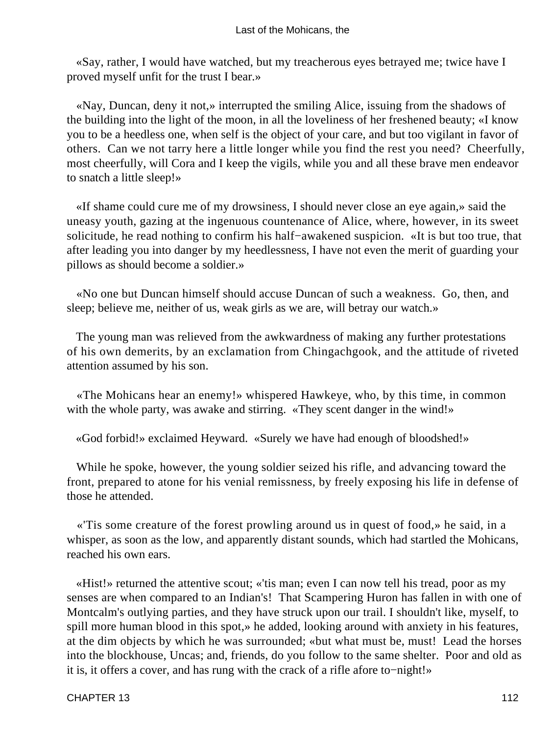«Say, rather, I would have watched, but my treacherous eyes betrayed me; twice have I proved myself unfit for the trust I bear.»

«Nay, Duncan, deny it not,» interrupted the smiling Alice, issuing from the shadows of the building into the light of the moon, in all the loveliness of her freshened beauty; «I know you to be a heedless one, when self is the object of your care, and but too vigilant in favor of others. Can we not tarry here a little longer while you find the rest you need? Cheerfully, most cheerfully, will Cora and I keep the vigils, while you and all these brave men endeavor to snatch a little sleep!»

«If shame could cure me of my drowsiness, I should never close an eye again,» said the uneasy youth, gazing at the ingenuous countenance of Alice, where, however, in its sweet solicitude, he read nothing to confirm his half−awakened suspicion. «It is but too true, that after leading you into danger by my heedlessness, I have not even the merit of guarding your pillows as should become a soldier.»

«No one but Duncan himself should accuse Duncan of such a weakness. Go, then, and sleep; believe me, neither of us, weak girls as we are, will betray our watch.»

The young man was relieved from the awkwardness of making any further protestations of his own demerits, by an exclamation from Chingachgook, and the attitude of riveted attention assumed by his son.

«The Mohicans hear an enemy!» whispered Hawkeye, who, by this time, in common with the whole party, was awake and stirring. «They scent danger in the wind!»

«God forbid!» exclaimed Heyward. «Surely we have had enough of bloodshed!»

While he spoke, however, the young soldier seized his rifle, and advancing toward the front, prepared to atone for his venial remissness, by freely exposing his life in defense of those he attended.

«'Tis some creature of the forest prowling around us in quest of food,» he said, in a whisper, as soon as the low, and apparently distant sounds, which had startled the Mohicans, reached his own ears.

«Hist!» returned the attentive scout; «'tis man; even I can now tell his tread, poor as my senses are when compared to an Indian's! That Scampering Huron has fallen in with one of Montcalm's outlying parties, and they have struck upon our trail. I shouldn't like, myself, to spill more human blood in this spot,» he added, looking around with anxiety in his features, at the dim objects by which he was surrounded; «but what must be, must! Lead the horses into the blockhouse, Uncas; and, friends, do you follow to the same shelter. Poor and old as it is, it offers a cover, and has rung with the crack of a rifle afore to−night!»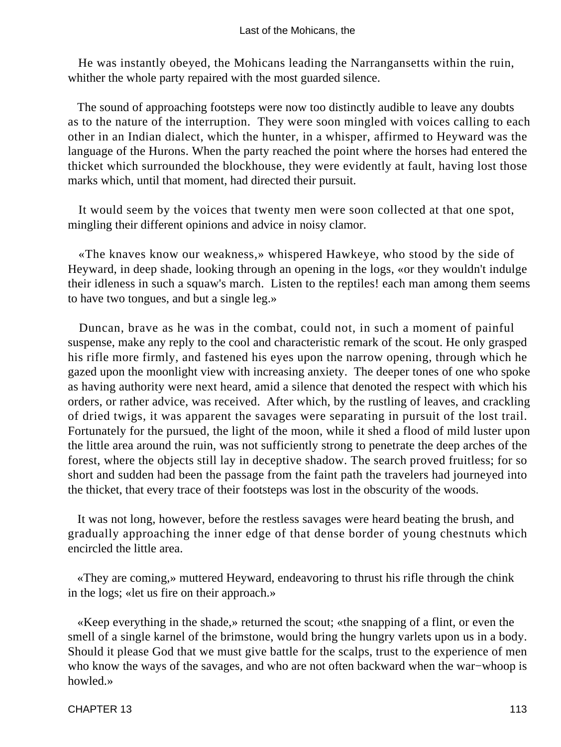He was instantly obeyed, the Mohicans leading the Narragansetts within the ruin, whither the whole party repaired with the most guarded silence.

The sound of approaching footsteps were now too distinctly audible to leave any doubts as to the nature of the interruption. They were soon mingled with voices calling to each other in an Indian dialect, which the hunter, in a whisper, affirmed to Heyward was the language of the Hurons. When the party reached the point where the horses had entered the thicket which surrounded the blockhouse, they were evidently at fault, having lost those marks which, until that moment, had directed their pursuit.

It would seem by the voices that twenty men were soon collected at that one spot, mingling their different opinions and advice in noisy clamor.

«The knaves know our weakness,» whispered Hawkeye, who stood by the side of Heyward, in deep shade, looking through an opening in the logs, «or they wouldn't indulge their idleness in such a squaw's march. Listen to the reptiles! each man among them seems to have two tongues, and but a single leg.»

Duncan, brave as he was in the combat, could not, in such a moment of painful suspense, make any reply to the cool and characteristic remark of the scout. He only grasped his rifle more firmly, and fastened his eyes upon the narrow opening, through which he gazed upon the moonlight view with increasing anxiety. The deeper tones of one who spoke as having authority were next heard, amid a silence that denoted the respect with which his orders, or rather advice, was received. After which, by the rustling of leaves, and crackling of dried twigs, it was apparent the savages were separating in pursuit of the lost trail. Fortunately for the pursued, the light of the moon, while it shed a flood of mild luster upon the little area around the ruin, was not sufficiently strong to penetrate the deep arches of the forest, where the objects still lay in deceptive shadow. The search proved fruitless; for so short and sudden had been the passage from the faint path the travelers had journeyed into the thicket, that every trace of their footsteps was lost in the obscurity of the woods.

It was not long, however, before the restless savages were heard beating the brush, and gradually approaching the inner edge of that dense border of young chestnuts which encircled the little area.

«They are coming,» muttered Heyward, endeavoring to thrust his rifle through the chink in the logs; «let us fire on their approach.»

«Keep everything in the shade,» returned the scout; «the snapping of a flint, or even the smell of a single karnel of the brimstone, would bring the hungry varlets upon us in a body. Should it please God that we must give battle for the scalps, trust to the experience of men who know the ways of the savages, and who are not often backward when the war−whoop is howled.»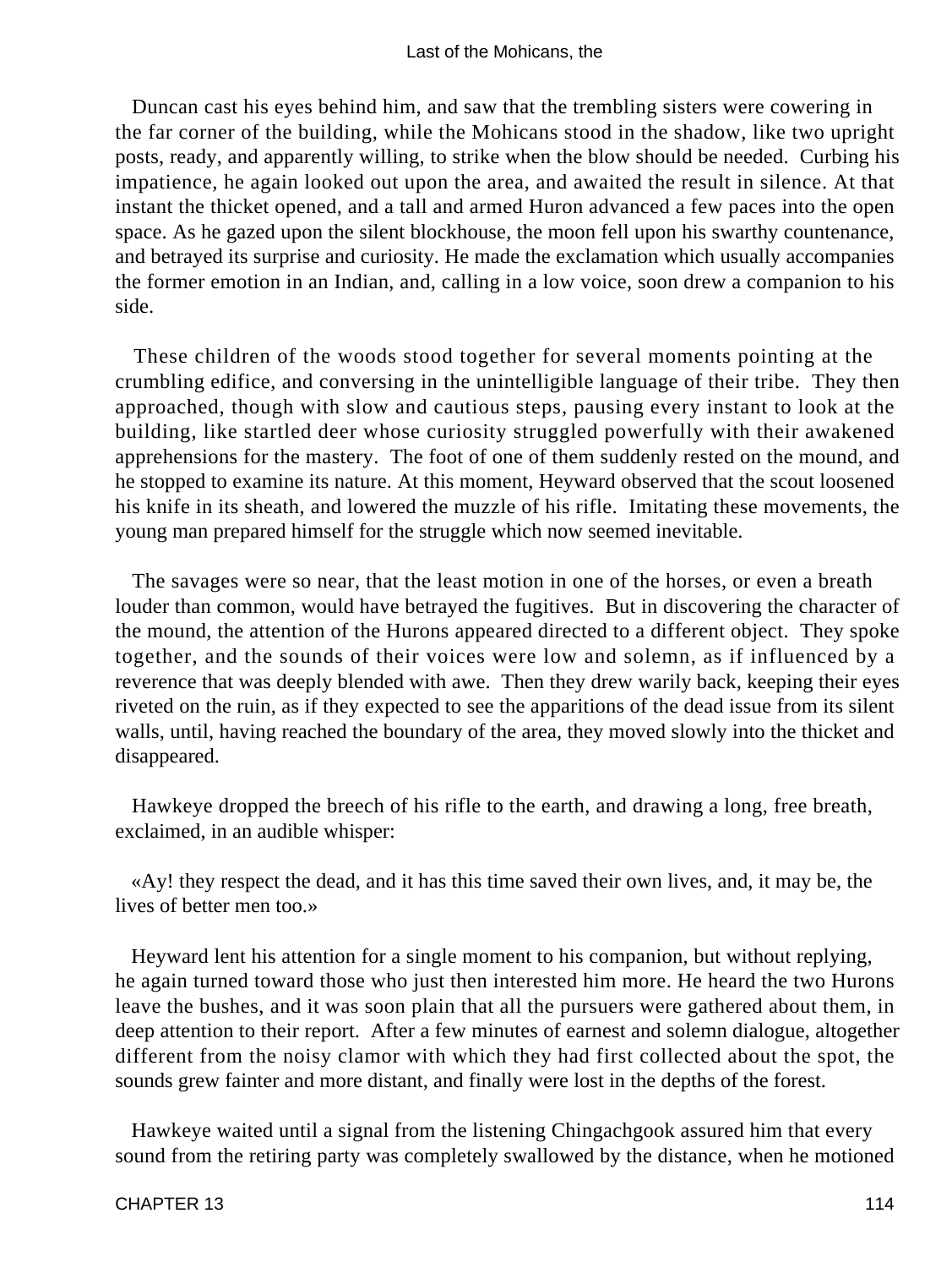Duncan cast his eyes behind him, and saw that the trembling sisters were cowering in the far corner of the building, while the Mohicans stood in the shadow, like two upright posts, ready, and apparently willing, to strike when the blow should be needed. Curbing his impatience, he again looked out upon the area, and awaited the result in silence. At that instant the thicket opened, and a tall and armed Huron advanced a few paces into the open space. As he gazed upon the silent blockhouse, the moon fell upon his swarthy countenance, and betrayed its surprise and curiosity. He made the exclamation which usually accompanies the former emotion in an Indian, and, calling in a low voice, soon drew a companion to his side.

These children of the woods stood together for several moments pointing at the crumbling edifice, and conversing in the unintelligible language of their tribe. They then approached, though with slow and cautious steps, pausing every instant to look at the building, like startled deer whose curiosity struggled powerfully with their awakened apprehensions for the mastery. The foot of one of them suddenly rested on the mound, and he stopped to examine its nature. At this moment, Heyward observed that the scout loosened his knife in its sheath, and lowered the muzzle of his rifle. Imitating these movements, the young man prepared himself for the struggle which now seemed inevitable.

The savages were so near, that the least motion in one of the horses, or even a breath louder than common, would have betrayed the fugitives. But in discovering the character of the mound, the attention of the Hurons appeared directed to a different object. They spoke together, and the sounds of their voices were low and solemn, as if influenced by a reverence that was deeply blended with awe. Then they drew warily back, keeping their eyes riveted on the ruin, as if they expected to see the apparitions of the dead issue from its silent walls, until, having reached the boundary of the area, they moved slowly into the thicket and disappeared.

Hawkeye dropped the breech of his rifle to the earth, and drawing a long, free breath, exclaimed, in an audible whisper:

«Ay! they respect the dead, and it has this time saved their own lives, and, it may be, the lives of better men too.»

Heyward lent his attention for a single moment to his companion, but without replying, he again turned toward those who just then interested him more. He heard the two Hurons leave the bushes, and it was soon plain that all the pursuers were gathered about them, in deep attention to their report. After a few minutes of earnest and solemn dialogue, altogether different from the noisy clamor with which they had first collected about the spot, the sounds grew fainter and more distant, and finally were lost in the depths of the forest.

Hawkeye waited until a signal from the listening Chingachgook assured him that every sound from the retiring party was completely swallowed by the distance, when he motioned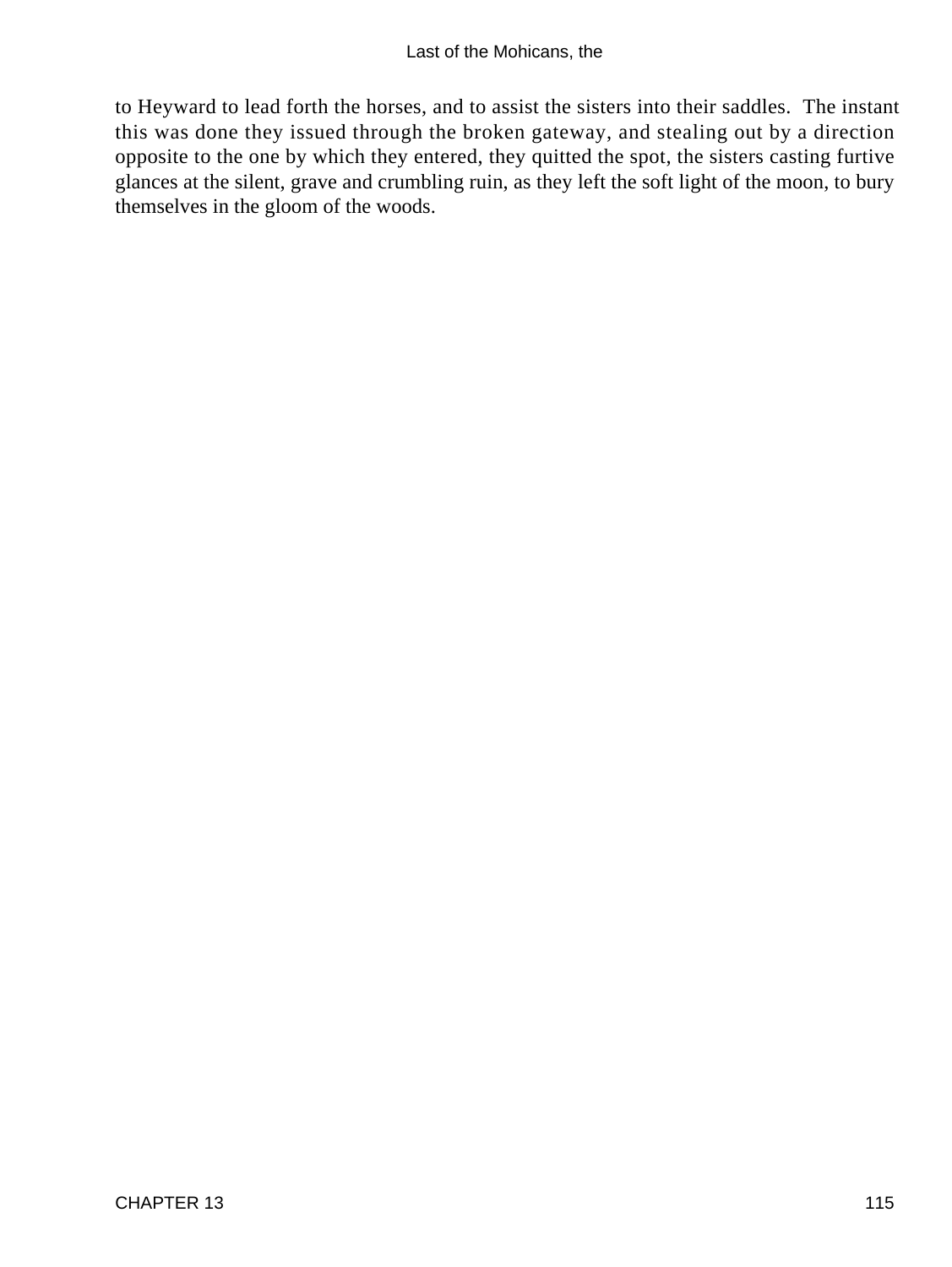to Heyward to lead forth the horses, and to assist the sisters into their saddles. The instant this was done they issued through the broken gateway, and stealing out by a direction opposite to the one by which they entered, they quitted the spot, the sisters casting furtive glances at the silent, grave and crumbling ruin, as they left the soft light of the moon, to bury themselves in the gloom of the woods.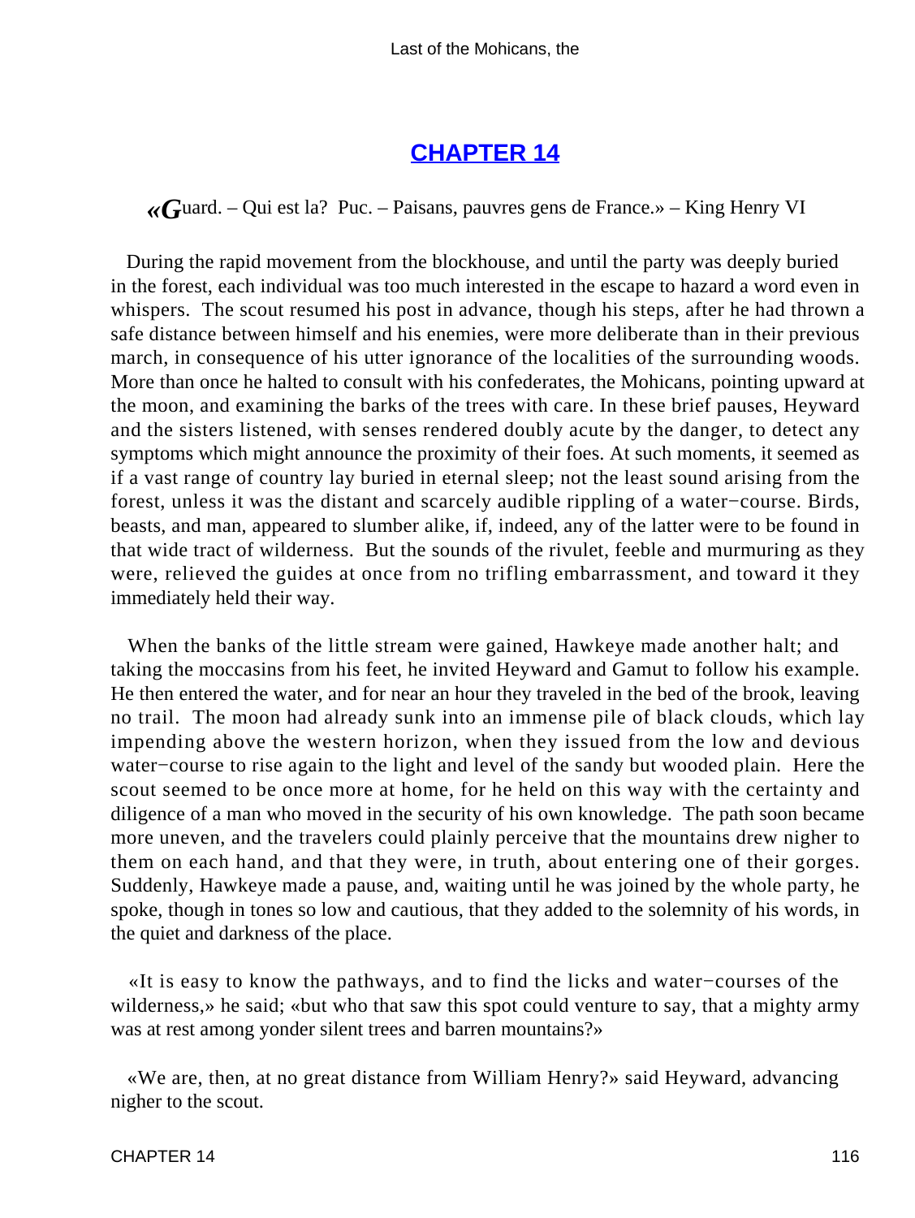## CHAPTER 14

«Guard. – Qui est la? Puc. – Paisans, pauvres gens de France.» – King Henry VI

During the rapid movement from the blockhouse, and until the party was deeply buried in the forest, each individual was too much interested in the escape to hazard a word even in whispers. The scout resumed his post in advance, though his steps, after he had thrown a safe distance between himself and his enemies, were more deliberate than in their previous march, in consequence of his utter ignorance of the localities of the surrounding woods. More than once he halted to consult with his confederates, the Mohicans, pointing upward at the moon, and examining the barks of the trees with care. In these brief pauses, Heyward and the sisters listened, with senses rendered doubly acute by the danger, to detect any symptoms which might announce the proximity of their foes. At such moments, it seemed as if a vast range of country lay buried in eternal sleep; not the least sound arising from the forest, unless it was the distant and scarcely audible rippling of a water−course. Birds, beasts, and man, appeared to slumber alike, if, indeed, any of the latter were to be found in that wide tract of wilderness. But the sounds of the rivulet, feeble and murmuring as they were, relieved the guides at once from no trifling embarrassment, and toward it they immediately held their way.

When the banks of the little stream were gained, Hawkeye made another halt; and taking the moccasins from his feet, he invited Heyward and Gamut to follow his example. He then entered the water, and for near an hour they traveled in the bed of the brook, leaving no trail. The moon had already sunk into an immense pile of black clouds, which lay impending above the western horizon, when they issued from the low and devious water−course to rise again to the light and level of the sandy but wooded plain. Here the scout seemed to be once more at home, for he held on this way with the certainty and diligence of a man who moved in the security of his own knowledge. The path soon became more uneven, and the travelers could plainly perceive that the mountains drew nigher to them on each hand, and that they were, in truth, about entering one of their gorges. Suddenly, Hawkeye made a pause, and, waiting until he was joined by the whole party, he spoke, though in tones so low and cautious, that they added to the solemnity of his words, in the quiet and darkness of the place.

«It is easy to know the pathways, and to find the licks and water−courses of the wilderness,» he said; «but who that saw this spot could venture to say, that a mighty army was at rest among yonder silent trees and barren mountains?»

«We are, then, at no great distance from William Henry?» said Heyward, advancing nigher to the scout.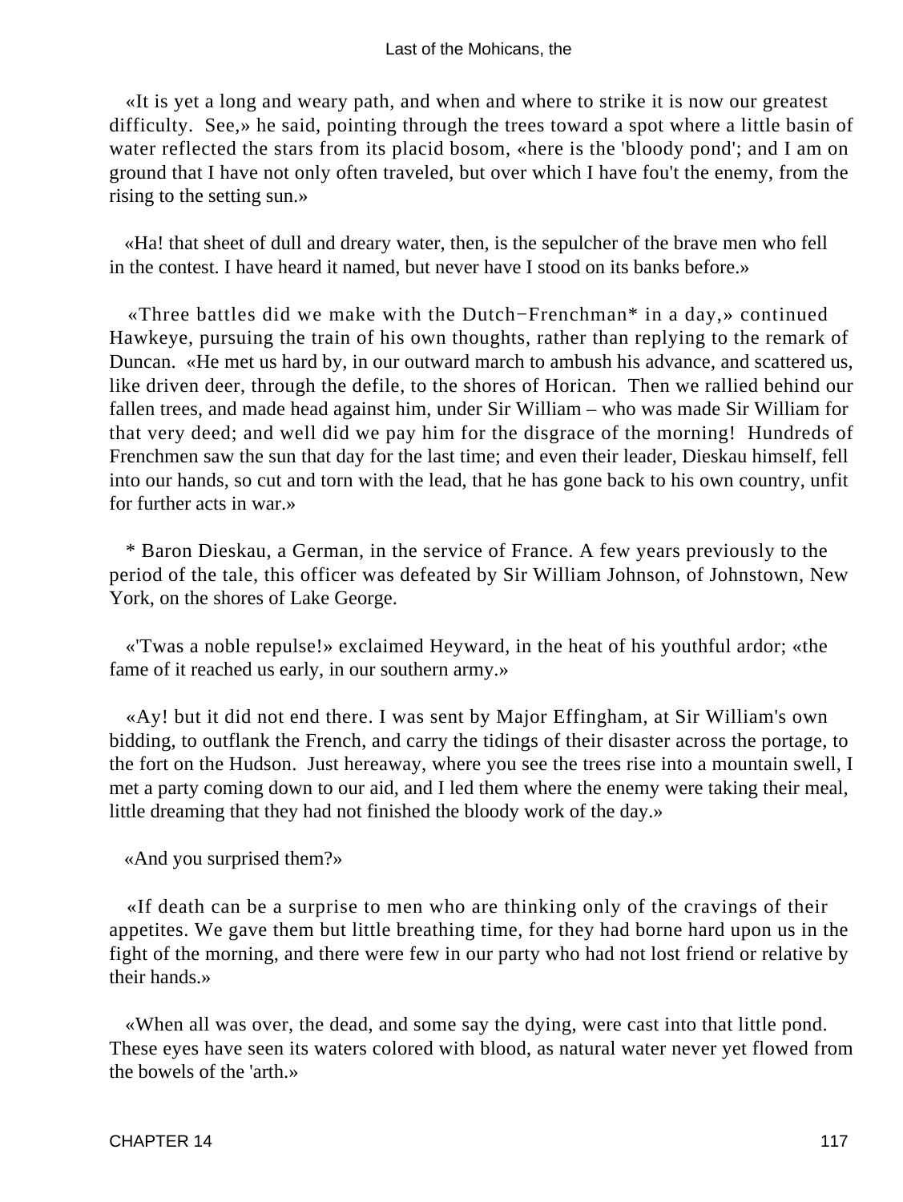«It is yet a long and weary path, and when and where to strike it is now our greatest difficulty. See,» he said, pointing through the trees toward a spot where a little basin of water reflected the stars from its placid bosom, «here is the 'bloody pond'; and I am on ground that I have not only often traveled, but over which I have fou't the enemy, from the rising to the setting sun.»

«Ha! that sheet of dull and dreary water, then, is the sepulcher of the brave men who fell in the contest. I have heard it named, but never have I stood on its banks before.»

«Three battles did we make with the Dutch−Frenchman* in a day,» continued Hawkeye, pursuing the train of his own thoughts, rather than replying to the remark of Duncan. «He met us hard by, in our outward march to ambush his advance, and scattered us, like driven deer, through the defile, to the shores of Horican. Then we rallied behind our fallen trees, and made head against him, under Sir William – who was made Sir William for that very deed; and well did we pay him for the disgrace of the morning! Hundreds of Frenchmen saw the sun that day for the last time; and even their leader, Dieskau himself, fell into our hands, so cut and torn with the lead, that he has gone back to his own country, unfit for further acts in war.»

* Baron Dieskau, a German, in the service of France. A few years previously to the period of the tale, this officer was defeated by Sir William Johnson, of Johnstown, New York, on the shores of Lake George.

«'Twas a noble repulse!» exclaimed Heyward, in the heat of his youthful ardor; «the fame of it reached us early, in our southern army.»

«Ay! but it did not end there. I was sent by Major Effingham, at Sir William's own bidding, to outflank the French, and carry the tidings of their disaster across the portage, to the fort on the Hudson. Just hereaway, where you see the trees rise into a mountain swell, I met a party coming down to our aid, and I led them where the enemy were taking their meal, little dreaming that they had not finished the bloody work of the day.»

«And you surprised them?»

«If death can be a surprise to men who are thinking only of the cravings of their appetites. We gave them but little breathing time, for they had borne hard upon us in the fight of the morning, and there were few in our party who had not lost friend or relative by their hands.»

«When all was over, the dead, and some say the dying, were cast into that little pond. These eyes have seen its waters colored with blood, as natural water never yet flowed from the bowels of the 'arth.»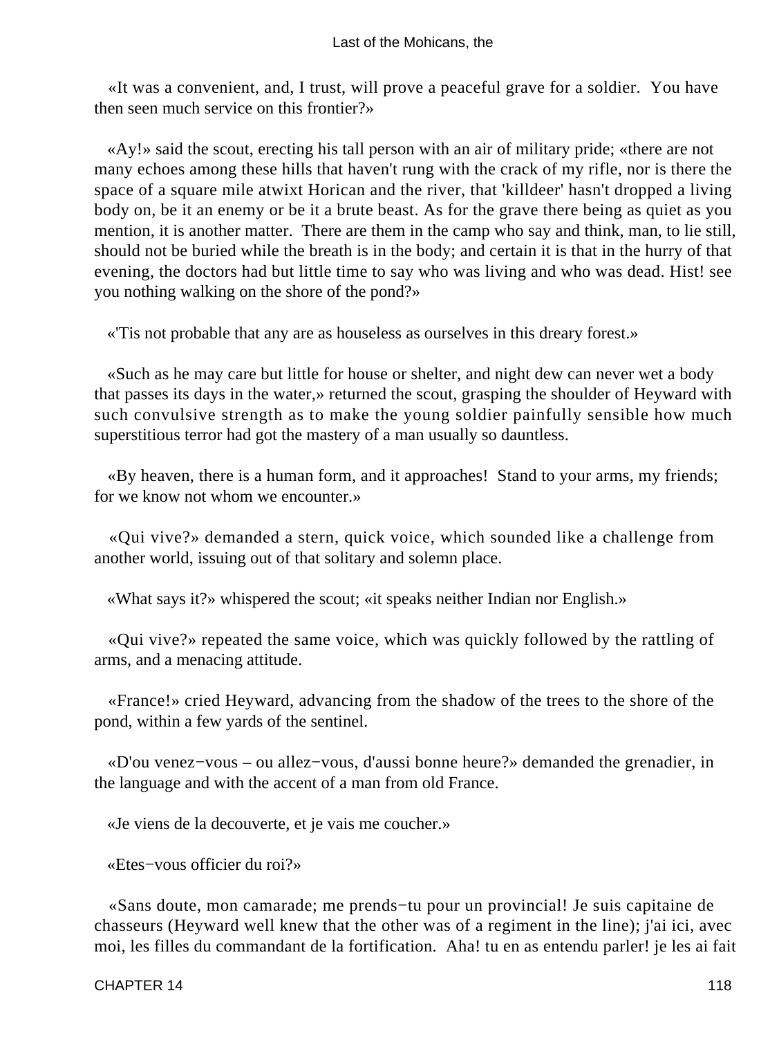«It was a convenient, and, I trust, will prove a peaceful grave for a soldier.  You have then seen much service on this frontier?»

«Ay!» said the scout, erecting his tall person with an air of military pride; «there are not many echoes among these hills that haven't rung with the crack of my rifle, nor is there the space of a square mile atwixt Horican and the river, that 'killdeer' hasn't dropped a living body on, be it an enemy or be it a brute beast. As for the grave there being as quiet as you mention, it is another matter.  There are them in the camp who say and think, man, to lie still, should not be buried while the breath is in the body; and certain it is that in the hurry of that evening, the doctors had but little time to say who was living and who was dead. Hist! see you nothing walking on the shore of the pond?»

«'Tis not probable that any are as houseless as ourselves in this dreary forest.»

«Such as he may care but little for house or shelter, and night dew can never wet a body that passes its days in the water,» returned the scout, grasping the shoulder of Heyward with such convulsive strength as to make the young soldier painfully sensible how much superstitious terror had got the mastery of a man usually so dauntless.

«By heaven, there is a human form, and it approaches!  Stand to your arms, my friends; for we know not whom we encounter.»

«Qui vive?» demanded a stern, quick voice, which sounded like a challenge from another world, issuing out of that solitary and solemn place.

«What says it?» whispered the scout; «it speaks neither Indian nor English.»

«Qui vive?» repeated the same voice, which was quickly followed by the rattling of arms, and a menacing attitude.

«France!» cried Heyward, advancing from the shadow of the trees to the shore of the pond, within a few yards of the sentinel.

«D'ou venez−vous – ou allez−vous, d'aussi bonne heure?» demanded the grenadier, in the language and with the accent of a man from old France.

«Je viens de la decouverte, et je vais me coucher.»

«Etes−vous officier du roi?»

«Sans doute, mon camarade; me prends−tu pour un provincial! Je suis capitaine de chasseurs (Heyward well knew that the other was of a regiment in the line); j'ai ici, avec moi, les filles du commandant de la fortification.  Aha! tu en as entendu parler! je les ai fait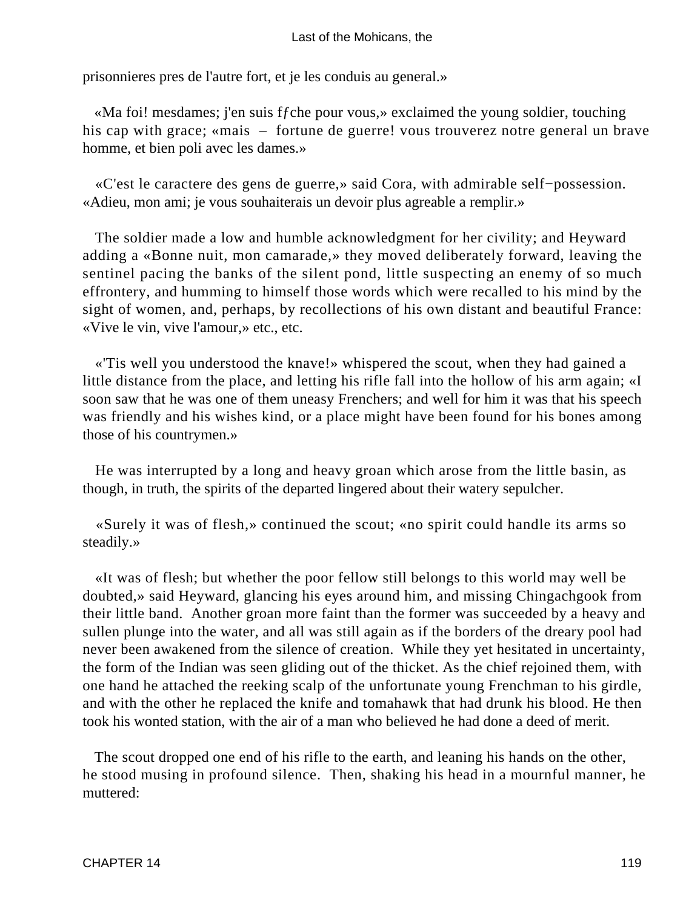prisonnieres pres de l'autre fort, et je les conduis au general.»

«Ma foi! mesdames; j'en suis fƒche pour vous,» exclaimed the young soldier, touching his cap with grace; «mais – fortune de guerre! vous trouverez notre general un brave homme, et bien poli avec les dames.»

«C'est le caractere des gens de guerre,» said Cora, with admirable self−possession. «Adieu, mon ami; je vous souhaiterais un devoir plus agreable a remplir.»

The soldier made a low and humble acknowledgment for her civility; and Heyward adding a «Bonne nuit, mon camarade,» they moved deliberately forward, leaving the sentinel pacing the banks of the silent pond, little suspecting an enemy of so much effrontery, and humming to himself those words which were recalled to his mind by the sight of women, and, perhaps, by recollections of his own distant and beautiful France: «Vive le vin, vive l'amour,» etc., etc.

«'Tis well you understood the knave!» whispered the scout, when they had gained a little distance from the place, and letting his rifle fall into the hollow of his arm again; «I soon saw that he was one of them uneasy Frenchers; and well for him it was that his speech was friendly and his wishes kind, or a place might have been found for his bones among those of his countrymen.»

He was interrupted by a long and heavy groan which arose from the little basin, as though, in truth, the spirits of the departed lingered about their watery sepulcher.

«Surely it was of flesh,» continued the scout; «no spirit could handle its arms so steadily.»

«It was of flesh; but whether the poor fellow still belongs to this world may well be doubted,» said Heyward, glancing his eyes around him, and missing Chingachgook from their little band. Another groan more faint than the former was succeeded by a heavy and sullen plunge into the water, and all was still again as if the borders of the dreary pool had never been awakened from the silence of creation. While they yet hesitated in uncertainty, the form of the Indian was seen gliding out of the thicket. As the chief rejoined them, with one hand he attached the reeking scalp of the unfortunate young Frenchman to his girdle, and with the other he replaced the knife and tomahawk that had drunk his blood. He then took his wonted station, with the air of a man who believed he had done a deed of merit.

The scout dropped one end of his rifle to the earth, and leaning his hands on the other, he stood musing in profound silence. Then, shaking his head in a mournful manner, he muttered: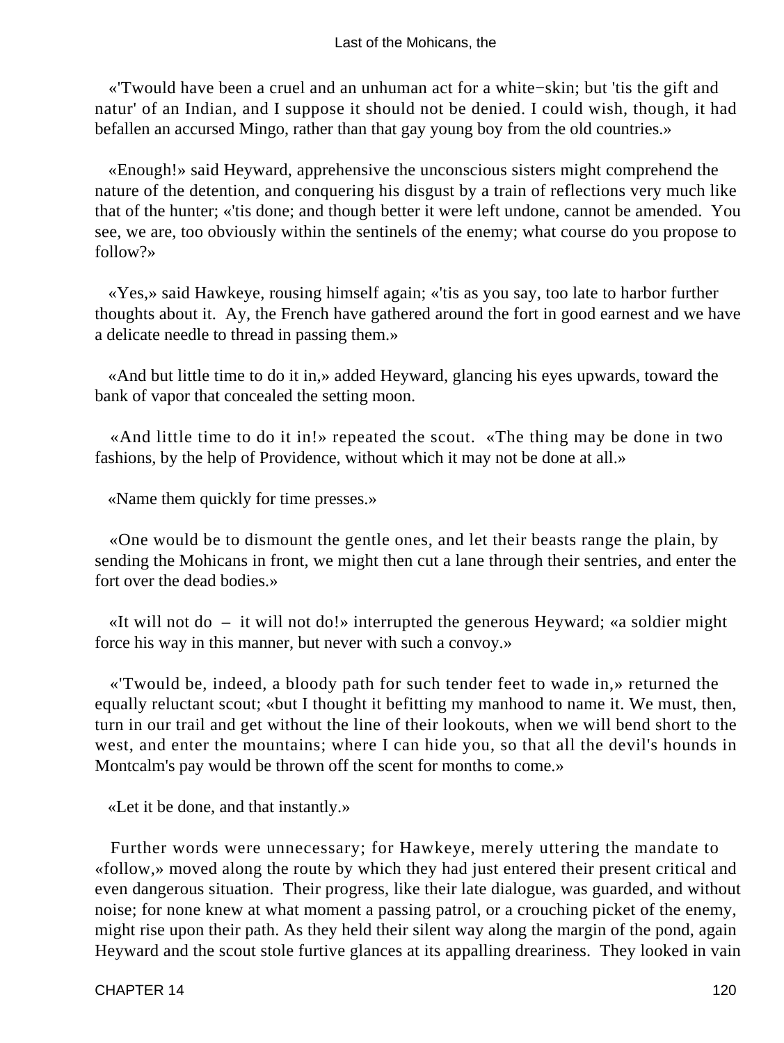«'Twould have been a cruel and an unhuman act for a white−skin; but 'tis the gift and natur' of an Indian, and I suppose it should not be denied. I could wish, though, it had befallen an accursed Mingo, rather than that gay young boy from the old countries.»

«Enough!» said Heyward, apprehensive the unconscious sisters might comprehend the nature of the detention, and conquering his disgust by a train of reflections very much like that of the hunter; «'tis done; and though better it were left undone, cannot be amended. You see, we are, too obviously within the sentinels of the enemy; what course do you propose to follow?»

«Yes,» said Hawkeye, rousing himself again; «'tis as you say, too late to harbor further thoughts about it. Ay, the French have gathered around the fort in good earnest and we have a delicate needle to thread in passing them.»

«And but little time to do it in,» added Heyward, glancing his eyes upwards, toward the bank of vapor that concealed the setting moon.

«And little time to do it in!» repeated the scout. «The thing may be done in two fashions, by the help of Providence, without which it may not be done at all.»

«Name them quickly for time presses.»

«One would be to dismount the gentle ones, and let their beasts range the plain, by sending the Mohicans in front, we might then cut a lane through their sentries, and enter the fort over the dead bodies.»

«It will not do – it will not do!» interrupted the generous Heyward; «a soldier might force his way in this manner, but never with such a convoy.»

«'Twould be, indeed, a bloody path for such tender feet to wade in,» returned the equally reluctant scout; «but I thought it befitting my manhood to name it. We must, then, turn in our trail and get without the line of their lookouts, when we will bend short to the west, and enter the mountains; where I can hide you, so that all the devil's hounds in Montcalm's pay would be thrown off the scent for months to come.»

«Let it be done, and that instantly.»

Further words were unnecessary; for Hawkeye, merely uttering the mandate to «follow,» moved along the route by which they had just entered their present critical and even dangerous situation. Their progress, like their late dialogue, was guarded, and without noise; for none knew at what moment a passing patrol, or a crouching picket of the enemy, might rise upon their path. As they held their silent way along the margin of the pond, again Heyward and the scout stole furtive glances at its appalling dreariness. They looked in vain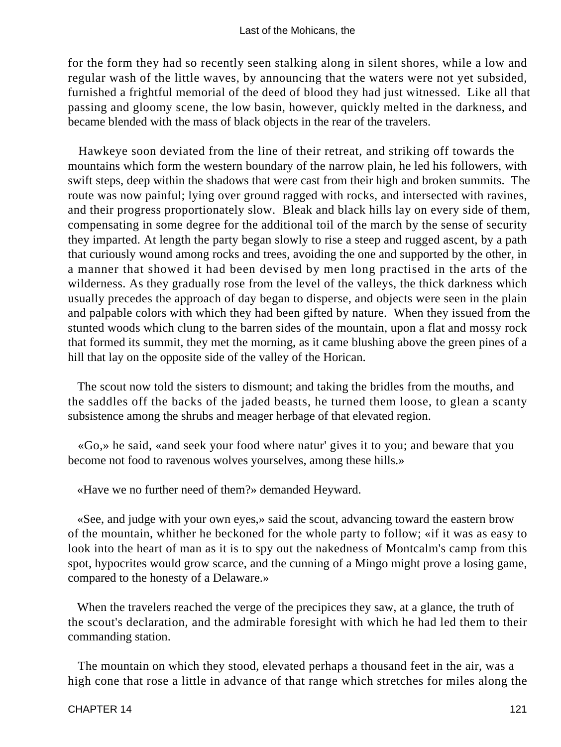for the form they had so recently seen stalking along in silent shores, while a low and regular wash of the little waves, by announcing that the waters were not yet subsided, furnished a frightful memorial of the deed of blood they had just witnessed. Like all that passing and gloomy scene, the low basin, however, quickly melted in the darkness, and became blended with the mass of black objects in the rear of the travelers.

Hawkeye soon deviated from the line of their retreat, and striking off towards the mountains which form the western boundary of the narrow plain, he led his followers, with swift steps, deep within the shadows that were cast from their high and broken summits. The route was now painful; lying over ground ragged with rocks, and intersected with ravines, and their progress proportionately slow. Bleak and black hills lay on every side of them, compensating in some degree for the additional toil of the march by the sense of security they imparted. At length the party began slowly to rise a steep and rugged ascent, by a path that curiously wound among rocks and trees, avoiding the one and supported by the other, in a manner that showed it had been devised by men long practised in the arts of the wilderness. As they gradually rose from the level of the valleys, the thick darkness which usually precedes the approach of day began to disperse, and objects were seen in the plain and palpable colors with which they had been gifted by nature. When they issued from the stunted woods which clung to the barren sides of the mountain, upon a flat and mossy rock that formed its summit, they met the morning, as it came blushing above the green pines of a hill that lay on the opposite side of the valley of the Horican.

The scout now told the sisters to dismount; and taking the bridles from the mouths, and the saddles off the backs of the jaded beasts, he turned them loose, to glean a scanty subsistence among the shrubs and meager herbage of that elevated region.

«Go,» he said, «and seek your food where natur' gives it to you; and beware that you become not food to ravenous wolves yourselves, among these hills.»

«Have we no further need of them?» demanded Heyward.

«See, and judge with your own eyes,» said the scout, advancing toward the eastern brow of the mountain, whither he beckoned for the whole party to follow; «if it was as easy to look into the heart of man as it is to spy out the nakedness of Montcalm's camp from this spot, hypocrites would grow scarce, and the cunning of a Mingo might prove a losing game, compared to the honesty of a Delaware.»

When the travelers reached the verge of the precipices they saw, at a glance, the truth of the scout's declaration, and the admirable foresight with which he had led them to their commanding station.

The mountain on which they stood, elevated perhaps a thousand feet in the air, was a high cone that rose a little in advance of that range which stretches for miles along the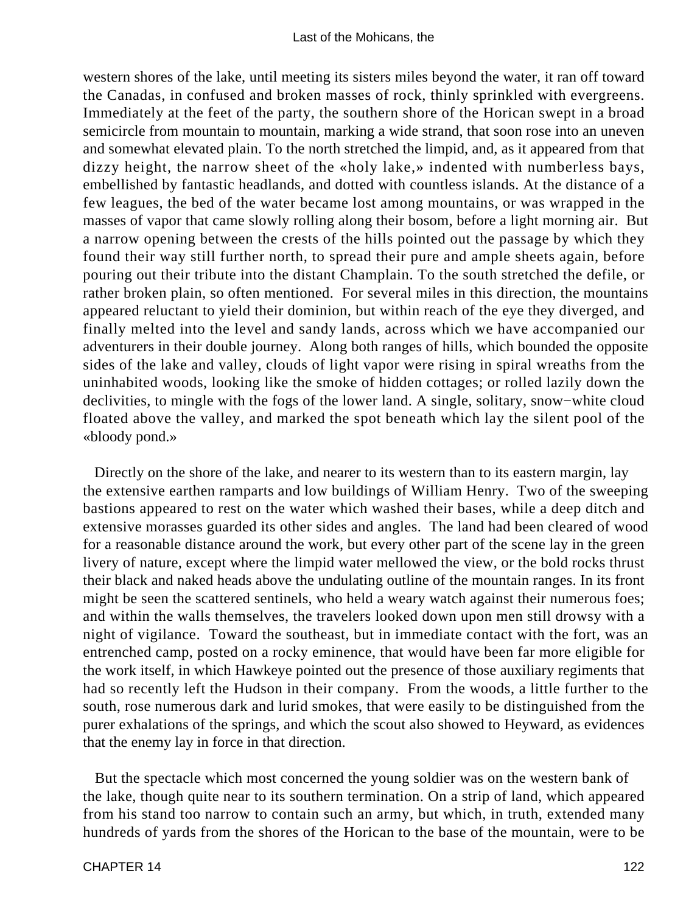western shores of the lake, until meeting its sisters miles beyond the water, it ran off toward the Canadas, in confused and broken masses of rock, thinly sprinkled with evergreens. Immediately at the feet of the party, the southern shore of the Horican swept in a broad semicircle from mountain to mountain, marking a wide strand, that soon rose into an uneven and somewhat elevated plain. To the north stretched the limpid, and, as it appeared from that dizzy height, the narrow sheet of the «holy lake,» indented with numberless bays, embellished by fantastic headlands, and dotted with countless islands. At the distance of a few leagues, the bed of the water became lost among mountains, or was wrapped in the masses of vapor that came slowly rolling along their bosom, before a light morning air. But a narrow opening between the crests of the hills pointed out the passage by which they found their way still further north, to spread their pure and ample sheets again, before pouring out their tribute into the distant Champlain. To the south stretched the defile, or rather broken plain, so often mentioned. For several miles in this direction, the mountains appeared reluctant to yield their dominion, but within reach of the eye they diverged, and finally melted into the level and sandy lands, across which we have accompanied our adventurers in their double journey. Along both ranges of hills, which bounded the opposite sides of the lake and valley, clouds of light vapor were rising in spiral wreaths from the uninhabited woods, looking like the smoke of hidden cottages; or rolled lazily down the declivities, to mingle with the fogs of the lower land. A single, solitary, snow−white cloud floated above the valley, and marked the spot beneath which lay the silent pool of the «bloody pond.»

Directly on the shore of the lake, and nearer to its western than to its eastern margin, lay the extensive earthen ramparts and low buildings of William Henry. Two of the sweeping bastions appeared to rest on the water which washed their bases, while a deep ditch and extensive morasses guarded its other sides and angles. The land had been cleared of wood for a reasonable distance around the work, but every other part of the scene lay in the green livery of nature, except where the limpid water mellowed the view, or the bold rocks thrust their black and naked heads above the undulating outline of the mountain ranges. In its front might be seen the scattered sentinels, who held a weary watch against their numerous foes; and within the walls themselves, the travelers looked down upon men still drowsy with a night of vigilance. Toward the southeast, but in immediate contact with the fort, was an entrenched camp, posted on a rocky eminence, that would have been far more eligible for the work itself, in which Hawkeye pointed out the presence of those auxiliary regiments that had so recently left the Hudson in their company. From the woods, a little further to the south, rose numerous dark and lurid smokes, that were easily to be distinguished from the purer exhalations of the springs, and which the scout also showed to Heyward, as evidences that the enemy lay in force in that direction.

But the spectacle which most concerned the young soldier was on the western bank of the lake, though quite near to its southern termination. On a strip of land, which appeared from his stand too narrow to contain such an army, but which, in truth, extended many hundreds of yards from the shores of the Horican to the base of the mountain, were to be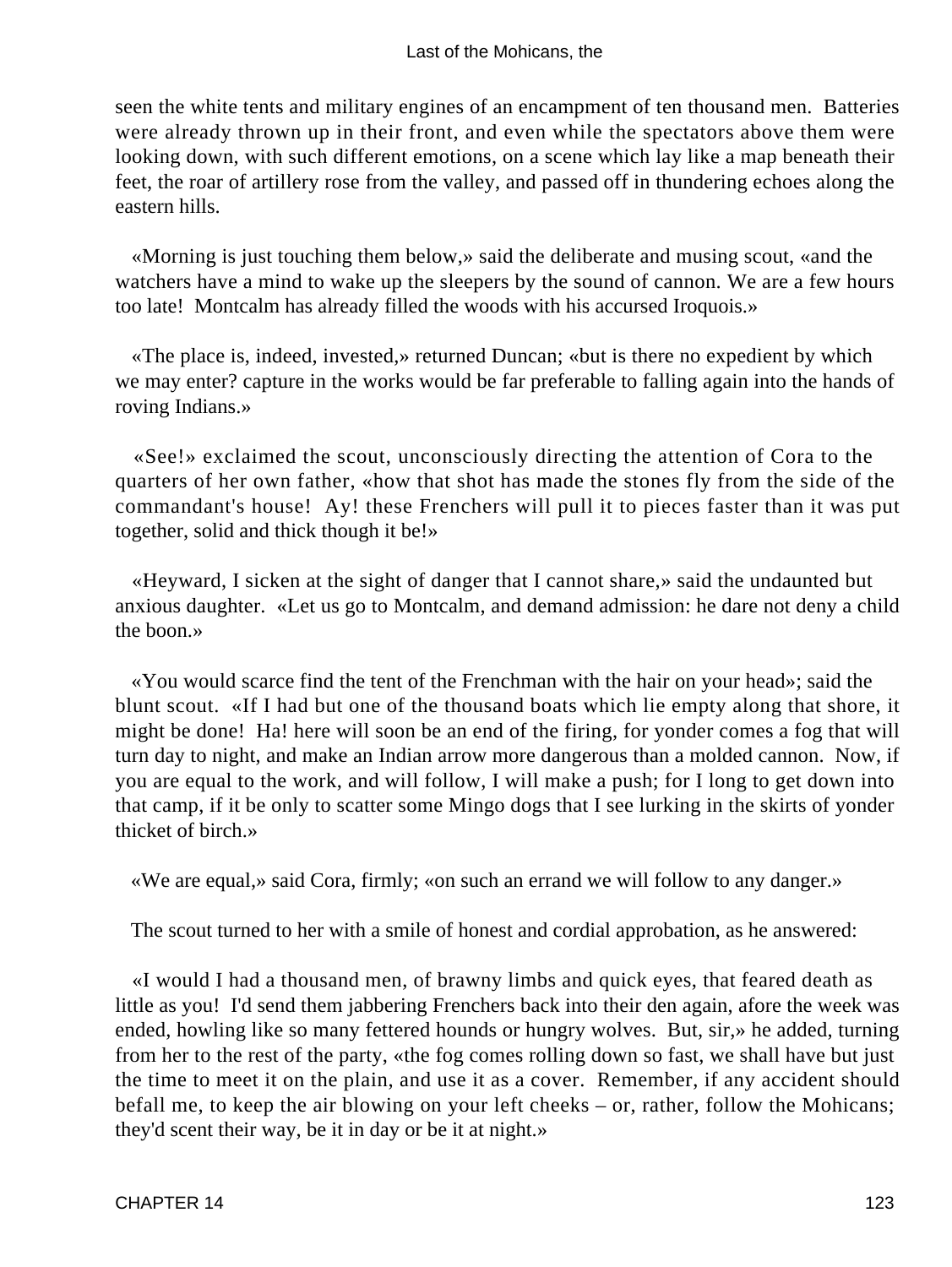seen the white tents and military engines of an encampment of ten thousand men. Batteries were already thrown up in their front, and even while the spectators above them were looking down, with such different emotions, on a scene which lay like a map beneath their feet, the roar of artillery rose from the valley, and passed off in thundering echoes along the eastern hills.

«Morning is just touching them below,» said the deliberate and musing scout, «and the watchers have a mind to wake up the sleepers by the sound of cannon. We are a few hours too late! Montcalm has already filled the woods with his accursed Iroquois.»

«The place is, indeed, invested,» returned Duncan; «but is there no expedient by which we may enter? capture in the works would be far preferable to falling again into the hands of roving Indians.»

«See!» exclaimed the scout, unconsciously directing the attention of Cora to the quarters of her own father, «how that shot has made the stones fly from the side of the commandant's house! Ay! these Frenchers will pull it to pieces faster than it was put together, solid and thick though it be!»

«Heyward, I sicken at the sight of danger that I cannot share,» said the undaunted but anxious daughter. «Let us go to Montcalm, and demand admission: he dare not deny a child the boon.»

«You would scarce find the tent of the Frenchman with the hair on your head»; said the blunt scout. «If I had but one of the thousand boats which lie empty along that shore, it might be done! Ha! here will soon be an end of the firing, for yonder comes a fog that will turn day to night, and make an Indian arrow more dangerous than a molded cannon. Now, if you are equal to the work, and will follow, I will make a push; for I long to get down into that camp, if it be only to scatter some Mingo dogs that I see lurking in the skirts of yonder thicket of birch.»

«We are equal,» said Cora, firmly; «on such an errand we will follow to any danger.»

The scout turned to her with a smile of honest and cordial approbation, as he answered:

«I would I had a thousand men, of brawny limbs and quick eyes, that feared death as little as you! I'd send them jabbering Frenchers back into their den again, afore the week was ended, howling like so many fettered hounds or hungry wolves. But, sir,» he added, turning from her to the rest of the party, «the fog comes rolling down so fast, we shall have but just the time to meet it on the plain, and use it as a cover. Remember, if any accident should befall me, to keep the air blowing on your left cheeks – or, rather, follow the Mohicans; they'd scent their way, be it in day or be it at night.»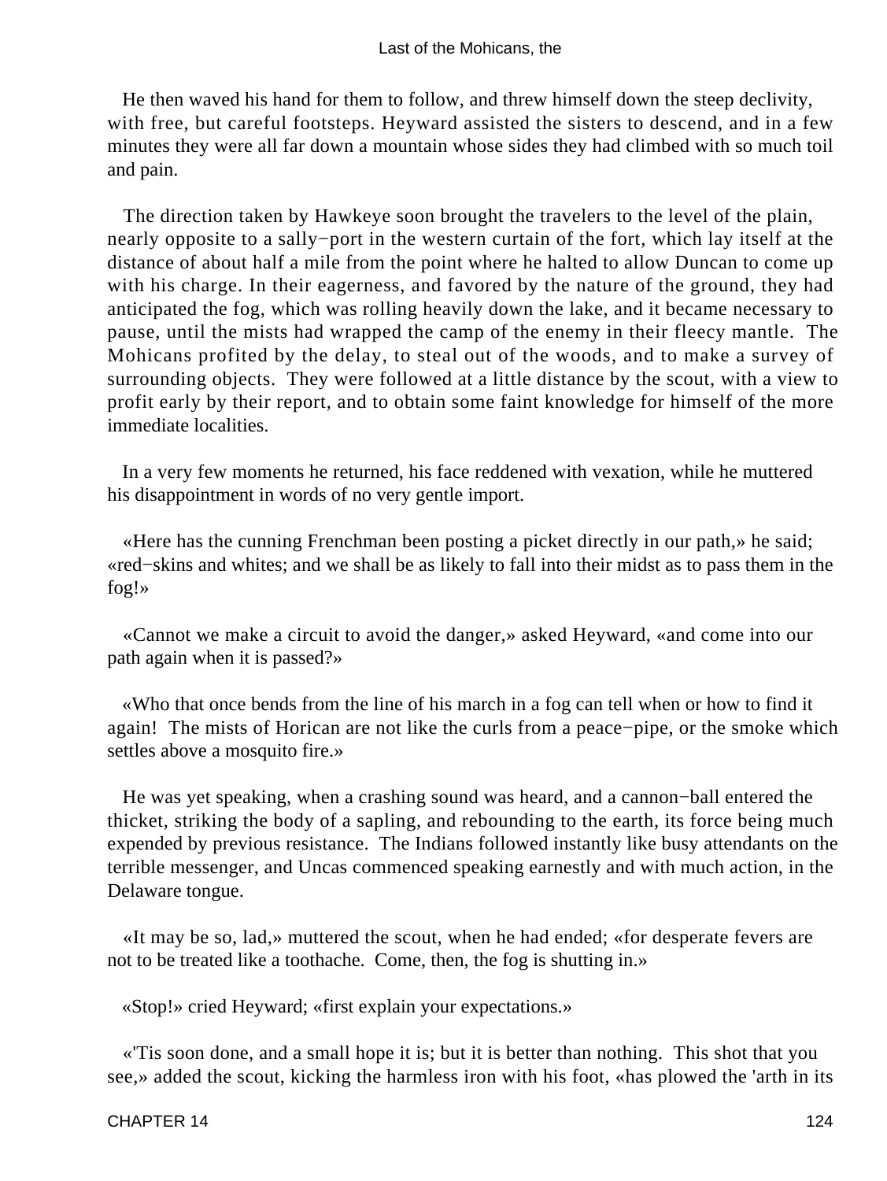He then waved his hand for them to follow, and threw himself down the steep declivity, with free, but careful footsteps. Heyward assisted the sisters to descend, and in a few minutes they were all far down a mountain whose sides they had climbed with so much toil and pain.

The direction taken by Hawkeye soon brought the travelers to the level of the plain, nearly opposite to a sally−port in the western curtain of the fort, which lay itself at the distance of about half a mile from the point where he halted to allow Duncan to come up with his charge. In their eagerness, and favored by the nature of the ground, they had anticipated the fog, which was rolling heavily down the lake, and it became necessary to pause, until the mists had wrapped the camp of the enemy in their fleecy mantle. The Mohicans profited by the delay, to steal out of the woods, and to make a survey of surrounding objects. They were followed at a little distance by the scout, with a view to profit early by their report, and to obtain some faint knowledge for himself of the more immediate localities.

In a very few moments he returned, his face reddened with vexation, while he muttered his disappointment in words of no very gentle import.

«Here has the cunning Frenchman been posting a picket directly in our path,» he said; «red−skins and whites; and we shall be as likely to fall into their midst as to pass them in the fog!»

«Cannot we make a circuit to avoid the danger,» asked Heyward, «and come into our path again when it is passed?»

«Who that once bends from the line of his march in a fog can tell when or how to find it again! The mists of Horican are not like the curls from a peace−pipe, or the smoke which settles above a mosquito fire.»

He was yet speaking, when a crashing sound was heard, and a cannon−ball entered the thicket, striking the body of a sapling, and rebounding to the earth, its force being much expended by previous resistance. The Indians followed instantly like busy attendants on the terrible messenger, and Uncas commenced speaking earnestly and with much action, in the Delaware tongue.

«It may be so, lad,» muttered the scout, when he had ended; «for desperate fevers are not to be treated like a toothache. Come, then, the fog is shutting in.»

«Stop!» cried Heyward; «first explain your expectations.»

«'Tis soon done, and a small hope it is; but it is better than nothing. This shot that you see,» added the scout, kicking the harmless iron with his foot, «has plowed the 'arth in its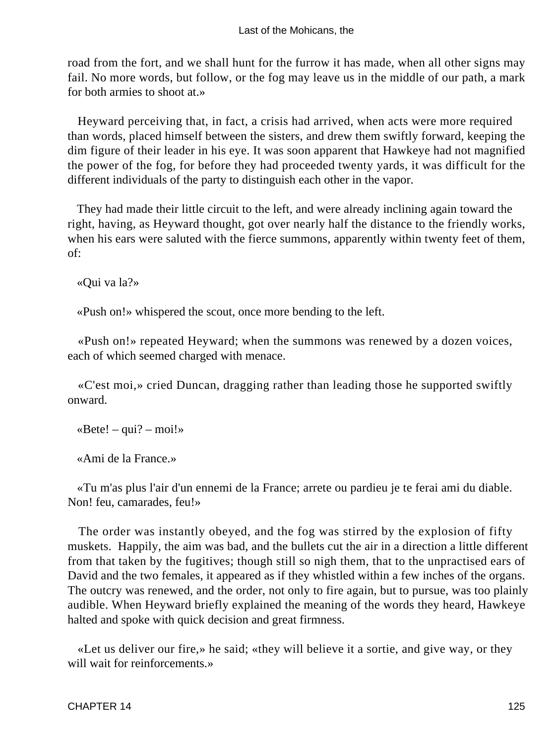road from the fort, and we shall hunt for the furrow it has made, when all other signs may fail. No more words, but follow, or the fog may leave us in the middle of our path, a mark for both armies to shoot at.»

Heyward perceiving that, in fact, a crisis had arrived, when acts were more required than words, placed himself between the sisters, and drew them swiftly forward, keeping the dim figure of their leader in his eye. It was soon apparent that Hawkeye had not magnified the power of the fog, for before they had proceeded twenty yards, it was difficult for the different individuals of the party to distinguish each other in the vapor.

They had made their little circuit to the left, and were already inclining again toward the right, having, as Heyward thought, got over nearly half the distance to the friendly works, when his ears were saluted with the fierce summons, apparently within twenty feet of them, of:

«Qui va la?»

«Push on!» whispered the scout, once more bending to the left.

«Push on!» repeated Heyward; when the summons was renewed by a dozen voices, each of which seemed charged with menace.

«C'est moi,» cried Duncan, dragging rather than leading those he supported swiftly onward.

«Bete! – qui? – moi!»

«Ami de la France.»

«Tu m'as plus l'air d'un ennemi de la France; arrete ou pardieu je te ferai ami du diable. Non! feu, camarades, feu!»

The order was instantly obeyed, and the fog was stirred by the explosion of fifty muskets. Happily, the aim was bad, and the bullets cut the air in a direction a little different from that taken by the fugitives; though still so nigh them, that to the unpractised ears of David and the two females, it appeared as if they whistled within a few inches of the organs. The outcry was renewed, and the order, not only to fire again, but to pursue, was too plainly audible. When Heyward briefly explained the meaning of the words they heard, Hawkeye halted and spoke with quick decision and great firmness.

«Let us deliver our fire,» he said; «they will believe it a sortie, and give way, or they will wait for reinforcements.»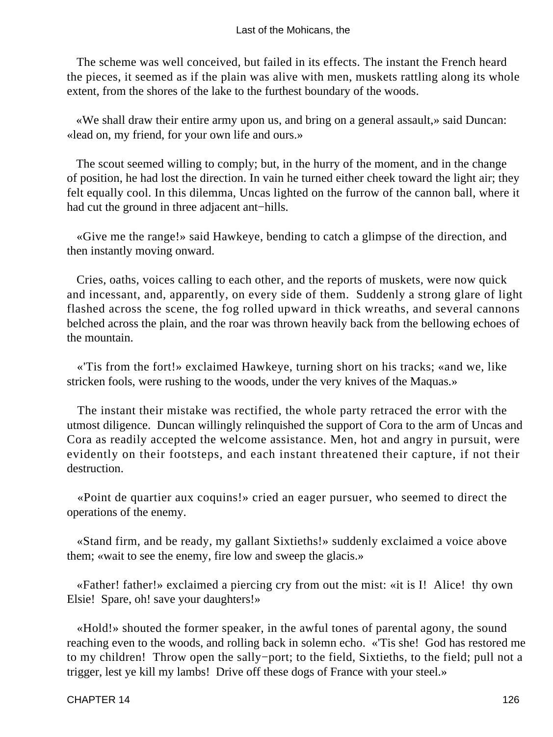The scheme was well conceived, but failed in its effects. The instant the French heard the pieces, it seemed as if the plain was alive with men, muskets rattling along its whole extent, from the shores of the lake to the furthest boundary of the woods.

«We shall draw their entire army upon us, and bring on a general assault,» said Duncan: «lead on, my friend, for your own life and ours.»

The scout seemed willing to comply; but, in the hurry of the moment, and in the change of position, he had lost the direction. In vain he turned either cheek toward the light air; they felt equally cool. In this dilemma, Uncas lighted on the furrow of the cannon ball, where it had cut the ground in three adjacent ant−hills.

«Give me the range!» said Hawkeye, bending to catch a glimpse of the direction, and then instantly moving onward.

Cries, oaths, voices calling to each other, and the reports of muskets, were now quick and incessant, and, apparently, on every side of them. Suddenly a strong glare of light flashed across the scene, the fog rolled upward in thick wreaths, and several cannons belched across the plain, and the roar was thrown heavily back from the bellowing echoes of the mountain.

«'Tis from the fort!» exclaimed Hawkeye, turning short on his tracks; «and we, like stricken fools, were rushing to the woods, under the very knives of the Maquas.»

The instant their mistake was rectified, the whole party retraced the error with the utmost diligence. Duncan willingly relinquished the support of Cora to the arm of Uncas and Cora as readily accepted the welcome assistance. Men, hot and angry in pursuit, were evidently on their footsteps, and each instant threatened their capture, if not their destruction.

«Point de quartier aux coquins!» cried an eager pursuer, who seemed to direct the operations of the enemy.

«Stand firm, and be ready, my gallant Sixtieths!» suddenly exclaimed a voice above them; «wait to see the enemy, fire low and sweep the glacis.»

«Father! father!» exclaimed a piercing cry from out the mist: «it is I! Alice! thy own Elsie! Spare, oh! save your daughters!»

«Hold!» shouted the former speaker, in the awful tones of parental agony, the sound reaching even to the woods, and rolling back in solemn echo. «'Tis she! God has restored me to my children! Throw open the sally−port; to the field, Sixtieths, to the field; pull not a trigger, lest ye kill my lambs! Drive off these dogs of France with your steel.»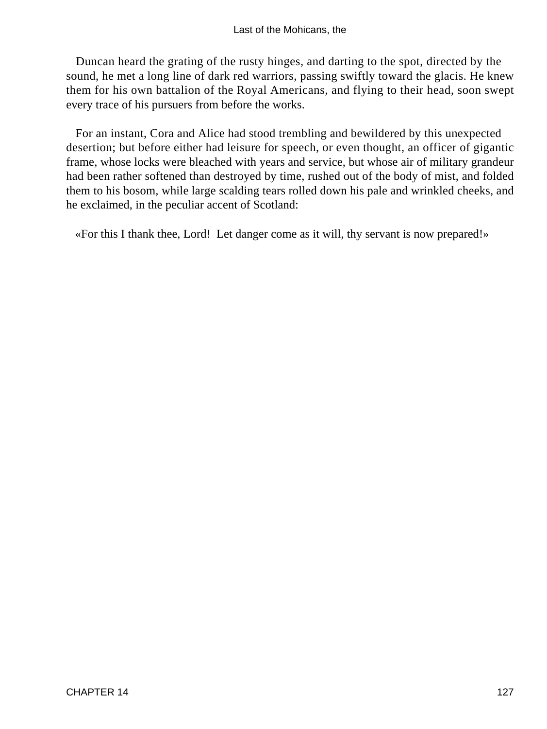Duncan heard the grating of the rusty hinges, and darting to the spot, directed by the sound, he met a long line of dark red warriors, passing swiftly toward the glacis. He knew them for his own battalion of the Royal Americans, and flying to their head, soon swept every trace of his pursuers from before the works.

For an instant, Cora and Alice had stood trembling and bewildered by this unexpected desertion; but before either had leisure for speech, or even thought, an officer of gigantic frame, whose locks were bleached with years and service, but whose air of military grandeur had been rather softened than destroyed by time, rushed out of the body of mist, and folded them to his bosom, while large scalding tears rolled down his pale and wrinkled cheeks, and he exclaimed, in the peculiar accent of Scotland:

«For this I thank thee, Lord! Let danger come as it will, thy servant is now prepared!»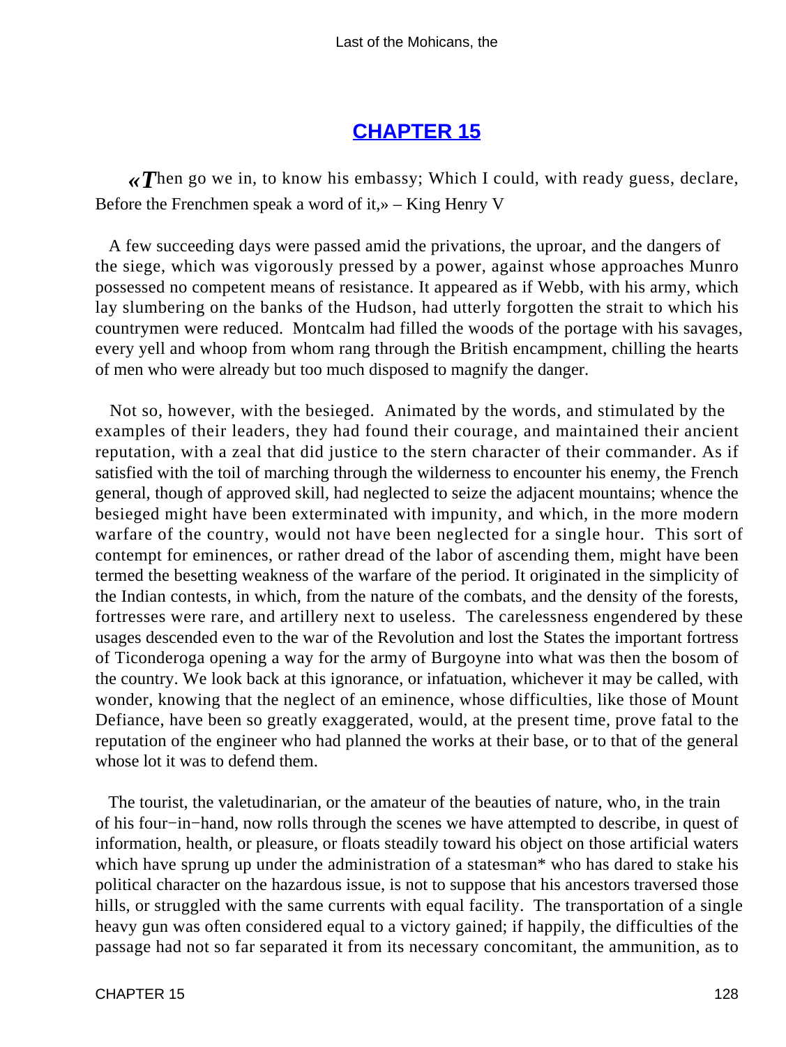## CHAPTER 15

*«T*hen go we in, to know his embassy; Which I could, with ready guess, declare, Before the Frenchmen speak a word of it,» – King Henry V

A few succeeding days were passed amid the privations, the uproar, and the dangers of the siege, which was vigorously pressed by a power, against whose approaches Munro possessed no competent means of resistance. It appeared as if Webb, with his army, which lay slumbering on the banks of the Hudson, had utterly forgotten the strait to which his countrymen were reduced. Montcalm had filled the woods of the portage with his savages, every yell and whoop from whom rang through the British encampment, chilling the hearts of men who were already but too much disposed to magnify the danger.

Not so, however, with the besieged. Animated by the words, and stimulated by the examples of their leaders, they had found their courage, and maintained their ancient reputation, with a zeal that did justice to the stern character of their commander. As if satisfied with the toil of marching through the wilderness to encounter his enemy, the French general, though of approved skill, had neglected to seize the adjacent mountains; whence the besieged might have been exterminated with impunity, and which, in the more modern warfare of the country, would not have been neglected for a single hour. This sort of contempt for eminences, or rather dread of the labor of ascending them, might have been termed the besetting weakness of the warfare of the period. It originated in the simplicity of the Indian contests, in which, from the nature of the combats, and the density of the forests, fortresses were rare, and artillery next to useless. The carelessness engendered by these usages descended even to the war of the Revolution and lost the States the important fortress of Ticonderoga opening a way for the army of Burgoyne into what was then the bosom of the country. We look back at this ignorance, or infatuation, whichever it may be called, with wonder, knowing that the neglect of an eminence, whose difficulties, like those of Mount Defiance, have been so greatly exaggerated, would, at the present time, prove fatal to the reputation of the engineer who had planned the works at their base, or to that of the general whose lot it was to defend them.

The tourist, the valetudinarian, or the amateur of the beauties of nature, who, in the train of his four−in−hand, now rolls through the scenes we have attempted to describe, in quest of information, health, or pleasure, or floats steadily toward his object on those artificial waters which have sprung up under the administration of a statesman* who has dared to stake his political character on the hazardous issue, is not to suppose that his ancestors traversed those hills, or struggled with the same currents with equal facility. The transportation of a single heavy gun was often considered equal to a victory gained; if happily, the difficulties of the passage had not so far separated it from its necessary concomitant, the ammunition, as to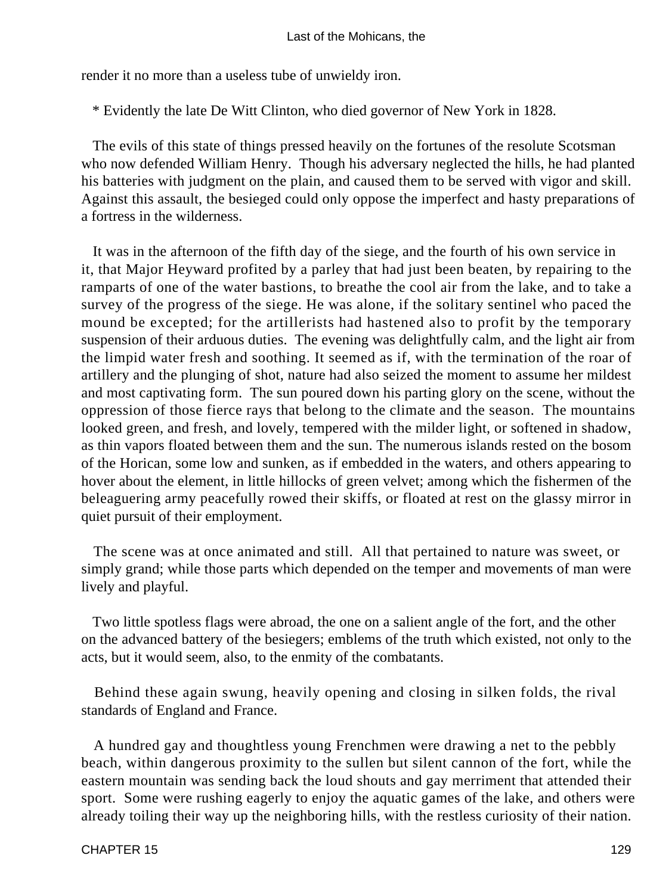render it no more than a useless tube of unwieldy iron.

* Evidently the late De Witt Clinton, who died governor of New York in 1828.

The evils of this state of things pressed heavily on the fortunes of the resolute Scotsman who now defended William Henry. Though his adversary neglected the hills, he had planted his batteries with judgment on the plain, and caused them to be served with vigor and skill. Against this assault, the besieged could only oppose the imperfect and hasty preparations of a fortress in the wilderness.

It was in the afternoon of the fifth day of the siege, and the fourth of his own service in it, that Major Heyward profited by a parley that had just been beaten, by repairing to the ramparts of one of the water bastions, to breathe the cool air from the lake, and to take a survey of the progress of the siege. He was alone, if the solitary sentinel who paced the mound be excepted; for the artillerists had hastened also to profit by the temporary suspension of their arduous duties. The evening was delightfully calm, and the light air from the limpid water fresh and soothing. It seemed as if, with the termination of the roar of artillery and the plunging of shot, nature had also seized the moment to assume her mildest and most captivating form. The sun poured down his parting glory on the scene, without the oppression of those fierce rays that belong to the climate and the season. The mountains looked green, and fresh, and lovely, tempered with the milder light, or softened in shadow, as thin vapors floated between them and the sun. The numerous islands rested on the bosom of the Horican, some low and sunken, as if embedded in the waters, and others appearing to hover about the element, in little hillocks of green velvet; among which the fishermen of the beleaguering army peacefully rowed their skiffs, or floated at rest on the glassy mirror in quiet pursuit of their employment.

The scene was at once animated and still. All that pertained to nature was sweet, or simply grand; while those parts which depended on the temper and movements of man were lively and playful.

Two little spotless flags were abroad, the one on a salient angle of the fort, and the other on the advanced battery of the besiegers; emblems of the truth which existed, not only to the acts, but it would seem, also, to the enmity of the combatants.

Behind these again swung, heavily opening and closing in silken folds, the rival standards of England and France.

A hundred gay and thoughtless young Frenchmen were drawing a net to the pebbly beach, within dangerous proximity to the sullen but silent cannon of the fort, while the eastern mountain was sending back the loud shouts and gay merriment that attended their sport. Some were rushing eagerly to enjoy the aquatic games of the lake, and others were already toiling their way up the neighboring hills, with the restless curiosity of their nation.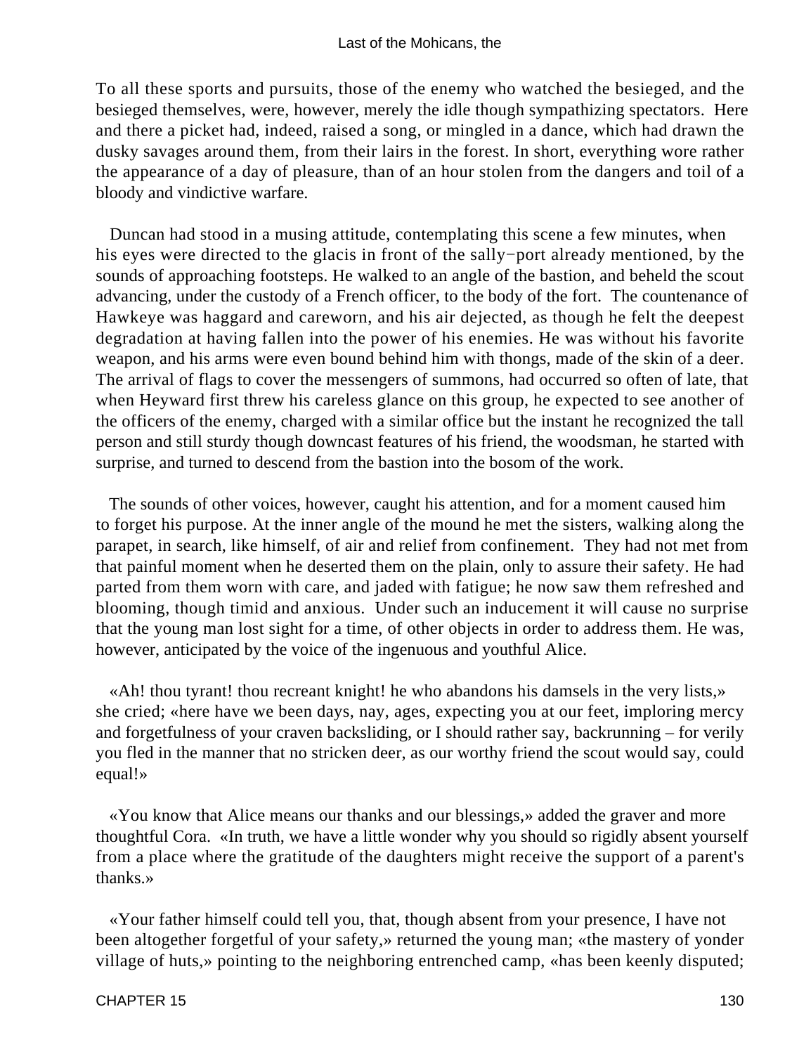To all these sports and pursuits, those of the enemy who watched the besieged, and the besieged themselves, were, however, merely the idle though sympathizing spectators. Here and there a picket had, indeed, raised a song, or mingled in a dance, which had drawn the dusky savages around them, from their lairs in the forest. In short, everything wore rather the appearance of a day of pleasure, than of an hour stolen from the dangers and toil of a bloody and vindictive warfare.

Duncan had stood in a musing attitude, contemplating this scene a few minutes, when his eyes were directed to the glacis in front of the sally−port already mentioned, by the sounds of approaching footsteps. He walked to an angle of the bastion, and beheld the scout advancing, under the custody of a French officer, to the body of the fort. The countenance of Hawkeye was haggard and careworn, and his air dejected, as though he felt the deepest degradation at having fallen into the power of his enemies. He was without his favorite weapon, and his arms were even bound behind him with thongs, made of the skin of a deer. The arrival of flags to cover the messengers of summons, had occurred so often of late, that when Heyward first threw his careless glance on this group, he expected to see another of the officers of the enemy, charged with a similar office but the instant he recognized the tall person and still sturdy though downcast features of his friend, the woodsman, he started with surprise, and turned to descend from the bastion into the bosom of the work.

The sounds of other voices, however, caught his attention, and for a moment caused him to forget his purpose. At the inner angle of the mound he met the sisters, walking along the parapet, in search, like himself, of air and relief from confinement. They had not met from that painful moment when he deserted them on the plain, only to assure their safety. He had parted from them worn with care, and jaded with fatigue; he now saw them refreshed and blooming, though timid and anxious. Under such an inducement it will cause no surprise that the young man lost sight for a time, of other objects in order to address them. He was, however, anticipated by the voice of the ingenuous and youthful Alice.

«Ah! thou tyrant! thou recreant knight! he who abandons his damsels in the very lists,» she cried; «here have we been days, nay, ages, expecting you at our feet, imploring mercy and forgetfulness of your craven backsliding, or I should rather say, backrunning – for verily you fled in the manner that no stricken deer, as our worthy friend the scout would say, could equal!»

«You know that Alice means our thanks and our blessings,» added the graver and more thoughtful Cora. «In truth, we have a little wonder why you should so rigidly absent yourself from a place where the gratitude of the daughters might receive the support of a parent's thanks.»

«Your father himself could tell you, that, though absent from your presence, I have not been altogether forgetful of your safety,» returned the young man; «the mastery of yonder village of huts,» pointing to the neighboring entrenched camp, «has been keenly disputed;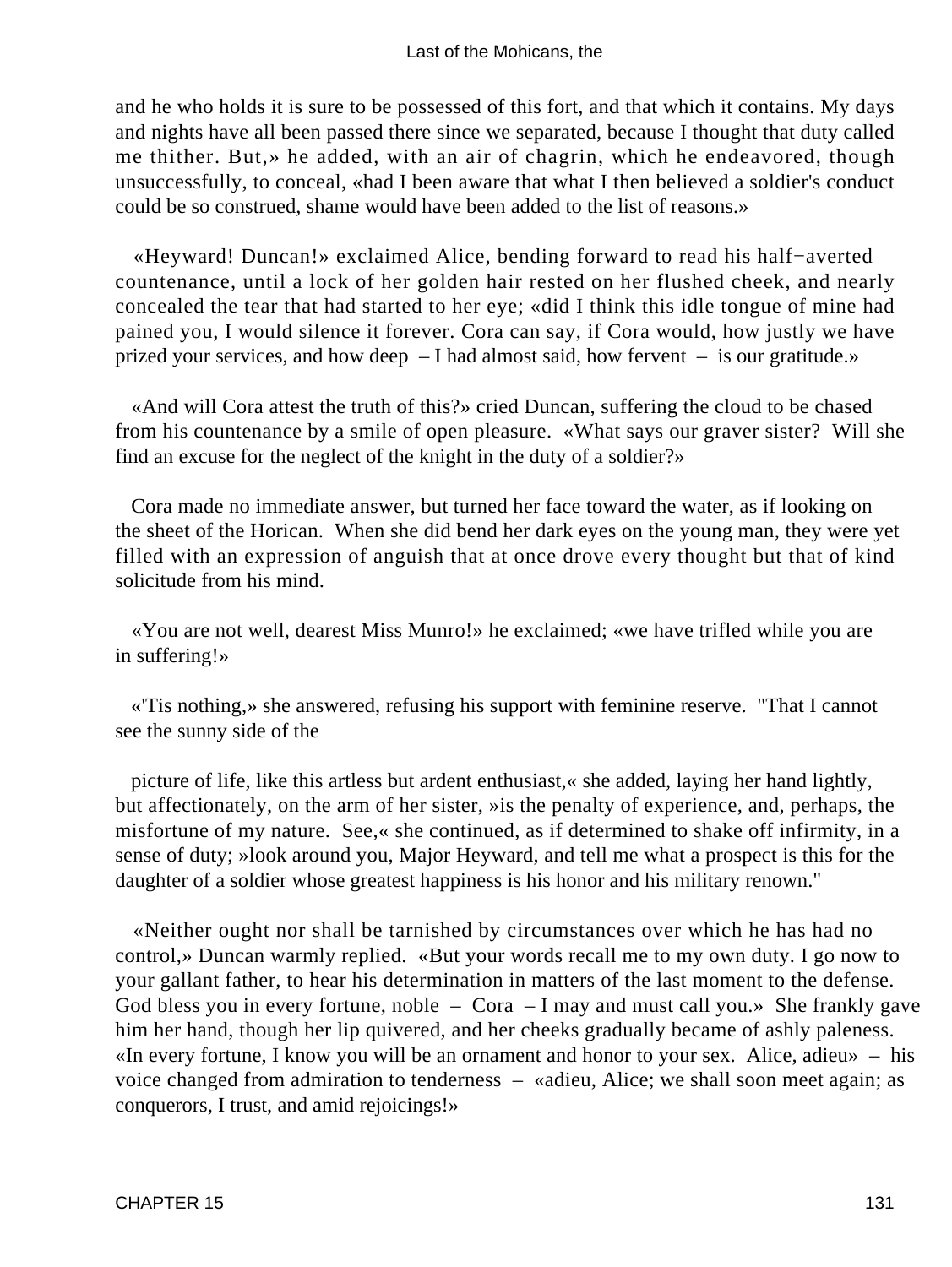and he who holds it is sure to be possessed of this fort, and that which it contains. My days and nights have all been passed there since we separated, because I thought that duty called me thither. But,» he added, with an air of chagrin, which he endeavored, though unsuccessfully, to conceal, «had I been aware that what I then believed a soldier's conduct could be so construed, shame would have been added to the list of reasons.»

«Heyward! Duncan!» exclaimed Alice, bending forward to read his half−averted countenance, until a lock of her golden hair rested on her flushed cheek, and nearly concealed the tear that had started to her eye; «did I think this idle tongue of mine had pained you, I would silence it forever. Cora can say, if Cora would, how justly we have prized your services, and how deep – I had almost said, how fervent – is our gratitude.»

«And will Cora attest the truth of this?» cried Duncan, suffering the cloud to be chased from his countenance by a smile of open pleasure. «What says our graver sister? Will she find an excuse for the neglect of the knight in the duty of a soldier?»

Cora made no immediate answer, but turned her face toward the water, as if looking on the sheet of the Horican. When she did bend her dark eyes on the young man, they were yet filled with an expression of anguish that at once drove every thought but that of kind solicitude from his mind.

«You are not well, dearest Miss Munro!» he exclaimed; «we have trifled while you are in suffering!»

«'Tis nothing,» she answered, refusing his support with feminine reserve. "That I cannot see the sunny side of the

picture of life, like this artless but ardent enthusiast,« she added, laying her hand lightly, but affectionately, on the arm of her sister, »is the penalty of experience, and, perhaps, the misfortune of my nature. See,« she continued, as if determined to shake off infirmity, in a sense of duty; »look around you, Major Heyward, and tell me what a prospect is this for the daughter of a soldier whose greatest happiness is his honor and his military renown."

«Neither ought nor shall be tarnished by circumstances over which he has had no control,» Duncan warmly replied. «But your words recall me to my own duty. I go now to your gallant father, to hear his determination in matters of the last moment to the defense. God bless you in every fortune, noble – Cora – I may and must call you.» She frankly gave him her hand, though her lip quivered, and her cheeks gradually became of ashly paleness. «In every fortune, I know you will be an ornament and honor to your sex. Alice, adieu» – his voice changed from admiration to tenderness – «adieu, Alice; we shall soon meet again; as conquerors, I trust, and amid rejoicings!»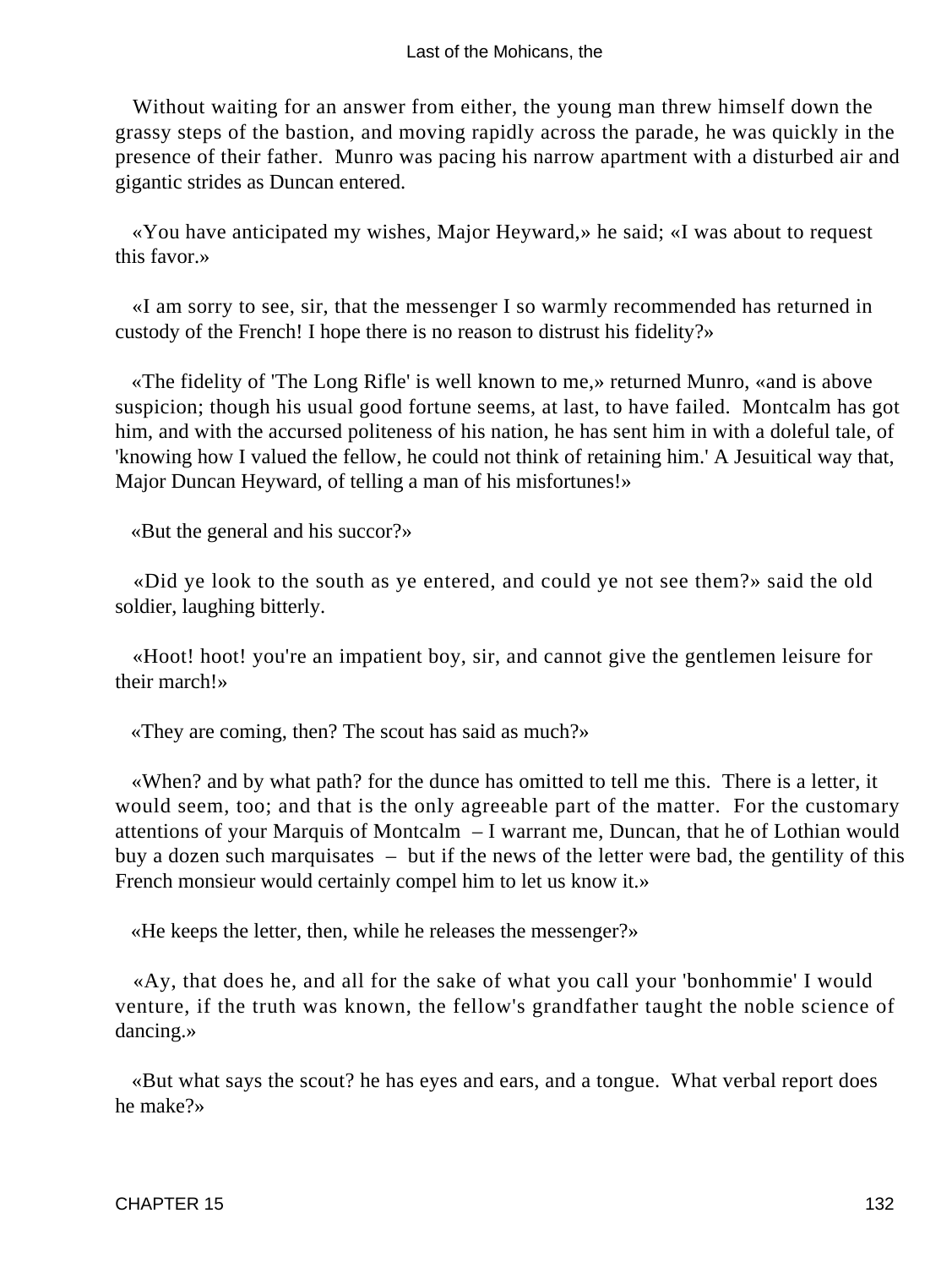Without waiting for an answer from either, the young man threw himself down the grassy steps of the bastion, and moving rapidly across the parade, he was quickly in the presence of their father. Munro was pacing his narrow apartment with a disturbed air and gigantic strides as Duncan entered.

«You have anticipated my wishes, Major Heyward,» he said; «I was about to request this favor.»

«I am sorry to see, sir, that the messenger I so warmly recommended has returned in custody of the French! I hope there is no reason to distrust his fidelity?»

«The fidelity of 'The Long Rifle' is well known to me,» returned Munro, «and is above suspicion; though his usual good fortune seems, at last, to have failed. Montcalm has got him, and with the accursed politeness of his nation, he has sent him in with a doleful tale, of 'knowing how I valued the fellow, he could not think of retaining him.' A Jesuitical way that, Major Duncan Heyward, of telling a man of his misfortunes!»

«But the general and his succor?»

«Did ye look to the south as ye entered, and could ye not see them?» said the old soldier, laughing bitterly.

«Hoot! hoot! you're an impatient boy, sir, and cannot give the gentlemen leisure for their march!»

«They are coming, then? The scout has said as much?»

«When? and by what path? for the dunce has omitted to tell me this. There is a letter, it would seem, too; and that is the only agreeable part of the matter. For the customary attentions of your Marquis of Montcalm – I warrant me, Duncan, that he of Lothian would buy a dozen such marquisates – but if the news of the letter were bad, the gentility of this French monsieur would certainly compel him to let us know it.»

«He keeps the letter, then, while he releases the messenger?»

«Ay, that does he, and all for the sake of what you call your 'bonhommie' I would venture, if the truth was known, the fellow's grandfather taught the noble science of dancing.»

«But what says the scout? he has eyes and ears, and a tongue. What verbal report does he make?»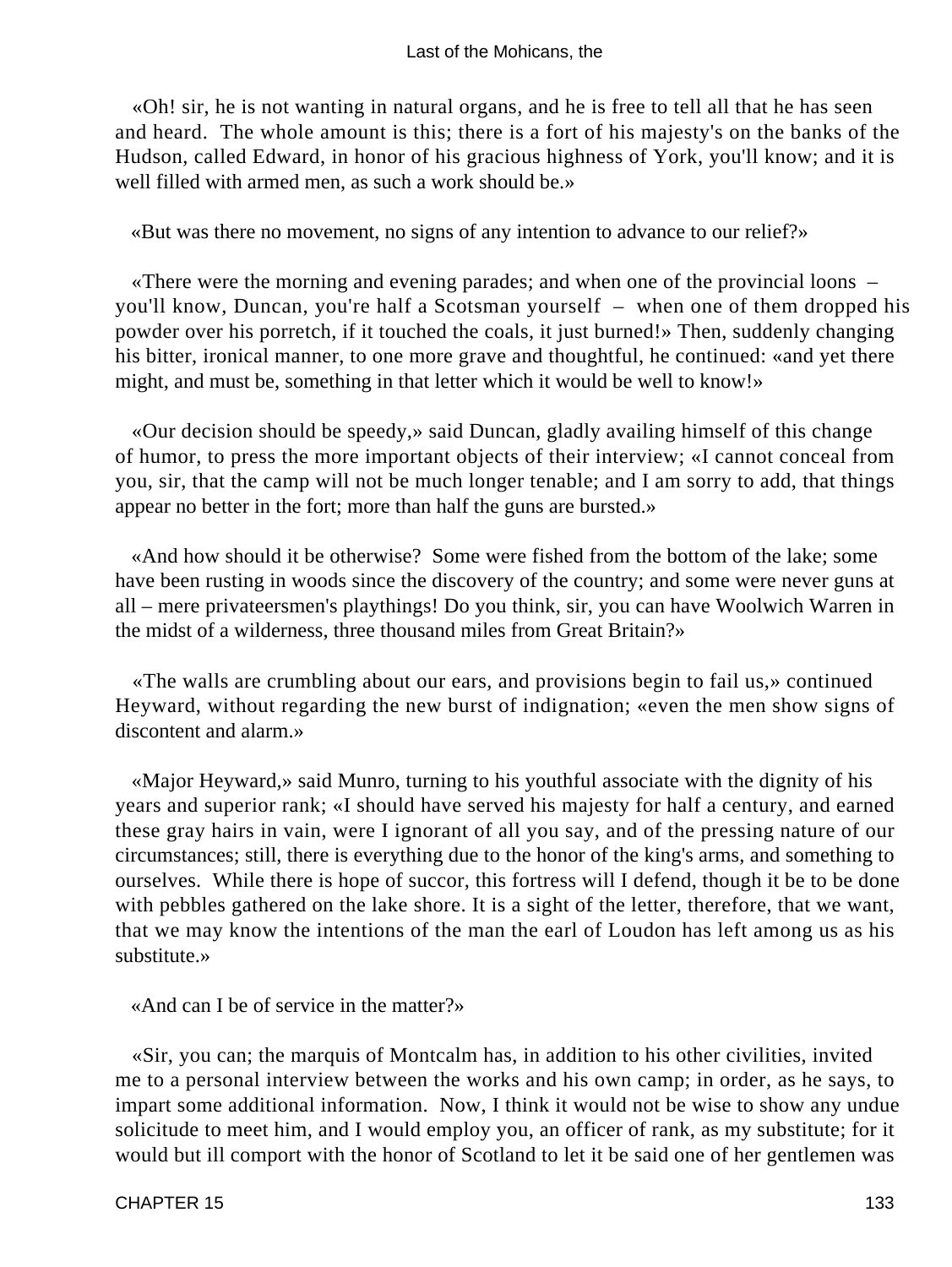«Oh! sir, he is not wanting in natural organs, and he is free to tell all that he has seen and heard. The whole amount is this; there is a fort of his majesty's on the banks of the Hudson, called Edward, in honor of his gracious highness of York, you'll know; and it is well filled with armed men, as such a work should be.»

«But was there no movement, no signs of any intention to advance to our relief?»

«There were the morning and evening parades; and when one of the provincial loons – you'll know, Duncan, you're half a Scotsman yourself – when one of them dropped his powder over his porretch, if it touched the coals, it just burned!» Then, suddenly changing his bitter, ironical manner, to one more grave and thoughtful, he continued: «and yet there might, and must be, something in that letter which it would be well to know!»

«Our decision should be speedy,» said Duncan, gladly availing himself of this change of humor, to press the more important objects of their interview; «I cannot conceal from you, sir, that the camp will not be much longer tenable; and I am sorry to add, that things appear no better in the fort; more than half the guns are bursted.»

«And how should it be otherwise? Some were fished from the bottom of the lake; some have been rusting in woods since the discovery of the country; and some were never guns at all – mere privateersmen's playthings! Do you think, sir, you can have Woolwich Warren in the midst of a wilderness, three thousand miles from Great Britain?»

«The walls are crumbling about our ears, and provisions begin to fail us,» continued Heyward, without regarding the new burst of indignation; «even the men show signs of discontent and alarm.»

«Major Heyward,» said Munro, turning to his youthful associate with the dignity of his years and superior rank; «I should have served his majesty for half a century, and earned these gray hairs in vain, were I ignorant of all you say, and of the pressing nature of our circumstances; still, there is everything due to the honor of the king's arms, and something to ourselves. While there is hope of succor, this fortress will I defend, though it be to be done with pebbles gathered on the lake shore. It is a sight of the letter, therefore, that we want, that we may know the intentions of the man the earl of Loudon has left among us as his substitute.»

«And can I be of service in the matter?»

«Sir, you can; the marquis of Montcalm has, in addition to his other civilities, invited me to a personal interview between the works and his own camp; in order, as he says, to impart some additional information. Now, I think it would not be wise to show any undue solicitude to meet him, and I would employ you, an officer of rank, as my substitute; for it would but ill comport with the honor of Scotland to let it be said one of her gentlemen was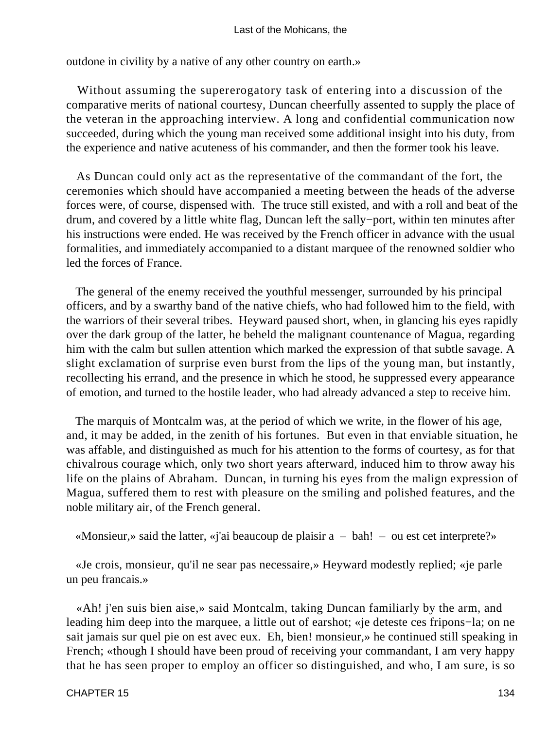outdone in civility by a native of any other country on earth.»

Without assuming the supererogatory task of entering into a discussion of the comparative merits of national courtesy, Duncan cheerfully assented to supply the place of the veteran in the approaching interview. A long and confidential communication now succeeded, during which the young man received some additional insight into his duty, from the experience and native acuteness of his commander, and then the former took his leave.

As Duncan could only act as the representative of the commandant of the fort, the ceremonies which should have accompanied a meeting between the heads of the adverse forces were, of course, dispensed with. The truce still existed, and with a roll and beat of the drum, and covered by a little white flag, Duncan left the sally−port, within ten minutes after his instructions were ended. He was received by the French officer in advance with the usual formalities, and immediately accompanied to a distant marquee of the renowned soldier who led the forces of France.

The general of the enemy received the youthful messenger, surrounded by his principal officers, and by a swarthy band of the native chiefs, who had followed him to the field, with the warriors of their several tribes. Heyward paused short, when, in glancing his eyes rapidly over the dark group of the latter, he beheld the malignant countenance of Magua, regarding him with the calm but sullen attention which marked the expression of that subtle savage. A slight exclamation of surprise even burst from the lips of the young man, but instantly, recollecting his errand, and the presence in which he stood, he suppressed every appearance of emotion, and turned to the hostile leader, who had already advanced a step to receive him.

The marquis of Montcalm was, at the period of which we write, in the flower of his age, and, it may be added, in the zenith of his fortunes. But even in that enviable situation, he was affable, and distinguished as much for his attention to the forms of courtesy, as for that chivalrous courage which, only two short years afterward, induced him to throw away his life on the plains of Abraham. Duncan, in turning his eyes from the malign expression of Magua, suffered them to rest with pleasure on the smiling and polished features, and the noble military air, of the French general.

«Monsieur,» said the latter, «j'ai beaucoup de plaisir a – bah! – ou est cet interprete?»

«Je crois, monsieur, qu'il ne sear pas necessaire,» Heyward modestly replied; «je parle un peu francais.»

«Ah! j'en suis bien aise,» said Montcalm, taking Duncan familiarly by the arm, and leading him deep into the marquee, a little out of earshot; «je deteste ces fripons−la; on ne sait jamais sur quel pie on est avec eux. Eh, bien! monsieur,» he continued still speaking in French; «though I should have been proud of receiving your commandant, I am very happy that he has seen proper to employ an officer so distinguished, and who, I am sure, is so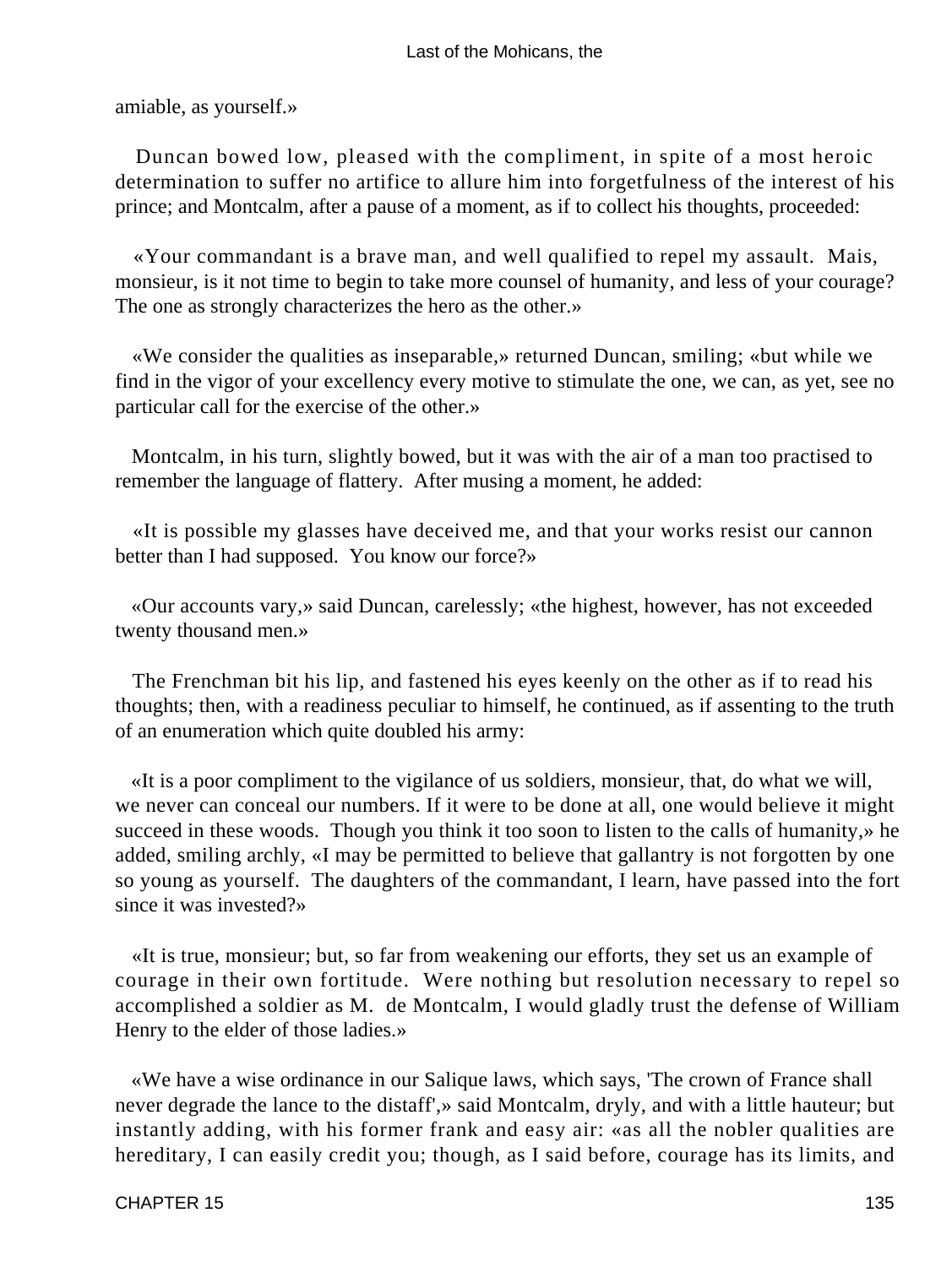amiable, as yourself.»

Duncan bowed low, pleased with the compliment, in spite of a most heroic determination to suffer no artifice to allure him into forgetfulness of the interest of his prince; and Montcalm, after a pause of a moment, as if to collect his thoughts, proceeded:

«Your commandant is a brave man, and well qualified to repel my assault. Mais, monsieur, is it not time to begin to take more counsel of humanity, and less of your courage? The one as strongly characterizes the hero as the other.»

«We consider the qualities as inseparable,» returned Duncan, smiling; «but while we find in the vigor of your excellency every motive to stimulate the one, we can, as yet, see no particular call for the exercise of the other.»

Montcalm, in his turn, slightly bowed, but it was with the air of a man too practised to remember the language of flattery. After musing a moment, he added:

«It is possible my glasses have deceived me, and that your works resist our cannon better than I had supposed. You know our force?»

«Our accounts vary,» said Duncan, carelessly; «the highest, however, has not exceeded twenty thousand men.»

The Frenchman bit his lip, and fastened his eyes keenly on the other as if to read his thoughts; then, with a readiness peculiar to himself, he continued, as if assenting to the truth of an enumeration which quite doubled his army:

«It is a poor compliment to the vigilance of us soldiers, monsieur, that, do what we will, we never can conceal our numbers. If it were to be done at all, one would believe it might succeed in these woods. Though you think it too soon to listen to the calls of humanity,» he added, smiling archly, «I may be permitted to believe that gallantry is not forgotten by one so young as yourself. The daughters of the commandant, I learn, have passed into the fort since it was invested?»

«It is true, monsieur; but, so far from weakening our efforts, they set us an example of courage in their own fortitude. Were nothing but resolution necessary to repel so accomplished a soldier as M. de Montcalm, I would gladly trust the defense of William Henry to the elder of those ladies.»

«We have a wise ordinance in our Salique laws, which says, 'The crown of France shall never degrade the lance to the distaff',» said Montcalm, dryly, and with a little hauteur; but instantly adding, with his former frank and easy air: «as all the nobler qualities are hereditary, I can easily credit you; though, as I said before, courage has its limits, and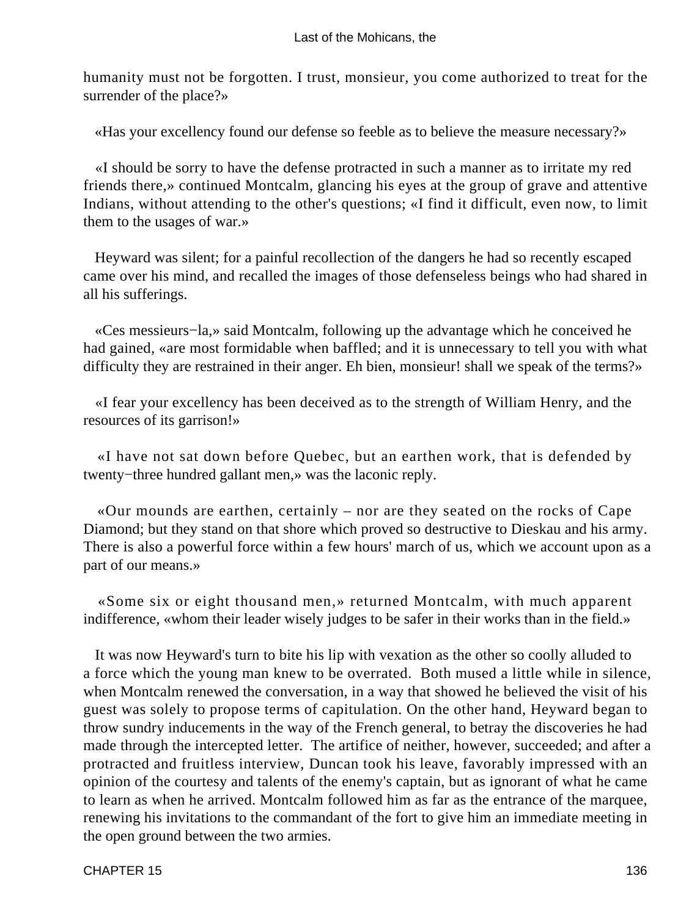humanity must not be forgotten. I trust, monsieur, you come authorized to treat for the surrender of the place?»

«Has your excellency found our defense so feeble as to believe the measure necessary?»

«I should be sorry to have the defense protracted in such a manner as to irritate my red friends there,» continued Montcalm, glancing his eyes at the group of grave and attentive Indians, without attending to the other's questions; «I find it difficult, even now, to limit them to the usages of war.»

Heyward was silent; for a painful recollection of the dangers he had so recently escaped came over his mind, and recalled the images of those defenseless beings who had shared in all his sufferings.

«Ces messieurs−la,» said Montcalm, following up the advantage which he conceived he had gained, «are most formidable when baffled; and it is unnecessary to tell you with what difficulty they are restrained in their anger. Eh bien, monsieur! shall we speak of the terms?»

«I fear your excellency has been deceived as to the strength of William Henry, and the resources of its garrison!»

«I have not sat down before Quebec, but an earthen work, that is defended by twenty−three hundred gallant men,» was the laconic reply.

«Our mounds are earthen, certainly – nor are they seated on the rocks of Cape Diamond; but they stand on that shore which proved so destructive to Dieskau and his army. There is also a powerful force within a few hours' march of us, which we account upon as a part of our means.»

«Some six or eight thousand men,» returned Montcalm, with much apparent indifference, «whom their leader wisely judges to be safer in their works than in the field.»

It was now Heyward's turn to bite his lip with vexation as the other so coolly alluded to a force which the young man knew to be overrated. Both mused a little while in silence, when Montcalm renewed the conversation, in a way that showed he believed the visit of his guest was solely to propose terms of capitulation. On the other hand, Heyward began to throw sundry inducements in the way of the French general, to betray the discoveries he had made through the intercepted letter. The artifice of neither, however, succeeded; and after a protracted and fruitless interview, Duncan took his leave, favorably impressed with an opinion of the courtesy and talents of the enemy's captain, but as ignorant of what he came to learn as when he arrived. Montcalm followed him as far as the entrance of the marquee, renewing his invitations to the commandant of the fort to give him an immediate meeting in the open ground between the two armies.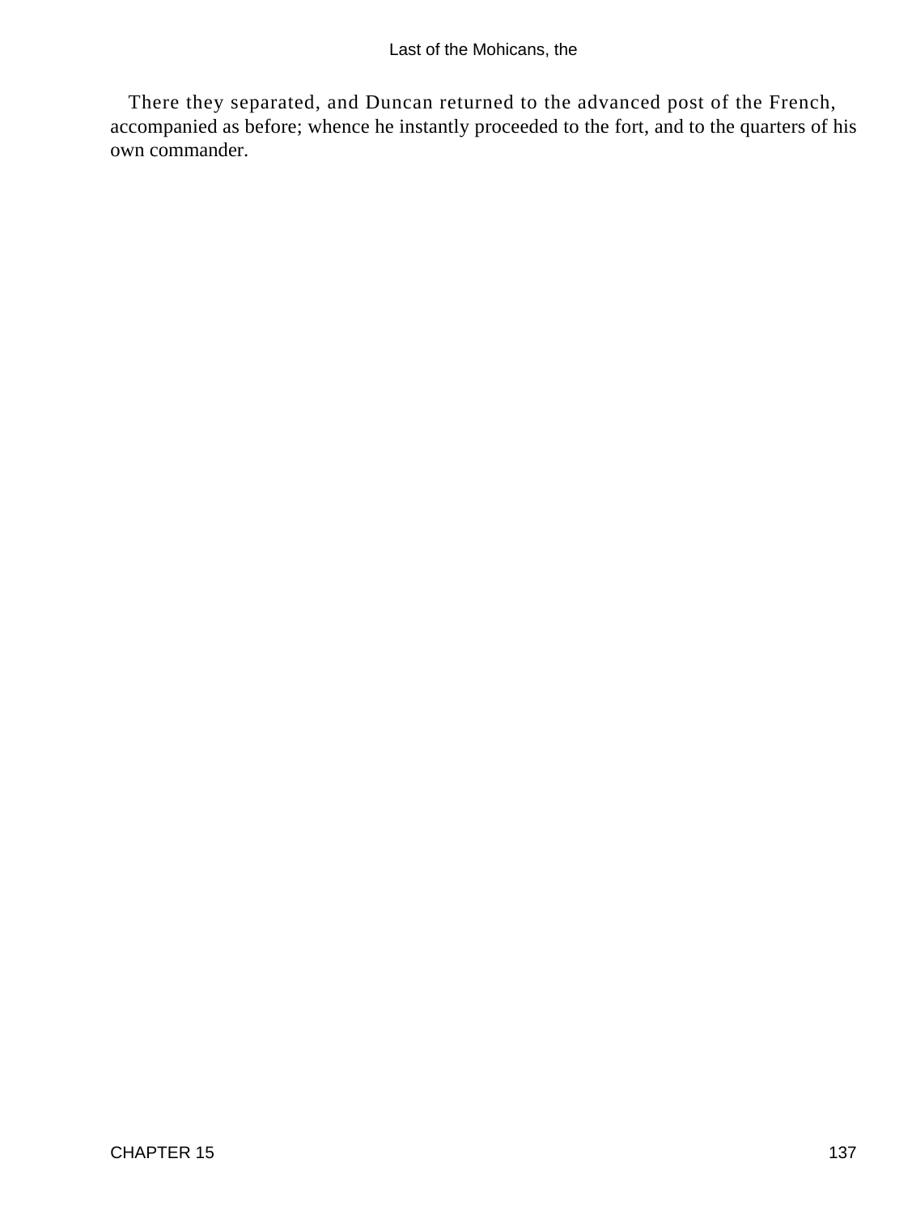There they separated, and Duncan returned to the advanced post of the French, accompanied as before; whence he instantly proceeded to the fort, and to the quarters of his own commander.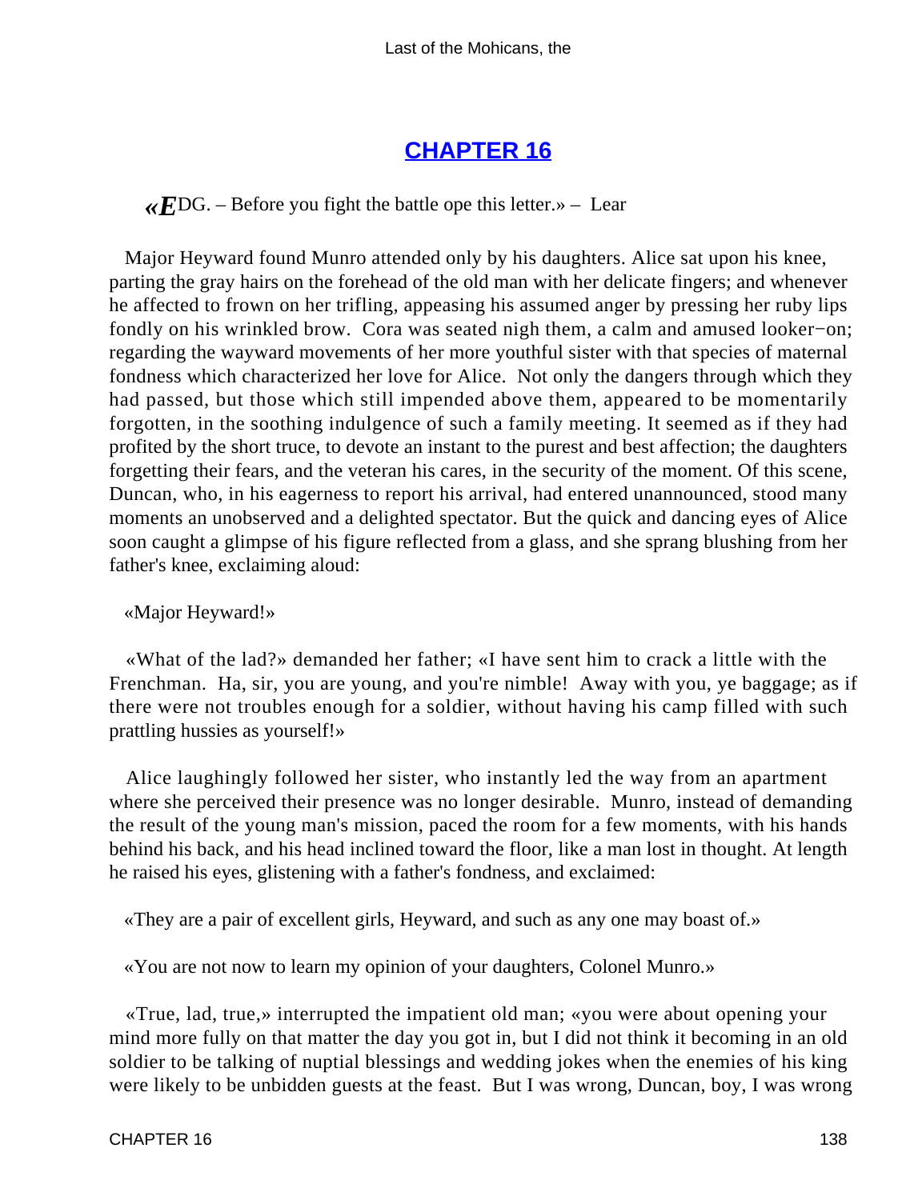## CHAPTER 16

«*E*DG. – Before you fight the battle ope this letter.» – Lear

Major Heyward found Munro attended only by his daughters. Alice sat upon his knee, parting the gray hairs on the forehead of the old man with her delicate fingers; and whenever he affected to frown on her trifling, appeasing his assumed anger by pressing her ruby lips fondly on his wrinkled brow. Cora was seated nigh them, a calm and amused looker−on; regarding the wayward movements of her more youthful sister with that species of maternal fondness which characterized her love for Alice. Not only the dangers through which they had passed, but those which still impended above them, appeared to be momentarily forgotten, in the soothing indulgence of such a family meeting. It seemed as if they had profited by the short truce, to devote an instant to the purest and best affection; the daughters forgetting their fears, and the veteran his cares, in the security of the moment. Of this scene, Duncan, who, in his eagerness to report his arrival, had entered unannounced, stood many moments an unobserved and a delighted spectator. But the quick and dancing eyes of Alice soon caught a glimpse of his figure reflected from a glass, and she sprang blushing from her father's knee, exclaiming aloud:

«Major Heyward!»

«What of the lad?» demanded her father; «I have sent him to crack a little with the Frenchman. Ha, sir, you are young, and you're nimble! Away with you, ye baggage; as if there were not troubles enough for a soldier, without having his camp filled with such prattling hussies as yourself!»

Alice laughingly followed her sister, who instantly led the way from an apartment where she perceived their presence was no longer desirable. Munro, instead of demanding the result of the young man's mission, paced the room for a few moments, with his hands behind his back, and his head inclined toward the floor, like a man lost in thought. At length he raised his eyes, glistening with a father's fondness, and exclaimed:

«They are a pair of excellent girls, Heyward, and such as any one may boast of.»

«You are not now to learn my opinion of your daughters, Colonel Munro.»

«True, lad, true,» interrupted the impatient old man; «you were about opening your mind more fully on that matter the day you got in, but I did not think it becoming in an old soldier to be talking of nuptial blessings and wedding jokes when the enemies of his king were likely to be unbidden guests at the feast. But I was wrong, Duncan, boy, I was wrong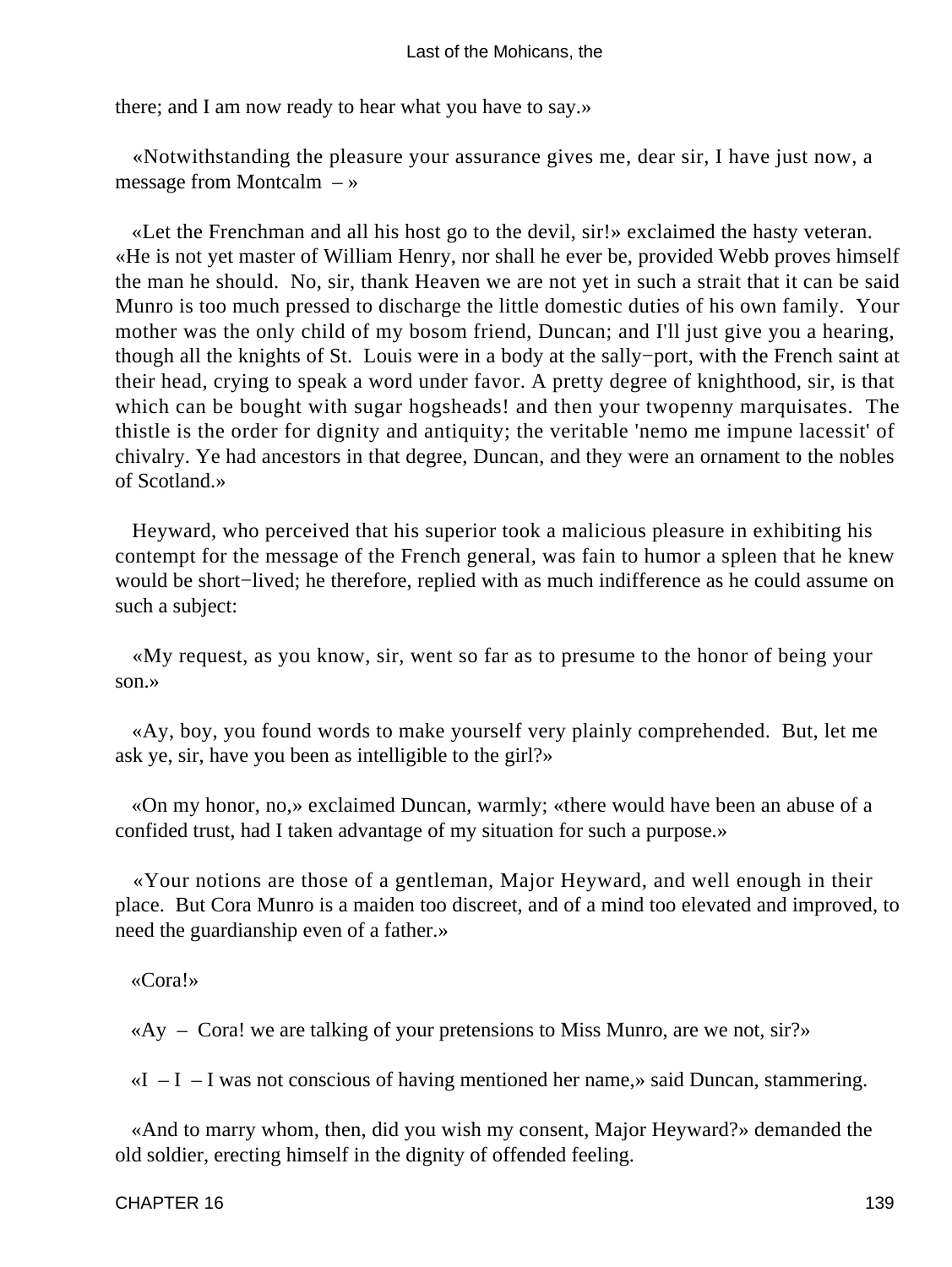there; and I am now ready to hear what you have to say.»

«Notwithstanding the pleasure your assurance gives me, dear sir, I have just now, a message from Montcalm – »

«Let the Frenchman and all his host go to the devil, sir!» exclaimed the hasty veteran. «He is not yet master of William Henry, nor shall he ever be, provided Webb proves himself the man he should. No, sir, thank Heaven we are not yet in such a strait that it can be said Munro is too much pressed to discharge the little domestic duties of his own family. Your mother was the only child of my bosom friend, Duncan; and I'll just give you a hearing, though all the knights of St. Louis were in a body at the sally−port, with the French saint at their head, crying to speak a word under favor. A pretty degree of knighthood, sir, is that which can be bought with sugar hogsheads! and then your twopenny marquisates. The thistle is the order for dignity and antiquity; the veritable 'nemo me impune lacessit' of chivalry. Ye had ancestors in that degree, Duncan, and they were an ornament to the nobles of Scotland.»

Heyward, who perceived that his superior took a malicious pleasure in exhibiting his contempt for the message of the French general, was fain to humor a spleen that he knew would be short−lived; he therefore, replied with as much indifference as he could assume on such a subject:

«My request, as you know, sir, went so far as to presume to the honor of being your son.»

«Ay, boy, you found words to make yourself very plainly comprehended. But, let me ask ye, sir, have you been as intelligible to the girl?»

«On my honor, no,» exclaimed Duncan, warmly; «there would have been an abuse of a confided trust, had I taken advantage of my situation for such a purpose.»

«Your notions are those of a gentleman, Major Heyward, and well enough in their place. But Cora Munro is a maiden too discreet, and of a mind too elevated and improved, to need the guardianship even of a father.»

«Cora!»

«Ay – Cora! we are talking of your pretensions to Miss Munro, are we not, sir?»

«I – I – I was not conscious of having mentioned her name,» said Duncan, stammering.

«And to marry whom, then, did you wish my consent, Major Heyward?» demanded the old soldier, erecting himself in the dignity of offended feeling.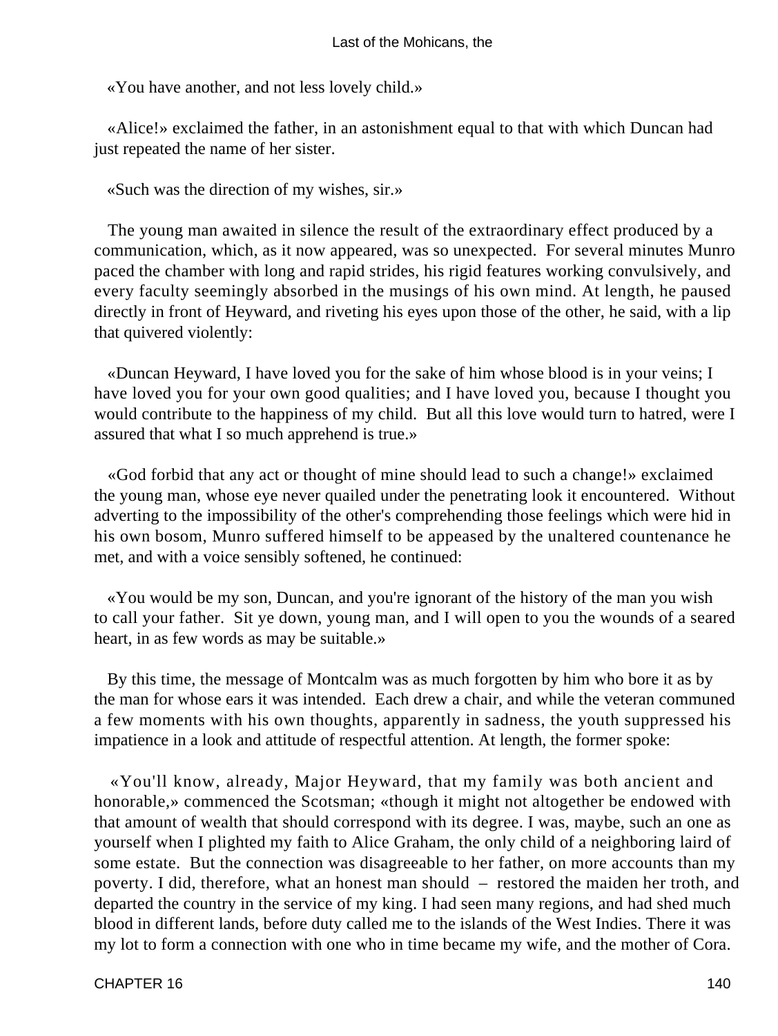«You have another, and not less lovely child.»

«Alice!» exclaimed the father, in an astonishment equal to that with which Duncan had just repeated the name of her sister.

«Such was the direction of my wishes, sir.»

The young man awaited in silence the result of the extraordinary effect produced by a communication, which, as it now appeared, was so unexpected. For several minutes Munro paced the chamber with long and rapid strides, his rigid features working convulsively, and every faculty seemingly absorbed in the musings of his own mind. At length, he paused directly in front of Heyward, and riveting his eyes upon those of the other, he said, with a lip that quivered violently:

«Duncan Heyward, I have loved you for the sake of him whose blood is in your veins; I have loved you for your own good qualities; and I have loved you, because I thought you would contribute to the happiness of my child. But all this love would turn to hatred, were I assured that what I so much apprehend is true.»

«God forbid that any act or thought of mine should lead to such a change!» exclaimed the young man, whose eye never quailed under the penetrating look it encountered. Without adverting to the impossibility of the other's comprehending those feelings which were hid in his own bosom, Munro suffered himself to be appeased by the unaltered countenance he met, and with a voice sensibly softened, he continued:

«You would be my son, Duncan, and you're ignorant of the history of the man you wish to call your father. Sit ye down, young man, and I will open to you the wounds of a seared heart, in as few words as may be suitable.»

By this time, the message of Montcalm was as much forgotten by him who bore it as by the man for whose ears it was intended. Each drew a chair, and while the veteran communed a few moments with his own thoughts, apparently in sadness, the youth suppressed his impatience in a look and attitude of respectful attention. At length, the former spoke:

«You'll know, already, Major Heyward, that my family was both ancient and honorable,» commenced the Scotsman; «though it might not altogether be endowed with that amount of wealth that should correspond with its degree. I was, maybe, such an one as yourself when I plighted my faith to Alice Graham, the only child of a neighboring laird of some estate. But the connection was disagreeable to her father, on more accounts than my poverty. I did, therefore, what an honest man should – restored the maiden her troth, and departed the country in the service of my king. I had seen many regions, and had shed much blood in different lands, before duty called me to the islands of the West Indies. There it was my lot to form a connection with one who in time became my wife, and the mother of Cora.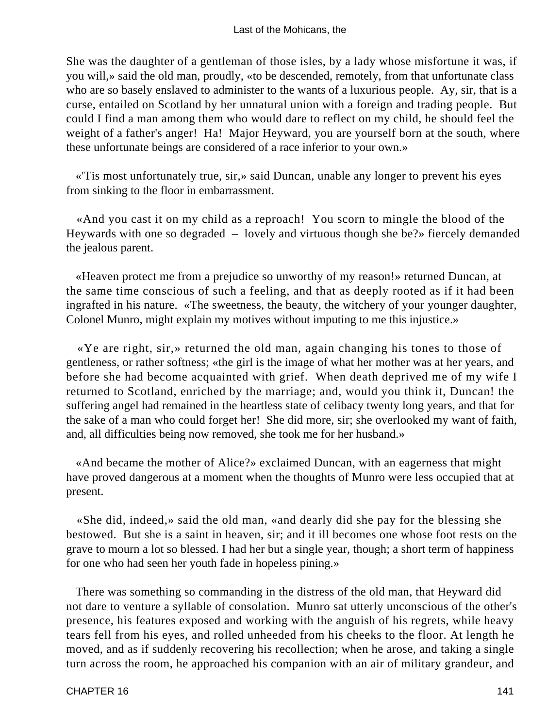She was the daughter of a gentleman of those isles, by a lady whose misfortune it was, if you will,» said the old man, proudly, «to be descended, remotely, from that unfortunate class who are so basely enslaved to administer to the wants of a luxurious people. Ay, sir, that is a curse, entailed on Scotland by her unnatural union with a foreign and trading people. But could I find a man among them who would dare to reflect on my child, he should feel the weight of a father's anger! Ha! Major Heyward, you are yourself born at the south, where these unfortunate beings are considered of a race inferior to your own.»

«'Tis most unfortunately true, sir,» said Duncan, unable any longer to prevent his eyes from sinking to the floor in embarrassment.

«And you cast it on my child as a reproach! You scorn to mingle the blood of the Heywards with one so degraded – lovely and virtuous though she be?» fiercely demanded the jealous parent.

«Heaven protect me from a prejudice so unworthy of my reason!» returned Duncan, at the same time conscious of such a feeling, and that as deeply rooted as if it had been ingrafted in his nature. «The sweetness, the beauty, the witchery of your younger daughter, Colonel Munro, might explain my motives without imputing to me this injustice.»

«Ye are right, sir,» returned the old man, again changing his tones to those of gentleness, or rather softness; «the girl is the image of what her mother was at her years, and before she had become acquainted with grief. When death deprived me of my wife I returned to Scotland, enriched by the marriage; and, would you think it, Duncan! the suffering angel had remained in the heartless state of celibacy twenty long years, and that for the sake of a man who could forget her! She did more, sir; she overlooked my want of faith, and, all difficulties being now removed, she took me for her husband.»

«And became the mother of Alice?» exclaimed Duncan, with an eagerness that might have proved dangerous at a moment when the thoughts of Munro were less occupied that at present.

«She did, indeed,» said the old man, «and dearly did she pay for the blessing she bestowed. But she is a saint in heaven, sir; and it ill becomes one whose foot rests on the grave to mourn a lot so blessed. I had her but a single year, though; a short term of happiness for one who had seen her youth fade in hopeless pining.»

There was something so commanding in the distress of the old man, that Heyward did not dare to venture a syllable of consolation. Munro sat utterly unconscious of the other's presence, his features exposed and working with the anguish of his regrets, while heavy tears fell from his eyes, and rolled unheeded from his cheeks to the floor. At length he moved, and as if suddenly recovering his recollection; when he arose, and taking a single turn across the room, he approached his companion with an air of military grandeur, and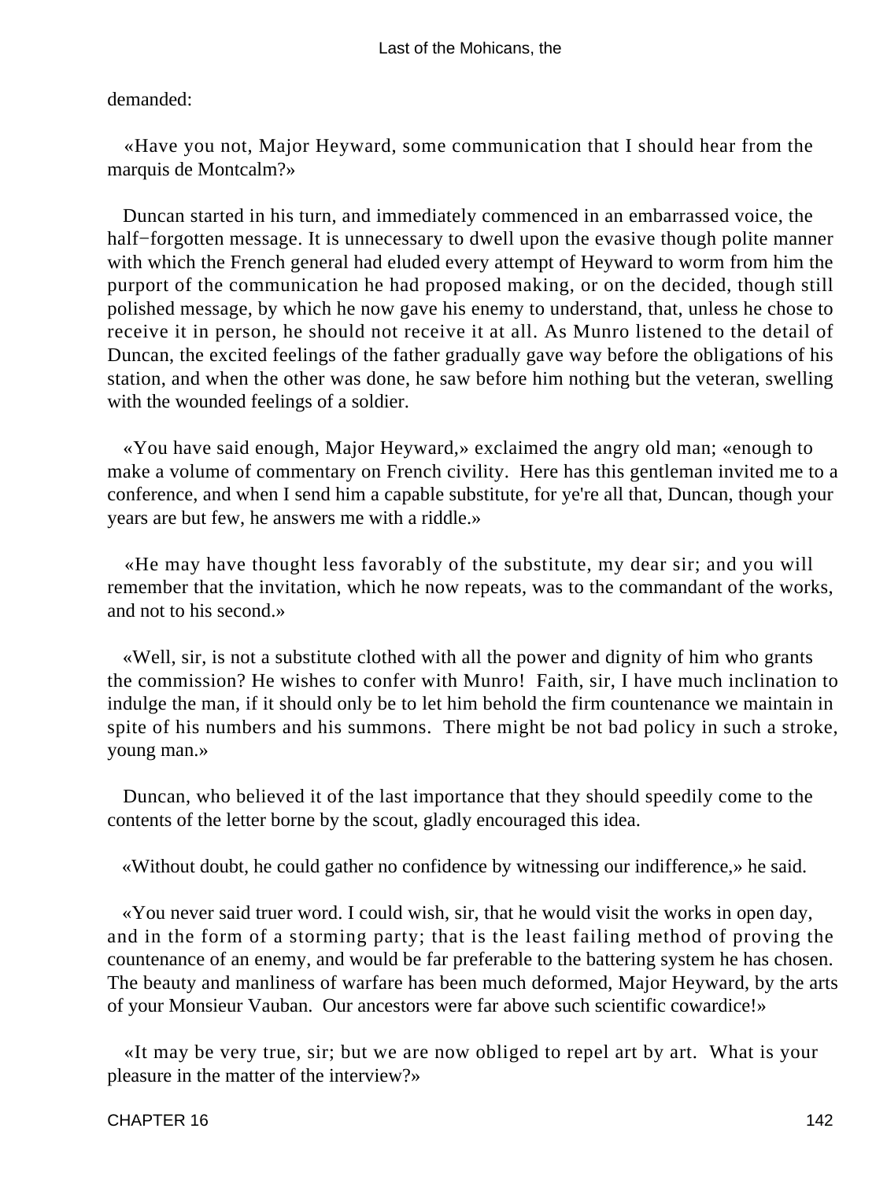demanded:

«Have you not, Major Heyward, some communication that I should hear from the marquis de Montcalm?»

Duncan started in his turn, and immediately commenced in an embarrassed voice, the half−forgotten message. It is unnecessary to dwell upon the evasive though polite manner with which the French general had eluded every attempt of Heyward to worm from him the purport of the communication he had proposed making, or on the decided, though still polished message, by which he now gave his enemy to understand, that, unless he chose to receive it in person, he should not receive it at all. As Munro listened to the detail of Duncan, the excited feelings of the father gradually gave way before the obligations of his station, and when the other was done, he saw before him nothing but the veteran, swelling with the wounded feelings of a soldier.

«You have said enough, Major Heyward,» exclaimed the angry old man; «enough to make a volume of commentary on French civility. Here has this gentleman invited me to a conference, and when I send him a capable substitute, for ye're all that, Duncan, though your years are but few, he answers me with a riddle.»

«He may have thought less favorably of the substitute, my dear sir; and you will remember that the invitation, which he now repeats, was to the commandant of the works, and not to his second.»

«Well, sir, is not a substitute clothed with all the power and dignity of him who grants the commission? He wishes to confer with Munro! Faith, sir, I have much inclination to indulge the man, if it should only be to let him behold the firm countenance we maintain in spite of his numbers and his summons. There might be not bad policy in such a stroke, young man.»

Duncan, who believed it of the last importance that they should speedily come to the contents of the letter borne by the scout, gladly encouraged this idea.

«Without doubt, he could gather no confidence by witnessing our indifference,» he said.

«You never said truer word. I could wish, sir, that he would visit the works in open day, and in the form of a storming party; that is the least failing method of proving the countenance of an enemy, and would be far preferable to the battering system he has chosen. The beauty and manliness of warfare has been much deformed, Major Heyward, by the arts of your Monsieur Vauban. Our ancestors were far above such scientific cowardice!»

«It may be very true, sir; but we are now obliged to repel art by art. What is your pleasure in the matter of the interview?»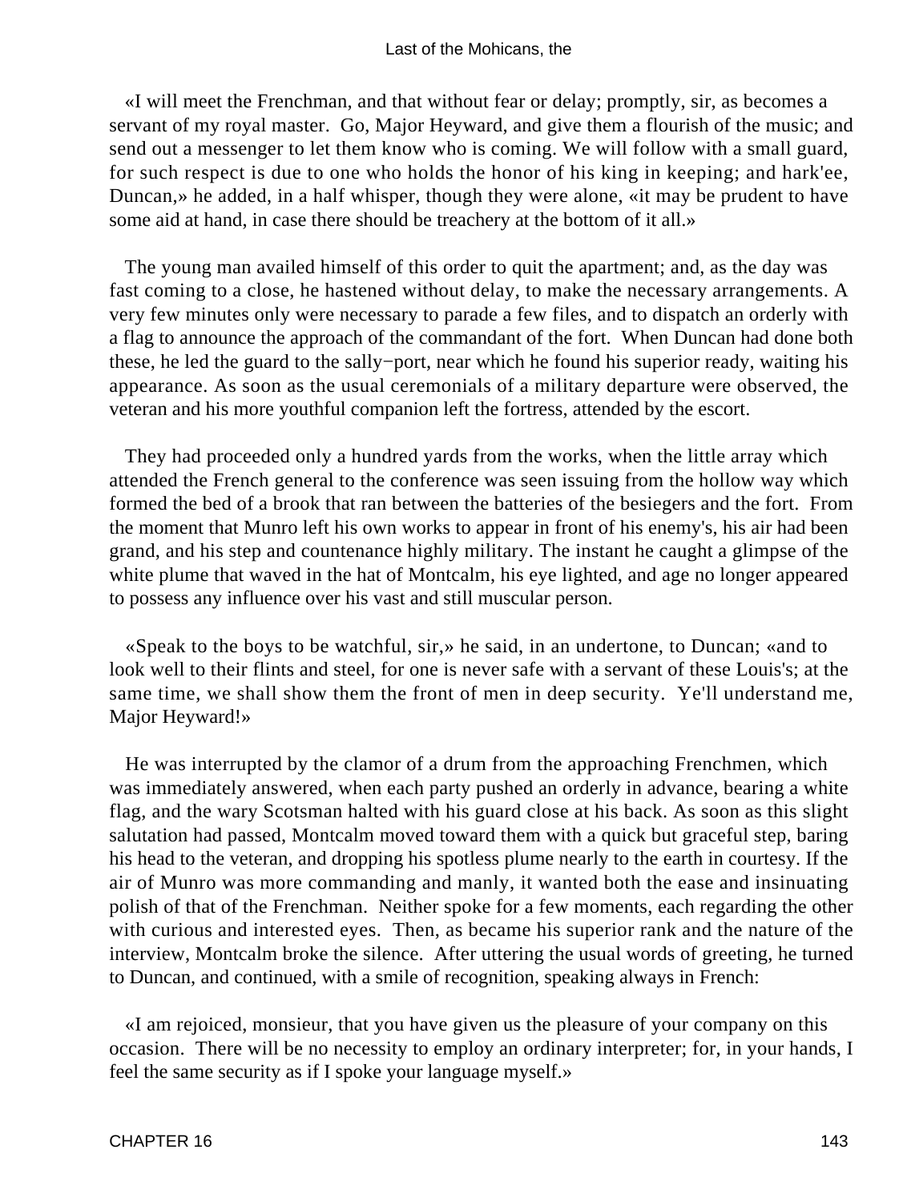«I will meet the Frenchman, and that without fear or delay; promptly, sir, as becomes a servant of my royal master. Go, Major Heyward, and give them a flourish of the music; and send out a messenger to let them know who is coming. We will follow with a small guard, for such respect is due to one who holds the honor of his king in keeping; and hark'ee, Duncan,» he added, in a half whisper, though they were alone, «it may be prudent to have some aid at hand, in case there should be treachery at the bottom of it all.»

The young man availed himself of this order to quit the apartment; and, as the day was fast coming to a close, he hastened without delay, to make the necessary arrangements. A very few minutes only were necessary to parade a few files, and to dispatch an orderly with a flag to announce the approach of the commandant of the fort. When Duncan had done both these, he led the guard to the sally−port, near which he found his superior ready, waiting his appearance. As soon as the usual ceremonials of a military departure were observed, the veteran and his more youthful companion left the fortress, attended by the escort.

They had proceeded only a hundred yards from the works, when the little array which attended the French general to the conference was seen issuing from the hollow way which formed the bed of a brook that ran between the batteries of the besiegers and the fort. From the moment that Munro left his own works to appear in front of his enemy's, his air had been grand, and his step and countenance highly military. The instant he caught a glimpse of the white plume that waved in the hat of Montcalm, his eye lighted, and age no longer appeared to possess any influence over his vast and still muscular person.

«Speak to the boys to be watchful, sir,» he said, in an undertone, to Duncan; «and to look well to their flints and steel, for one is never safe with a servant of these Louis's; at the same time, we shall show them the front of men in deep security. Ye'll understand me, Major Heyward!»

He was interrupted by the clamor of a drum from the approaching Frenchmen, which was immediately answered, when each party pushed an orderly in advance, bearing a white flag, and the wary Scotsman halted with his guard close at his back. As soon as this slight salutation had passed, Montcalm moved toward them with a quick but graceful step, baring his head to the veteran, and dropping his spotless plume nearly to the earth in courtesy. If the air of Munro was more commanding and manly, it wanted both the ease and insinuating polish of that of the Frenchman. Neither spoke for a few moments, each regarding the other with curious and interested eyes. Then, as became his superior rank and the nature of the interview, Montcalm broke the silence. After uttering the usual words of greeting, he turned to Duncan, and continued, with a smile of recognition, speaking always in French:

«I am rejoiced, monsieur, that you have given us the pleasure of your company on this occasion. There will be no necessity to employ an ordinary interpreter; for, in your hands, I feel the same security as if I spoke your language myself.»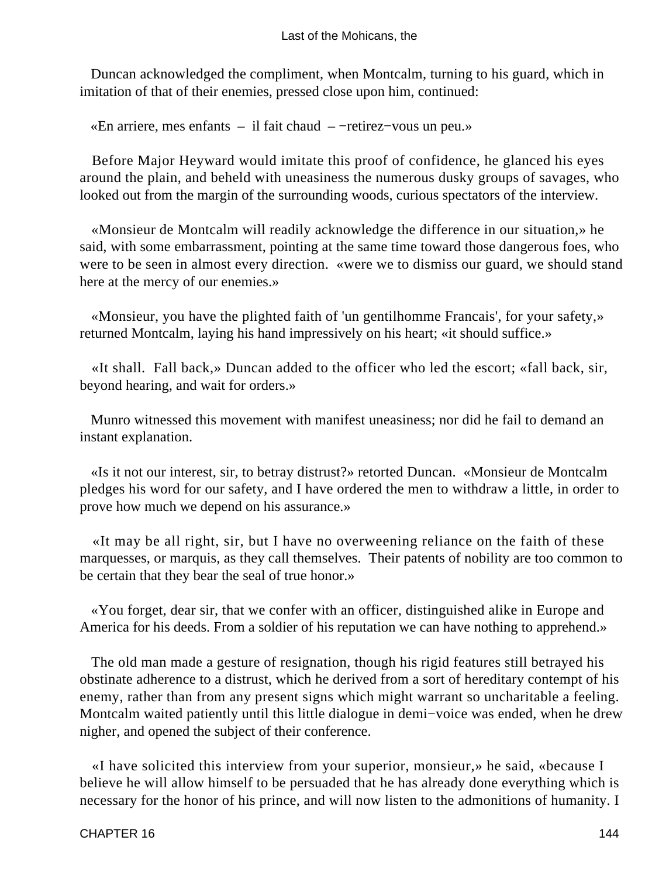Duncan acknowledged the compliment, when Montcalm, turning to his guard, which in imitation of that of their enemies, pressed close upon him, continued:

«En arriere, mes enfants – il fait chaud – −retirez−vous un peu.»

Before Major Heyward would imitate this proof of confidence, he glanced his eyes around the plain, and beheld with uneasiness the numerous dusky groups of savages, who looked out from the margin of the surrounding woods, curious spectators of the interview.

«Monsieur de Montcalm will readily acknowledge the difference in our situation,» he said, with some embarrassment, pointing at the same time toward those dangerous foes, who were to be seen in almost every direction. «were we to dismiss our guard, we should stand here at the mercy of our enemies.»

«Monsieur, you have the plighted faith of 'un gentilhomme Francais', for your safety,» returned Montcalm, laying his hand impressively on his heart; «it should suffice.»

«It shall. Fall back,» Duncan added to the officer who led the escort; «fall back, sir, beyond hearing, and wait for orders.»

Munro witnessed this movement with manifest uneasiness; nor did he fail to demand an instant explanation.

«Is it not our interest, sir, to betray distrust?» retorted Duncan. «Monsieur de Montcalm pledges his word for our safety, and I have ordered the men to withdraw a little, in order to prove how much we depend on his assurance.»

«It may be all right, sir, but I have no overweening reliance on the faith of these marquesses, or marquis, as they call themselves. Their patents of nobility are too common to be certain that they bear the seal of true honor.»

«You forget, dear sir, that we confer with an officer, distinguished alike in Europe and America for his deeds. From a soldier of his reputation we can have nothing to apprehend.»

The old man made a gesture of resignation, though his rigid features still betrayed his obstinate adherence to a distrust, which he derived from a sort of hereditary contempt of his enemy, rather than from any present signs which might warrant so uncharitable a feeling. Montcalm waited patiently until this little dialogue in demi−voice was ended, when he drew nigher, and opened the subject of their conference.

«I have solicited this interview from your superior, monsieur,» he said, «because I believe he will allow himself to be persuaded that he has already done everything which is necessary for the honor of his prince, and will now listen to the admonitions of humanity. I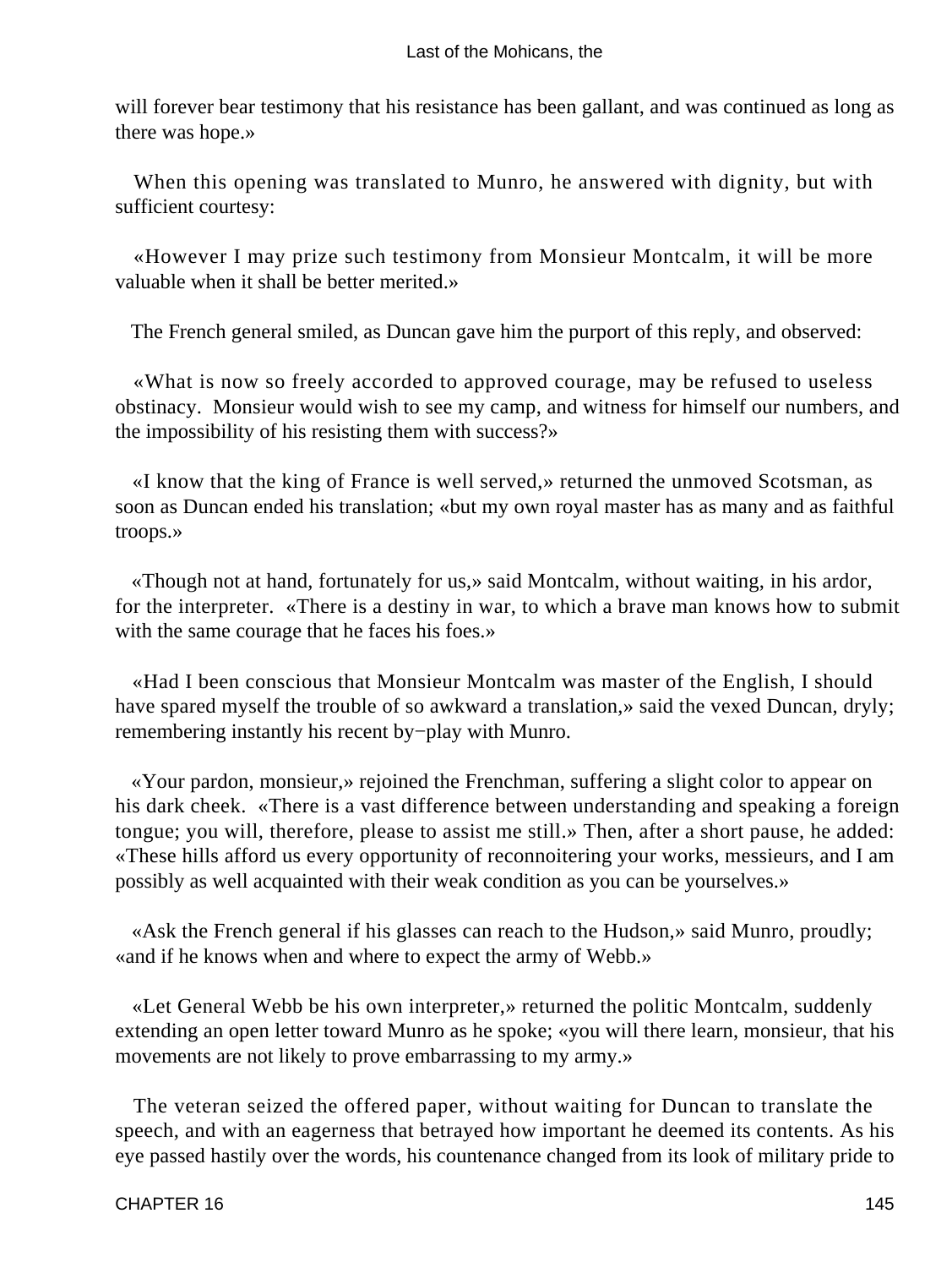will forever bear testimony that his resistance has been gallant, and was continued as long as there was hope.»

When this opening was translated to Munro, he answered with dignity, but with sufficient courtesy:

«However I may prize such testimony from Monsieur Montcalm, it will be more valuable when it shall be better merited.»

The French general smiled, as Duncan gave him the purport of this reply, and observed:

«What is now so freely accorded to approved courage, may be refused to useless obstinacy. Monsieur would wish to see my camp, and witness for himself our numbers, and the impossibility of his resisting them with success?»

«I know that the king of France is well served,» returned the unmoved Scotsman, as soon as Duncan ended his translation; «but my own royal master has as many and as faithful troops.»

«Though not at hand, fortunately for us,» said Montcalm, without waiting, in his ardor, for the interpreter. «There is a destiny in war, to which a brave man knows how to submit with the same courage that he faces his foes.»

«Had I been conscious that Monsieur Montcalm was master of the English, I should have spared myself the trouble of so awkward a translation,» said the vexed Duncan, dryly; remembering instantly his recent by−play with Munro.

«Your pardon, monsieur,» rejoined the Frenchman, suffering a slight color to appear on his dark cheek. «There is a vast difference between understanding and speaking a foreign tongue; you will, therefore, please to assist me still.» Then, after a short pause, he added: «These hills afford us every opportunity of reconnoitering your works, messieurs, and I am possibly as well acquainted with their weak condition as you can be yourselves.»

«Ask the French general if his glasses can reach to the Hudson,» said Munro, proudly; «and if he knows when and where to expect the army of Webb.»

«Let General Webb be his own interpreter,» returned the politic Montcalm, suddenly extending an open letter toward Munro as he spoke; «you will there learn, monsieur, that his movements are not likely to prove embarrassing to my army.»

The veteran seized the offered paper, without waiting for Duncan to translate the speech, and with an eagerness that betrayed how important he deemed its contents. As his eye passed hastily over the words, his countenance changed from its look of military pride to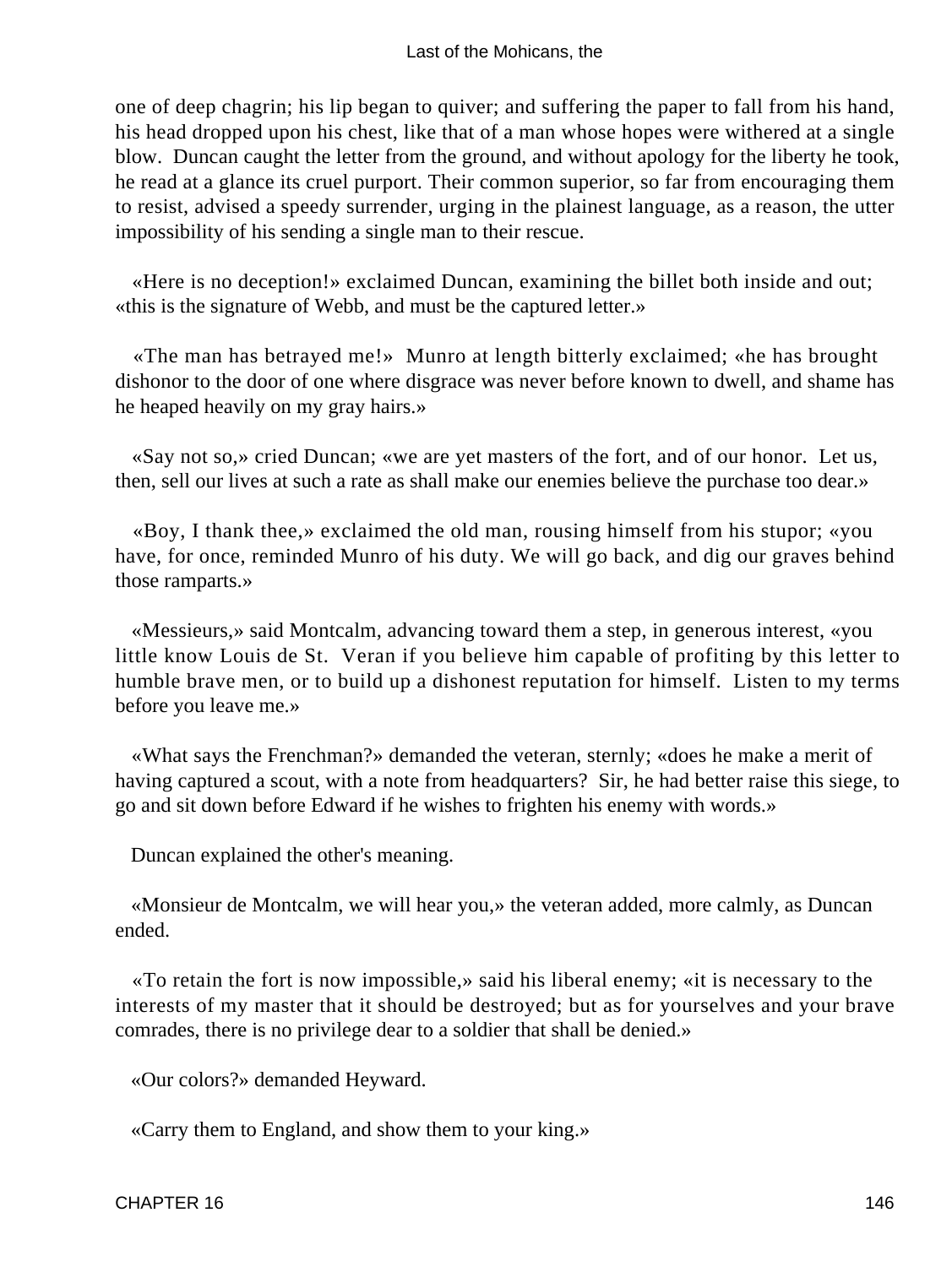one of deep chagrin; his lip began to quiver; and suffering the paper to fall from his hand, his head dropped upon his chest, like that of a man whose hopes were withered at a single blow. Duncan caught the letter from the ground, and without apology for the liberty he took, he read at a glance its cruel purport. Their common superior, so far from encouraging them to resist, advised a speedy surrender, urging in the plainest language, as a reason, the utter impossibility of his sending a single man to their rescue.

«Here is no deception!» exclaimed Duncan, examining the billet both inside and out; «this is the signature of Webb, and must be the captured letter.»

«The man has betrayed me!» Munro at length bitterly exclaimed; «he has brought dishonor to the door of one where disgrace was never before known to dwell, and shame has he heaped heavily on my gray hairs.»

«Say not so,» cried Duncan; «we are yet masters of the fort, and of our honor. Let us, then, sell our lives at such a rate as shall make our enemies believe the purchase too dear.»

«Boy, I thank thee,» exclaimed the old man, rousing himself from his stupor; «you have, for once, reminded Munro of his duty. We will go back, and dig our graves behind those ramparts.»

«Messieurs,» said Montcalm, advancing toward them a step, in generous interest, «you little know Louis de St. Veran if you believe him capable of profiting by this letter to humble brave men, or to build up a dishonest reputation for himself. Listen to my terms before you leave me.»

«What says the Frenchman?» demanded the veteran, sternly; «does he make a merit of having captured a scout, with a note from headquarters? Sir, he had better raise this siege, to go and sit down before Edward if he wishes to frighten his enemy with words.»

Duncan explained the other's meaning.

«Monsieur de Montcalm, we will hear you,» the veteran added, more calmly, as Duncan ended.

«To retain the fort is now impossible,» said his liberal enemy; «it is necessary to the interests of my master that it should be destroyed; but as for yourselves and your brave comrades, there is no privilege dear to a soldier that shall be denied.»

«Our colors?» demanded Heyward.

«Carry them to England, and show them to your king.»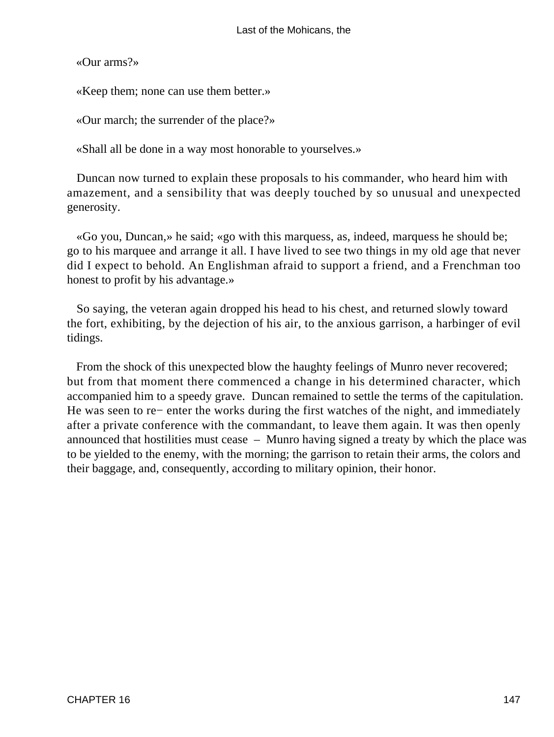«Our arms?»

«Keep them; none can use them better.»

«Our march; the surrender of the place?»

«Shall all be done in a way most honorable to yourselves.»

Duncan now turned to explain these proposals to his commander, who heard him with amazement, and a sensibility that was deeply touched by so unusual and unexpected generosity.

«Go you, Duncan,» he said; «go with this marquess, as, indeed, marquess he should be; go to his marquee and arrange it all. I have lived to see two things in my old age that never did I expect to behold. An Englishman afraid to support a friend, and a Frenchman too honest to profit by his advantage.»

So saying, the veteran again dropped his head to his chest, and returned slowly toward the fort, exhibiting, by the dejection of his air, to the anxious garrison, a harbinger of evil tidings.

From the shock of this unexpected blow the haughty feelings of Munro never recovered; but from that moment there commenced a change in his determined character, which accompanied him to a speedy grave. Duncan remained to settle the terms of the capitulation. He was seen to re− enter the works during the first watches of the night, and immediately after a private conference with the commandant, to leave them again. It was then openly announced that hostilities must cease – Munro having signed a treaty by which the place was to be yielded to the enemy, with the morning; the garrison to retain their arms, the colors and their baggage, and, consequently, according to military opinion, their honor.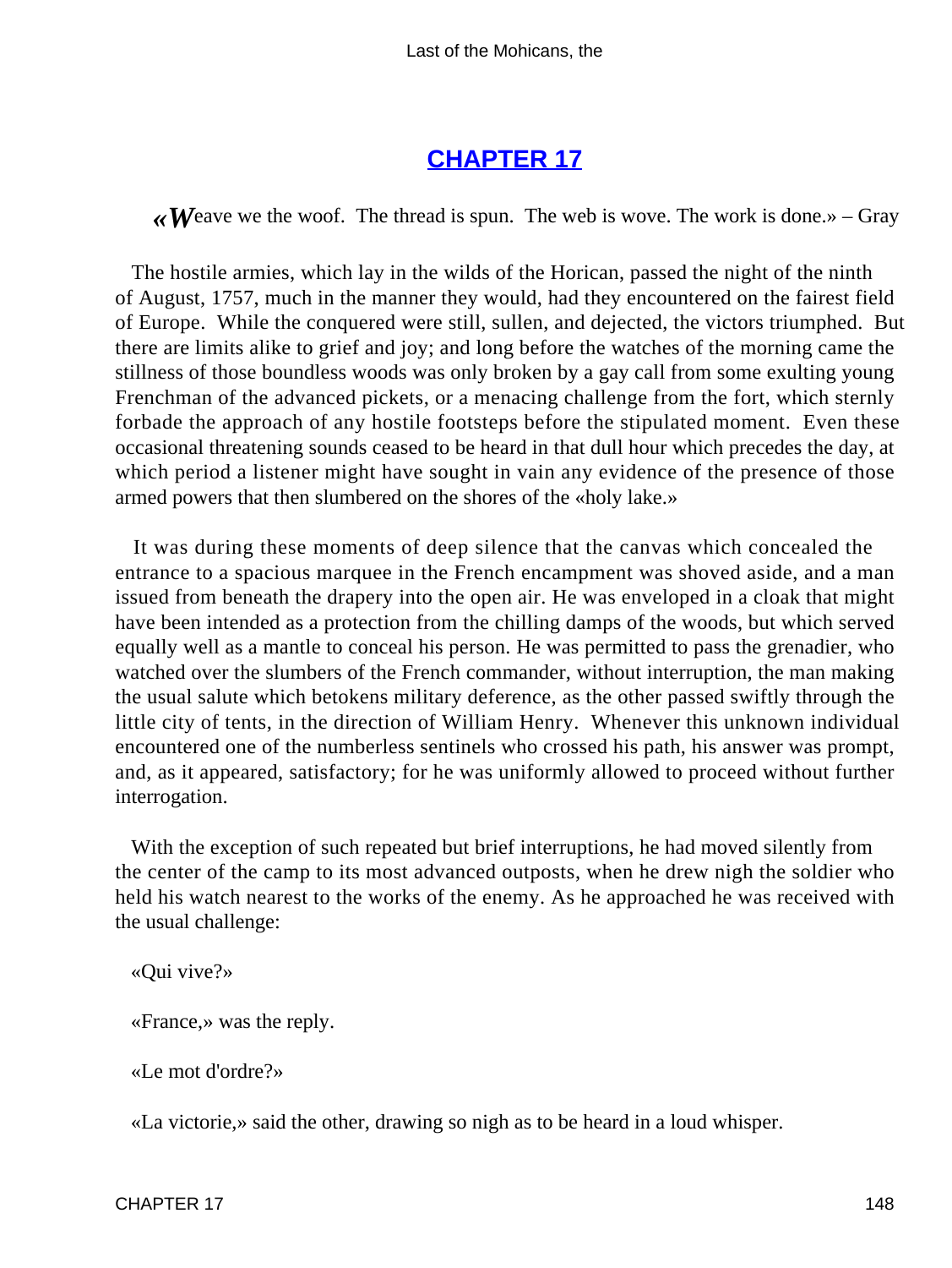# CHAPTER 17

«*W*eave we the woof. The thread is spun. The web is wove. The work is done.» – Gray

The hostile armies, which lay in the wilds of the Horican, passed the night of the ninth of August, 1757, much in the manner they would, had they encountered on the fairest field of Europe. While the conquered were still, sullen, and dejected, the victors triumphed. But there are limits alike to grief and joy; and long before the watches of the morning came the stillness of those boundless woods was only broken by a gay call from some exulting young Frenchman of the advanced pickets, or a menacing challenge from the fort, which sternly forbade the approach of any hostile footsteps before the stipulated moment. Even these occasional threatening sounds ceased to be heard in that dull hour which precedes the day, at which period a listener might have sought in vain any evidence of the presence of those armed powers that then slumbered on the shores of the «holy lake.»

It was during these moments of deep silence that the canvas which concealed the entrance to a spacious marquee in the French encampment was shoved aside, and a man issued from beneath the drapery into the open air. He was enveloped in a cloak that might have been intended as a protection from the chilling damps of the woods, but which served equally well as a mantle to conceal his person. He was permitted to pass the grenadier, who watched over the slumbers of the French commander, without interruption, the man making the usual salute which betokens military deference, as the other passed swiftly through the little city of tents, in the direction of William Henry. Whenever this unknown individual encountered one of the numberless sentinels who crossed his path, his answer was prompt, and, as it appeared, satisfactory; for he was uniformly allowed to proceed without further interrogation.

With the exception of such repeated but brief interruptions, he had moved silently from the center of the camp to its most advanced outposts, when he drew nigh the soldier who held his watch nearest to the works of the enemy. As he approached he was received with the usual challenge:

«Qui vive?»

«France,» was the reply.

«Le mot d'ordre?»

«La victorie,» said the other, drawing so nigh as to be heard in a loud whisper.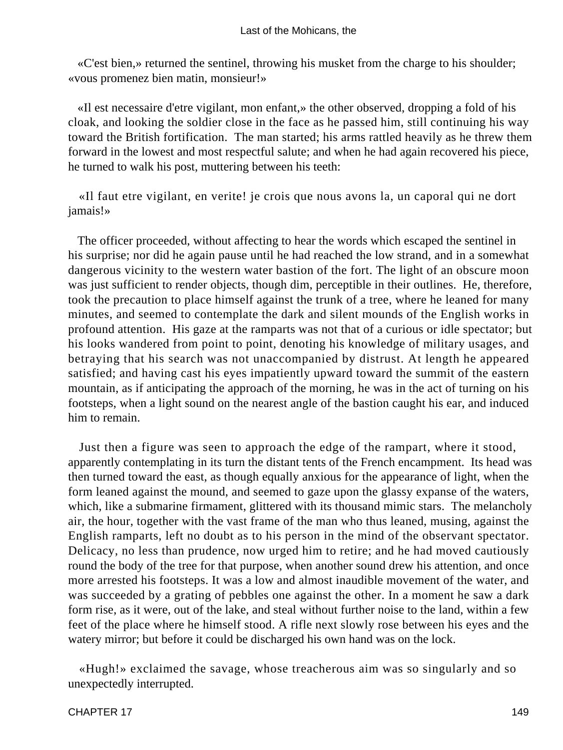«C'est bien,» returned the sentinel, throwing his musket from the charge to his shoulder; «vous promenez bien matin, monsieur!»

«Il est necessaire d'etre vigilant, mon enfant,» the other observed, dropping a fold of his cloak, and looking the soldier close in the face as he passed him, still continuing his way toward the British fortification. The man started; his arms rattled heavily as he threw them forward in the lowest and most respectful salute; and when he had again recovered his piece, he turned to walk his post, muttering between his teeth:

«Il faut etre vigilant, en verite! je crois que nous avons la, un caporal qui ne dort jamais!»

The officer proceeded, without affecting to hear the words which escaped the sentinel in his surprise; nor did he again pause until he had reached the low strand, and in a somewhat dangerous vicinity to the western water bastion of the fort. The light of an obscure moon was just sufficient to render objects, though dim, perceptible in their outlines. He, therefore, took the precaution to place himself against the trunk of a tree, where he leaned for many minutes, and seemed to contemplate the dark and silent mounds of the English works in profound attention. His gaze at the ramparts was not that of a curious or idle spectator; but his looks wandered from point to point, denoting his knowledge of military usages, and betraying that his search was not unaccompanied by distrust. At length he appeared satisfied; and having cast his eyes impatiently upward toward the summit of the eastern mountain, as if anticipating the approach of the morning, he was in the act of turning on his footsteps, when a light sound on the nearest angle of the bastion caught his ear, and induced him to remain.

Just then a figure was seen to approach the edge of the rampart, where it stood, apparently contemplating in its turn the distant tents of the French encampment. Its head was then turned toward the east, as though equally anxious for the appearance of light, when the form leaned against the mound, and seemed to gaze upon the glassy expanse of the waters, which, like a submarine firmament, glittered with its thousand mimic stars. The melancholy air, the hour, together with the vast frame of the man who thus leaned, musing, against the English ramparts, left no doubt as to his person in the mind of the observant spectator. Delicacy, no less than prudence, now urged him to retire; and he had moved cautiously round the body of the tree for that purpose, when another sound drew his attention, and once more arrested his footsteps. It was a low and almost inaudible movement of the water, and was succeeded by a grating of pebbles one against the other. In a moment he saw a dark form rise, as it were, out of the lake, and steal without further noise to the land, within a few feet of the place where he himself stood. A rifle next slowly rose between his eyes and the watery mirror; but before it could be discharged his own hand was on the lock.

«Hugh!» exclaimed the savage, whose treacherous aim was so singularly and so unexpectedly interrupted.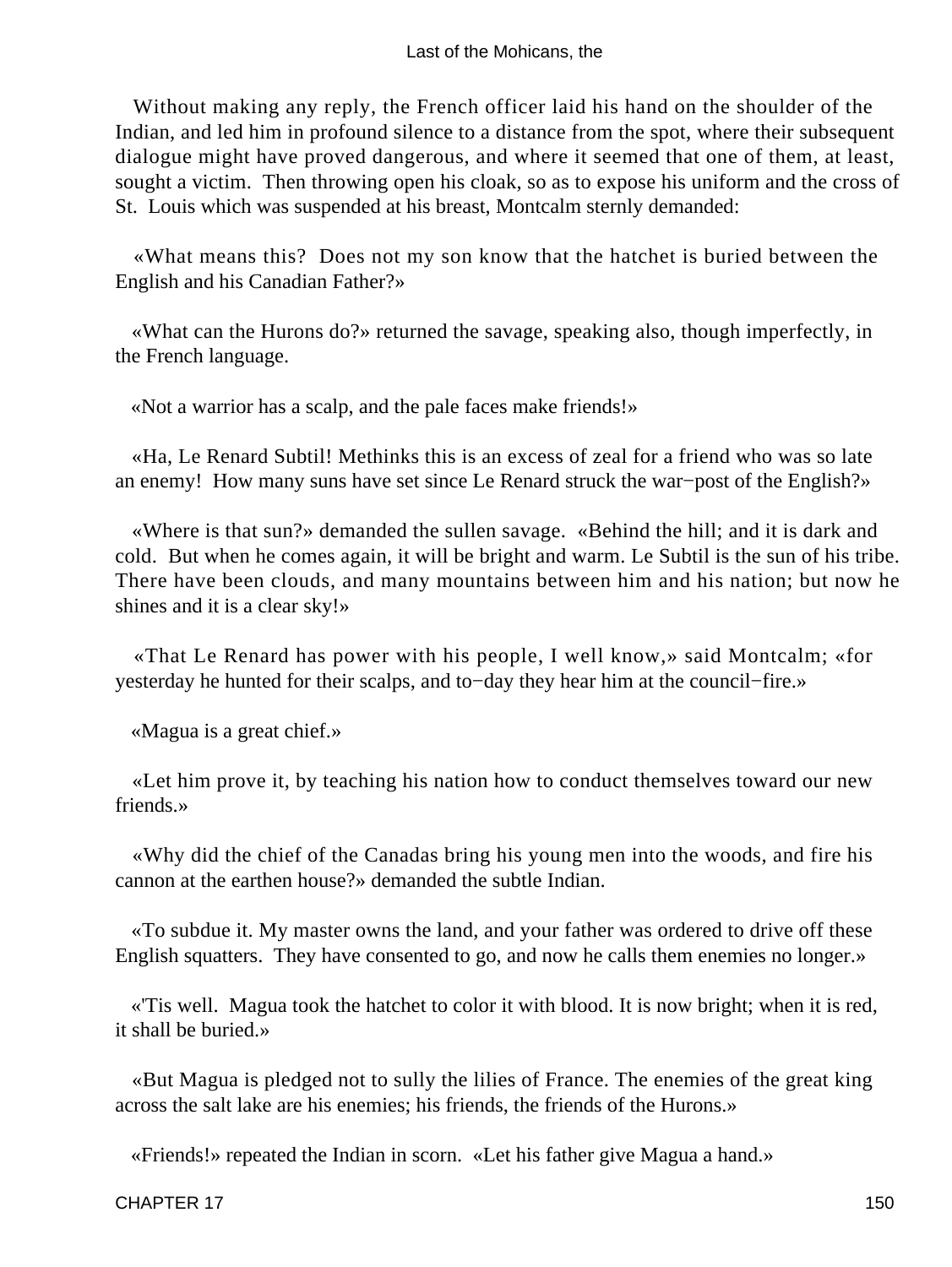Without making any reply, the French officer laid his hand on the shoulder of the Indian, and led him in profound silence to a distance from the spot, where their subsequent dialogue might have proved dangerous, and where it seemed that one of them, at least, sought a victim. Then throwing open his cloak, so as to expose his uniform and the cross of St. Louis which was suspended at his breast, Montcalm sternly demanded:

«What means this? Does not my son know that the hatchet is buried between the English and his Canadian Father?»

«What can the Hurons do?» returned the savage, speaking also, though imperfectly, in the French language.

«Not a warrior has a scalp, and the pale faces make friends!»

«Ha, Le Renard Subtil! Methinks this is an excess of zeal for a friend who was so late an enemy! How many suns have set since Le Renard struck the war−post of the English?»

«Where is that sun?» demanded the sullen savage. «Behind the hill; and it is dark and cold. But when he comes again, it will be bright and warm. Le Subtil is the sun of his tribe. There have been clouds, and many mountains between him and his nation; but now he shines and it is a clear sky!»

«That Le Renard has power with his people, I well know,» said Montcalm; «for yesterday he hunted for their scalps, and to−day they hear him at the council−fire.»

«Magua is a great chief.»

«Let him prove it, by teaching his nation how to conduct themselves toward our new friends.»

«Why did the chief of the Canadas bring his young men into the woods, and fire his cannon at the earthen house?» demanded the subtle Indian.

«To subdue it. My master owns the land, and your father was ordered to drive off these English squatters. They have consented to go, and now he calls them enemies no longer.»

«'Tis well. Magua took the hatchet to color it with blood. It is now bright; when it is red, it shall be buried.»

«But Magua is pledged not to sully the lilies of France. The enemies of the great king across the salt lake are his enemies; his friends, the friends of the Hurons.»

«Friends!» repeated the Indian in scorn. «Let his father give Magua a hand.»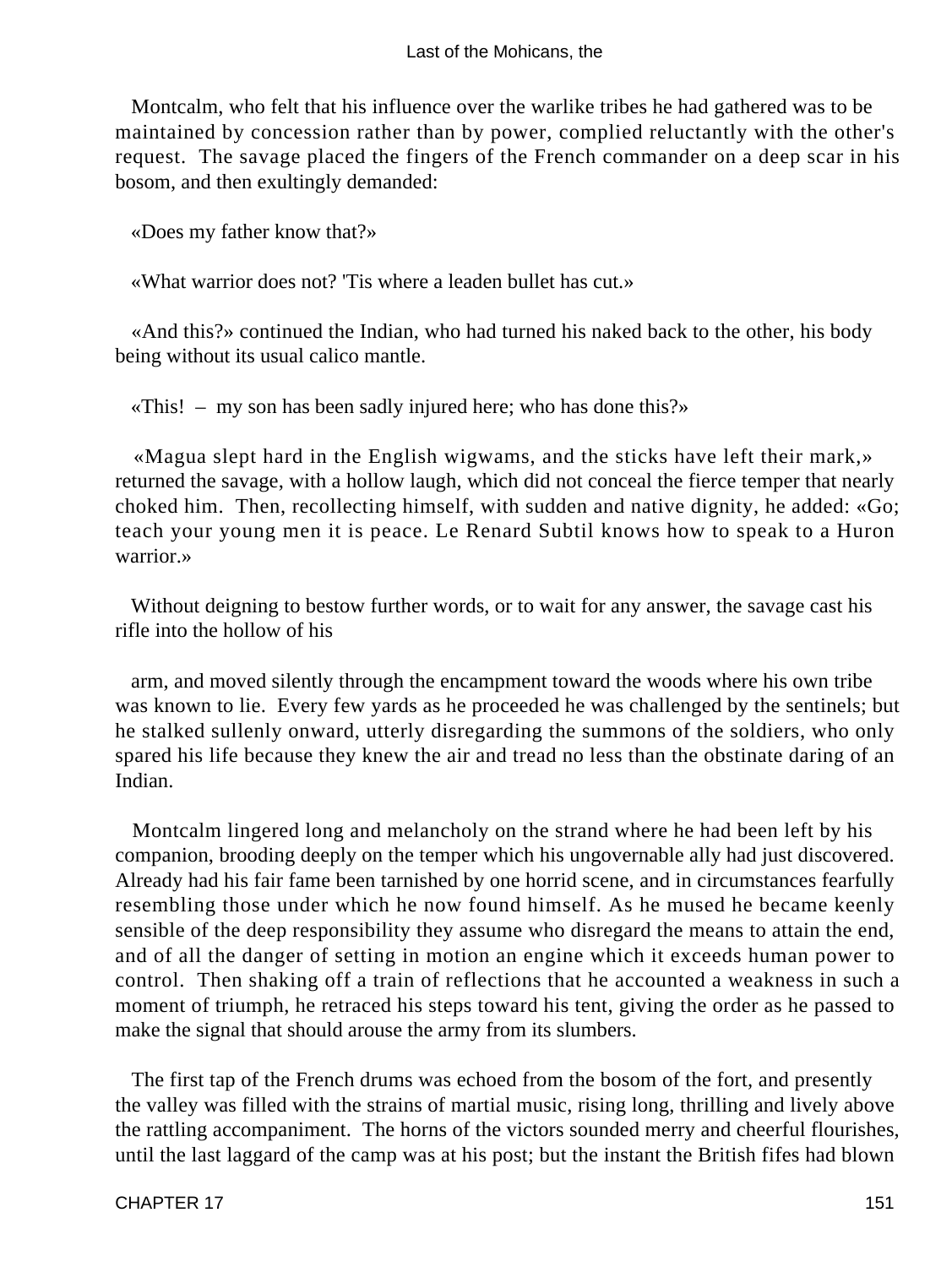Montcalm, who felt that his influence over the warlike tribes he had gathered was to be maintained by concession rather than by power, complied reluctantly with the other's request. The savage placed the fingers of the French commander on a deep scar in his bosom, and then exultingly demanded:

«Does my father know that?»

«What warrior does not? 'Tis where a leaden bullet has cut.»

«And this?» continued the Indian, who had turned his naked back to the other, his body being without its usual calico mantle.

«This! – my son has been sadly injured here; who has done this?»

«Magua slept hard in the English wigwams, and the sticks have left their mark,» returned the savage, with a hollow laugh, which did not conceal the fierce temper that nearly choked him. Then, recollecting himself, with sudden and native dignity, he added: «Go; teach your young men it is peace. Le Renard Subtil knows how to speak to a Huron warrior.»

Without deigning to bestow further words, or to wait for any answer, the savage cast his rifle into the hollow of his arm, and moved silently through the encampment toward the woods where his own tribe was known to lie. Every few yards as he proceeded he was challenged by the sentinels; but he stalked sullenly onward, utterly disregarding the summons of the soldiers, who only spared his life because they knew the air and tread no less than the obstinate daring of an Indian.

Montcalm lingered long and melancholy on the strand where he had been left by his companion, brooding deeply on the temper which his ungovernable ally had just discovered. Already had his fair fame been tarnished by one horrid scene, and in circumstances fearfully resembling those under which he now found himself. As he mused he became keenly sensible of the deep responsibility they assume who disregard the means to attain the end, and of all the danger of setting in motion an engine which it exceeds human power to control. Then shaking off a train of reflections that he accounted a weakness in such a moment of triumph, he retraced his steps toward his tent, giving the order as he passed to make the signal that should arouse the army from its slumbers.

The first tap of the French drums was echoed from the bosom of the fort, and presently the valley was filled with the strains of martial music, rising long, thrilling and lively above the rattling accompaniment. The horns of the victors sounded merry and cheerful flourishes, until the last laggard of the camp was at his post; but the instant the British fifes had blown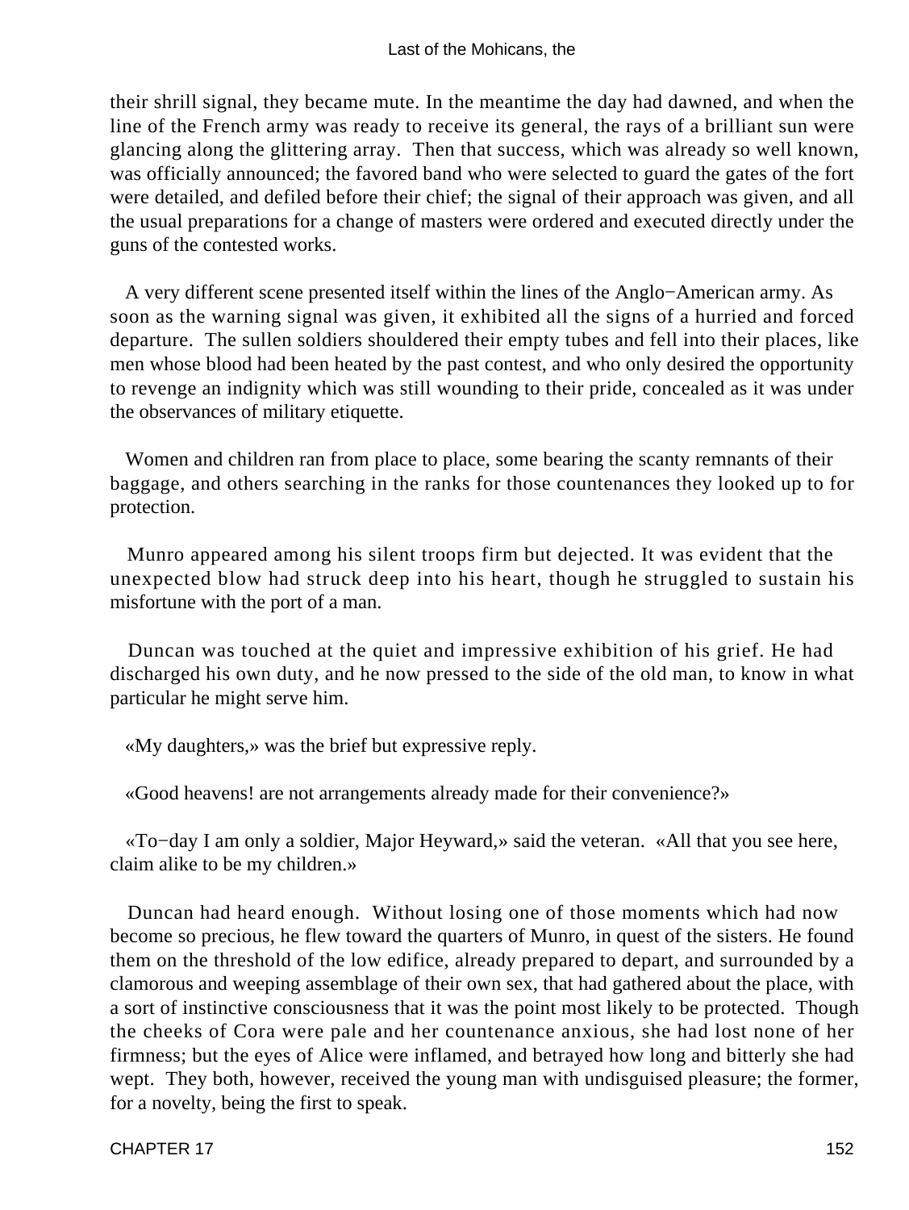their shrill signal, they became mute. In the meantime the day had dawned, and when the line of the French army was ready to receive its general, the rays of a brilliant sun were glancing along the glittering array. Then that success, which was already so well known, was officially announced; the favored band who were selected to guard the gates of the fort were detailed, and defiled before their chief; the signal of their approach was given, and all the usual preparations for a change of masters were ordered and executed directly under the guns of the contested works.

A very different scene presented itself within the lines of the Anglo−American army. As soon as the warning signal was given, it exhibited all the signs of a hurried and forced departure. The sullen soldiers shouldered their empty tubes and fell into their places, like men whose blood had been heated by the past contest, and who only desired the opportunity to revenge an indignity which was still wounding to their pride, concealed as it was under the observances of military etiquette.

Women and children ran from place to place, some bearing the scanty remnants of their baggage, and others searching in the ranks for those countenances they looked up to for protection.

Munro appeared among his silent troops firm but dejected. It was evident that the unexpected blow had struck deep into his heart, though he struggled to sustain his misfortune with the port of a man.

Duncan was touched at the quiet and impressive exhibition of his grief. He had discharged his own duty, and he now pressed to the side of the old man, to know in what particular he might serve him.

«My daughters,» was the brief but expressive reply.

«Good heavens! are not arrangements already made for their convenience?»

«To−day I am only a soldier, Major Heyward,» said the veteran. «All that you see here, claim alike to be my children.»

Duncan had heard enough. Without losing one of those moments which had now become so precious, he flew toward the quarters of Munro, in quest of the sisters. He found them on the threshold of the low edifice, already prepared to depart, and surrounded by a clamorous and weeping assemblage of their own sex, that had gathered about the place, with a sort of instinctive consciousness that it was the point most likely to be protected. Though the cheeks of Cora were pale and her countenance anxious, she had lost none of her firmness; but the eyes of Alice were inflamed, and betrayed how long and bitterly she had wept. They both, however, received the young man with undisguised pleasure; the former, for a novelty, being the first to speak.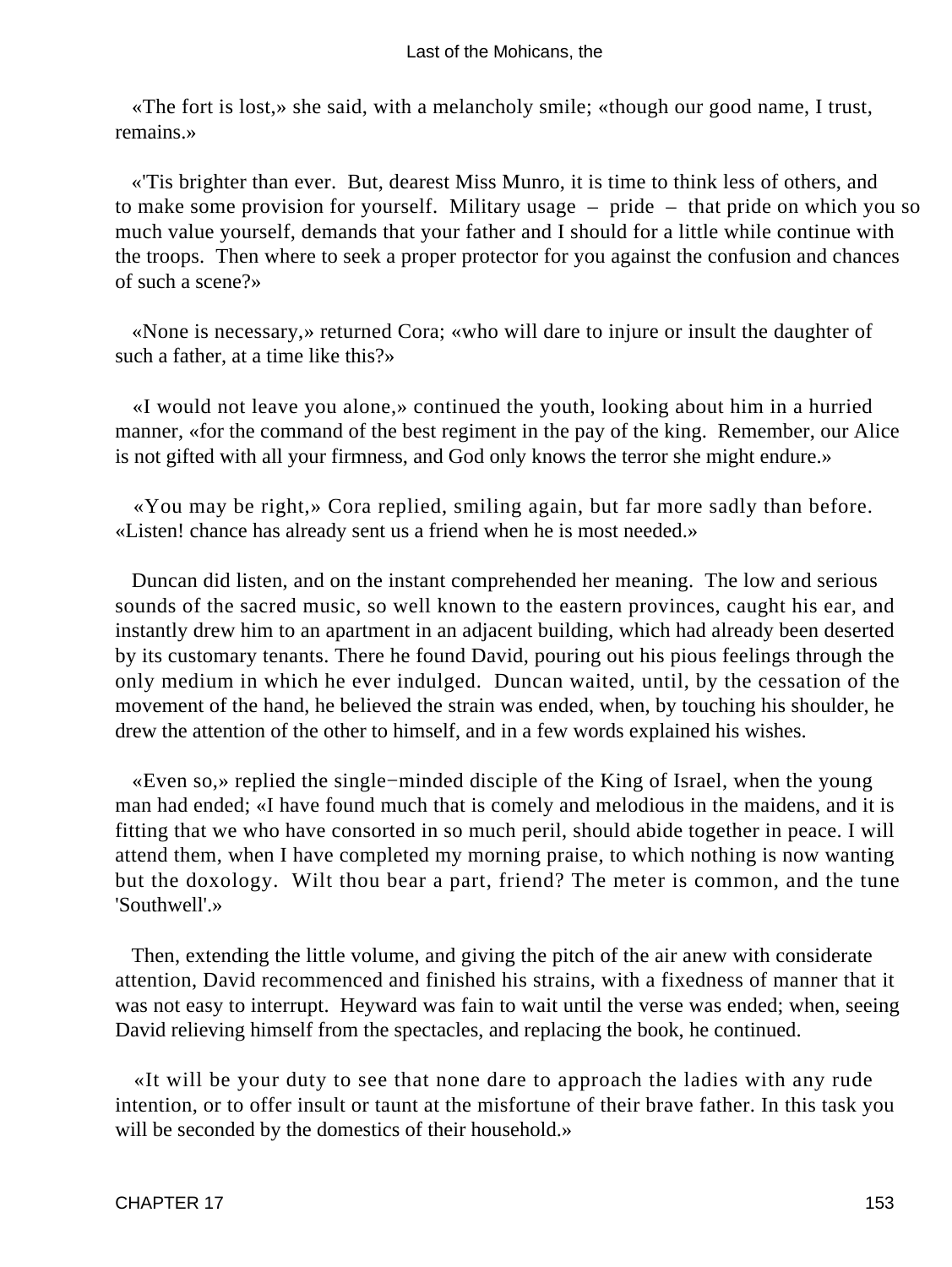«The fort is lost,» she said, with a melancholy smile; «though our good name, I trust, remains.»

«'Tis brighter than ever. But, dearest Miss Munro, it is time to think less of others, and to make some provision for yourself. Military usage – pride – that pride on which you so much value yourself, demands that your father and I should for a little while continue with the troops. Then where to seek a proper protector for you against the confusion and chances of such a scene?»

«None is necessary,» returned Cora; «who will dare to injure or insult the daughter of such a father, at a time like this?»

«I would not leave you alone,» continued the youth, looking about him in a hurried manner, «for the command of the best regiment in the pay of the king. Remember, our Alice is not gifted with all your firmness, and God only knows the terror she might endure.»

«You may be right,» Cora replied, smiling again, but far more sadly than before. «Listen! chance has already sent us a friend when he is most needed.»

Duncan did listen, and on the instant comprehended her meaning. The low and serious sounds of the sacred music, so well known to the eastern provinces, caught his ear, and instantly drew him to an apartment in an adjacent building, which had already been deserted by its customary tenants. There he found David, pouring out his pious feelings through the only medium in which he ever indulged. Duncan waited, until, by the cessation of the movement of the hand, he believed the strain was ended, when, by touching his shoulder, he drew the attention of the other to himself, and in a few words explained his wishes.

«Even so,» replied the single−minded disciple of the King of Israel, when the young man had ended; «I have found much that is comely and melodious in the maidens, and it is fitting that we who have consorted in so much peril, should abide together in peace. I will attend them, when I have completed my morning praise, to which nothing is now wanting but the doxology. Wilt thou bear a part, friend? The meter is common, and the tune 'Southwell'.»

Then, extending the little volume, and giving the pitch of the air anew with considerate attention, David recommenced and finished his strains, with a fixedness of manner that it was not easy to interrupt. Heyward was fain to wait until the verse was ended; when, seeing David relieving himself from the spectacles, and replacing the book, he continued.

«It will be your duty to see that none dare to approach the ladies with any rude intention, or to offer insult or taunt at the misfortune of their brave father. In this task you will be seconded by the domestics of their household.»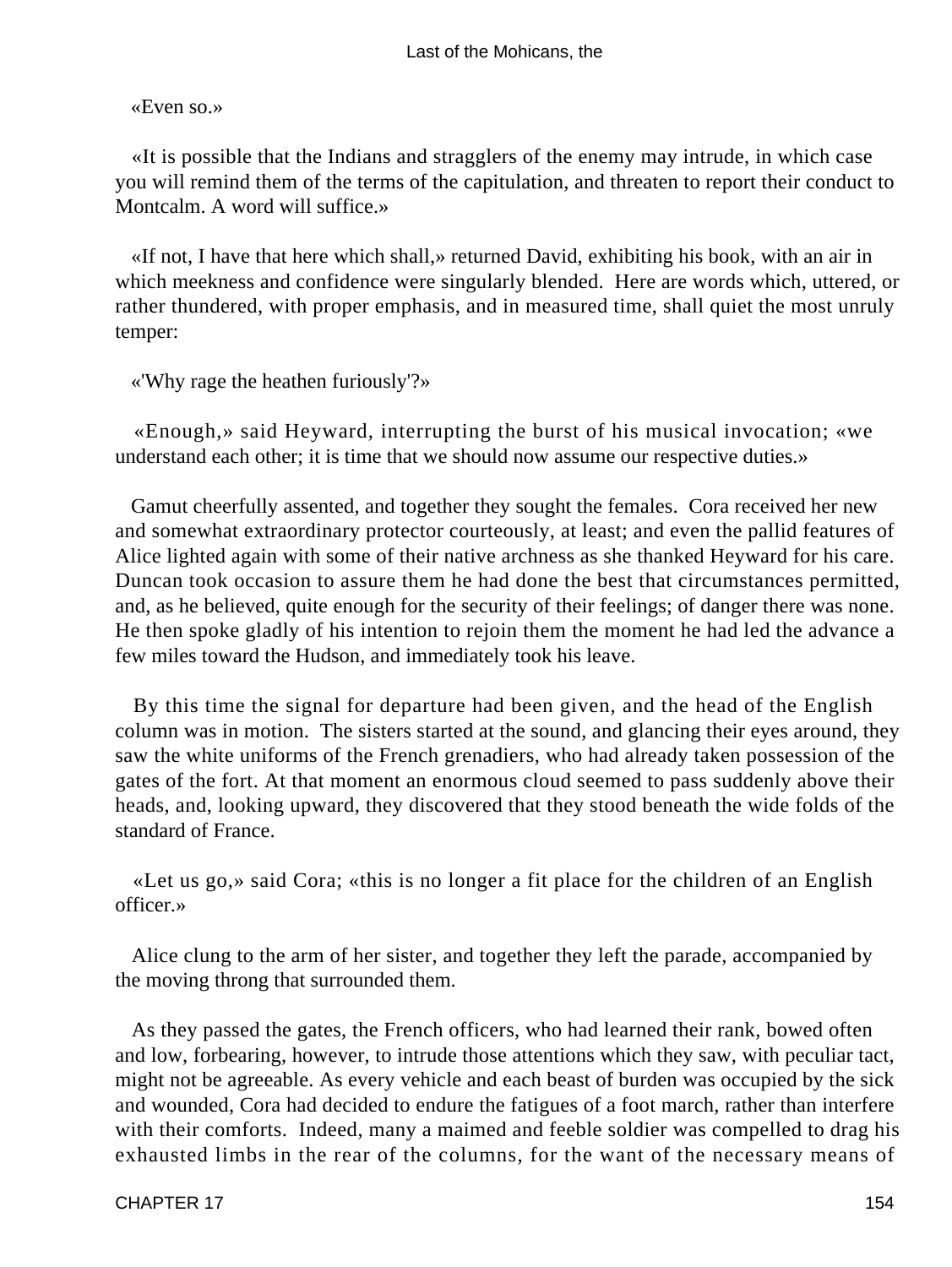«Even so.»

«It is possible that the Indians and stragglers of the enemy may intrude, in which case you will remind them of the terms of the capitulation, and threaten to report their conduct to Montcalm. A word will suffice.»

«If not, I have that here which shall,» returned David, exhibiting his book, with an air in which meekness and confidence were singularly blended. Here are words which, uttered, or rather thundered, with proper emphasis, and in measured time, shall quiet the most unruly temper:

«'Why rage the heathen furiously'?»

«Enough,» said Heyward, interrupting the burst of his musical invocation; «we understand each other; it is time that we should now assume our respective duties.»

Gamut cheerfully assented, and together they sought the females. Cora received her new and somewhat extraordinary protector courteously, at least; and even the pallid features of Alice lighted again with some of their native archness as she thanked Heyward for his care. Duncan took occasion to assure them he had done the best that circumstances permitted, and, as he believed, quite enough for the security of their feelings; of danger there was none. He then spoke gladly of his intention to rejoin them the moment he had led the advance a few miles toward the Hudson, and immediately took his leave.

By this time the signal for departure had been given, and the head of the English column was in motion. The sisters started at the sound, and glancing their eyes around, they saw the white uniforms of the French grenadiers, who had already taken possession of the gates of the fort. At that moment an enormous cloud seemed to pass suddenly above their heads, and, looking upward, they discovered that they stood beneath the wide folds of the standard of France.

«Let us go,» said Cora; «this is no longer a fit place for the children of an English officer.»

Alice clung to the arm of her sister, and together they left the parade, accompanied by the moving throng that surrounded them.

As they passed the gates, the French officers, who had learned their rank, bowed often and low, forbearing, however, to intrude those attentions which they saw, with peculiar tact, might not be agreeable. As every vehicle and each beast of burden was occupied by the sick and wounded, Cora had decided to endure the fatigues of a foot march, rather than interfere with their comforts. Indeed, many a maimed and feeble soldier was compelled to drag his exhausted limbs in the rear of the columns, for the want of the necessary means of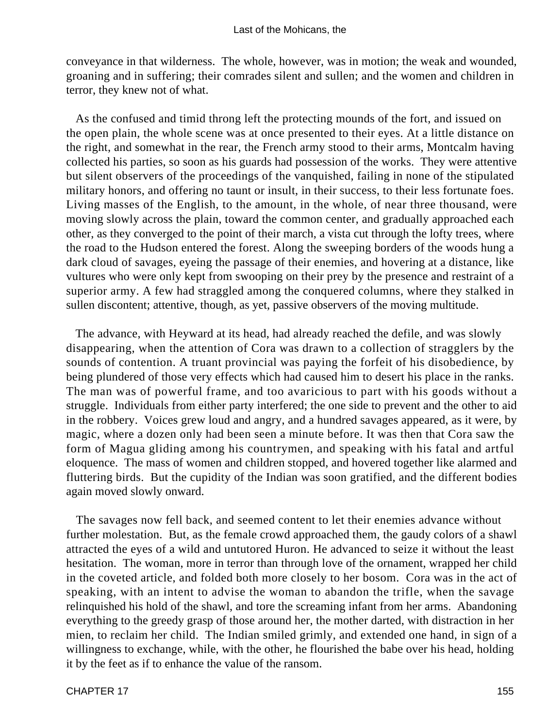conveyance in that wilderness. The whole, however, was in motion; the weak and wounded, groaning and in suffering; their comrades silent and sullen; and the women and children in terror, they knew not of what.

As the confused and timid throng left the protecting mounds of the fort, and issued on the open plain, the whole scene was at once presented to their eyes. At a little distance on the right, and somewhat in the rear, the French army stood to their arms, Montcalm having collected his parties, so soon as his guards had possession of the works. They were attentive but silent observers of the proceedings of the vanquished, failing in none of the stipulated military honors, and offering no taunt or insult, in their success, to their less fortunate foes. Living masses of the English, to the amount, in the whole, of near three thousand, were moving slowly across the plain, toward the common center, and gradually approached each other, as they converged to the point of their march, a vista cut through the lofty trees, where the road to the Hudson entered the forest. Along the sweeping borders of the woods hung a dark cloud of savages, eyeing the passage of their enemies, and hovering at a distance, like vultures who were only kept from swooping on their prey by the presence and restraint of a superior army. A few had straggled among the conquered columns, where they stalked in sullen discontent; attentive, though, as yet, passive observers of the moving multitude.

The advance, with Heyward at its head, had already reached the defile, and was slowly disappearing, when the attention of Cora was drawn to a collection of stragglers by the sounds of contention. A truant provincial was paying the forfeit of his disobedience, by being plundered of those very effects which had caused him to desert his place in the ranks. The man was of powerful frame, and too avaricious to part with his goods without a struggle. Individuals from either party interfered; the one side to prevent and the other to aid in the robbery. Voices grew loud and angry, and a hundred savages appeared, as it were, by magic, where a dozen only had been seen a minute before. It was then that Cora saw the form of Magua gliding among his countrymen, and speaking with his fatal and artful eloquence. The mass of women and children stopped, and hovered together like alarmed and fluttering birds. But the cupidity of the Indian was soon gratified, and the different bodies again moved slowly onward.

The savages now fell back, and seemed content to let their enemies advance without further molestation. But, as the female crowd approached them, the gaudy colors of a shawl attracted the eyes of a wild and untutored Huron. He advanced to seize it without the least hesitation. The woman, more in terror than through love of the ornament, wrapped her child in the coveted article, and folded both more closely to her bosom. Cora was in the act of speaking, with an intent to advise the woman to abandon the trifle, when the savage relinquished his hold of the shawl, and tore the screaming infant from her arms. Abandoning everything to the greedy grasp of those around her, the mother darted, with distraction in her mien, to reclaim her child. The Indian smiled grimly, and extended one hand, in sign of a willingness to exchange, while, with the other, he flourished the babe over his head, holding it by the feet as if to enhance the value of the ransom.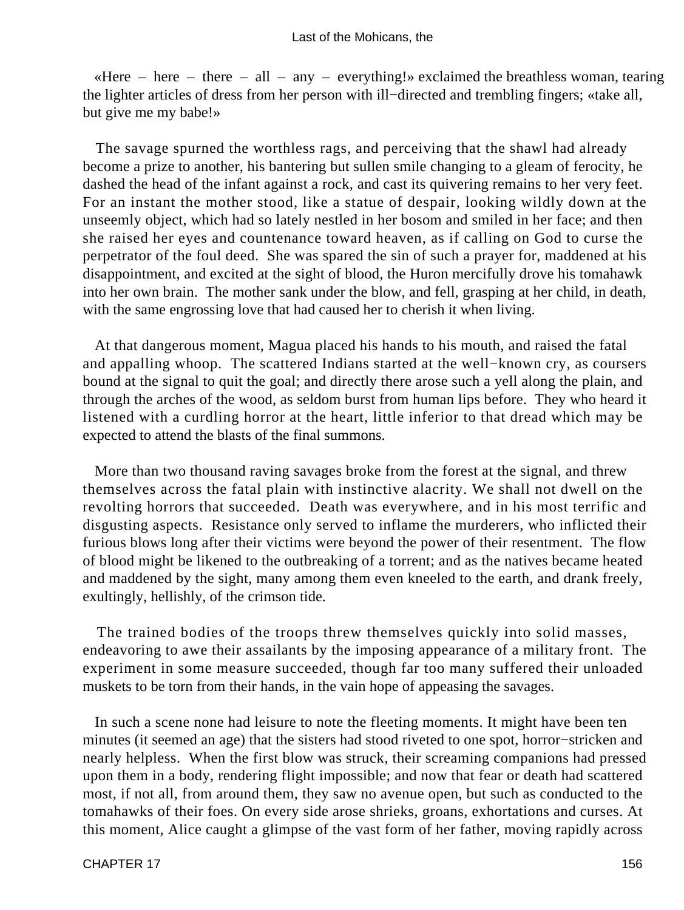«Here – here – there – all – any – everything!» exclaimed the breathless woman, tearing the lighter articles of dress from her person with ill−directed and trembling fingers; «take all, but give me my babe!»

The savage spurned the worthless rags, and perceiving that the shawl had already become a prize to another, his bantering but sullen smile changing to a gleam of ferocity, he dashed the head of the infant against a rock, and cast its quivering remains to her very feet. For an instant the mother stood, like a statue of despair, looking wildly down at the unseemly object, which had so lately nestled in her bosom and smiled in her face; and then she raised her eyes and countenance toward heaven, as if calling on God to curse the perpetrator of the foul deed. She was spared the sin of such a prayer for, maddened at his disappointment, and excited at the sight of blood, the Huron mercifully drove his tomahawk into her own brain. The mother sank under the blow, and fell, grasping at her child, in death, with the same engrossing love that had caused her to cherish it when living.

At that dangerous moment, Magua placed his hands to his mouth, and raised the fatal and appalling whoop. The scattered Indians started at the well−known cry, as coursers bound at the signal to quit the goal; and directly there arose such a yell along the plain, and through the arches of the wood, as seldom burst from human lips before. They who heard it listened with a curdling horror at the heart, little inferior to that dread which may be expected to attend the blasts of the final summons.

More than two thousand raving savages broke from the forest at the signal, and threw themselves across the fatal plain with instinctive alacrity. We shall not dwell on the revolting horrors that succeeded. Death was everywhere, and in his most terrific and disgusting aspects. Resistance only served to inflame the murderers, who inflicted their furious blows long after their victims were beyond the power of their resentment. The flow of blood might be likened to the outbreaking of a torrent; and as the natives became heated and maddened by the sight, many among them even kneeled to the earth, and drank freely, exultingly, hellishly, of the crimson tide.

The trained bodies of the troops threw themselves quickly into solid masses, endeavoring to awe their assailants by the imposing appearance of a military front. The experiment in some measure succeeded, though far too many suffered their unloaded muskets to be torn from their hands, in the vain hope of appeasing the savages.

In such a scene none had leisure to note the fleeting moments. It might have been ten minutes (it seemed an age) that the sisters had stood riveted to one spot, horror−stricken and nearly helpless. When the first blow was struck, their screaming companions had pressed upon them in a body, rendering flight impossible; and now that fear or death had scattered most, if not all, from around them, they saw no avenue open, but such as conducted to the tomahawks of their foes. On every side arose shrieks, groans, exhortations and curses. At this moment, Alice caught a glimpse of the vast form of her father, moving rapidly across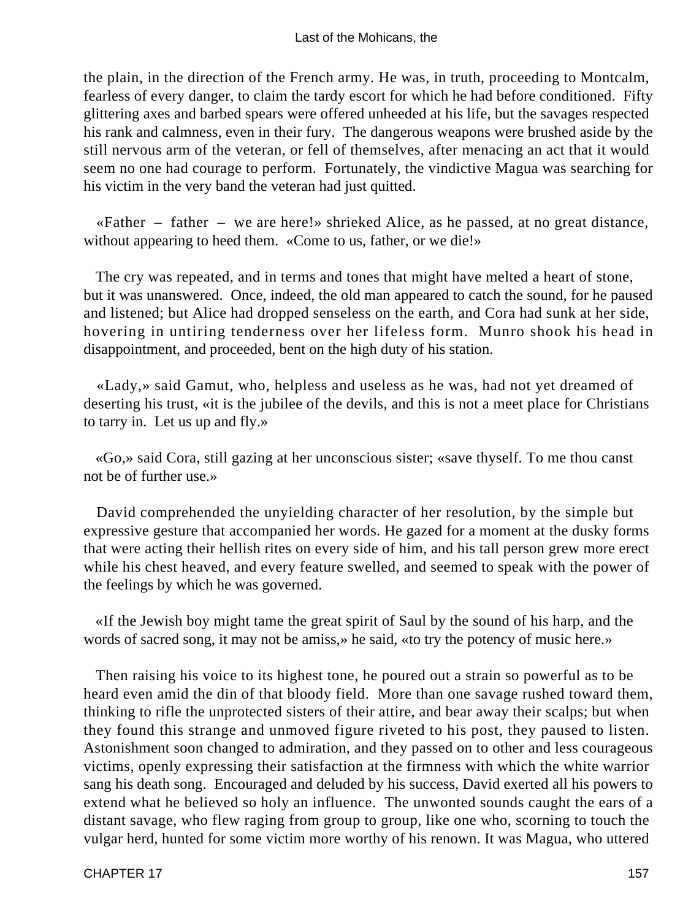the plain, in the direction of the French army. He was, in truth, proceeding to Montcalm, fearless of every danger, to claim the tardy escort for which he had before conditioned. Fifty glittering axes and barbed spears were offered unheeded at his life, but the savages respected his rank and calmness, even in their fury. The dangerous weapons were brushed aside by the still nervous arm of the veteran, or fell of themselves, after menacing an act that it would seem no one had courage to perform. Fortunately, the vindictive Magua was searching for his victim in the very band the veteran had just quitted.

«Father – father – we are here!» shrieked Alice, as he passed, at no great distance, without appearing to heed them. «Come to us, father, or we die!»

The cry was repeated, and in terms and tones that might have melted a heart of stone, but it was unanswered. Once, indeed, the old man appeared to catch the sound, for he paused and listened; but Alice had dropped senseless on the earth, and Cora had sunk at her side, hovering in untiring tenderness over her lifeless form. Munro shook his head in disappointment, and proceeded, bent on the high duty of his station.

«Lady,» said Gamut, who, helpless and useless as he was, had not yet dreamed of deserting his trust, «it is the jubilee of the devils, and this is not a meet place for Christians to tarry in. Let us up and fly.»

«Go,» said Cora, still gazing at her unconscious sister; «save thyself. To me thou canst not be of further use.»

David comprehended the unyielding character of her resolution, by the simple but expressive gesture that accompanied her words. He gazed for a moment at the dusky forms that were acting their hellish rites on every side of him, and his tall person grew more erect while his chest heaved, and every feature swelled, and seemed to speak with the power of the feelings by which he was governed.

«If the Jewish boy might tame the great spirit of Saul by the sound of his harp, and the words of sacred song, it may not be amiss,» he said, «to try the potency of music here.»

Then raising his voice to its highest tone, he poured out a strain so powerful as to be heard even amid the din of that bloody field. More than one savage rushed toward them, thinking to rifle the unprotected sisters of their attire, and bear away their scalps; but when they found this strange and unmoved figure riveted to his post, they paused to listen. Astonishment soon changed to admiration, and they passed on to other and less courageous victims, openly expressing their satisfaction at the firmness with which the white warrior sang his death song. Encouraged and deluded by his success, David exerted all his powers to extend what he believed so holy an influence. The unwonted sounds caught the ears of a distant savage, who flew raging from group to group, like one who, scorning to touch the vulgar herd, hunted for some victim more worthy of his renown. It was Magua, who uttered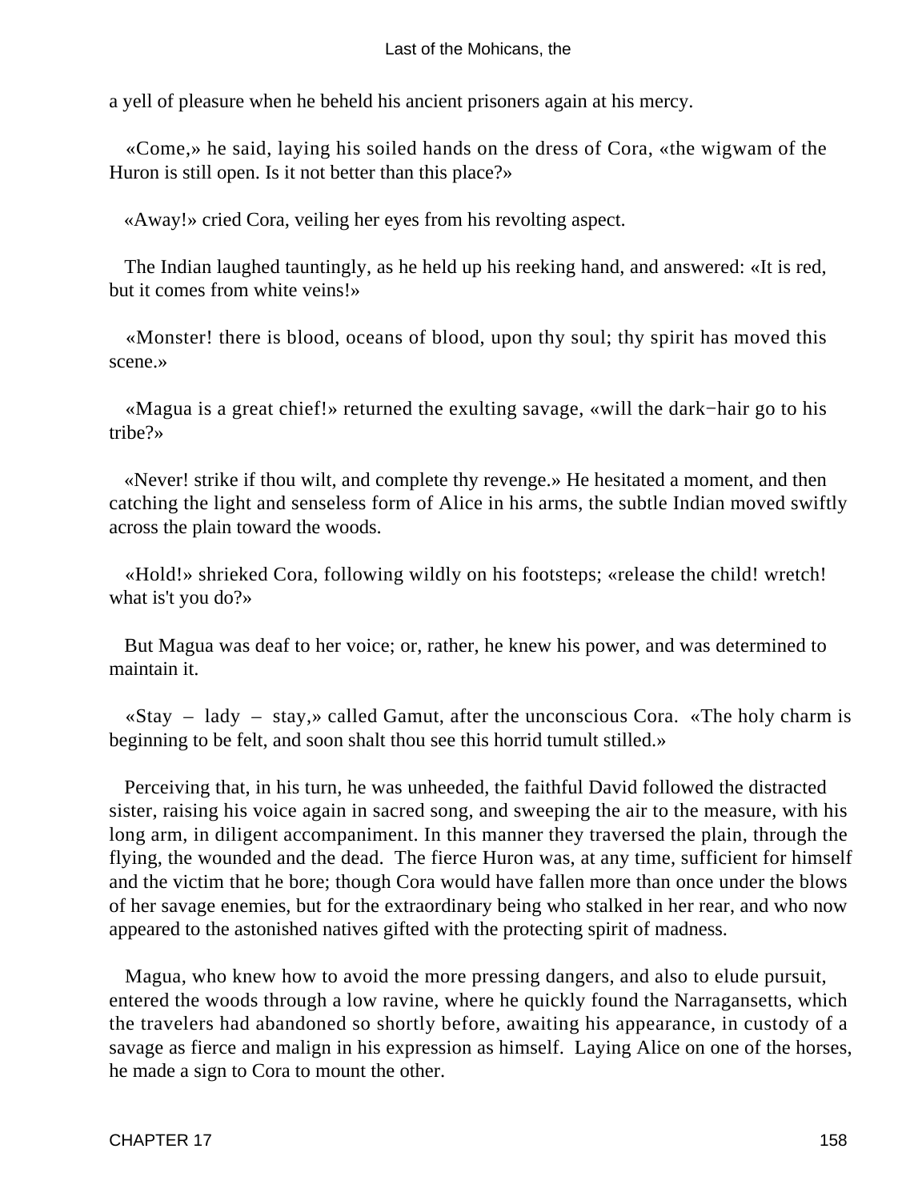a yell of pleasure when he beheld his ancient prisoners again at his mercy.

«Come,» he said, laying his soiled hands on the dress of Cora, «the wigwam of the Huron is still open. Is it not better than this place?»

«Away!» cried Cora, veiling her eyes from his revolting aspect.

The Indian laughed tauntingly, as he held up his reeking hand, and answered: «It is red, but it comes from white veins!»

«Monster! there is blood, oceans of blood, upon thy soul; thy spirit has moved this scene.»

«Magua is a great chief!» returned the exulting savage, «will the dark−hair go to his tribe?»

«Never! strike if thou wilt, and complete thy revenge.» He hesitated a moment, and then catching the light and senseless form of Alice in his arms, the subtle Indian moved swiftly across the plain toward the woods.

«Hold!» shrieked Cora, following wildly on his footsteps; «release the child! wretch! what is't you do?»

But Magua was deaf to her voice; or, rather, he knew his power, and was determined to maintain it.

«Stay – lady – stay,» called Gamut, after the unconscious Cora. «The holy charm is beginning to be felt, and soon shalt thou see this horrid tumult stilled.»

Perceiving that, in his turn, he was unheeded, the faithful David followed the distracted sister, raising his voice again in sacred song, and sweeping the air to the measure, with his long arm, in diligent accompaniment. In this manner they traversed the plain, through the flying, the wounded and the dead. The fierce Huron was, at any time, sufficient for himself and the victim that he bore; though Cora would have fallen more than once under the blows of her savage enemies, but for the extraordinary being who stalked in her rear, and who now appeared to the astonished natives gifted with the protecting spirit of madness.

Magua, who knew how to avoid the more pressing dangers, and also to elude pursuit, entered the woods through a low ravine, where he quickly found the Narragansetts, which the travelers had abandoned so shortly before, awaiting his appearance, in custody of a savage as fierce and malign in his expression as himself. Laying Alice on one of the horses, he made a sign to Cora to mount the other.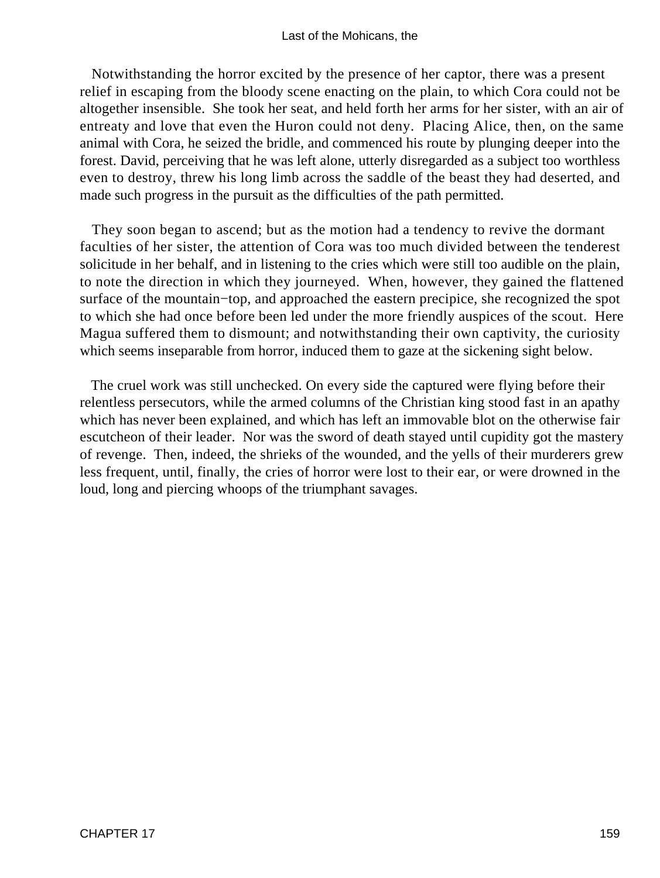Notwithstanding the horror excited by the presence of her captor, there was a present relief in escaping from the bloody scene enacting on the plain, to which Cora could not be altogether insensible. She took her seat, and held forth her arms for her sister, with an air of entreaty and love that even the Huron could not deny. Placing Alice, then, on the same animal with Cora, he seized the bridle, and commenced his route by plunging deeper into the forest. David, perceiving that he was left alone, utterly disregarded as a subject too worthless even to destroy, threw his long limb across the saddle of the beast they had deserted, and made such progress in the pursuit as the difficulties of the path permitted.

They soon began to ascend; but as the motion had a tendency to revive the dormant faculties of her sister, the attention of Cora was too much divided between the tenderest solicitude in her behalf, and in listening to the cries which were still too audible on the plain, to note the direction in which they journeyed. When, however, they gained the flattened surface of the mountain−top, and approached the eastern precipice, she recognized the spot to which she had once before been led under the more friendly auspices of the scout. Here Magua suffered them to dismount; and notwithstanding their own captivity, the curiosity which seems inseparable from horror, induced them to gaze at the sickening sight below.

The cruel work was still unchecked. On every side the captured were flying before their relentless persecutors, while the armed columns of the Christian king stood fast in an apathy which has never been explained, and which has left an immovable blot on the otherwise fair escutcheon of their leader. Nor was the sword of death stayed until cupidity got the mastery of revenge. Then, indeed, the shrieks of the wounded, and the yells of their murderers grew less frequent, until, finally, the cries of horror were lost to their ear, or were drowned in the loud, long and piercing whoops of the triumphant savages.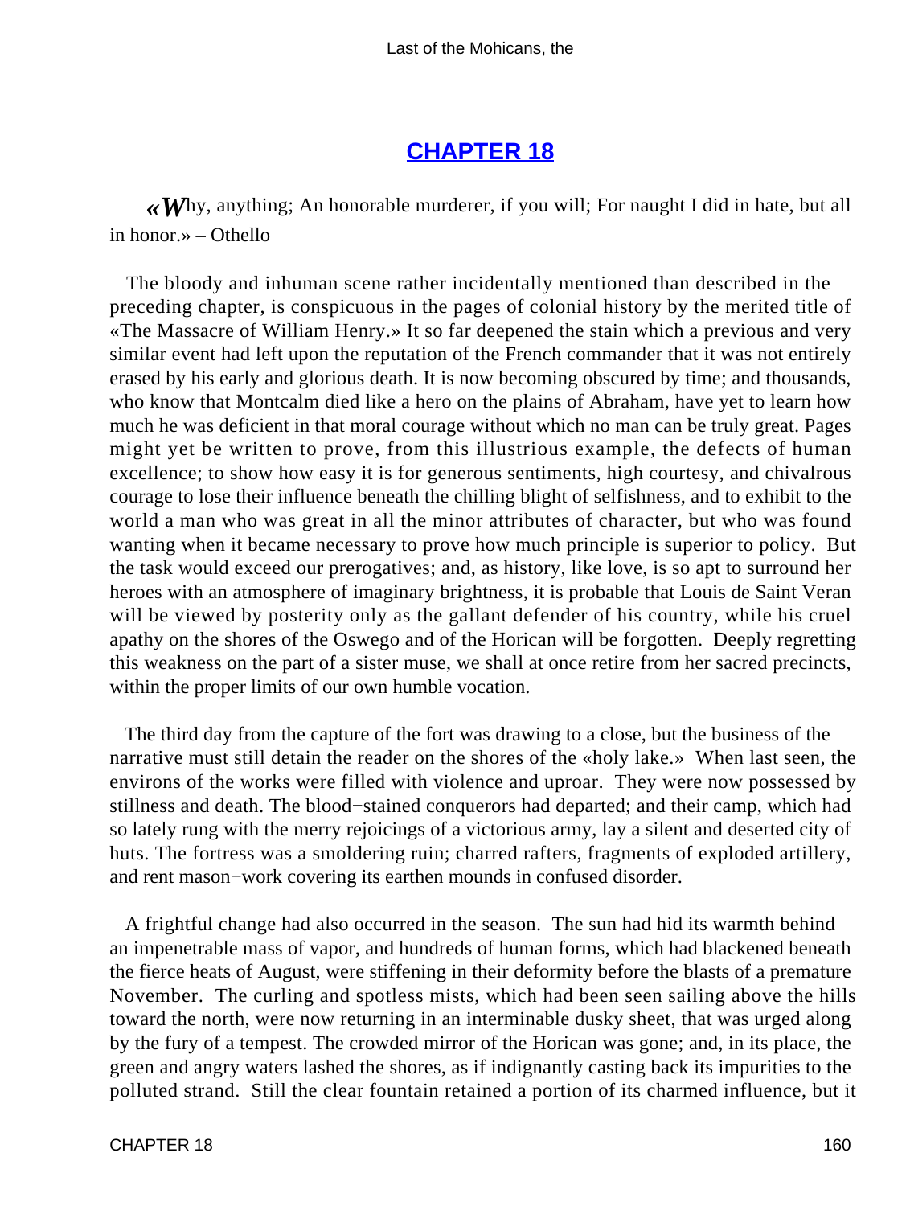## CHAPTER 18

*«Why, anything; An honorable murderer, if you will; For naught I did in hate, but all in honor.» – Othello*

The bloody and inhuman scene rather incidentally mentioned than described in the preceding chapter, is conspicuous in the pages of colonial history by the merited title of «The Massacre of William Henry.» It so far deepened the stain which a previous and very similar event had left upon the reputation of the French commander that it was not entirely erased by his early and glorious death. It is now becoming obscured by time; and thousands, who know that Montcalm died like a hero on the plains of Abraham, have yet to learn how much he was deficient in that moral courage without which no man can be truly great. Pages might yet be written to prove, from this illustrious example, the defects of human excellence; to show how easy it is for generous sentiments, high courtesy, and chivalrous courage to lose their influence beneath the chilling blight of selfishness, and to exhibit to the world a man who was great in all the minor attributes of character, but who was found wanting when it became necessary to prove how much principle is superior to policy. But the task would exceed our prerogatives; and, as history, like love, is so apt to surround her heroes with an atmosphere of imaginary brightness, it is probable that Louis de Saint Veran will be viewed by posterity only as the gallant defender of his country, while his cruel apathy on the shores of the Oswego and of the Horican will be forgotten. Deeply regretting this weakness on the part of a sister muse, we shall at once retire from her sacred precincts, within the proper limits of our own humble vocation.

The third day from the capture of the fort was drawing to a close, but the business of the narrative must still detain the reader on the shores of the «holy lake.» When last seen, the environs of the works were filled with violence and uproar. They were now possessed by stillness and death. The blood-stained conquerors had departed; and their camp, which had so lately rung with the merry rejoicings of a victorious army, lay a silent and deserted city of huts. The fortress was a smoldering ruin; charred rafters, fragments of exploded artillery, and rent mason-work covering its earthen mounds in confused disorder.

A frightful change had also occurred in the season. The sun had hid its warmth behind an impenetrable mass of vapor, and hundreds of human forms, which had blackened beneath the fierce heats of August, were stiffening in their deformity before the blasts of a premature November. The curling and spotless mists, which had been seen sailing above the hills toward the north, were now returning in an interminable dusky sheet, that was urged along by the fury of a tempest. The crowded mirror of the Horican was gone; and, in its place, the green and angry waters lashed the shores, as if indignantly casting back its impurities to the polluted strand. Still the clear fountain retained a portion of its charmed influence, but it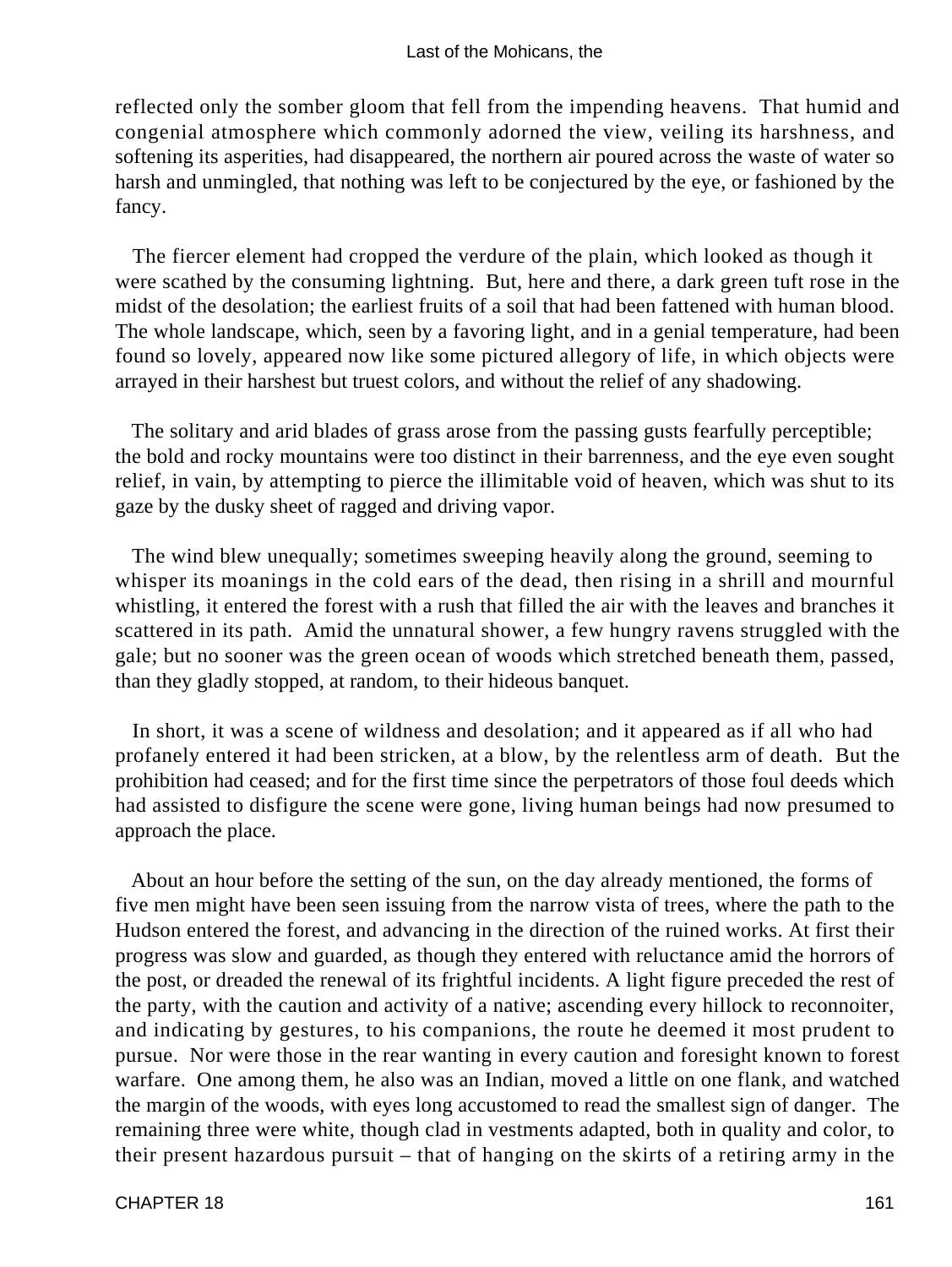reflected only the somber gloom that fell from the impending heavens. That humid and congenial atmosphere which commonly adorned the view, veiling its harshness, and softening its asperities, had disappeared, the northern air poured across the waste of water so harsh and unmingled, that nothing was left to be conjectured by the eye, or fashioned by the fancy.

The fiercer element had cropped the verdure of the plain, which looked as though it were scathed by the consuming lightning. But, here and there, a dark green tuft rose in the midst of the desolation; the earliest fruits of a soil that had been fattened with human blood. The whole landscape, which, seen by a favoring light, and in a genial temperature, had been found so lovely, appeared now like some pictured allegory of life, in which objects were arrayed in their harshest but truest colors, and without the relief of any shadowing.

The solitary and arid blades of grass arose from the passing gusts fearfully perceptible; the bold and rocky mountains were too distinct in their barrenness, and the eye even sought relief, in vain, by attempting to pierce the illimitable void of heaven, which was shut to its gaze by the dusky sheet of ragged and driving vapor.

The wind blew unequally; sometimes sweeping heavily along the ground, seeming to whisper its moanings in the cold ears of the dead, then rising in a shrill and mournful whistling, it entered the forest with a rush that filled the air with the leaves and branches it scattered in its path. Amid the unnatural shower, a few hungry ravens struggled with the gale; but no sooner was the green ocean of woods which stretched beneath them, passed, than they gladly stopped, at random, to their hideous banquet.

In short, it was a scene of wildness and desolation; and it appeared as if all who had profanely entered it had been stricken, at a blow, by the relentless arm of death. But the prohibition had ceased; and for the first time since the perpetrators of those foul deeds which had assisted to disfigure the scene were gone, living human beings had now presumed to approach the place.

About an hour before the setting of the sun, on the day already mentioned, the forms of five men might have been seen issuing from the narrow vista of trees, where the path to the Hudson entered the forest, and advancing in the direction of the ruined works. At first their progress was slow and guarded, as though they entered with reluctance amid the horrors of the post, or dreaded the renewal of its frightful incidents. A light figure preceded the rest of the party, with the caution and activity of a native; ascending every hillock to reconnoiter, and indicating by gestures, to his companions, the route he deemed it most prudent to pursue. Nor were those in the rear wanting in every caution and foresight known to forest warfare. One among them, he also was an Indian, moved a little on one flank, and watched the margin of the woods, with eyes long accustomed to read the smallest sign of danger. The remaining three were white, though clad in vestments adapted, both in quality and color, to their present hazardous pursuit – that of hanging on the skirts of a retiring army in the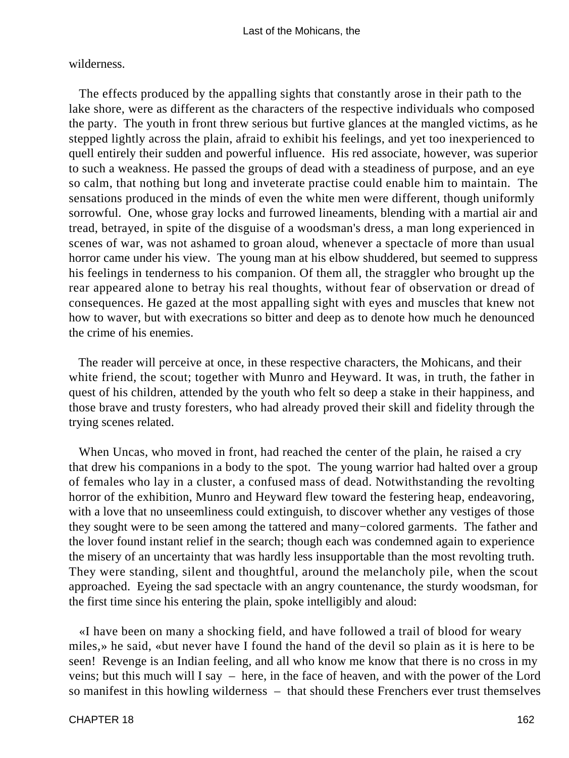wilderness.

The effects produced by the appalling sights that constantly arose in their path to the lake shore, were as different as the characters of the respective individuals who composed the party. The youth in front threw serious but furtive glances at the mangled victims, as he stepped lightly across the plain, afraid to exhibit his feelings, and yet too inexperienced to quell entirely their sudden and powerful influence. His red associate, however, was superior to such a weakness. He passed the groups of dead with a steadiness of purpose, and an eye so calm, that nothing but long and inveterate practise could enable him to maintain. The sensations produced in the minds of even the white men were different, though uniformly sorrowful. One, whose gray locks and furrowed lineaments, blending with a martial air and tread, betrayed, in spite of the disguise of a woodsman's dress, a man long experienced in scenes of war, was not ashamed to groan aloud, whenever a spectacle of more than usual horror came under his view. The young man at his elbow shuddered, but seemed to suppress his feelings in tenderness to his companion. Of them all, the straggler who brought up the rear appeared alone to betray his real thoughts, without fear of observation or dread of consequences. He gazed at the most appalling sight with eyes and muscles that knew not how to waver, but with execrations so bitter and deep as to denote how much he denounced the crime of his enemies.

The reader will perceive at once, in these respective characters, the Mohicans, and their white friend, the scout; together with Munro and Heyward. It was, in truth, the father in quest of his children, attended by the youth who felt so deep a stake in their happiness, and those brave and trusty foresters, who had already proved their skill and fidelity through the trying scenes related.

When Uncas, who moved in front, had reached the center of the plain, he raised a cry that drew his companions in a body to the spot. The young warrior had halted over a group of females who lay in a cluster, a confused mass of dead. Notwithstanding the revolting horror of the exhibition, Munro and Heyward flew toward the festering heap, endeavoring, with a love that no unseemliness could extinguish, to discover whether any vestiges of those they sought were to be seen among the tattered and many−colored garments. The father and the lover found instant relief in the search; though each was condemned again to experience the misery of an uncertainty that was hardly less insupportable than the most revolting truth. They were standing, silent and thoughtful, around the melancholy pile, when the scout approached. Eyeing the sad spectacle with an angry countenance, the sturdy woodsman, for the first time since his entering the plain, spoke intelligibly and aloud:

«I have been on many a shocking field, and have followed a trail of blood for weary miles,» he said, «but never have I found the hand of the devil so plain as it is here to be seen! Revenge is an Indian feeling, and all who know me know that there is no cross in my veins; but this much will I say – here, in the face of heaven, and with the power of the Lord so manifest in this howling wilderness – that should these Frenchers ever trust themselves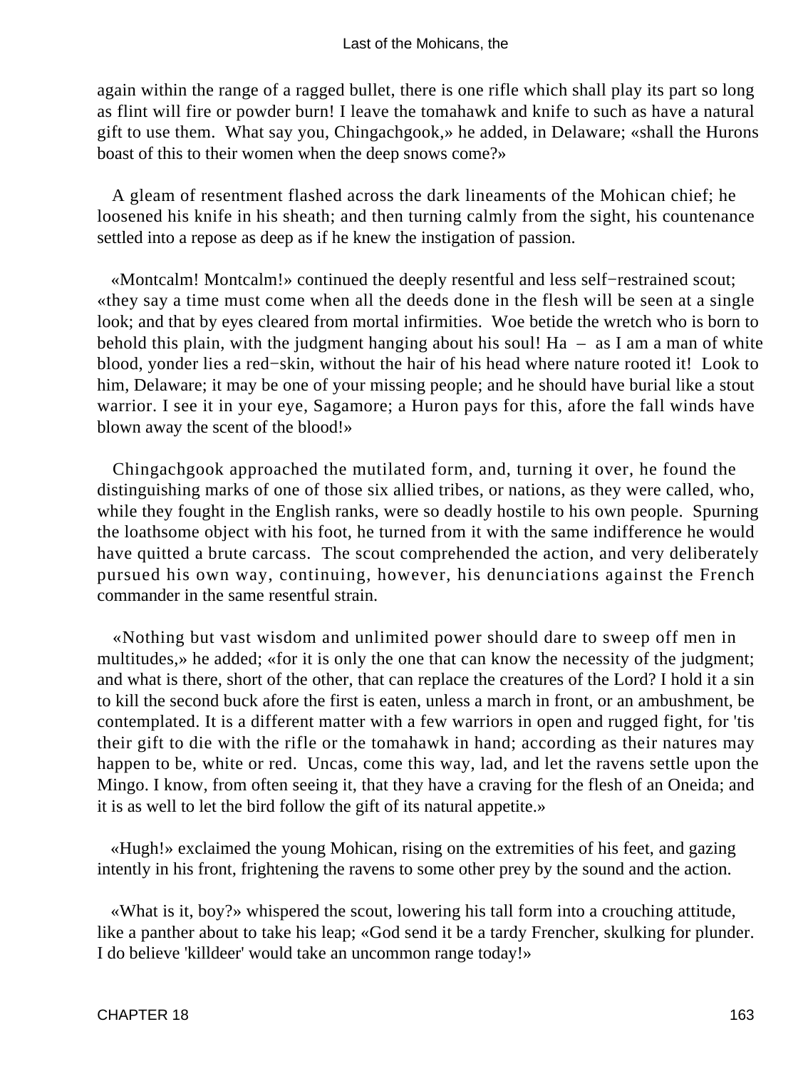again within the range of a ragged bullet, there is one rifle which shall play its part so long as flint will fire or powder burn! I leave the tomahawk and knife to such as have a natural gift to use them.  What say you, Chingachgook,» he added, in Delaware; «shall the Hurons boast of this to their women when the deep snows come?»

A gleam of resentment flashed across the dark lineaments of the Mohican chief; he loosened his knife in his sheath; and then turning calmly from the sight, his countenance settled into a repose as deep as if he knew the instigation of passion.

«Montcalm! Montcalm!» continued the deeply resentful and less self−restrained scout; «they say a time must come when all the deeds done in the flesh will be seen at a single look; and that by eyes cleared from mortal infirmities.  Woe betide the wretch who is born to behold this plain, with the judgment hanging about his soul! Ha – as I am a man of white blood, yonder lies a red−skin, without the hair of his head where nature rooted it!  Look to him, Delaware; it may be one of your missing people; and he should have burial like a stout warrior. I see it in your eye, Sagamore; a Huron pays for this, afore the fall winds have blown away the scent of the blood!»

Chingachgook approached the mutilated form, and, turning it over, he found the distinguishing marks of one of those six allied tribes, or nations, as they were called, who, while they fought in the English ranks, were so deadly hostile to his own people.  Spurning the loathsome object with his foot, he turned from it with the same indifference he would have quitted a brute carcass.  The scout comprehended the action, and very deliberately pursued his own way, continuing, however, his denunciations against the French commander in the same resentful strain.

«Nothing but vast wisdom and unlimited power should dare to sweep off men in multitudes,» he added; «for it is only the one that can know the necessity of the judgment; and what is there, short of the other, that can replace the creatures of the Lord? I hold it a sin to kill the second buck afore the first is eaten, unless a march in front, or an ambushment, be contemplated. It is a different matter with a few warriors in open and rugged fight, for 'tis their gift to die with the rifle or the tomahawk in hand; according as their natures may happen to be, white or red.  Uncas, come this way, lad, and let the ravens settle upon the Mingo. I know, from often seeing it, that they have a craving for the flesh of an Oneida; and it is as well to let the bird follow the gift of its natural appetite.»

«Hugh!» exclaimed the young Mohican, rising on the extremities of his feet, and gazing intently in his front, frightening the ravens to some other prey by the sound and the action.

«What is it, boy?» whispered the scout, lowering his tall form into a crouching attitude, like a panther about to take his leap; «God send it be a tardy Frencher, skulking for plunder. I do believe 'killdeer' would take an uncommon range today!»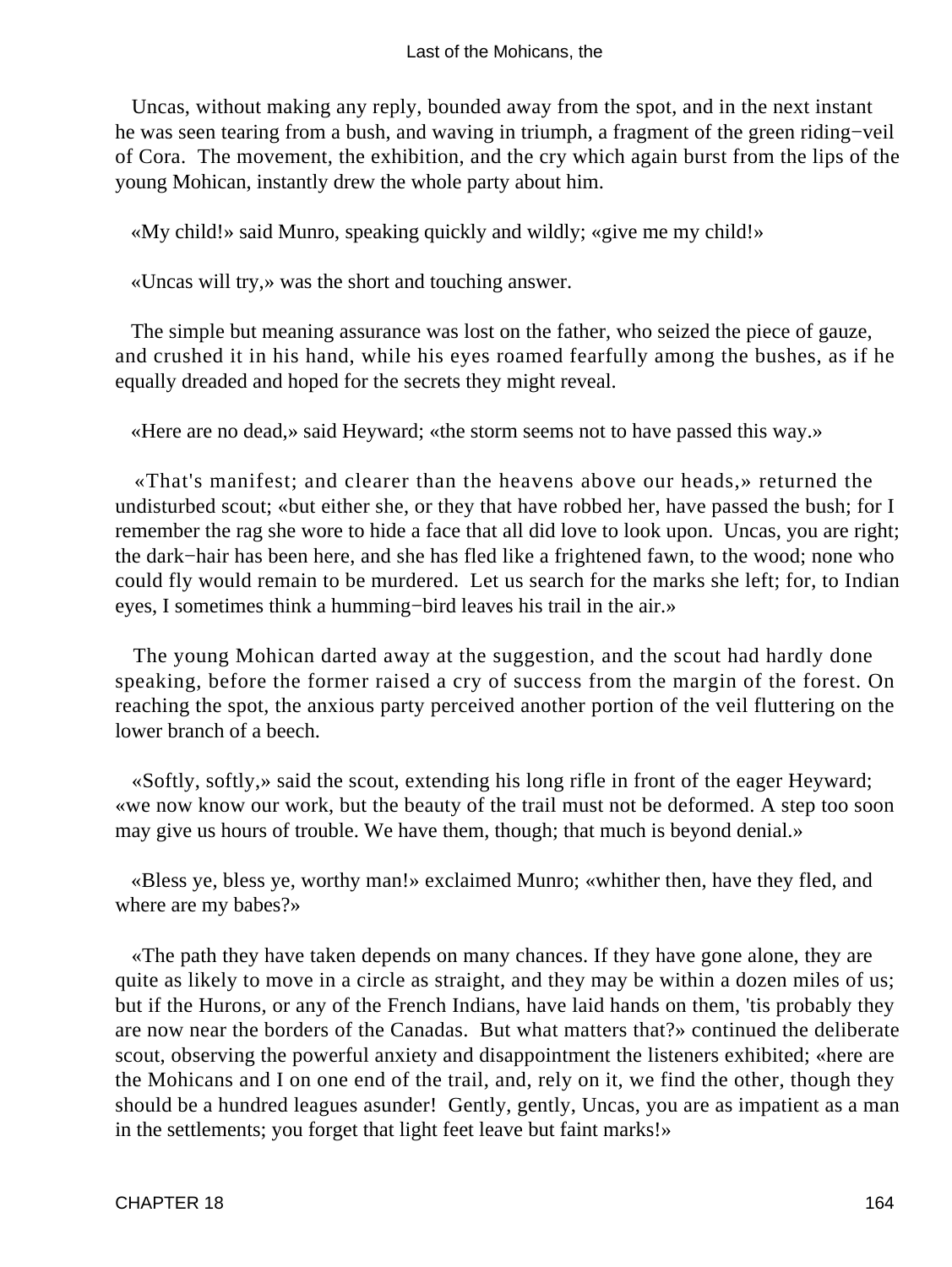Uncas, without making any reply, bounded away from the spot, and in the next instant he was seen tearing from a bush, and waving in triumph, a fragment of the green riding−veil of Cora. The movement, the exhibition, and the cry which again burst from the lips of the young Mohican, instantly drew the whole party about him.

«My child!» said Munro, speaking quickly and wildly; «give me my child!»

«Uncas will try,» was the short and touching answer.

The simple but meaning assurance was lost on the father, who seized the piece of gauze, and crushed it in his hand, while his eyes roamed fearfully among the bushes, as if he equally dreaded and hoped for the secrets they might reveal.

«Here are no dead,» said Heyward; «the storm seems not to have passed this way.»

«That's manifest; and clearer than the heavens above our heads,» returned the undisturbed scout; «but either she, or they that have robbed her, have passed the bush; for I remember the rag she wore to hide a face that all did love to look upon. Uncas, you are right; the dark−hair has been here, and she has fled like a frightened fawn, to the wood; none who could fly would remain to be murdered. Let us search for the marks she left; for, to Indian eyes, I sometimes think a humming−bird leaves his trail in the air.»

The young Mohican darted away at the suggestion, and the scout had hardly done speaking, before the former raised a cry of success from the margin of the forest. On reaching the spot, the anxious party perceived another portion of the veil fluttering on the lower branch of a beech.

«Softly, softly,» said the scout, extending his long rifle in front of the eager Heyward; «we now know our work, but the beauty of the trail must not be deformed. A step too soon may give us hours of trouble. We have them, though; that much is beyond denial.»

«Bless ye, bless ye, worthy man!» exclaimed Munro; «whither then, have they fled, and where are my babes?»

«The path they have taken depends on many chances. If they have gone alone, they are quite as likely to move in a circle as straight, and they may be within a dozen miles of us; but if the Hurons, or any of the French Indians, have laid hands on them, 'tis probably they are now near the borders of the Canadas. But what matters that?» continued the deliberate scout, observing the powerful anxiety and disappointment the listeners exhibited; «here are the Mohicans and I on one end of the trail, and, rely on it, we find the other, though they should be a hundred leagues asunder! Gently, gently, Uncas, you are as impatient as a man in the settlements; you forget that light feet leave but faint marks!»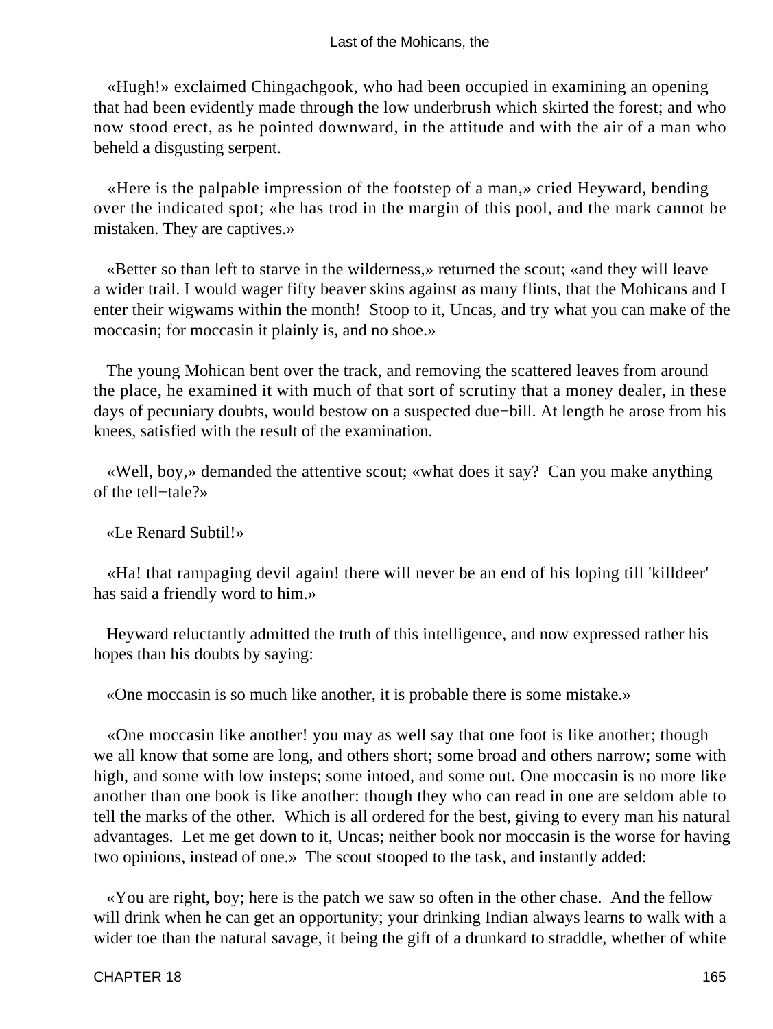«Hugh!» exclaimed Chingachgook, who had been occupied in examining an opening that had been evidently made through the low underbrush which skirted the forest; and who now stood erect, as he pointed downward, in the attitude and with the air of a man who beheld a disgusting serpent.

«Here is the palpable impression of the footstep of a man,» cried Heyward, bending over the indicated spot; «he has trod in the margin of this pool, and the mark cannot be mistaken. They are captives.»

«Better so than left to starve in the wilderness,» returned the scout; «and they will leave a wider trail. I would wager fifty beaver skins against as many flints, that the Mohicans and I enter their wigwams within the month! Stoop to it, Uncas, and try what you can make of the moccasin; for moccasin it plainly is, and no shoe.»

The young Mohican bent over the track, and removing the scattered leaves from around the place, he examined it with much of that sort of scrutiny that a money dealer, in these days of pecuniary doubts, would bestow on a suspected due−bill. At length he arose from his knees, satisfied with the result of the examination.

«Well, boy,» demanded the attentive scout; «what does it say? Can you make anything of the tell−tale?»

«Le Renard Subtil!»

«Ha! that rampaging devil again! there will never be an end of his loping till 'killdeer' has said a friendly word to him.»

Heyward reluctantly admitted the truth of this intelligence, and now expressed rather his hopes than his doubts by saying:

«One moccasin is so much like another, it is probable there is some mistake.»

«One moccasin like another! you may as well say that one foot is like another; though we all know that some are long, and others short; some broad and others narrow; some with high, and some with low insteps; some intoed, and some out. One moccasin is no more like another than one book is like another: though they who can read in one are seldom able to tell the marks of the other. Which is all ordered for the best, giving to every man his natural advantages. Let me get down to it, Uncas; neither book nor moccasin is the worse for having two opinions, instead of one.» The scout stooped to the task, and instantly added:

«You are right, boy; here is the patch we saw so often in the other chase. And the fellow will drink when he can get an opportunity; your drinking Indian always learns to walk with a wider toe than the natural savage, it being the gift of a drunkard to straddle, whether of white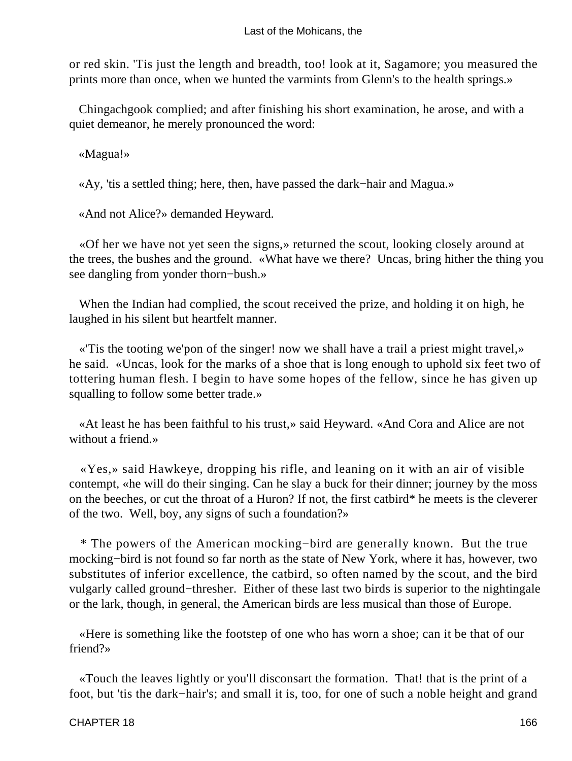or red skin. 'Tis just the length and breadth, too! look at it, Sagamore; you measured the prints more than once, when we hunted the varmints from Glenn's to the health springs.»

Chingachgook complied; and after finishing his short examination, he arose, and with a quiet demeanor, he merely pronounced the word:

«Magua!»

«Ay, 'tis a settled thing; here, then, have passed the dark−hair and Magua.»

«And not Alice?» demanded Heyward.

«Of her we have not yet seen the signs,» returned the scout, looking closely around at the trees, the bushes and the ground. «What have we there? Uncas, bring hither the thing you see dangling from yonder thorn−bush.»

When the Indian had complied, the scout received the prize, and holding it on high, he laughed in his silent but heartfelt manner.

«'Tis the tooting we'pon of the singer! now we shall have a trail a priest might travel,» he said. «Uncas, look for the marks of a shoe that is long enough to uphold six feet two of tottering human flesh. I begin to have some hopes of the fellow, since he has given up squalling to follow some better trade.»

«At least he has been faithful to his trust,» said Heyward. «And Cora and Alice are not without a friend.»

«Yes,» said Hawkeye, dropping his rifle, and leaning on it with an air of visible contempt, «he will do their singing. Can he slay a buck for their dinner; journey by the moss on the beeches, or cut the throat of a Huron? If not, the first catbird* he meets is the cleverer of the two. Well, boy, any signs of such a foundation?»

* The powers of the American mocking−bird are generally known. But the true mocking−bird is not found so far north as the state of New York, where it has, however, two substitutes of inferior excellence, the catbird, so often named by the scout, and the bird vulgarly called ground−thresher. Either of these last two birds is superior to the nightingale or the lark, though, in general, the American birds are less musical than those of Europe.

«Here is something like the footstep of one who has worn a shoe; can it be that of our friend?»

«Touch the leaves lightly or you'll disconsart the formation. That! that is the print of a foot, but 'tis the dark−hair's; and small it is, too, for one of such a noble height and grand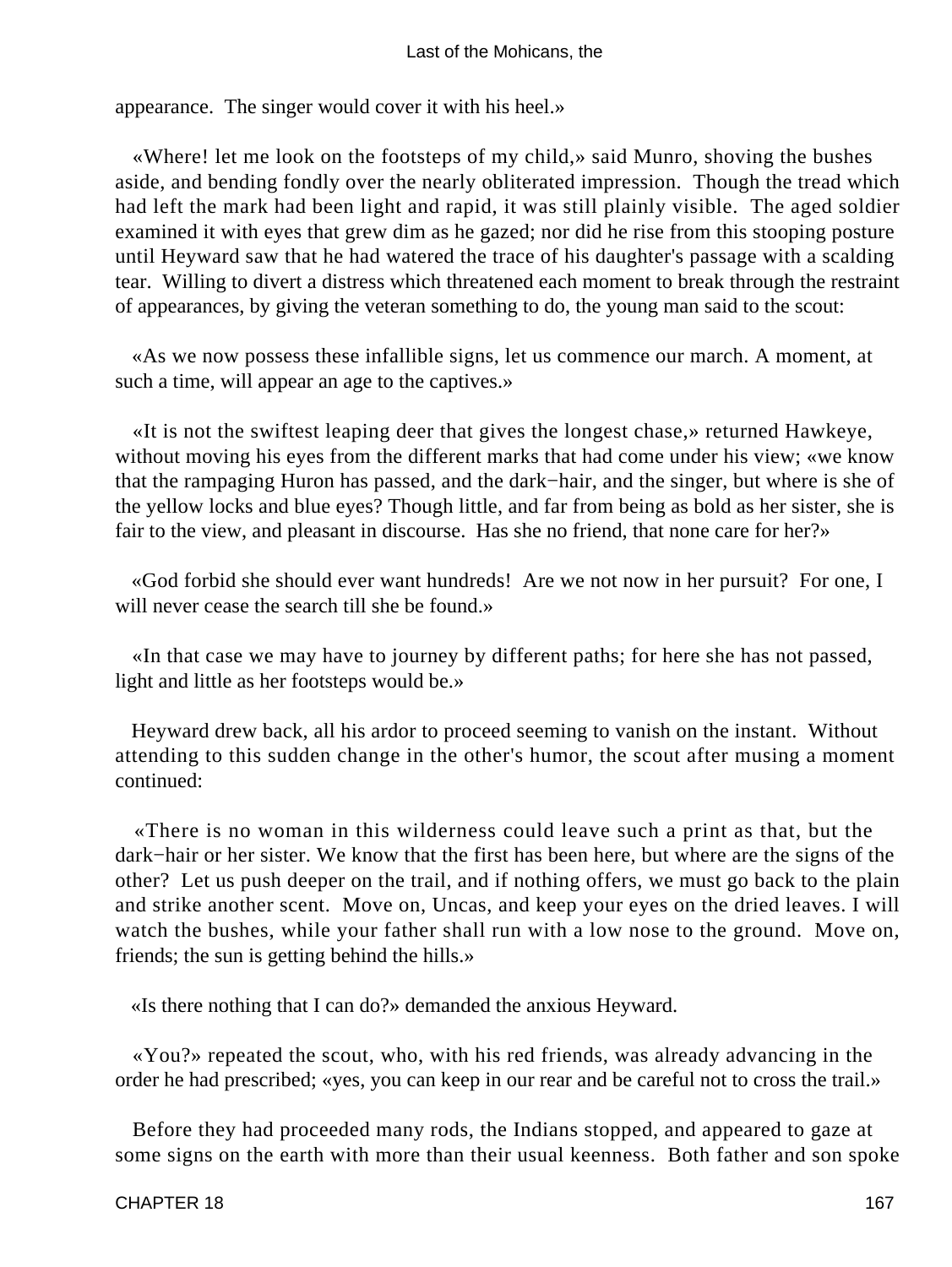appearance. The singer would cover it with his heel.»

«Where! let me look on the footsteps of my child,» said Munro, shoving the bushes aside, and bending fondly over the nearly obliterated impression. Though the tread which had left the mark had been light and rapid, it was still plainly visible. The aged soldier examined it with eyes that grew dim as he gazed; nor did he rise from this stooping posture until Heyward saw that he had watered the trace of his daughter's passage with a scalding tear. Willing to divert a distress which threatened each moment to break through the restraint of appearances, by giving the veteran something to do, the young man said to the scout:

«As we now possess these infallible signs, let us commence our march. A moment, at such a time, will appear an age to the captives.»

«It is not the swiftest leaping deer that gives the longest chase,» returned Hawkeye, without moving his eyes from the different marks that had come under his view; «we know that the rampaging Huron has passed, and the dark−hair, and the singer, but where is she of the yellow locks and blue eyes? Though little, and far from being as bold as her sister, she is fair to the view, and pleasant in discourse. Has she no friend, that none care for her?»

«God forbid she should ever want hundreds! Are we not now in her pursuit? For one, I will never cease the search till she be found.»

«In that case we may have to journey by different paths; for here she has not passed, light and little as her footsteps would be.»

Heyward drew back, all his ardor to proceed seeming to vanish on the instant. Without attending to this sudden change in the other's humor, the scout after musing a moment continued:

«There is no woman in this wilderness could leave such a print as that, but the dark−hair or her sister. We know that the first has been here, but where are the signs of the other? Let us push deeper on the trail, and if nothing offers, we must go back to the plain and strike another scent. Move on, Uncas, and keep your eyes on the dried leaves. I will watch the bushes, while your father shall run with a low nose to the ground. Move on, friends; the sun is getting behind the hills.»

«Is there nothing that I can do?» demanded the anxious Heyward.

«You?» repeated the scout, who, with his red friends, was already advancing in the order he had prescribed; «yes, you can keep in our rear and be careful not to cross the trail.»

Before they had proceeded many rods, the Indians stopped, and appeared to gaze at some signs on the earth with more than their usual keenness. Both father and son spoke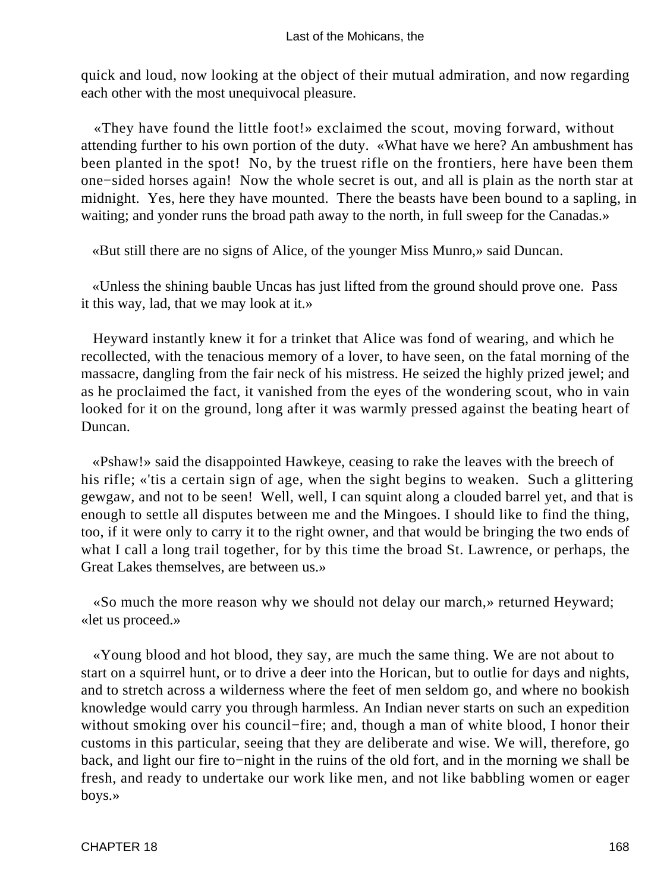quick and loud, now looking at the object of their mutual admiration, and now regarding each other with the most unequivocal pleasure.

«They have found the little foot!» exclaimed the scout, moving forward, without attending further to his own portion of the duty. «What have we here? An ambushment has been planted in the spot! No, by the truest rifle on the frontiers, here have been them one−sided horses again! Now the whole secret is out, and all is plain as the north star at midnight. Yes, here they have mounted. There the beasts have been bound to a sapling, in waiting; and yonder runs the broad path away to the north, in full sweep for the Canadas.»

«But still there are no signs of Alice, of the younger Miss Munro,» said Duncan.

«Unless the shining bauble Uncas has just lifted from the ground should prove one. Pass it this way, lad, that we may look at it.»

Heyward instantly knew it for a trinket that Alice was fond of wearing, and which he recollected, with the tenacious memory of a lover, to have seen, on the fatal morning of the massacre, dangling from the fair neck of his mistress. He seized the highly prized jewel; and as he proclaimed the fact, it vanished from the eyes of the wondering scout, who in vain looked for it on the ground, long after it was warmly pressed against the beating heart of Duncan.

«Pshaw!» said the disappointed Hawkeye, ceasing to rake the leaves with the breech of his rifle; «'tis a certain sign of age, when the sight begins to weaken. Such a glittering gewgaw, and not to be seen! Well, well, I can squint along a clouded barrel yet, and that is enough to settle all disputes between me and the Mingoes. I should like to find the thing, too, if it were only to carry it to the right owner, and that would be bringing the two ends of what I call a long trail together, for by this time the broad St. Lawrence, or perhaps, the Great Lakes themselves, are between us.»

«So much the more reason why we should not delay our march,» returned Heyward; «let us proceed.»

«Young blood and hot blood, they say, are much the same thing. We are not about to start on a squirrel hunt, or to drive a deer into the Horican, but to outlie for days and nights, and to stretch across a wilderness where the feet of men seldom go, and where no bookish knowledge would carry you through harmless. An Indian never starts on such an expedition without smoking over his council−fire; and, though a man of white blood, I honor their customs in this particular, seeing that they are deliberate and wise. We will, therefore, go back, and light our fire to−night in the ruins of the old fort, and in the morning we shall be fresh, and ready to undertake our work like men, and not like babbling women or eager boys.»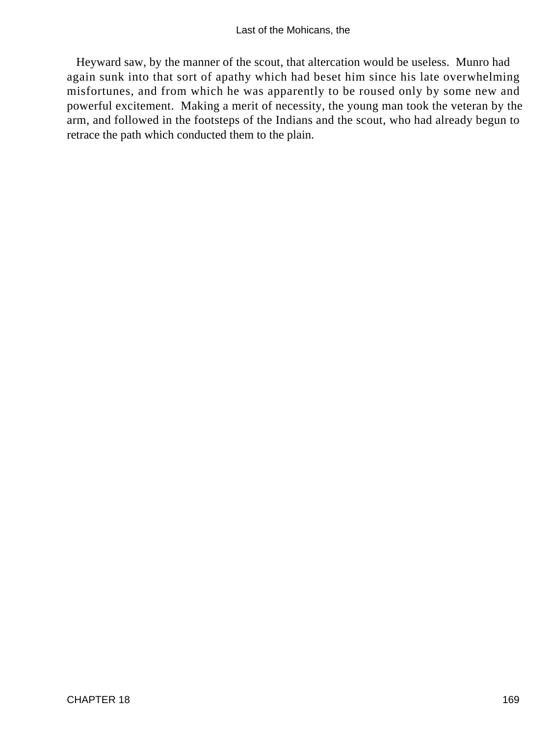Heyward saw, by the manner of the scout, that altercation would be useless. Munro had again sunk into that sort of apathy which had beset him since his late overwhelming misfortunes, and from which he was apparently to be roused only by some new and powerful excitement. Making a merit of necessity, the young man took the veteran by the arm, and followed in the footsteps of the Indians and the scout, who had already begun to retrace the path which conducted them to the plain.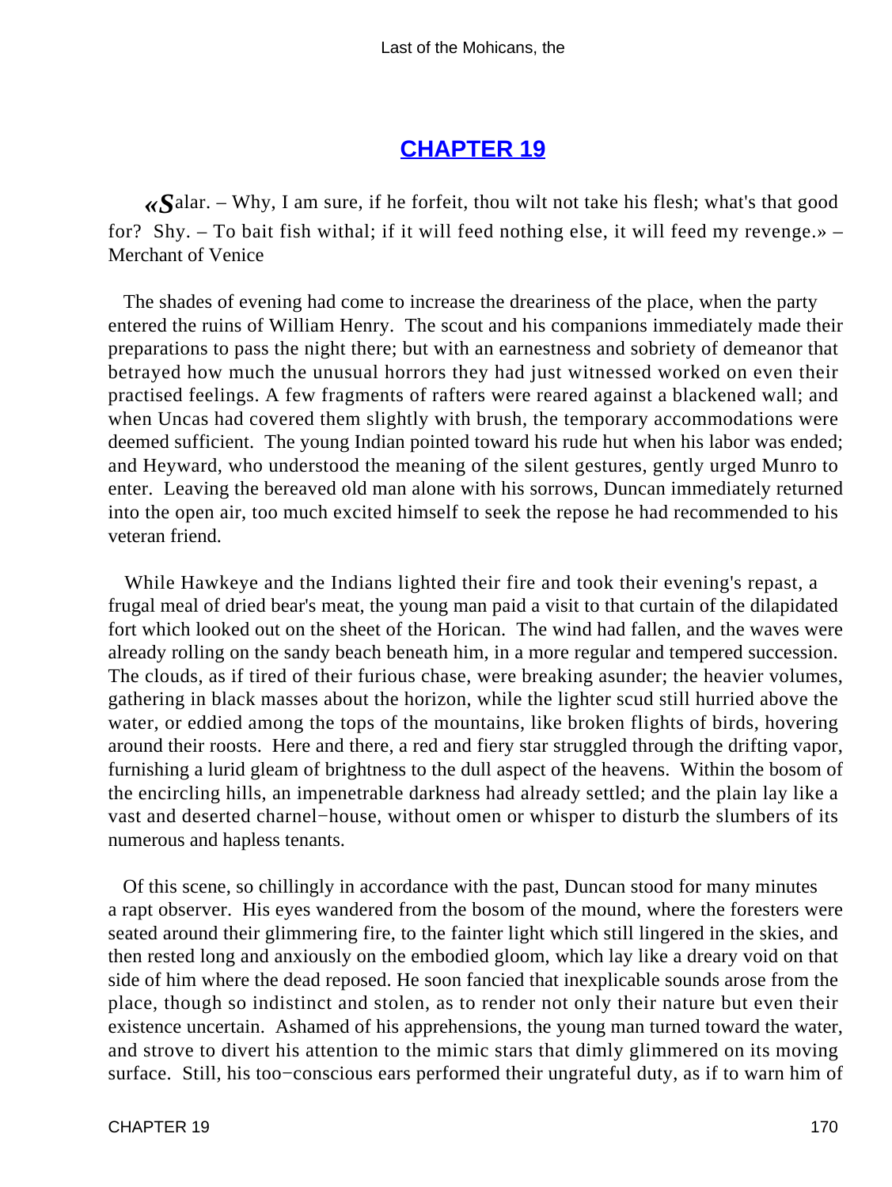## CHAPTER 19

*«S*alar. – Why, I am sure, if he forfeit, thou wilt not take his flesh; what's that good for? Shy. – To bait fish withal; if it will feed nothing else, it will feed my revenge.» – Merchant of Venice

The shades of evening had come to increase the dreariness of the place, when the party entered the ruins of William Henry. The scout and his companions immediately made their preparations to pass the night there; but with an earnestness and sobriety of demeanor that betrayed how much the unusual horrors they had just witnessed worked on even their practised feelings. A few fragments of rafters were reared against a blackened wall; and when Uncas had covered them slightly with brush, the temporary accommodations were deemed sufficient. The young Indian pointed toward his rude hut when his labor was ended; and Heyward, who understood the meaning of the silent gestures, gently urged Munro to enter. Leaving the bereaved old man alone with his sorrows, Duncan immediately returned into the open air, too much excited himself to seek the repose he had recommended to his veteran friend.

While Hawkeye and the Indians lighted their fire and took their evening's repast, a frugal meal of dried bear's meat, the young man paid a visit to that curtain of the dilapidated fort which looked out on the sheet of the Horican. The wind had fallen, and the waves were already rolling on the sandy beach beneath him, in a more regular and tempered succession. The clouds, as if tired of their furious chase, were breaking asunder; the heavier volumes, gathering in black masses about the horizon, while the lighter scud still hurried above the water, or eddied among the tops of the mountains, like broken flights of birds, hovering around their roosts. Here and there, a red and fiery star struggled through the drifting vapor, furnishing a lurid gleam of brightness to the dull aspect of the heavens. Within the bosom of the encircling hills, an impenetrable darkness had already settled; and the plain lay like a vast and deserted charnel−house, without omen or whisper to disturb the slumbers of its numerous and hapless tenants.

Of this scene, so chillingly in accordance with the past, Duncan stood for many minutes a rapt observer. His eyes wandered from the bosom of the mound, where the foresters were seated around their glimmering fire, to the fainter light which still lingered in the skies, and then rested long and anxiously on the embodied gloom, which lay like a dreary void on that side of him where the dead reposed. He soon fancied that inexplicable sounds arose from the place, though so indistinct and stolen, as to render not only their nature but even their existence uncertain. Ashamed of his apprehensions, the young man turned toward the water, and strove to divert his attention to the mimic stars that dimly glimmered on its moving surface. Still, his too−conscious ears performed their ungrateful duty, as if to warn him of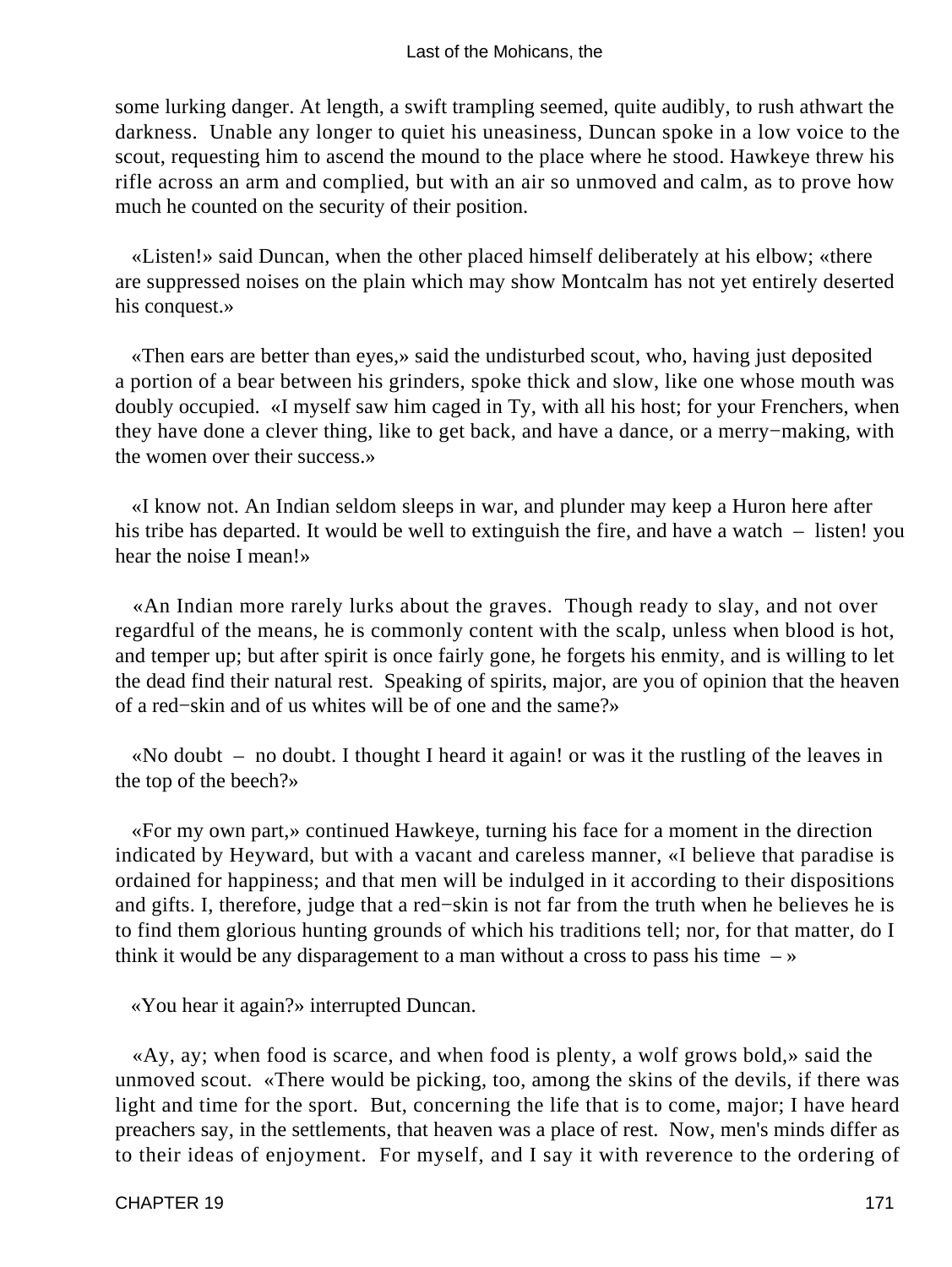some lurking danger. At length, a swift trampling seemed, quite audibly, to rush athwart the darkness. Unable any longer to quiet his uneasiness, Duncan spoke in a low voice to the scout, requesting him to ascend the mound to the place where he stood. Hawkeye threw his rifle across an arm and complied, but with an air so unmoved and calm, as to prove how much he counted on the security of their position.

«Listen!» said Duncan, when the other placed himself deliberately at his elbow; «there are suppressed noises on the plain which may show Montcalm has not yet entirely deserted his conquest.»

«Then ears are better than eyes,» said the undisturbed scout, who, having just deposited a portion of a bear between his grinders, spoke thick and slow, like one whose mouth was doubly occupied. «I myself saw him caged in Ty, with all his host; for your Frenchers, when they have done a clever thing, like to get back, and have a dance, or a merry−making, with the women over their success.»

«I know not. An Indian seldom sleeps in war, and plunder may keep a Huron here after his tribe has departed. It would be well to extinguish the fire, and have a watch – listen! you hear the noise I mean!»

«An Indian more rarely lurks about the graves. Though ready to slay, and not over regardful of the means, he is commonly content with the scalp, unless when blood is hot, and temper up; but after spirit is once fairly gone, he forgets his enmity, and is willing to let the dead find their natural rest. Speaking of spirits, major, are you of opinion that the heaven of a red−skin and of us whites will be of one and the same?»

«No doubt – no doubt. I thought I heard it again! or was it the rustling of the leaves in the top of the beech?»

«For my own part,» continued Hawkeye, turning his face for a moment in the direction indicated by Heyward, but with a vacant and careless manner, «I believe that paradise is ordained for happiness; and that men will be indulged in it according to their dispositions and gifts. I, therefore, judge that a red−skin is not far from the truth when he believes he is to find them glorious hunting grounds of which his traditions tell; nor, for that matter, do I think it would be any disparagement to a man without a cross to pass his time – »

«You hear it again?» interrupted Duncan.

«Ay, ay; when food is scarce, and when food is plenty, a wolf grows bold,» said the unmoved scout. «There would be picking, too, among the skins of the devils, if there was light and time for the sport. But, concerning the life that is to come, major; I have heard preachers say, in the settlements, that heaven was a place of rest. Now, men's minds differ as to their ideas of enjoyment. For myself, and I say it with reverence to the ordering of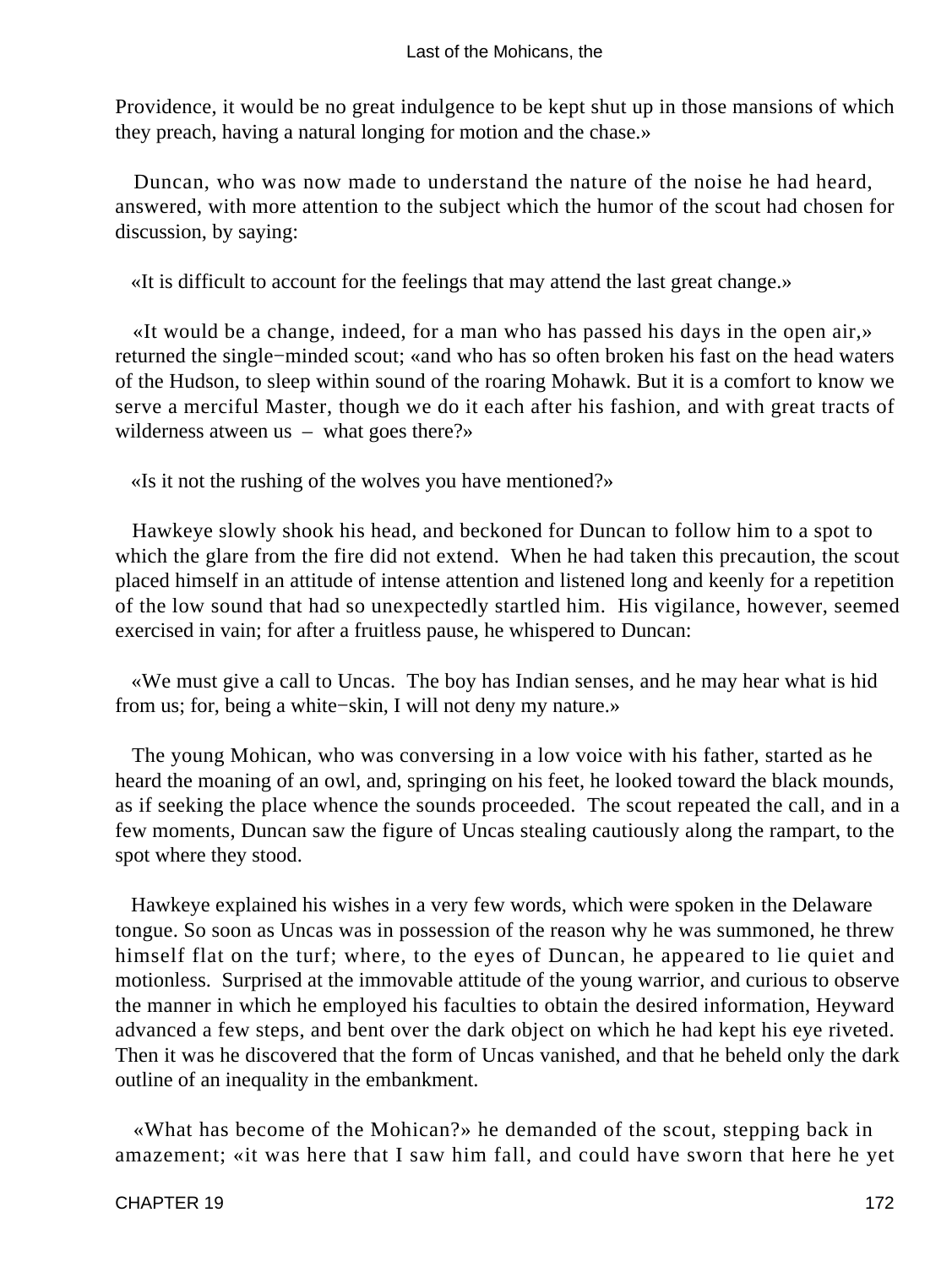Providence, it would be no great indulgence to be kept shut up in those mansions of which they preach, having a natural longing for motion and the chase.»

Duncan, who was now made to understand the nature of the noise he had heard, answered, with more attention to the subject which the humor of the scout had chosen for discussion, by saying:

«It is difficult to account for the feelings that may attend the last great change.»

«It would be a change, indeed, for a man who has passed his days in the open air,» returned the single−minded scout; «and who has so often broken his fast on the head waters of the Hudson, to sleep within sound of the roaring Mohawk. But it is a comfort to know we serve a merciful Master, though we do it each after his fashion, and with great tracts of wilderness atween us – what goes there?»

«Is it not the rushing of the wolves you have mentioned?»

Hawkeye slowly shook his head, and beckoned for Duncan to follow him to a spot to which the glare from the fire did not extend. When he had taken this precaution, the scout placed himself in an attitude of intense attention and listened long and keenly for a repetition of the low sound that had so unexpectedly startled him. His vigilance, however, seemed exercised in vain; for after a fruitless pause, he whispered to Duncan:

«We must give a call to Uncas. The boy has Indian senses, and he may hear what is hid from us; for, being a white−skin, I will not deny my nature.»

The young Mohican, who was conversing in a low voice with his father, started as he heard the moaning of an owl, and, springing on his feet, he looked toward the black mounds, as if seeking the place whence the sounds proceeded. The scout repeated the call, and in a few moments, Duncan saw the figure of Uncas stealing cautiously along the rampart, to the spot where they stood.

Hawkeye explained his wishes in a very few words, which were spoken in the Delaware tongue. So soon as Uncas was in possession of the reason why he was summoned, he threw himself flat on the turf; where, to the eyes of Duncan, he appeared to lie quiet and motionless. Surprised at the immovable attitude of the young warrior, and curious to observe the manner in which he employed his faculties to obtain the desired information, Heyward advanced a few steps, and bent over the dark object on which he had kept his eye riveted. Then it was he discovered that the form of Uncas vanished, and that he beheld only the dark outline of an inequality in the embankment.

«What has become of the Mohican?» he demanded of the scout, stepping back in amazement; «it was here that I saw him fall, and could have sworn that here he yet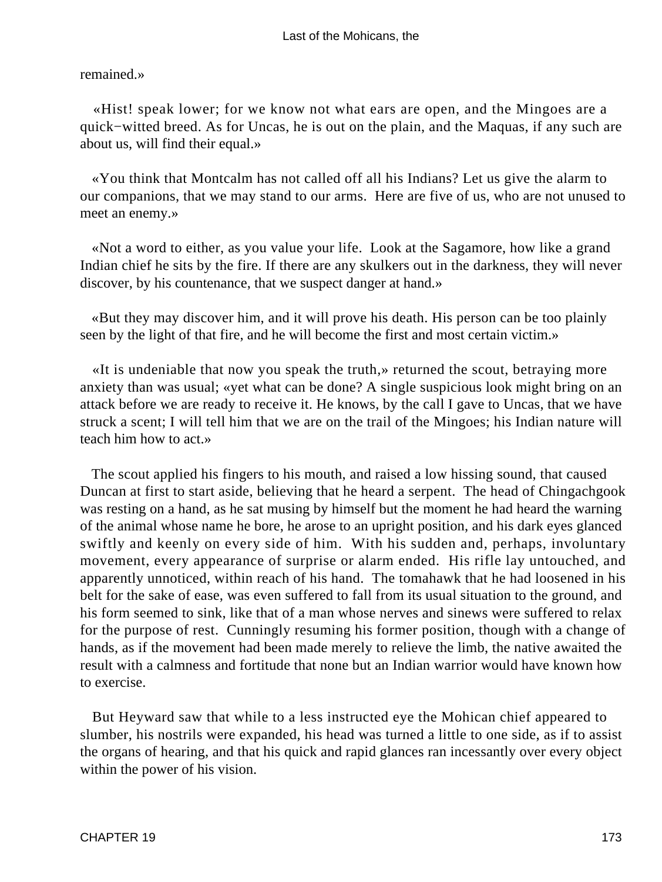remained.»

«Hist! speak lower; for we know not what ears are open, and the Mingoes are a quick−witted breed. As for Uncas, he is out on the plain, and the Maquas, if any such are about us, will find their equal.»

«You think that Montcalm has not called off all his Indians? Let us give the alarm to our companions, that we may stand to our arms. Here are five of us, who are not unused to meet an enemy.»

«Not a word to either, as you value your life. Look at the Sagamore, how like a grand Indian chief he sits by the fire. If there are any skulkers out in the darkness, they will never discover, by his countenance, that we suspect danger at hand.»

«But they may discover him, and it will prove his death. His person can be too plainly seen by the light of that fire, and he will become the first and most certain victim.»

«It is undeniable that now you speak the truth,» returned the scout, betraying more anxiety than was usual; «yet what can be done? A single suspicious look might bring on an attack before we are ready to receive it. He knows, by the call I gave to Uncas, that we have struck a scent; I will tell him that we are on the trail of the Mingoes; his Indian nature will teach him how to act.»

The scout applied his fingers to his mouth, and raised a low hissing sound, that caused Duncan at first to start aside, believing that he heard a serpent. The head of Chingachgook was resting on a hand, as he sat musing by himself but the moment he had heard the warning of the animal whose name he bore, he arose to an upright position, and his dark eyes glanced swiftly and keenly on every side of him. With his sudden and, perhaps, involuntary movement, every appearance of surprise or alarm ended. His rifle lay untouched, and apparently unnoticed, within reach of his hand. The tomahawk that he had loosened in his belt for the sake of ease, was even suffered to fall from its usual situation to the ground, and his form seemed to sink, like that of a man whose nerves and sinews were suffered to relax for the purpose of rest. Cunningly resuming his former position, though with a change of hands, as if the movement had been made merely to relieve the limb, the native awaited the result with a calmness and fortitude that none but an Indian warrior would have known how to exercise.

But Heyward saw that while to a less instructed eye the Mohican chief appeared to slumber, his nostrils were expanded, his head was turned a little to one side, as if to assist the organs of hearing, and that his quick and rapid glances ran incessantly over every object within the power of his vision.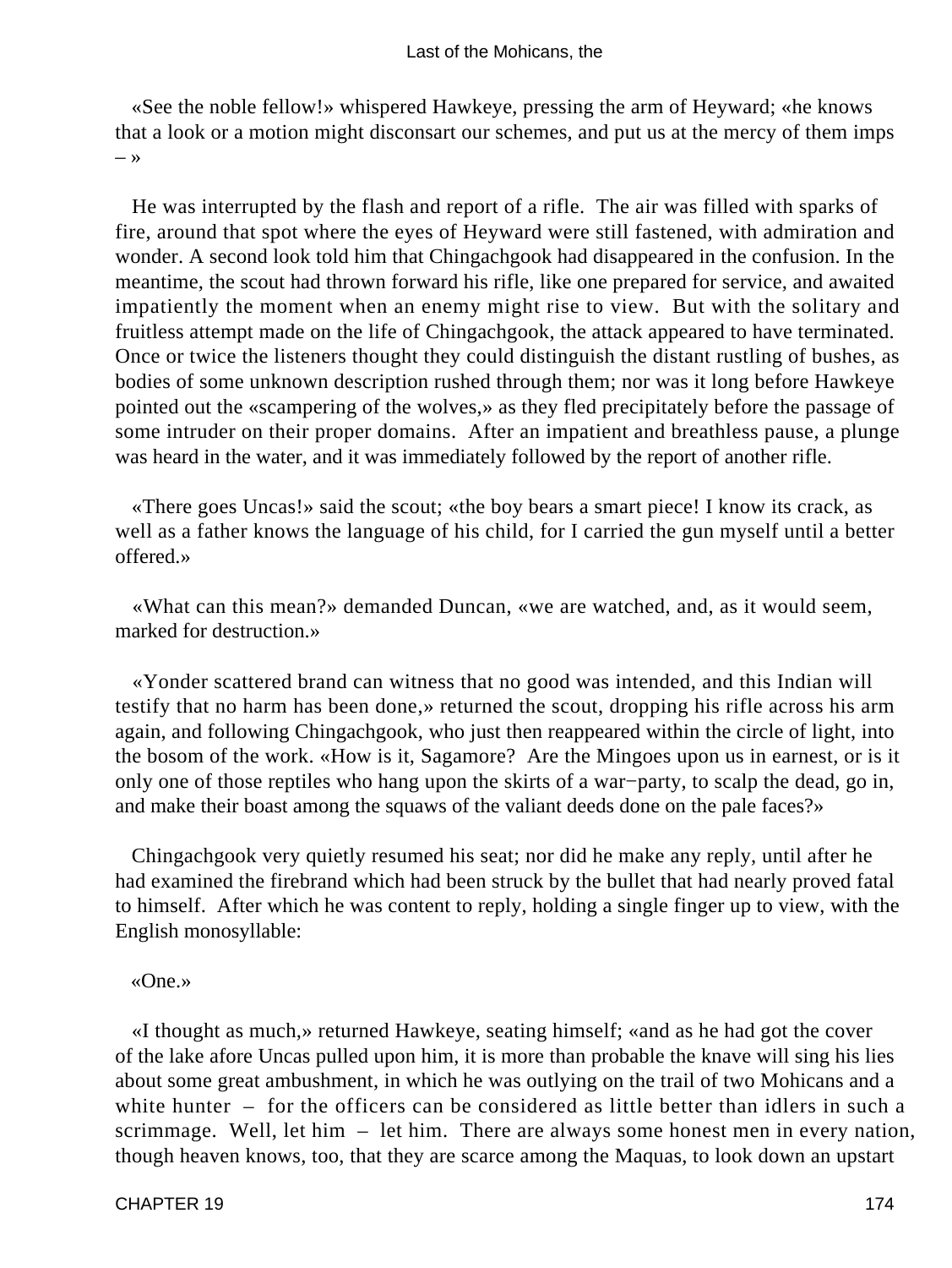«See the noble fellow!» whispered Hawkeye, pressing the arm of Heyward; «he knows that a look or a motion might disconsart our schemes, and put us at the mercy of them imps – »

He was interrupted by the flash and report of a rifle. The air was filled with sparks of fire, around that spot where the eyes of Heyward were still fastened, with admiration and wonder. A second look told him that Chingachgook had disappeared in the confusion. In the meantime, the scout had thrown forward his rifle, like one prepared for service, and awaited impatiently the moment when an enemy might rise to view. But with the solitary and fruitless attempt made on the life of Chingachgook, the attack appeared to have terminated. Once or twice the listeners thought they could distinguish the distant rustling of bushes, as bodies of some unknown description rushed through them; nor was it long before Hawkeye pointed out the «scampering of the wolves,» as they fled precipitately before the passage of some intruder on their proper domains. After an impatient and breathless pause, a plunge was heard in the water, and it was immediately followed by the report of another rifle.

«There goes Uncas!» said the scout; «the boy bears a smart piece! I know its crack, as well as a father knows the language of his child, for I carried the gun myself until a better offered.»

«What can this mean?» demanded Duncan, «we are watched, and, as it would seem, marked for destruction.»

«Yonder scattered brand can witness that no good was intended, and this Indian will testify that no harm has been done,» returned the scout, dropping his rifle across his arm again, and following Chingachgook, who just then reappeared within the circle of light, into the bosom of the work. «How is it, Sagamore? Are the Mingoes upon us in earnest, or is it only one of those reptiles who hang upon the skirts of a war−party, to scalp the dead, go in, and make their boast among the squaws of the valiant deeds done on the pale faces?»

Chingachgook very quietly resumed his seat; nor did he make any reply, until after he had examined the firebrand which had been struck by the bullet that had nearly proved fatal to himself. After which he was content to reply, holding a single finger up to view, with the English monosyllable:

«One.»

«I thought as much,» returned Hawkeye, seating himself; «and as he had got the cover of the lake afore Uncas pulled upon him, it is more than probable the knave will sing his lies about some great ambushment, in which he was outlying on the trail of two Mohicans and a white hunter – for the officers can be considered as little better than idlers in such a scrimmage. Well, let him – let him. There are always some honest men in every nation, though heaven knows, too, that they are scarce among the Maquas, to look down an upstart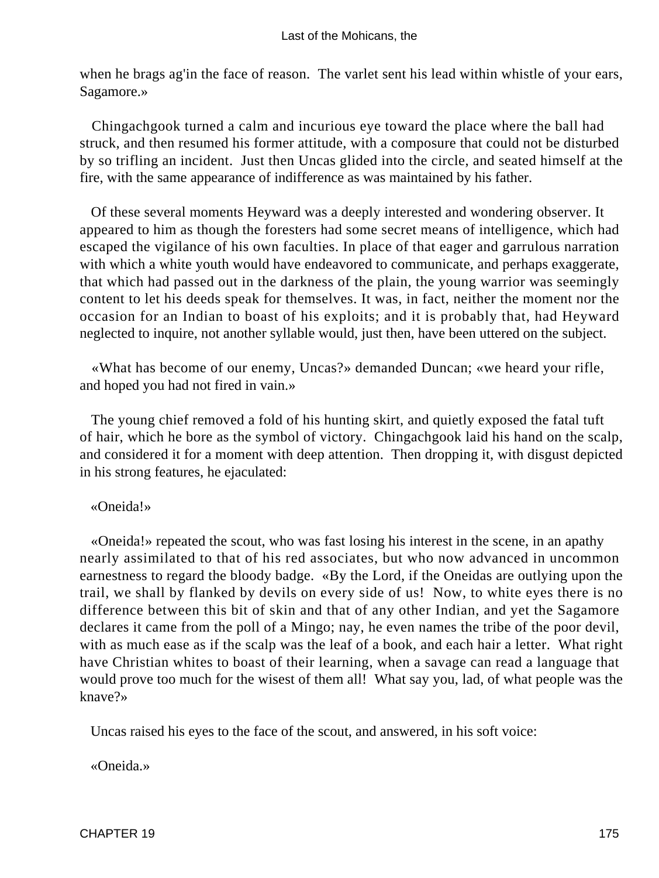when he brags ag'in the face of reason.  The varlet sent his lead within whistle of your ears, Sagamore.»

Chingachgook turned a calm and incurious eye toward the place where the ball had struck, and then resumed his former attitude, with a composure that could not be disturbed by so trifling an incident.  Just then Uncas glided into the circle, and seated himself at the fire, with the same appearance of indifference as was maintained by his father.

Of these several moments Heyward was a deeply interested and wondering observer. It appeared to him as though the foresters had some secret means of intelligence, which had escaped the vigilance of his own faculties. In place of that eager and garrulous narration with which a white youth would have endeavored to communicate, and perhaps exaggerate, that which had passed out in the darkness of the plain, the young warrior was seemingly content to let his deeds speak for themselves. It was, in fact, neither the moment nor the occasion for an Indian to boast of his exploits; and it is probably that, had Heyward neglected to inquire, not another syllable would, just then, have been uttered on the subject.

«What has become of our enemy, Uncas?» demanded Duncan; «we heard your rifle, and hoped you had not fired in vain.»

The young chief removed a fold of his hunting skirt, and quietly exposed the fatal tuft of hair, which he bore as the symbol of victory.  Chingachgook laid his hand on the scalp, and considered it for a moment with deep attention.  Then dropping it, with disgust depicted in his strong features, he ejaculated:

«Oneida!»

«Oneida!» repeated the scout, who was fast losing his interest in the scene, in an apathy nearly assimilated to that of his red associates, but who now advanced in uncommon earnestness to regard the bloody badge.  «By the Lord, if the Oneidas are outlying upon the trail, we shall by flanked by devils on every side of us!  Now, to white eyes there is no difference between this bit of skin and that of any other Indian, and yet the Sagamore declares it came from the poll of a Mingo; nay, he even names the tribe of the poor devil, with as much ease as if the scalp was the leaf of a book, and each hair a letter.  What right have Christian whites to boast of their learning, when a savage can read a language that would prove too much for the wisest of them all!  What say you, lad, of what people was the knave?»

Uncas raised his eyes to the face of the scout, and answered, in his soft voice:

«Oneida.»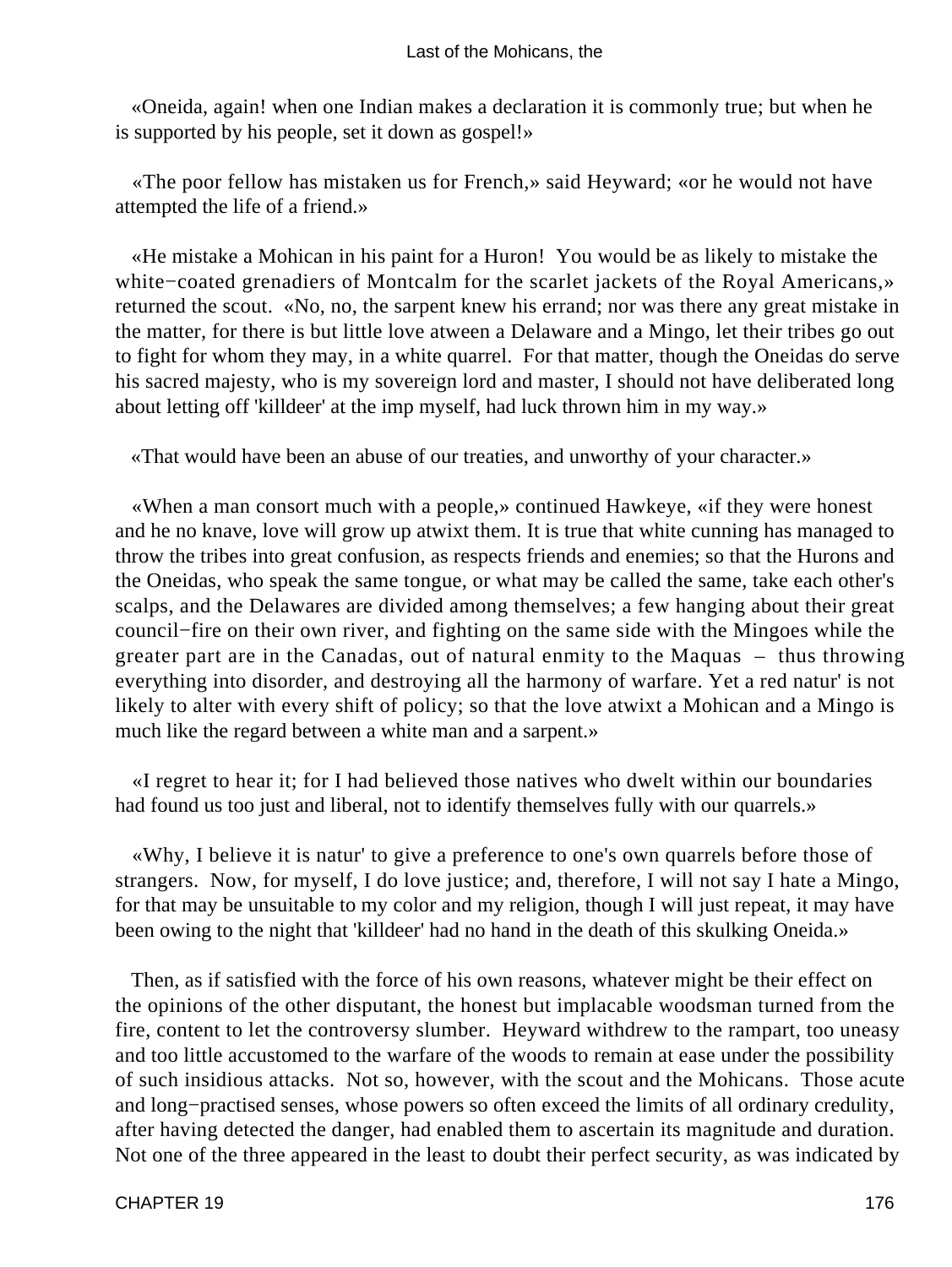«Oneida, again! when one Indian makes a declaration it is commonly true; but when he is supported by his people, set it down as gospel!»

«The poor fellow has mistaken us for French,» said Heyward; «or he would not have attempted the life of a friend.»

«He mistake a Mohican in his paint for a Huron! You would be as likely to mistake the white−coated grenadiers of Montcalm for the scarlet jackets of the Royal Americans,» returned the scout. «No, no, the sarpent knew his errand; nor was there any great mistake in the matter, for there is but little love atween a Delaware and a Mingo, let their tribes go out to fight for whom they may, in a white quarrel. For that matter, though the Oneidas do serve his sacred majesty, who is my sovereign lord and master, I should not have deliberated long about letting off 'killdeer' at the imp myself, had luck thrown him in my way.»

«That would have been an abuse of our treaties, and unworthy of your character.»

«When a man consort much with a people,» continued Hawkeye, «if they were honest and he no knave, love will grow up atwixt them. It is true that white cunning has managed to throw the tribes into great confusion, as respects friends and enemies; so that the Hurons and the Oneidas, who speak the same tongue, or what may be called the same, take each other's scalps, and the Delawares are divided among themselves; a few hanging about their great council−fire on their own river, and fighting on the same side with the Mingoes while the greater part are in the Canadas, out of natural enmity to the Maquas – thus throwing everything into disorder, and destroying all the harmony of warfare. Yet a red natur' is not likely to alter with every shift of policy; so that the love atwixt a Mohican and a Mingo is much like the regard between a white man and a sarpent.»

«I regret to hear it; for I had believed those natives who dwelt within our boundaries had found us too just and liberal, not to identify themselves fully with our quarrels.»

«Why, I believe it is natur' to give a preference to one's own quarrels before those of strangers. Now, for myself, I do love justice; and, therefore, I will not say I hate a Mingo, for that may be unsuitable to my color and my religion, though I will just repeat, it may have been owing to the night that 'killdeer' had no hand in the death of this skulking Oneida.»

Then, as if satisfied with the force of his own reasons, whatever might be their effect on the opinions of the other disputant, the honest but implacable woodsman turned from the fire, content to let the controversy slumber. Heyward withdrew to the rampart, too uneasy and too little accustomed to the warfare of the woods to remain at ease under the possibility of such insidious attacks. Not so, however, with the scout and the Mohicans. Those acute and long−practised senses, whose powers so often exceed the limits of all ordinary credulity, after having detected the danger, had enabled them to ascertain its magnitude and duration. Not one of the three appeared in the least to doubt their perfect security, as was indicated by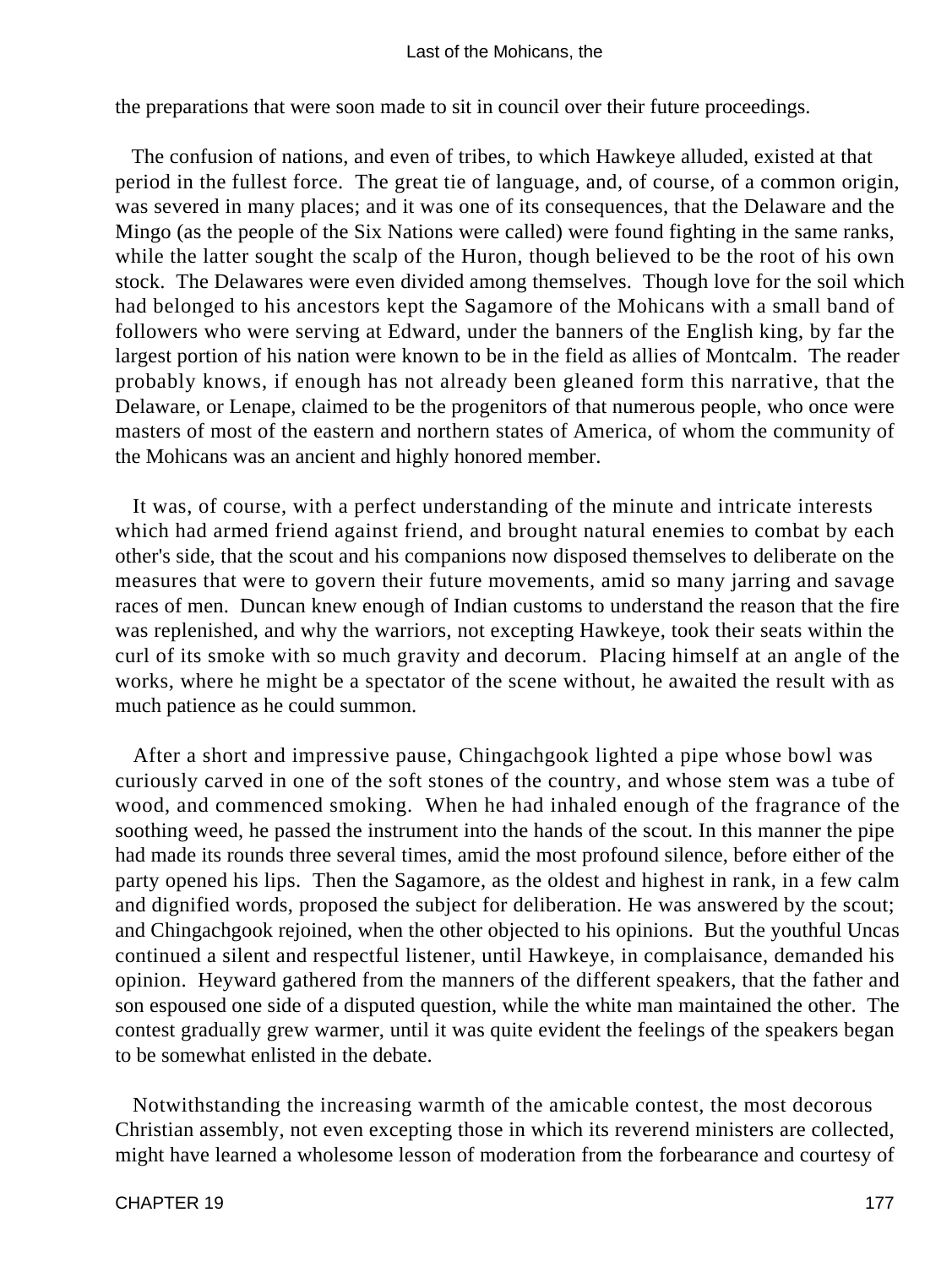the preparations that were soon made to sit in council over their future proceedings.

The confusion of nations, and even of tribes, to which Hawkeye alluded, existed at that period in the fullest force. The great tie of language, and, of course, of a common origin, was severed in many places; and it was one of its consequences, that the Delaware and the Mingo (as the people of the Six Nations were called) were found fighting in the same ranks, while the latter sought the scalp of the Huron, though believed to be the root of his own stock. The Delawares were even divided among themselves. Though love for the soil which had belonged to his ancestors kept the Sagamore of the Mohicans with a small band of followers who were serving at Edward, under the banners of the English king, by far the largest portion of his nation were known to be in the field as allies of Montcalm. The reader probably knows, if enough has not already been gleaned form this narrative, that the Delaware, or Lenape, claimed to be the progenitors of that numerous people, who once were masters of most of the eastern and northern states of America, of whom the community of the Mohicans was an ancient and highly honored member.

It was, of course, with a perfect understanding of the minute and intricate interests which had armed friend against friend, and brought natural enemies to combat by each other's side, that the scout and his companions now disposed themselves to deliberate on the measures that were to govern their future movements, amid so many jarring and savage races of men. Duncan knew enough of Indian customs to understand the reason that the fire was replenished, and why the warriors, not excepting Hawkeye, took their seats within the curl of its smoke with so much gravity and decorum. Placing himself at an angle of the works, where he might be a spectator of the scene without, he awaited the result with as much patience as he could summon.

After a short and impressive pause, Chingachgook lighted a pipe whose bowl was curiously carved in one of the soft stones of the country, and whose stem was a tube of wood, and commenced smoking. When he had inhaled enough of the fragrance of the soothing weed, he passed the instrument into the hands of the scout. In this manner the pipe had made its rounds three several times, amid the most profound silence, before either of the party opened his lips. Then the Sagamore, as the oldest and highest in rank, in a few calm and dignified words, proposed the subject for deliberation. He was answered by the scout; and Chingachgook rejoined, when the other objected to his opinions. But the youthful Uncas continued a silent and respectful listener, until Hawkeye, in complaisance, demanded his opinion. Heyward gathered from the manners of the different speakers, that the father and son espoused one side of a disputed question, while the white man maintained the other. The contest gradually grew warmer, until it was quite evident the feelings of the speakers began to be somewhat enlisted in the debate.

Notwithstanding the increasing warmth of the amicable contest, the most decorous Christian assembly, not even excepting those in which its reverend ministers are collected, might have learned a wholesome lesson of moderation from the forbearance and courtesy of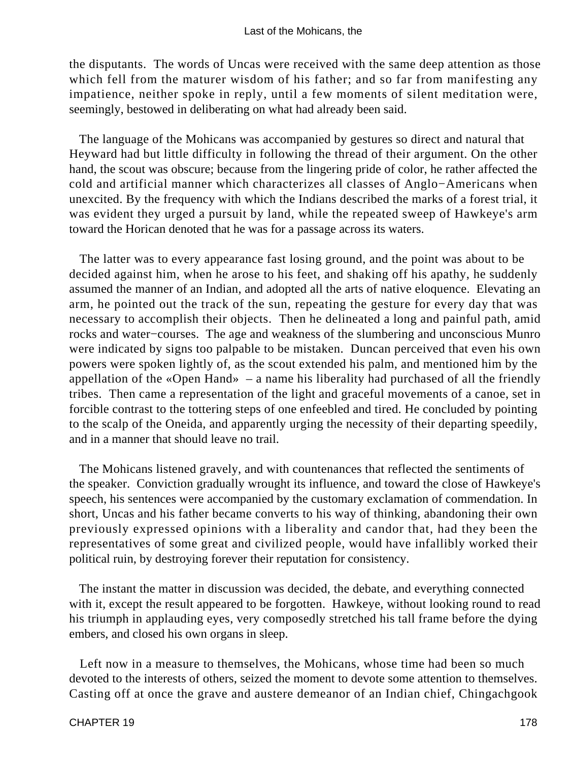the disputants. The words of Uncas were received with the same deep attention as those which fell from the maturer wisdom of his father; and so far from manifesting any impatience, neither spoke in reply, until a few moments of silent meditation were, seemingly, bestowed in deliberating on what had already been said.

The language of the Mohicans was accompanied by gestures so direct and natural that Heyward had but little difficulty in following the thread of their argument. On the other hand, the scout was obscure; because from the lingering pride of color, he rather affected the cold and artificial manner which characterizes all classes of Anglo−Americans when unexcited. By the frequency with which the Indians described the marks of a forest trial, it was evident they urged a pursuit by land, while the repeated sweep of Hawkeye's arm toward the Horican denoted that he was for a passage across its waters.

The latter was to every appearance fast losing ground, and the point was about to be decided against him, when he arose to his feet, and shaking off his apathy, he suddenly assumed the manner of an Indian, and adopted all the arts of native eloquence. Elevating an arm, he pointed out the track of the sun, repeating the gesture for every day that was necessary to accomplish their objects. Then he delineated a long and painful path, amid rocks and water−courses. The age and weakness of the slumbering and unconscious Munro were indicated by signs too palpable to be mistaken. Duncan perceived that even his own powers were spoken lightly of, as the scout extended his palm, and mentioned him by the appellation of the «Open Hand» – a name his liberality had purchased of all the friendly tribes. Then came a representation of the light and graceful movements of a canoe, set in forcible contrast to the tottering steps of one enfeebled and tired. He concluded by pointing to the scalp of the Oneida, and apparently urging the necessity of their departing speedily, and in a manner that should leave no trail.

The Mohicans listened gravely, and with countenances that reflected the sentiments of the speaker. Conviction gradually wrought its influence, and toward the close of Hawkeye's speech, his sentences were accompanied by the customary exclamation of commendation. In short, Uncas and his father became converts to his way of thinking, abandoning their own previously expressed opinions with a liberality and candor that, had they been the representatives of some great and civilized people, would have infallibly worked their political ruin, by destroying forever their reputation for consistency.

The instant the matter in discussion was decided, the debate, and everything connected with it, except the result appeared to be forgotten. Hawkeye, without looking round to read his triumph in applauding eyes, very composedly stretched his tall frame before the dying embers, and closed his own organs in sleep.

Left now in a measure to themselves, the Mohicans, whose time had been so much devoted to the interests of others, seized the moment to devote some attention to themselves. Casting off at once the grave and austere demeanor of an Indian chief, Chingachgook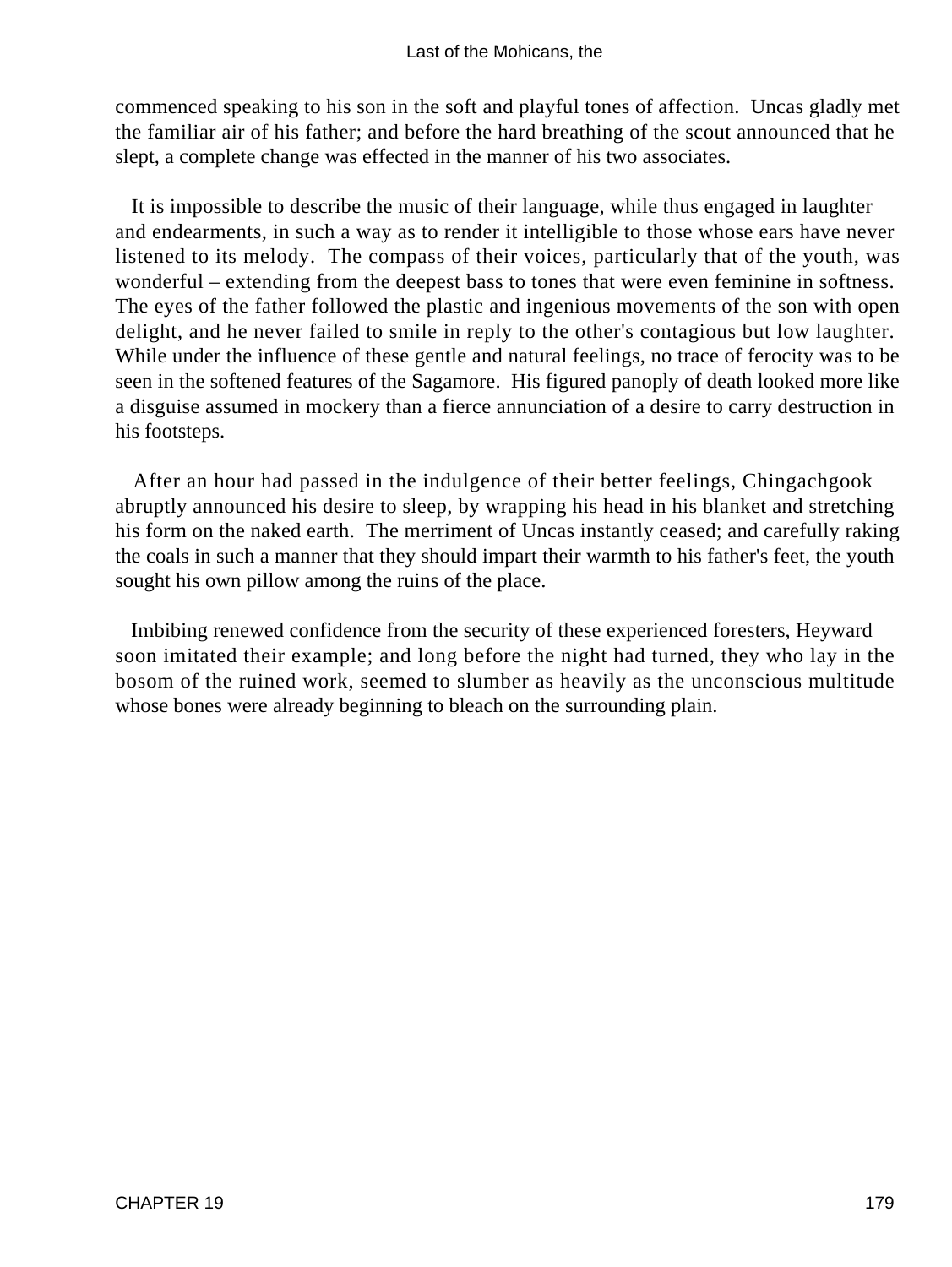commenced speaking to his son in the soft and playful tones of affection. Uncas gladly met the familiar air of his father; and before the hard breathing of the scout announced that he slept, a complete change was effected in the manner of his two associates.

It is impossible to describe the music of their language, while thus engaged in laughter and endearments, in such a way as to render it intelligible to those whose ears have never listened to its melody. The compass of their voices, particularly that of the youth, was wonderful – extending from the deepest bass to tones that were even feminine in softness. The eyes of the father followed the plastic and ingenious movements of the son with open delight, and he never failed to smile in reply to the other's contagious but low laughter. While under the influence of these gentle and natural feelings, no trace of ferocity was to be seen in the softened features of the Sagamore. His figured panoply of death looked more like a disguise assumed in mockery than a fierce annunciation of a desire to carry destruction in his footsteps.

After an hour had passed in the indulgence of their better feelings, Chingachgook abruptly announced his desire to sleep, by wrapping his head in his blanket and stretching his form on the naked earth. The merriment of Uncas instantly ceased; and carefully raking the coals in such a manner that they should impart their warmth to his father's feet, the youth sought his own pillow among the ruins of the place.

Imbibing renewed confidence from the security of these experienced foresters, Heyward soon imitated their example; and long before the night had turned, they who lay in the bosom of the ruined work, seemed to slumber as heavily as the unconscious multitude whose bones were already beginning to bleach on the surrounding plain.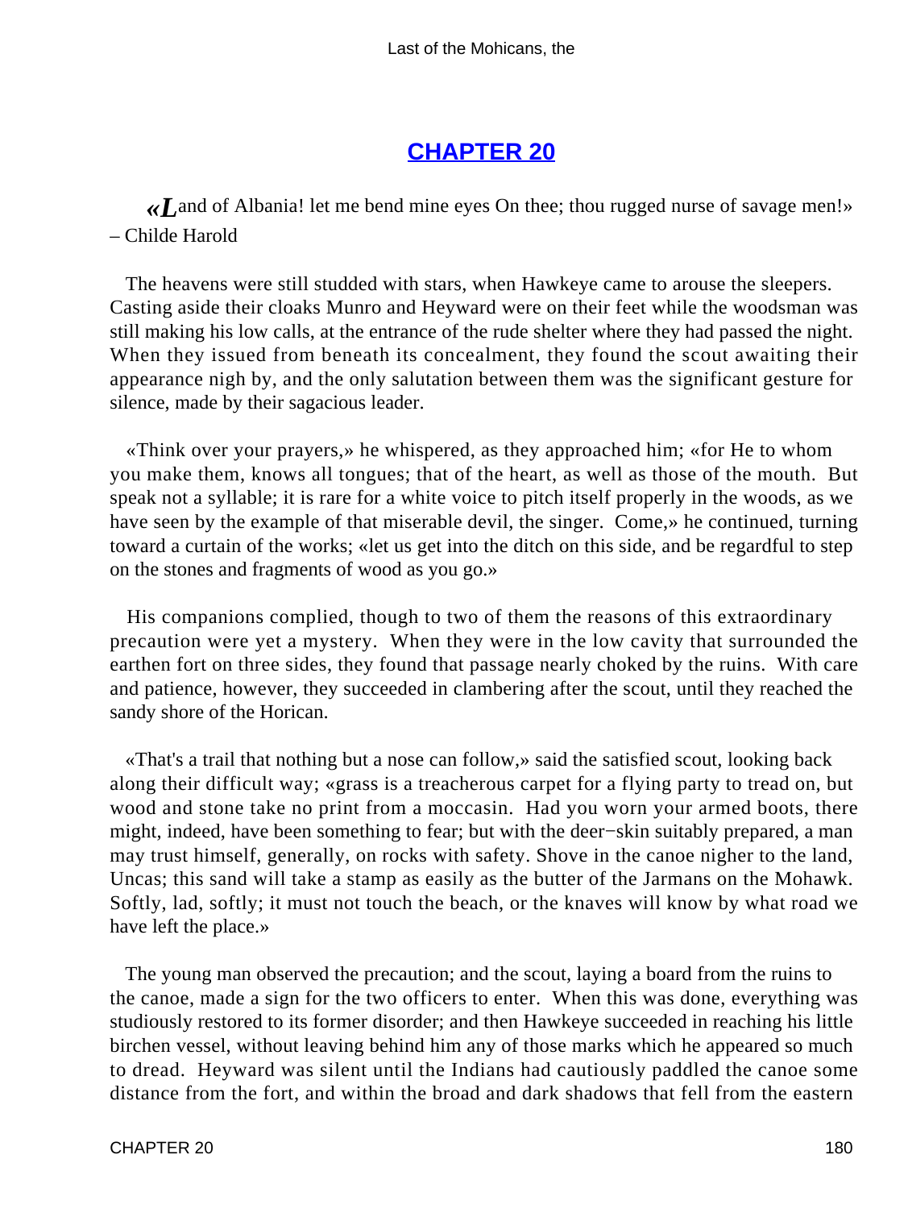## CHAPTER 20

«Land of Albania! let me bend mine eyes On thee; thou rugged nurse of savage men!»
– Childe Harold

The heavens were still studded with stars, when Hawkeye came to arouse the sleepers. Casting aside their cloaks Munro and Heyward were on their feet while the woodsman was still making his low calls, at the entrance of the rude shelter where they had passed the night. When they issued from beneath its concealment, they found the scout awaiting their appearance nigh by, and the only salutation between them was the significant gesture for silence, made by their sagacious leader.

«Think over your prayers,» he whispered, as they approached him; «for He to whom you make them, knows all tongues; that of the heart, as well as those of the mouth. But speak not a syllable; it is rare for a white voice to pitch itself properly in the woods, as we have seen by the example of that miserable devil, the singer. Come,» he continued, turning toward a curtain of the works; «let us get into the ditch on this side, and be regardful to step on the stones and fragments of wood as you go.»

His companions complied, though to two of them the reasons of this extraordinary precaution were yet a mystery. When they were in the low cavity that surrounded the earthen fort on three sides, they found that passage nearly choked by the ruins. With care and patience, however, they succeeded in clambering after the scout, until they reached the sandy shore of the Horican.

«That's a trail that nothing but a nose can follow,» said the satisfied scout, looking back along their difficult way; «grass is a treacherous carpet for a flying party to tread on, but wood and stone take no print from a moccasin. Had you worn your armed boots, there might, indeed, have been something to fear; but with the deer−skin suitably prepared, a man may trust himself, generally, on rocks with safety. Shove in the canoe nigher to the land, Uncas; this sand will take a stamp as easily as the butter of the Jarmans on the Mohawk. Softly, lad, softly; it must not touch the beach, or the knaves will know by what road we have left the place.»

The young man observed the precaution; and the scout, laying a board from the ruins to the canoe, made a sign for the two officers to enter. When this was done, everything was studiously restored to its former disorder; and then Hawkeye succeeded in reaching his little birchen vessel, without leaving behind him any of those marks which he appeared so much to dread. Heyward was silent until the Indians had cautiously paddled the canoe some distance from the fort, and within the broad and dark shadows that fell from the eastern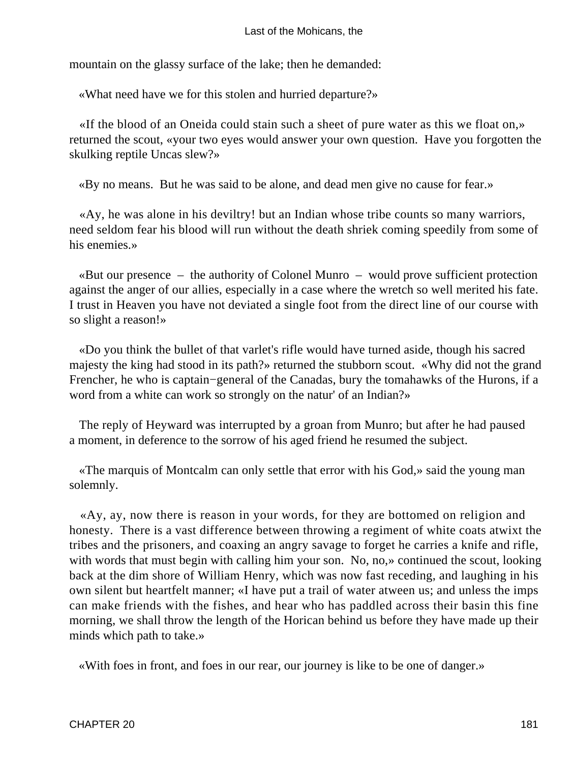mountain on the glassy surface of the lake; then he demanded:

«What need have we for this stolen and hurried departure?»

«If the blood of an Oneida could stain such a sheet of pure water as this we float on,» returned the scout, «your two eyes would answer your own question. Have you forgotten the skulking reptile Uncas slew?»

«By no means. But he was said to be alone, and dead men give no cause for fear.»

«Ay, he was alone in his deviltry! but an Indian whose tribe counts so many warriors, need seldom fear his blood will run without the death shriek coming speedily from some of his enemies.»

«But our presence – the authority of Colonel Munro – would prove sufficient protection against the anger of our allies, especially in a case where the wretch so well merited his fate. I trust in Heaven you have not deviated a single foot from the direct line of our course with so slight a reason!»

«Do you think the bullet of that varlet's rifle would have turned aside, though his sacred majesty the king had stood in its path?» returned the stubborn scout. «Why did not the grand Frencher, he who is captain−general of the Canadas, bury the tomahawks of the Hurons, if a word from a white can work so strongly on the natur' of an Indian?»

The reply of Heyward was interrupted by a groan from Munro; but after he had paused a moment, in deference to the sorrow of his aged friend he resumed the subject.

«The marquis of Montcalm can only settle that error with his God,» said the young man solemnly.

«Ay, ay, now there is reason in your words, for they are bottomed on religion and honesty. There is a vast difference between throwing a regiment of white coats atwixt the tribes and the prisoners, and coaxing an angry savage to forget he carries a knife and rifle, with words that must begin with calling him your son. No, no,» continued the scout, looking back at the dim shore of William Henry, which was now fast receding, and laughing in his own silent but heartfelt manner; «I have put a trail of water atween us; and unless the imps can make friends with the fishes, and hear who has paddled across their basin this fine morning, we shall throw the length of the Horican behind us before they have made up their minds which path to take.»

«With foes in front, and foes in our rear, our journey is like to be one of danger.»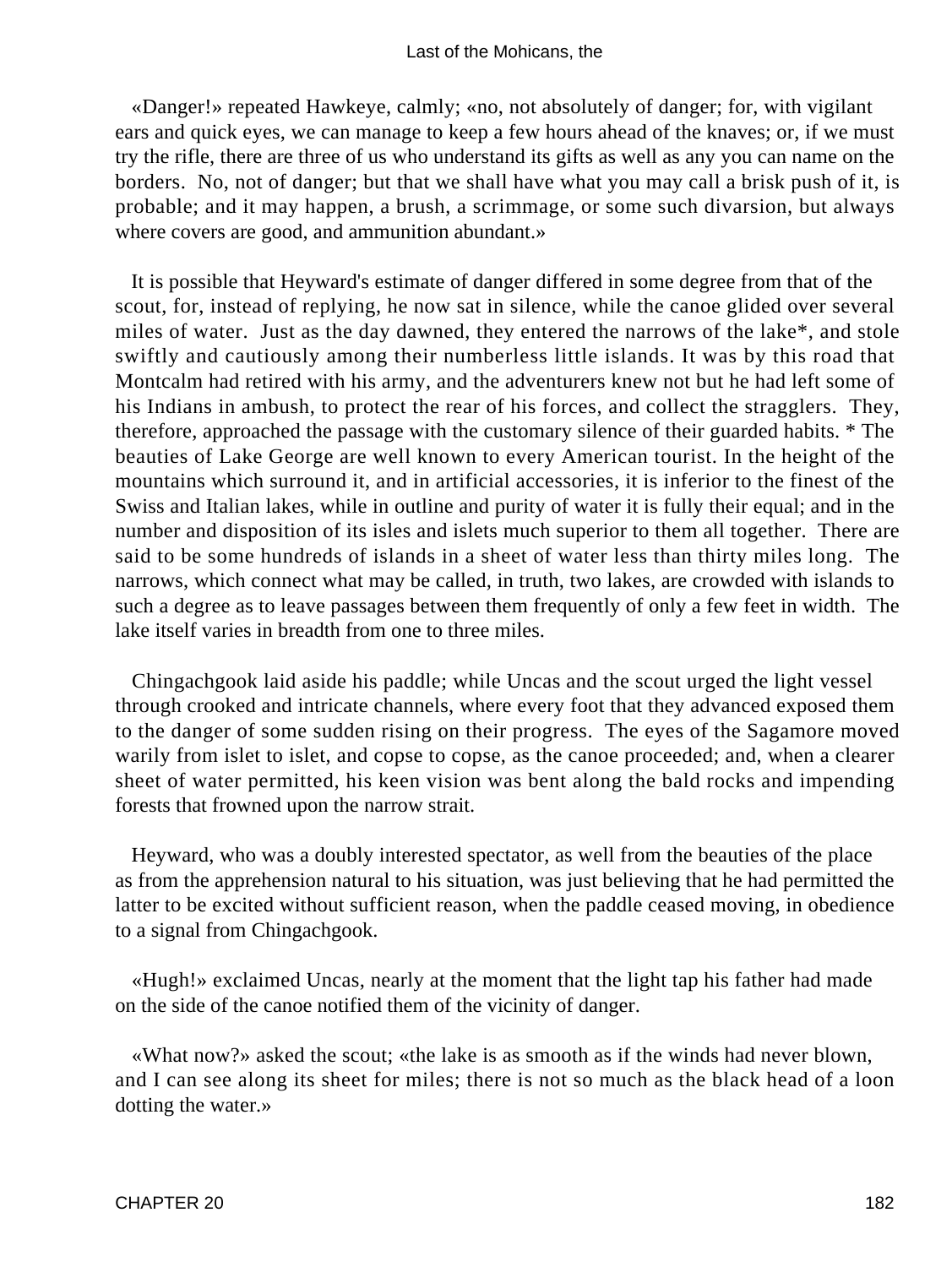«Danger!» repeated Hawkeye, calmly; «no, not absolutely of danger; for, with vigilant ears and quick eyes, we can manage to keep a few hours ahead of the knaves; or, if we must try the rifle, there are three of us who understand its gifts as well as any you can name on the borders. No, not of danger; but that we shall have what you may call a brisk push of it, is probable; and it may happen, a brush, a scrimmage, or some such divarsion, but always where covers are good, and ammunition abundant.»

It is possible that Heyward's estimate of danger differed in some degree from that of the scout, for, instead of replying, he now sat in silence, while the canoe glided over several miles of water. Just as the day dawned, they entered the narrows of the lake*, and stole swiftly and cautiously among their numberless little islands. It was by this road that Montcalm had retired with his army, and the adventurers knew not but he had left some of his Indians in ambush, to protect the rear of his forces, and collect the stragglers. They, therefore, approached the passage with the customary silence of their guarded habits. * The beauties of Lake George are well known to every American tourist. In the height of the mountains which surround it, and in artificial accessories, it is inferior to the finest of the Swiss and Italian lakes, while in outline and purity of water it is fully their equal; and in the number and disposition of its isles and islets much superior to them all together. There are said to be some hundreds of islands in a sheet of water less than thirty miles long. The narrows, which connect what may be called, in truth, two lakes, are crowded with islands to such a degree as to leave passages between them frequently of only a few feet in width. The lake itself varies in breadth from one to three miles.

Chingachgook laid aside his paddle; while Uncas and the scout urged the light vessel through crooked and intricate channels, where every foot that they advanced exposed them to the danger of some sudden rising on their progress. The eyes of the Sagamore moved warily from islet to islet, and copse to copse, as the canoe proceeded; and, when a clearer sheet of water permitted, his keen vision was bent along the bald rocks and impending forests that frowned upon the narrow strait.

Heyward, who was a doubly interested spectator, as well from the beauties of the place as from the apprehension natural to his situation, was just believing that he had permitted the latter to be excited without sufficient reason, when the paddle ceased moving, in obedience to a signal from Chingachgook.

«Hugh!» exclaimed Uncas, nearly at the moment that the light tap his father had made on the side of the canoe notified them of the vicinity of danger.

«What now?» asked the scout; «the lake is as smooth as if the winds had never blown, and I can see along its sheet for miles; there is not so much as the black head of a loon dotting the water.»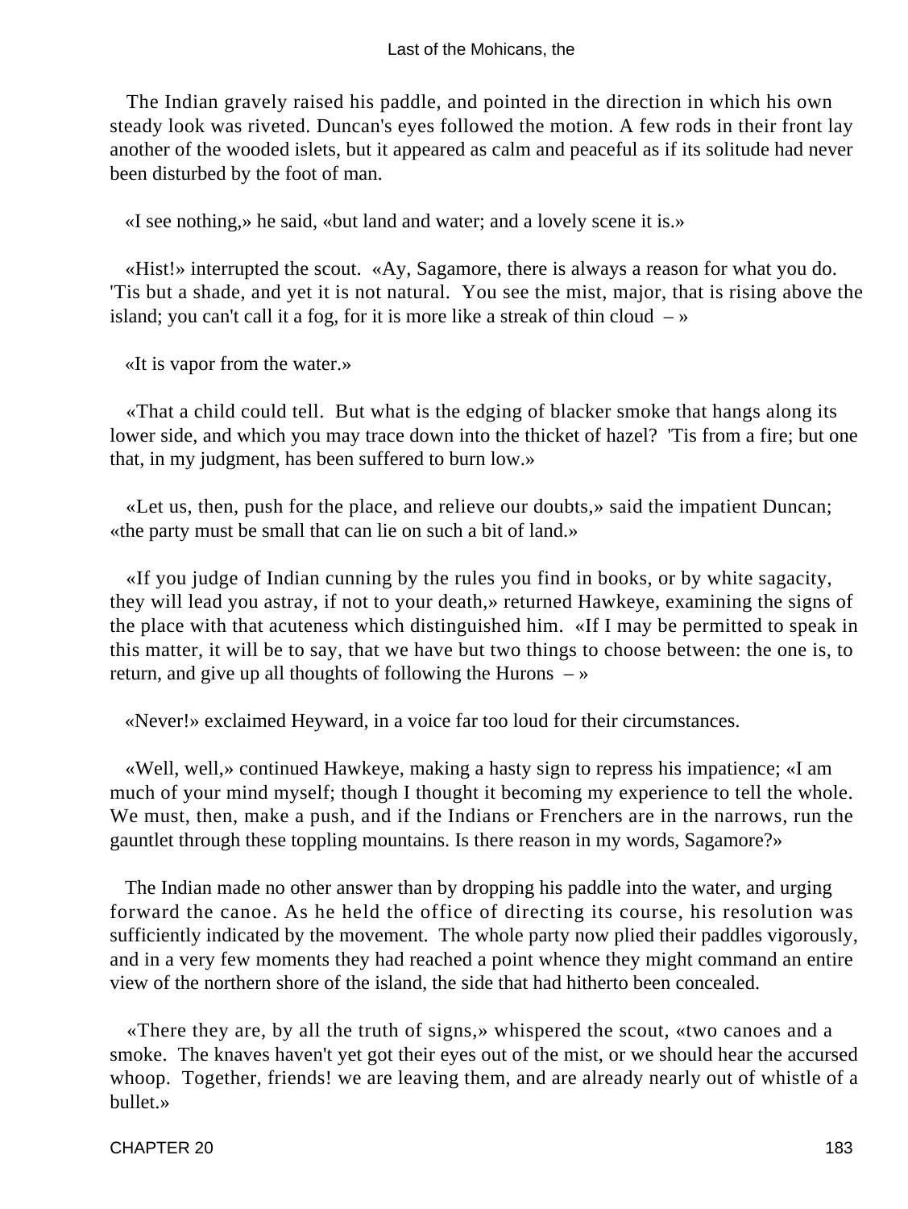The Indian gravely raised his paddle, and pointed in the direction in which his own steady look was riveted. Duncan's eyes followed the motion. A few rods in their front lay another of the wooded islets, but it appeared as calm and peaceful as if its solitude had never been disturbed by the foot of man.

«I see nothing,» he said, «but land and water; and a lovely scene it is.»

«Hist!» interrupted the scout. «Ay, Sagamore, there is always a reason for what you do. 'Tis but a shade, and yet it is not natural. You see the mist, major, that is rising above the island; you can't call it a fog, for it is more like a streak of thin cloud – »

«It is vapor from the water.»

«That a child could tell. But what is the edging of blacker smoke that hangs along its lower side, and which you may trace down into the thicket of hazel? 'Tis from a fire; but one that, in my judgment, has been suffered to burn low.»

«Let us, then, push for the place, and relieve our doubts,» said the impatient Duncan; «the party must be small that can lie on such a bit of land.»

«If you judge of Indian cunning by the rules you find in books, or by white sagacity, they will lead you astray, if not to your death,» returned Hawkeye, examining the signs of the place with that acuteness which distinguished him. «If I may be permitted to speak in this matter, it will be to say, that we have but two things to choose between: the one is, to return, and give up all thoughts of following the Hurons – »

«Never!» exclaimed Heyward, in a voice far too loud for their circumstances.

«Well, well,» continued Hawkeye, making a hasty sign to repress his impatience; «I am much of your mind myself; though I thought it becoming my experience to tell the whole. We must, then, make a push, and if the Indians or Frenchers are in the narrows, run the gauntlet through these toppling mountains. Is there reason in my words, Sagamore?»

The Indian made no other answer than by dropping his paddle into the water, and urging forward the canoe. As he held the office of directing its course, his resolution was sufficiently indicated by the movement. The whole party now plied their paddles vigorously, and in a very few moments they had reached a point whence they might command an entire view of the northern shore of the island, the side that had hitherto been concealed.

«There they are, by all the truth of signs,» whispered the scout, «two canoes and a smoke. The knaves haven't yet got their eyes out of the mist, or we should hear the accursed whoop. Together, friends! we are leaving them, and are already nearly out of whistle of a bullet.»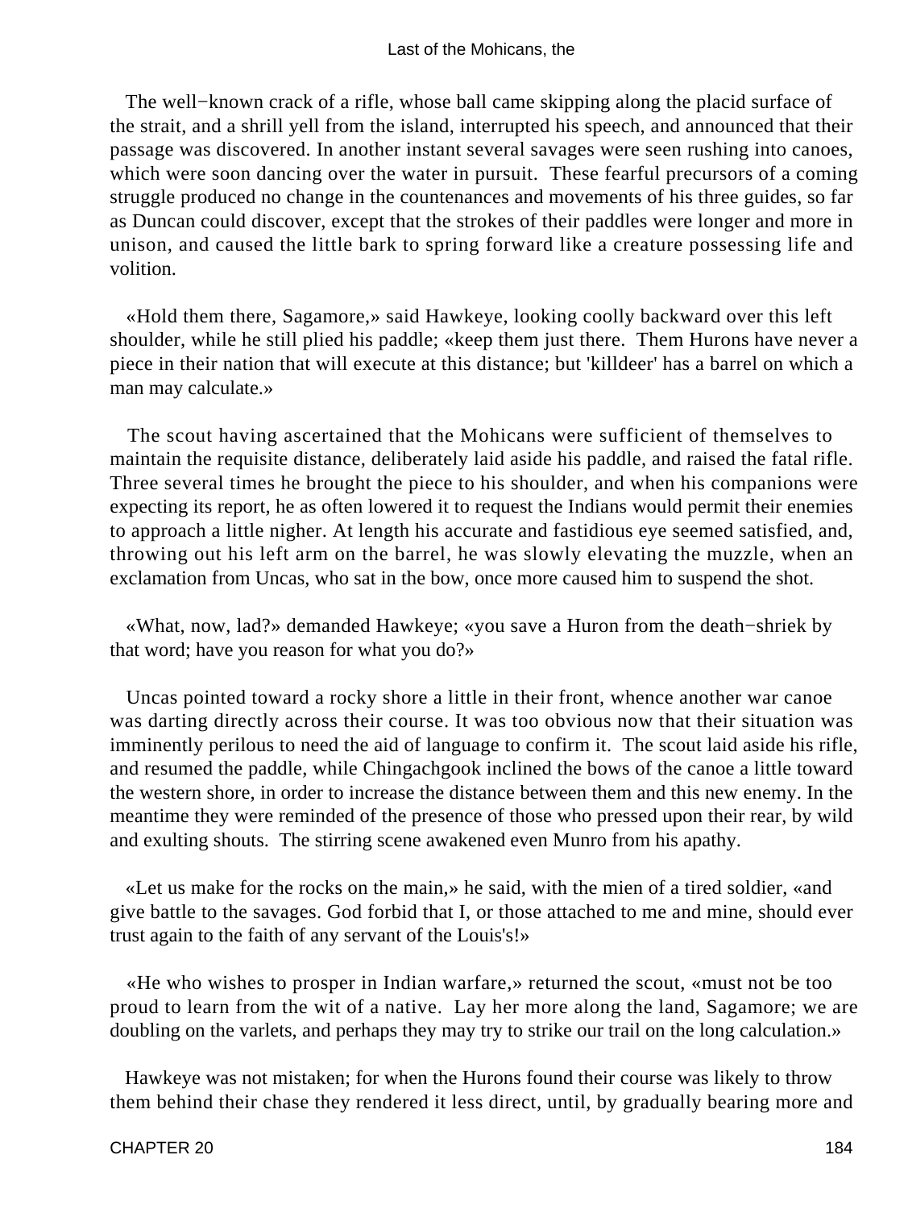The well−known crack of a rifle, whose ball came skipping along the placid surface of the strait, and a shrill yell from the island, interrupted his speech, and announced that their passage was discovered. In another instant several savages were seen rushing into canoes, which were soon dancing over the water in pursuit. These fearful precursors of a coming struggle produced no change in the countenances and movements of his three guides, so far as Duncan could discover, except that the strokes of their paddles were longer and more in unison, and caused the little bark to spring forward like a creature possessing life and volition.

«Hold them there, Sagamore,» said Hawkeye, looking coolly backward over this left shoulder, while he still plied his paddle; «keep them just there. Them Hurons have never a piece in their nation that will execute at this distance; but 'killdeer' has a barrel on which a man may calculate.»

The scout having ascertained that the Mohicans were sufficient of themselves to maintain the requisite distance, deliberately laid aside his paddle, and raised the fatal rifle. Three several times he brought the piece to his shoulder, and when his companions were expecting its report, he as often lowered it to request the Indians would permit their enemies to approach a little nigher. At length his accurate and fastidious eye seemed satisfied, and, throwing out his left arm on the barrel, he was slowly elevating the muzzle, when an exclamation from Uncas, who sat in the bow, once more caused him to suspend the shot.

«What, now, lad?» demanded Hawkeye; «you save a Huron from the death−shriek by that word; have you reason for what you do?»

Uncas pointed toward a rocky shore a little in their front, whence another war canoe was darting directly across their course. It was too obvious now that their situation was imminently perilous to need the aid of language to confirm it. The scout laid aside his rifle, and resumed the paddle, while Chingachgook inclined the bows of the canoe a little toward the western shore, in order to increase the distance between them and this new enemy. In the meantime they were reminded of the presence of those who pressed upon their rear, by wild and exulting shouts. The stirring scene awakened even Munro from his apathy.

«Let us make for the rocks on the main,» he said, with the mien of a tired soldier, «and give battle to the savages. God forbid that I, or those attached to me and mine, should ever trust again to the faith of any servant of the Louis's!»

«He who wishes to prosper in Indian warfare,» returned the scout, «must not be too proud to learn from the wit of a native. Lay her more along the land, Sagamore; we are doubling on the varlets, and perhaps they may try to strike our trail on the long calculation.»

Hawkeye was not mistaken; for when the Hurons found their course was likely to throw them behind their chase they rendered it less direct, until, by gradually bearing more and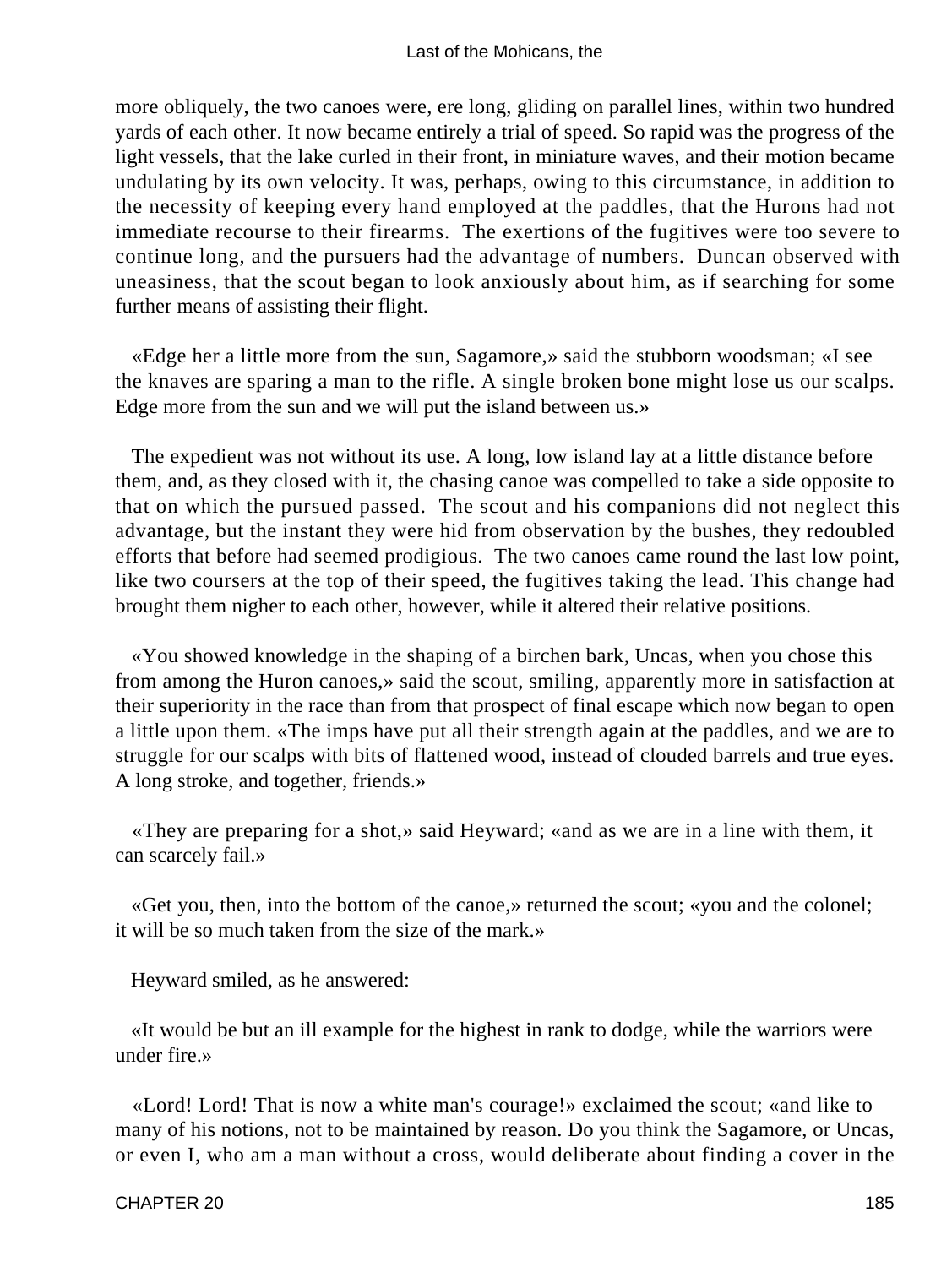more obliquely, the two canoes were, ere long, gliding on parallel lines, within two hundred yards of each other. It now became entirely a trial of speed. So rapid was the progress of the light vessels, that the lake curled in their front, in miniature waves, and their motion became undulating by its own velocity. It was, perhaps, owing to this circumstance, in addition to the necessity of keeping every hand employed at the paddles, that the Hurons had not immediate recourse to their firearms. The exertions of the fugitives were too severe to continue long, and the pursuers had the advantage of numbers. Duncan observed with uneasiness, that the scout began to look anxiously about him, as if searching for some further means of assisting their flight.

«Edge her a little more from the sun, Sagamore,» said the stubborn woodsman; «I see the knaves are sparing a man to the rifle. A single broken bone might lose us our scalps. Edge more from the sun and we will put the island between us.»

The expedient was not without its use. A long, low island lay at a little distance before them, and, as they closed with it, the chasing canoe was compelled to take a side opposite to that on which the pursued passed. The scout and his companions did not neglect this advantage, but the instant they were hid from observation by the bushes, they redoubled efforts that before had seemed prodigious. The two canoes came round the last low point, like two coursers at the top of their speed, the fugitives taking the lead. This change had brought them nigher to each other, however, while it altered their relative positions.

«You showed knowledge in the shaping of a birchen bark, Uncas, when you chose this from among the Huron canoes,» said the scout, smiling, apparently more in satisfaction at their superiority in the race than from that prospect of final escape which now began to open a little upon them. «The imps have put all their strength again at the paddles, and we are to struggle for our scalps with bits of flattened wood, instead of clouded barrels and true eyes. A long stroke, and together, friends.»

«They are preparing for a shot,» said Heyward; «and as we are in a line with them, it can scarcely fail.»

«Get you, then, into the bottom of the canoe,» returned the scout; «you and the colonel; it will be so much taken from the size of the mark.»

Heyward smiled, as he answered:

«It would be but an ill example for the highest in rank to dodge, while the warriors were under fire.»

«Lord! Lord! That is now a white man's courage!» exclaimed the scout; «and like to many of his notions, not to be maintained by reason. Do you think the Sagamore, or Uncas, or even I, who am a man without a cross, would deliberate about finding a cover in the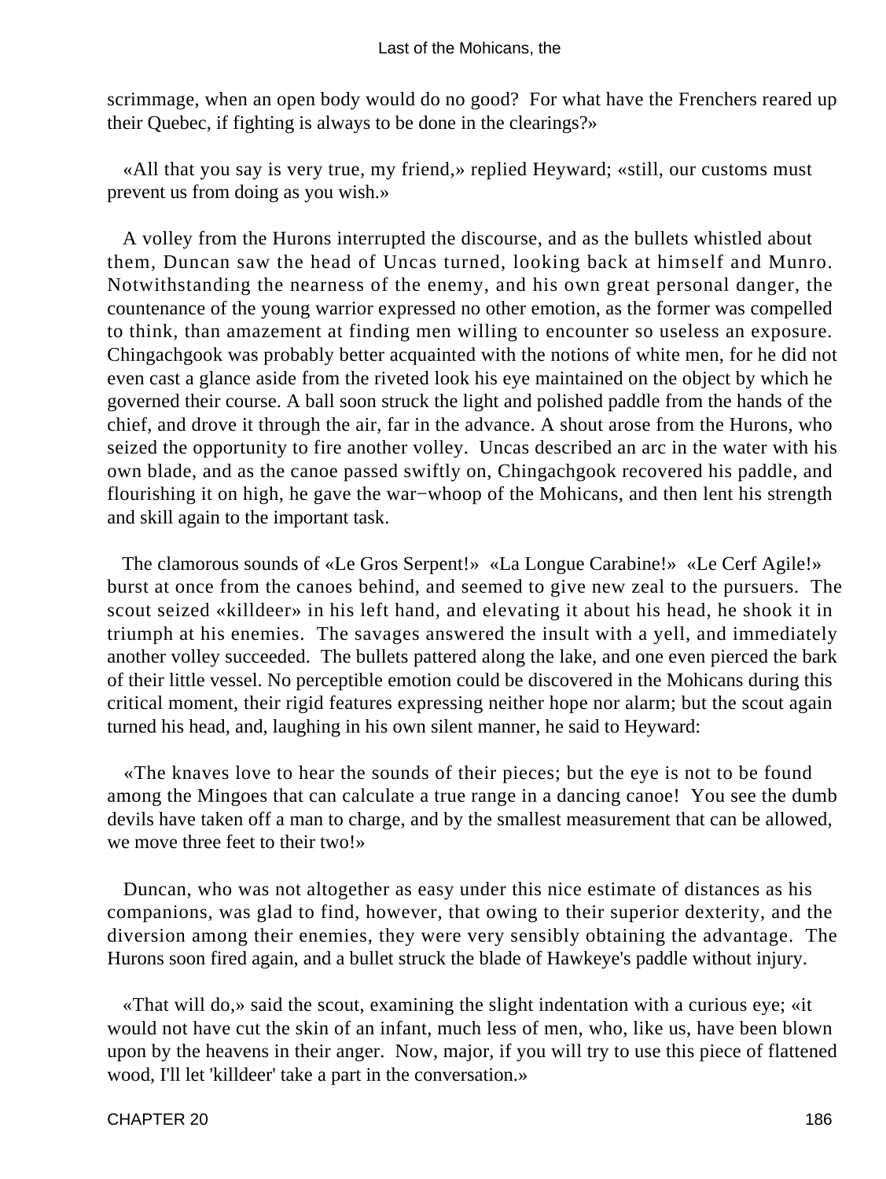scrimmage, when an open body would do no good? For what have the Frenchers reared up their Quebec, if fighting is always to be done in the clearings?»

«All that you say is very true, my friend,» replied Heyward; «still, our customs must prevent us from doing as you wish.»

A volley from the Hurons interrupted the discourse, and as the bullets whistled about them, Duncan saw the head of Uncas turned, looking back at himself and Munro. Notwithstanding the nearness of the enemy, and his own great personal danger, the countenance of the young warrior expressed no other emotion, as the former was compelled to think, than amazement at finding men willing to encounter so useless an exposure. Chingachgook was probably better acquainted with the notions of white men, for he did not even cast a glance aside from the riveted look his eye maintained on the object by which he governed their course. A ball soon struck the light and polished paddle from the hands of the chief, and drove it through the air, far in the advance. A shout arose from the Hurons, who seized the opportunity to fire another volley. Uncas described an arc in the water with his own blade, and as the canoe passed swiftly on, Chingachgook recovered his paddle, and flourishing it on high, he gave the war−whoop of the Mohicans, and then lent his strength and skill again to the important task.

The clamorous sounds of «Le Gros Serpent!» «La Longue Carabine!» «Le Cerf Agile!» burst at once from the canoes behind, and seemed to give new zeal to the pursuers. The scout seized «killdeer» in his left hand, and elevating it about his head, he shook it in triumph at his enemies. The savages answered the insult with a yell, and immediately another volley succeeded. The bullets pattered along the lake, and one even pierced the bark of their little vessel. No perceptible emotion could be discovered in the Mohicans during this critical moment, their rigid features expressing neither hope nor alarm; but the scout again turned his head, and, laughing in his own silent manner, he said to Heyward:

«The knaves love to hear the sounds of their pieces; but the eye is not to be found among the Mingoes that can calculate a true range in a dancing canoe! You see the dumb devils have taken off a man to charge, and by the smallest measurement that can be allowed, we move three feet to their two!»

Duncan, who was not altogether as easy under this nice estimate of distances as his companions, was glad to find, however, that owing to their superior dexterity, and the diversion among their enemies, they were very sensibly obtaining the advantage. The Hurons soon fired again, and a bullet struck the blade of Hawkeye's paddle without injury.

«That will do,» said the scout, examining the slight indentation with a curious eye; «it would not have cut the skin of an infant, much less of men, who, like us, have been blown upon by the heavens in their anger. Now, major, if you will try to use this piece of flattened wood, I'll let 'killdeer' take a part in the conversation.»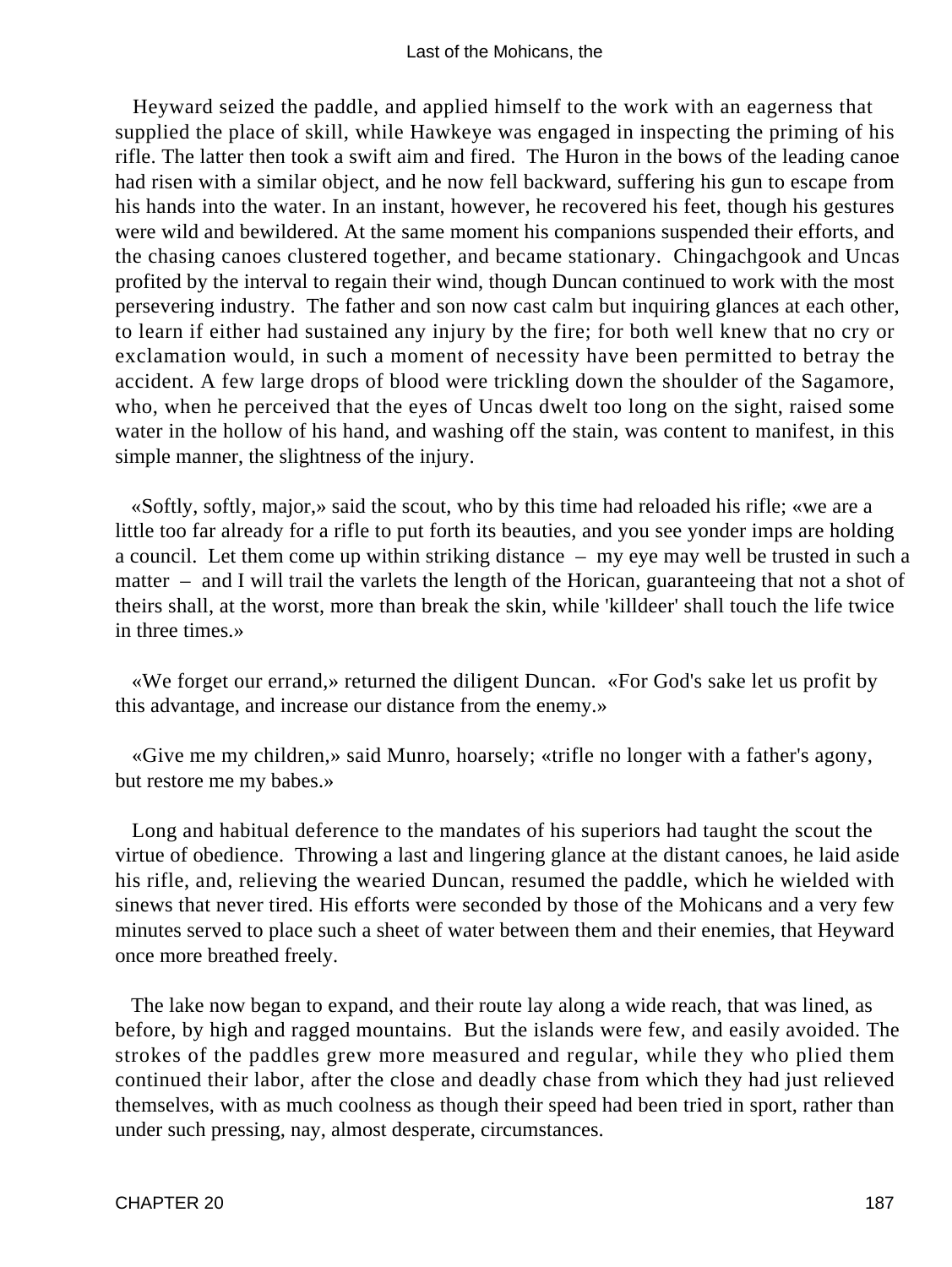Heyward seized the paddle, and applied himself to the work with an eagerness that supplied the place of skill, while Hawkeye was engaged in inspecting the priming of his rifle. The latter then took a swift aim and fired. The Huron in the bows of the leading canoe had risen with a similar object, and he now fell backward, suffering his gun to escape from his hands into the water. In an instant, however, he recovered his feet, though his gestures were wild and bewildered. At the same moment his companions suspended their efforts, and the chasing canoes clustered together, and became stationary. Chingachgook and Uncas profited by the interval to regain their wind, though Duncan continued to work with the most persevering industry. The father and son now cast calm but inquiring glances at each other, to learn if either had sustained any injury by the fire; for both well knew that no cry or exclamation would, in such a moment of necessity have been permitted to betray the accident. A few large drops of blood were trickling down the shoulder of the Sagamore, who, when he perceived that the eyes of Uncas dwelt too long on the sight, raised some water in the hollow of his hand, and washing off the stain, was content to manifest, in this simple manner, the slightness of the injury.

«Softly, softly, major,» said the scout, who by this time had reloaded his rifle; «we are a little too far already for a rifle to put forth its beauties, and you see yonder imps are holding a council. Let them come up within striking distance – my eye may well be trusted in such a matter – and I will trail the varlets the length of the Horican, guaranteeing that not a shot of theirs shall, at the worst, more than break the skin, while 'killdeer' shall touch the life twice in three times.»

«We forget our errand,» returned the diligent Duncan. «For God's sake let us profit by this advantage, and increase our distance from the enemy.»

«Give me my children,» said Munro, hoarsely; «trifle no longer with a father's agony, but restore me my babes.»

Long and habitual deference to the mandates of his superiors had taught the scout the virtue of obedience. Throwing a last and lingering glance at the distant canoes, he laid aside his rifle, and, relieving the wearied Duncan, resumed the paddle, which he wielded with sinews that never tired. His efforts were seconded by those of the Mohicans and a very few minutes served to place such a sheet of water between them and their enemies, that Heyward once more breathed freely.

The lake now began to expand, and their route lay along a wide reach, that was lined, as before, by high and ragged mountains. But the islands were few, and easily avoided. The strokes of the paddles grew more measured and regular, while they who plied them continued their labor, after the close and deadly chase from which they had just relieved themselves, with as much coolness as though their speed had been tried in sport, rather than under such pressing, nay, almost desperate, circumstances.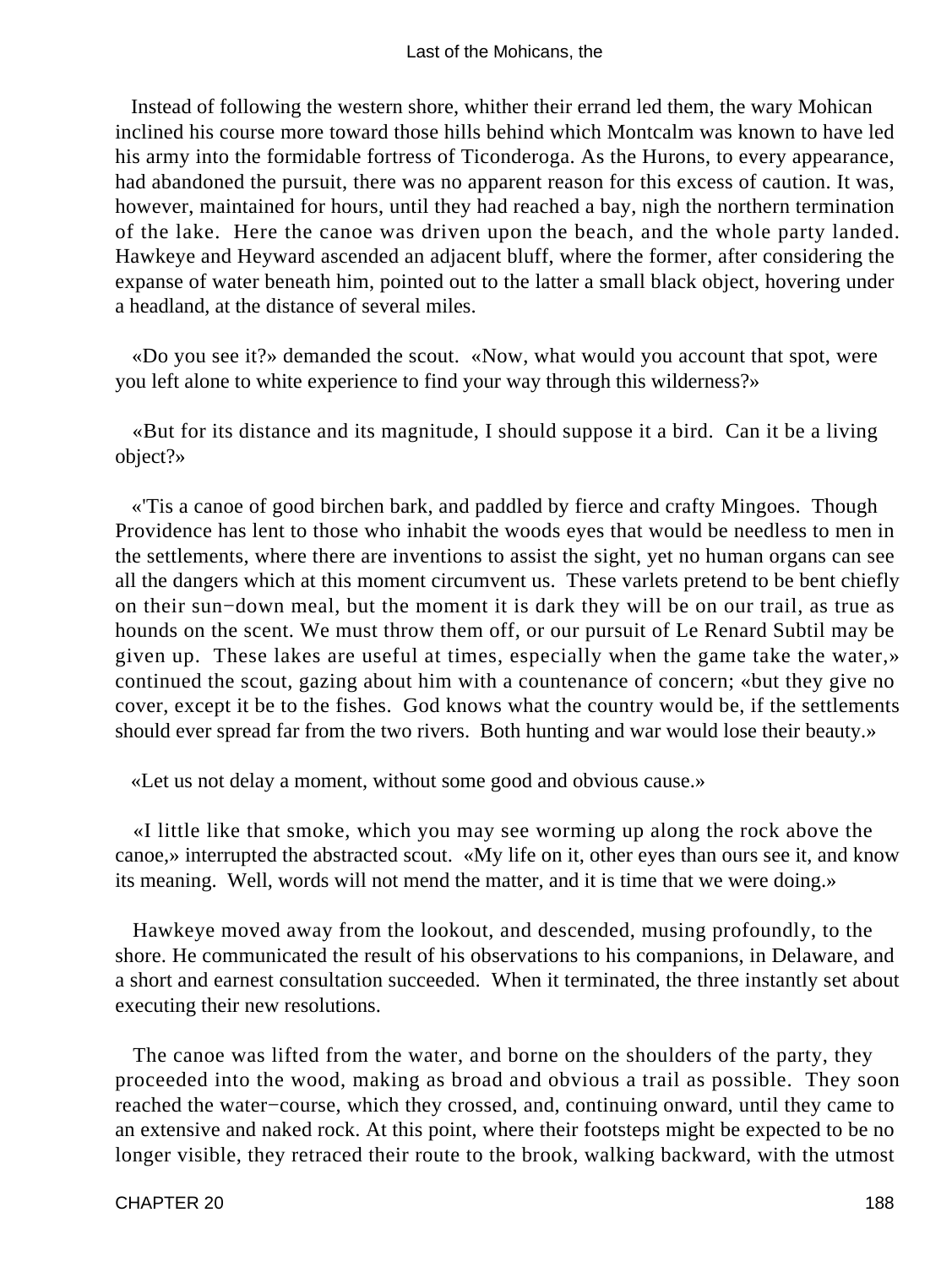Instead of following the western shore, whither their errand led them, the wary Mohican inclined his course more toward those hills behind which Montcalm was known to have led his army into the formidable fortress of Ticonderoga. As the Hurons, to every appearance, had abandoned the pursuit, there was no apparent reason for this excess of caution. It was, however, maintained for hours, until they had reached a bay, nigh the northern termination of the lake. Here the canoe was driven upon the beach, and the whole party landed. Hawkeye and Heyward ascended an adjacent bluff, where the former, after considering the expanse of water beneath him, pointed out to the latter a small black object, hovering under a headland, at the distance of several miles.

«Do you see it?» demanded the scout. «Now, what would you account that spot, were you left alone to white experience to find your way through this wilderness?»

«But for its distance and its magnitude, I should suppose it a bird. Can it be a living object?»

«'Tis a canoe of good birchen bark, and paddled by fierce and crafty Mingoes. Though Providence has lent to those who inhabit the woods eyes that would be needless to men in the settlements, where there are inventions to assist the sight, yet no human organs can see all the dangers which at this moment circumvent us. These varlets pretend to be bent chiefly on their sun−down meal, but the moment it is dark they will be on our trail, as true as hounds on the scent. We must throw them off, or our pursuit of Le Renard Subtil may be given up. These lakes are useful at times, especially when the game take the water,» continued the scout, gazing about him with a countenance of concern; «but they give no cover, except it be to the fishes. God knows what the country would be, if the settlements should ever spread far from the two rivers. Both hunting and war would lose their beauty.»

«Let us not delay a moment, without some good and obvious cause.»

«I little like that smoke, which you may see worming up along the rock above the canoe,» interrupted the abstracted scout. «My life on it, other eyes than ours see it, and know its meaning. Well, words will not mend the matter, and it is time that we were doing.»

Hawkeye moved away from the lookout, and descended, musing profoundly, to the shore. He communicated the result of his observations to his companions, in Delaware, and a short and earnest consultation succeeded. When it terminated, the three instantly set about executing their new resolutions.

The canoe was lifted from the water, and borne on the shoulders of the party, they proceeded into the wood, making as broad and obvious a trail as possible. They soon reached the water−course, which they crossed, and, continuing onward, until they came to an extensive and naked rock. At this point, where their footsteps might be expected to be no longer visible, they retraced their route to the brook, walking backward, with the utmost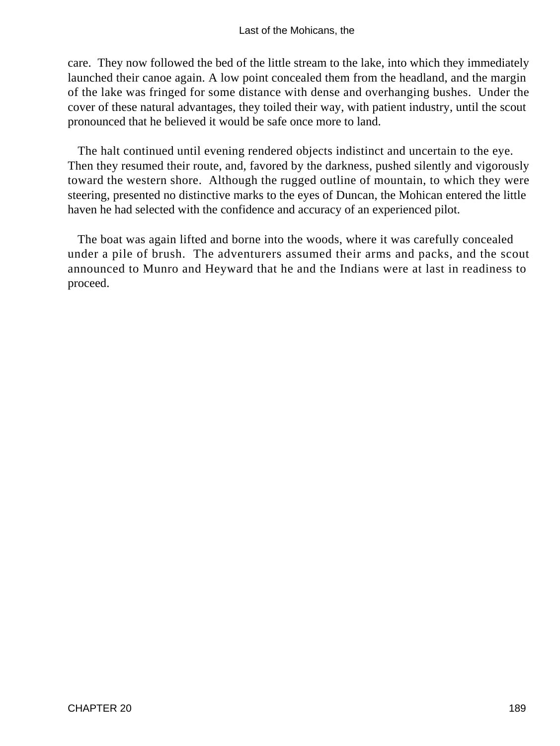care. They now followed the bed of the little stream to the lake, into which they immediately launched their canoe again. A low point concealed them from the headland, and the margin of the lake was fringed for some distance with dense and overhanging bushes. Under the cover of these natural advantages, they toiled their way, with patient industry, until the scout pronounced that he believed it would be safe once more to land.

The halt continued until evening rendered objects indistinct and uncertain to the eye. Then they resumed their route, and, favored by the darkness, pushed silently and vigorously toward the western shore. Although the rugged outline of mountain, to which they were steering, presented no distinctive marks to the eyes of Duncan, the Mohican entered the little haven he had selected with the confidence and accuracy of an experienced pilot.

The boat was again lifted and borne into the woods, where it was carefully concealed under a pile of brush. The adventurers assumed their arms and packs, and the scout announced to Munro and Heyward that he and the Indians were at last in readiness to proceed.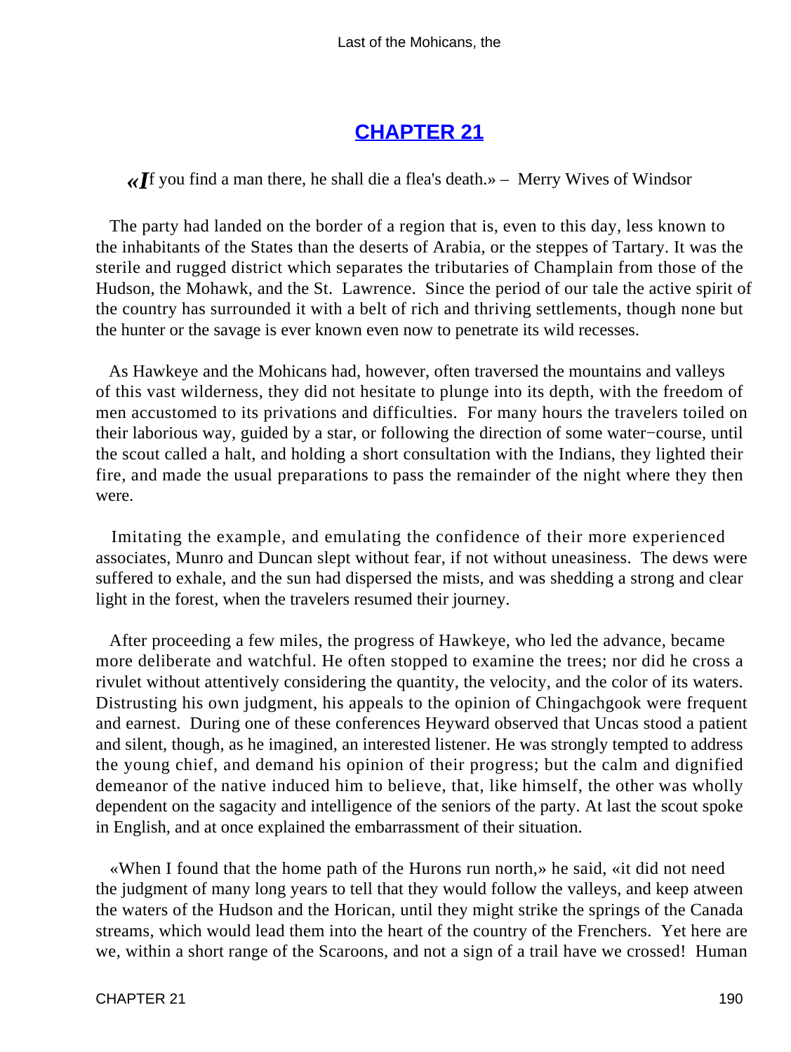## CHAPTER 21

«*I*f you find a man there, he shall die a flea's death.» – Merry Wives of Windsor

The party had landed on the border of a region that is, even to this day, less known to the inhabitants of the States than the deserts of Arabia, or the steppes of Tartary. It was the sterile and rugged district which separates the tributaries of Champlain from those of the Hudson, the Mohawk, and the St. Lawrence. Since the period of our tale the active spirit of the country has surrounded it with a belt of rich and thriving settlements, though none but the hunter or the savage is ever known even now to penetrate its wild recesses.

As Hawkeye and the Mohicans had, however, often traversed the mountains and valleys of this vast wilderness, they did not hesitate to plunge into its depth, with the freedom of men accustomed to its privations and difficulties. For many hours the travelers toiled on their laborious way, guided by a star, or following the direction of some water−course, until the scout called a halt, and holding a short consultation with the Indians, they lighted their fire, and made the usual preparations to pass the remainder of the night where they then were.

Imitating the example, and emulating the confidence of their more experienced associates, Munro and Duncan slept without fear, if not without uneasiness. The dews were suffered to exhale, and the sun had dispersed the mists, and was shedding a strong and clear light in the forest, when the travelers resumed their journey.

After proceeding a few miles, the progress of Hawkeye, who led the advance, became more deliberate and watchful. He often stopped to examine the trees; nor did he cross a rivulet without attentively considering the quantity, the velocity, and the color of its waters. Distrusting his own judgment, his appeals to the opinion of Chingachgook were frequent and earnest. During one of these conferences Heyward observed that Uncas stood a patient and silent, though, as he imagined, an interested listener. He was strongly tempted to address the young chief, and demand his opinion of their progress; but the calm and dignified demeanor of the native induced him to believe, that, like himself, the other was wholly dependent on the sagacity and intelligence of the seniors of the party. At last the scout spoke in English, and at once explained the embarrassment of their situation.

«When I found that the home path of the Hurons run north,» he said, «it did not need the judgment of many long years to tell that they would follow the valleys, and keep atween the waters of the Hudson and the Horican, until they might strike the springs of the Canada streams, which would lead them into the heart of the country of the Frenchers. Yet here are we, within a short range of the Scaroons, and not a sign of a trail have we crossed! Human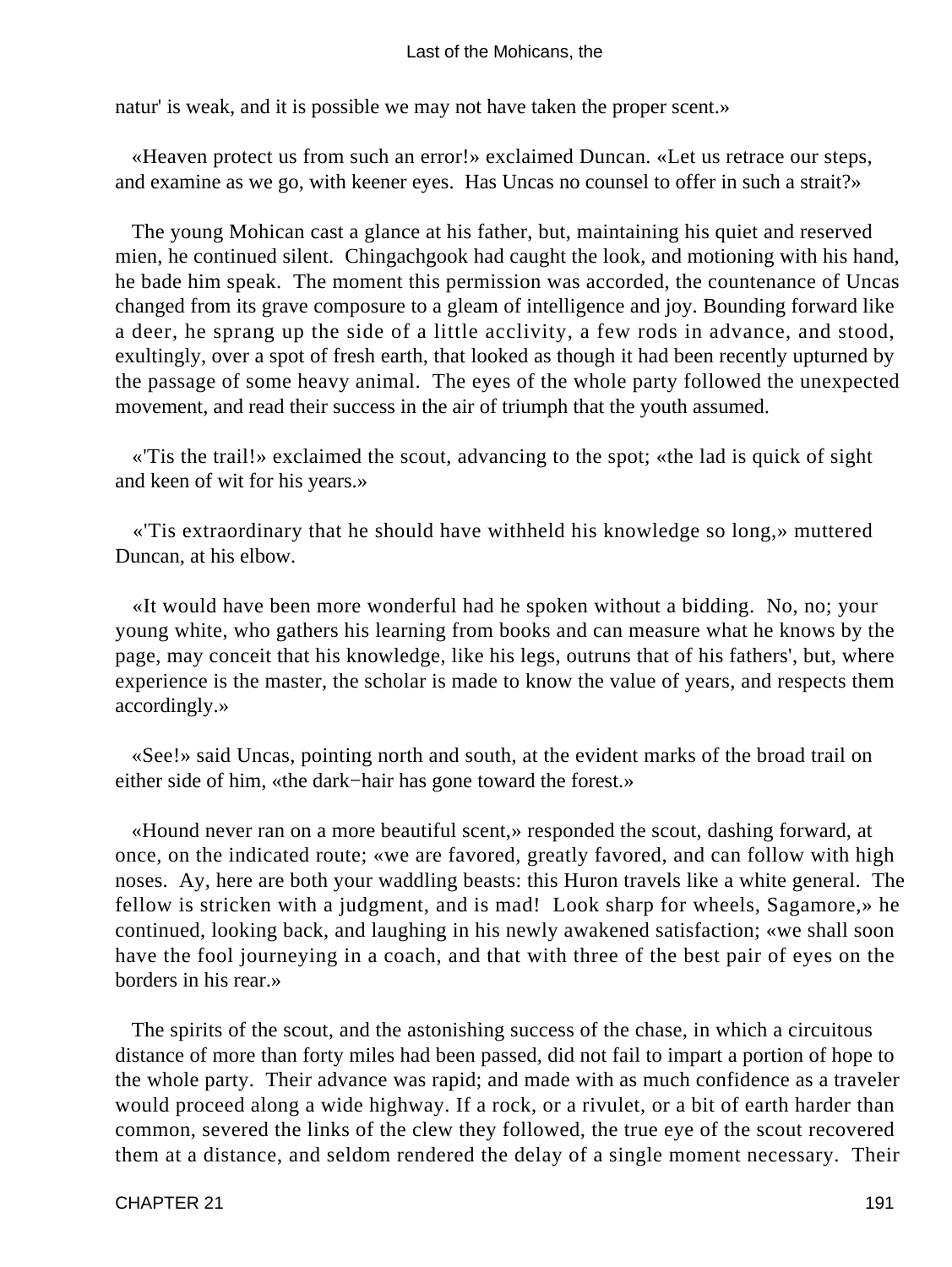natur' is weak, and it is possible we may not have taken the proper scent.»

«Heaven protect us from such an error!» exclaimed Duncan. «Let us retrace our steps, and examine as we go, with keener eyes. Has Uncas no counsel to offer in such a strait?»

The young Mohican cast a glance at his father, but, maintaining his quiet and reserved mien, he continued silent. Chingachgook had caught the look, and motioning with his hand, he bade him speak. The moment this permission was accorded, the countenance of Uncas changed from its grave composure to a gleam of intelligence and joy. Bounding forward like a deer, he sprang up the side of a little acclivity, a few rods in advance, and stood, exultingly, over a spot of fresh earth, that looked as though it had been recently upturned by the passage of some heavy animal. The eyes of the whole party followed the unexpected movement, and read their success in the air of triumph that the youth assumed.

«'Tis the trail!» exclaimed the scout, advancing to the spot; «the lad is quick of sight and keen of wit for his years.»

«'Tis extraordinary that he should have withheld his knowledge so long,» muttered Duncan, at his elbow.

«It would have been more wonderful had he spoken without a bidding. No, no; your young white, who gathers his learning from books and can measure what he knows by the page, may conceit that his knowledge, like his legs, outruns that of his fathers', but, where experience is the master, the scholar is made to know the value of years, and respects them accordingly.»

«See!» said Uncas, pointing north and south, at the evident marks of the broad trail on either side of him, «the dark−hair has gone toward the forest.»

«Hound never ran on a more beautiful scent,» responded the scout, dashing forward, at once, on the indicated route; «we are favored, greatly favored, and can follow with high noses. Ay, here are both your waddling beasts: this Huron travels like a white general. The fellow is stricken with a judgment, and is mad! Look sharp for wheels, Sagamore,» he continued, looking back, and laughing in his newly awakened satisfaction; «we shall soon have the fool journeying in a coach, and that with three of the best pair of eyes on the borders in his rear.»

The spirits of the scout, and the astonishing success of the chase, in which a circuitous distance of more than forty miles had been passed, did not fail to impart a portion of hope to the whole party. Their advance was rapid; and made with as much confidence as a traveler would proceed along a wide highway. If a rock, or a rivulet, or a bit of earth harder than common, severed the links of the clew they followed, the true eye of the scout recovered them at a distance, and seldom rendered the delay of a single moment necessary. Their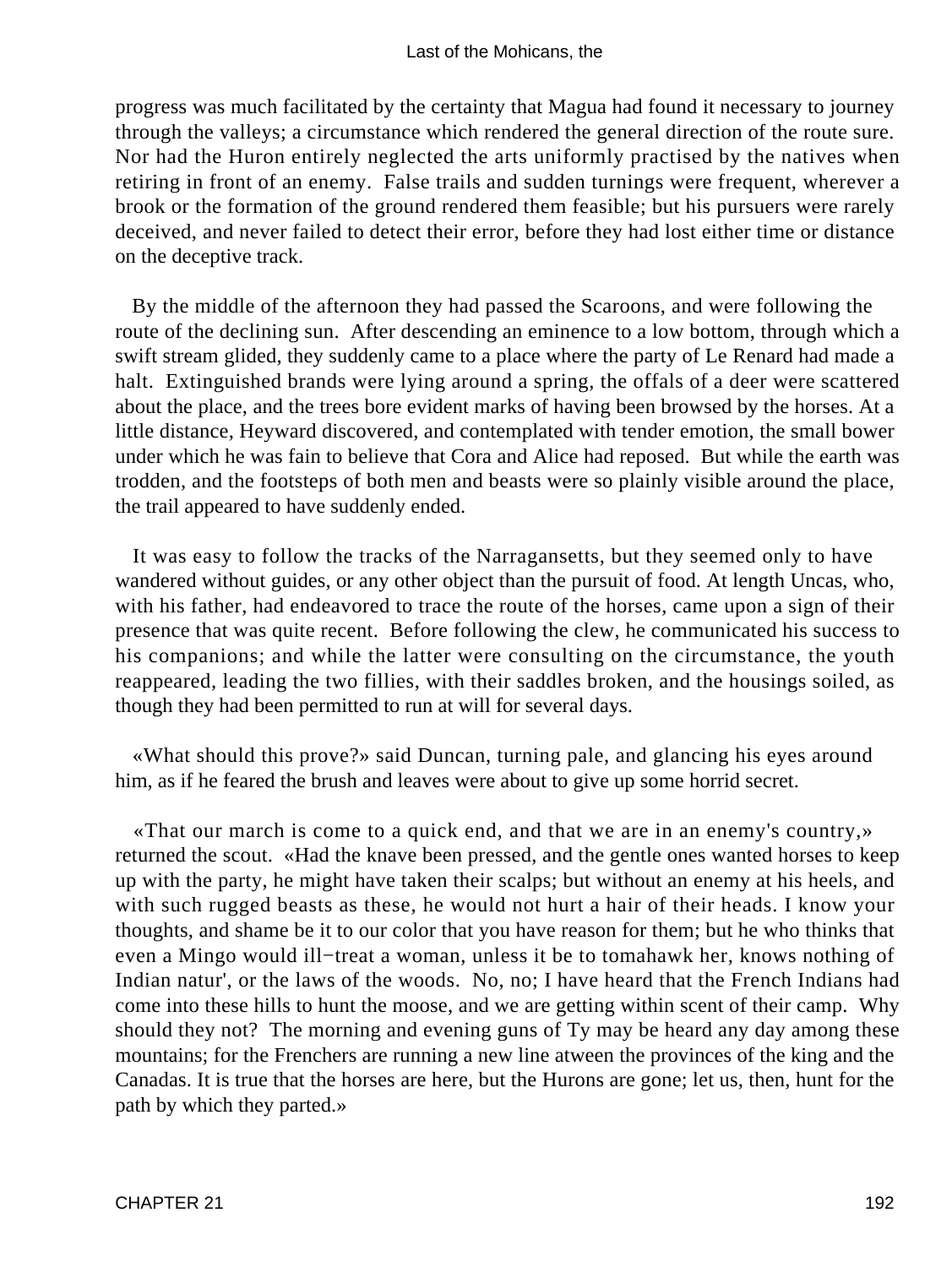progress was much facilitated by the certainty that Magua had found it necessary to journey through the valleys; a circumstance which rendered the general direction of the route sure. Nor had the Huron entirely neglected the arts uniformly practised by the natives when retiring in front of an enemy. False trails and sudden turnings were frequent, wherever a brook or the formation of the ground rendered them feasible; but his pursuers were rarely deceived, and never failed to detect their error, before they had lost either time or distance on the deceptive track.

By the middle of the afternoon they had passed the Scaroons, and were following the route of the declining sun. After descending an eminence to a low bottom, through which a swift stream glided, they suddenly came to a place where the party of Le Renard had made a halt. Extinguished brands were lying around a spring, the offals of a deer were scattered about the place, and the trees bore evident marks of having been browsed by the horses. At a little distance, Heyward discovered, and contemplated with tender emotion, the small bower under which he was fain to believe that Cora and Alice had reposed. But while the earth was trodden, and the footsteps of both men and beasts were so plainly visible around the place, the trail appeared to have suddenly ended.

It was easy to follow the tracks of the Narragansetts, but they seemed only to have wandered without guides, or any other object than the pursuit of food. At length Uncas, who, with his father, had endeavored to trace the route of the horses, came upon a sign of their presence that was quite recent. Before following the clew, he communicated his success to his companions; and while the latter were consulting on the circumstance, the youth reappeared, leading the two fillies, with their saddles broken, and the housings soiled, as though they had been permitted to run at will for several days.

«What should this prove?» said Duncan, turning pale, and glancing his eyes around him, as if he feared the brush and leaves were about to give up some horrid secret.

«That our march is come to a quick end, and that we are in an enemy's country,» returned the scout. «Had the knave been pressed, and the gentle ones wanted horses to keep up with the party, he might have taken their scalps; but without an enemy at his heels, and with such rugged beasts as these, he would not hurt a hair of their heads. I know your thoughts, and shame be it to our color that you have reason for them; but he who thinks that even a Mingo would ill−treat a woman, unless it be to tomahawk her, knows nothing of Indian natur', or the laws of the woods. No, no; I have heard that the French Indians had come into these hills to hunt the moose, and we are getting within scent of their camp. Why should they not? The morning and evening guns of Ty may be heard any day among these mountains; for the Frenchers are running a new line atween the provinces of the king and the Canadas. It is true that the horses are here, but the Hurons are gone; let us, then, hunt for the path by which they parted.»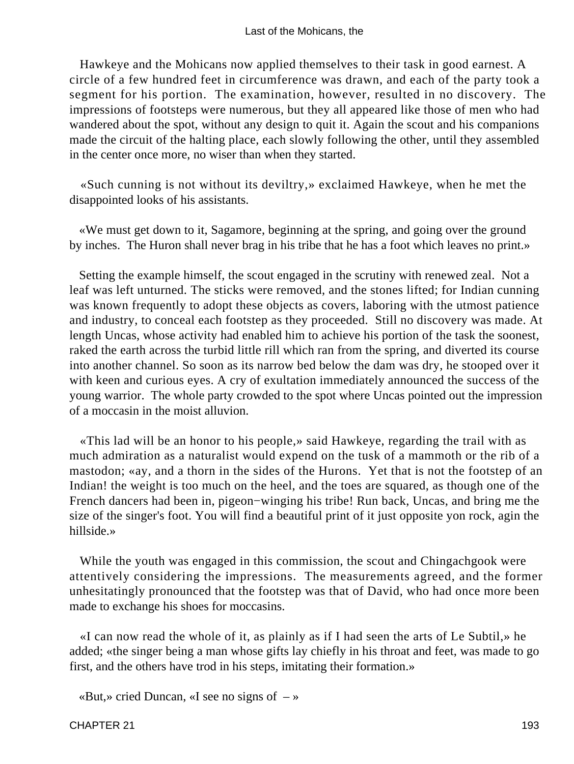Hawkeye and the Mohicans now applied themselves to their task in good earnest. A circle of a few hundred feet in circumference was drawn, and each of the party took a segment for his portion. The examination, however, resulted in no discovery. The impressions of footsteps were numerous, but they all appeared like those of men who had wandered about the spot, without any design to quit it. Again the scout and his companions made the circuit of the halting place, each slowly following the other, until they assembled in the center once more, no wiser than when they started.

«Such cunning is not without its deviltry,» exclaimed Hawkeye, when he met the disappointed looks of his assistants.

«We must get down to it, Sagamore, beginning at the spring, and going over the ground by inches. The Huron shall never brag in his tribe that he has a foot which leaves no print.»

Setting the example himself, the scout engaged in the scrutiny with renewed zeal. Not a leaf was left unturned. The sticks were removed, and the stones lifted; for Indian cunning was known frequently to adopt these objects as covers, laboring with the utmost patience and industry, to conceal each footstep as they proceeded. Still no discovery was made. At length Uncas, whose activity had enabled him to achieve his portion of the task the soonest, raked the earth across the turbid little rill which ran from the spring, and diverted its course into another channel. So soon as its narrow bed below the dam was dry, he stooped over it with keen and curious eyes. A cry of exultation immediately announced the success of the young warrior. The whole party crowded to the spot where Uncas pointed out the impression of a moccasin in the moist alluvion.

«This lad will be an honor to his people,» said Hawkeye, regarding the trail with as much admiration as a naturalist would expend on the tusk of a mammoth or the rib of a mastodon; «ay, and a thorn in the sides of the Hurons. Yet that is not the footstep of an Indian! the weight is too much on the heel, and the toes are squared, as though one of the French dancers had been in, pigeon−winging his tribe! Run back, Uncas, and bring me the size of the singer's foot. You will find a beautiful print of it just opposite yon rock, agin the hillside.»

While the youth was engaged in this commission, the scout and Chingachgook were attentively considering the impressions. The measurements agreed, and the former unhesitatingly pronounced that the footstep was that of David, who had once more been made to exchange his shoes for moccasins.

«I can now read the whole of it, as plainly as if I had seen the arts of Le Subtil,» he added; «the singer being a man whose gifts lay chiefly in his throat and feet, was made to go first, and the others have trod in his steps, imitating their formation.»

«But,» cried Duncan, «I see no signs of – »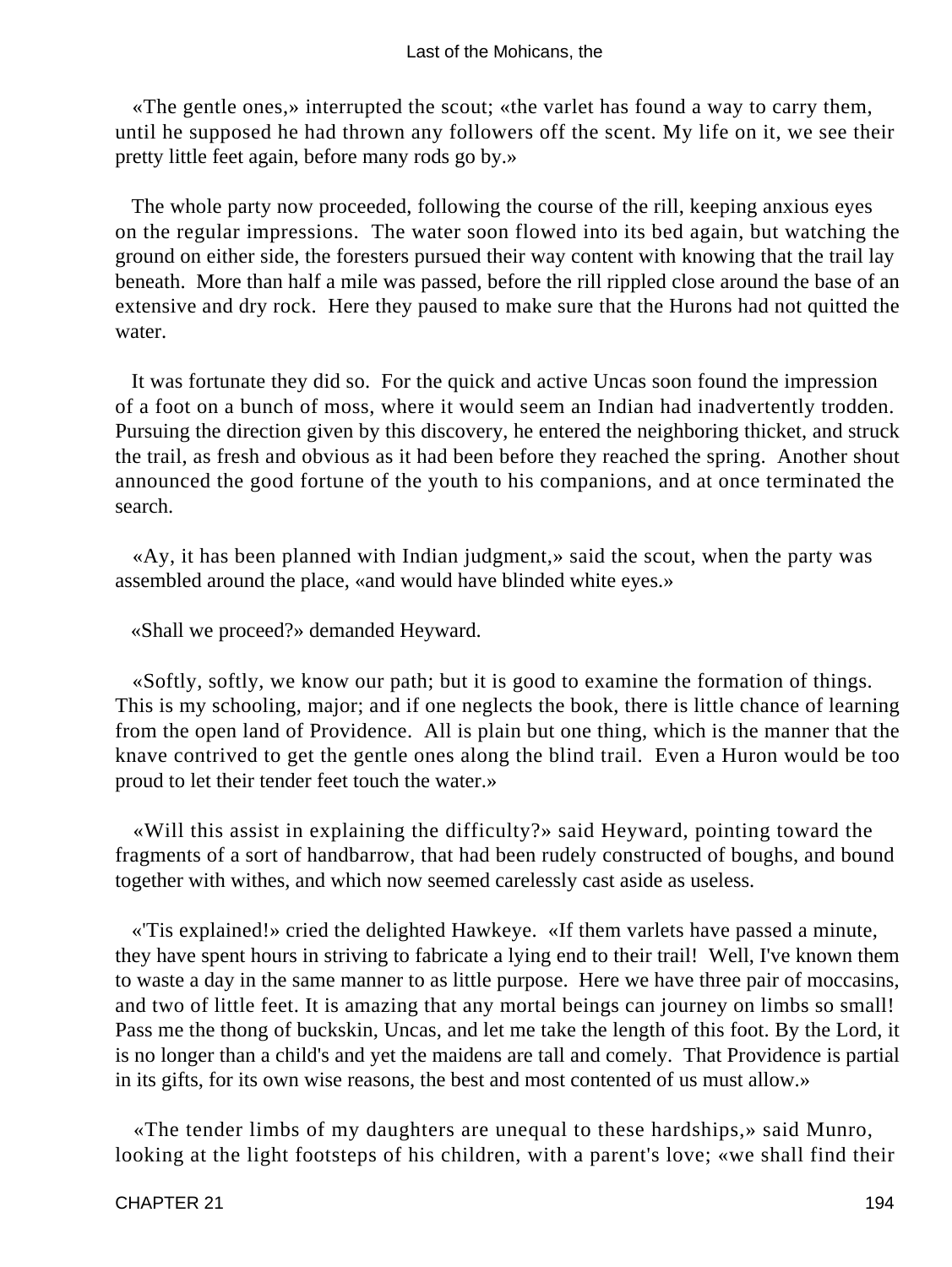«The gentle ones,» interrupted the scout; «the varlet has found a way to carry them, until he supposed he had thrown any followers off the scent. My life on it, we see their pretty little feet again, before many rods go by.»

The whole party now proceeded, following the course of the rill, keeping anxious eyes on the regular impressions. The water soon flowed into its bed again, but watching the ground on either side, the foresters pursued their way content with knowing that the trail lay beneath. More than half a mile was passed, before the rill rippled close around the base of an extensive and dry rock. Here they paused to make sure that the Hurons had not quitted the water.

It was fortunate they did so. For the quick and active Uncas soon found the impression of a foot on a bunch of moss, where it would seem an Indian had inadvertently trodden. Pursuing the direction given by this discovery, he entered the neighboring thicket, and struck the trail, as fresh and obvious as it had been before they reached the spring. Another shout announced the good fortune of the youth to his companions, and at once terminated the search.

«Ay, it has been planned with Indian judgment,» said the scout, when the party was assembled around the place, «and would have blinded white eyes.»

«Shall we proceed?» demanded Heyward.

«Softly, softly, we know our path; but it is good to examine the formation of things. This is my schooling, major; and if one neglects the book, there is little chance of learning from the open land of Providence. All is plain but one thing, which is the manner that the knave contrived to get the gentle ones along the blind trail. Even a Huron would be too proud to let their tender feet touch the water.»

«Will this assist in explaining the difficulty?» said Heyward, pointing toward the fragments of a sort of handbarrow, that had been rudely constructed of boughs, and bound together with withes, and which now seemed carelessly cast aside as useless.

«'Tis explained!» cried the delighted Hawkeye. «If them varlets have passed a minute, they have spent hours in striving to fabricate a lying end to their trail! Well, I've known them to waste a day in the same manner to as little purpose. Here we have three pair of moccasins, and two of little feet. It is amazing that any mortal beings can journey on limbs so small! Pass me the thong of buckskin, Uncas, and let me take the length of this foot. By the Lord, it is no longer than a child's and yet the maidens are tall and comely. That Providence is partial in its gifts, for its own wise reasons, the best and most contented of us must allow.»

«The tender limbs of my daughters are unequal to these hardships,» said Munro, looking at the light footsteps of his children, with a parent's love; «we shall find their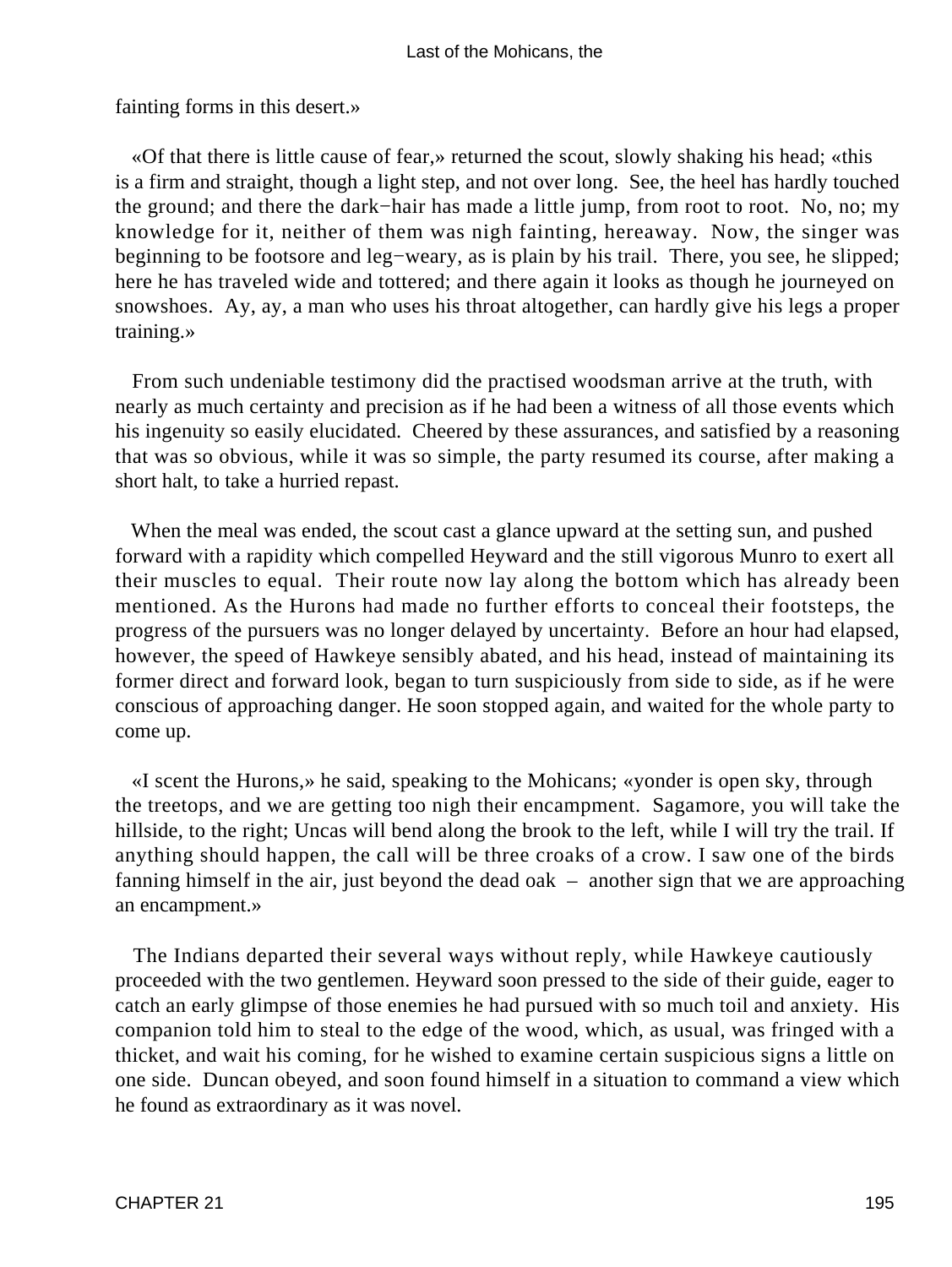fainting forms in this desert.»

«Of that there is little cause of fear,» returned the scout, slowly shaking his head; «this is a firm and straight, though a light step, and not over long. See, the heel has hardly touched the ground; and there the dark−hair has made a little jump, from root to root. No, no; my knowledge for it, neither of them was nigh fainting, hereaway. Now, the singer was beginning to be footsore and leg−weary, as is plain by his trail. There, you see, he slipped; here he has traveled wide and tottered; and there again it looks as though he journeyed on snowshoes. Ay, ay, a man who uses his throat altogether, can hardly give his legs a proper training.»

From such undeniable testimony did the practised woodsman arrive at the truth, with nearly as much certainty and precision as if he had been a witness of all those events which his ingenuity so easily elucidated. Cheered by these assurances, and satisfied by a reasoning that was so obvious, while it was so simple, the party resumed its course, after making a short halt, to take a hurried repast.

When the meal was ended, the scout cast a glance upward at the setting sun, and pushed forward with a rapidity which compelled Heyward and the still vigorous Munro to exert all their muscles to equal. Their route now lay along the bottom which has already been mentioned. As the Hurons had made no further efforts to conceal their footsteps, the progress of the pursuers was no longer delayed by uncertainty. Before an hour had elapsed, however, the speed of Hawkeye sensibly abated, and his head, instead of maintaining its former direct and forward look, began to turn suspiciously from side to side, as if he were conscious of approaching danger. He soon stopped again, and waited for the whole party to come up.

«I scent the Hurons,» he said, speaking to the Mohicans; «yonder is open sky, through the treetops, and we are getting too nigh their encampment. Sagamore, you will take the hillside, to the right; Uncas will bend along the brook to the left, while I will try the trail. If anything should happen, the call will be three croaks of a crow. I saw one of the birds fanning himself in the air, just beyond the dead oak – another sign that we are approaching an encampment.»

The Indians departed their several ways without reply, while Hawkeye cautiously proceeded with the two gentlemen. Heyward soon pressed to the side of their guide, eager to catch an early glimpse of those enemies he had pursued with so much toil and anxiety. His companion told him to steal to the edge of the wood, which, as usual, was fringed with a thicket, and wait his coming, for he wished to examine certain suspicious signs a little on one side. Duncan obeyed, and soon found himself in a situation to command a view which he found as extraordinary as it was novel.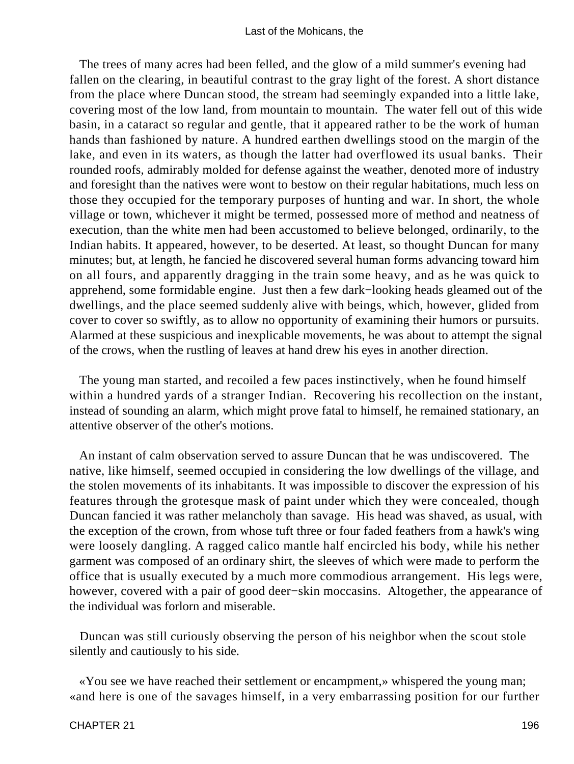The trees of many acres had been felled, and the glow of a mild summer's evening had fallen on the clearing, in beautiful contrast to the gray light of the forest. A short distance from the place where Duncan stood, the stream had seemingly expanded into a little lake, covering most of the low land, from mountain to mountain. The water fell out of this wide basin, in a cataract so regular and gentle, that it appeared rather to be the work of human hands than fashioned by nature. A hundred earthen dwellings stood on the margin of the lake, and even in its waters, as though the latter had overflowed its usual banks. Their rounded roofs, admirably molded for defense against the weather, denoted more of industry and foresight than the natives were wont to bestow on their regular habitations, much less on those they occupied for the temporary purposes of hunting and war. In short, the whole village or town, whichever it might be termed, possessed more of method and neatness of execution, than the white men had been accustomed to believe belonged, ordinarily, to the Indian habits. It appeared, however, to be deserted. At least, so thought Duncan for many minutes; but, at length, he fancied he discovered several human forms advancing toward him on all fours, and apparently dragging in the train some heavy, and as he was quick to apprehend, some formidable engine. Just then a few dark−looking heads gleamed out of the dwellings, and the place seemed suddenly alive with beings, which, however, glided from cover to cover so swiftly, as to allow no opportunity of examining their humors or pursuits. Alarmed at these suspicious and inexplicable movements, he was about to attempt the signal of the crows, when the rustling of leaves at hand drew his eyes in another direction.

The young man started, and recoiled a few paces instinctively, when he found himself within a hundred yards of a stranger Indian. Recovering his recollection on the instant, instead of sounding an alarm, which might prove fatal to himself, he remained stationary, an attentive observer of the other's motions.

An instant of calm observation served to assure Duncan that he was undiscovered. The native, like himself, seemed occupied in considering the low dwellings of the village, and the stolen movements of its inhabitants. It was impossible to discover the expression of his features through the grotesque mask of paint under which they were concealed, though Duncan fancied it was rather melancholy than savage. His head was shaved, as usual, with the exception of the crown, from whose tuft three or four faded feathers from a hawk's wing were loosely dangling. A ragged calico mantle half encircled his body, while his nether garment was composed of an ordinary shirt, the sleeves of which were made to perform the office that is usually executed by a much more commodious arrangement. His legs were, however, covered with a pair of good deer−skin moccasins. Altogether, the appearance of the individual was forlorn and miserable.

Duncan was still curiously observing the person of his neighbor when the scout stole silently and cautiously to his side.

«You see we have reached their settlement or encampment,» whispered the young man; «and here is one of the savages himself, in a very embarrassing position for our further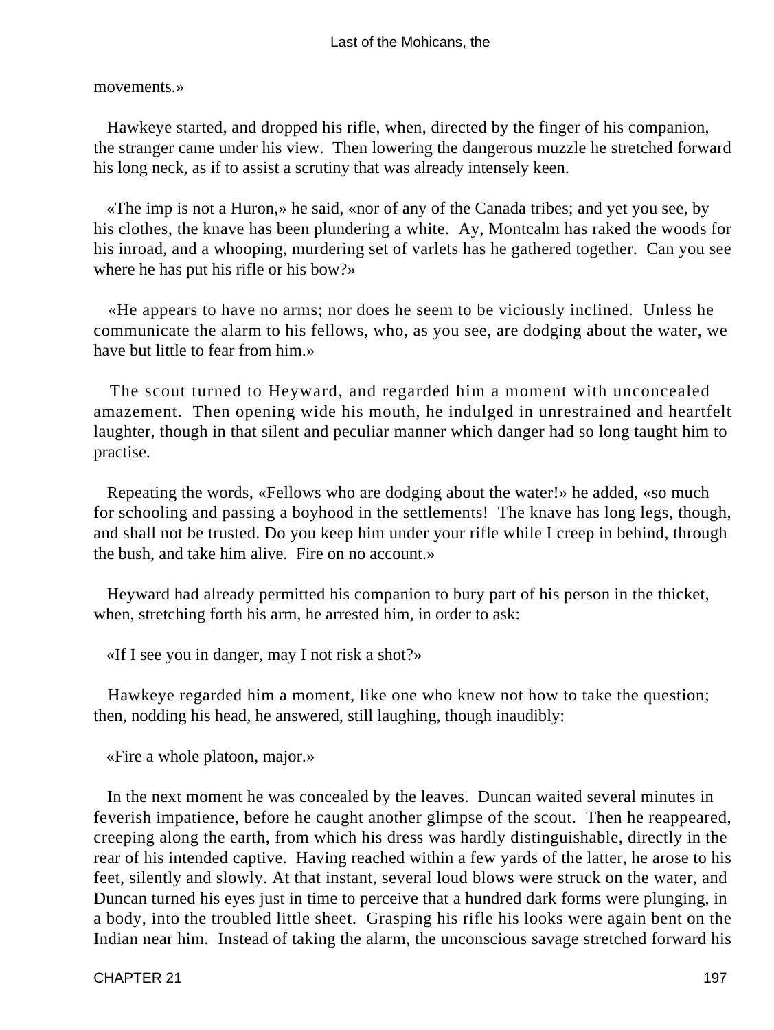movements.»

Hawkeye started, and dropped his rifle, when, directed by the finger of his companion, the stranger came under his view. Then lowering the dangerous muzzle he stretched forward his long neck, as if to assist a scrutiny that was already intensely keen.

«The imp is not a Huron,» he said, «nor of any of the Canada tribes; and yet you see, by his clothes, the knave has been plundering a white. Ay, Montcalm has raked the woods for his inroad, and a whooping, murdering set of varlets has he gathered together. Can you see where he has put his rifle or his bow?»

«He appears to have no arms; nor does he seem to be viciously inclined. Unless he communicate the alarm to his fellows, who, as you see, are dodging about the water, we have but little to fear from him.»

The scout turned to Heyward, and regarded him a moment with unconcealed amazement. Then opening wide his mouth, he indulged in unrestrained and heartfelt laughter, though in that silent and peculiar manner which danger had so long taught him to practise.

Repeating the words, «Fellows who are dodging about the water!» he added, «so much for schooling and passing a boyhood in the settlements! The knave has long legs, though, and shall not be trusted. Do you keep him under your rifle while I creep in behind, through the bush, and take him alive. Fire on no account.»

Heyward had already permitted his companion to bury part of his person in the thicket, when, stretching forth his arm, he arrested him, in order to ask:

«If I see you in danger, may I not risk a shot?»

Hawkeye regarded him a moment, like one who knew not how to take the question; then, nodding his head, he answered, still laughing, though inaudibly:

«Fire a whole platoon, major.»

In the next moment he was concealed by the leaves. Duncan waited several minutes in feverish impatience, before he caught another glimpse of the scout. Then he reappeared, creeping along the earth, from which his dress was hardly distinguishable, directly in the rear of his intended captive. Having reached within a few yards of the latter, he arose to his feet, silently and slowly. At that instant, several loud blows were struck on the water, and Duncan turned his eyes just in time to perceive that a hundred dark forms were plunging, in a body, into the troubled little sheet. Grasping his rifle his looks were again bent on the Indian near him. Instead of taking the alarm, the unconscious savage stretched forward his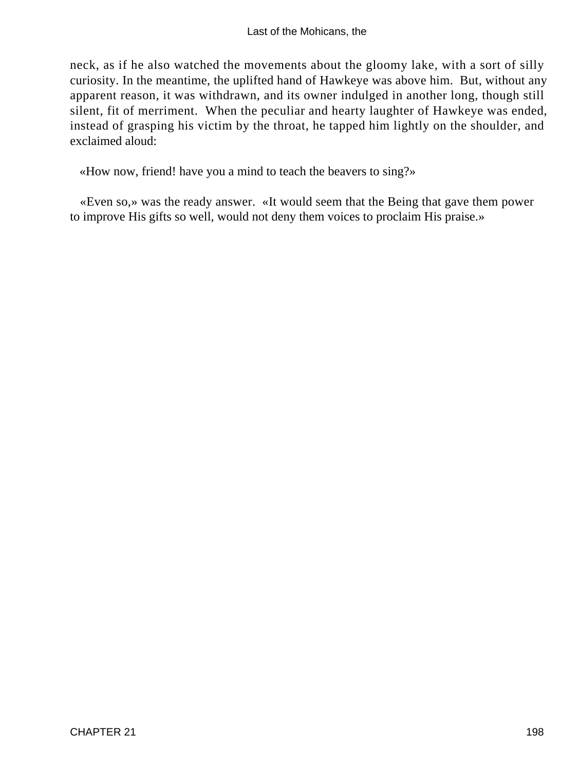neck, as if he also watched the movements about the gloomy lake, with a sort of silly curiosity. In the meantime, the uplifted hand of Hawkeye was above him. But, without any apparent reason, it was withdrawn, and its owner indulged in another long, though still silent, fit of merriment. When the peculiar and hearty laughter of Hawkeye was ended, instead of grasping his victim by the throat, he tapped him lightly on the shoulder, and exclaimed aloud:

«How now, friend! have you a mind to teach the beavers to sing?»

«Even so,» was the ready answer. «It would seem that the Being that gave them power to improve His gifts so well, would not deny them voices to proclaim His praise.»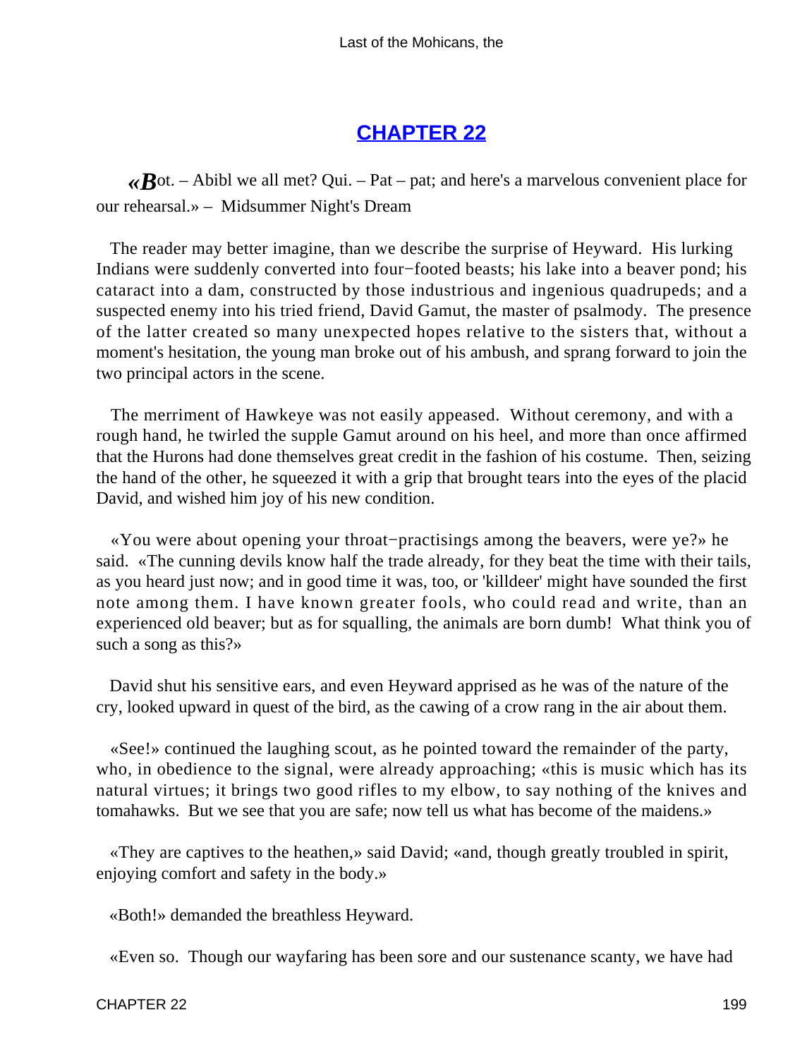## CHAPTER 22

«*B*ot. – Abibl we all met? Qui. – Pat – pat; and here's a marvelous convenient place for our rehearsal.» – Midsummer Night's Dream

The reader may better imagine, than we describe the surprise of Heyward. His lurking Indians were suddenly converted into four−footed beasts; his lake into a beaver pond; his cataract into a dam, constructed by those industrious and ingenious quadrupeds; and a suspected enemy into his tried friend, David Gamut, the master of psalmody. The presence of the latter created so many unexpected hopes relative to the sisters that, without a moment's hesitation, the young man broke out of his ambush, and sprang forward to join the two principal actors in the scene.

The merriment of Hawkeye was not easily appeased. Without ceremony, and with a rough hand, he twirled the supple Gamut around on his heel, and more than once affirmed that the Hurons had done themselves great credit in the fashion of his costume. Then, seizing the hand of the other, he squeezed it with a grip that brought tears into the eyes of the placid David, and wished him joy of his new condition.

«You were about opening your throat−practisings among the beavers, were ye?» he said. «The cunning devils know half the trade already, for they beat the time with their tails, as you heard just now; and in good time it was, too, or 'killdeer' might have sounded the first note among them. I have known greater fools, who could read and write, than an experienced old beaver; but as for squalling, the animals are born dumb! What think you of such a song as this?»

David shut his sensitive ears, and even Heyward apprised as he was of the nature of the cry, looked upward in quest of the bird, as the cawing of a crow rang in the air about them.

«See!» continued the laughing scout, as he pointed toward the remainder of the party, who, in obedience to the signal, were already approaching; «this is music which has its natural virtues; it brings two good rifles to my elbow, to say nothing of the knives and tomahawks. But we see that you are safe; now tell us what has become of the maidens.»

«They are captives to the heathen,» said David; «and, though greatly troubled in spirit, enjoying comfort and safety in the body.»

«Both!» demanded the breathless Heyward.

«Even so. Though our wayfaring has been sore and our sustenance scanty, we have had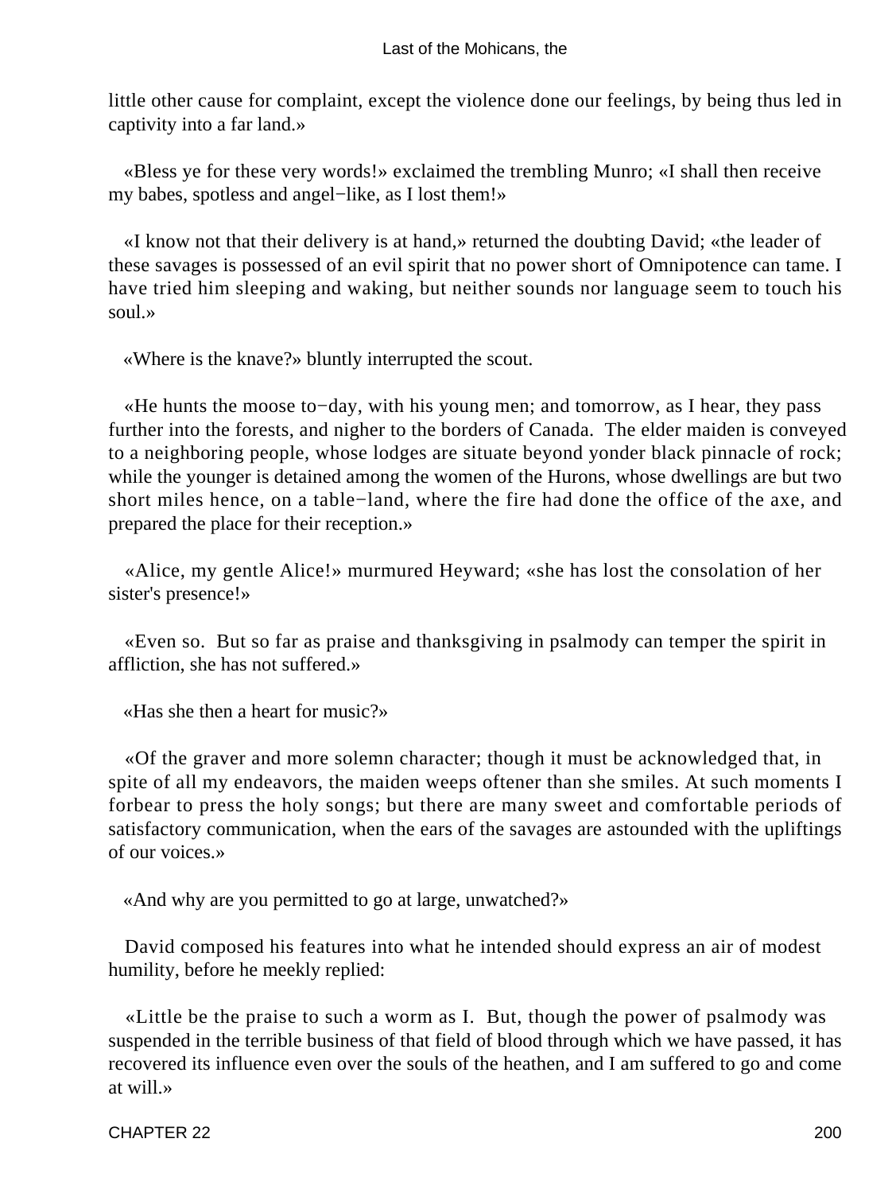little other cause for complaint, except the violence done our feelings, by being thus led in captivity into a far land.»

«Bless ye for these very words!» exclaimed the trembling Munro; «I shall then receive my babes, spotless and angel−like, as I lost them!»

«I know not that their delivery is at hand,» returned the doubting David; «the leader of these savages is possessed of an evil spirit that no power short of Omnipotence can tame. I have tried him sleeping and waking, but neither sounds nor language seem to touch his soul.»

«Where is the knave?» bluntly interrupted the scout.

«He hunts the moose to−day, with his young men; and tomorrow, as I hear, they pass further into the forests, and nigher to the borders of Canada. The elder maiden is conveyed to a neighboring people, whose lodges are situate beyond yonder black pinnacle of rock; while the younger is detained among the women of the Hurons, whose dwellings are but two short miles hence, on a table−land, where the fire had done the office of the axe, and prepared the place for their reception.»

«Alice, my gentle Alice!» murmured Heyward; «she has lost the consolation of her sister's presence!»

«Even so. But so far as praise and thanksgiving in psalmody can temper the spirit in affliction, she has not suffered.»

«Has she then a heart for music?»

«Of the graver and more solemn character; though it must be acknowledged that, in spite of all my endeavors, the maiden weeps oftener than she smiles. At such moments I forbear to press the holy songs; but there are many sweet and comfortable periods of satisfactory communication, when the ears of the savages are astounded with the upliftings of our voices.»

«And why are you permitted to go at large, unwatched?»

David composed his features into what he intended should express an air of modest humility, before he meekly replied:

«Little be the praise to such a worm as I. But, though the power of psalmody was suspended in the terrible business of that field of blood through which we have passed, it has recovered its influence even over the souls of the heathen, and I am suffered to go and come at will.»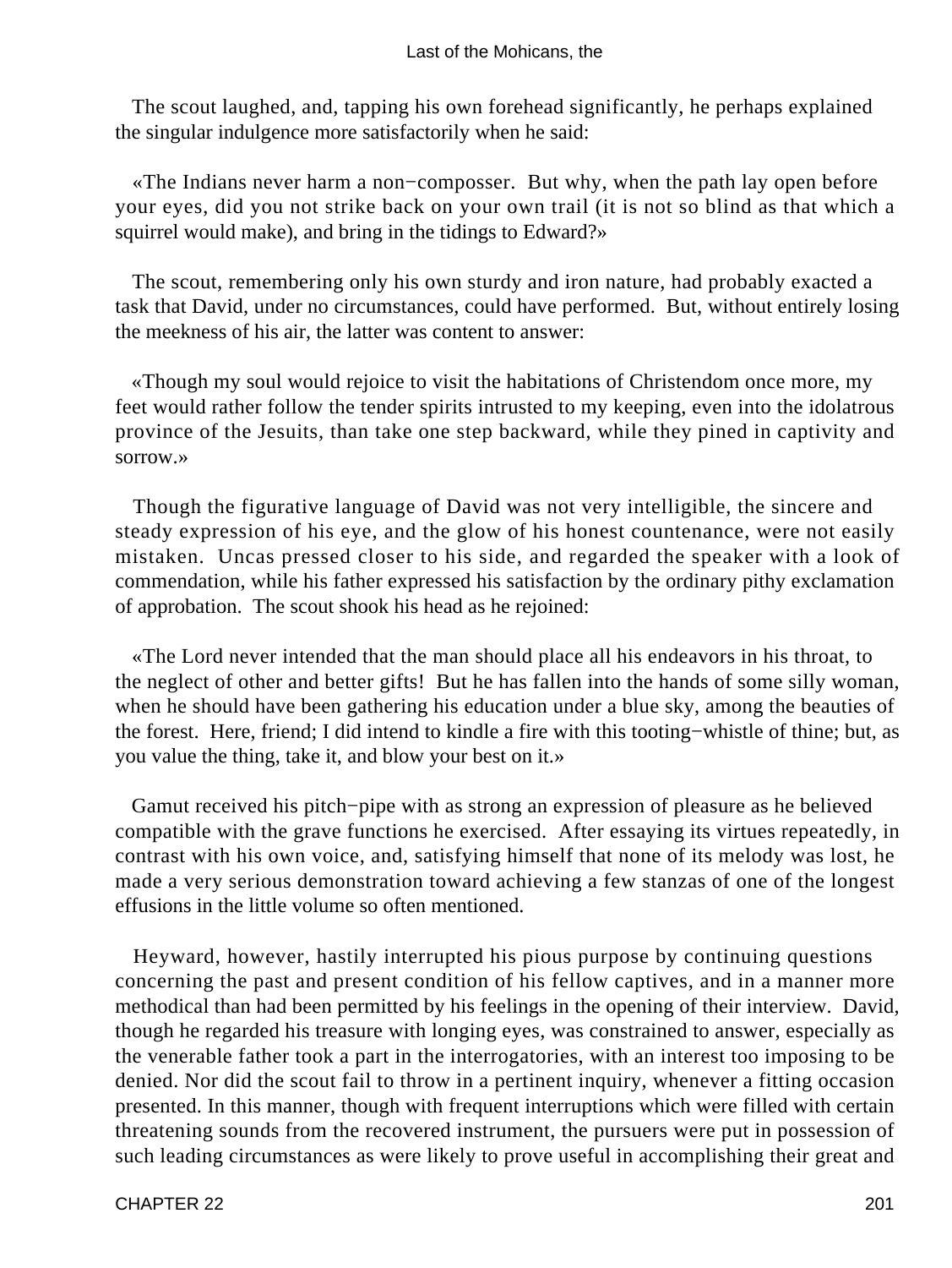The scout laughed, and, tapping his own forehead significantly, he perhaps explained the singular indulgence more satisfactorily when he said:

«The Indians never harm a non−composser. But why, when the path lay open before your eyes, did you not strike back on your own trail (it is not so blind as that which a squirrel would make), and bring in the tidings to Edward?»

The scout, remembering only his own sturdy and iron nature, had probably exacted a task that David, under no circumstances, could have performed. But, without entirely losing the meekness of his air, the latter was content to answer:

«Though my soul would rejoice to visit the habitations of Christendom once more, my feet would rather follow the tender spirits intrusted to my keeping, even into the idolatrous province of the Jesuits, than take one step backward, while they pined in captivity and sorrow.»

Though the figurative language of David was not very intelligible, the sincere and steady expression of his eye, and the glow of his honest countenance, were not easily mistaken. Uncas pressed closer to his side, and regarded the speaker with a look of commendation, while his father expressed his satisfaction by the ordinary pithy exclamation of approbation. The scout shook his head as he rejoined:

«The Lord never intended that the man should place all his endeavors in his throat, to the neglect of other and better gifts! But he has fallen into the hands of some silly woman, when he should have been gathering his education under a blue sky, among the beauties of the forest. Here, friend; I did intend to kindle a fire with this tooting−whistle of thine; but, as you value the thing, take it, and blow your best on it.»

Gamut received his pitch−pipe with as strong an expression of pleasure as he believed compatible with the grave functions he exercised. After essaying its virtues repeatedly, in contrast with his own voice, and, satisfying himself that none of its melody was lost, he made a very serious demonstration toward achieving a few stanzas of one of the longest effusions in the little volume so often mentioned.

Heyward, however, hastily interrupted his pious purpose by continuing questions concerning the past and present condition of his fellow captives, and in a manner more methodical than had been permitted by his feelings in the opening of their interview. David, though he regarded his treasure with longing eyes, was constrained to answer, especially as the venerable father took a part in the interrogatories, with an interest too imposing to be denied. Nor did the scout fail to throw in a pertinent inquiry, whenever a fitting occasion presented. In this manner, though with frequent interruptions which were filled with certain threatening sounds from the recovered instrument, the pursuers were put in possession of such leading circumstances as were likely to prove useful in accomplishing their great and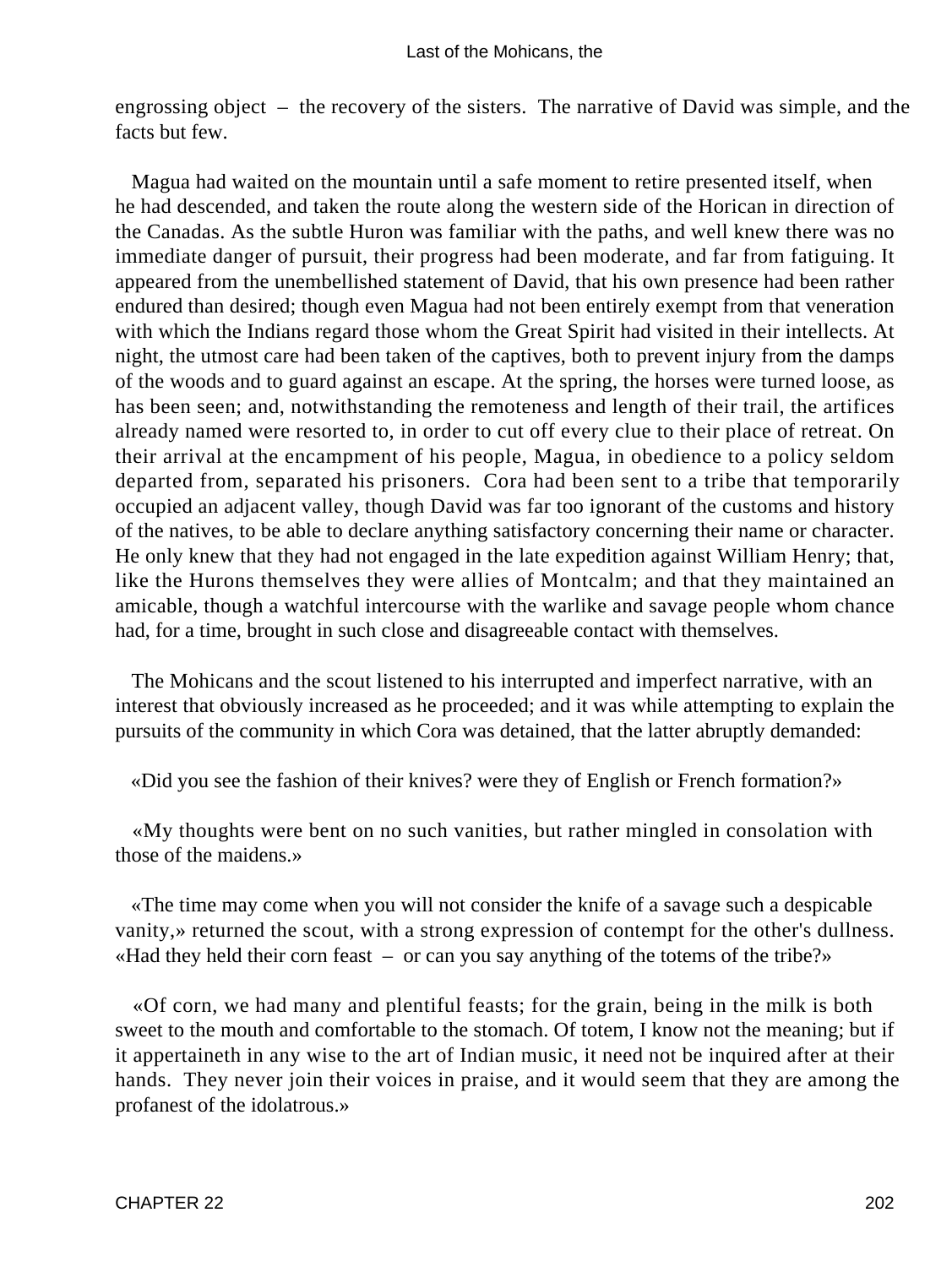engrossing object – the recovery of the sisters. The narrative of David was simple, and the facts but few.

Magua had waited on the mountain until a safe moment to retire presented itself, when he had descended, and taken the route along the western side of the Horican in direction of the Canadas. As the subtle Huron was familiar with the paths, and well knew there was no immediate danger of pursuit, their progress had been moderate, and far from fatiguing. It appeared from the unembellished statement of David, that his own presence had been rather endured than desired; though even Magua had not been entirely exempt from that veneration with which the Indians regard those whom the Great Spirit had visited in their intellects. At night, the utmost care had been taken of the captives, both to prevent injury from the damps of the woods and to guard against an escape. At the spring, the horses were turned loose, as has been seen; and, notwithstanding the remoteness and length of their trail, the artifices already named were resorted to, in order to cut off every clue to their place of retreat. On their arrival at the encampment of his people, Magua, in obedience to a policy seldom departed from, separated his prisoners. Cora had been sent to a tribe that temporarily occupied an adjacent valley, though David was far too ignorant of the customs and history of the natives, to be able to declare anything satisfactory concerning their name or character. He only knew that they had not engaged in the late expedition against William Henry; that, like the Hurons themselves they were allies of Montcalm; and that they maintained an amicable, though a watchful intercourse with the warlike and savage people whom chance had, for a time, brought in such close and disagreeable contact with themselves.

The Mohicans and the scout listened to his interrupted and imperfect narrative, with an interest that obviously increased as he proceeded; and it was while attempting to explain the pursuits of the community in which Cora was detained, that the latter abruptly demanded:

«Did you see the fashion of their knives? were they of English or French formation?»

«My thoughts were bent on no such vanities, but rather mingled in consolation with those of the maidens.»

«The time may come when you will not consider the knife of a savage such a despicable vanity,» returned the scout, with a strong expression of contempt for the other's dullness. «Had they held their corn feast – or can you say anything of the totems of the tribe?»

«Of corn, we had many and plentiful feasts; for the grain, being in the milk is both sweet to the mouth and comfortable to the stomach. Of totem, I know not the meaning; but if it appertaineth in any wise to the art of Indian music, it need not be inquired after at their hands. They never join their voices in praise, and it would seem that they are among the profanest of the idolatrous.»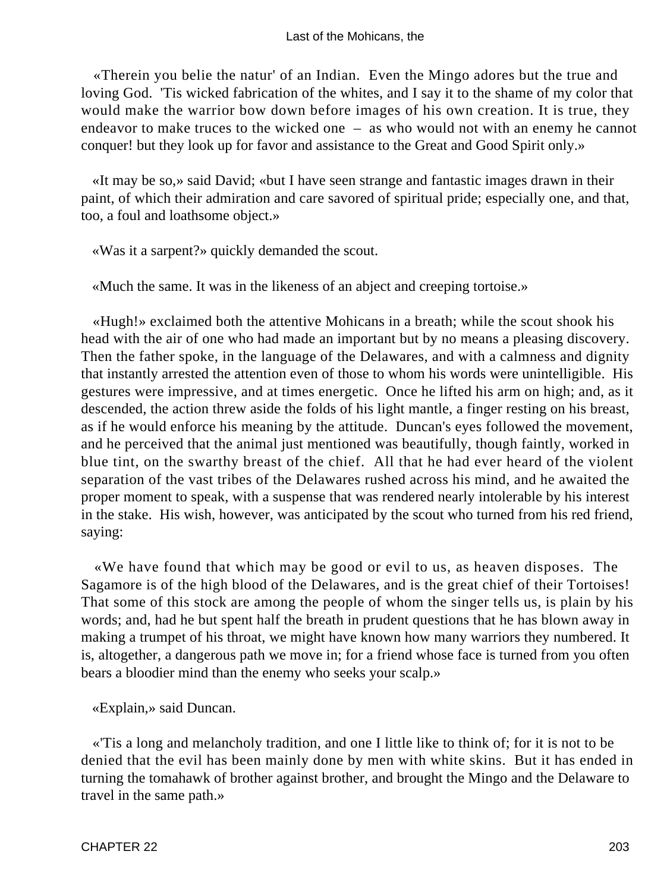«Therein you belie the natur' of an Indian. Even the Mingo adores but the true and loving God. 'Tis wicked fabrication of the whites, and I say it to the shame of my color that would make the warrior bow down before images of his own creation. It is true, they endeavor to make truces to the wicked one – as who would not with an enemy he cannot conquer! but they look up for favor and assistance to the Great and Good Spirit only.»

«It may be so,» said David; «but I have seen strange and fantastic images drawn in their paint, of which their admiration and care savored of spiritual pride; especially one, and that, too, a foul and loathsome object.»

«Was it a sarpent?» quickly demanded the scout.

«Much the same. It was in the likeness of an abject and creeping tortoise.»

«Hugh!» exclaimed both the attentive Mohicans in a breath; while the scout shook his head with the air of one who had made an important but by no means a pleasing discovery. Then the father spoke, in the language of the Delawares, and with a calmness and dignity that instantly arrested the attention even of those to whom his words were unintelligible. His gestures were impressive, and at times energetic. Once he lifted his arm on high; and, as it descended, the action threw aside the folds of his light mantle, a finger resting on his breast, as if he would enforce his meaning by the attitude. Duncan's eyes followed the movement, and he perceived that the animal just mentioned was beautifully, though faintly, worked in blue tint, on the swarthy breast of the chief. All that he had ever heard of the violent separation of the vast tribes of the Delawares rushed across his mind, and he awaited the proper moment to speak, with a suspense that was rendered nearly intolerable by his interest in the stake. His wish, however, was anticipated by the scout who turned from his red friend, saying:

«We have found that which may be good or evil to us, as heaven disposes. The Sagamore is of the high blood of the Delawares, and is the great chief of their Tortoises! That some of this stock are among the people of whom the singer tells us, is plain by his words; and, had he but spent half the breath in prudent questions that he has blown away in making a trumpet of his throat, we might have known how many warriors they numbered. It is, altogether, a dangerous path we move in; for a friend whose face is turned from you often bears a bloodier mind than the enemy who seeks your scalp.»

«Explain,» said Duncan.

«'Tis a long and melancholy tradition, and one I little like to think of; for it is not to be denied that the evil has been mainly done by men with white skins. But it has ended in turning the tomahawk of brother against brother, and brought the Mingo and the Delaware to travel in the same path.»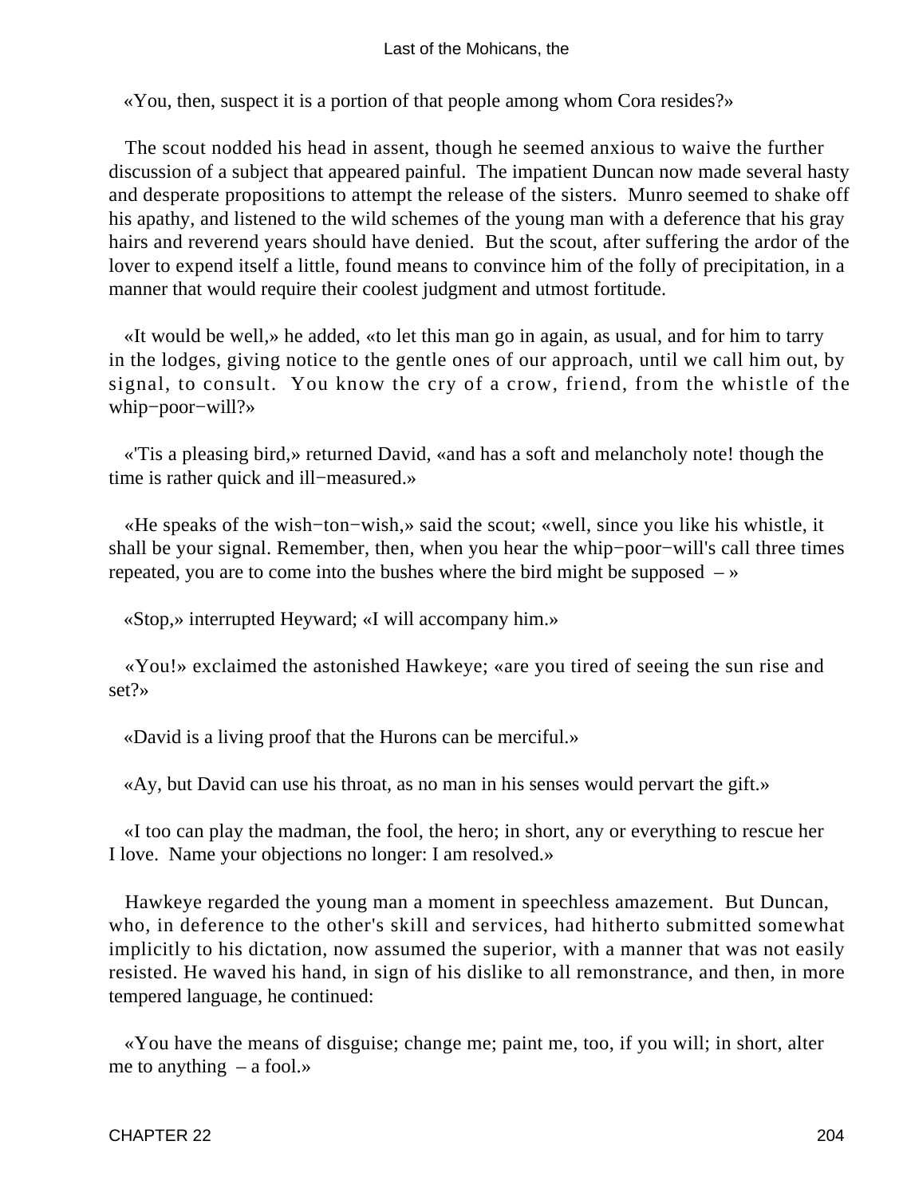«You, then, suspect it is a portion of that people among whom Cora resides?»

The scout nodded his head in assent, though he seemed anxious to waive the further discussion of a subject that appeared painful. The impatient Duncan now made several hasty and desperate propositions to attempt the release of the sisters. Munro seemed to shake off his apathy, and listened to the wild schemes of the young man with a deference that his gray hairs and reverend years should have denied. But the scout, after suffering the ardor of the lover to expend itself a little, found means to convince him of the folly of precipitation, in a manner that would require their coolest judgment and utmost fortitude.

«It would be well,» he added, «to let this man go in again, as usual, and for him to tarry in the lodges, giving notice to the gentle ones of our approach, until we call him out, by signal, to consult. You know the cry of a crow, friend, from the whistle of the whip−poor−will?»

«'Tis a pleasing bird,» returned David, «and has a soft and melancholy note! though the time is rather quick and ill−measured.»

«He speaks of the wish−ton−wish,» said the scout; «well, since you like his whistle, it shall be your signal. Remember, then, when you hear the whip−poor−will's call three times repeated, you are to come into the bushes where the bird might be supposed – »

«Stop,» interrupted Heyward; «I will accompany him.»

«You!» exclaimed the astonished Hawkeye; «are you tired of seeing the sun rise and set?»

«David is a living proof that the Hurons can be merciful.»

«Ay, but David can use his throat, as no man in his senses would pervart the gift.»

«I too can play the madman, the fool, the hero; in short, any or everything to rescue her I love. Name your objections no longer: I am resolved.»

Hawkeye regarded the young man a moment in speechless amazement. But Duncan, who, in deference to the other's skill and services, had hitherto submitted somewhat implicitly to his dictation, now assumed the superior, with a manner that was not easily resisted. He waved his hand, in sign of his dislike to all remonstrance, and then, in more tempered language, he continued:

«You have the means of disguise; change me; paint me, too, if you will; in short, alter me to anything – a fool.»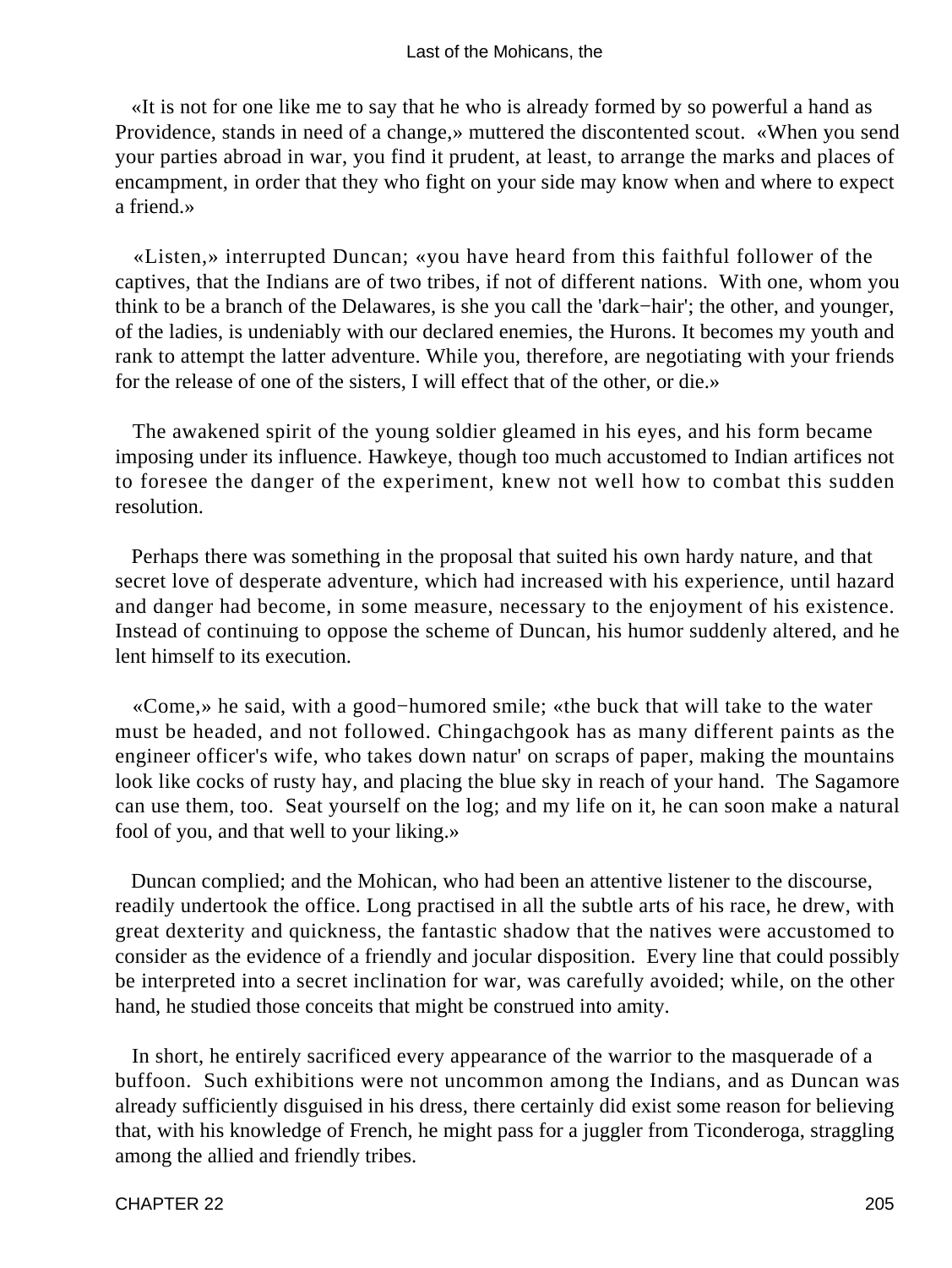«It is not for one like me to say that he who is already formed by so powerful a hand as Providence, stands in need of a change,» muttered the discontented scout. «When you send your parties abroad in war, you find it prudent, at least, to arrange the marks and places of encampment, in order that they who fight on your side may know when and where to expect a friend.»

«Listen,» interrupted Duncan; «you have heard from this faithful follower of the captives, that the Indians are of two tribes, if not of different nations. With one, whom you think to be a branch of the Delawares, is she you call the 'dark−hair'; the other, and younger, of the ladies, is undeniably with our declared enemies, the Hurons. It becomes my youth and rank to attempt the latter adventure. While you, therefore, are negotiating with your friends for the release of one of the sisters, I will effect that of the other, or die.»

The awakened spirit of the young soldier gleamed in his eyes, and his form became imposing under its influence. Hawkeye, though too much accustomed to Indian artifices not to foresee the danger of the experiment, knew not well how to combat this sudden resolution.

Perhaps there was something in the proposal that suited his own hardy nature, and that secret love of desperate adventure, which had increased with his experience, until hazard and danger had become, in some measure, necessary to the enjoyment of his existence. Instead of continuing to oppose the scheme of Duncan, his humor suddenly altered, and he lent himself to its execution.

«Come,» he said, with a good−humored smile; «the buck that will take to the water must be headed, and not followed. Chingachgook has as many different paints as the engineer officer's wife, who takes down natur' on scraps of paper, making the mountains look like cocks of rusty hay, and placing the blue sky in reach of your hand. The Sagamore can use them, too. Seat yourself on the log; and my life on it, he can soon make a natural fool of you, and that well to your liking.»

Duncan complied; and the Mohican, who had been an attentive listener to the discourse, readily undertook the office. Long practised in all the subtle arts of his race, he drew, with great dexterity and quickness, the fantastic shadow that the natives were accustomed to consider as the evidence of a friendly and jocular disposition. Every line that could possibly be interpreted into a secret inclination for war, was carefully avoided; while, on the other hand, he studied those conceits that might be construed into amity.

In short, he entirely sacrificed every appearance of the warrior to the masquerade of a buffoon. Such exhibitions were not uncommon among the Indians, and as Duncan was already sufficiently disguised in his dress, there certainly did exist some reason for believing that, with his knowledge of French, he might pass for a juggler from Ticonderoga, straggling among the allied and friendly tribes.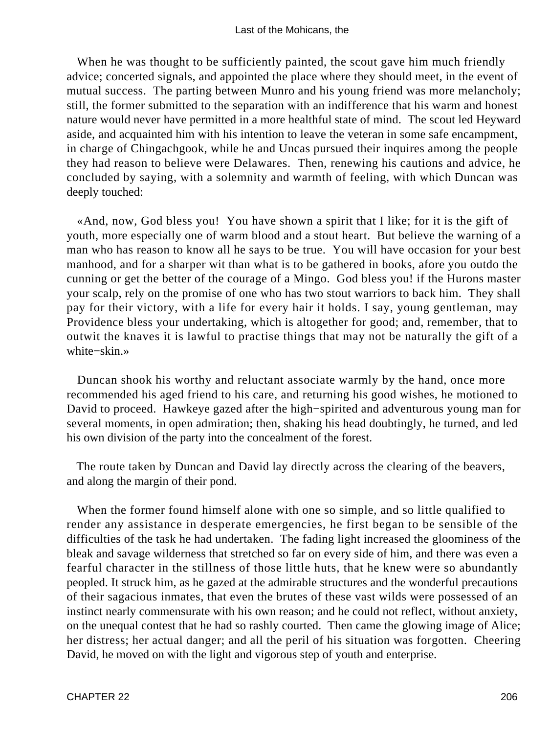When he was thought to be sufficiently painted, the scout gave him much friendly advice; concerted signals, and appointed the place where they should meet, in the event of mutual success. The parting between Munro and his young friend was more melancholy; still, the former submitted to the separation with an indifference that his warm and honest nature would never have permitted in a more healthful state of mind. The scout led Heyward aside, and acquainted him with his intention to leave the veteran in some safe encampment, in charge of Chingachgook, while he and Uncas pursued their inquires among the people they had reason to believe were Delawares. Then, renewing his cautions and advice, he concluded by saying, with a solemnity and warmth of feeling, with which Duncan was deeply touched:

«And, now, God bless you! You have shown a spirit that I like; for it is the gift of youth, more especially one of warm blood and a stout heart. But believe the warning of a man who has reason to know all he says to be true. You will have occasion for your best manhood, and for a sharper wit than what is to be gathered in books, afore you outdo the cunning or get the better of the courage of a Mingo. God bless you! if the Hurons master your scalp, rely on the promise of one who has two stout warriors to back him. They shall pay for their victory, with a life for every hair it holds. I say, young gentleman, may Providence bless your undertaking, which is altogether for good; and, remember, that to outwit the knaves it is lawful to practise things that may not be naturally the gift of a white−skin.»

Duncan shook his worthy and reluctant associate warmly by the hand, once more recommended his aged friend to his care, and returning his good wishes, he motioned to David to proceed. Hawkeye gazed after the high−spirited and adventurous young man for several moments, in open admiration; then, shaking his head doubtingly, he turned, and led his own division of the party into the concealment of the forest.

The route taken by Duncan and David lay directly across the clearing of the beavers, and along the margin of their pond.

When the former found himself alone with one so simple, and so little qualified to render any assistance in desperate emergencies, he first began to be sensible of the difficulties of the task he had undertaken. The fading light increased the gloominess of the bleak and savage wilderness that stretched so far on every side of him, and there was even a fearful character in the stillness of those little huts, that he knew were so abundantly peopled. It struck him, as he gazed at the admirable structures and the wonderful precautions of their sagacious inmates, that even the brutes of these vast wilds were possessed of an instinct nearly commensurate with his own reason; and he could not reflect, without anxiety, on the unequal contest that he had so rashly courted. Then came the glowing image of Alice; her distress; her actual danger; and all the peril of his situation was forgotten. Cheering David, he moved on with the light and vigorous step of youth and enterprise.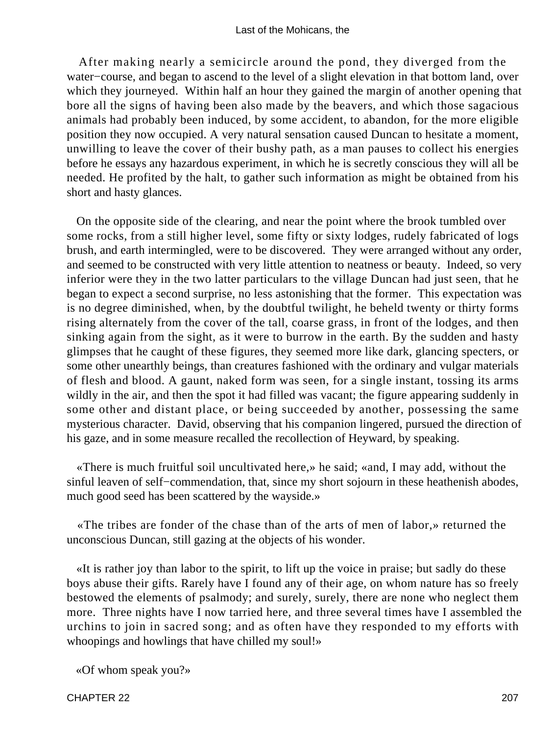After making nearly a semicircle around the pond, they diverged from the water−course, and began to ascend to the level of a slight elevation in that bottom land, over which they journeyed. Within half an hour they gained the margin of another opening that bore all the signs of having been also made by the beavers, and which those sagacious animals had probably been induced, by some accident, to abandon, for the more eligible position they now occupied. A very natural sensation caused Duncan to hesitate a moment, unwilling to leave the cover of their bushy path, as a man pauses to collect his energies before he essays any hazardous experiment, in which he is secretly conscious they will all be needed. He profited by the halt, to gather such information as might be obtained from his short and hasty glances.

On the opposite side of the clearing, and near the point where the brook tumbled over some rocks, from a still higher level, some fifty or sixty lodges, rudely fabricated of logs brush, and earth intermingled, were to be discovered. They were arranged without any order, and seemed to be constructed with very little attention to neatness or beauty. Indeed, so very inferior were they in the two latter particulars to the village Duncan had just seen, that he began to expect a second surprise, no less astonishing that the former. This expectation was is no degree diminished, when, by the doubtful twilight, he beheld twenty or thirty forms rising alternately from the cover of the tall, coarse grass, in front of the lodges, and then sinking again from the sight, as it were to burrow in the earth. By the sudden and hasty glimpses that he caught of these figures, they seemed more like dark, glancing specters, or some other unearthly beings, than creatures fashioned with the ordinary and vulgar materials of flesh and blood. A gaunt, naked form was seen, for a single instant, tossing its arms wildly in the air, and then the spot it had filled was vacant; the figure appearing suddenly in some other and distant place, or being succeeded by another, possessing the same mysterious character. David, observing that his companion lingered, pursued the direction of his gaze, and in some measure recalled the recollection of Heyward, by speaking.

«There is much fruitful soil uncultivated here,» he said; «and, I may add, without the sinful leaven of self−commendation, that, since my short sojourn in these heathenish abodes, much good seed has been scattered by the wayside.»

«The tribes are fonder of the chase than of the arts of men of labor,» returned the unconscious Duncan, still gazing at the objects of his wonder.

«It is rather joy than labor to the spirit, to lift up the voice in praise; but sadly do these boys abuse their gifts. Rarely have I found any of their age, on whom nature has so freely bestowed the elements of psalmody; and surely, surely, there are none who neglect them more. Three nights have I now tarried here, and three several times have I assembled the urchins to join in sacred song; and as often have they responded to my efforts with whoopings and howlings that have chilled my soul!»

«Of whom speak you?»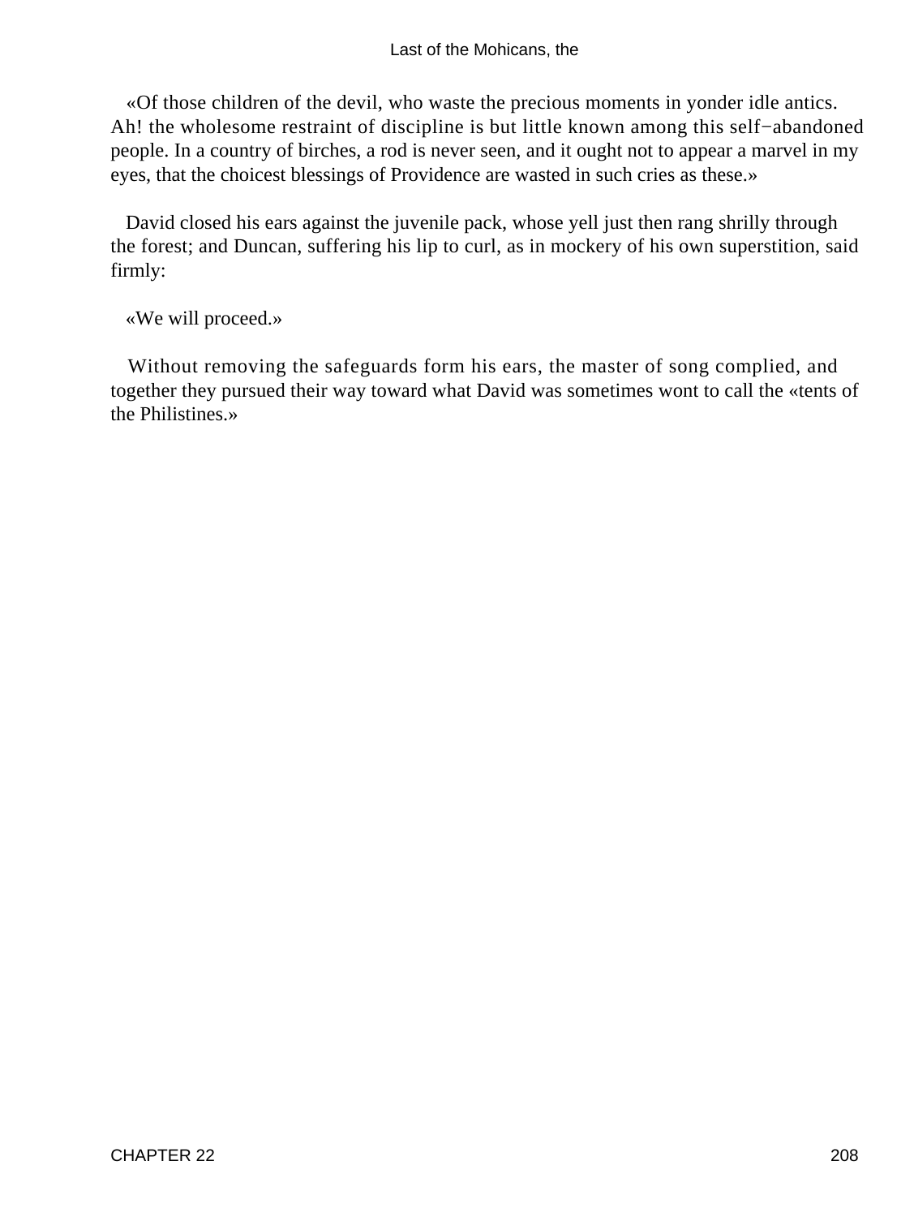«Of those children of the devil, who waste the precious moments in yonder idle antics. Ah! the wholesome restraint of discipline is but little known among this self−abandoned people. In a country of birches, a rod is never seen, and it ought not to appear a marvel in my eyes, that the choicest blessings of Providence are wasted in such cries as these.»

David closed his ears against the juvenile pack, whose yell just then rang shrilly through the forest; and Duncan, suffering his lip to curl, as in mockery of his own superstition, said firmly:

«We will proceed.»

Without removing the safeguards form his ears, the master of song complied, and together they pursued their way toward what David was sometimes wont to call the «tents of the Philistines.»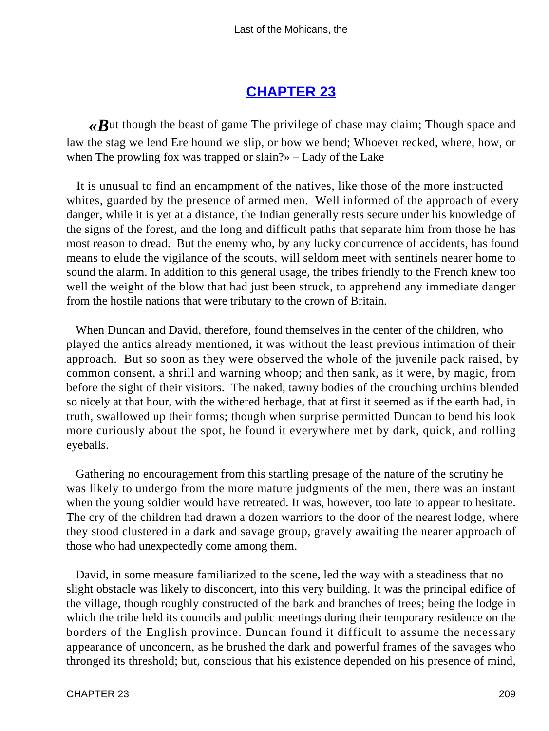## CHAPTER 23

*«But though the beast of game The privilege of chase may claim; Though space and law the stag we lend Ere hound we slip, or bow we bend; Whoever recked, where, how, or when The prowling fox was trapped or slain?» – Lady of the Lake*

It is unusual to find an encampment of the natives, like those of the more instructed whites, guarded by the presence of armed men. Well informed of the approach of every danger, while it is yet at a distance, the Indian generally rests secure under his knowledge of the signs of the forest, and the long and difficult paths that separate him from those he has most reason to dread. But the enemy who, by any lucky concurrence of accidents, has found means to elude the vigilance of the scouts, will seldom meet with sentinels nearer home to sound the alarm. In addition to this general usage, the tribes friendly to the French knew too well the weight of the blow that had just been struck, to apprehend any immediate danger from the hostile nations that were tributary to the crown of Britain.

When Duncan and David, therefore, found themselves in the center of the children, who played the antics already mentioned, it was without the least previous intimation of their approach. But so soon as they were observed the whole of the juvenile pack raised, by common consent, a shrill and warning whoop; and then sank, as it were, by magic, from before the sight of their visitors. The naked, tawny bodies of the crouching urchins blended so nicely at that hour, with the withered herbage, that at first it seemed as if the earth had, in truth, swallowed up their forms; though when surprise permitted Duncan to bend his look more curiously about the spot, he found it everywhere met by dark, quick, and rolling eyeballs.

Gathering no encouragement from this startling presage of the nature of the scrutiny he was likely to undergo from the more mature judgments of the men, there was an instant when the young soldier would have retreated. It was, however, too late to appear to hesitate. The cry of the children had drawn a dozen warriors to the door of the nearest lodge, where they stood clustered in a dark and savage group, gravely awaiting the nearer approach of those who had unexpectedly come among them.

David, in some measure familiarized to the scene, led the way with a steadiness that no slight obstacle was likely to disconcert, into this very building. It was the principal edifice of the village, though roughly constructed of the bark and branches of trees; being the lodge in which the tribe held its councils and public meetings during their temporary residence on the borders of the English province. Duncan found it difficult to assume the necessary appearance of unconcern, as he brushed the dark and powerful frames of the savages who thronged its threshold; but, conscious that his existence depended on his presence of mind,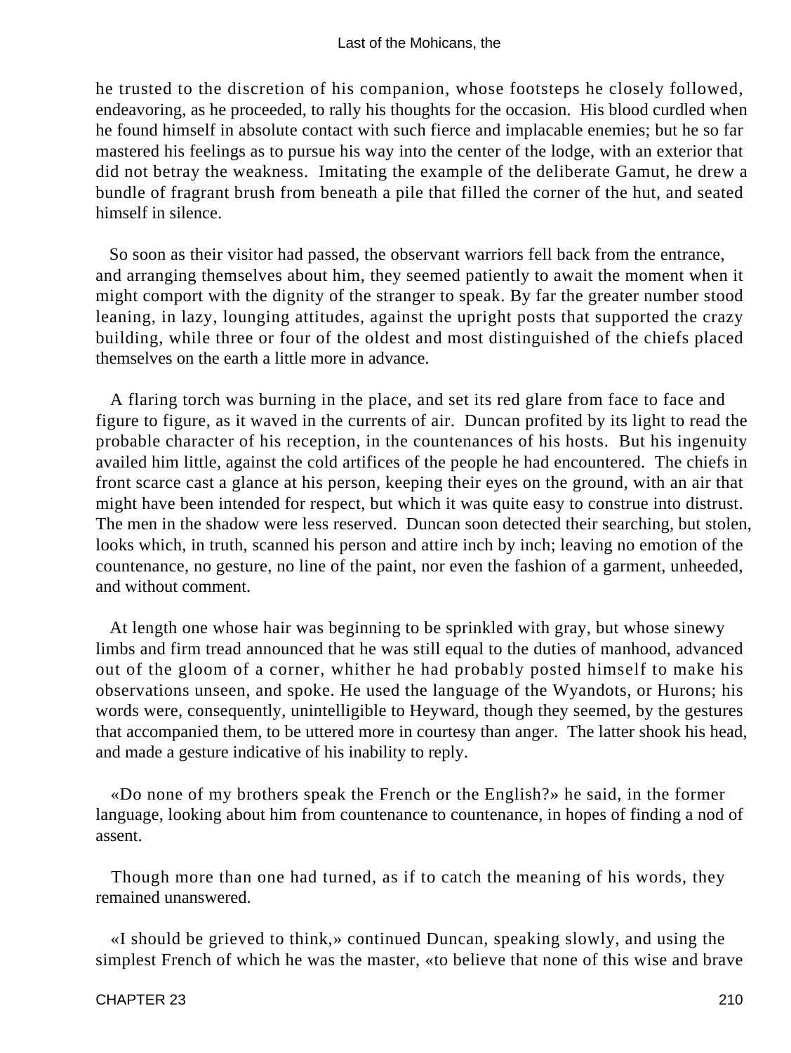he trusted to the discretion of his companion, whose footsteps he closely followed, endeavoring, as he proceeded, to rally his thoughts for the occasion. His blood curdled when he found himself in absolute contact with such fierce and implacable enemies; but he so far mastered his feelings as to pursue his way into the center of the lodge, with an exterior that did not betray the weakness. Imitating the example of the deliberate Gamut, he drew a bundle of fragrant brush from beneath a pile that filled the corner of the hut, and seated himself in silence.

So soon as their visitor had passed, the observant warriors fell back from the entrance, and arranging themselves about him, they seemed patiently to await the moment when it might comport with the dignity of the stranger to speak. By far the greater number stood leaning, in lazy, lounging attitudes, against the upright posts that supported the crazy building, while three or four of the oldest and most distinguished of the chiefs placed themselves on the earth a little more in advance.

A flaring torch was burning in the place, and set its red glare from face to face and figure to figure, as it waved in the currents of air. Duncan profited by its light to read the probable character of his reception, in the countenances of his hosts. But his ingenuity availed him little, against the cold artifices of the people he had encountered. The chiefs in front scarce cast a glance at his person, keeping their eyes on the ground, with an air that might have been intended for respect, but which it was quite easy to construe into distrust. The men in the shadow were less reserved. Duncan soon detected their searching, but stolen, looks which, in truth, scanned his person and attire inch by inch; leaving no emotion of the countenance, no gesture, no line of the paint, nor even the fashion of a garment, unheeded, and without comment.

At length one whose hair was beginning to be sprinkled with gray, but whose sinewy limbs and firm tread announced that he was still equal to the duties of manhood, advanced out of the gloom of a corner, whither he had probably posted himself to make his observations unseen, and spoke. He used the language of the Wyandots, or Hurons; his words were, consequently, unintelligible to Heyward, though they seemed, by the gestures that accompanied them, to be uttered more in courtesy than anger. The latter shook his head, and made a gesture indicative of his inability to reply.

«Do none of my brothers speak the French or the English?» he said, in the former language, looking about him from countenance to countenance, in hopes of finding a nod of assent.

Though more than one had turned, as if to catch the meaning of his words, they remained unanswered.

«I should be grieved to think,» continued Duncan, speaking slowly, and using the simplest French of which he was the master, «to believe that none of this wise and brave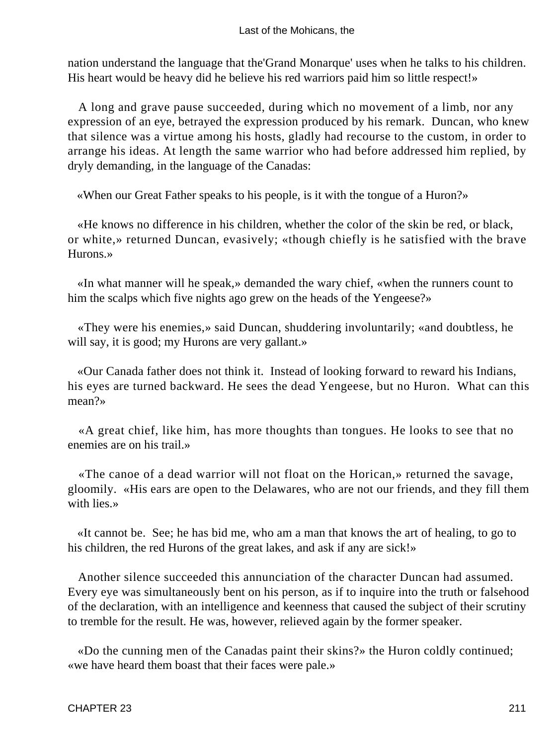nation understand the language that the'Grand Monarque' uses when he talks to his children. His heart would be heavy did he believe his red warriors paid him so little respect!»

A long and grave pause succeeded, during which no movement of a limb, nor any expression of an eye, betrayed the expression produced by his remark. Duncan, who knew that silence was a virtue among his hosts, gladly had recourse to the custom, in order to arrange his ideas. At length the same warrior who had before addressed him replied, by dryly demanding, in the language of the Canadas:

«When our Great Father speaks to his people, is it with the tongue of a Huron?»

«He knows no difference in his children, whether the color of the skin be red, or black, or white,» returned Duncan, evasively; «though chiefly is he satisfied with the brave Hurons.»

«In what manner will he speak,» demanded the wary chief, «when the runners count to him the scalps which five nights ago grew on the heads of the Yengeese?»

«They were his enemies,» said Duncan, shuddering involuntarily; «and doubtless, he will say, it is good; my Hurons are very gallant.»

«Our Canada father does not think it. Instead of looking forward to reward his Indians, his eyes are turned backward. He sees the dead Yengeese, but no Huron. What can this mean?»

«A great chief, like him, has more thoughts than tongues. He looks to see that no enemies are on his trail.»

«The canoe of a dead warrior will not float on the Horican,» returned the savage, gloomily. «His ears are open to the Delawares, who are not our friends, and they fill them with lies.»

«It cannot be. See; he has bid me, who am a man that knows the art of healing, to go to his children, the red Hurons of the great lakes, and ask if any are sick!»

Another silence succeeded this annunciation of the character Duncan had assumed. Every eye was simultaneously bent on his person, as if to inquire into the truth or falsehood of the declaration, with an intelligence and keenness that caused the subject of their scrutiny to tremble for the result. He was, however, relieved again by the former speaker.

«Do the cunning men of the Canadas paint their skins?» the Huron coldly continued; «we have heard them boast that their faces were pale.»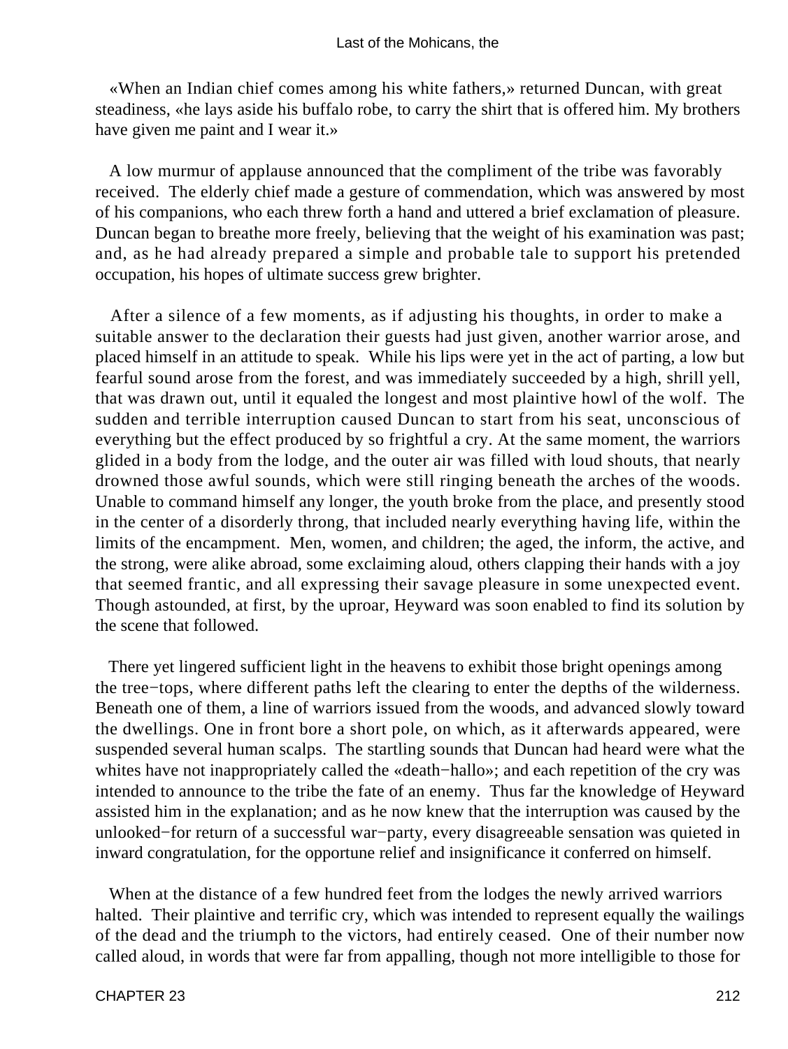«When an Indian chief comes among his white fathers,» returned Duncan, with great steadiness, «he lays aside his buffalo robe, to carry the shirt that is offered him. My brothers have given me paint and I wear it.»

A low murmur of applause announced that the compliment of the tribe was favorably received. The elderly chief made a gesture of commendation, which was answered by most of his companions, who each threw forth a hand and uttered a brief exclamation of pleasure. Duncan began to breathe more freely, believing that the weight of his examination was past; and, as he had already prepared a simple and probable tale to support his pretended occupation, his hopes of ultimate success grew brighter.

After a silence of a few moments, as if adjusting his thoughts, in order to make a suitable answer to the declaration their guests had just given, another warrior arose, and placed himself in an attitude to speak. While his lips were yet in the act of parting, a low but fearful sound arose from the forest, and was immediately succeeded by a high, shrill yell, that was drawn out, until it equaled the longest and most plaintive howl of the wolf. The sudden and terrible interruption caused Duncan to start from his seat, unconscious of everything but the effect produced by so frightful a cry. At the same moment, the warriors glided in a body from the lodge, and the outer air was filled with loud shouts, that nearly drowned those awful sounds, which were still ringing beneath the arches of the woods. Unable to command himself any longer, the youth broke from the place, and presently stood in the center of a disorderly throng, that included nearly everything having life, within the limits of the encampment. Men, women, and children; the aged, the inform, the active, and the strong, were alike abroad, some exclaiming aloud, others clapping their hands with a joy that seemed frantic, and all expressing their savage pleasure in some unexpected event. Though astounded, at first, by the uproar, Heyward was soon enabled to find its solution by the scene that followed.

There yet lingered sufficient light in the heavens to exhibit those bright openings among the tree−tops, where different paths left the clearing to enter the depths of the wilderness. Beneath one of them, a line of warriors issued from the woods, and advanced slowly toward the dwellings. One in front bore a short pole, on which, as it afterwards appeared, were suspended several human scalps. The startling sounds that Duncan had heard were what the whites have not inappropriately called the «death−hallo»; and each repetition of the cry was intended to announce to the tribe the fate of an enemy. Thus far the knowledge of Heyward assisted him in the explanation; and as he now knew that the interruption was caused by the unlooked−for return of a successful war−party, every disagreeable sensation was quieted in inward congratulation, for the opportune relief and insignificance it conferred on himself.

When at the distance of a few hundred feet from the lodges the newly arrived warriors halted. Their plaintive and terrific cry, which was intended to represent equally the wailings of the dead and the triumph to the victors, had entirely ceased. One of their number now called aloud, in words that were far from appalling, though not more intelligible to those for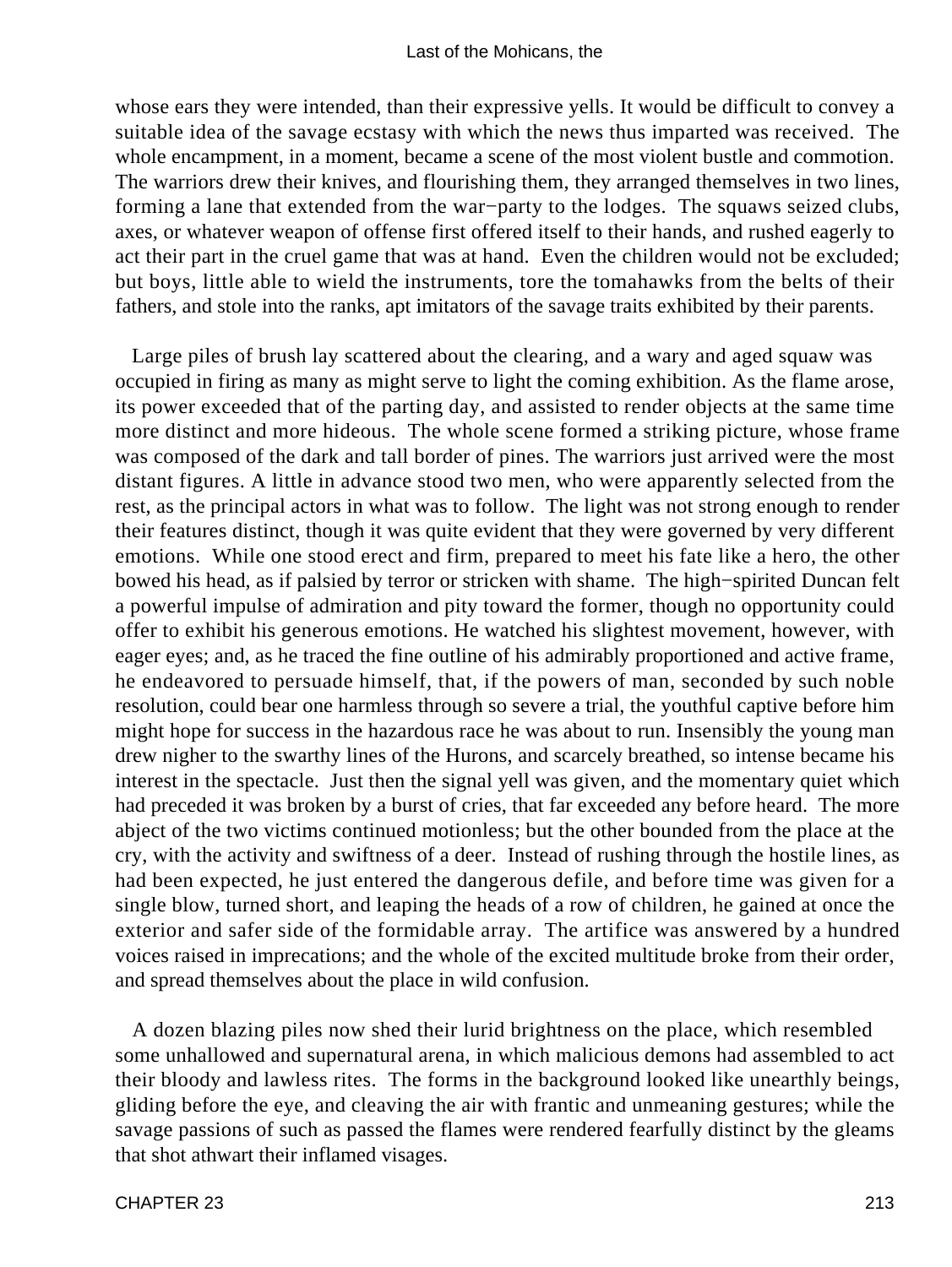whose ears they were intended, than their expressive yells. It would be difficult to convey a suitable idea of the savage ecstasy with which the news thus imparted was received. The whole encampment, in a moment, became a scene of the most violent bustle and commotion. The warriors drew their knives, and flourishing them, they arranged themselves in two lines, forming a lane that extended from the war−party to the lodges. The squaws seized clubs, axes, or whatever weapon of offense first offered itself to their hands, and rushed eagerly to act their part in the cruel game that was at hand. Even the children would not be excluded; but boys, little able to wield the instruments, tore the tomahawks from the belts of their fathers, and stole into the ranks, apt imitators of the savage traits exhibited by their parents.

Large piles of brush lay scattered about the clearing, and a wary and aged squaw was occupied in firing as many as might serve to light the coming exhibition. As the flame arose, its power exceeded that of the parting day, and assisted to render objects at the same time more distinct and more hideous. The whole scene formed a striking picture, whose frame was composed of the dark and tall border of pines. The warriors just arrived were the most distant figures. A little in advance stood two men, who were apparently selected from the rest, as the principal actors in what was to follow. The light was not strong enough to render their features distinct, though it was quite evident that they were governed by very different emotions. While one stood erect and firm, prepared to meet his fate like a hero, the other bowed his head, as if palsied by terror or stricken with shame. The high−spirited Duncan felt a powerful impulse of admiration and pity toward the former, though no opportunity could offer to exhibit his generous emotions. He watched his slightest movement, however, with eager eyes; and, as he traced the fine outline of his admirably proportioned and active frame, he endeavored to persuade himself, that, if the powers of man, seconded by such noble resolution, could bear one harmless through so severe a trial, the youthful captive before him might hope for success in the hazardous race he was about to run. Insensibly the young man drew nigher to the swarthy lines of the Hurons, and scarcely breathed, so intense became his interest in the spectacle. Just then the signal yell was given, and the momentary quiet which had preceded it was broken by a burst of cries, that far exceeded any before heard. The more abject of the two victims continued motionless; but the other bounded from the place at the cry, with the activity and swiftness of a deer. Instead of rushing through the hostile lines, as had been expected, he just entered the dangerous defile, and before time was given for a single blow, turned short, and leaping the heads of a row of children, he gained at once the exterior and safer side of the formidable array. The artifice was answered by a hundred voices raised in imprecations; and the whole of the excited multitude broke from their order, and spread themselves about the place in wild confusion.

A dozen blazing piles now shed their lurid brightness on the place, which resembled some unhallowed and supernatural arena, in which malicious demons had assembled to act their bloody and lawless rites. The forms in the background looked like unearthly beings, gliding before the eye, and cleaving the air with frantic and unmeaning gestures; while the savage passions of such as passed the flames were rendered fearfully distinct by the gleams that shot athwart their inflamed visages.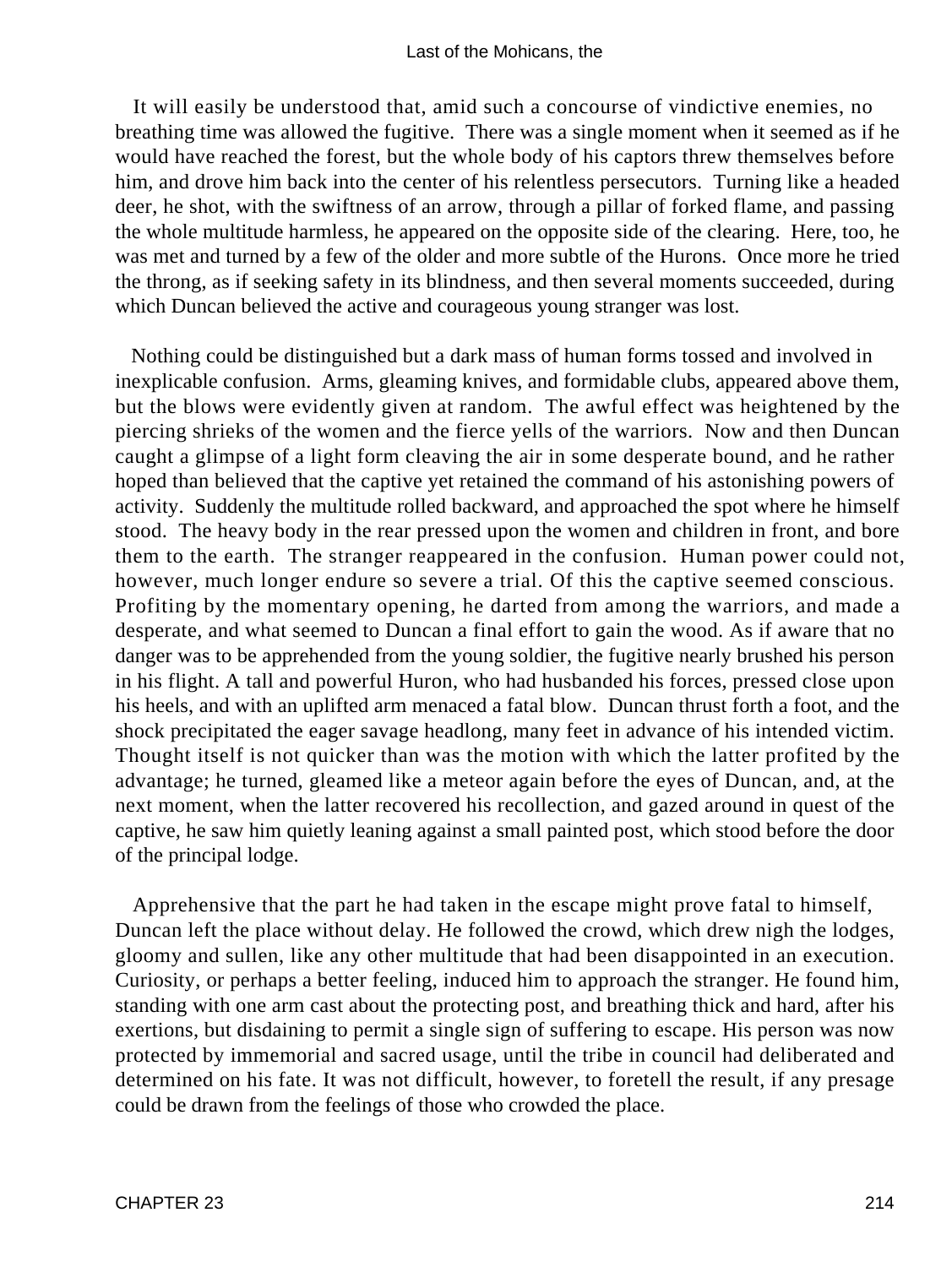It will easily be understood that, amid such a concourse of vindictive enemies, no breathing time was allowed the fugitive. There was a single moment when it seemed as if he would have reached the forest, but the whole body of his captors threw themselves before him, and drove him back into the center of his relentless persecutors. Turning like a headed deer, he shot, with the swiftness of an arrow, through a pillar of forked flame, and passing the whole multitude harmless, he appeared on the opposite side of the clearing. Here, too, he was met and turned by a few of the older and more subtle of the Hurons. Once more he tried the throng, as if seeking safety in its blindness, and then several moments succeeded, during which Duncan believed the active and courageous young stranger was lost.

Nothing could be distinguished but a dark mass of human forms tossed and involved in inexplicable confusion. Arms, gleaming knives, and formidable clubs, appeared above them, but the blows were evidently given at random. The awful effect was heightened by the piercing shrieks of the women and the fierce yells of the warriors. Now and then Duncan caught a glimpse of a light form cleaving the air in some desperate bound, and he rather hoped than believed that the captive yet retained the command of his astonishing powers of activity. Suddenly the multitude rolled backward, and approached the spot where he himself stood. The heavy body in the rear pressed upon the women and children in front, and bore them to the earth. The stranger reappeared in the confusion. Human power could not, however, much longer endure so severe a trial. Of this the captive seemed conscious. Profiting by the momentary opening, he darted from among the warriors, and made a desperate, and what seemed to Duncan a final effort to gain the wood. As if aware that no danger was to be apprehended from the young soldier, the fugitive nearly brushed his person in his flight. A tall and powerful Huron, who had husbanded his forces, pressed close upon his heels, and with an uplifted arm menaced a fatal blow. Duncan thrust forth a foot, and the shock precipitated the eager savage headlong, many feet in advance of his intended victim. Thought itself is not quicker than was the motion with which the latter profited by the advantage; he turned, gleamed like a meteor again before the eyes of Duncan, and, at the next moment, when the latter recovered his recollection, and gazed around in quest of the captive, he saw him quietly leaning against a small painted post, which stood before the door of the principal lodge.

Apprehensive that the part he had taken in the escape might prove fatal to himself, Duncan left the place without delay. He followed the crowd, which drew nigh the lodges, gloomy and sullen, like any other multitude that had been disappointed in an execution. Curiosity, or perhaps a better feeling, induced him to approach the stranger. He found him, standing with one arm cast about the protecting post, and breathing thick and hard, after his exertions, but disdaining to permit a single sign of suffering to escape. His person was now protected by immemorial and sacred usage, until the tribe in council had deliberated and determined on his fate. It was not difficult, however, to foretell the result, if any presage could be drawn from the feelings of those who crowded the place.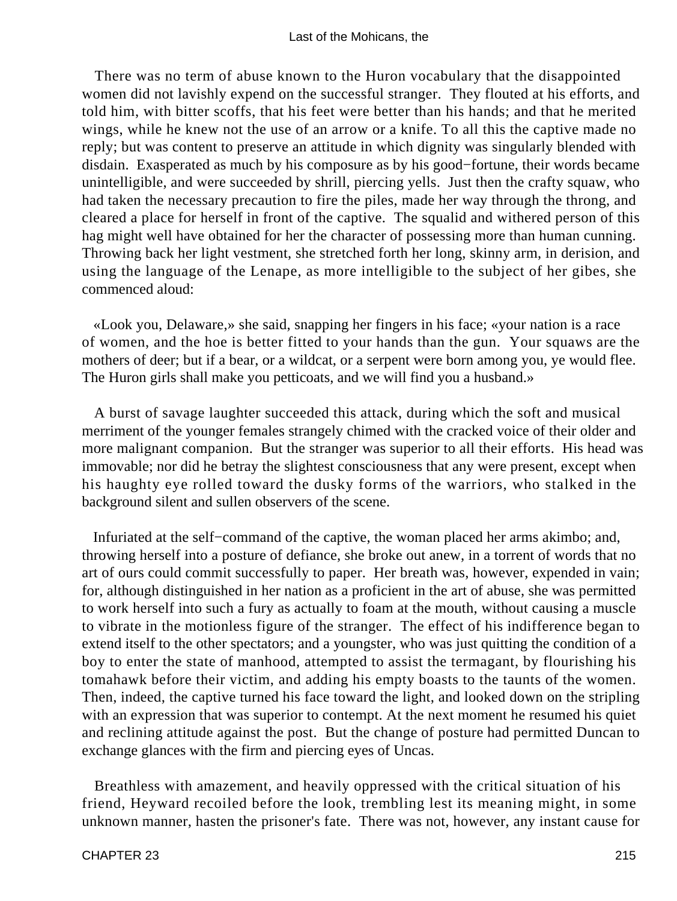There was no term of abuse known to the Huron vocabulary that the disappointed women did not lavishly expend on the successful stranger. They flouted at his efforts, and told him, with bitter scoffs, that his feet were better than his hands; and that he merited wings, while he knew not the use of an arrow or a knife. To all this the captive made no reply; but was content to preserve an attitude in which dignity was singularly blended with disdain. Exasperated as much by his composure as by his good−fortune, their words became unintelligible, and were succeeded by shrill, piercing yells. Just then the crafty squaw, who had taken the necessary precaution to fire the piles, made her way through the throng, and cleared a place for herself in front of the captive. The squalid and withered person of this hag might well have obtained for her the character of possessing more than human cunning. Throwing back her light vestment, she stretched forth her long, skinny arm, in derision, and using the language of the Lenape, as more intelligible to the subject of her gibes, she commenced aloud:

«Look you, Delaware,» she said, snapping her fingers in his face; «your nation is a race of women, and the hoe is better fitted to your hands than the gun. Your squaws are the mothers of deer; but if a bear, or a wildcat, or a serpent were born among you, ye would flee. The Huron girls shall make you petticoats, and we will find you a husband.»

A burst of savage laughter succeeded this attack, during which the soft and musical merriment of the younger females strangely chimed with the cracked voice of their older and more malignant companion. But the stranger was superior to all their efforts. His head was immovable; nor did he betray the slightest consciousness that any were present, except when his haughty eye rolled toward the dusky forms of the warriors, who stalked in the background silent and sullen observers of the scene.

Infuriated at the self−command of the captive, the woman placed her arms akimbo; and, throwing herself into a posture of defiance, she broke out anew, in a torrent of words that no art of ours could commit successfully to paper. Her breath was, however, expended in vain; for, although distinguished in her nation as a proficient in the art of abuse, she was permitted to work herself into such a fury as actually to foam at the mouth, without causing a muscle to vibrate in the motionless figure of the stranger. The effect of his indifference began to extend itself to the other spectators; and a youngster, who was just quitting the condition of a boy to enter the state of manhood, attempted to assist the termagant, by flourishing his tomahawk before their victim, and adding his empty boasts to the taunts of the women. Then, indeed, the captive turned his face toward the light, and looked down on the stripling with an expression that was superior to contempt. At the next moment he resumed his quiet and reclining attitude against the post. But the change of posture had permitted Duncan to exchange glances with the firm and piercing eyes of Uncas.

Breathless with amazement, and heavily oppressed with the critical situation of his friend, Heyward recoiled before the look, trembling lest its meaning might, in some unknown manner, hasten the prisoner's fate. There was not, however, any instant cause for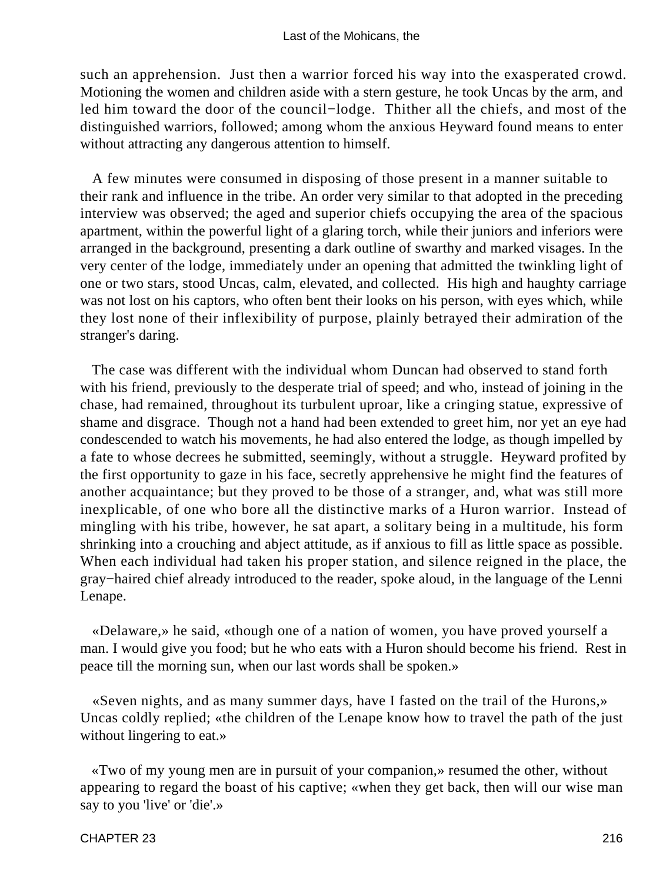such an apprehension. Just then a warrior forced his way into the exasperated crowd. Motioning the women and children aside with a stern gesture, he took Uncas by the arm, and led him toward the door of the council−lodge. Thither all the chiefs, and most of the distinguished warriors, followed; among whom the anxious Heyward found means to enter without attracting any dangerous attention to himself.

A few minutes were consumed in disposing of those present in a manner suitable to their rank and influence in the tribe. An order very similar to that adopted in the preceding interview was observed; the aged and superior chiefs occupying the area of the spacious apartment, within the powerful light of a glaring torch, while their juniors and inferiors were arranged in the background, presenting a dark outline of swarthy and marked visages. In the very center of the lodge, immediately under an opening that admitted the twinkling light of one or two stars, stood Uncas, calm, elevated, and collected. His high and haughty carriage was not lost on his captors, who often bent their looks on his person, with eyes which, while they lost none of their inflexibility of purpose, plainly betrayed their admiration of the stranger's daring.

The case was different with the individual whom Duncan had observed to stand forth with his friend, previously to the desperate trial of speed; and who, instead of joining in the chase, had remained, throughout its turbulent uproar, like a cringing statue, expressive of shame and disgrace. Though not a hand had been extended to greet him, nor yet an eye had condescended to watch his movements, he had also entered the lodge, as though impelled by a fate to whose decrees he submitted, seemingly, without a struggle. Heyward profited by the first opportunity to gaze in his face, secretly apprehensive he might find the features of another acquaintance; but they proved to be those of a stranger, and, what was still more inexplicable, of one who bore all the distinctive marks of a Huron warrior. Instead of mingling with his tribe, however, he sat apart, a solitary being in a multitude, his form shrinking into a crouching and abject attitude, as if anxious to fill as little space as possible. When each individual had taken his proper station, and silence reigned in the place, the gray−haired chief already introduced to the reader, spoke aloud, in the language of the Lenni Lenape.

«Delaware,» he said, «though one of a nation of women, you have proved yourself a man. I would give you food; but he who eats with a Huron should become his friend. Rest in peace till the morning sun, when our last words shall be spoken.»

«Seven nights, and as many summer days, have I fasted on the trail of the Hurons,» Uncas coldly replied; «the children of the Lenape know how to travel the path of the just without lingering to eat.»

«Two of my young men are in pursuit of your companion,» resumed the other, without appearing to regard the boast of his captive; «when they get back, then will our wise man say to you 'live' or 'die'.»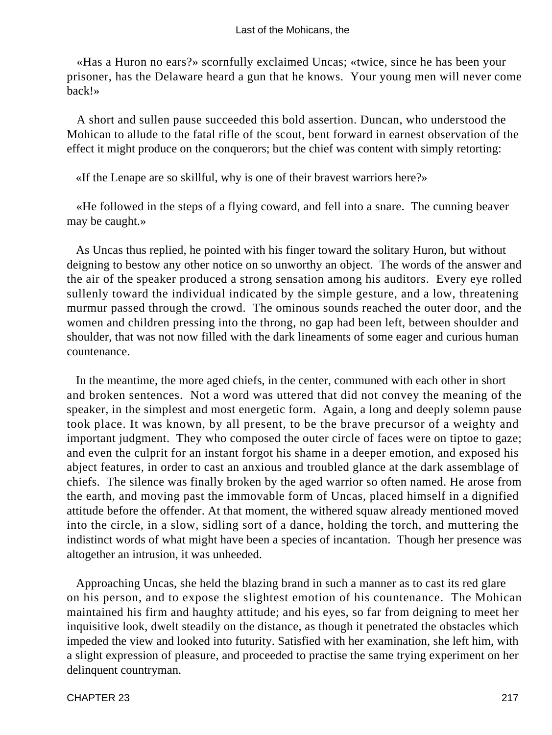«Has a Huron no ears?» scornfully exclaimed Uncas; «twice, since he has been your prisoner, has the Delaware heard a gun that he knows. Your young men will never come back!»

A short and sullen pause succeeded this bold assertion. Duncan, who understood the Mohican to allude to the fatal rifle of the scout, bent forward in earnest observation of the effect it might produce on the conquerors; but the chief was content with simply retorting:

«If the Lenape are so skillful, why is one of their bravest warriors here?»

«He followed in the steps of a flying coward, and fell into a snare. The cunning beaver may be caught.»

As Uncas thus replied, he pointed with his finger toward the solitary Huron, but without deigning to bestow any other notice on so unworthy an object. The words of the answer and the air of the speaker produced a strong sensation among his auditors. Every eye rolled sullenly toward the individual indicated by the simple gesture, and a low, threatening murmur passed through the crowd. The ominous sounds reached the outer door, and the women and children pressing into the throng, no gap had been left, between shoulder and shoulder, that was not now filled with the dark lineaments of some eager and curious human countenance.

In the meantime, the more aged chiefs, in the center, communed with each other in short and broken sentences. Not a word was uttered that did not convey the meaning of the speaker, in the simplest and most energetic form. Again, a long and deeply solemn pause took place. It was known, by all present, to be the brave precursor of a weighty and important judgment. They who composed the outer circle of faces were on tiptoe to gaze; and even the culprit for an instant forgot his shame in a deeper emotion, and exposed his abject features, in order to cast an anxious and troubled glance at the dark assemblage of chiefs. The silence was finally broken by the aged warrior so often named. He arose from the earth, and moving past the immovable form of Uncas, placed himself in a dignified attitude before the offender. At that moment, the withered squaw already mentioned moved into the circle, in a slow, sidling sort of a dance, holding the torch, and muttering the indistinct words of what might have been a species of incantation. Though her presence was altogether an intrusion, it was unheeded.

Approaching Uncas, she held the blazing brand in such a manner as to cast its red glare on his person, and to expose the slightest emotion of his countenance. The Mohican maintained his firm and haughty attitude; and his eyes, so far from deigning to meet her inquisitive look, dwelt steadily on the distance, as though it penetrated the obstacles which impeded the view and looked into futurity. Satisfied with her examination, she left him, with a slight expression of pleasure, and proceeded to practise the same trying experiment on her delinquent countryman.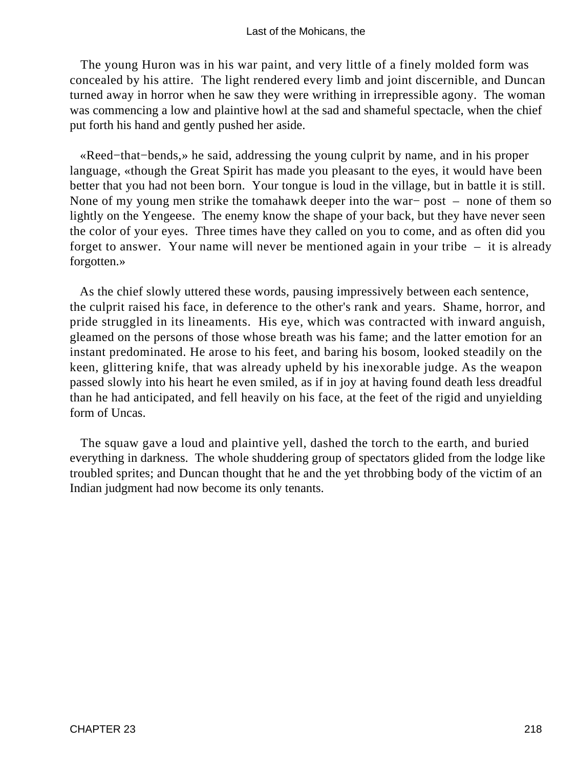The young Huron was in his war paint, and very little of a finely molded form was concealed by his attire. The light rendered every limb and joint discernible, and Duncan turned away in horror when he saw they were writhing in irrepressible agony. The woman was commencing a low and plaintive howl at the sad and shameful spectacle, when the chief put forth his hand and gently pushed her aside.

«Reed−that−bends,» he said, addressing the young culprit by name, and in his proper language, «though the Great Spirit has made you pleasant to the eyes, it would have been better that you had not been born. Your tongue is loud in the village, but in battle it is still. None of my young men strike the tomahawk deeper into the war− post – none of them so lightly on the Yengeese. The enemy know the shape of your back, but they have never seen the color of your eyes. Three times have they called on you to come, and as often did you forget to answer. Your name will never be mentioned again in your tribe – it is already forgotten.»

As the chief slowly uttered these words, pausing impressively between each sentence, the culprit raised his face, in deference to the other's rank and years. Shame, horror, and pride struggled in its lineaments. His eye, which was contracted with inward anguish, gleamed on the persons of those whose breath was his fame; and the latter emotion for an instant predominated. He arose to his feet, and baring his bosom, looked steadily on the keen, glittering knife, that was already upheld by his inexorable judge. As the weapon passed slowly into his heart he even smiled, as if in joy at having found death less dreadful than he had anticipated, and fell heavily on his face, at the feet of the rigid and unyielding form of Uncas.

The squaw gave a loud and plaintive yell, dashed the torch to the earth, and buried everything in darkness. The whole shuddering group of spectators glided from the lodge like troubled sprites; and Duncan thought that he and the yet throbbing body of the victim of an Indian judgment had now become its only tenants.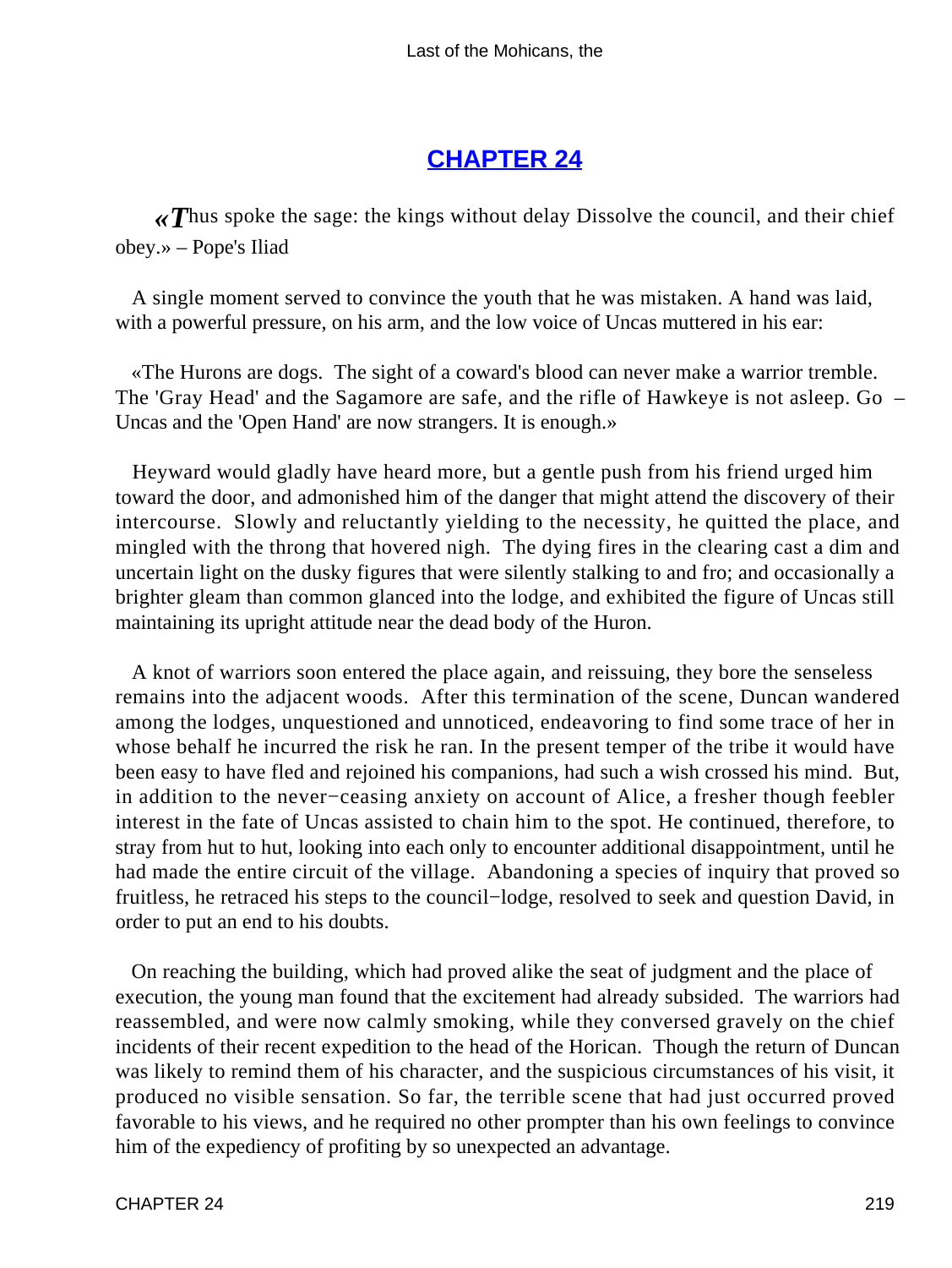## CHAPTER 24

«Thus spoke the sage: the kings without delay Dissolve the council, and their chief obey.» – Pope's Iliad

A single moment served to convince the youth that he was mistaken. A hand was laid, with a powerful pressure, on his arm, and the low voice of Uncas muttered in his ear:

«The Hurons are dogs. The sight of a coward's blood can never make a warrior tremble. The 'Gray Head' and the Sagamore are safe, and the rifle of Hawkeye is not asleep. Go – Uncas and the 'Open Hand' are now strangers. It is enough.»

Heyward would gladly have heard more, but a gentle push from his friend urged him toward the door, and admonished him of the danger that might attend the discovery of their intercourse. Slowly and reluctantly yielding to the necessity, he quitted the place, and mingled with the throng that hovered nigh. The dying fires in the clearing cast a dim and uncertain light on the dusky figures that were silently stalking to and fro; and occasionally a brighter gleam than common glanced into the lodge, and exhibited the figure of Uncas still maintaining its upright attitude near the dead body of the Huron.

A knot of warriors soon entered the place again, and reissuing, they bore the senseless remains into the adjacent woods. After this termination of the scene, Duncan wandered among the lodges, unquestioned and unnoticed, endeavoring to find some trace of her in whose behalf he incurred the risk he ran. In the present temper of the tribe it would have been easy to have fled and rejoined his companions, had such a wish crossed his mind. But, in addition to the never−ceasing anxiety on account of Alice, a fresher though feebler interest in the fate of Uncas assisted to chain him to the spot. He continued, therefore, to stray from hut to hut, looking into each only to encounter additional disappointment, until he had made the entire circuit of the village. Abandoning a species of inquiry that proved so fruitless, he retraced his steps to the council−lodge, resolved to seek and question David, in order to put an end to his doubts.

On reaching the building, which had proved alike the seat of judgment and the place of execution, the young man found that the excitement had already subsided. The warriors had reassembled, and were now calmly smoking, while they conversed gravely on the chief incidents of their recent expedition to the head of the Horican. Though the return of Duncan was likely to remind them of his character, and the suspicious circumstances of his visit, it produced no visible sensation. So far, the terrible scene that had just occurred proved favorable to his views, and he required no other prompter than his own feelings to convince him of the expediency of profiting by so unexpected an advantage.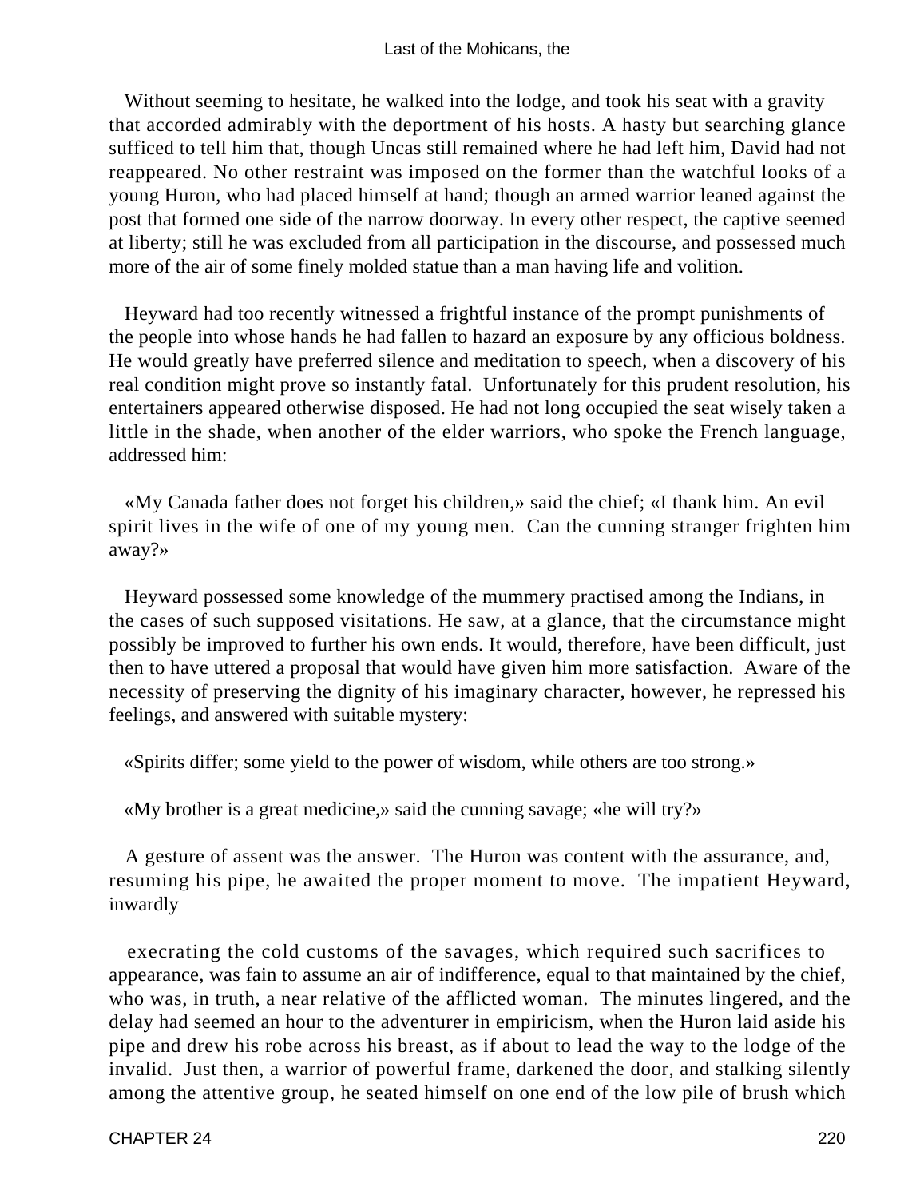Without seeming to hesitate, he walked into the lodge, and took his seat with a gravity that accorded admirably with the deportment of his hosts. A hasty but searching glance sufficed to tell him that, though Uncas still remained where he had left him, David had not reappeared. No other restraint was imposed on the former than the watchful looks of a young Huron, who had placed himself at hand; though an armed warrior leaned against the post that formed one side of the narrow doorway. In every other respect, the captive seemed at liberty; still he was excluded from all participation in the discourse, and possessed much more of the air of some finely molded statue than a man having life and volition.

Heyward had too recently witnessed a frightful instance of the prompt punishments of the people into whose hands he had fallen to hazard an exposure by any officious boldness. He would greatly have preferred silence and meditation to speech, when a discovery of his real condition might prove so instantly fatal. Unfortunately for this prudent resolution, his entertainers appeared otherwise disposed. He had not long occupied the seat wisely taken a little in the shade, when another of the elder warriors, who spoke the French language, addressed him:

«My Canada father does not forget his children,» said the chief; «I thank him. An evil spirit lives in the wife of one of my young men. Can the cunning stranger frighten him away?»

Heyward possessed some knowledge of the mummery practised among the Indians, in the cases of such supposed visitations. He saw, at a glance, that the circumstance might possibly be improved to further his own ends. It would, therefore, have been difficult, just then to have uttered a proposal that would have given him more satisfaction. Aware of the necessity of preserving the dignity of his imaginary character, however, he repressed his feelings, and answered with suitable mystery:

«Spirits differ; some yield to the power of wisdom, while others are too strong.»

«My brother is a great medicine,» said the cunning savage; «he will try?»

A gesture of assent was the answer. The Huron was content with the assurance, and, resuming his pipe, he awaited the proper moment to move. The impatient Heyward, inwardly execrating the cold customs of the savages, which required such sacrifices to appearance, was fain to assume an air of indifference, equal to that maintained by the chief, who was, in truth, a near relative of the afflicted woman. The minutes lingered, and the delay had seemed an hour to the adventurer in empiricism, when the Huron laid aside his pipe and drew his robe across his breast, as if about to lead the way to the lodge of the invalid. Just then, a warrior of powerful frame, darkened the door, and stalking silently among the attentive group, he seated himself on one end of the low pile of brush which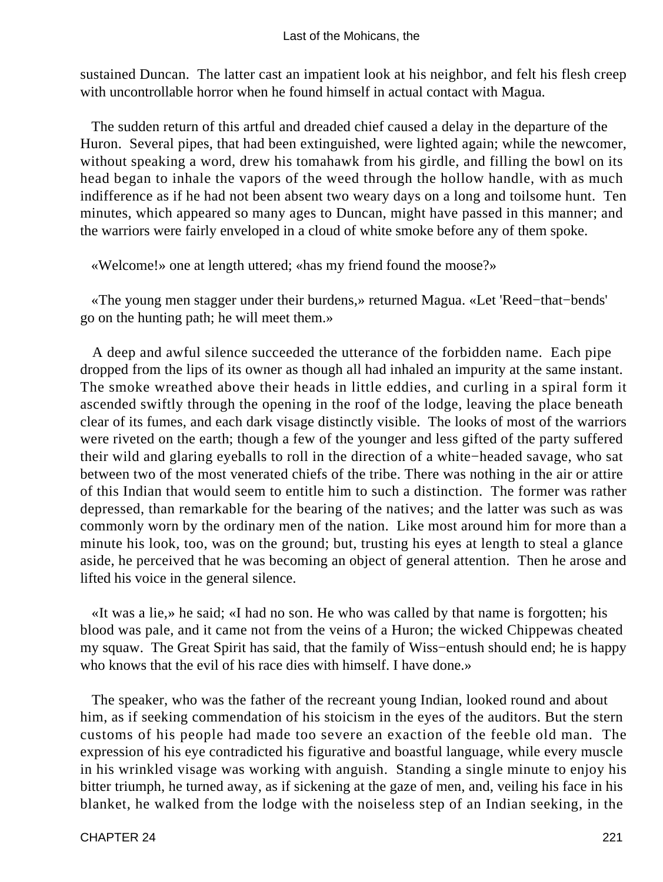sustained Duncan. The latter cast an impatient look at his neighbor, and felt his flesh creep with uncontrollable horror when he found himself in actual contact with Magua.

The sudden return of this artful and dreaded chief caused a delay in the departure of the Huron. Several pipes, that had been extinguished, were lighted again; while the newcomer, without speaking a word, drew his tomahawk from his girdle, and filling the bowl on its head began to inhale the vapors of the weed through the hollow handle, with as much indifference as if he had not been absent two weary days on a long and toilsome hunt. Ten minutes, which appeared so many ages to Duncan, might have passed in this manner; and the warriors were fairly enveloped in a cloud of white smoke before any of them spoke.

«Welcome!» one at length uttered; «has my friend found the moose?»

«The young men stagger under their burdens,» returned Magua. «Let 'Reed−that−bends' go on the hunting path; he will meet them.»

A deep and awful silence succeeded the utterance of the forbidden name. Each pipe dropped from the lips of its owner as though all had inhaled an impurity at the same instant. The smoke wreathed above their heads in little eddies, and curling in a spiral form it ascended swiftly through the opening in the roof of the lodge, leaving the place beneath clear of its fumes, and each dark visage distinctly visible. The looks of most of the warriors were riveted on the earth; though a few of the younger and less gifted of the party suffered their wild and glaring eyeballs to roll in the direction of a white−headed savage, who sat between two of the most venerated chiefs of the tribe. There was nothing in the air or attire of this Indian that would seem to entitle him to such a distinction. The former was rather depressed, than remarkable for the bearing of the natives; and the latter was such as was commonly worn by the ordinary men of the nation. Like most around him for more than a minute his look, too, was on the ground; but, trusting his eyes at length to steal a glance aside, he perceived that he was becoming an object of general attention. Then he arose and lifted his voice in the general silence.

«It was a lie,» he said; «I had no son. He who was called by that name is forgotten; his blood was pale, and it came not from the veins of a Huron; the wicked Chippewas cheated my squaw. The Great Spirit has said, that the family of Wiss−entush should end; he is happy who knows that the evil of his race dies with himself. I have done.»

The speaker, who was the father of the recreant young Indian, looked round and about him, as if seeking commendation of his stoicism in the eyes of the auditors. But the stern customs of his people had made too severe an exaction of the feeble old man. The expression of his eye contradicted his figurative and boastful language, while every muscle in his wrinkled visage was working with anguish. Standing a single minute to enjoy his bitter triumph, he turned away, as if sickening at the gaze of men, and, veiling his face in his blanket, he walked from the lodge with the noiseless step of an Indian seeking, in the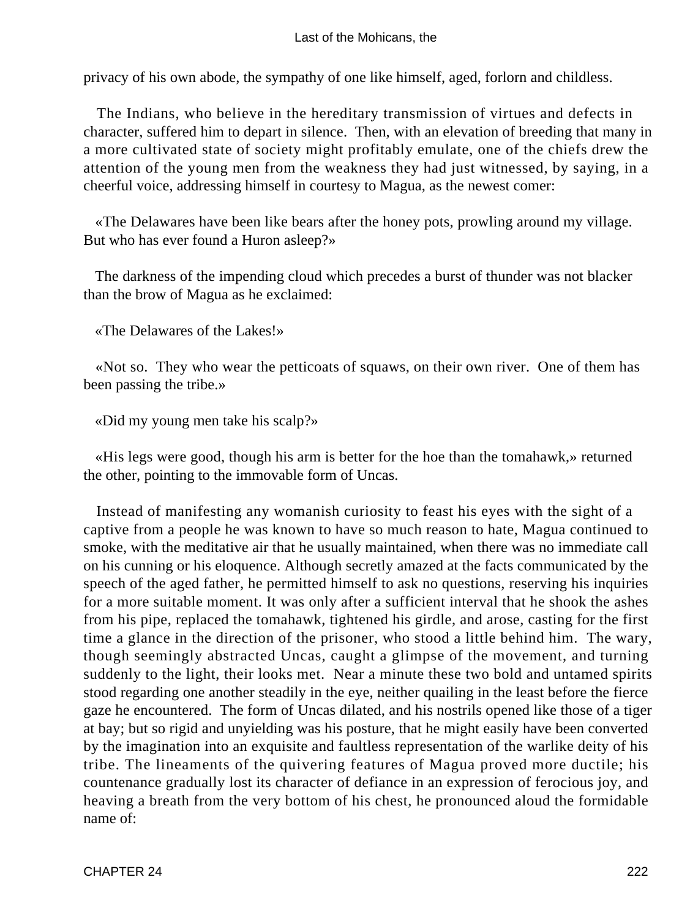privacy of his own abode, the sympathy of one like himself, aged, forlorn and childless.

The Indians, who believe in the hereditary transmission of virtues and defects in character, suffered him to depart in silence. Then, with an elevation of breeding that many in a more cultivated state of society might profitably emulate, one of the chiefs drew the attention of the young men from the weakness they had just witnessed, by saying, in a cheerful voice, addressing himself in courtesy to Magua, as the newest comer:

«The Delawares have been like bears after the honey pots, prowling around my village. But who has ever found a Huron asleep?»

The darkness of the impending cloud which precedes a burst of thunder was not blacker than the brow of Magua as he exclaimed:

«The Delawares of the Lakes!»

«Not so. They who wear the petticoats of squaws, on their own river. One of them has been passing the tribe.»

«Did my young men take his scalp?»

«His legs were good, though his arm is better for the hoe than the tomahawk,» returned the other, pointing to the immovable form of Uncas.

Instead of manifesting any womanish curiosity to feast his eyes with the sight of a captive from a people he was known to have so much reason to hate, Magua continued to smoke, with the meditative air that he usually maintained, when there was no immediate call on his cunning or his eloquence. Although secretly amazed at the facts communicated by the speech of the aged father, he permitted himself to ask no questions, reserving his inquiries for a more suitable moment. It was only after a sufficient interval that he shook the ashes from his pipe, replaced the tomahawk, tightened his girdle, and arose, casting for the first time a glance in the direction of the prisoner, who stood a little behind him. The wary, though seemingly abstracted Uncas, caught a glimpse of the movement, and turning suddenly to the light, their looks met. Near a minute these two bold and untamed spirits stood regarding one another steadily in the eye, neither quailing in the least before the fierce gaze he encountered. The form of Uncas dilated, and his nostrils opened like those of a tiger at bay; but so rigid and unyielding was his posture, that he might easily have been converted by the imagination into an exquisite and faultless representation of the warlike deity of his tribe. The lineaments of the quivering features of Magua proved more ductile; his countenance gradually lost its character of defiance in an expression of ferocious joy, and heaving a breath from the very bottom of his chest, he pronounced aloud the formidable name of: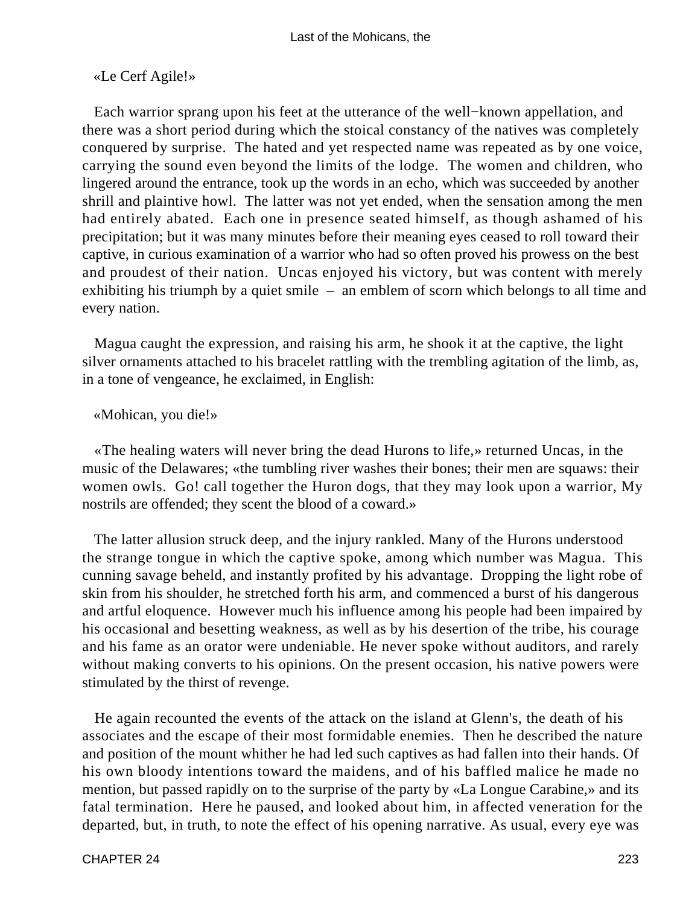«Le Cerf Agile!»

Each warrior sprang upon his feet at the utterance of the well−known appellation, and there was a short period during which the stoical constancy of the natives was completely conquered by surprise. The hated and yet respected name was repeated as by one voice, carrying the sound even beyond the limits of the lodge. The women and children, who lingered around the entrance, took up the words in an echo, which was succeeded by another shrill and plaintive howl. The latter was not yet ended, when the sensation among the men had entirely abated. Each one in presence seated himself, as though ashamed of his precipitation; but it was many minutes before their meaning eyes ceased to roll toward their captive, in curious examination of a warrior who had so often proved his prowess on the best and proudest of their nation. Uncas enjoyed his victory, but was content with merely exhibiting his triumph by a quiet smile – an emblem of scorn which belongs to all time and every nation.

Magua caught the expression, and raising his arm, he shook it at the captive, the light silver ornaments attached to his bracelet rattling with the trembling agitation of the limb, as, in a tone of vengeance, he exclaimed, in English:

«Mohican, you die!»

«The healing waters will never bring the dead Hurons to life,» returned Uncas, in the music of the Delawares; «the tumbling river washes their bones; their men are squaws: their women owls. Go! call together the Huron dogs, that they may look upon a warrior, My nostrils are offended; they scent the blood of a coward.»

The latter allusion struck deep, and the injury rankled. Many of the Hurons understood the strange tongue in which the captive spoke, among which number was Magua. This cunning savage beheld, and instantly profited by his advantage. Dropping the light robe of skin from his shoulder, he stretched forth his arm, and commenced a burst of his dangerous and artful eloquence. However much his influence among his people had been impaired by his occasional and besetting weakness, as well as by his desertion of the tribe, his courage and his fame as an orator were undeniable. He never spoke without auditors, and rarely without making converts to his opinions. On the present occasion, his native powers were stimulated by the thirst of revenge.

He again recounted the events of the attack on the island at Glenn's, the death of his associates and the escape of their most formidable enemies. Then he described the nature and position of the mount whither he had led such captives as had fallen into their hands. Of his own bloody intentions toward the maidens, and of his baffled malice he made no mention, but passed rapidly on to the surprise of the party by «La Longue Carabine,» and its fatal termination. Here he paused, and looked about him, in affected veneration for the departed, but, in truth, to note the effect of his opening narrative. As usual, every eye was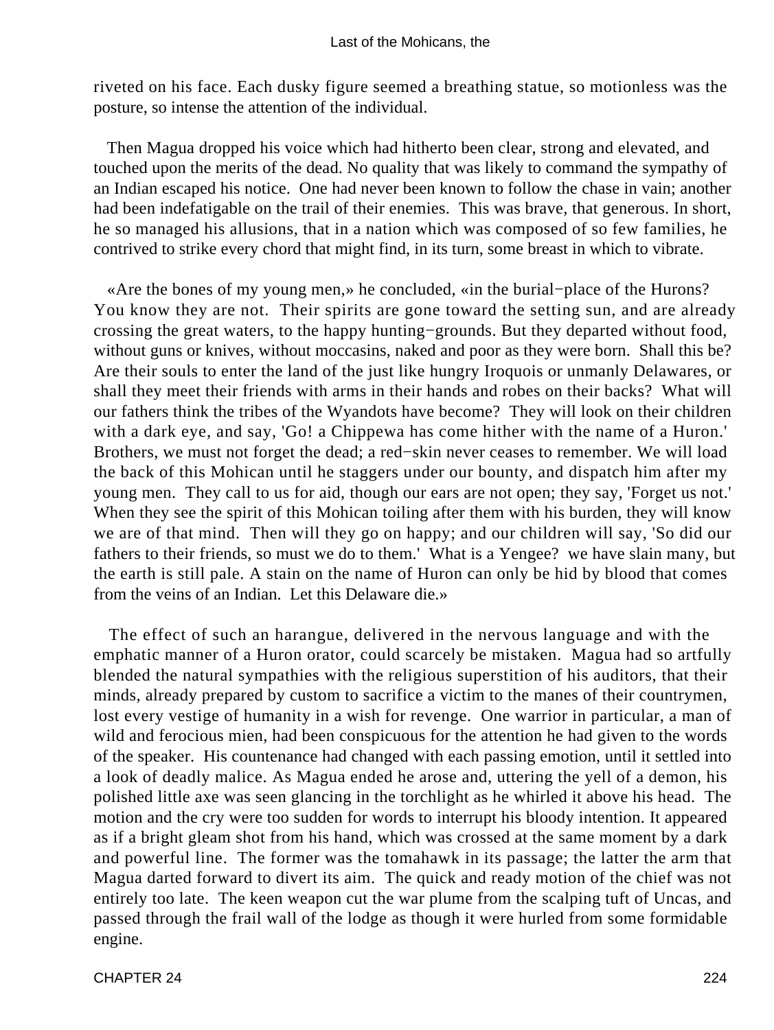riveted on his face. Each dusky figure seemed a breathing statue, so motionless was the posture, so intense the attention of the individual.

Then Magua dropped his voice which had hitherto been clear, strong and elevated, and touched upon the merits of the dead. No quality that was likely to command the sympathy of an Indian escaped his notice. One had never been known to follow the chase in vain; another had been indefatigable on the trail of their enemies. This was brave, that generous. In short, he so managed his allusions, that in a nation which was composed of so few families, he contrived to strike every chord that might find, in its turn, some breast in which to vibrate.

«Are the bones of my young men,» he concluded, «in the burial−place of the Hurons? You know they are not. Their spirits are gone toward the setting sun, and are already crossing the great waters, to the happy hunting−grounds. But they departed without food, without guns or knives, without moccasins, naked and poor as they were born. Shall this be? Are their souls to enter the land of the just like hungry Iroquois or unmanly Delawares, or shall they meet their friends with arms in their hands and robes on their backs? What will our fathers think the tribes of the Wyandots have become? They will look on their children with a dark eye, and say, 'Go! a Chippewa has come hither with the name of a Huron.' Brothers, we must not forget the dead; a red−skin never ceases to remember. We will load the back of this Mohican until he staggers under our bounty, and dispatch him after my young men. They call to us for aid, though our ears are not open; they say, 'Forget us not.' When they see the spirit of this Mohican toiling after them with his burden, they will know we are of that mind. Then will they go on happy; and our children will say, 'So did our fathers to their friends, so must we do to them.' What is a Yengee? we have slain many, but the earth is still pale. A stain on the name of Huron can only be hid by blood that comes from the veins of an Indian. Let this Delaware die.»

The effect of such an harangue, delivered in the nervous language and with the emphatic manner of a Huron orator, could scarcely be mistaken. Magua had so artfully blended the natural sympathies with the religious superstition of his auditors, that their minds, already prepared by custom to sacrifice a victim to the manes of their countrymen, lost every vestige of humanity in a wish for revenge. One warrior in particular, a man of wild and ferocious mien, had been conspicuous for the attention he had given to the words of the speaker. His countenance had changed with each passing emotion, until it settled into a look of deadly malice. As Magua ended he arose and, uttering the yell of a demon, his polished little axe was seen glancing in the torchlight as he whirled it above his head. The motion and the cry were too sudden for words to interrupt his bloody intention. It appeared as if a bright gleam shot from his hand, which was crossed at the same moment by a dark and powerful line. The former was the tomahawk in its passage; the latter the arm that Magua darted forward to divert its aim. The quick and ready motion of the chief was not entirely too late. The keen weapon cut the war plume from the scalping tuft of Uncas, and passed through the frail wall of the lodge as though it were hurled from some formidable engine.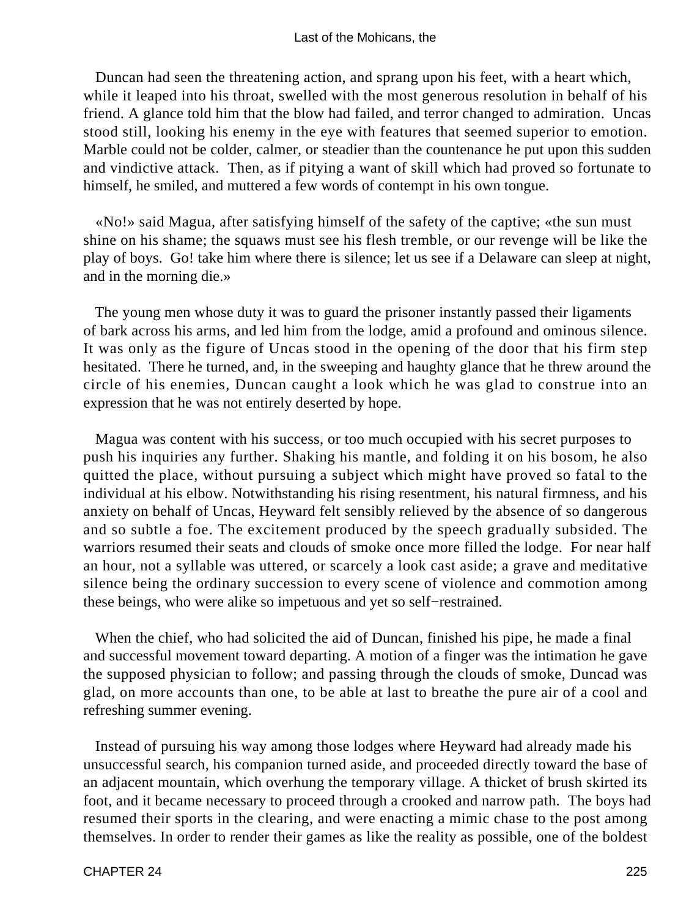Duncan had seen the threatening action, and sprang upon his feet, with a heart which, while it leaped into his throat, swelled with the most generous resolution in behalf of his friend. A glance told him that the blow had failed, and terror changed to admiration. Uncas stood still, looking his enemy in the eye with features that seemed superior to emotion. Marble could not be colder, calmer, or steadier than the countenance he put upon this sudden and vindictive attack. Then, as if pitying a want of skill which had proved so fortunate to himself, he smiled, and muttered a few words of contempt in his own tongue.

«No!» said Magua, after satisfying himself of the safety of the captive; «the sun must shine on his shame; the squaws must see his flesh tremble, or our revenge will be like the play of boys. Go! take him where there is silence; let us see if a Delaware can sleep at night, and in the morning die.»

The young men whose duty it was to guard the prisoner instantly passed their ligaments of bark across his arms, and led him from the lodge, amid a profound and ominous silence. It was only as the figure of Uncas stood in the opening of the door that his firm step hesitated. There he turned, and, in the sweeping and haughty glance that he threw around the circle of his enemies, Duncan caught a look which he was glad to construe into an expression that he was not entirely deserted by hope.

Magua was content with his success, or too much occupied with his secret purposes to push his inquiries any further. Shaking his mantle, and folding it on his bosom, he also quitted the place, without pursuing a subject which might have proved so fatal to the individual at his elbow. Notwithstanding his rising resentment, his natural firmness, and his anxiety on behalf of Uncas, Heyward felt sensibly relieved by the absence of so dangerous and so subtle a foe. The excitement produced by the speech gradually subsided. The warriors resumed their seats and clouds of smoke once more filled the lodge. For near half an hour, not a syllable was uttered, or scarcely a look cast aside; a grave and meditative silence being the ordinary succession to every scene of violence and commotion among these beings, who were alike so impetuous and yet so self−restrained.

When the chief, who had solicited the aid of Duncan, finished his pipe, he made a final and successful movement toward departing. A motion of a finger was the intimation he gave the supposed physician to follow; and passing through the clouds of smoke, Duncad was glad, on more accounts than one, to be able at last to breathe the pure air of a cool and refreshing summer evening.

Instead of pursuing his way among those lodges where Heyward had already made his unsuccessful search, his companion turned aside, and proceeded directly toward the base of an adjacent mountain, which overhung the temporary village. A thicket of brush skirted its foot, and it became necessary to proceed through a crooked and narrow path. The boys had resumed their sports in the clearing, and were enacting a mimic chase to the post among themselves. In order to render their games as like the reality as possible, one of the boldest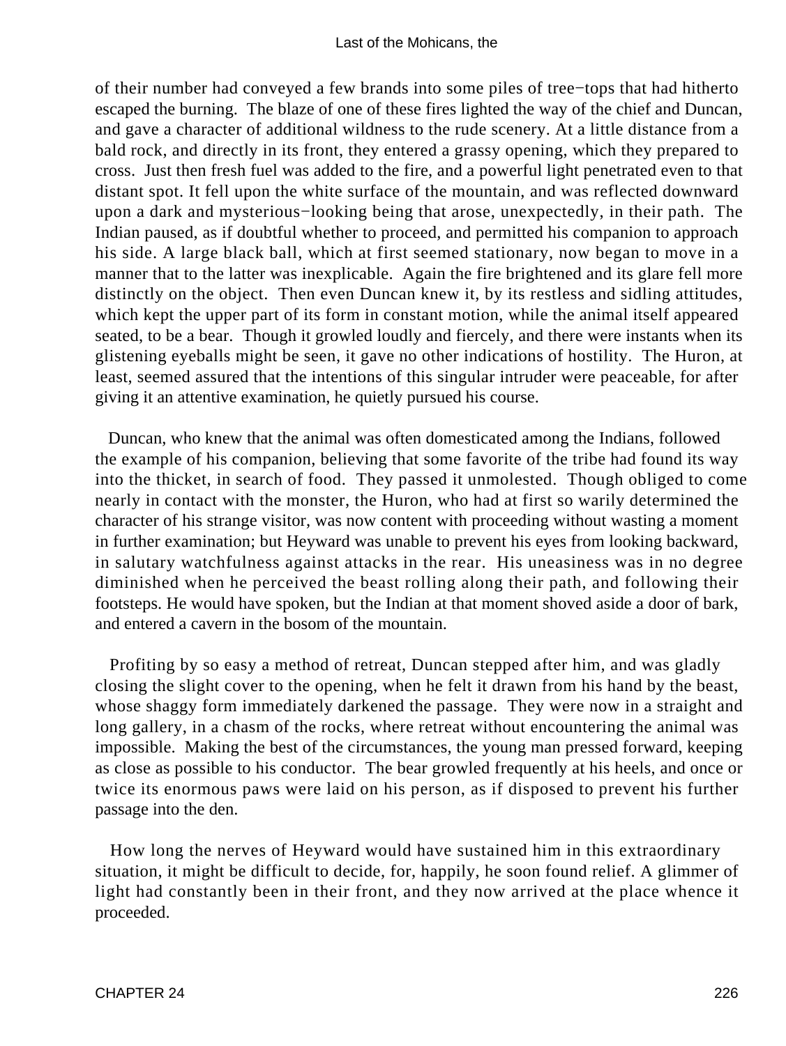of their number had conveyed a few brands into some piles of tree−tops that had hitherto escaped the burning. The blaze of one of these fires lighted the way of the chief and Duncan, and gave a character of additional wildness to the rude scenery. At a little distance from a bald rock, and directly in its front, they entered a grassy opening, which they prepared to cross. Just then fresh fuel was added to the fire, and a powerful light penetrated even to that distant spot. It fell upon the white surface of the mountain, and was reflected downward upon a dark and mysterious−looking being that arose, unexpectedly, in their path. The Indian paused, as if doubtful whether to proceed, and permitted his companion to approach his side. A large black ball, which at first seemed stationary, now began to move in a manner that to the latter was inexplicable. Again the fire brightened and its glare fell more distinctly on the object. Then even Duncan knew it, by its restless and sidling attitudes, which kept the upper part of its form in constant motion, while the animal itself appeared seated, to be a bear. Though it growled loudly and fiercely, and there were instants when its glistening eyeballs might be seen, it gave no other indications of hostility. The Huron, at least, seemed assured that the intentions of this singular intruder were peaceable, for after giving it an attentive examination, he quietly pursued his course.

Duncan, who knew that the animal was often domesticated among the Indians, followed the example of his companion, believing that some favorite of the tribe had found its way into the thicket, in search of food. They passed it unmolested. Though obliged to come nearly in contact with the monster, the Huron, who had at first so warily determined the character of his strange visitor, was now content with proceeding without wasting a moment in further examination; but Heyward was unable to prevent his eyes from looking backward, in salutary watchfulness against attacks in the rear. His uneasiness was in no degree diminished when he perceived the beast rolling along their path, and following their footsteps. He would have spoken, but the Indian at that moment shoved aside a door of bark, and entered a cavern in the bosom of the mountain.

Profiting by so easy a method of retreat, Duncan stepped after him, and was gladly closing the slight cover to the opening, when he felt it drawn from his hand by the beast, whose shaggy form immediately darkened the passage. They were now in a straight and long gallery, in a chasm of the rocks, where retreat without encountering the animal was impossible. Making the best of the circumstances, the young man pressed forward, keeping as close as possible to his conductor. The bear growled frequently at his heels, and once or twice its enormous paws were laid on his person, as if disposed to prevent his further passage into the den.

How long the nerves of Heyward would have sustained him in this extraordinary situation, it might be difficult to decide, for, happily, he soon found relief. A glimmer of light had constantly been in their front, and they now arrived at the place whence it proceeded.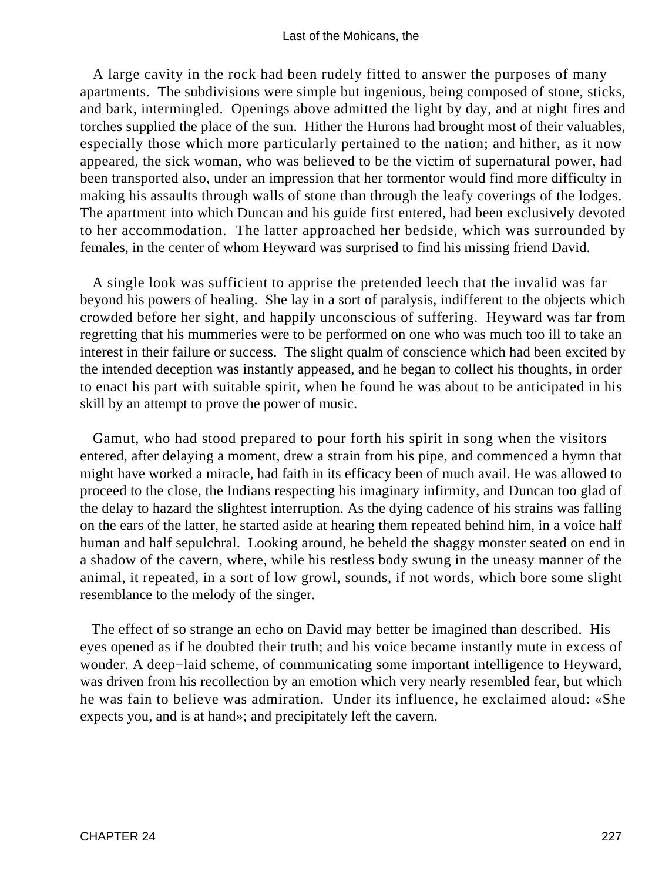A large cavity in the rock had been rudely fitted to answer the purposes of many apartments. The subdivisions were simple but ingenious, being composed of stone, sticks, and bark, intermingled. Openings above admitted the light by day, and at night fires and torches supplied the place of the sun. Hither the Hurons had brought most of their valuables, especially those which more particularly pertained to the nation; and hither, as it now appeared, the sick woman, who was believed to be the victim of supernatural power, had been transported also, under an impression that her tormentor would find more difficulty in making his assaults through walls of stone than through the leafy coverings of the lodges. The apartment into which Duncan and his guide first entered, had been exclusively devoted to her accommodation. The latter approached her bedside, which was surrounded by females, in the center of whom Heyward was surprised to find his missing friend David.

A single look was sufficient to apprise the pretended leech that the invalid was far beyond his powers of healing. She lay in a sort of paralysis, indifferent to the objects which crowded before her sight, and happily unconscious of suffering. Heyward was far from regretting that his mummeries were to be performed on one who was much too ill to take an interest in their failure or success. The slight qualm of conscience which had been excited by the intended deception was instantly appeased, and he began to collect his thoughts, in order to enact his part with suitable spirit, when he found he was about to be anticipated in his skill by an attempt to prove the power of music.

Gamut, who had stood prepared to pour forth his spirit in song when the visitors entered, after delaying a moment, drew a strain from his pipe, and commenced a hymn that might have worked a miracle, had faith in its efficacy been of much avail. He was allowed to proceed to the close, the Indians respecting his imaginary infirmity, and Duncan too glad of the delay to hazard the slightest interruption. As the dying cadence of his strains was falling on the ears of the latter, he started aside at hearing them repeated behind him, in a voice half human and half sepulchral. Looking around, he beheld the shaggy monster seated on end in a shadow of the cavern, where, while his restless body swung in the uneasy manner of the animal, it repeated, in a sort of low growl, sounds, if not words, which bore some slight resemblance to the melody of the singer.

The effect of so strange an echo on David may better be imagined than described. His eyes opened as if he doubted their truth; and his voice became instantly mute in excess of wonder. A deep−laid scheme, of communicating some important intelligence to Heyward, was driven from his recollection by an emotion which very nearly resembled fear, but which he was fain to believe was admiration. Under its influence, he exclaimed aloud: «She expects you, and is at hand»; and precipitately left the cavern.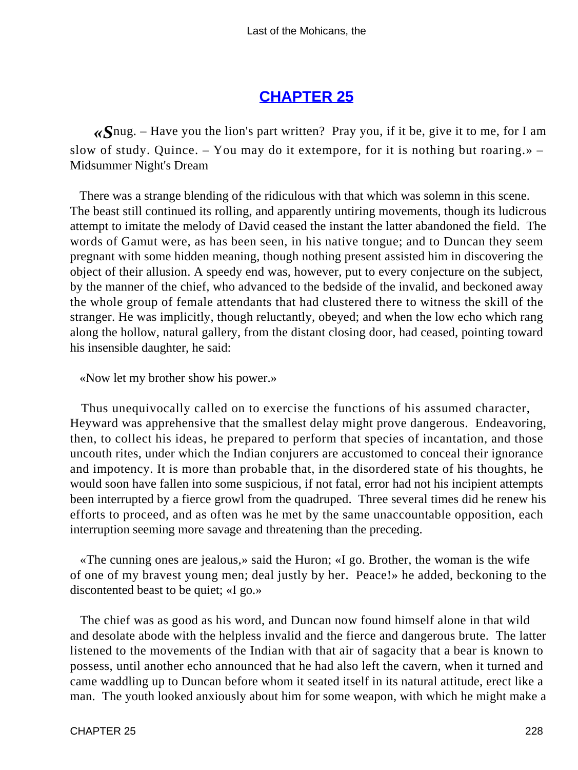## CHAPTER 25

«*S*nug. – Have you the lion's part written? Pray you, if it be, give it to me, for I am slow of study. Quince. – You may do it extempore, for it is nothing but roaring.» – Midsummer Night's Dream

There was a strange blending of the ridiculous with that which was solemn in this scene. The beast still continued its rolling, and apparently untiring movements, though its ludicrous attempt to imitate the melody of David ceased the instant the latter abandoned the field. The words of Gamut were, as has been seen, in his native tongue; and to Duncan they seem pregnant with some hidden meaning, though nothing present assisted him in discovering the object of their allusion. A speedy end was, however, put to every conjecture on the subject, by the manner of the chief, who advanced to the bedside of the invalid, and beckoned away the whole group of female attendants that had clustered there to witness the skill of the stranger. He was implicitly, though reluctantly, obeyed; and when the low echo which rang along the hollow, natural gallery, from the distant closing door, had ceased, pointing toward his insensible daughter, he said:

«Now let my brother show his power.»

Thus unequivocally called on to exercise the functions of his assumed character, Heyward was apprehensive that the smallest delay might prove dangerous. Endeavoring, then, to collect his ideas, he prepared to perform that species of incantation, and those uncouth rites, under which the Indian conjurers are accustomed to conceal their ignorance and impotency. It is more than probable that, in the disordered state of his thoughts, he would soon have fallen into some suspicious, if not fatal, error had not his incipient attempts been interrupted by a fierce growl from the quadruped. Three several times did he renew his efforts to proceed, and as often was he met by the same unaccountable opposition, each interruption seeming more savage and threatening than the preceding.

«The cunning ones are jealous,» said the Huron; «I go. Brother, the woman is the wife of one of my bravest young men; deal justly by her. Peace!» he added, beckoning to the discontented beast to be quiet; «I go.»

The chief was as good as his word, and Duncan now found himself alone in that wild and desolate abode with the helpless invalid and the fierce and dangerous brute. The latter listened to the movements of the Indian with that air of sagacity that a bear is known to possess, until another echo announced that he had also left the cavern, when it turned and came waddling up to Duncan before whom it seated itself in its natural attitude, erect like a man. The youth looked anxiously about him for some weapon, with which he might make a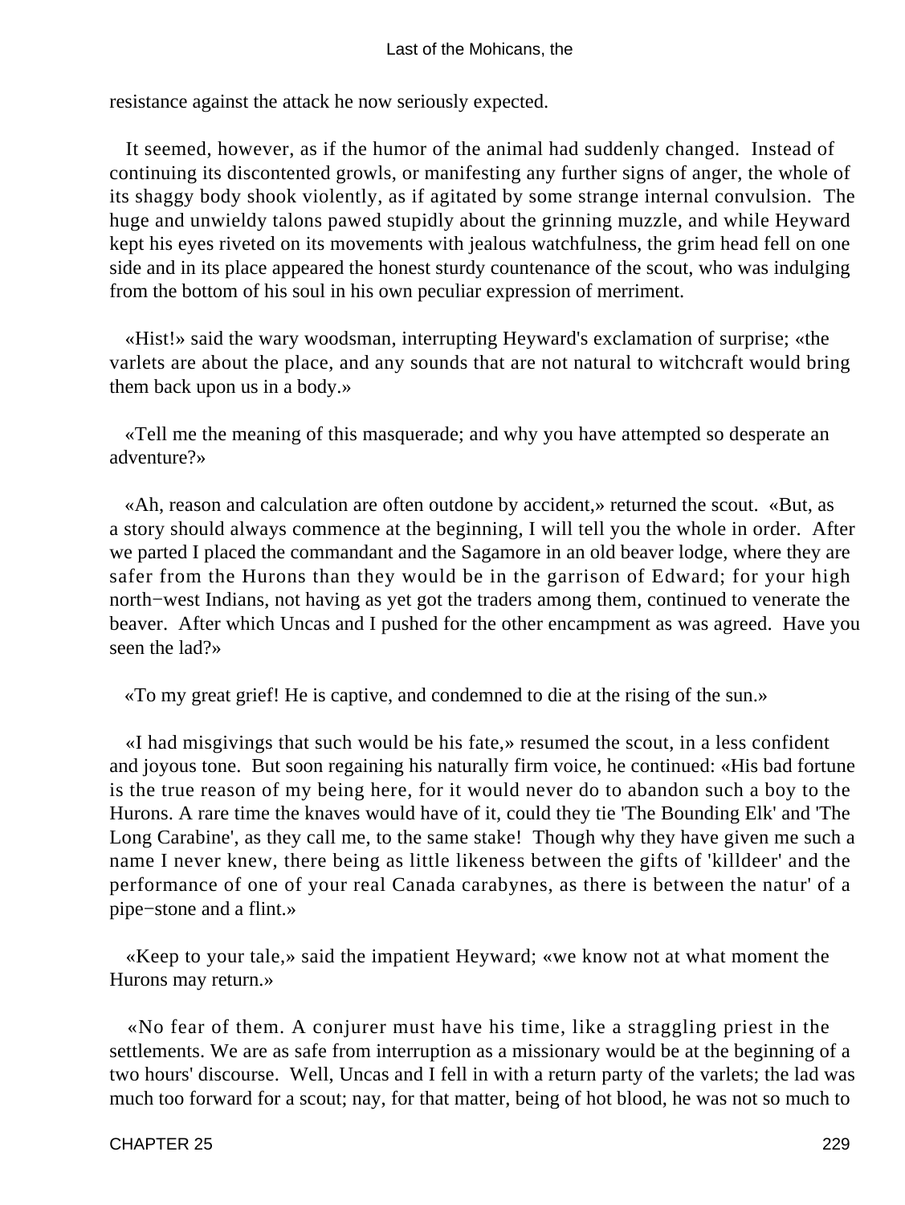resistance against the attack he now seriously expected.

It seemed, however, as if the humor of the animal had suddenly changed. Instead of continuing its discontented growls, or manifesting any further signs of anger, the whole of its shaggy body shook violently, as if agitated by some strange internal convulsion. The huge and unwieldy talons pawed stupidly about the grinning muzzle, and while Heyward kept his eyes riveted on its movements with jealous watchfulness, the grim head fell on one side and in its place appeared the honest sturdy countenance of the scout, who was indulging from the bottom of his soul in his own peculiar expression of merriment.

«Hist!» said the wary woodsman, interrupting Heyward's exclamation of surprise; «the varlets are about the place, and any sounds that are not natural to witchcraft would bring them back upon us in a body.»

«Tell me the meaning of this masquerade; and why you have attempted so desperate an adventure?»

«Ah, reason and calculation are often outdone by accident,» returned the scout. «But, as a story should always commence at the beginning, I will tell you the whole in order. After we parted I placed the commandant and the Sagamore in an old beaver lodge, where they are safer from the Hurons than they would be in the garrison of Edward; for your high north−west Indians, not having as yet got the traders among them, continued to venerate the beaver. After which Uncas and I pushed for the other encampment as was agreed. Have you seen the lad?»

«To my great grief! He is captive, and condemned to die at the rising of the sun.»

«I had misgivings that such would be his fate,» resumed the scout, in a less confident and joyous tone. But soon regaining his naturally firm voice, he continued: «His bad fortune is the true reason of my being here, for it would never do to abandon such a boy to the Hurons. A rare time the knaves would have of it, could they tie 'The Bounding Elk' and 'The Long Carabine', as they call me, to the same stake! Though why they have given me such a name I never knew, there being as little likeness between the gifts of 'killdeer' and the performance of one of your real Canada carabynes, as there is between the natur' of a pipe−stone and a flint.»

«Keep to your tale,» said the impatient Heyward; «we know not at what moment the Hurons may return.»

«No fear of them. A conjurer must have his time, like a straggling priest in the settlements. We are as safe from interruption as a missionary would be at the beginning of a two hours' discourse. Well, Uncas and I fell in with a return party of the varlets; the lad was much too forward for a scout; nay, for that matter, being of hot blood, he was not so much to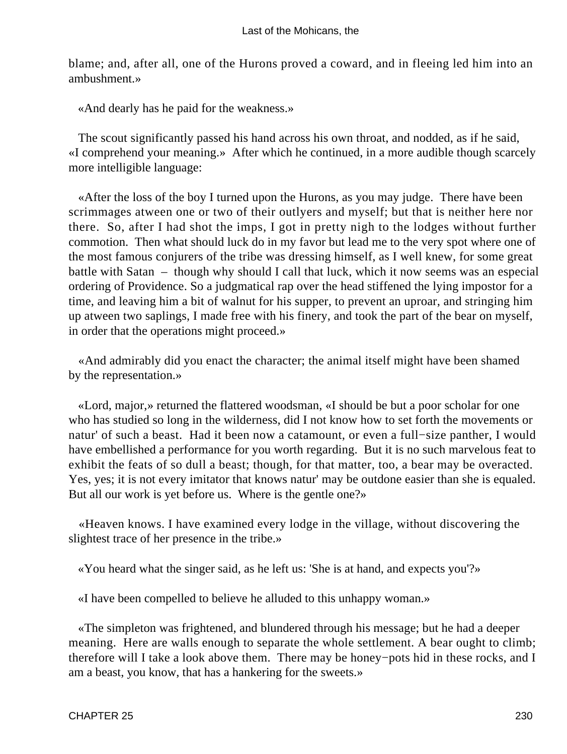blame; and, after all, one of the Hurons proved a coward, and in fleeing led him into an ambushment.»

«And dearly has he paid for the weakness.»

The scout significantly passed his hand across his own throat, and nodded, as if he said, «I comprehend your meaning.» After which he continued, in a more audible though scarcely more intelligible language:

«After the loss of the boy I turned upon the Hurons, as you may judge. There have been scrimmages atween one or two of their outlyers and myself; but that is neither here nor there. So, after I had shot the imps, I got in pretty nigh to the lodges without further commotion. Then what should luck do in my favor but lead me to the very spot where one of the most famous conjurers of the tribe was dressing himself, as I well knew, for some great battle with Satan – though why should I call that luck, which it now seems was an especial ordering of Providence. So a judgmatical rap over the head stiffened the lying impostor for a time, and leaving him a bit of walnut for his supper, to prevent an uproar, and stringing him up atween two saplings, I made free with his finery, and took the part of the bear on myself, in order that the operations might proceed.»

«And admirably did you enact the character; the animal itself might have been shamed by the representation.»

«Lord, major,» returned the flattered woodsman, «I should be but a poor scholar for one who has studied so long in the wilderness, did I not know how to set forth the movements or natur' of such a beast. Had it been now a catamount, or even a full−size panther, I would have embellished a performance for you worth regarding. But it is no such marvelous feat to exhibit the feats of so dull a beast; though, for that matter, too, a bear may be overacted. Yes, yes; it is not every imitator that knows natur' may be outdone easier than she is equaled. But all our work is yet before us. Where is the gentle one?»

«Heaven knows. I have examined every lodge in the village, without discovering the slightest trace of her presence in the tribe.»

«You heard what the singer said, as he left us: 'She is at hand, and expects you'?»

«I have been compelled to believe he alluded to this unhappy woman.»

«The simpleton was frightened, and blundered through his message; but he had a deeper meaning. Here are walls enough to separate the whole settlement. A bear ought to climb; therefore will I take a look above them. There may be honey−pots hid in these rocks, and I am a beast, you know, that has a hankering for the sweets.»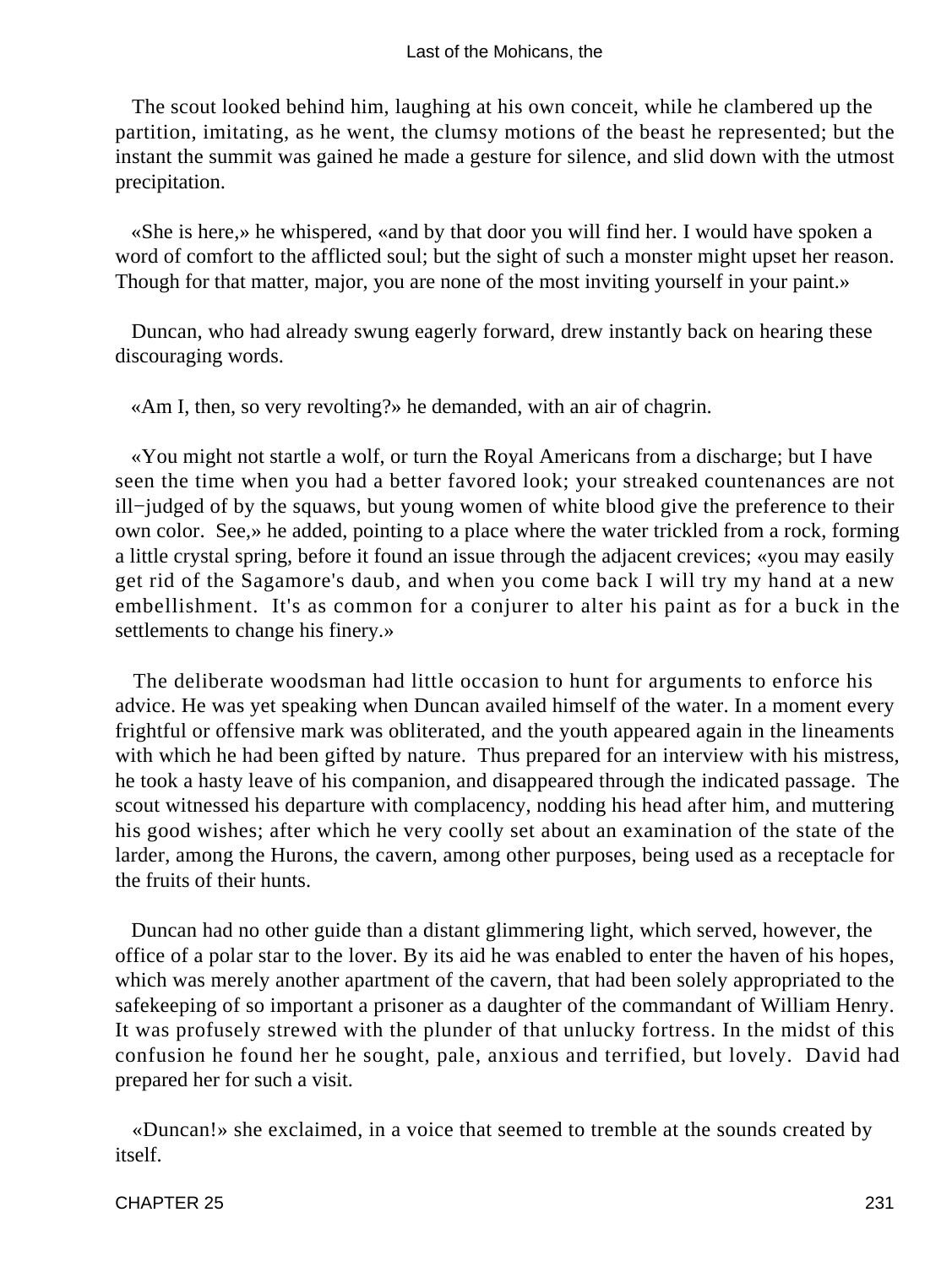The scout looked behind him, laughing at his own conceit, while he clambered up the partition, imitating, as he went, the clumsy motions of the beast he represented; but the instant the summit was gained he made a gesture for silence, and slid down with the utmost precipitation.

«She is here,» he whispered, «and by that door you will find her. I would have spoken a word of comfort to the afflicted soul; but the sight of such a monster might upset her reason. Though for that matter, major, you are none of the most inviting yourself in your paint.»

Duncan, who had already swung eagerly forward, drew instantly back on hearing these discouraging words.

«Am I, then, so very revolting?» he demanded, with an air of chagrin.

«You might not startle a wolf, or turn the Royal Americans from a discharge; but I have seen the time when you had a better favored look; your streaked countenances are not ill−judged of by the squaws, but young women of white blood give the preference to their own color. See,» he added, pointing to a place where the water trickled from a rock, forming a little crystal spring, before it found an issue through the adjacent crevices; «you may easily get rid of the Sagamore's daub, and when you come back I will try my hand at a new embellishment. It's as common for a conjurer to alter his paint as for a buck in the settlements to change his finery.»

The deliberate woodsman had little occasion to hunt for arguments to enforce his advice. He was yet speaking when Duncan availed himself of the water. In a moment every frightful or offensive mark was obliterated, and the youth appeared again in the lineaments with which he had been gifted by nature. Thus prepared for an interview with his mistress, he took a hasty leave of his companion, and disappeared through the indicated passage. The scout witnessed his departure with complacency, nodding his head after him, and muttering his good wishes; after which he very coolly set about an examination of the state of the larder, among the Hurons, the cavern, among other purposes, being used as a receptacle for the fruits of their hunts.

Duncan had no other guide than a distant glimmering light, which served, however, the office of a polar star to the lover. By its aid he was enabled to enter the haven of his hopes, which was merely another apartment of the cavern, that had been solely appropriated to the safekeeping of so important a prisoner as a daughter of the commandant of William Henry. It was profusely strewed with the plunder of that unlucky fortress. In the midst of this confusion he found her he sought, pale, anxious and terrified, but lovely. David had prepared her for such a visit.

«Duncan!» she exclaimed, in a voice that seemed to tremble at the sounds created by itself.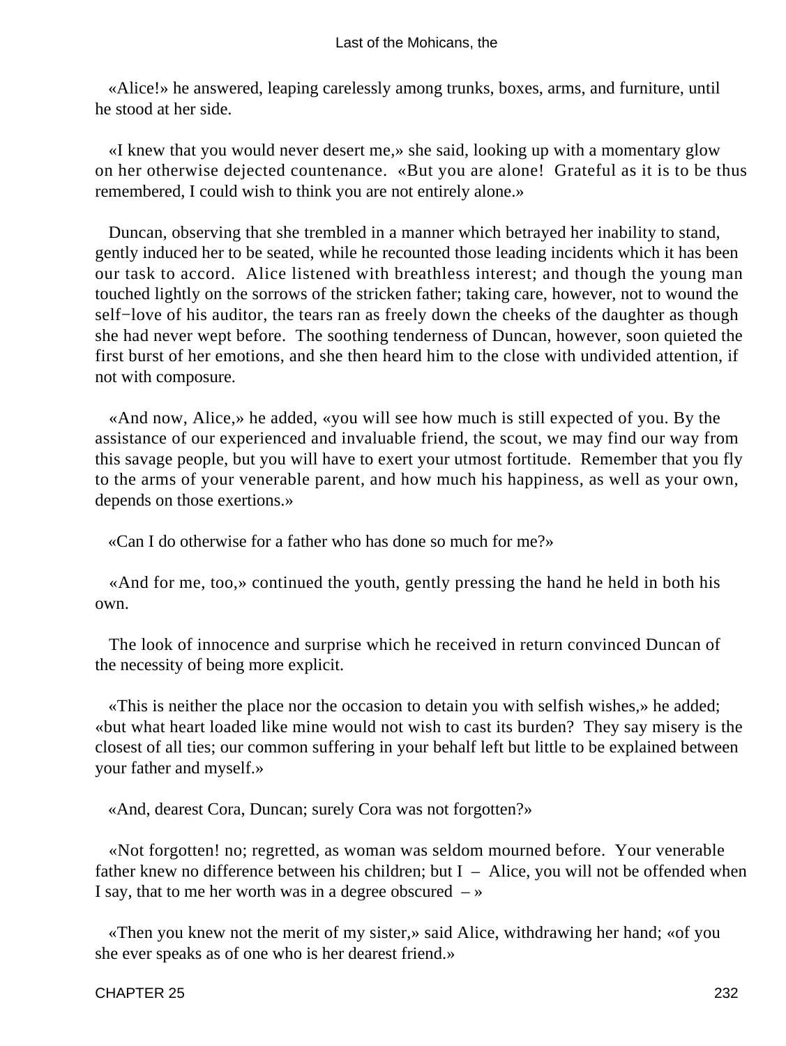«Alice!» he answered, leaping carelessly among trunks, boxes, arms, and furniture, until he stood at her side.

«I knew that you would never desert me,» she said, looking up with a momentary glow on her otherwise dejected countenance. «But you are alone! Grateful as it is to be thus remembered, I could wish to think you are not entirely alone.»

Duncan, observing that she trembled in a manner which betrayed her inability to stand, gently induced her to be seated, while he recounted those leading incidents which it has been our task to accord. Alice listened with breathless interest; and though the young man touched lightly on the sorrows of the stricken father; taking care, however, not to wound the self−love of his auditor, the tears ran as freely down the cheeks of the daughter as though she had never wept before. The soothing tenderness of Duncan, however, soon quieted the first burst of her emotions, and she then heard him to the close with undivided attention, if not with composure.

«And now, Alice,» he added, «you will see how much is still expected of you. By the assistance of our experienced and invaluable friend, the scout, we may find our way from this savage people, but you will have to exert your utmost fortitude. Remember that you fly to the arms of your venerable parent, and how much his happiness, as well as your own, depends on those exertions.»

«Can I do otherwise for a father who has done so much for me?»

«And for me, too,» continued the youth, gently pressing the hand he held in both his own.

The look of innocence and surprise which he received in return convinced Duncan of the necessity of being more explicit.

«This is neither the place nor the occasion to detain you with selfish wishes,» he added; «but what heart loaded like mine would not wish to cast its burden? They say misery is the closest of all ties; our common suffering in your behalf left but little to be explained between your father and myself.»

«And, dearest Cora, Duncan; surely Cora was not forgotten?»

«Not forgotten! no; regretted, as woman was seldom mourned before. Your venerable father knew no difference between his children; but I – Alice, you will not be offended when I say, that to me her worth was in a degree obscured – »

«Then you knew not the merit of my sister,» said Alice, withdrawing her hand; «of you she ever speaks as of one who is her dearest friend.»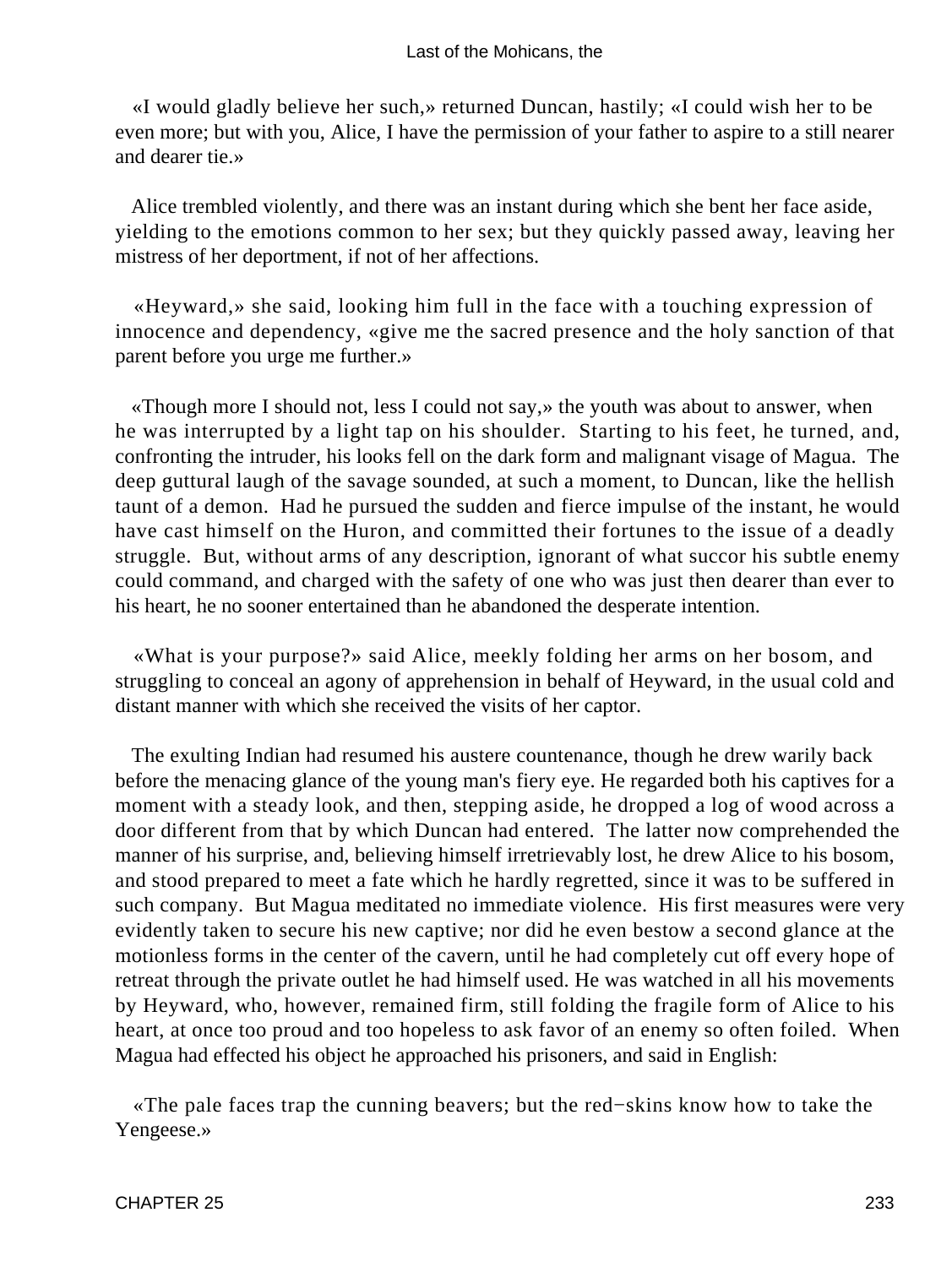«I would gladly believe her such,» returned Duncan, hastily; «I could wish her to be even more; but with you, Alice, I have the permission of your father to aspire to a still nearer and dearer tie.»

Alice trembled violently, and there was an instant during which she bent her face aside, yielding to the emotions common to her sex; but they quickly passed away, leaving her mistress of her deportment, if not of her affections.

«Heyward,» she said, looking him full in the face with a touching expression of innocence and dependency, «give me the sacred presence and the holy sanction of that parent before you urge me further.»

«Though more I should not, less I could not say,» the youth was about to answer, when he was interrupted by a light tap on his shoulder. Starting to his feet, he turned, and, confronting the intruder, his looks fell on the dark form and malignant visage of Magua. The deep guttural laugh of the savage sounded, at such a moment, to Duncan, like the hellish taunt of a demon. Had he pursued the sudden and fierce impulse of the instant, he would have cast himself on the Huron, and committed their fortunes to the issue of a deadly struggle. But, without arms of any description, ignorant of what succor his subtle enemy could command, and charged with the safety of one who was just then dearer than ever to his heart, he no sooner entertained than he abandoned the desperate intention.

«What is your purpose?» said Alice, meekly folding her arms on her bosom, and struggling to conceal an agony of apprehension in behalf of Heyward, in the usual cold and distant manner with which she received the visits of her captor.

The exulting Indian had resumed his austere countenance, though he drew warily back before the menacing glance of the young man's fiery eye. He regarded both his captives for a moment with a steady look, and then, stepping aside, he dropped a log of wood across a door different from that by which Duncan had entered. The latter now comprehended the manner of his surprise, and, believing himself irretrievably lost, he drew Alice to his bosom, and stood prepared to meet a fate which he hardly regretted, since it was to be suffered in such company. But Magua meditated no immediate violence. His first measures were very evidently taken to secure his new captive; nor did he even bestow a second glance at the motionless forms in the center of the cavern, until he had completely cut off every hope of retreat through the private outlet he had himself used. He was watched in all his movements by Heyward, who, however, remained firm, still folding the fragile form of Alice to his heart, at once too proud and too hopeless to ask favor of an enemy so often foiled. When Magua had effected his object he approached his prisoners, and said in English:

«The pale faces trap the cunning beavers; but the red−skins know how to take the Yengeese.»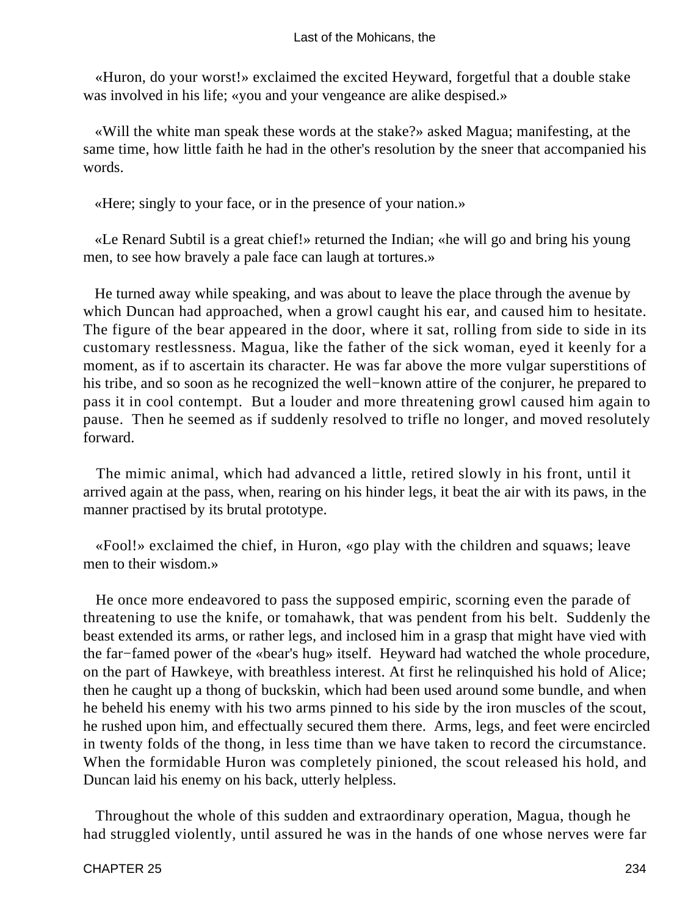«Huron, do your worst!» exclaimed the excited Heyward, forgetful that a double stake was involved in his life; «you and your vengeance are alike despised.»

«Will the white man speak these words at the stake?» asked Magua; manifesting, at the same time, how little faith he had in the other's resolution by the sneer that accompanied his words.

«Here; singly to your face, or in the presence of your nation.»

«Le Renard Subtil is a great chief!» returned the Indian; «he will go and bring his young men, to see how bravely a pale face can laugh at tortures.»

He turned away while speaking, and was about to leave the place through the avenue by which Duncan had approached, when a growl caught his ear, and caused him to hesitate. The figure of the bear appeared in the door, where it sat, rolling from side to side in its customary restlessness. Magua, like the father of the sick woman, eyed it keenly for a moment, as if to ascertain its character. He was far above the more vulgar superstitions of his tribe, and so soon as he recognized the well−known attire of the conjurer, he prepared to pass it in cool contempt. But a louder and more threatening growl caused him again to pause. Then he seemed as if suddenly resolved to trifle no longer, and moved resolutely forward.

The mimic animal, which had advanced a little, retired slowly in his front, until it arrived again at the pass, when, rearing on his hinder legs, it beat the air with its paws, in the manner practised by its brutal prototype.

«Fool!» exclaimed the chief, in Huron, «go play with the children and squaws; leave men to their wisdom.»

He once more endeavored to pass the supposed empiric, scorning even the parade of threatening to use the knife, or tomahawk, that was pendent from his belt. Suddenly the beast extended its arms, or rather legs, and inclosed him in a grasp that might have vied with the far−famed power of the «bear's hug» itself. Heyward had watched the whole procedure, on the part of Hawkeye, with breathless interest. At first he relinquished his hold of Alice; then he caught up a thong of buckskin, which had been used around some bundle, and when he beheld his enemy with his two arms pinned to his side by the iron muscles of the scout, he rushed upon him, and effectually secured them there. Arms, legs, and feet were encircled in twenty folds of the thong, in less time than we have taken to record the circumstance. When the formidable Huron was completely pinioned, the scout released his hold, and Duncan laid his enemy on his back, utterly helpless.

Throughout the whole of this sudden and extraordinary operation, Magua, though he had struggled violently, until assured he was in the hands of one whose nerves were far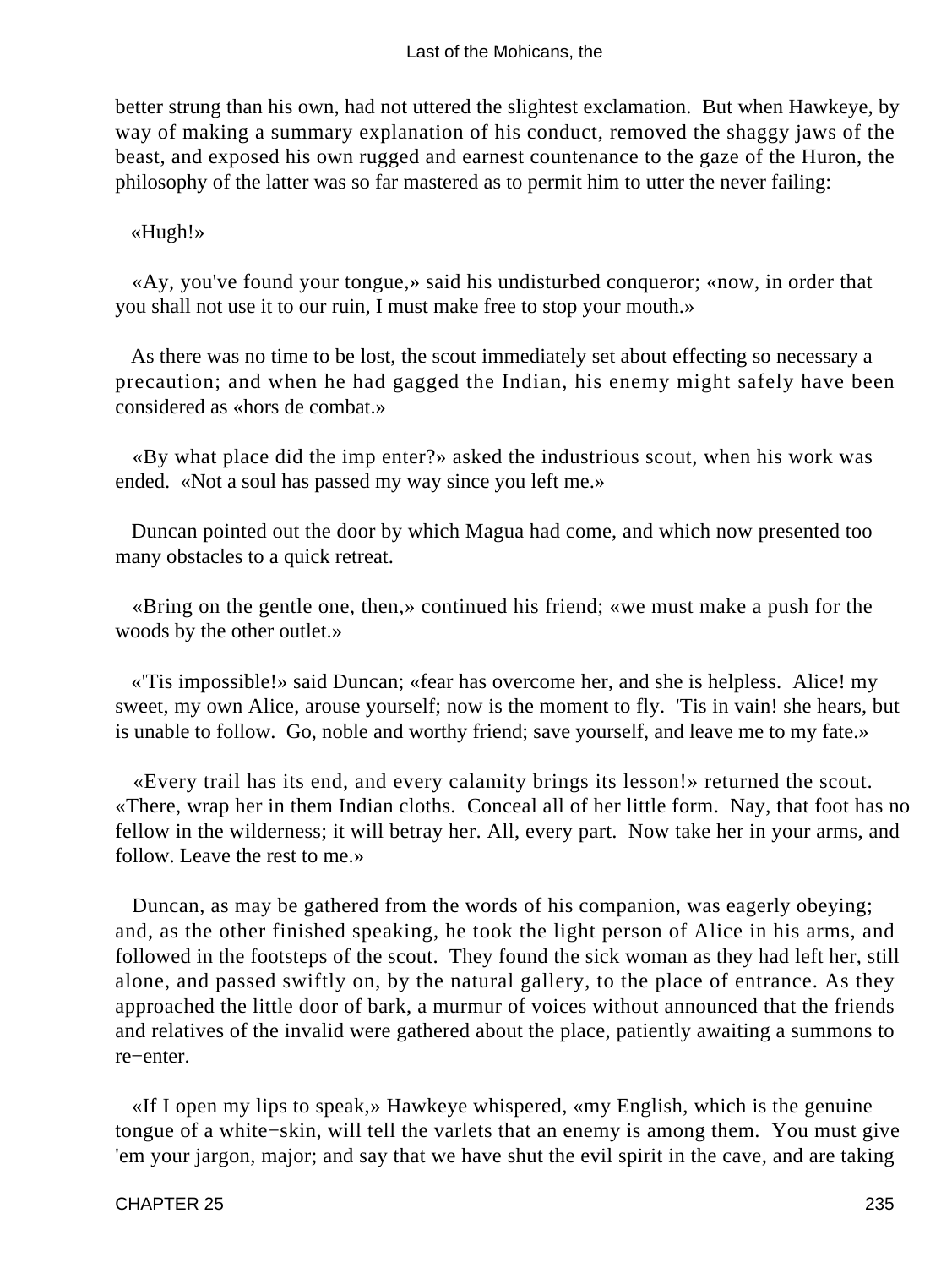better strung than his own, had not uttered the slightest exclamation. But when Hawkeye, by way of making a summary explanation of his conduct, removed the shaggy jaws of the beast, and exposed his own rugged and earnest countenance to the gaze of the Huron, the philosophy of the latter was so far mastered as to permit him to utter the never failing:

«Hugh!»

«Ay, you've found your tongue,» said his undisturbed conqueror; «now, in order that you shall not use it to our ruin, I must make free to stop your mouth.»

As there was no time to be lost, the scout immediately set about effecting so necessary a precaution; and when he had gagged the Indian, his enemy might safely have been considered as «hors de combat.»

«By what place did the imp enter?» asked the industrious scout, when his work was ended. «Not a soul has passed my way since you left me.»

Duncan pointed out the door by which Magua had come, and which now presented too many obstacles to a quick retreat.

«Bring on the gentle one, then,» continued his friend; «we must make a push for the woods by the other outlet.»

«'Tis impossible!» said Duncan; «fear has overcome her, and she is helpless. Alice! my sweet, my own Alice, arouse yourself; now is the moment to fly. 'Tis in vain! she hears, but is unable to follow. Go, noble and worthy friend; save yourself, and leave me to my fate.»

«Every trail has its end, and every calamity brings its lesson!» returned the scout. «There, wrap her in them Indian cloths. Conceal all of her little form. Nay, that foot has no fellow in the wilderness; it will betray her. All, every part. Now take her in your arms, and follow. Leave the rest to me.»

Duncan, as may be gathered from the words of his companion, was eagerly obeying; and, as the other finished speaking, he took the light person of Alice in his arms, and followed in the footsteps of the scout. They found the sick woman as they had left her, still alone, and passed swiftly on, by the natural gallery, to the place of entrance. As they approached the little door of bark, a murmur of voices without announced that the friends and relatives of the invalid were gathered about the place, patiently awaiting a summons to re−enter.

«If I open my lips to speak,» Hawkeye whispered, «my English, which is the genuine tongue of a white−skin, will tell the varlets that an enemy is among them. You must give 'em your jargon, major; and say that we have shut the evil spirit in the cave, and are taking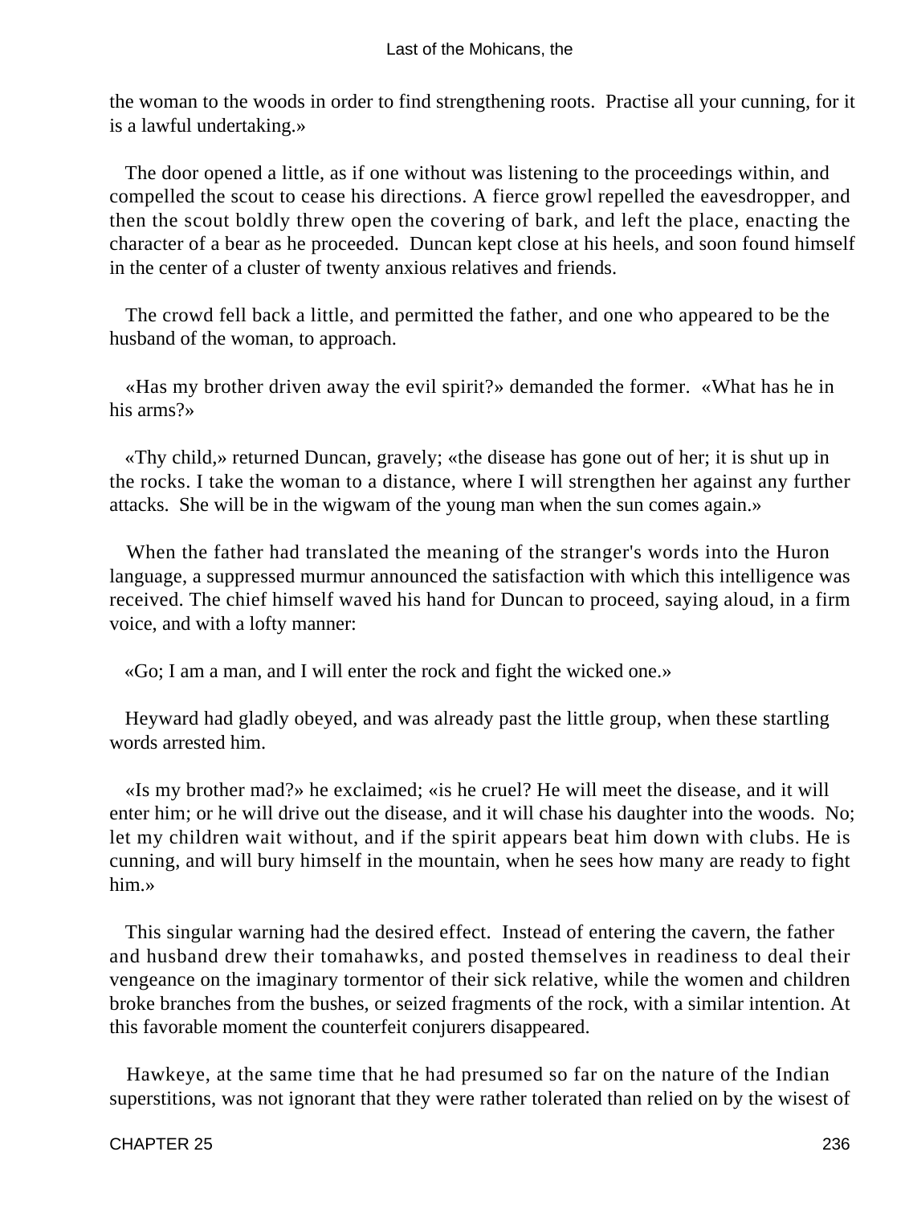the woman to the woods in order to find strengthening roots. Practise all your cunning, for it is a lawful undertaking.»

The door opened a little, as if one without was listening to the proceedings within, and compelled the scout to cease his directions. A fierce growl repelled the eavesdropper, and then the scout boldly threw open the covering of bark, and left the place, enacting the character of a bear as he proceeded. Duncan kept close at his heels, and soon found himself in the center of a cluster of twenty anxious relatives and friends.

The crowd fell back a little, and permitted the father, and one who appeared to be the husband of the woman, to approach.

«Has my brother driven away the evil spirit?» demanded the former. «What has he in his arms?»

«Thy child,» returned Duncan, gravely; «the disease has gone out of her; it is shut up in the rocks. I take the woman to a distance, where I will strengthen her against any further attacks. She will be in the wigwam of the young man when the sun comes again.»

When the father had translated the meaning of the stranger's words into the Huron language, a suppressed murmur announced the satisfaction with which this intelligence was received. The chief himself waved his hand for Duncan to proceed, saying aloud, in a firm voice, and with a lofty manner:

«Go; I am a man, and I will enter the rock and fight the wicked one.»

Heyward had gladly obeyed, and was already past the little group, when these startling words arrested him.

«Is my brother mad?» he exclaimed; «is he cruel? He will meet the disease, and it will enter him; or he will drive out the disease, and it will chase his daughter into the woods. No; let my children wait without, and if the spirit appears beat him down with clubs. He is cunning, and will bury himself in the mountain, when he sees how many are ready to fight him.»

This singular warning had the desired effect. Instead of entering the cavern, the father and husband drew their tomahawks, and posted themselves in readiness to deal their vengeance on the imaginary tormentor of their sick relative, while the women and children broke branches from the bushes, or seized fragments of the rock, with a similar intention. At this favorable moment the counterfeit conjurers disappeared.

Hawkeye, at the same time that he had presumed so far on the nature of the Indian superstitions, was not ignorant that they were rather tolerated than relied on by the wisest of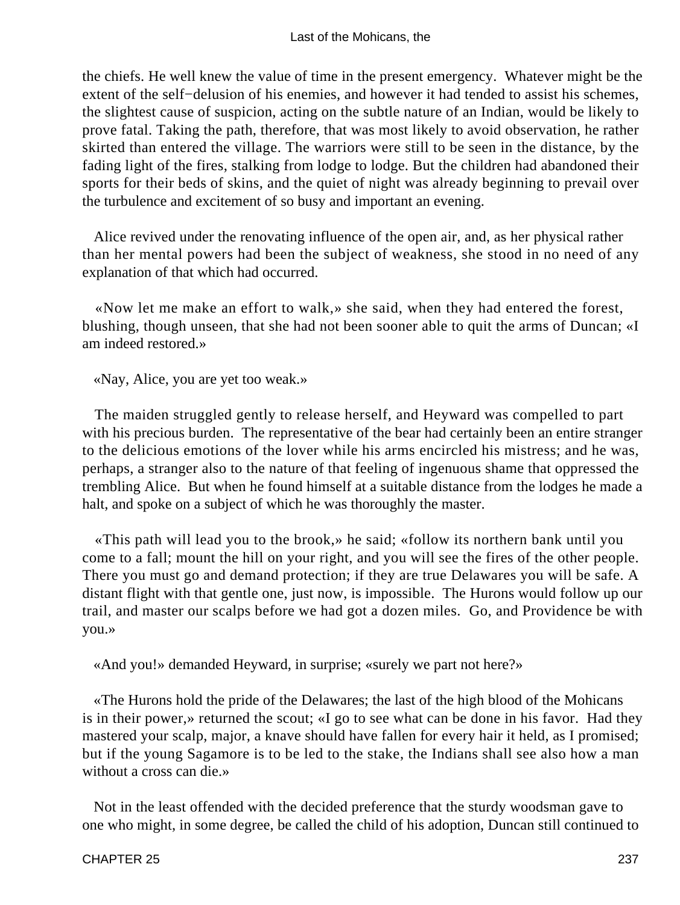the chiefs. He well knew the value of time in the present emergency. Whatever might be the extent of the self−delusion of his enemies, and however it had tended to assist his schemes, the slightest cause of suspicion, acting on the subtle nature of an Indian, would be likely to prove fatal. Taking the path, therefore, that was most likely to avoid observation, he rather skirted than entered the village. The warriors were still to be seen in the distance, by the fading light of the fires, stalking from lodge to lodge. But the children had abandoned their sports for their beds of skins, and the quiet of night was already beginning to prevail over the turbulence and excitement of so busy and important an evening.

Alice revived under the renovating influence of the open air, and, as her physical rather than her mental powers had been the subject of weakness, she stood in no need of any explanation of that which had occurred.

«Now let me make an effort to walk,» she said, when they had entered the forest, blushing, though unseen, that she had not been sooner able to quit the arms of Duncan; «I am indeed restored.»

«Nay, Alice, you are yet too weak.»

The maiden struggled gently to release herself, and Heyward was compelled to part with his precious burden. The representative of the bear had certainly been an entire stranger to the delicious emotions of the lover while his arms encircled his mistress; and he was, perhaps, a stranger also to the nature of that feeling of ingenuous shame that oppressed the trembling Alice. But when he found himself at a suitable distance from the lodges he made a halt, and spoke on a subject of which he was thoroughly the master.

«This path will lead you to the brook,» he said; «follow its northern bank until you come to a fall; mount the hill on your right, and you will see the fires of the other people. There you must go and demand protection; if they are true Delawares you will be safe. A distant flight with that gentle one, just now, is impossible. The Hurons would follow up our trail, and master our scalps before we had got a dozen miles. Go, and Providence be with you.»

«And you!» demanded Heyward, in surprise; «surely we part not here?»

«The Hurons hold the pride of the Delawares; the last of the high blood of the Mohicans is in their power,» returned the scout; «I go to see what can be done in his favor. Had they mastered your scalp, major, a knave should have fallen for every hair it held, as I promised; but if the young Sagamore is to be led to the stake, the Indians shall see also how a man without a cross can die.»

Not in the least offended with the decided preference that the sturdy woodsman gave to one who might, in some degree, be called the child of his adoption, Duncan still continued to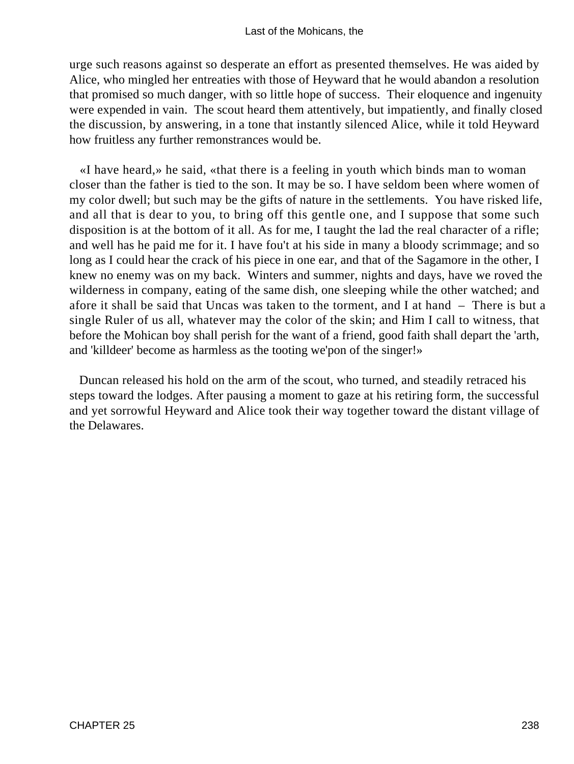urge such reasons against so desperate an effort as presented themselves. He was aided by Alice, who mingled her entreaties with those of Heyward that he would abandon a resolution that promised so much danger, with so little hope of success. Their eloquence and ingenuity were expended in vain. The scout heard them attentively, but impatiently, and finally closed the discussion, by answering, in a tone that instantly silenced Alice, while it told Heyward how fruitless any further remonstrances would be.

«I have heard,» he said, «that there is a feeling in youth which binds man to woman closer than the father is tied to the son. It may be so. I have seldom been where women of my color dwell; but such may be the gifts of nature in the settlements. You have risked life, and all that is dear to you, to bring off this gentle one, and I suppose that some such disposition is at the bottom of it all. As for me, I taught the lad the real character of a rifle; and well has he paid me for it. I have fou't at his side in many a bloody scrimmage; and so long as I could hear the crack of his piece in one ear, and that of the Sagamore in the other, I knew no enemy was on my back. Winters and summer, nights and days, have we roved the wilderness in company, eating of the same dish, one sleeping while the other watched; and afore it shall be said that Uncas was taken to the torment, and I at hand – There is but a single Ruler of us all, whatever may the color of the skin; and Him I call to witness, that before the Mohican boy shall perish for the want of a friend, good faith shall depart the 'arth, and 'killdeer' become as harmless as the tooting we'pon of the singer!»

Duncan released his hold on the arm of the scout, who turned, and steadily retraced his steps toward the lodges. After pausing a moment to gaze at his retiring form, the successful and yet sorrowful Heyward and Alice took their way together toward the distant village of the Delawares.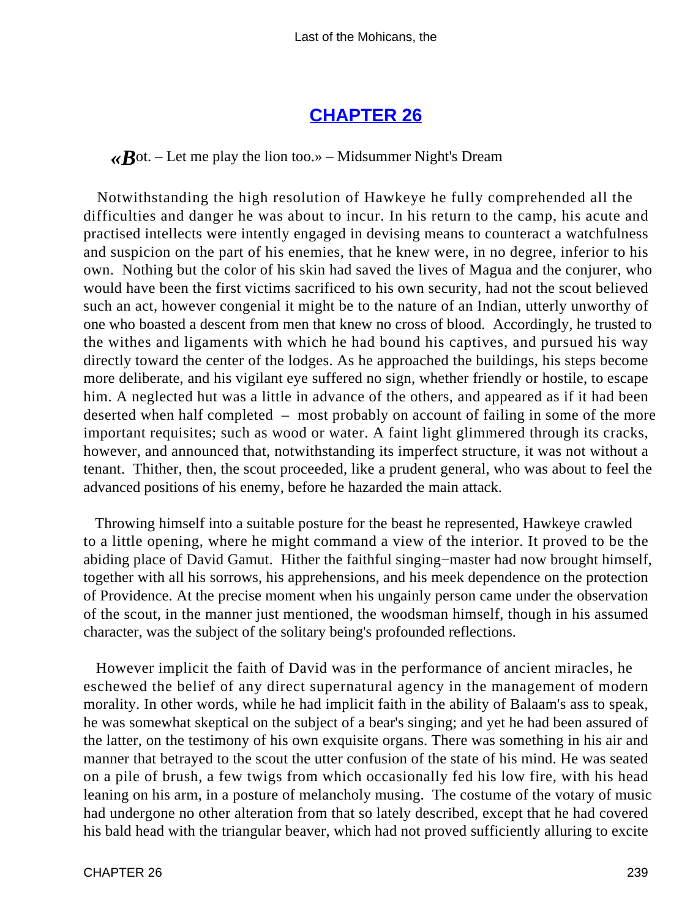## CHAPTER 26

«*B*ot. – Let me play the lion too.» – Midsummer Night's Dream

Notwithstanding the high resolution of Hawkeye he fully comprehended all the difficulties and danger he was about to incur. In his return to the camp, his acute and practised intellects were intently engaged in devising means to counteract a watchfulness and suspicion on the part of his enemies, that he knew were, in no degree, inferior to his own. Nothing but the color of his skin had saved the lives of Magua and the conjurer, who would have been the first victims sacrificed to his own security, had not the scout believed such an act, however congenial it might be to the nature of an Indian, utterly unworthy of one who boasted a descent from men that knew no cross of blood. Accordingly, he trusted to the withes and ligaments with which he had bound his captives, and pursued his way directly toward the center of the lodges. As he approached the buildings, his steps become more deliberate, and his vigilant eye suffered no sign, whether friendly or hostile, to escape him. A neglected hut was a little in advance of the others, and appeared as if it had been deserted when half completed – most probably on account of failing in some of the more important requisites; such as wood or water. A faint light glimmered through its cracks, however, and announced that, notwithstanding its imperfect structure, it was not without a tenant. Thither, then, the scout proceeded, like a prudent general, who was about to feel the advanced positions of his enemy, before he hazarded the main attack.

Throwing himself into a suitable posture for the beast he represented, Hawkeye crawled to a little opening, where he might command a view of the interior. It proved to be the abiding place of David Gamut. Hither the faithful singing−master had now brought himself, together with all his sorrows, his apprehensions, and his meek dependence on the protection of Providence. At the precise moment when his ungainly person came under the observation of the scout, in the manner just mentioned, the woodsman himself, though in his assumed character, was the subject of the solitary being's profounded reflections.

However implicit the faith of David was in the performance of ancient miracles, he eschewed the belief of any direct supernatural agency in the management of modern morality. In other words, while he had implicit faith in the ability of Balaam's ass to speak, he was somewhat skeptical on the subject of a bear's singing; and yet he had been assured of the latter, on the testimony of his own exquisite organs. There was something in his air and manner that betrayed to the scout the utter confusion of the state of his mind. He was seated on a pile of brush, a few twigs from which occasionally fed his low fire, with his head leaning on his arm, in a posture of melancholy musing. The costume of the votary of music had undergone no other alteration from that so lately described, except that he had covered his bald head with the triangular beaver, which had not proved sufficiently alluring to excite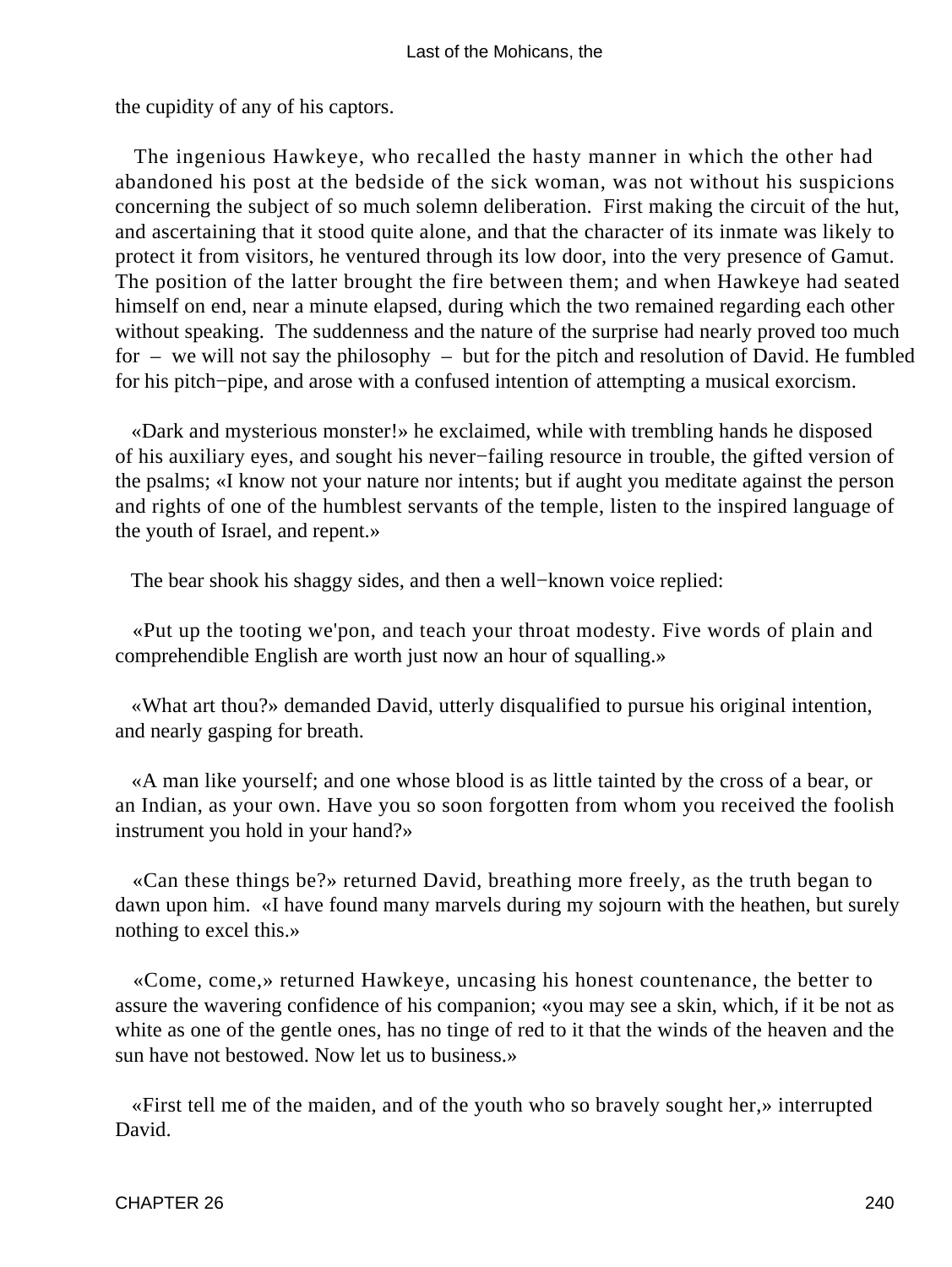the cupidity of any of his captors.

The ingenious Hawkeye, who recalled the hasty manner in which the other had abandoned his post at the bedside of the sick woman, was not without his suspicions concerning the subject of so much solemn deliberation. First making the circuit of the hut, and ascertaining that it stood quite alone, and that the character of its inmate was likely to protect it from visitors, he ventured through its low door, into the very presence of Gamut. The position of the latter brought the fire between them; and when Hawkeye had seated himself on end, near a minute elapsed, during which the two remained regarding each other without speaking. The suddenness and the nature of the surprise had nearly proved too much for – we will not say the philosophy – but for the pitch and resolution of David. He fumbled for his pitch−pipe, and arose with a confused intention of attempting a musical exorcism.

«Dark and mysterious monster!» he exclaimed, while with trembling hands he disposed of his auxiliary eyes, and sought his never−failing resource in trouble, the gifted version of the psalms; «I know not your nature nor intents; but if aught you meditate against the person and rights of one of the humblest servants of the temple, listen to the inspired language of the youth of Israel, and repent.»

The bear shook his shaggy sides, and then a well−known voice replied:

«Put up the tooting we'pon, and teach your throat modesty. Five words of plain and comprehendible English are worth just now an hour of squalling.»

«What art thou?» demanded David, utterly disqualified to pursue his original intention, and nearly gasping for breath.

«A man like yourself; and one whose blood is as little tainted by the cross of a bear, or an Indian, as your own. Have you so soon forgotten from whom you received the foolish instrument you hold in your hand?»

«Can these things be?» returned David, breathing more freely, as the truth began to dawn upon him. «I have found many marvels during my sojourn with the heathen, but surely nothing to excel this.»

«Come, come,» returned Hawkeye, uncasing his honest countenance, the better to assure the wavering confidence of his companion; «you may see a skin, which, if it be not as white as one of the gentle ones, has no tinge of red to it that the winds of the heaven and the sun have not bestowed. Now let us to business.»

«First tell me of the maiden, and of the youth who so bravely sought her,» interrupted David.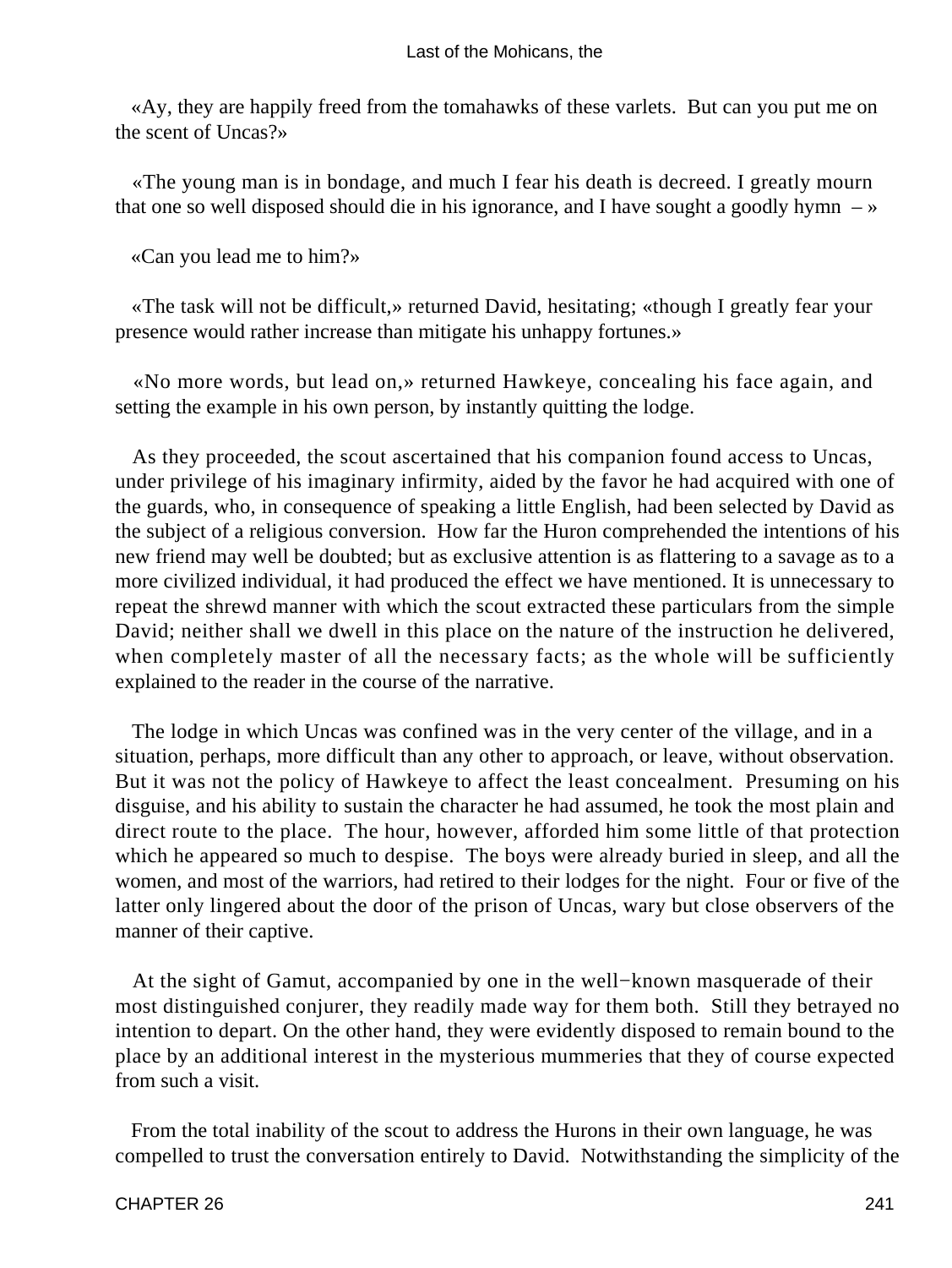«Ay, they are happily freed from the tomahawks of these varlets. But can you put me on the scent of Uncas?»

«The young man is in bondage, and much I fear his death is decreed. I greatly mourn that one so well disposed should die in his ignorance, and I have sought a goodly hymn – »

«Can you lead me to him?»

«The task will not be difficult,» returned David, hesitating; «though I greatly fear your presence would rather increase than mitigate his unhappy fortunes.»

«No more words, but lead on,» returned Hawkeye, concealing his face again, and setting the example in his own person, by instantly quitting the lodge.

As they proceeded, the scout ascertained that his companion found access to Uncas, under privilege of his imaginary infirmity, aided by the favor he had acquired with one of the guards, who, in consequence of speaking a little English, had been selected by David as the subject of a religious conversion. How far the Huron comprehended the intentions of his new friend may well be doubted; but as exclusive attention is as flattering to a savage as to a more civilized individual, it had produced the effect we have mentioned. It is unnecessary to repeat the shrewd manner with which the scout extracted these particulars from the simple David; neither shall we dwell in this place on the nature of the instruction he delivered, when completely master of all the necessary facts; as the whole will be sufficiently explained to the reader in the course of the narrative.

The lodge in which Uncas was confined was in the very center of the village, and in a situation, perhaps, more difficult than any other to approach, or leave, without observation. But it was not the policy of Hawkeye to affect the least concealment. Presuming on his disguise, and his ability to sustain the character he had assumed, he took the most plain and direct route to the place. The hour, however, afforded him some little of that protection which he appeared so much to despise. The boys were already buried in sleep, and all the women, and most of the warriors, had retired to their lodges for the night. Four or five of the latter only lingered about the door of the prison of Uncas, wary but close observers of the manner of their captive.

At the sight of Gamut, accompanied by one in the well−known masquerade of their most distinguished conjurer, they readily made way for them both. Still they betrayed no intention to depart. On the other hand, they were evidently disposed to remain bound to the place by an additional interest in the mysterious mummeries that they of course expected from such a visit.

From the total inability of the scout to address the Hurons in their own language, he was compelled to trust the conversation entirely to David. Notwithstanding the simplicity of the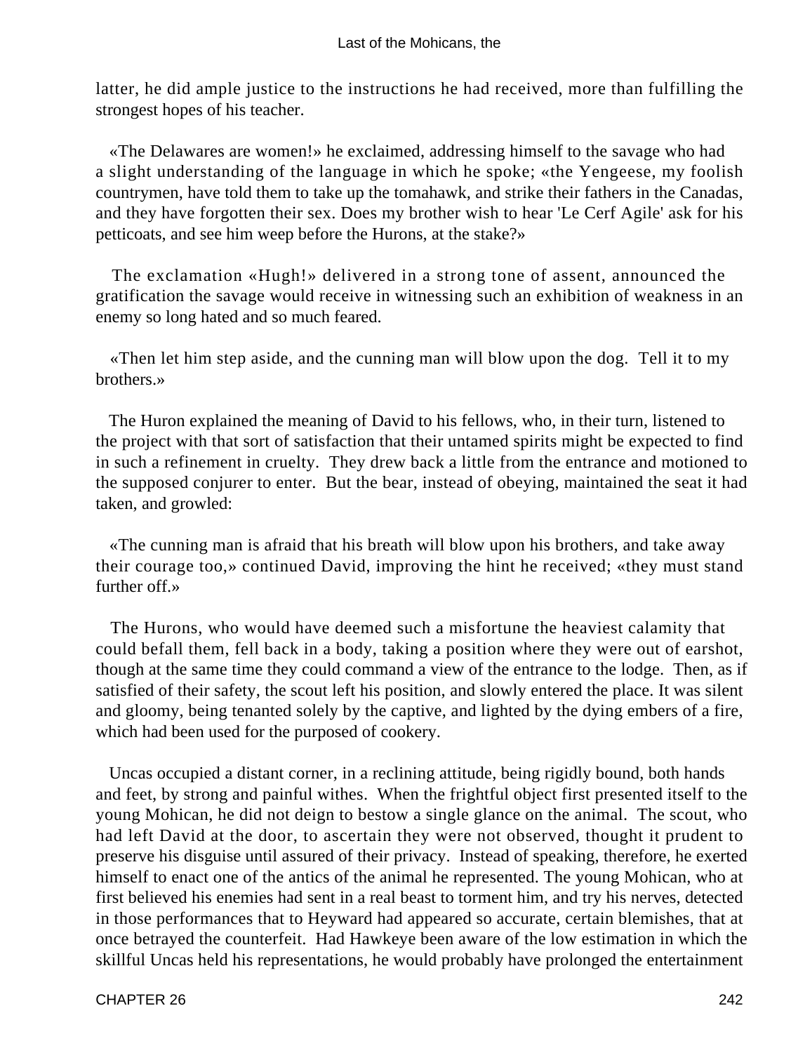latter, he did ample justice to the instructions he had received, more than fulfilling the strongest hopes of his teacher.

«The Delawares are women!» he exclaimed, addressing himself to the savage who had a slight understanding of the language in which he spoke; «the Yengeese, my foolish countrymen, have told them to take up the tomahawk, and strike their fathers in the Canadas, and they have forgotten their sex. Does my brother wish to hear 'Le Cerf Agile' ask for his petticoats, and see him weep before the Hurons, at the stake?»

The exclamation «Hugh!» delivered in a strong tone of assent, announced the gratification the savage would receive in witnessing such an exhibition of weakness in an enemy so long hated and so much feared.

«Then let him step aside, and the cunning man will blow upon the dog. Tell it to my brothers.»

The Huron explained the meaning of David to his fellows, who, in their turn, listened to the project with that sort of satisfaction that their untamed spirits might be expected to find in such a refinement in cruelty. They drew back a little from the entrance and motioned to the supposed conjurer to enter. But the bear, instead of obeying, maintained the seat it had taken, and growled:

«The cunning man is afraid that his breath will blow upon his brothers, and take away their courage too,» continued David, improving the hint he received; «they must stand further off.»

The Hurons, who would have deemed such a misfortune the heaviest calamity that could befall them, fell back in a body, taking a position where they were out of earshot, though at the same time they could command a view of the entrance to the lodge. Then, as if satisfied of their safety, the scout left his position, and slowly entered the place. It was silent and gloomy, being tenanted solely by the captive, and lighted by the dying embers of a fire, which had been used for the purposed of cookery.

Uncas occupied a distant corner, in a reclining attitude, being rigidly bound, both hands and feet, by strong and painful withes. When the frightful object first presented itself to the young Mohican, he did not deign to bestow a single glance on the animal. The scout, who had left David at the door, to ascertain they were not observed, thought it prudent to preserve his disguise until assured of their privacy. Instead of speaking, therefore, he exerted himself to enact one of the antics of the animal he represented. The young Mohican, who at first believed his enemies had sent in a real beast to torment him, and try his nerves, detected in those performances that to Heyward had appeared so accurate, certain blemishes, that at once betrayed the counterfeit. Had Hawkeye been aware of the low estimation in which the skillful Uncas held his representations, he would probably have prolonged the entertainment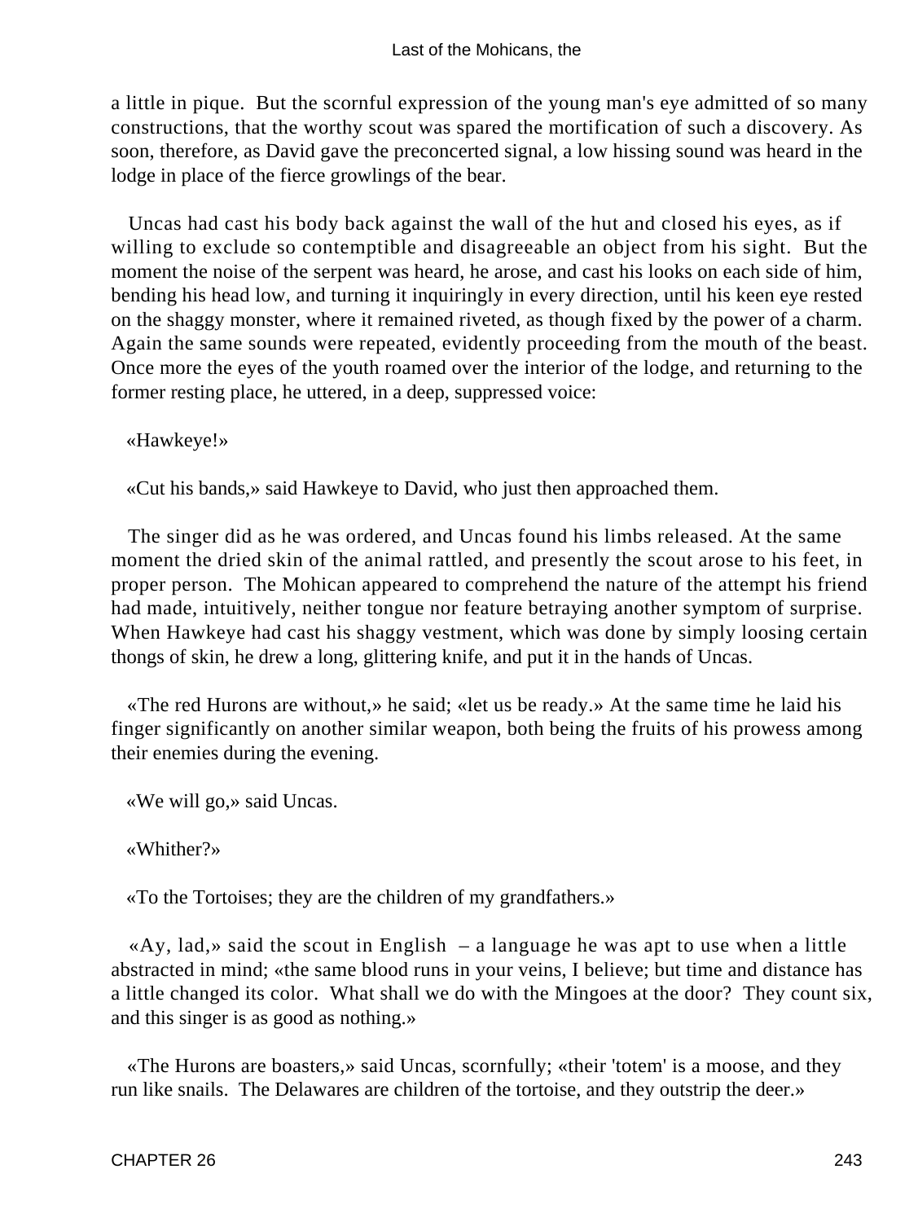a little in pique. But the scornful expression of the young man's eye admitted of so many constructions, that the worthy scout was spared the mortification of such a discovery. As soon, therefore, as David gave the preconcerted signal, a low hissing sound was heard in the lodge in place of the fierce growlings of the bear.

Uncas had cast his body back against the wall of the hut and closed his eyes, as if willing to exclude so contemptible and disagreeable an object from his sight. But the moment the noise of the serpent was heard, he arose, and cast his looks on each side of him, bending his head low, and turning it inquiringly in every direction, until his keen eye rested on the shaggy monster, where it remained riveted, as though fixed by the power of a charm. Again the same sounds were repeated, evidently proceeding from the mouth of the beast. Once more the eyes of the youth roamed over the interior of the lodge, and returning to the former resting place, he uttered, in a deep, suppressed voice:

«Hawkeye!»

«Cut his bands,» said Hawkeye to David, who just then approached them.

The singer did as he was ordered, and Uncas found his limbs released. At the same moment the dried skin of the animal rattled, and presently the scout arose to his feet, in proper person. The Mohican appeared to comprehend the nature of the attempt his friend had made, intuitively, neither tongue nor feature betraying another symptom of surprise. When Hawkeye had cast his shaggy vestment, which was done by simply loosing certain thongs of skin, he drew a long, glittering knife, and put it in the hands of Uncas.

«The red Hurons are without,» he said; «let us be ready.» At the same time he laid his finger significantly on another similar weapon, both being the fruits of his prowess among their enemies during the evening.

«We will go,» said Uncas.

«Whither?»

«To the Tortoises; they are the children of my grandfathers.»

«Ay, lad,» said the scout in English – a language he was apt to use when a little abstracted in mind; «the same blood runs in your veins, I believe; but time and distance has a little changed its color. What shall we do with the Mingoes at the door? They count six, and this singer is as good as nothing.»

«The Hurons are boasters,» said Uncas, scornfully; «their 'totem' is a moose, and they run like snails. The Delawares are children of the tortoise, and they outstrip the deer.»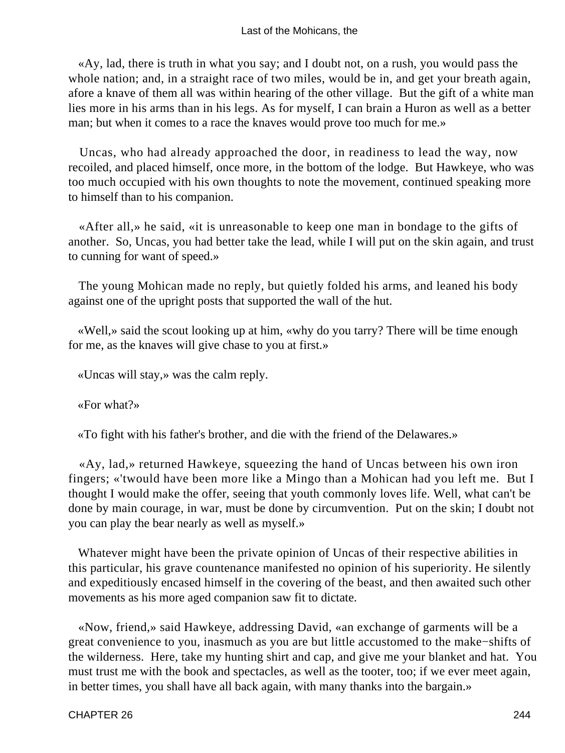«Ay, lad, there is truth in what you say; and I doubt not, on a rush, you would pass the whole nation; and, in a straight race of two miles, would be in, and get your breath again, afore a knave of them all was within hearing of the other village. But the gift of a white man lies more in his arms than in his legs. As for myself, I can brain a Huron as well as a better man; but when it comes to a race the knaves would prove too much for me.»

Uncas, who had already approached the door, in readiness to lead the way, now recoiled, and placed himself, once more, in the bottom of the lodge. But Hawkeye, who was too much occupied with his own thoughts to note the movement, continued speaking more to himself than to his companion.

«After all,» he said, «it is unreasonable to keep one man in bondage to the gifts of another. So, Uncas, you had better take the lead, while I will put on the skin again, and trust to cunning for want of speed.»

The young Mohican made no reply, but quietly folded his arms, and leaned his body against one of the upright posts that supported the wall of the hut.

«Well,» said the scout looking up at him, «why do you tarry? There will be time enough for me, as the knaves will give chase to you at first.»

«Uncas will stay,» was the calm reply.

«For what?»

«To fight with his father's brother, and die with the friend of the Delawares.»

«Ay, lad,» returned Hawkeye, squeezing the hand of Uncas between his own iron fingers; «'twould have been more like a Mingo than a Mohican had you left me. But I thought I would make the offer, seeing that youth commonly loves life. Well, what can't be done by main courage, in war, must be done by circumvention. Put on the skin; I doubt not you can play the bear nearly as well as myself.»

Whatever might have been the private opinion of Uncas of their respective abilities in this particular, his grave countenance manifested no opinion of his superiority. He silently and expeditiously encased himself in the covering of the beast, and then awaited such other movements as his more aged companion saw fit to dictate.

«Now, friend,» said Hawkeye, addressing David, «an exchange of garments will be a great convenience to you, inasmuch as you are but little accustomed to the make−shifts of the wilderness. Here, take my hunting shirt and cap, and give me your blanket and hat. You must trust me with the book and spectacles, as well as the tooter, too; if we ever meet again, in better times, you shall have all back again, with many thanks into the bargain.»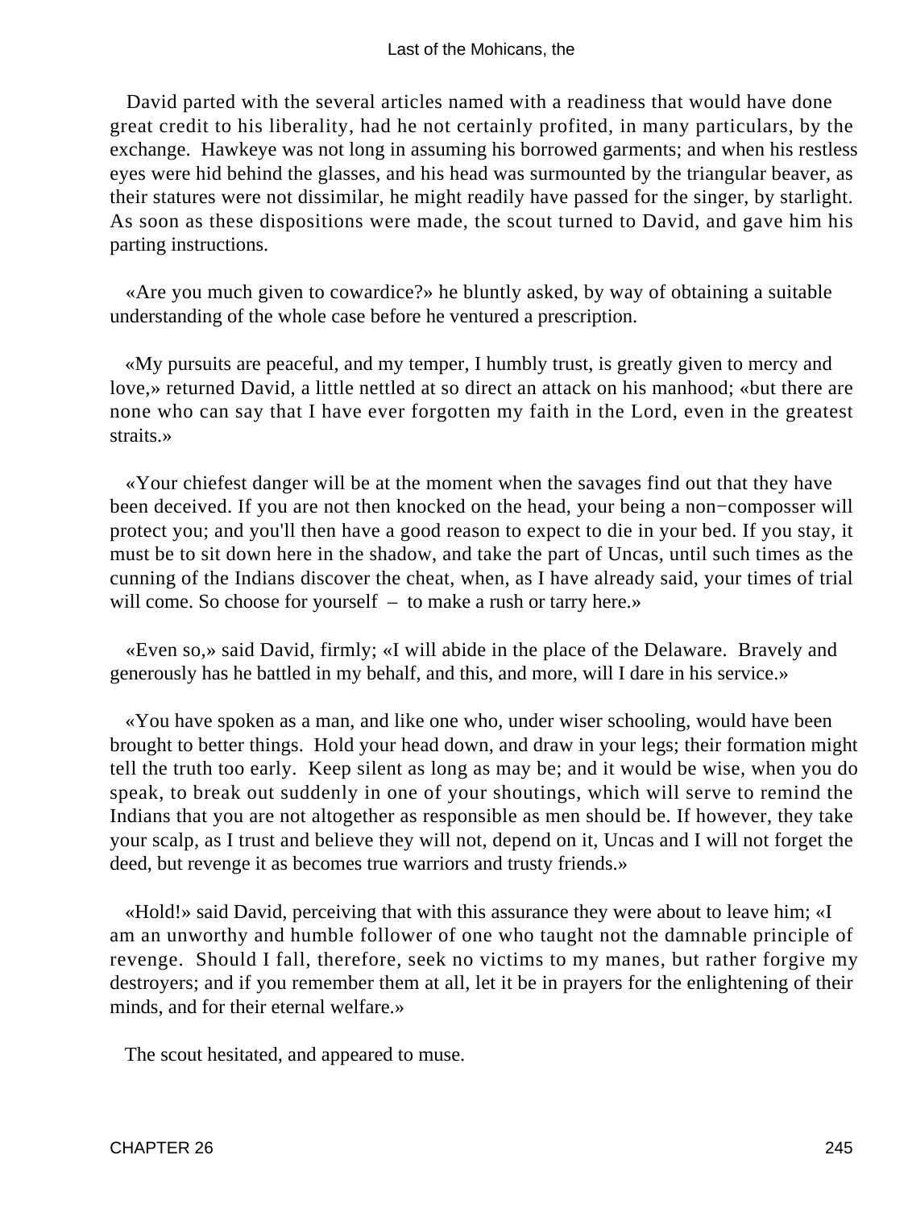David parted with the several articles named with a readiness that would have done great credit to his liberality, had he not certainly profited, in many particulars, by the exchange. Hawkeye was not long in assuming his borrowed garments; and when his restless eyes were hid behind the glasses, and his head was surmounted by the triangular beaver, as their statures were not dissimilar, he might readily have passed for the singer, by starlight. As soon as these dispositions were made, the scout turned to David, and gave him his parting instructions.

«Are you much given to cowardice?» he bluntly asked, by way of obtaining a suitable understanding of the whole case before he ventured a prescription.

«My pursuits are peaceful, and my temper, I humbly trust, is greatly given to mercy and love,» returned David, a little nettled at so direct an attack on his manhood; «but there are none who can say that I have ever forgotten my faith in the Lord, even in the greatest straits.»

«Your chiefest danger will be at the moment when the savages find out that they have been deceived. If you are not then knocked on the head, your being a non−composser will protect you; and you'll then have a good reason to expect to die in your bed. If you stay, it must be to sit down here in the shadow, and take the part of Uncas, until such times as the cunning of the Indians discover the cheat, when, as I have already said, your times of trial will come. So choose for yourself – to make a rush or tarry here.»

«Even so,» said David, firmly; «I will abide in the place of the Delaware. Bravely and generously has he battled in my behalf, and this, and more, will I dare in his service.»

«You have spoken as a man, and like one who, under wiser schooling, would have been brought to better things. Hold your head down, and draw in your legs; their formation might tell the truth too early. Keep silent as long as may be; and it would be wise, when you do speak, to break out suddenly in one of your shoutings, which will serve to remind the Indians that you are not altogether as responsible as men should be. If however, they take your scalp, as I trust and believe they will not, depend on it, Uncas and I will not forget the deed, but revenge it as becomes true warriors and trusty friends.»

«Hold!» said David, perceiving that with this assurance they were about to leave him; «I am an unworthy and humble follower of one who taught not the damnable principle of revenge. Should I fall, therefore, seek no victims to my manes, but rather forgive my destroyers; and if you remember them at all, let it be in prayers for the enlightening of their minds, and for their eternal welfare.»

The scout hesitated, and appeared to muse.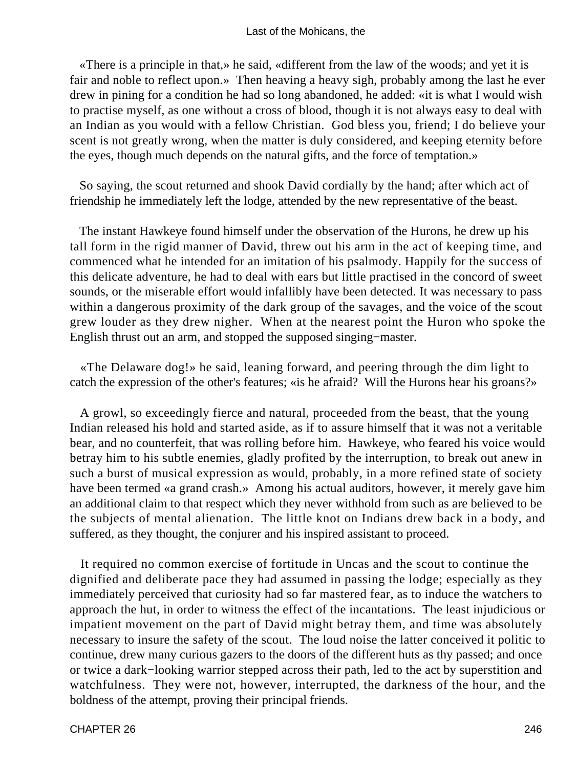«There is a principle in that,» he said, «different from the law of the woods; and yet it is fair and noble to reflect upon.» Then heaving a heavy sigh, probably among the last he ever drew in pining for a condition he had so long abandoned, he added: «it is what I would wish to practise myself, as one without a cross of blood, though it is not always easy to deal with an Indian as you would with a fellow Christian. God bless you, friend; I do believe your scent is not greatly wrong, when the matter is duly considered, and keeping eternity before the eyes, though much depends on the natural gifts, and the force of temptation.»

So saying, the scout returned and shook David cordially by the hand; after which act of friendship he immediately left the lodge, attended by the new representative of the beast.

The instant Hawkeye found himself under the observation of the Hurons, he drew up his tall form in the rigid manner of David, threw out his arm in the act of keeping time, and commenced what he intended for an imitation of his psalmody. Happily for the success of this delicate adventure, he had to deal with ears but little practised in the concord of sweet sounds, or the miserable effort would infallibly have been detected. It was necessary to pass within a dangerous proximity of the dark group of the savages, and the voice of the scout grew louder as they drew nigher. When at the nearest point the Huron who spoke the English thrust out an arm, and stopped the supposed singing−master.

«The Delaware dog!» he said, leaning forward, and peering through the dim light to catch the expression of the other's features; «is he afraid? Will the Hurons hear his groans?»

A growl, so exceedingly fierce and natural, proceeded from the beast, that the young Indian released his hold and started aside, as if to assure himself that it was not a veritable bear, and no counterfeit, that was rolling before him. Hawkeye, who feared his voice would betray him to his subtle enemies, gladly profited by the interruption, to break out anew in such a burst of musical expression as would, probably, in a more refined state of society have been termed «a grand crash.» Among his actual auditors, however, it merely gave him an additional claim to that respect which they never withhold from such as are believed to be the subjects of mental alienation. The little knot on Indians drew back in a body, and suffered, as they thought, the conjurer and his inspired assistant to proceed.

It required no common exercise of fortitude in Uncas and the scout to continue the dignified and deliberate pace they had assumed in passing the lodge; especially as they immediately perceived that curiosity had so far mastered fear, as to induce the watchers to approach the hut, in order to witness the effect of the incantations. The least injudicious or impatient movement on the part of David might betray them, and time was absolutely necessary to insure the safety of the scout. The loud noise the latter conceived it politic to continue, drew many curious gazers to the doors of the different huts as thy passed; and once or twice a dark−looking warrior stepped across their path, led to the act by superstition and watchfulness. They were not, however, interrupted, the darkness of the hour, and the boldness of the attempt, proving their principal friends.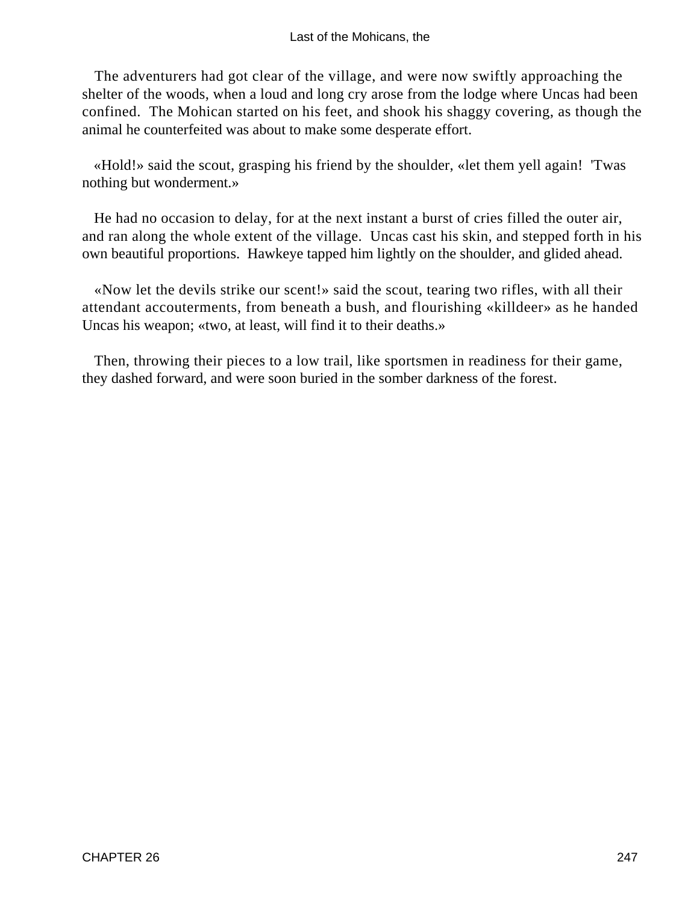The adventurers had got clear of the village, and were now swiftly approaching the shelter of the woods, when a loud and long cry arose from the lodge where Uncas had been confined. The Mohican started on his feet, and shook his shaggy covering, as though the animal he counterfeited was about to make some desperate effort.

«Hold!» said the scout, grasping his friend by the shoulder, «let them yell again! 'Twas nothing but wonderment.»

He had no occasion to delay, for at the next instant a burst of cries filled the outer air, and ran along the whole extent of the village. Uncas cast his skin, and stepped forth in his own beautiful proportions. Hawkeye tapped him lightly on the shoulder, and glided ahead.

«Now let the devils strike our scent!» said the scout, tearing two rifles, with all their attendant accouterments, from beneath a bush, and flourishing «killdeer» as he handed Uncas his weapon; «two, at least, will find it to their deaths.»

Then, throwing their pieces to a low trail, like sportsmen in readiness for their game, they dashed forward, and were soon buried in the somber darkness of the forest.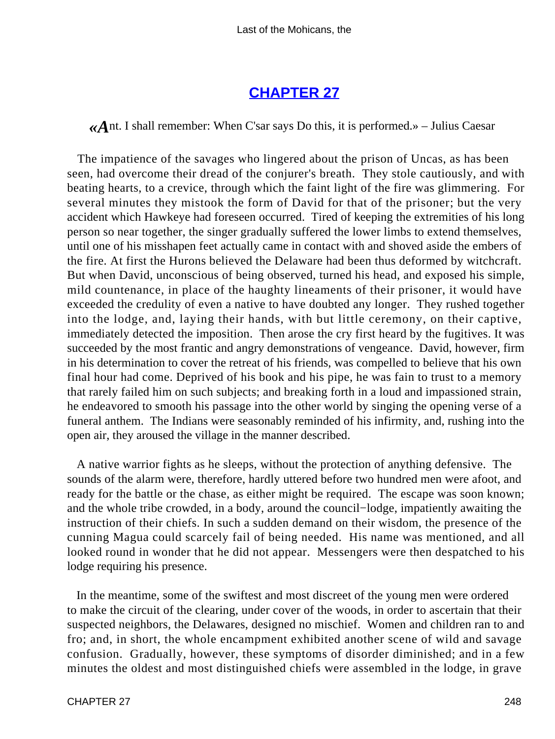## CHAPTER 27

*«Ant. I shall remember: When C'sar says Do this, it is performed.» – Julius Caesar*

The impatience of the savages who lingered about the prison of Uncas, as has been seen, had overcome their dread of the conjurer's breath. They stole cautiously, and with beating hearts, to a crevice, through which the faint light of the fire was glimmering. For several minutes they mistook the form of David for that of the prisoner; but the very accident which Hawkeye had foreseen occurred. Tired of keeping the extremities of his long person so near together, the singer gradually suffered the lower limbs to extend themselves, until one of his misshapen feet actually came in contact with and shoved aside the embers of the fire. At first the Hurons believed the Delaware had been thus deformed by witchcraft. But when David, unconscious of being observed, turned his head, and exposed his simple, mild countenance, in place of the haughty lineaments of their prisoner, it would have exceeded the credulity of even a native to have doubted any longer. They rushed together into the lodge, and, laying their hands, with but little ceremony, on their captive, immediately detected the imposition. Then arose the cry first heard by the fugitives. It was succeeded by the most frantic and angry demonstrations of vengeance. David, however, firm in his determination to cover the retreat of his friends, was compelled to believe that his own final hour had come. Deprived of his book and his pipe, he was fain to trust to a memory that rarely failed him on such subjects; and breaking forth in a loud and impassioned strain, he endeavored to smooth his passage into the other world by singing the opening verse of a funeral anthem. The Indians were seasonably reminded of his infirmity, and, rushing into the open air, they aroused the village in the manner described.

A native warrior fights as he sleeps, without the protection of anything defensive. The sounds of the alarm were, therefore, hardly uttered before two hundred men were afoot, and ready for the battle or the chase, as either might be required. The escape was soon known; and the whole tribe crowded, in a body, around the council−lodge, impatiently awaiting the instruction of their chiefs. In such a sudden demand on their wisdom, the presence of the cunning Magua could scarcely fail of being needed. His name was mentioned, and all looked round in wonder that he did not appear. Messengers were then despatched to his lodge requiring his presence.

In the meantime, some of the swiftest and most discreet of the young men were ordered to make the circuit of the clearing, under cover of the woods, in order to ascertain that their suspected neighbors, the Delawares, designed no mischief. Women and children ran to and fro; and, in short, the whole encampment exhibited another scene of wild and savage confusion. Gradually, however, these symptoms of disorder diminished; and in a few minutes the oldest and most distinguished chiefs were assembled in the lodge, in grave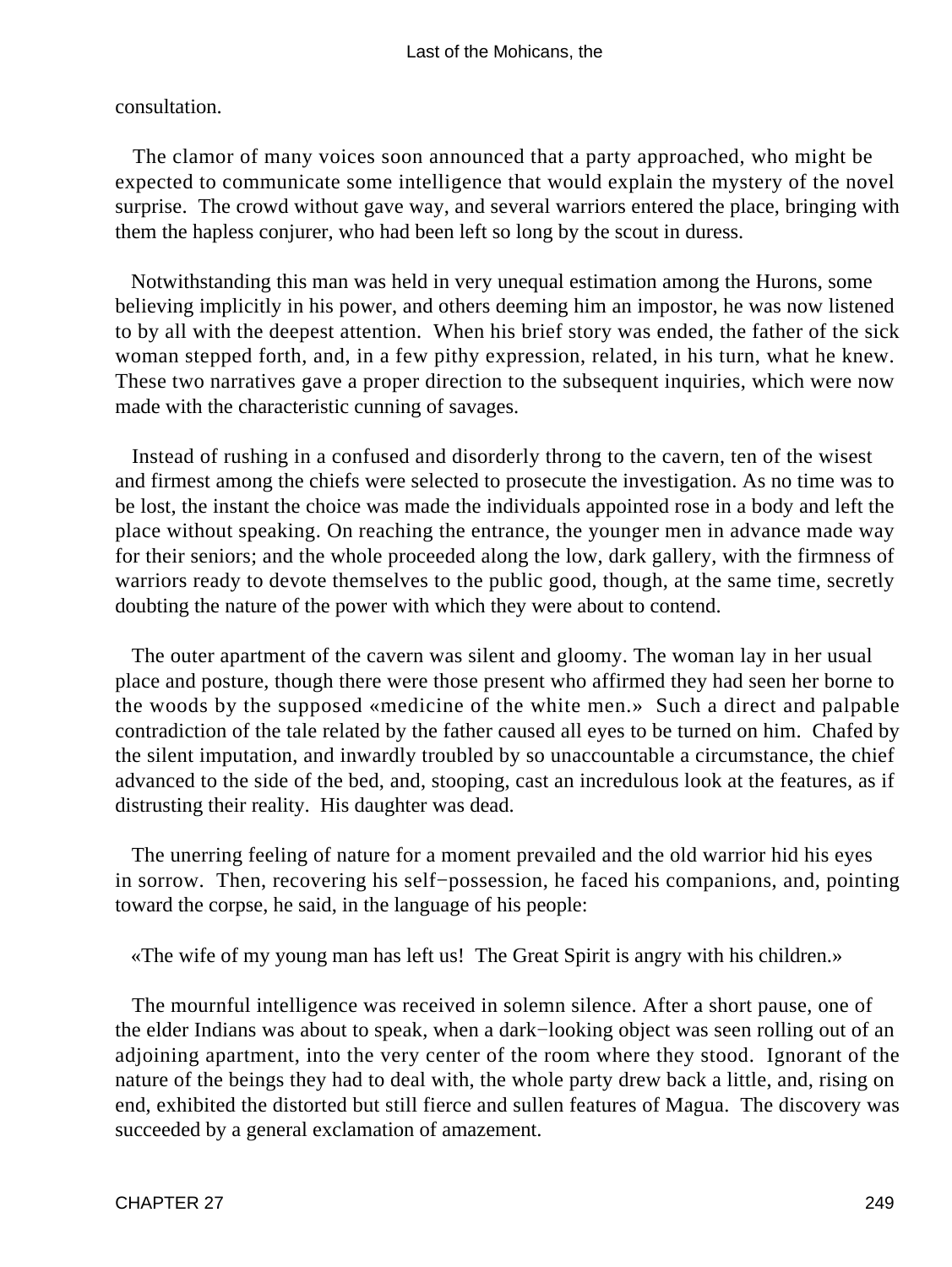consultation.

The clamor of many voices soon announced that a party approached, who might be expected to communicate some intelligence that would explain the mystery of the novel surprise. The crowd without gave way, and several warriors entered the place, bringing with them the hapless conjurer, who had been left so long by the scout in duress.

Notwithstanding this man was held in very unequal estimation among the Hurons, some believing implicitly in his power, and others deeming him an impostor, he was now listened to by all with the deepest attention. When his brief story was ended, the father of the sick woman stepped forth, and, in a few pithy expression, related, in his turn, what he knew. These two narratives gave a proper direction to the subsequent inquiries, which were now made with the characteristic cunning of savages.

Instead of rushing in a confused and disorderly throng to the cavern, ten of the wisest and firmest among the chiefs were selected to prosecute the investigation. As no time was to be lost, the instant the choice was made the individuals appointed rose in a body and left the place without speaking. On reaching the entrance, the younger men in advance made way for their seniors; and the whole proceeded along the low, dark gallery, with the firmness of warriors ready to devote themselves to the public good, though, at the same time, secretly doubting the nature of the power with which they were about to contend.

The outer apartment of the cavern was silent and gloomy. The woman lay in her usual place and posture, though there were those present who affirmed they had seen her borne to the woods by the supposed «medicine of the white men.» Such a direct and palpable contradiction of the tale related by the father caused all eyes to be turned on him. Chafed by the silent imputation, and inwardly troubled by so unaccountable a circumstance, the chief advanced to the side of the bed, and, stooping, cast an incredulous look at the features, as if distrusting their reality. His daughter was dead.

The unerring feeling of nature for a moment prevailed and the old warrior hid his eyes in sorrow. Then, recovering his self−possession, he faced his companions, and, pointing toward the corpse, he said, in the language of his people:

«The wife of my young man has left us! The Great Spirit is angry with his children.»

The mournful intelligence was received in solemn silence. After a short pause, one of the elder Indians was about to speak, when a dark−looking object was seen rolling out of an adjoining apartment, into the very center of the room where they stood. Ignorant of the nature of the beings they had to deal with, the whole party drew back a little, and, rising on end, exhibited the distorted but still fierce and sullen features of Magua. The discovery was succeeded by a general exclamation of amazement.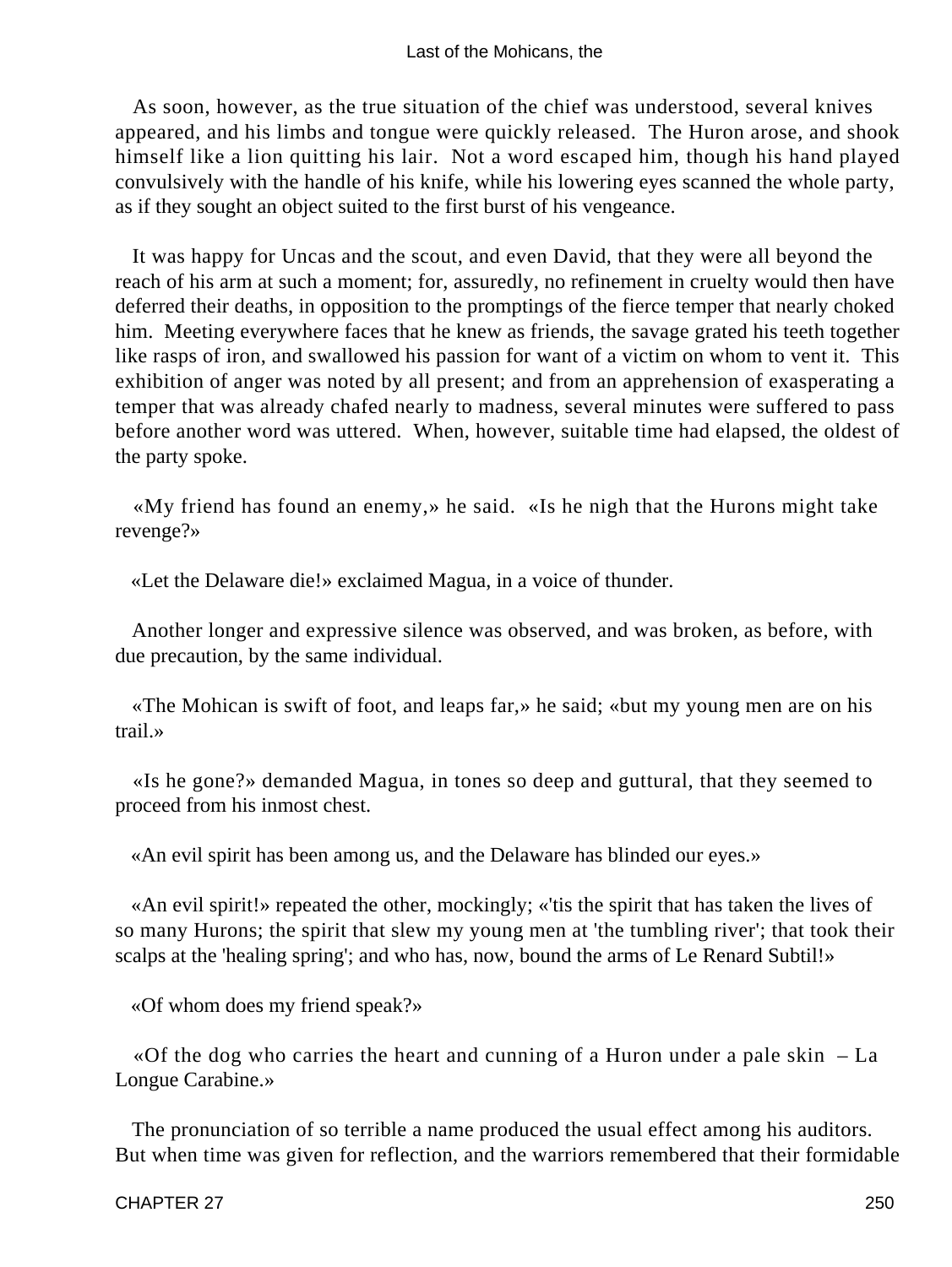As soon, however, as the true situation of the chief was understood, several knives appeared, and his limbs and tongue were quickly released. The Huron arose, and shook himself like a lion quitting his lair. Not a word escaped him, though his hand played convulsively with the handle of his knife, while his lowering eyes scanned the whole party, as if they sought an object suited to the first burst of his vengeance.

It was happy for Uncas and the scout, and even David, that they were all beyond the reach of his arm at such a moment; for, assuredly, no refinement in cruelty would then have deferred their deaths, in opposition to the promptings of the fierce temper that nearly choked him. Meeting everywhere faces that he knew as friends, the savage grated his teeth together like rasps of iron, and swallowed his passion for want of a victim on whom to vent it. This exhibition of anger was noted by all present; and from an apprehension of exasperating a temper that was already chafed nearly to madness, several minutes were suffered to pass before another word was uttered. When, however, suitable time had elapsed, the oldest of the party spoke.

«My friend has found an enemy,» he said. «Is he nigh that the Hurons might take revenge?»

«Let the Delaware die!» exclaimed Magua, in a voice of thunder.

Another longer and expressive silence was observed, and was broken, as before, with due precaution, by the same individual.

«The Mohican is swift of foot, and leaps far,» he said; «but my young men are on his trail.»

«Is he gone?» demanded Magua, in tones so deep and guttural, that they seemed to proceed from his inmost chest.

«An evil spirit has been among us, and the Delaware has blinded our eyes.»

«An evil spirit!» repeated the other, mockingly; «'tis the spirit that has taken the lives of so many Hurons; the spirit that slew my young men at 'the tumbling river'; that took their scalps at the 'healing spring'; and who has, now, bound the arms of Le Renard Subtil!»

«Of whom does my friend speak?»

«Of the dog who carries the heart and cunning of a Huron under a pale skin – La Longue Carabine.»

The pronunciation of so terrible a name produced the usual effect among his auditors. But when time was given for reflection, and the warriors remembered that their formidable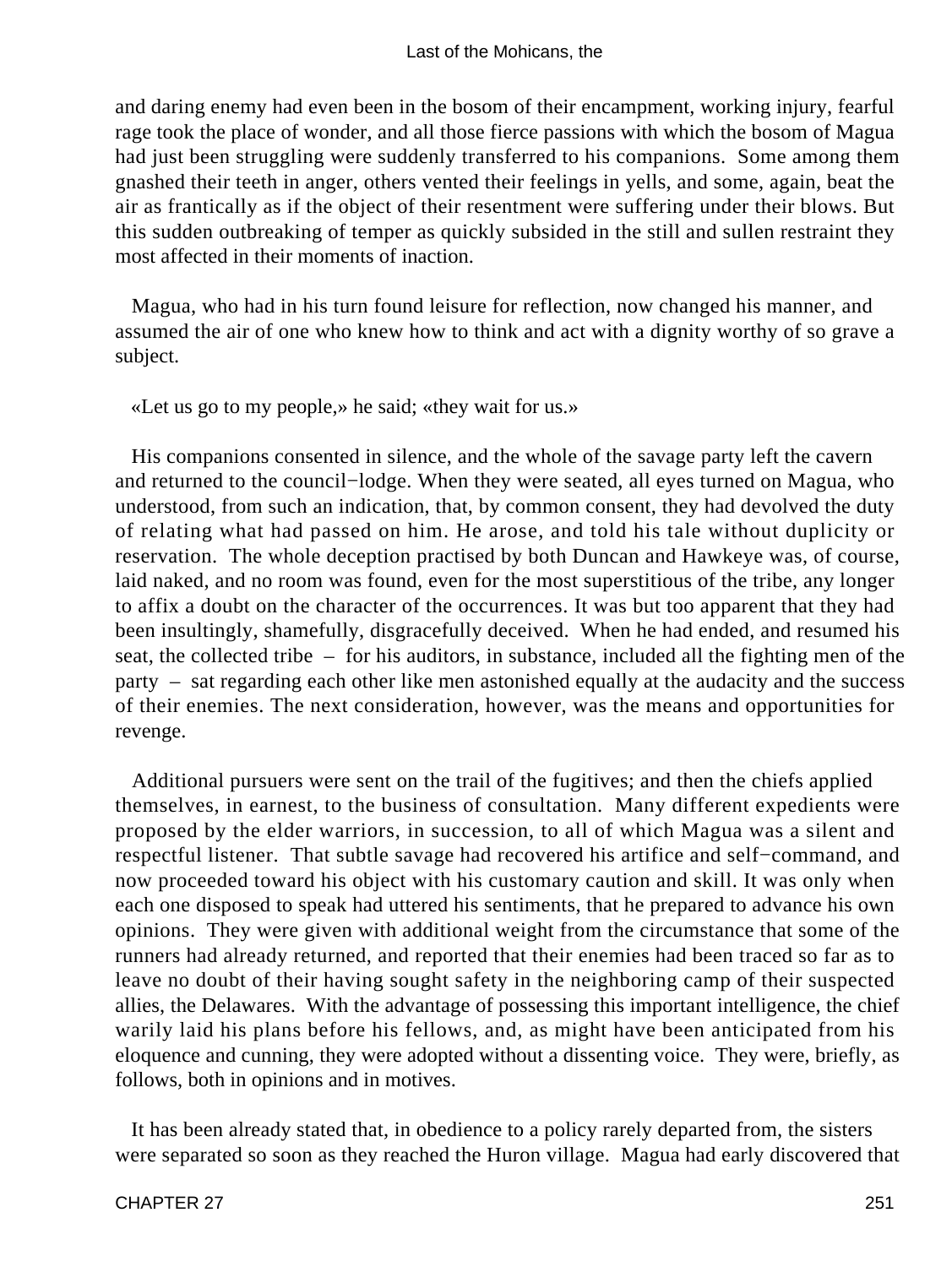and daring enemy had even been in the bosom of their encampment, working injury, fearful rage took the place of wonder, and all those fierce passions with which the bosom of Magua had just been struggling were suddenly transferred to his companions. Some among them gnashed their teeth in anger, others vented their feelings in yells, and some, again, beat the air as frantically as if the object of their resentment were suffering under their blows. But this sudden outbreaking of temper as quickly subsided in the still and sullen restraint they most affected in their moments of inaction.

Magua, who had in his turn found leisure for reflection, now changed his manner, and assumed the air of one who knew how to think and act with a dignity worthy of so grave a subject.

«Let us go to my people,» he said; «they wait for us.»

His companions consented in silence, and the whole of the savage party left the cavern and returned to the council−lodge. When they were seated, all eyes turned on Magua, who understood, from such an indication, that, by common consent, they had devolved the duty of relating what had passed on him. He arose, and told his tale without duplicity or reservation. The whole deception practised by both Duncan and Hawkeye was, of course, laid naked, and no room was found, even for the most superstitious of the tribe, any longer to affix a doubt on the character of the occurrences. It was but too apparent that they had been insultingly, shamefully, disgracefully deceived. When he had ended, and resumed his seat, the collected tribe – for his auditors, in substance, included all the fighting men of the party – sat regarding each other like men astonished equally at the audacity and the success of their enemies. The next consideration, however, was the means and opportunities for revenge.

Additional pursuers were sent on the trail of the fugitives; and then the chiefs applied themselves, in earnest, to the business of consultation. Many different expedients were proposed by the elder warriors, in succession, to all of which Magua was a silent and respectful listener. That subtle savage had recovered his artifice and self−command, and now proceeded toward his object with his customary caution and skill. It was only when each one disposed to speak had uttered his sentiments, that he prepared to advance his own opinions. They were given with additional weight from the circumstance that some of the runners had already returned, and reported that their enemies had been traced so far as to leave no doubt of their having sought safety in the neighboring camp of their suspected allies, the Delawares. With the advantage of possessing this important intelligence, the chief warily laid his plans before his fellows, and, as might have been anticipated from his eloquence and cunning, they were adopted without a dissenting voice. They were, briefly, as follows, both in opinions and in motives.

It has been already stated that, in obedience to a policy rarely departed from, the sisters were separated so soon as they reached the Huron village. Magua had early discovered that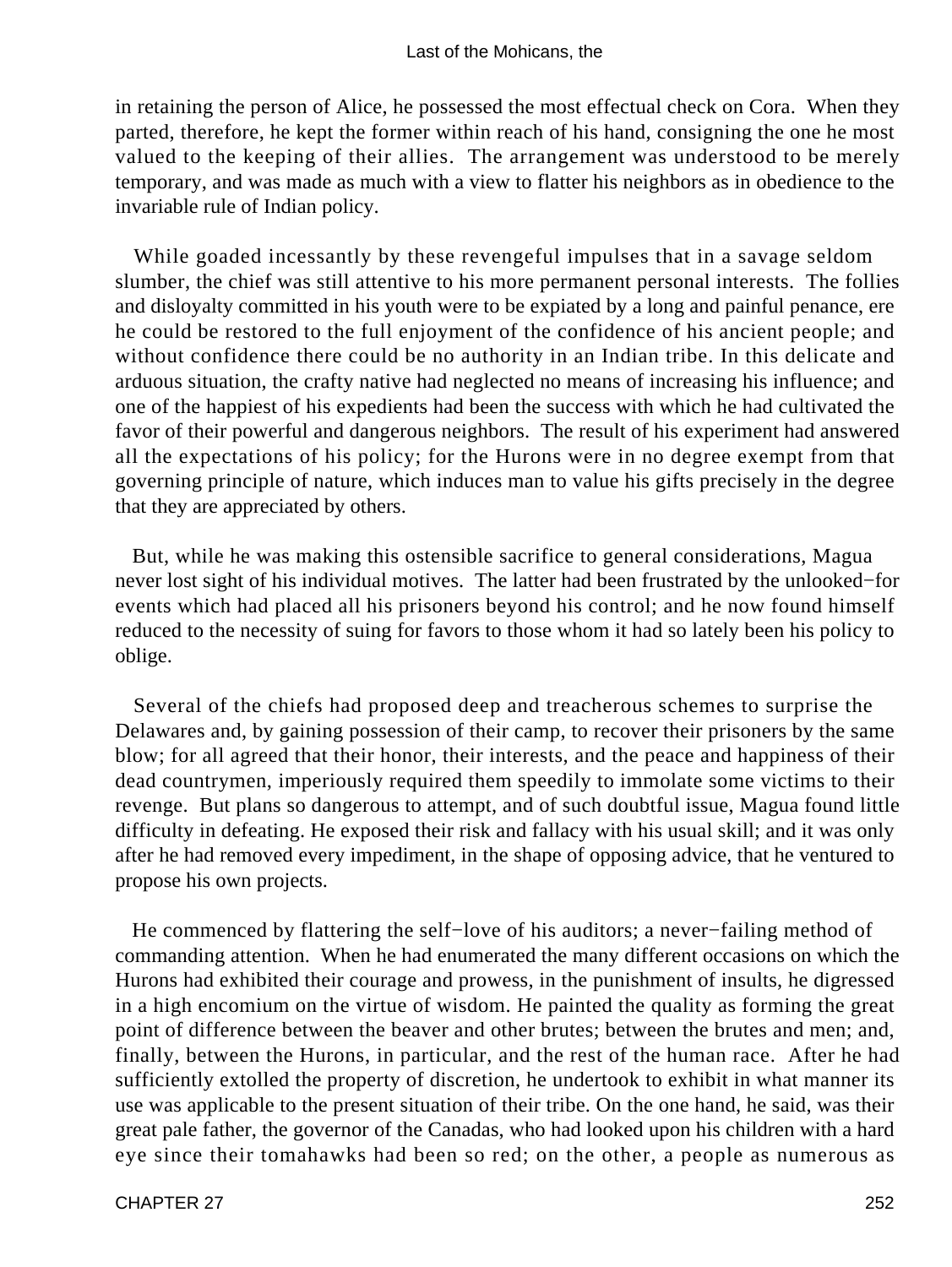in retaining the person of Alice, he possessed the most effectual check on Cora. When they parted, therefore, he kept the former within reach of his hand, consigning the one he most valued to the keeping of their allies. The arrangement was understood to be merely temporary, and was made as much with a view to flatter his neighbors as in obedience to the invariable rule of Indian policy.

While goaded incessantly by these revengeful impulses that in a savage seldom slumber, the chief was still attentive to his more permanent personal interests. The follies and disloyalty committed in his youth were to be expiated by a long and painful penance, ere he could be restored to the full enjoyment of the confidence of his ancient people; and without confidence there could be no authority in an Indian tribe. In this delicate and arduous situation, the crafty native had neglected no means of increasing his influence; and one of the happiest of his expedients had been the success with which he had cultivated the favor of their powerful and dangerous neighbors. The result of his experiment had answered all the expectations of his policy; for the Hurons were in no degree exempt from that governing principle of nature, which induces man to value his gifts precisely in the degree that they are appreciated by others.

But, while he was making this ostensible sacrifice to general considerations, Magua never lost sight of his individual motives. The latter had been frustrated by the unlooked−for events which had placed all his prisoners beyond his control; and he now found himself reduced to the necessity of suing for favors to those whom it had so lately been his policy to oblige.

Several of the chiefs had proposed deep and treacherous schemes to surprise the Delawares and, by gaining possession of their camp, to recover their prisoners by the same blow; for all agreed that their honor, their interests, and the peace and happiness of their dead countrymen, imperiously required them speedily to immolate some victims to their revenge. But plans so dangerous to attempt, and of such doubtful issue, Magua found little difficulty in defeating. He exposed their risk and fallacy with his usual skill; and it was only after he had removed every impediment, in the shape of opposing advice, that he ventured to propose his own projects.

He commenced by flattering the self−love of his auditors; a never−failing method of commanding attention. When he had enumerated the many different occasions on which the Hurons had exhibited their courage and prowess, in the punishment of insults, he digressed in a high encomium on the virtue of wisdom. He painted the quality as forming the great point of difference between the beaver and other brutes; between the brutes and men; and, finally, between the Hurons, in particular, and the rest of the human race. After he had sufficiently extolled the property of discretion, he undertook to exhibit in what manner its use was applicable to the present situation of their tribe. On the one hand, he said, was their great pale father, the governor of the Canadas, who had looked upon his children with a hard eye since their tomahawks had been so red; on the other, a people as numerous as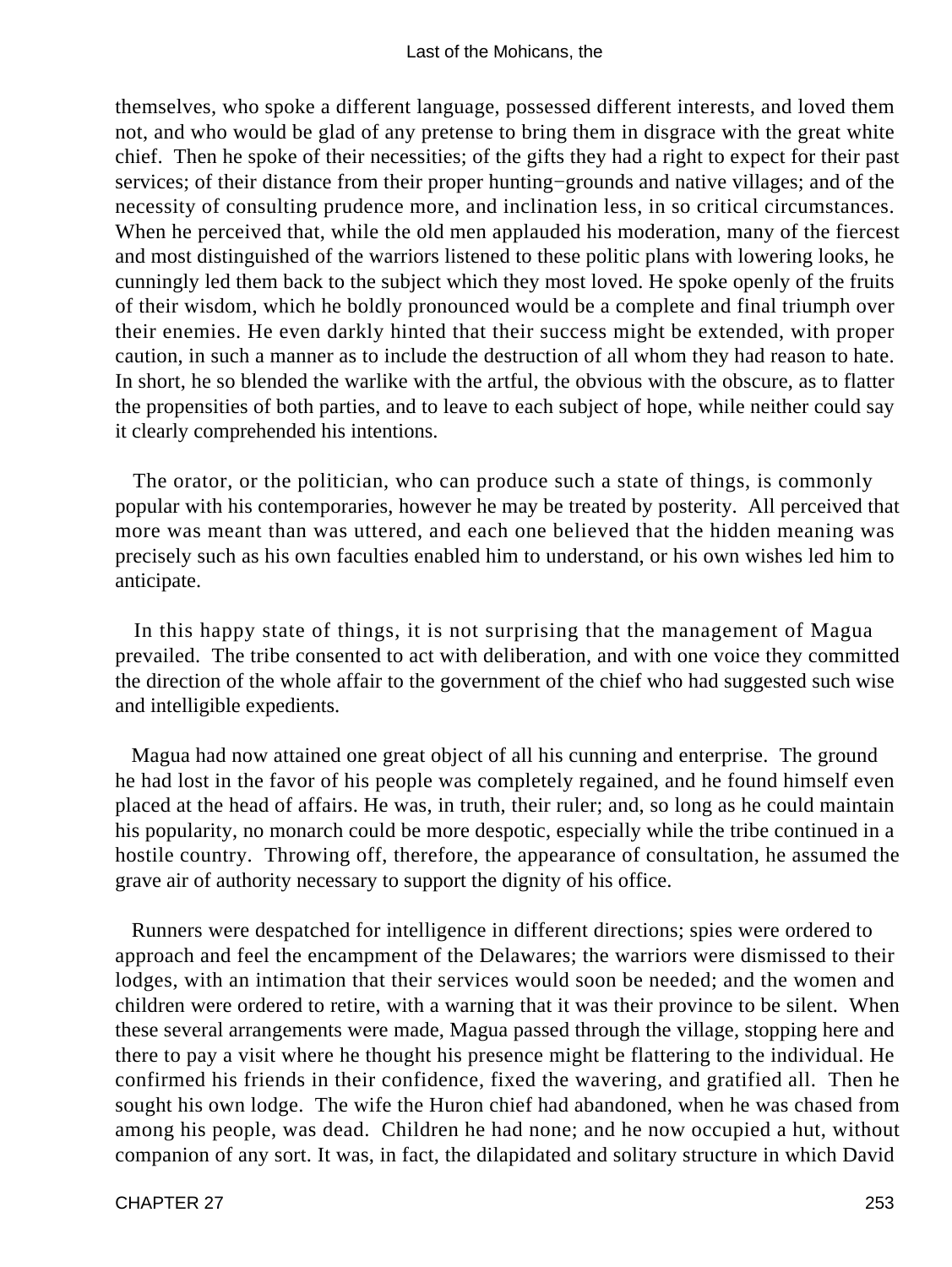themselves, who spoke a different language, possessed different interests, and loved them not, and who would be glad of any pretense to bring them in disgrace with the great white chief. Then he spoke of their necessities; of the gifts they had a right to expect for their past services; of their distance from their proper hunting−grounds and native villages; and of the necessity of consulting prudence more, and inclination less, in so critical circumstances. When he perceived that, while the old men applauded his moderation, many of the fiercest and most distinguished of the warriors listened to these politic plans with lowering looks, he cunningly led them back to the subject which they most loved. He spoke openly of the fruits of their wisdom, which he boldly pronounced would be a complete and final triumph over their enemies. He even darkly hinted that their success might be extended, with proper caution, in such a manner as to include the destruction of all whom they had reason to hate. In short, he so blended the warlike with the artful, the obvious with the obscure, as to flatter the propensities of both parties, and to leave to each subject of hope, while neither could say it clearly comprehended his intentions.

The orator, or the politician, who can produce such a state of things, is commonly popular with his contemporaries, however he may be treated by posterity. All perceived that more was meant than was uttered, and each one believed that the hidden meaning was precisely such as his own faculties enabled him to understand, or his own wishes led him to anticipate.

In this happy state of things, it is not surprising that the management of Magua prevailed. The tribe consented to act with deliberation, and with one voice they committed the direction of the whole affair to the government of the chief who had suggested such wise and intelligible expedients.

Magua had now attained one great object of all his cunning and enterprise. The ground he had lost in the favor of his people was completely regained, and he found himself even placed at the head of affairs. He was, in truth, their ruler; and, so long as he could maintain his popularity, no monarch could be more despotic, especially while the tribe continued in a hostile country. Throwing off, therefore, the appearance of consultation, he assumed the grave air of authority necessary to support the dignity of his office.

Runners were despatched for intelligence in different directions; spies were ordered to approach and feel the encampment of the Delawares; the warriors were dismissed to their lodges, with an intimation that their services would soon be needed; and the women and children were ordered to retire, with a warning that it was their province to be silent. When these several arrangements were made, Magua passed through the village, stopping here and there to pay a visit where he thought his presence might be flattering to the individual. He confirmed his friends in their confidence, fixed the wavering, and gratified all. Then he sought his own lodge. The wife the Huron chief had abandoned, when he was chased from among his people, was dead. Children he had none; and he now occupied a hut, without companion of any sort. It was, in fact, the dilapidated and solitary structure in which David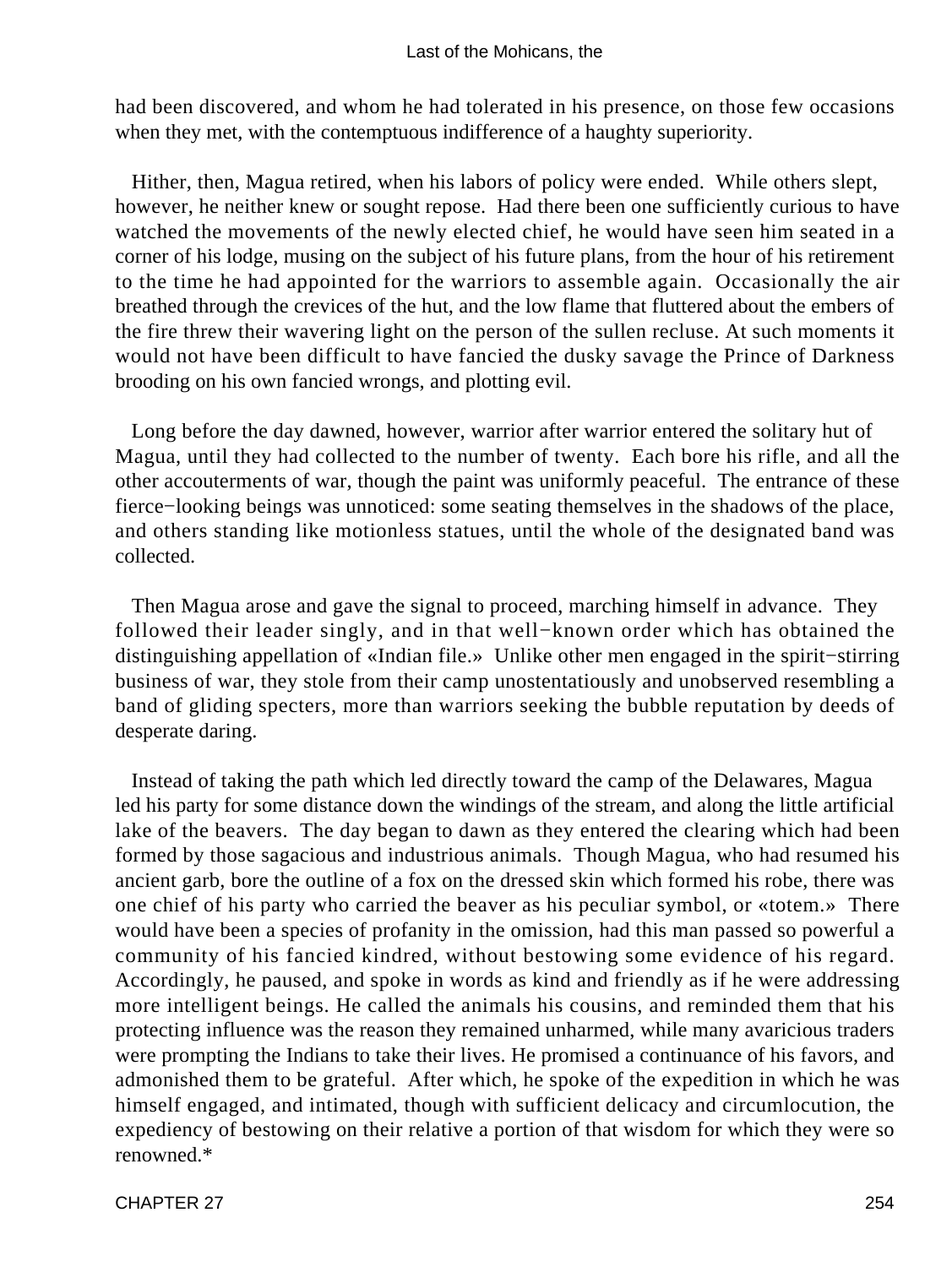had been discovered, and whom he had tolerated in his presence, on those few occasions when they met, with the contemptuous indifference of a haughty superiority.

Hither, then, Magua retired, when his labors of policy were ended. While others slept, however, he neither knew or sought repose. Had there been one sufficiently curious to have watched the movements of the newly elected chief, he would have seen him seated in a corner of his lodge, musing on the subject of his future plans, from the hour of his retirement to the time he had appointed for the warriors to assemble again. Occasionally the air breathed through the crevices of the hut, and the low flame that fluttered about the embers of the fire threw their wavering light on the person of the sullen recluse. At such moments it would not have been difficult to have fancied the dusky savage the Prince of Darkness brooding on his own fancied wrongs, and plotting evil.

Long before the day dawned, however, warrior after warrior entered the solitary hut of Magua, until they had collected to the number of twenty. Each bore his rifle, and all the other accouterments of war, though the paint was uniformly peaceful. The entrance of these fierce−looking beings was unnoticed: some seating themselves in the shadows of the place, and others standing like motionless statues, until the whole of the designated band was collected.

Then Magua arose and gave the signal to proceed, marching himself in advance. They followed their leader singly, and in that well−known order which has obtained the distinguishing appellation of «Indian file.» Unlike other men engaged in the spirit−stirring business of war, they stole from their camp unostentatiously and unobserved resembling a band of gliding specters, more than warriors seeking the bubble reputation by deeds of desperate daring.

Instead of taking the path which led directly toward the camp of the Delawares, Magua led his party for some distance down the windings of the stream, and along the little artificial lake of the beavers. The day began to dawn as they entered the clearing which had been formed by those sagacious and industrious animals. Though Magua, who had resumed his ancient garb, bore the outline of a fox on the dressed skin which formed his robe, there was one chief of his party who carried the beaver as his peculiar symbol, or «totem.» There would have been a species of profanity in the omission, had this man passed so powerful a community of his fancied kindred, without bestowing some evidence of his regard. Accordingly, he paused, and spoke in words as kind and friendly as if he were addressing more intelligent beings. He called the animals his cousins, and reminded them that his protecting influence was the reason they remained unharmed, while many avaricious traders were prompting the Indians to take their lives. He promised a continuance of his favors, and admonished them to be grateful. After which, he spoke of the expedition in which he was himself engaged, and intimated, though with sufficient delicacy and circumlocution, the expediency of bestowing on their relative a portion of that wisdom for which they were so renowned.*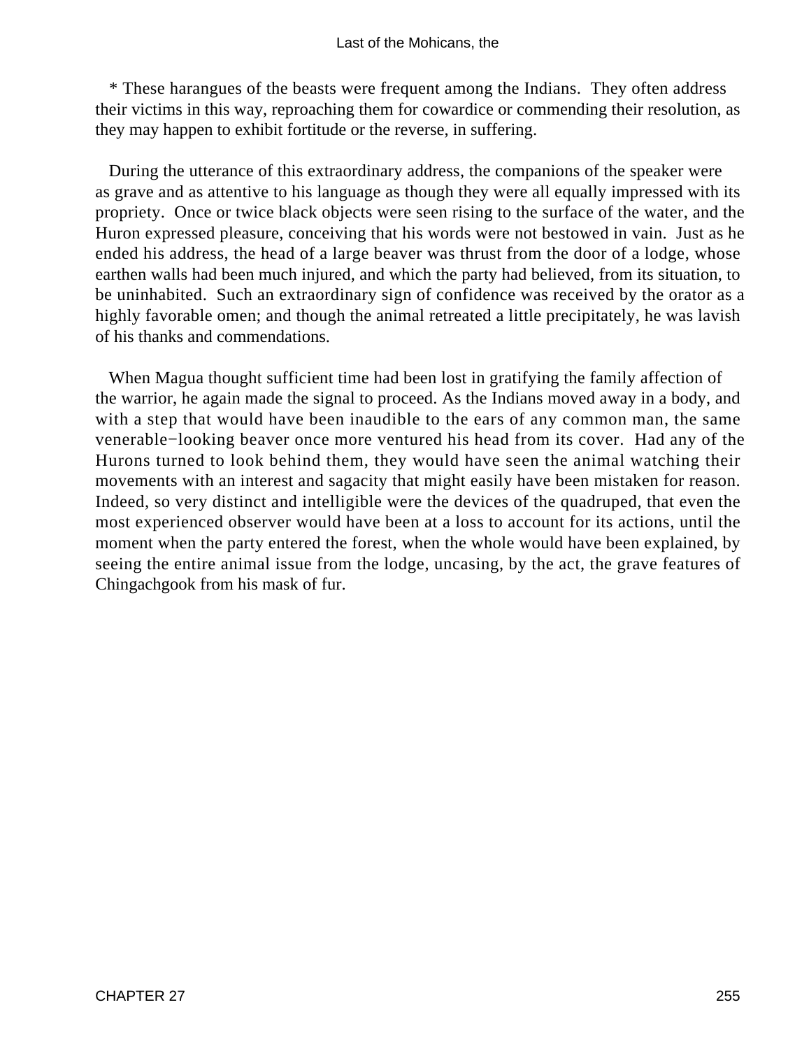* These harangues of the beasts were frequent among the Indians. They often address their victims in this way, reproaching them for cowardice or commending their resolution, as they may happen to exhibit fortitude or the reverse, in suffering.

During the utterance of this extraordinary address, the companions of the speaker were as grave and as attentive to his language as though they were all equally impressed with its propriety. Once or twice black objects were seen rising to the surface of the water, and the Huron expressed pleasure, conceiving that his words were not bestowed in vain. Just as he ended his address, the head of a large beaver was thrust from the door of a lodge, whose earthen walls had been much injured, and which the party had believed, from its situation, to be uninhabited. Such an extraordinary sign of confidence was received by the orator as a highly favorable omen; and though the animal retreated a little precipitately, he was lavish of his thanks and commendations.

When Magua thought sufficient time had been lost in gratifying the family affection of the warrior, he again made the signal to proceed. As the Indians moved away in a body, and with a step that would have been inaudible to the ears of any common man, the same venerable−looking beaver once more ventured his head from its cover. Had any of the Hurons turned to look behind them, they would have seen the animal watching their movements with an interest and sagacity that might easily have been mistaken for reason. Indeed, so very distinct and intelligible were the devices of the quadruped, that even the most experienced observer would have been at a loss to account for its actions, until the moment when the party entered the forest, when the whole would have been explained, by seeing the entire animal issue from the lodge, uncasing, by the act, the grave features of Chingachgook from his mask of fur.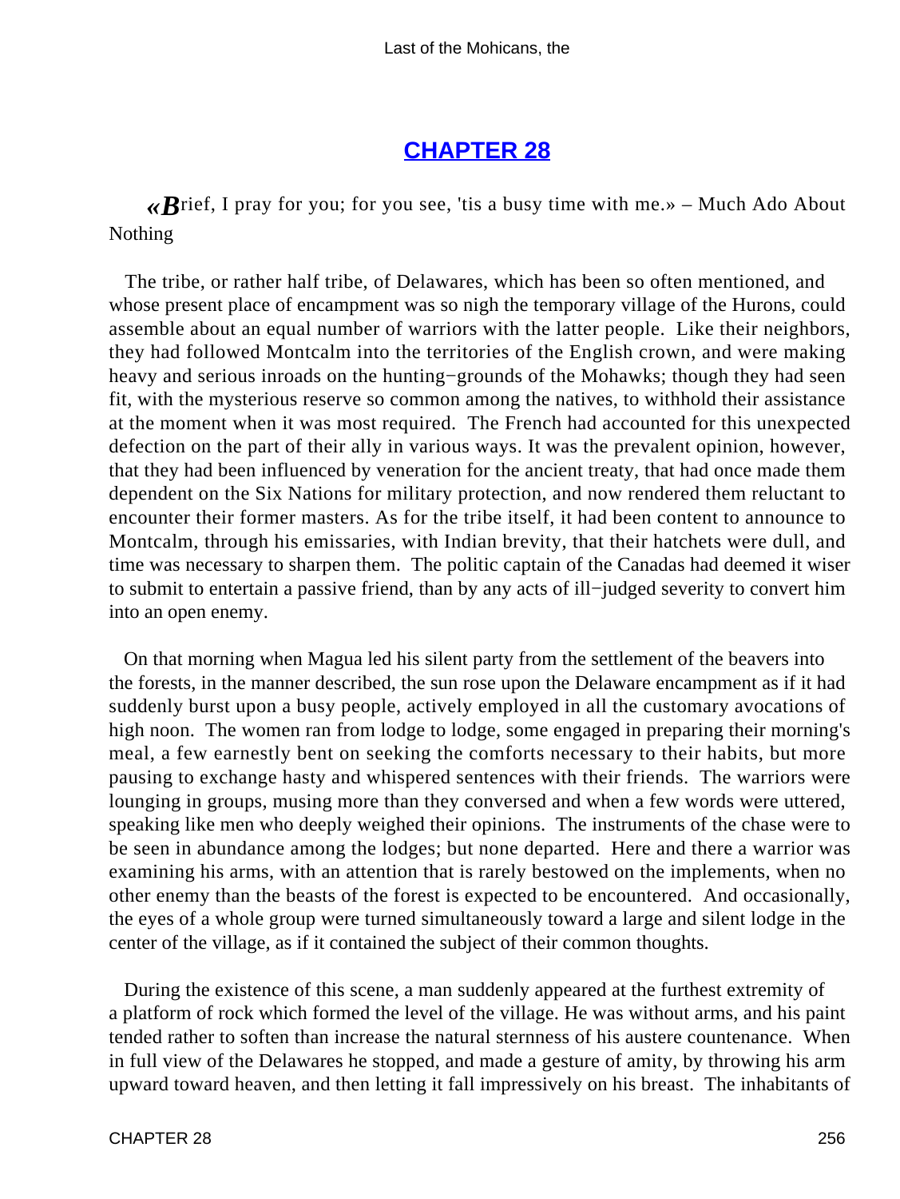## CHAPTER 28

«Brief, I pray for you; for you see, 'tis a busy time with me.» – Much Ado About Nothing

The tribe, or rather half tribe, of Delawares, which has been so often mentioned, and whose present place of encampment was so nigh the temporary village of the Hurons, could assemble about an equal number of warriors with the latter people. Like their neighbors, they had followed Montcalm into the territories of the English crown, and were making heavy and serious inroads on the hunting−grounds of the Mohawks; though they had seen fit, with the mysterious reserve so common among the natives, to withhold their assistance at the moment when it was most required. The French had accounted for this unexpected defection on the part of their ally in various ways. It was the prevalent opinion, however, that they had been influenced by veneration for the ancient treaty, that had once made them dependent on the Six Nations for military protection, and now rendered them reluctant to encounter their former masters. As for the tribe itself, it had been content to announce to Montcalm, through his emissaries, with Indian brevity, that their hatchets were dull, and time was necessary to sharpen them. The politic captain of the Canadas had deemed it wiser to submit to entertain a passive friend, than by any acts of ill−judged severity to convert him into an open enemy.

On that morning when Magua led his silent party from the settlement of the beavers into the forests, in the manner described, the sun rose upon the Delaware encampment as if it had suddenly burst upon a busy people, actively employed in all the customary avocations of high noon. The women ran from lodge to lodge, some engaged in preparing their morning's meal, a few earnestly bent on seeking the comforts necessary to their habits, but more pausing to exchange hasty and whispered sentences with their friends. The warriors were lounging in groups, musing more than they conversed and when a few words were uttered, speaking like men who deeply weighed their opinions. The instruments of the chase were to be seen in abundance among the lodges; but none departed. Here and there a warrior was examining his arms, with an attention that is rarely bestowed on the implements, when no other enemy than the beasts of the forest is expected to be encountered. And occasionally, the eyes of a whole group were turned simultaneously toward a large and silent lodge in the center of the village, as if it contained the subject of their common thoughts.

During the existence of this scene, a man suddenly appeared at the furthest extremity of a platform of rock which formed the level of the village. He was without arms, and his paint tended rather to soften than increase the natural sternness of his austere countenance. When in full view of the Delawares he stopped, and made a gesture of amity, by throwing his arm upward toward heaven, and then letting it fall impressively on his breast. The inhabitants of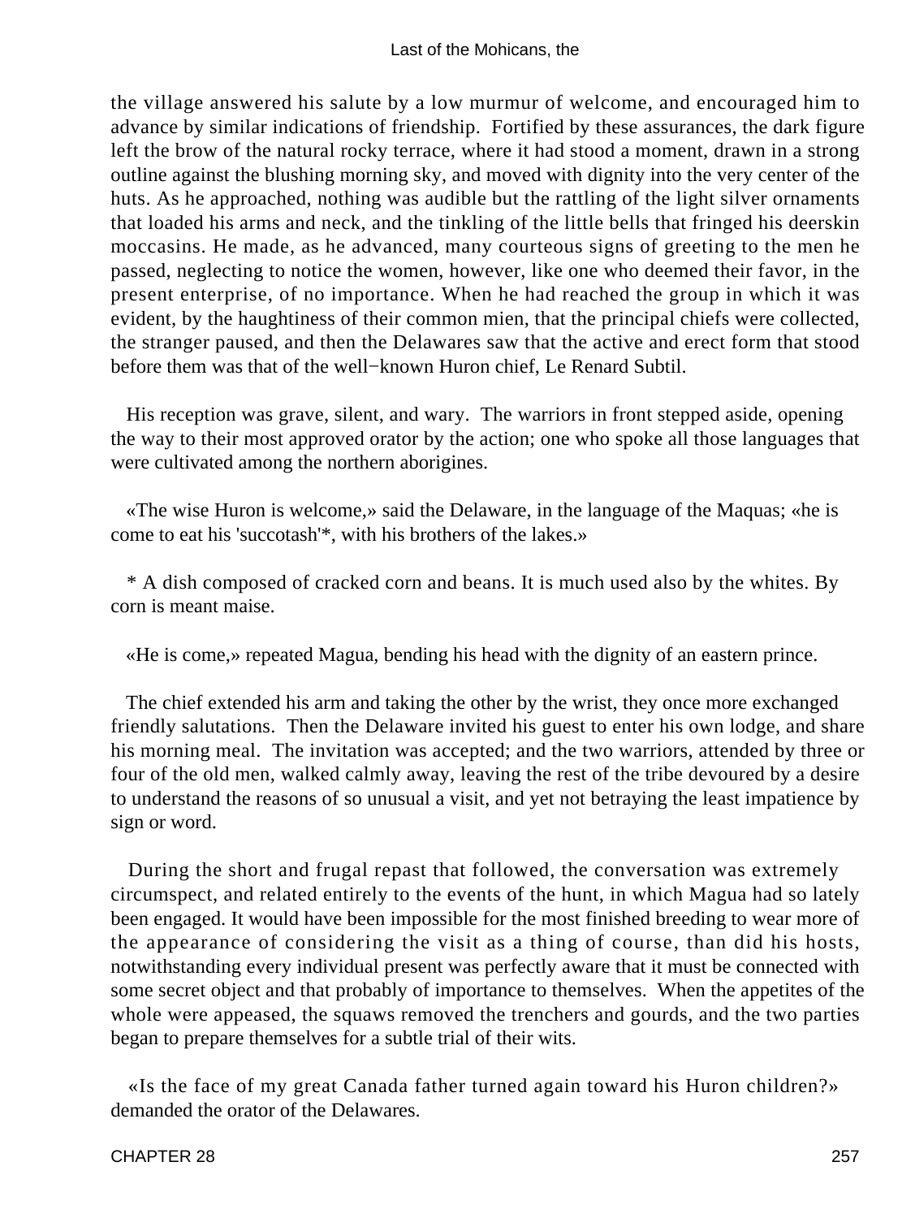the village answered his salute by a low murmur of welcome, and encouraged him to advance by similar indications of friendship. Fortified by these assurances, the dark figure left the brow of the natural rocky terrace, where it had stood a moment, drawn in a strong outline against the blushing morning sky, and moved with dignity into the very center of the huts. As he approached, nothing was audible but the rattling of the light silver ornaments that loaded his arms and neck, and the tinkling of the little bells that fringed his deerskin moccasins. He made, as he advanced, many courteous signs of greeting to the men he passed, neglecting to notice the women, however, like one who deemed their favor, in the present enterprise, of no importance. When he had reached the group in which it was evident, by the haughtiness of their common mien, that the principal chiefs were collected, the stranger paused, and then the Delawares saw that the active and erect form that stood before them was that of the well−known Huron chief, Le Renard Subtil.

His reception was grave, silent, and wary. The warriors in front stepped aside, opening the way to their most approved orator by the action; one who spoke all those languages that were cultivated among the northern aborigines.

«The wise Huron is welcome,» said the Delaware, in the language of the Maquas; «he is come to eat his 'succotash'*, with his brothers of the lakes.»

* A dish composed of cracked corn and beans. It is much used also by the whites. By corn is meant maise.

«He is come,» repeated Magua, bending his head with the dignity of an eastern prince.

The chief extended his arm and taking the other by the wrist, they once more exchanged friendly salutations. Then the Delaware invited his guest to enter his own lodge, and share his morning meal. The invitation was accepted; and the two warriors, attended by three or four of the old men, walked calmly away, leaving the rest of the tribe devoured by a desire to understand the reasons of so unusual a visit, and yet not betraying the least impatience by sign or word.

During the short and frugal repast that followed, the conversation was extremely circumspect, and related entirely to the events of the hunt, in which Magua had so lately been engaged. It would have been impossible for the most finished breeding to wear more of the appearance of considering the visit as a thing of course, than did his hosts, notwithstanding every individual present was perfectly aware that it must be connected with some secret object and that probably of importance to themselves. When the appetites of the whole were appeased, the squaws removed the trenchers and gourds, and the two parties began to prepare themselves for a subtle trial of their wits.

«Is the face of my great Canada father turned again toward his Huron children?» demanded the orator of the Delawares.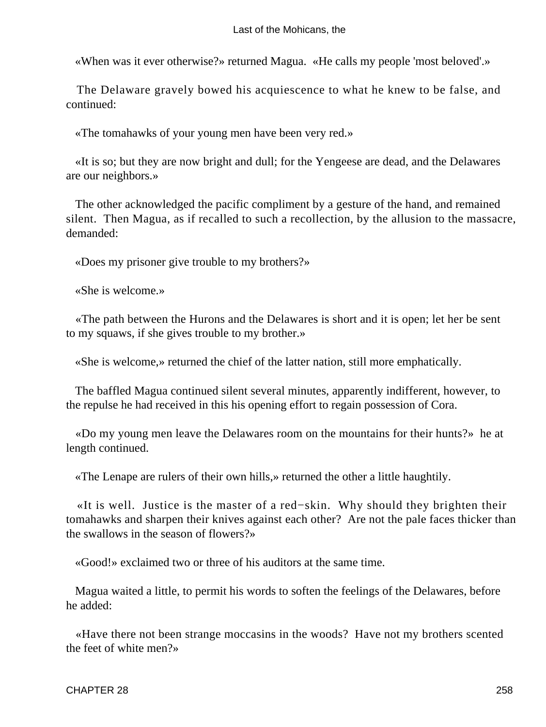«When was it ever otherwise?» returned Magua. «He calls my people 'most beloved'.»

The Delaware gravely bowed his acquiescence to what he knew to be false, and continued:

«The tomahawks of your young men have been very red.»

«It is so; but they are now bright and dull; for the Yengeese are dead, and the Delawares are our neighbors.»

The other acknowledged the pacific compliment by a gesture of the hand, and remained silent. Then Magua, as if recalled to such a recollection, by the allusion to the massacre, demanded:

«Does my prisoner give trouble to my brothers?»

«She is welcome.»

«The path between the Hurons and the Delawares is short and it is open; let her be sent to my squaws, if she gives trouble to my brother.»

«She is welcome,» returned the chief of the latter nation, still more emphatically.

The baffled Magua continued silent several minutes, apparently indifferent, however, to the repulse he had received in this his opening effort to regain possession of Cora.

«Do my young men leave the Delawares room on the mountains for their hunts?» he at length continued.

«The Lenape are rulers of their own hills,» returned the other a little haughtily.

«It is well. Justice is the master of a red−skin. Why should they brighten their tomahawks and sharpen their knives against each other? Are not the pale faces thicker than the swallows in the season of flowers?»

«Good!» exclaimed two or three of his auditors at the same time.

Magua waited a little, to permit his words to soften the feelings of the Delawares, before he added:

«Have there not been strange moccasins in the woods? Have not my brothers scented the feet of white men?»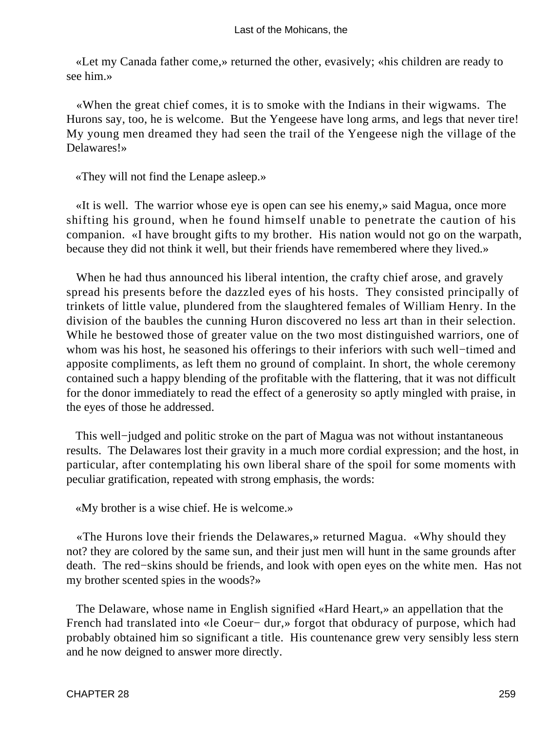«Let my Canada father come,» returned the other, evasively; «his children are ready to see him.»

«When the great chief comes, it is to smoke with the Indians in their wigwams. The Hurons say, too, he is welcome. But the Yengeese have long arms, and legs that never tire! My young men dreamed they had seen the trail of the Yengeese nigh the village of the Delawares!»

«They will not find the Lenape asleep.»

«It is well. The warrior whose eye is open can see his enemy,» said Magua, once more shifting his ground, when he found himself unable to penetrate the caution of his companion. «I have brought gifts to my brother. His nation would not go on the warpath, because they did not think it well, but their friends have remembered where they lived.»

When he had thus announced his liberal intention, the crafty chief arose, and gravely spread his presents before the dazzled eyes of his hosts. They consisted principally of trinkets of little value, plundered from the slaughtered females of William Henry. In the division of the baubles the cunning Huron discovered no less art than in their selection. While he bestowed those of greater value on the two most distinguished warriors, one of whom was his host, he seasoned his offerings to their inferiors with such well−timed and apposite compliments, as left them no ground of complaint. In short, the whole ceremony contained such a happy blending of the profitable with the flattering, that it was not difficult for the donor immediately to read the effect of a generosity so aptly mingled with praise, in the eyes of those he addressed.

This well−judged and politic stroke on the part of Magua was not without instantaneous results. The Delawares lost their gravity in a much more cordial expression; and the host, in particular, after contemplating his own liberal share of the spoil for some moments with peculiar gratification, repeated with strong emphasis, the words:

«My brother is a wise chief. He is welcome.»

«The Hurons love their friends the Delawares,» returned Magua. «Why should they not? they are colored by the same sun, and their just men will hunt in the same grounds after death. The red−skins should be friends, and look with open eyes on the white men. Has not my brother scented spies in the woods?»

The Delaware, whose name in English signified «Hard Heart,» an appellation that the French had translated into «le Coeur− dur,» forgot that obduracy of purpose, which had probably obtained him so significant a title. His countenance grew very sensibly less stern and he now deigned to answer more directly.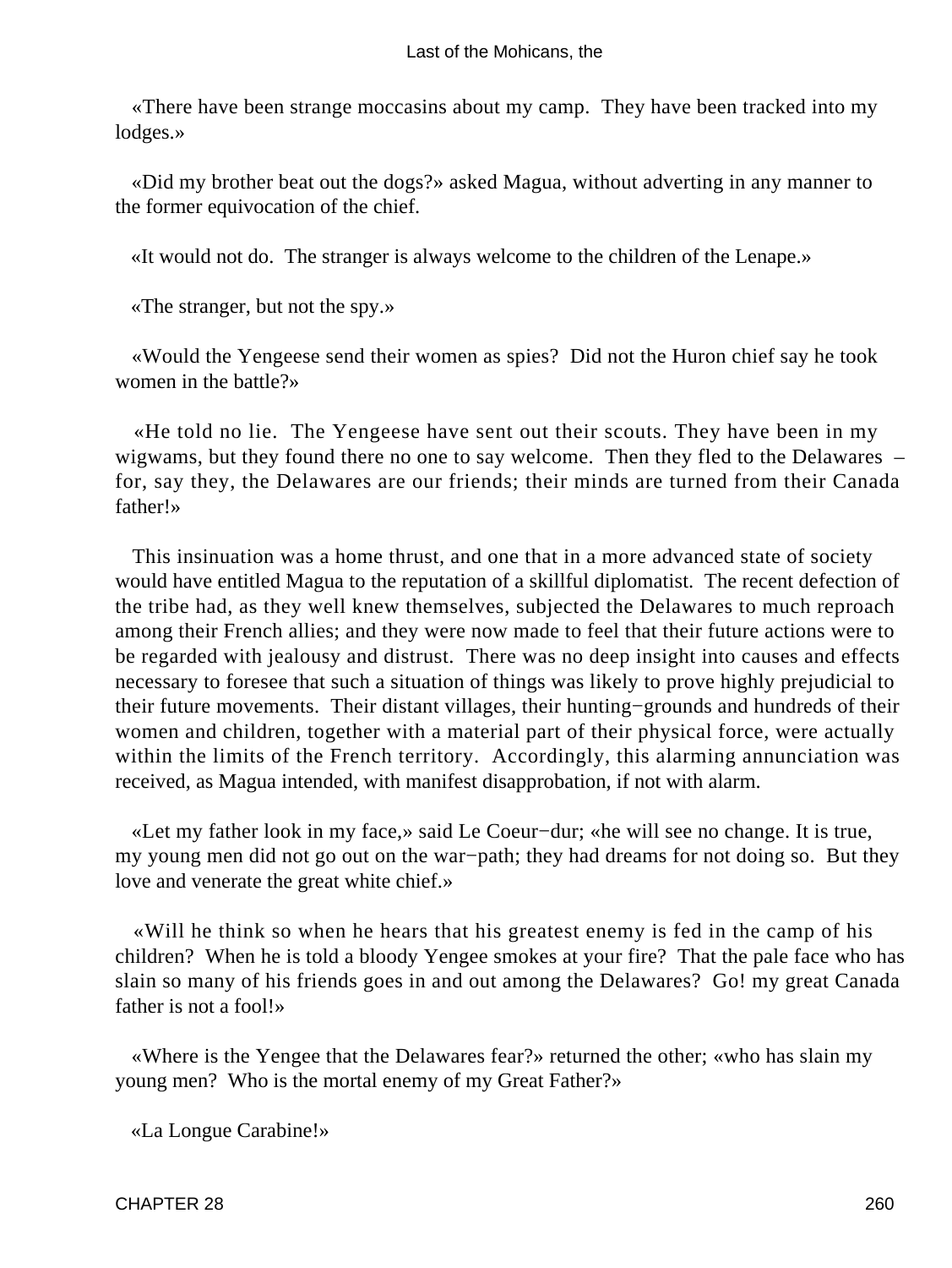«There have been strange moccasins about my camp. They have been tracked into my lodges.»

«Did my brother beat out the dogs?» asked Magua, without adverting in any manner to the former equivocation of the chief.

«It would not do. The stranger is always welcome to the children of the Lenape.»

«The stranger, but not the spy.»

«Would the Yengeese send their women as spies? Did not the Huron chief say he took women in the battle?»

«He told no lie. The Yengeese have sent out their scouts. They have been in my wigwams, but they found there no one to say welcome. Then they fled to the Delawares – for, say they, the Delawares are our friends; their minds are turned from their Canada father!»

This insinuation was a home thrust, and one that in a more advanced state of society would have entitled Magua to the reputation of a skillful diplomatist. The recent defection of the tribe had, as they well knew themselves, subjected the Delawares to much reproach among their French allies; and they were now made to feel that their future actions were to be regarded with jealousy and distrust. There was no deep insight into causes and effects necessary to foresee that such a situation of things was likely to prove highly prejudicial to their future movements. Their distant villages, their hunting−grounds and hundreds of their women and children, together with a material part of their physical force, were actually within the limits of the French territory. Accordingly, this alarming annunciation was received, as Magua intended, with manifest disapprobation, if not with alarm.

«Let my father look in my face,» said Le Coeur−dur; «he will see no change. It is true, my young men did not go out on the war−path; they had dreams for not doing so. But they love and venerate the great white chief.»

«Will he think so when he hears that his greatest enemy is fed in the camp of his children? When he is told a bloody Yengee smokes at your fire? That the pale face who has slain so many of his friends goes in and out among the Delawares? Go! my great Canada father is not a fool!»

«Where is the Yengee that the Delawares fear?» returned the other; «who has slain my young men? Who is the mortal enemy of my Great Father?»

«La Longue Carabine!»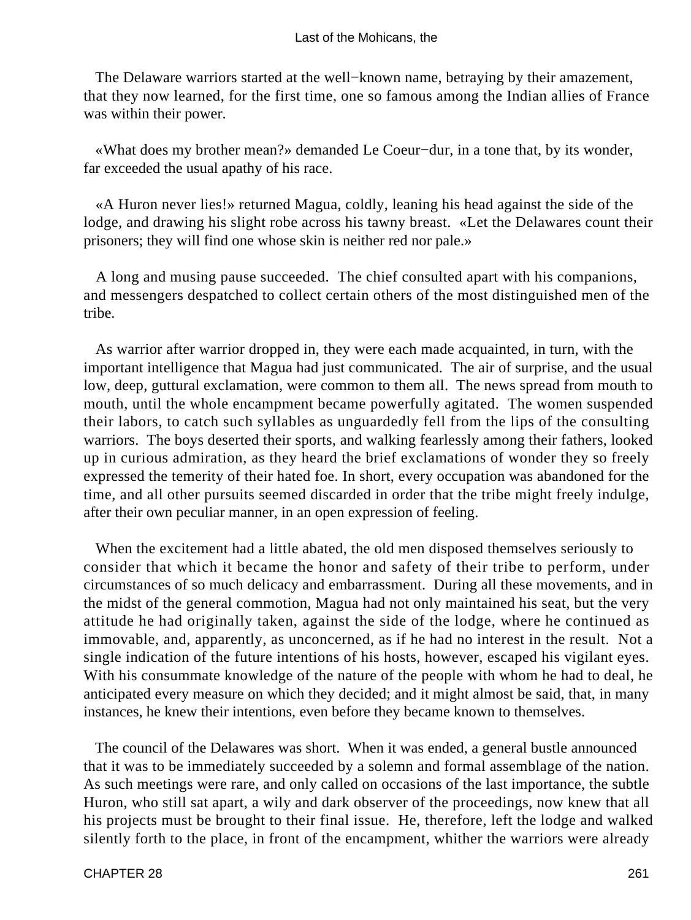The Delaware warriors started at the well−known name, betraying by their amazement, that they now learned, for the first time, one so famous among the Indian allies of France was within their power.

«What does my brother mean?» demanded Le Coeur−dur, in a tone that, by its wonder, far exceeded the usual apathy of his race.

«A Huron never lies!» returned Magua, coldly, leaning his head against the side of the lodge, and drawing his slight robe across his tawny breast. «Let the Delawares count their prisoners; they will find one whose skin is neither red nor pale.»

A long and musing pause succeeded. The chief consulted apart with his companions, and messengers despatched to collect certain others of the most distinguished men of the tribe.

As warrior after warrior dropped in, they were each made acquainted, in turn, with the important intelligence that Magua had just communicated. The air of surprise, and the usual low, deep, guttural exclamation, were common to them all. The news spread from mouth to mouth, until the whole encampment became powerfully agitated. The women suspended their labors, to catch such syllables as unguardedly fell from the lips of the consulting warriors. The boys deserted their sports, and walking fearlessly among their fathers, looked up in curious admiration, as they heard the brief exclamations of wonder they so freely expressed the temerity of their hated foe. In short, every occupation was abandoned for the time, and all other pursuits seemed discarded in order that the tribe might freely indulge, after their own peculiar manner, in an open expression of feeling.

When the excitement had a little abated, the old men disposed themselves seriously to consider that which it became the honor and safety of their tribe to perform, under circumstances of so much delicacy and embarrassment. During all these movements, and in the midst of the general commotion, Magua had not only maintained his seat, but the very attitude he had originally taken, against the side of the lodge, where he continued as immovable, and, apparently, as unconcerned, as if he had no interest in the result. Not a single indication of the future intentions of his hosts, however, escaped his vigilant eyes. With his consummate knowledge of the nature of the people with whom he had to deal, he anticipated every measure on which they decided; and it might almost be said, that, in many instances, he knew their intentions, even before they became known to themselves.

The council of the Delawares was short. When it was ended, a general bustle announced that it was to be immediately succeeded by a solemn and formal assemblage of the nation. As such meetings were rare, and only called on occasions of the last importance, the subtle Huron, who still sat apart, a wily and dark observer of the proceedings, now knew that all his projects must be brought to their final issue. He, therefore, left the lodge and walked silently forth to the place, in front of the encampment, whither the warriors were already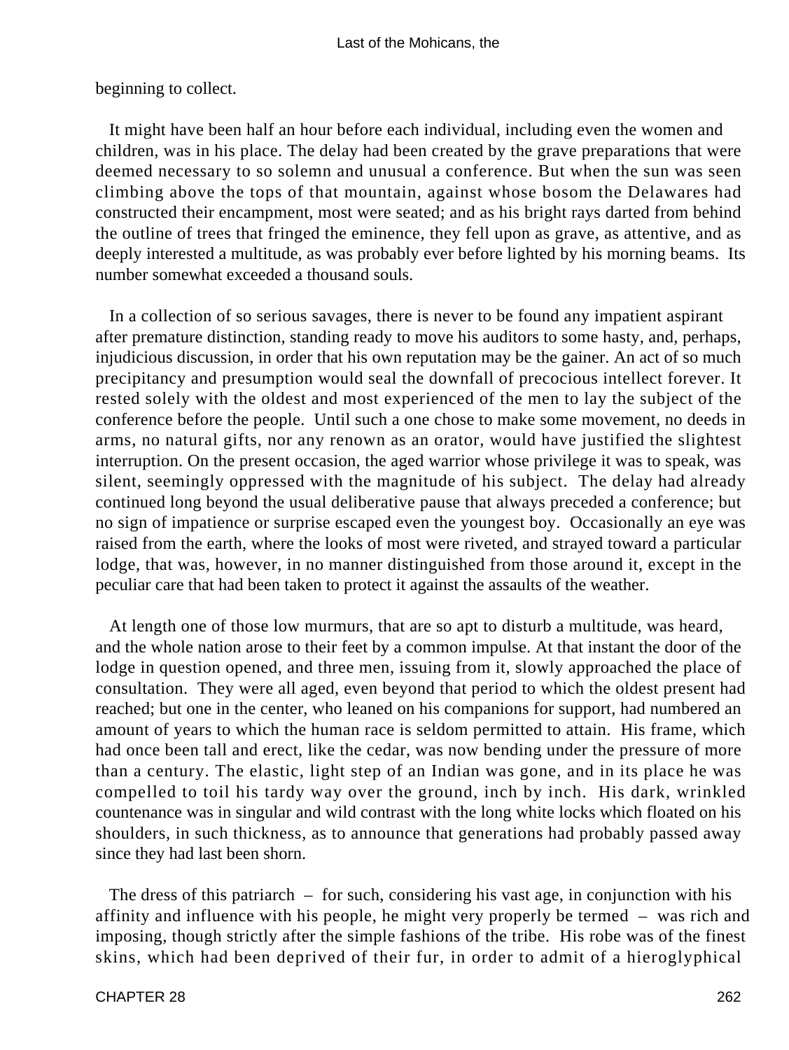beginning to collect.

It might have been half an hour before each individual, including even the women and children, was in his place. The delay had been created by the grave preparations that were deemed necessary to so solemn and unusual a conference. But when the sun was seen climbing above the tops of that mountain, against whose bosom the Delawares had constructed their encampment, most were seated; and as his bright rays darted from behind the outline of trees that fringed the eminence, they fell upon as grave, as attentive, and as deeply interested a multitude, as was probably ever before lighted by his morning beams. Its number somewhat exceeded a thousand souls.

In a collection of so serious savages, there is never to be found any impatient aspirant after premature distinction, standing ready to move his auditors to some hasty, and, perhaps, injudicious discussion, in order that his own reputation may be the gainer. An act of so much precipitancy and presumption would seal the downfall of precocious intellect forever. It rested solely with the oldest and most experienced of the men to lay the subject of the conference before the people. Until such a one chose to make some movement, no deeds in arms, no natural gifts, nor any renown as an orator, would have justified the slightest interruption. On the present occasion, the aged warrior whose privilege it was to speak, was silent, seemingly oppressed with the magnitude of his subject. The delay had already continued long beyond the usual deliberative pause that always preceded a conference; but no sign of impatience or surprise escaped even the youngest boy. Occasionally an eye was raised from the earth, where the looks of most were riveted, and strayed toward a particular lodge, that was, however, in no manner distinguished from those around it, except in the peculiar care that had been taken to protect it against the assaults of the weather.

At length one of those low murmurs, that are so apt to disturb a multitude, was heard, and the whole nation arose to their feet by a common impulse. At that instant the door of the lodge in question opened, and three men, issuing from it, slowly approached the place of consultation. They were all aged, even beyond that period to which the oldest present had reached; but one in the center, who leaned on his companions for support, had numbered an amount of years to which the human race is seldom permitted to attain. His frame, which had once been tall and erect, like the cedar, was now bending under the pressure of more than a century. The elastic, light step of an Indian was gone, and in its place he was compelled to toil his tardy way over the ground, inch by inch. His dark, wrinkled countenance was in singular and wild contrast with the long white locks which floated on his shoulders, in such thickness, as to announce that generations had probably passed away since they had last been shorn.

The dress of this patriarch – for such, considering his vast age, in conjunction with his affinity and influence with his people, he might very properly be termed – was rich and imposing, though strictly after the simple fashions of the tribe. His robe was of the finest skins, which had been deprived of their fur, in order to admit of a hieroglyphical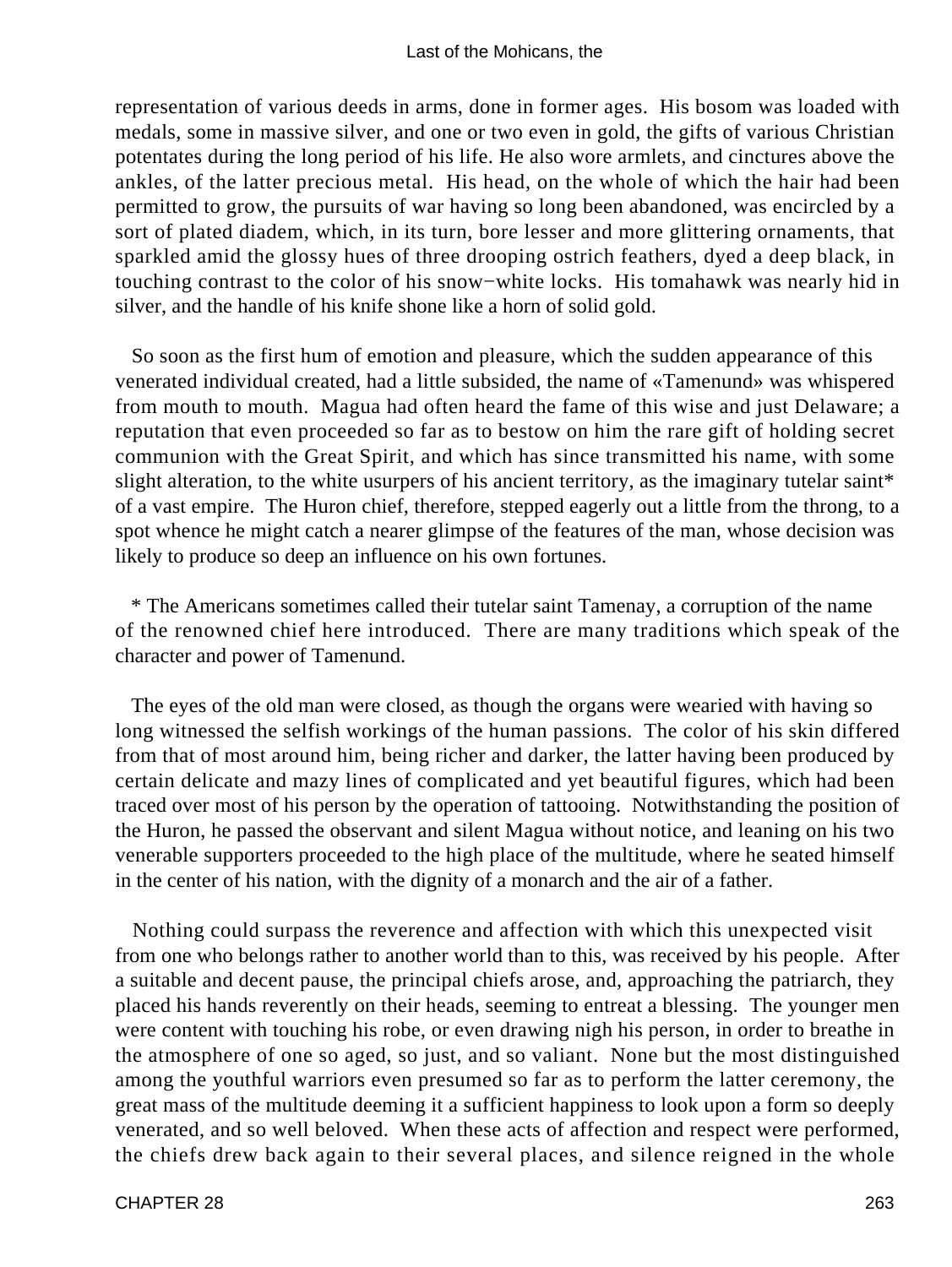representation of various deeds in arms, done in former ages. His bosom was loaded with medals, some in massive silver, and one or two even in gold, the gifts of various Christian potentates during the long period of his life. He also wore armlets, and cinctures above the ankles, of the latter precious metal. His head, on the whole of which the hair had been permitted to grow, the pursuits of war having so long been abandoned, was encircled by a sort of plated diadem, which, in its turn, bore lesser and more glittering ornaments, that sparkled amid the glossy hues of three drooping ostrich feathers, dyed a deep black, in touching contrast to the color of his snow−white locks. His tomahawk was nearly hid in silver, and the handle of his knife shone like a horn of solid gold.

So soon as the first hum of emotion and pleasure, which the sudden appearance of this venerated individual created, had a little subsided, the name of «Tamenund» was whispered from mouth to mouth. Magua had often heard the fame of this wise and just Delaware; a reputation that even proceeded so far as to bestow on him the rare gift of holding secret communion with the Great Spirit, and which has since transmitted his name, with some slight alteration, to the white usurpers of his ancient territory, as the imaginary tutelar saint* of a vast empire. The Huron chief, therefore, stepped eagerly out a little from the throng, to a spot whence he might catch a nearer glimpse of the features of the man, whose decision was likely to produce so deep an influence on his own fortunes.

* The Americans sometimes called their tutelar saint Tamenay, a corruption of the name of the renowned chief here introduced. There are many traditions which speak of the character and power of Tamenund.

The eyes of the old man were closed, as though the organs were wearied with having so long witnessed the selfish workings of the human passions. The color of his skin differed from that of most around him, being richer and darker, the latter having been produced by certain delicate and mazy lines of complicated and yet beautiful figures, which had been traced over most of his person by the operation of tattooing. Notwithstanding the position of the Huron, he passed the observant and silent Magua without notice, and leaning on his two venerable supporters proceeded to the high place of the multitude, where he seated himself in the center of his nation, with the dignity of a monarch and the air of a father.

Nothing could surpass the reverence and affection with which this unexpected visit from one who belongs rather to another world than to this, was received by his people. After a suitable and decent pause, the principal chiefs arose, and, approaching the patriarch, they placed his hands reverently on their heads, seeming to entreat a blessing. The younger men were content with touching his robe, or even drawing nigh his person, in order to breathe in the atmosphere of one so aged, so just, and so valiant. None but the most distinguished among the youthful warriors even presumed so far as to perform the latter ceremony, the great mass of the multitude deeming it a sufficient happiness to look upon a form so deeply venerated, and so well beloved. When these acts of affection and respect were performed, the chiefs drew back again to their several places, and silence reigned in the whole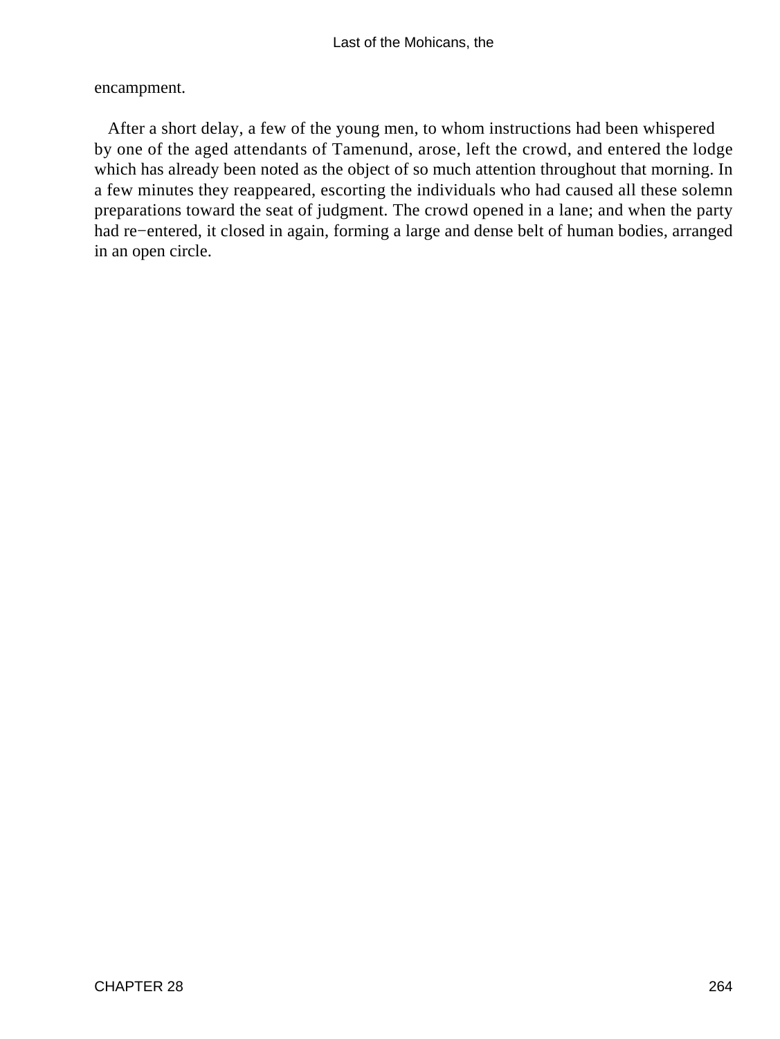encampment.

After a short delay, a few of the young men, to whom instructions had been whispered by one of the aged attendants of Tamenund, arose, left the crowd, and entered the lodge which has already been noted as the object of so much attention throughout that morning. In a few minutes they reappeared, escorting the individuals who had caused all these solemn preparations toward the seat of judgment. The crowd opened in a lane; and when the party had re−entered, it closed in again, forming a large and dense belt of human bodies, arranged in an open circle.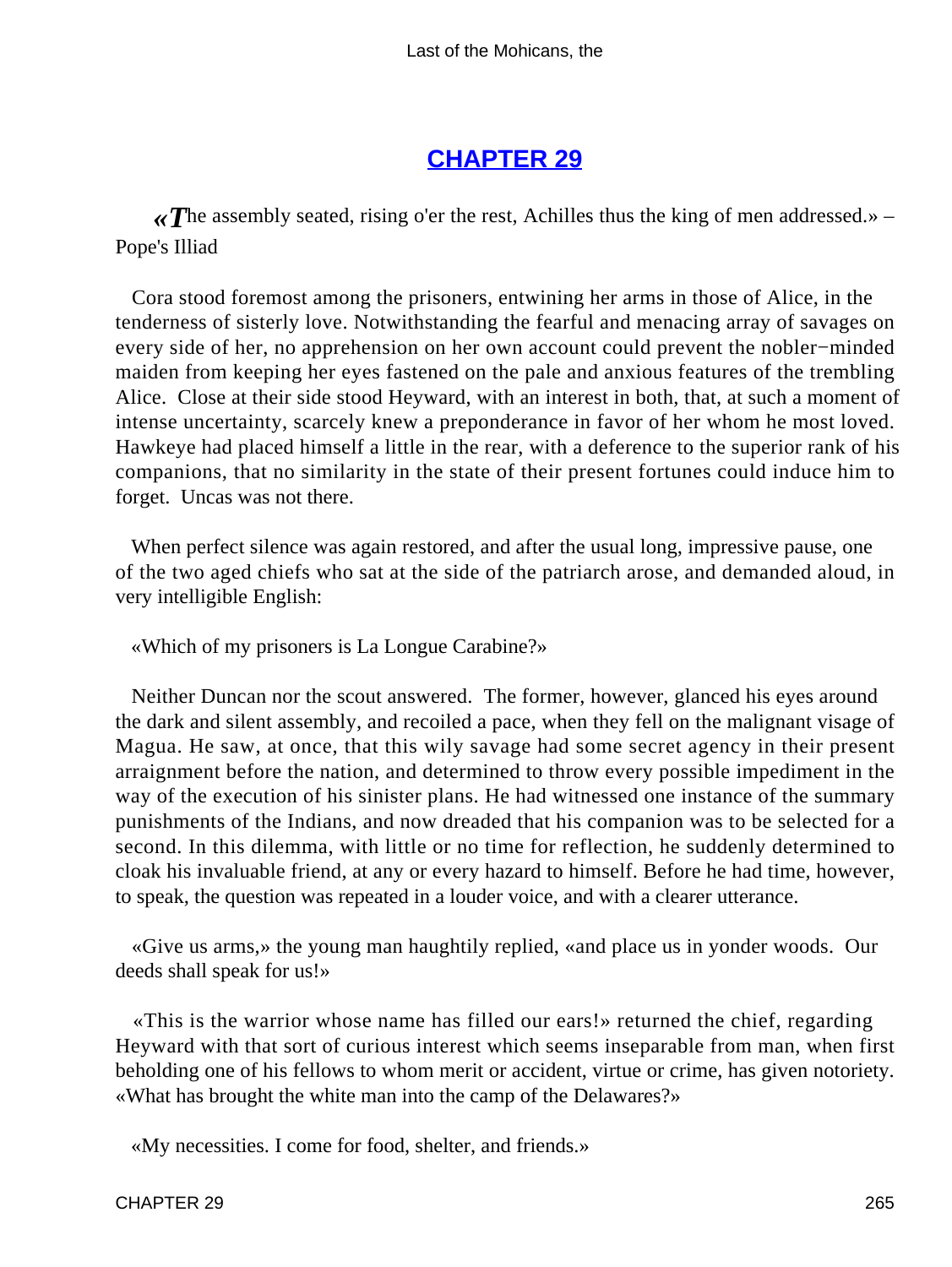## CHAPTER 29

*«The assembly seated, rising o'er the rest, Achilles thus the king of men addressed.»* – Pope's Illiad

Cora stood foremost among the prisoners, entwining her arms in those of Alice, in the tenderness of sisterly love. Notwithstanding the fearful and menacing array of savages on every side of her, no apprehension on her own account could prevent the nobler−minded maiden from keeping her eyes fastened on the pale and anxious features of the trembling Alice. Close at their side stood Heyward, with an interest in both, that, at such a moment of intense uncertainty, scarcely knew a preponderance in favor of her whom he most loved. Hawkeye had placed himself a little in the rear, with a deference to the superior rank of his companions, that no similarity in the state of their present fortunes could induce him to forget. Uncas was not there.

When perfect silence was again restored, and after the usual long, impressive pause, one of the two aged chiefs who sat at the side of the patriarch arose, and demanded aloud, in very intelligible English:

«Which of my prisoners is La Longue Carabine?»

Neither Duncan nor the scout answered. The former, however, glanced his eyes around the dark and silent assembly, and recoiled a pace, when they fell on the malignant visage of Magua. He saw, at once, that this wily savage had some secret agency in their present arraignment before the nation, and determined to throw every possible impediment in the way of the execution of his sinister plans. He had witnessed one instance of the summary punishments of the Indians, and now dreaded that his companion was to be selected for a second. In this dilemma, with little or no time for reflection, he suddenly determined to cloak his invaluable friend, at any or every hazard to himself. Before he had time, however, to speak, the question was repeated in a louder voice, and with a clearer utterance.

«Give us arms,» the young man haughtily replied, «and place us in yonder woods. Our deeds shall speak for us!»

«This is the warrior whose name has filled our ears!» returned the chief, regarding Heyward with that sort of curious interest which seems inseparable from man, when first beholding one of his fellows to whom merit or accident, virtue or crime, has given notoriety. «What has brought the white man into the camp of the Delawares?»

«My necessities. I come for food, shelter, and friends.»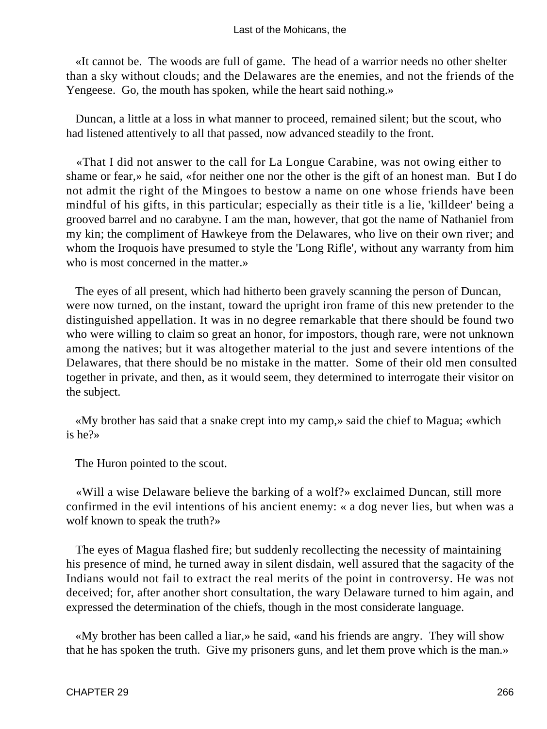«It cannot be. The woods are full of game. The head of a warrior needs no other shelter than a sky without clouds; and the Delawares are the enemies, and not the friends of the Yengeese. Go, the mouth has spoken, while the heart said nothing.»

Duncan, a little at a loss in what manner to proceed, remained silent; but the scout, who had listened attentively to all that passed, now advanced steadily to the front.

«That I did not answer to the call for La Longue Carabine, was not owing either to shame or fear,» he said, «for neither one nor the other is the gift of an honest man. But I do not admit the right of the Mingoes to bestow a name on one whose friends have been mindful of his gifts, in this particular; especially as their title is a lie, 'killdeer' being a grooved barrel and no carabyne. I am the man, however, that got the name of Nathaniel from my kin; the compliment of Hawkeye from the Delawares, who live on their own river; and whom the Iroquois have presumed to style the 'Long Rifle', without any warranty from him who is most concerned in the matter.»

The eyes of all present, which had hitherto been gravely scanning the person of Duncan, were now turned, on the instant, toward the upright iron frame of this new pretender to the distinguished appellation. It was in no degree remarkable that there should be found two who were willing to claim so great an honor, for impostors, though rare, were not unknown among the natives; but it was altogether material to the just and severe intentions of the Delawares, that there should be no mistake in the matter. Some of their old men consulted together in private, and then, as it would seem, they determined to interrogate their visitor on the subject.

«My brother has said that a snake crept into my camp,» said the chief to Magua; «which is he?»

The Huron pointed to the scout.

«Will a wise Delaware believe the barking of a wolf?» exclaimed Duncan, still more confirmed in the evil intentions of his ancient enemy: « a dog never lies, but when was a wolf known to speak the truth?»

The eyes of Magua flashed fire; but suddenly recollecting the necessity of maintaining his presence of mind, he turned away in silent disdain, well assured that the sagacity of the Indians would not fail to extract the real merits of the point in controversy. He was not deceived; for, after another short consultation, the wary Delaware turned to him again, and expressed the determination of the chiefs, though in the most considerate language.

«My brother has been called a liar,» he said, «and his friends are angry. They will show that he has spoken the truth. Give my prisoners guns, and let them prove which is the man.»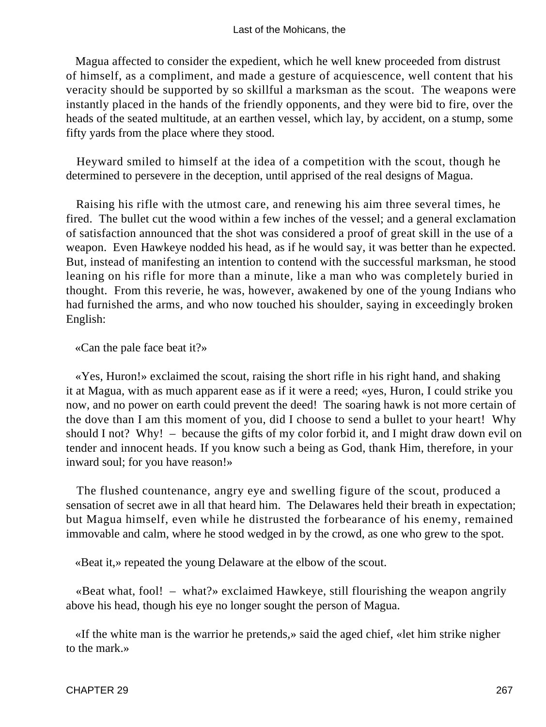Magua affected to consider the expedient, which he well knew proceeded from distrust of himself, as a compliment, and made a gesture of acquiescence, well content that his veracity should be supported by so skillful a marksman as the scout. The weapons were instantly placed in the hands of the friendly opponents, and they were bid to fire, over the heads of the seated multitude, at an earthen vessel, which lay, by accident, on a stump, some fifty yards from the place where they stood.

Heyward smiled to himself at the idea of a competition with the scout, though he determined to persevere in the deception, until apprised of the real designs of Magua.

Raising his rifle with the utmost care, and renewing his aim three several times, he fired. The bullet cut the wood within a few inches of the vessel; and a general exclamation of satisfaction announced that the shot was considered a proof of great skill in the use of a weapon. Even Hawkeye nodded his head, as if he would say, it was better than he expected. But, instead of manifesting an intention to contend with the successful marksman, he stood leaning on his rifle for more than a minute, like a man who was completely buried in thought. From this reverie, he was, however, awakened by one of the young Indians who had furnished the arms, and who now touched his shoulder, saying in exceedingly broken English:

«Can the pale face beat it?»

«Yes, Huron!» exclaimed the scout, raising the short rifle in his right hand, and shaking it at Magua, with as much apparent ease as if it were a reed; «yes, Huron, I could strike you now, and no power on earth could prevent the deed! The soaring hawk is not more certain of the dove than I am this moment of you, did I choose to send a bullet to your heart! Why should I not? Why! – because the gifts of my color forbid it, and I might draw down evil on tender and innocent heads. If you know such a being as God, thank Him, therefore, in your inward soul; for you have reason!»

The flushed countenance, angry eye and swelling figure of the scout, produced a sensation of secret awe in all that heard him. The Delawares held their breath in expectation; but Magua himself, even while he distrusted the forbearance of his enemy, remained immovable and calm, where he stood wedged in by the crowd, as one who grew to the spot.

«Beat it,» repeated the young Delaware at the elbow of the scout.

«Beat what, fool! – what?» exclaimed Hawkeye, still flourishing the weapon angrily above his head, though his eye no longer sought the person of Magua.

«If the white man is the warrior he pretends,» said the aged chief, «let him strike nigher to the mark.»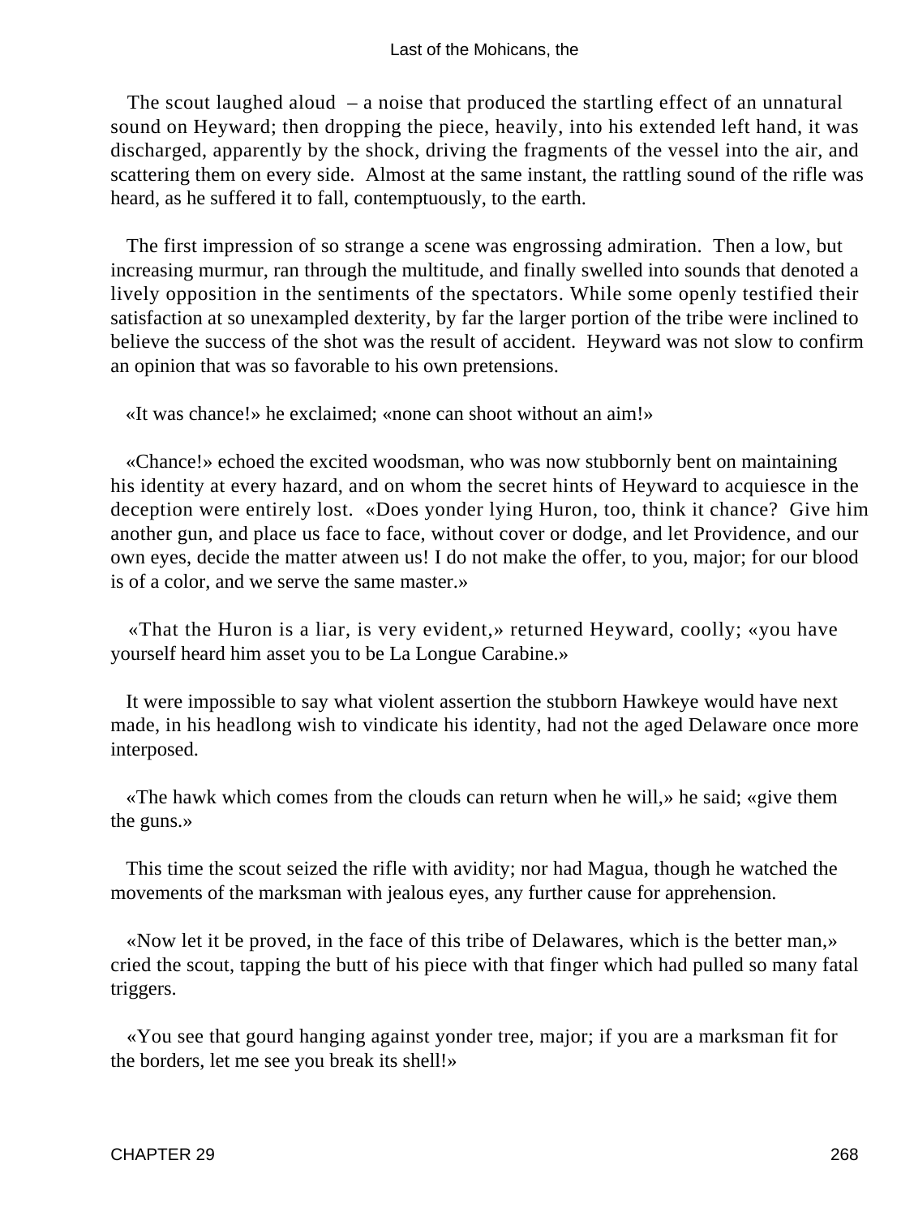The scout laughed aloud – a noise that produced the startling effect of an unnatural sound on Heyward; then dropping the piece, heavily, into his extended left hand, it was discharged, apparently by the shock, driving the fragments of the vessel into the air, and scattering them on every side. Almost at the same instant, the rattling sound of the rifle was heard, as he suffered it to fall, contemptuously, to the earth.

The first impression of so strange a scene was engrossing admiration. Then a low, but increasing murmur, ran through the multitude, and finally swelled into sounds that denoted a lively opposition in the sentiments of the spectators. While some openly testified their satisfaction at so unexampled dexterity, by far the larger portion of the tribe were inclined to believe the success of the shot was the result of accident. Heyward was not slow to confirm an opinion that was so favorable to his own pretensions.

«It was chance!» he exclaimed; «none can shoot without an aim!»

«Chance!» echoed the excited woodsman, who was now stubbornly bent on maintaining his identity at every hazard, and on whom the secret hints of Heyward to acquiesce in the deception were entirely lost. «Does yonder lying Huron, too, think it chance? Give him another gun, and place us face to face, without cover or dodge, and let Providence, and our own eyes, decide the matter atween us! I do not make the offer, to you, major; for our blood is of a color, and we serve the same master.»

«That the Huron is a liar, is very evident,» returned Heyward, coolly; «you have yourself heard him asset you to be La Longue Carabine.»

It were impossible to say what violent assertion the stubborn Hawkeye would have next made, in his headlong wish to vindicate his identity, had not the aged Delaware once more interposed.

«The hawk which comes from the clouds can return when he will,» he said; «give them the guns.»

This time the scout seized the rifle with avidity; nor had Magua, though he watched the movements of the marksman with jealous eyes, any further cause for apprehension.

«Now let it be proved, in the face of this tribe of Delawares, which is the better man,» cried the scout, tapping the butt of his piece with that finger which had pulled so many fatal triggers.

«You see that gourd hanging against yonder tree, major; if you are a marksman fit for the borders, let me see you break its shell!»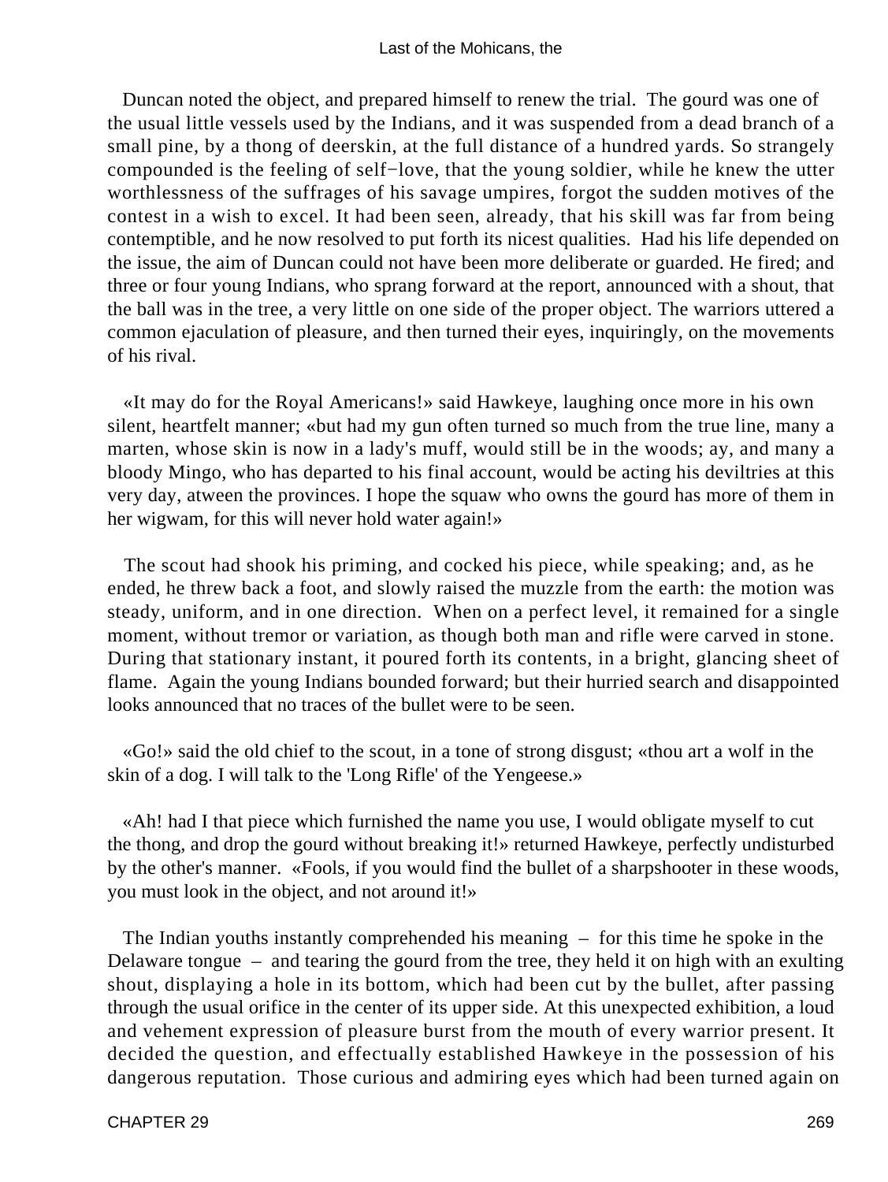Duncan noted the object, and prepared himself to renew the trial. The gourd was one of the usual little vessels used by the Indians, and it was suspended from a dead branch of a small pine, by a thong of deerskin, at the full distance of a hundred yards. So strangely compounded is the feeling of self−love, that the young soldier, while he knew the utter worthlessness of the suffrages of his savage umpires, forgot the sudden motives of the contest in a wish to excel. It had been seen, already, that his skill was far from being contemptible, and he now resolved to put forth its nicest qualities. Had his life depended on the issue, the aim of Duncan could not have been more deliberate or guarded. He fired; and three or four young Indians, who sprang forward at the report, announced with a shout, that the ball was in the tree, a very little on one side of the proper object. The warriors uttered a common ejaculation of pleasure, and then turned their eyes, inquiringly, on the movements of his rival.

«It may do for the Royal Americans!» said Hawkeye, laughing once more in his own silent, heartfelt manner; «but had my gun often turned so much from the true line, many a marten, whose skin is now in a lady's muff, would still be in the woods; ay, and many a bloody Mingo, who has departed to his final account, would be acting his deviltries at this very day, atween the provinces. I hope the squaw who owns the gourd has more of them in her wigwam, for this will never hold water again!»

The scout had shook his priming, and cocked his piece, while speaking; and, as he ended, he threw back a foot, and slowly raised the muzzle from the earth: the motion was steady, uniform, and in one direction. When on a perfect level, it remained for a single moment, without tremor or variation, as though both man and rifle were carved in stone. During that stationary instant, it poured forth its contents, in a bright, glancing sheet of flame. Again the young Indians bounded forward; but their hurried search and disappointed looks announced that no traces of the bullet were to be seen.

«Go!» said the old chief to the scout, in a tone of strong disgust; «thou art a wolf in the skin of a dog. I will talk to the 'Long Rifle' of the Yengeese.»

«Ah! had I that piece which furnished the name you use, I would obligate myself to cut the thong, and drop the gourd without breaking it!» returned Hawkeye, perfectly undisturbed by the other's manner. «Fools, if you would find the bullet of a sharpshooter in these woods, you must look in the object, and not around it!»

The Indian youths instantly comprehended his meaning – for this time he spoke in the Delaware tongue – and tearing the gourd from the tree, they held it on high with an exulting shout, displaying a hole in its bottom, which had been cut by the bullet, after passing through the usual orifice in the center of its upper side. At this unexpected exhibition, a loud and vehement expression of pleasure burst from the mouth of every warrior present. It decided the question, and effectually established Hawkeye in the possession of his dangerous reputation. Those curious and admiring eyes which had been turned again on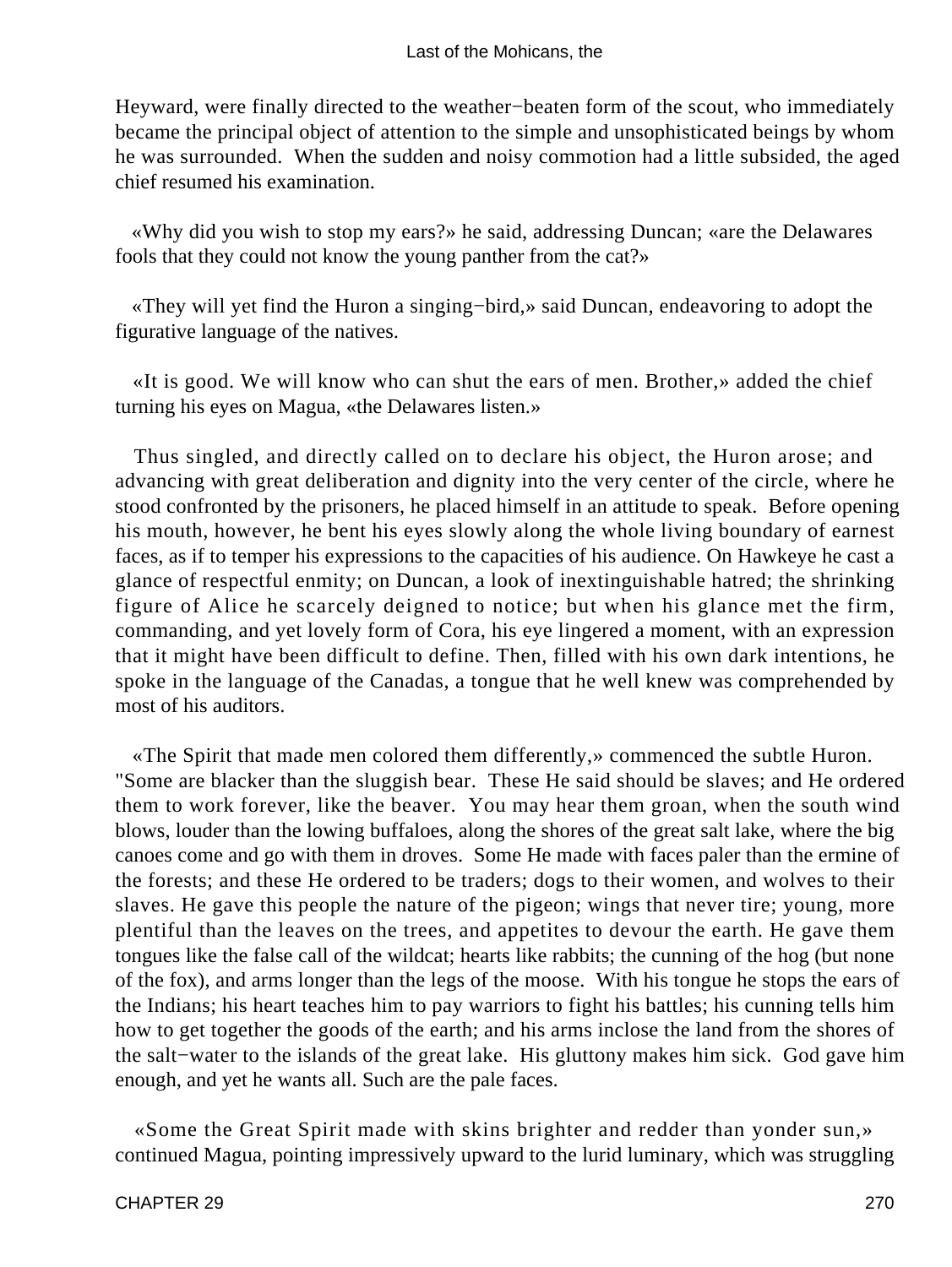Heyward, were finally directed to the weather−beaten form of the scout, who immediately became the principal object of attention to the simple and unsophisticated beings by whom he was surrounded. When the sudden and noisy commotion had a little subsided, the aged chief resumed his examination.

«Why did you wish to stop my ears?» he said, addressing Duncan; «are the Delawares fools that they could not know the young panther from the cat?»

«They will yet find the Huron a singing−bird,» said Duncan, endeavoring to adopt the figurative language of the natives.

«It is good. We will know who can shut the ears of men. Brother,» added the chief turning his eyes on Magua, «the Delawares listen.»

Thus singled, and directly called on to declare his object, the Huron arose; and advancing with great deliberation and dignity into the very center of the circle, where he stood confronted by the prisoners, he placed himself in an attitude to speak. Before opening his mouth, however, he bent his eyes slowly along the whole living boundary of earnest faces, as if to temper his expressions to the capacities of his audience. On Hawkeye he cast a glance of respectful enmity; on Duncan, a look of inextinguishable hatred; the shrinking figure of Alice he scarcely deigned to notice; but when his glance met the firm, commanding, and yet lovely form of Cora, his eye lingered a moment, with an expression that it might have been difficult to define. Then, filled with his own dark intentions, he spoke in the language of the Canadas, a tongue that he well knew was comprehended by most of his auditors.

«The Spirit that made men colored them differently,» commenced the subtle Huron. "Some are blacker than the sluggish bear. These He said should be slaves; and He ordered them to work forever, like the beaver. You may hear them groan, when the south wind blows, louder than the lowing buffaloes, along the shores of the great salt lake, where the big canoes come and go with them in droves. Some He made with faces paler than the ermine of the forests; and these He ordered to be traders; dogs to their women, and wolves to their slaves. He gave this people the nature of the pigeon; wings that never tire; young, more plentiful than the leaves on the trees, and appetites to devour the earth. He gave them tongues like the false call of the wildcat; hearts like rabbits; the cunning of the hog (but none of the fox), and arms longer than the legs of the moose. With his tongue he stops the ears of the Indians; his heart teaches him to pay warriors to fight his battles; his cunning tells him how to get together the goods of the earth; and his arms inclose the land from the shores of the salt−water to the islands of the great lake. His gluttony makes him sick. God gave him enough, and yet he wants all. Such are the pale faces.

«Some the Great Spirit made with skins brighter and redder than yonder sun,» continued Magua, pointing impressively upward to the lurid luminary, which was struggling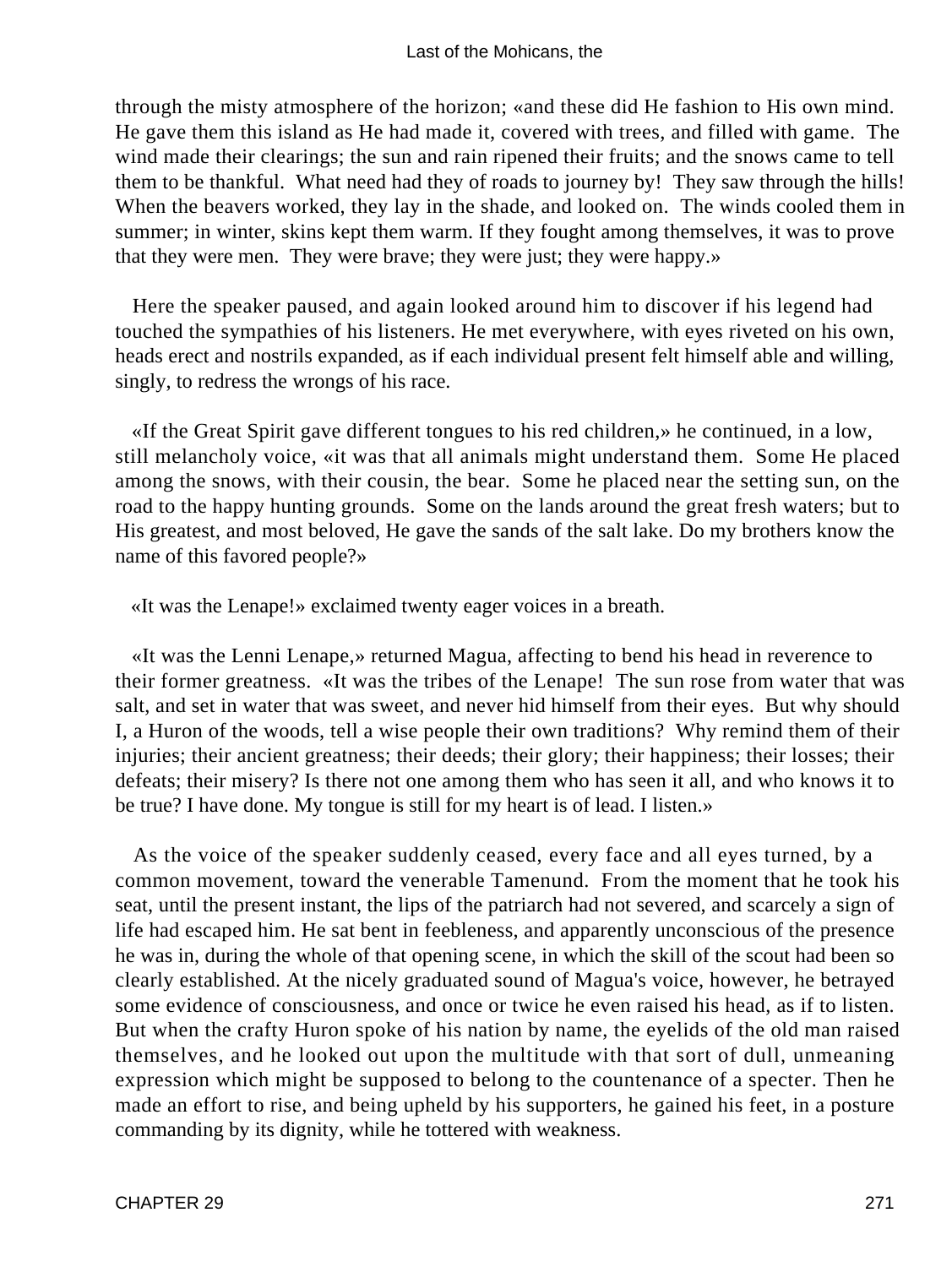through the misty atmosphere of the horizon; «and these did He fashion to His own mind. He gave them this island as He had made it, covered with trees, and filled with game. The wind made their clearings; the sun and rain ripened their fruits; and the snows came to tell them to be thankful. What need had they of roads to journey by! They saw through the hills! When the beavers worked, they lay in the shade, and looked on. The winds cooled them in summer; in winter, skins kept them warm. If they fought among themselves, it was to prove that they were men. They were brave; they were just; they were happy.»

Here the speaker paused, and again looked around him to discover if his legend had touched the sympathies of his listeners. He met everywhere, with eyes riveted on his own, heads erect and nostrils expanded, as if each individual present felt himself able and willing, singly, to redress the wrongs of his race.

«If the Great Spirit gave different tongues to his red children,» he continued, in a low, still melancholy voice, «it was that all animals might understand them. Some He placed among the snows, with their cousin, the bear. Some he placed near the setting sun, on the road to the happy hunting grounds. Some on the lands around the great fresh waters; but to His greatest, and most beloved, He gave the sands of the salt lake. Do my brothers know the name of this favored people?»

«It was the Lenape!» exclaimed twenty eager voices in a breath.

«It was the Lenni Lenape,» returned Magua, affecting to bend his head in reverence to their former greatness. «It was the tribes of the Lenape! The sun rose from water that was salt, and set in water that was sweet, and never hid himself from their eyes. But why should I, a Huron of the woods, tell a wise people their own traditions? Why remind them of their injuries; their ancient greatness; their deeds; their glory; their happiness; their losses; their defeats; their misery? Is there not one among them who has seen it all, and who knows it to be true? I have done. My tongue is still for my heart is of lead. I listen.»

As the voice of the speaker suddenly ceased, every face and all eyes turned, by a common movement, toward the venerable Tamenund. From the moment that he took his seat, until the present instant, the lips of the patriarch had not severed, and scarcely a sign of life had escaped him. He sat bent in feebleness, and apparently unconscious of the presence he was in, during the whole of that opening scene, in which the skill of the scout had been so clearly established. At the nicely graduated sound of Magua's voice, however, he betrayed some evidence of consciousness, and once or twice he even raised his head, as if to listen. But when the crafty Huron spoke of his nation by name, the eyelids of the old man raised themselves, and he looked out upon the multitude with that sort of dull, unmeaning expression which might be supposed to belong to the countenance of a specter. Then he made an effort to rise, and being upheld by his supporters, he gained his feet, in a posture commanding by its dignity, while he tottered with weakness.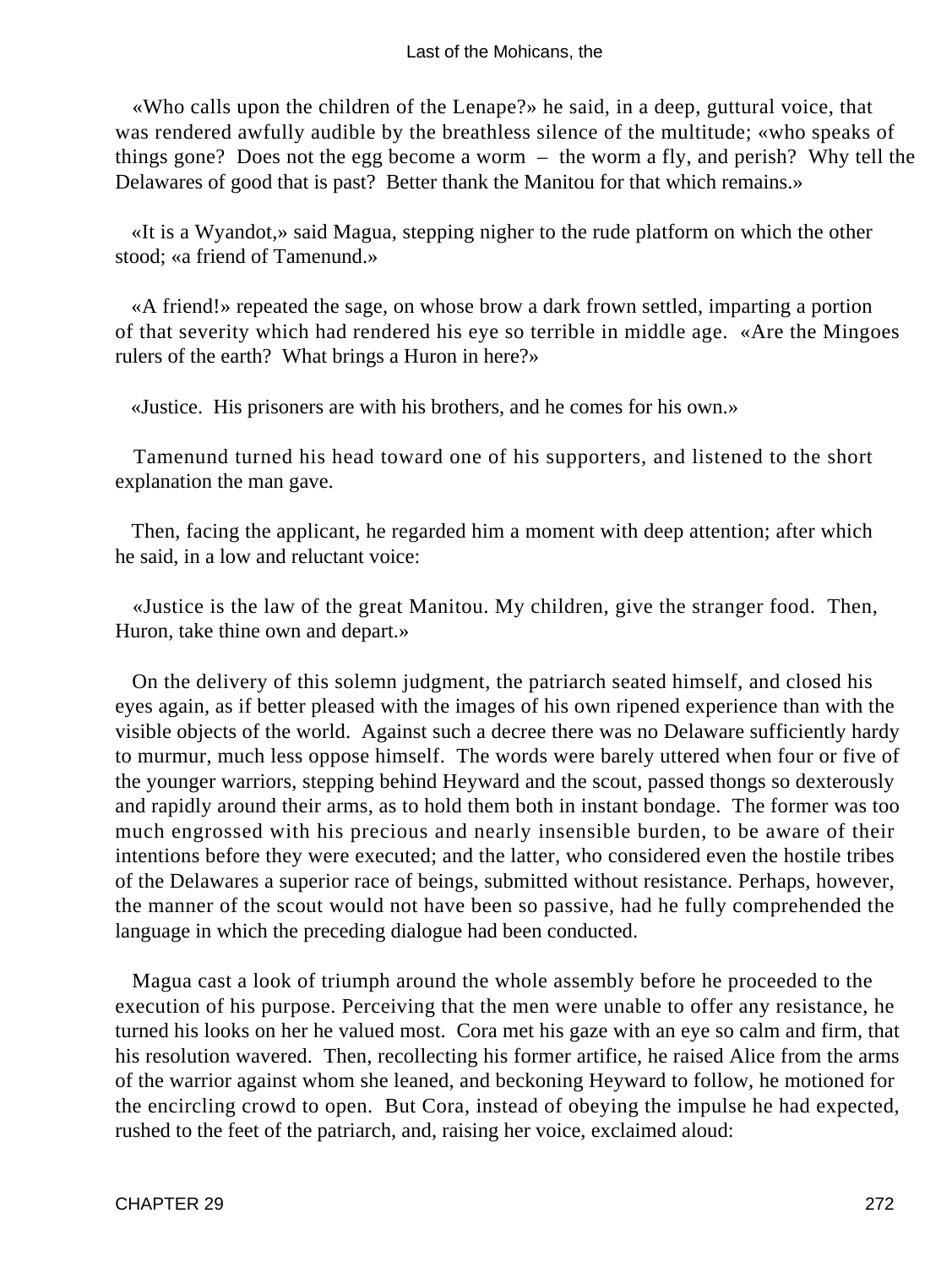«Who calls upon the children of the Lenape?» he said, in a deep, guttural voice, that was rendered awfully audible by the breathless silence of the multitude; «who speaks of things gone? Does not the egg become a worm – the worm a fly, and perish? Why tell the Delawares of good that is past? Better thank the Manitou for that which remains.»

«It is a Wyandot,» said Magua, stepping nigher to the rude platform on which the other stood; «a friend of Tamenund.»

«A friend!» repeated the sage, on whose brow a dark frown settled, imparting a portion of that severity which had rendered his eye so terrible in middle age. «Are the Mingoes rulers of the earth? What brings a Huron in here?»

«Justice. His prisoners are with his brothers, and he comes for his own.»

Tamenund turned his head toward one of his supporters, and listened to the short explanation the man gave.

Then, facing the applicant, he regarded him a moment with deep attention; after which he said, in a low and reluctant voice:

«Justice is the law of the great Manitou. My children, give the stranger food. Then, Huron, take thine own and depart.»

On the delivery of this solemn judgment, the patriarch seated himself, and closed his eyes again, as if better pleased with the images of his own ripened experience than with the visible objects of the world. Against such a decree there was no Delaware sufficiently hardy to murmur, much less oppose himself. The words were barely uttered when four or five of the younger warriors, stepping behind Heyward and the scout, passed thongs so dexterously and rapidly around their arms, as to hold them both in instant bondage. The former was too much engrossed with his precious and nearly insensible burden, to be aware of their intentions before they were executed; and the latter, who considered even the hostile tribes of the Delawares a superior race of beings, submitted without resistance. Perhaps, however, the manner of the scout would not have been so passive, had he fully comprehended the language in which the preceding dialogue had been conducted.

Magua cast a look of triumph around the whole assembly before he proceeded to the execution of his purpose. Perceiving that the men were unable to offer any resistance, he turned his looks on her he valued most. Cora met his gaze with an eye so calm and firm, that his resolution wavered. Then, recollecting his former artifice, he raised Alice from the arms of the warrior against whom she leaned, and beckoning Heyward to follow, he motioned for the encircling crowd to open. But Cora, instead of obeying the impulse he had expected, rushed to the feet of the patriarch, and, raising her voice, exclaimed aloud: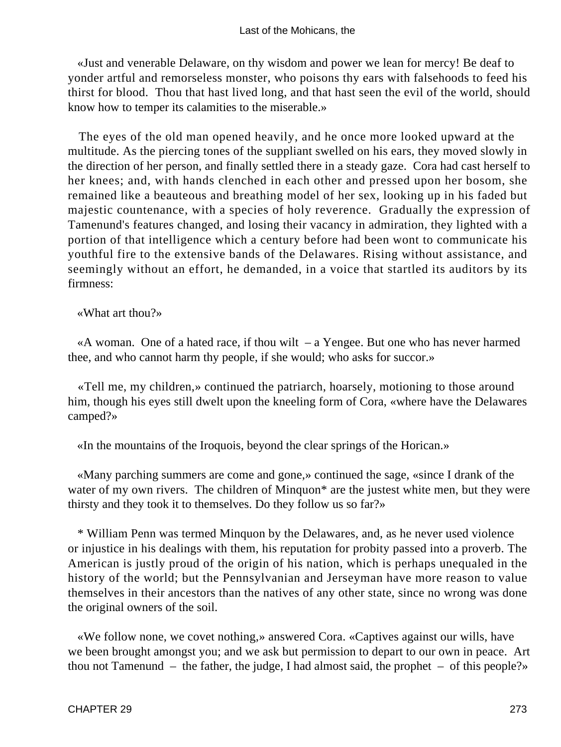«Just and venerable Delaware, on thy wisdom and power we lean for mercy! Be deaf to yonder artful and remorseless monster, who poisons thy ears with falsehoods to feed his thirst for blood. Thou that hast lived long, and that hast seen the evil of the world, should know how to temper its calamities to the miserable.»

The eyes of the old man opened heavily, and he once more looked upward at the multitude. As the piercing tones of the suppliant swelled on his ears, they moved slowly in the direction of her person, and finally settled there in a steady gaze. Cora had cast herself to her knees; and, with hands clenched in each other and pressed upon her bosom, she remained like a beauteous and breathing model of her sex, looking up in his faded but majestic countenance, with a species of holy reverence. Gradually the expression of Tamenund's features changed, and losing their vacancy in admiration, they lighted with a portion of that intelligence which a century before had been wont to communicate his youthful fire to the extensive bands of the Delawares. Rising without assistance, and seemingly without an effort, he demanded, in a voice that startled its auditors by its firmness:

«What art thou?»

«A woman. One of a hated race, if thou wilt – a Yengee. But one who has never harmed thee, and who cannot harm thy people, if she would; who asks for succor.»

«Tell me, my children,» continued the patriarch, hoarsely, motioning to those around him, though his eyes still dwelt upon the kneeling form of Cora, «where have the Delawares camped?»

«In the mountains of the Iroquois, beyond the clear springs of the Horican.»

«Many parching summers are come and gone,» continued the sage, «since I drank of the water of my own rivers. The children of Minquon* are the justest white men, but they were thirsty and they took it to themselves. Do they follow us so far?»

* William Penn was termed Minquon by the Delawares, and, as he never used violence or injustice in his dealings with them, his reputation for probity passed into a proverb. The American is justly proud of the origin of his nation, which is perhaps unequaled in the history of the world; but the Pennsylvanian and Jerseyman have more reason to value themselves in their ancestors than the natives of any other state, since no wrong was done the original owners of the soil.

«We follow none, we covet nothing,» answered Cora. «Captives against our wills, have we been brought amongst you; and we ask but permission to depart to our own in peace. Art thou not Tamenund – the father, the judge, I had almost said, the prophet – of this people?»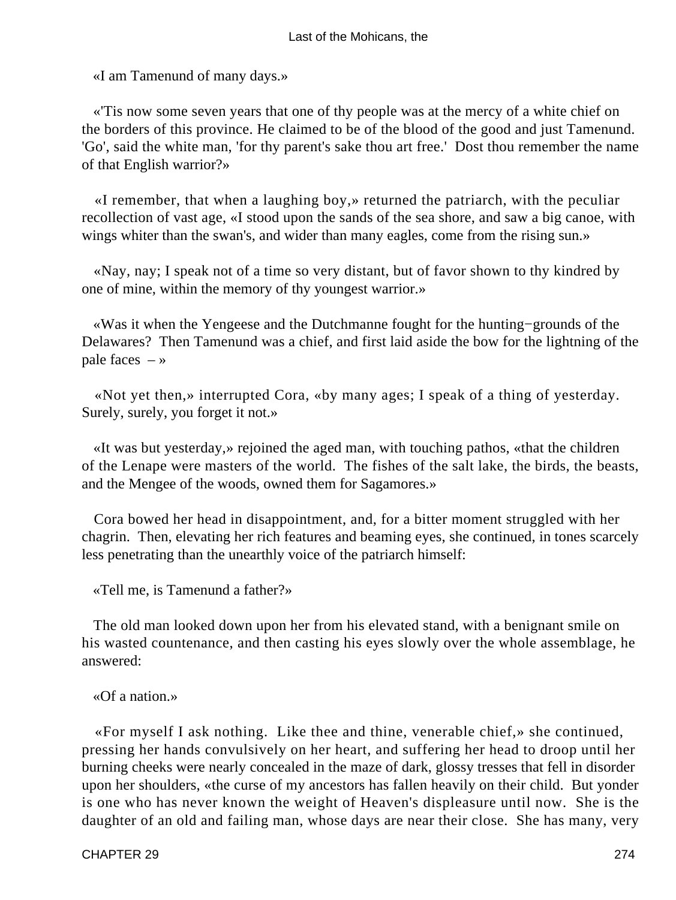«I am Tamenund of many days.»

«'Tis now some seven years that one of thy people was at the mercy of a white chief on the borders of this province. He claimed to be of the blood of the good and just Tamenund. 'Go', said the white man, 'for thy parent's sake thou art free.' Dost thou remember the name of that English warrior?»

«I remember, that when a laughing boy,» returned the patriarch, with the peculiar recollection of vast age, «I stood upon the sands of the sea shore, and saw a big canoe, with wings whiter than the swan's, and wider than many eagles, come from the rising sun.»

«Nay, nay; I speak not of a time so very distant, but of favor shown to thy kindred by one of mine, within the memory of thy youngest warrior.»

«Was it when the Yengeese and the Dutchmanne fought for the hunting−grounds of the Delawares? Then Tamenund was a chief, and first laid aside the bow for the lightning of the pale faces – »

«Not yet then,» interrupted Cora, «by many ages; I speak of a thing of yesterday. Surely, surely, you forget it not.»

«It was but yesterday,» rejoined the aged man, with touching pathos, «that the children of the Lenape were masters of the world. The fishes of the salt lake, the birds, the beasts, and the Mengee of the woods, owned them for Sagamores.»

Cora bowed her head in disappointment, and, for a bitter moment struggled with her chagrin. Then, elevating her rich features and beaming eyes, she continued, in tones scarcely less penetrating than the unearthly voice of the patriarch himself:

«Tell me, is Tamenund a father?»

The old man looked down upon her from his elevated stand, with a benignant smile on his wasted countenance, and then casting his eyes slowly over the whole assemblage, he answered:

«Of a nation.»

«For myself I ask nothing. Like thee and thine, venerable chief,» she continued, pressing her hands convulsively on her heart, and suffering her head to droop until her burning cheeks were nearly concealed in the maze of dark, glossy tresses that fell in disorder upon her shoulders, «the curse of my ancestors has fallen heavily on their child. But yonder is one who has never known the weight of Heaven's displeasure until now. She is the daughter of an old and failing man, whose days are near their close. She has many, very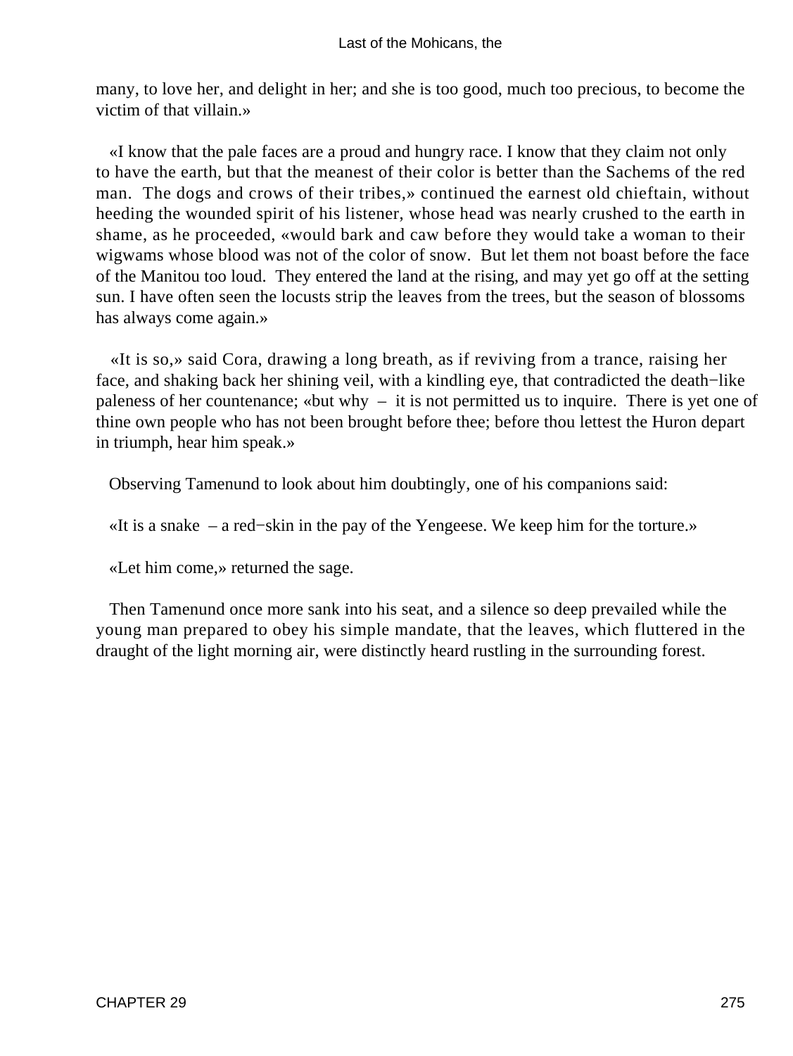many, to love her, and delight in her; and she is too good, much too precious, to become the victim of that villain.»

«I know that the pale faces are a proud and hungry race. I know that they claim not only to have the earth, but that the meanest of their color is better than the Sachems of the red man. The dogs and crows of their tribes,» continued the earnest old chieftain, without heeding the wounded spirit of his listener, whose head was nearly crushed to the earth in shame, as he proceeded, «would bark and caw before they would take a woman to their wigwams whose blood was not of the color of snow. But let them not boast before the face of the Manitou too loud. They entered the land at the rising, and may yet go off at the setting sun. I have often seen the locusts strip the leaves from the trees, but the season of blossoms has always come again.»

«It is so,» said Cora, drawing a long breath, as if reviving from a trance, raising her face, and shaking back her shining veil, with a kindling eye, that contradicted the death−like paleness of her countenance; «but why – it is not permitted us to inquire. There is yet one of thine own people who has not been brought before thee; before thou lettest the Huron depart in triumph, hear him speak.»

Observing Tamenund to look about him doubtingly, one of his companions said:

«It is a snake – a red−skin in the pay of the Yengeese. We keep him for the torture.»

«Let him come,» returned the sage.

Then Tamenund once more sank into his seat, and a silence so deep prevailed while the young man prepared to obey his simple mandate, that the leaves, which fluttered in the draught of the light morning air, were distinctly heard rustling in the surrounding forest.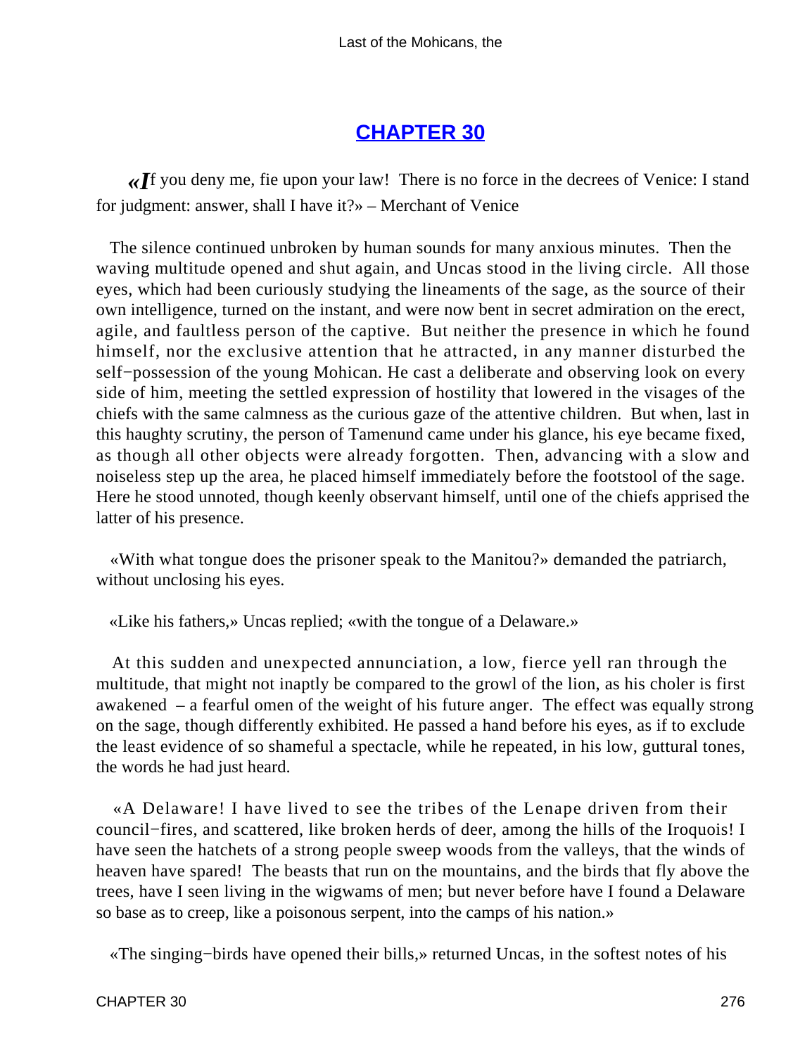## CHAPTER 30

«*I*f you deny me, fie upon your law! There is no force in the decrees of Venice: I stand for judgment: answer, shall I have it?» – Merchant of Venice

The silence continued unbroken by human sounds for many anxious minutes. Then the waving multitude opened and shut again, and Uncas stood in the living circle. All those eyes, which had been curiously studying the lineaments of the sage, as the source of their own intelligence, turned on the instant, and were now bent in secret admiration on the erect, agile, and faultless person of the captive. But neither the presence in which he found himself, nor the exclusive attention that he attracted, in any manner disturbed the self−possession of the young Mohican. He cast a deliberate and observing look on every side of him, meeting the settled expression of hostility that lowered in the visages of the chiefs with the same calmness as the curious gaze of the attentive children. But when, last in this haughty scrutiny, the person of Tamenund came under his glance, his eye became fixed, as though all other objects were already forgotten. Then, advancing with a slow and noiseless step up the area, he placed himself immediately before the footstool of the sage. Here he stood unnoted, though keenly observant himself, until one of the chiefs apprised the latter of his presence.

«With what tongue does the prisoner speak to the Manitou?» demanded the patriarch, without unclosing his eyes.

«Like his fathers,» Uncas replied; «with the tongue of a Delaware.»

At this sudden and unexpected annunciation, a low, fierce yell ran through the multitude, that might not inaptly be compared to the growl of the lion, as his choler is first awakened – a fearful omen of the weight of his future anger. The effect was equally strong on the sage, though differently exhibited. He passed a hand before his eyes, as if to exclude the least evidence of so shameful a spectacle, while he repeated, in his low, guttural tones, the words he had just heard.

«A Delaware! I have lived to see the tribes of the Lenape driven from their council−fires, and scattered, like broken herds of deer, among the hills of the Iroquois! I have seen the hatchets of a strong people sweep woods from the valleys, that the winds of heaven have spared! The beasts that run on the mountains, and the birds that fly above the trees, have I seen living in the wigwams of men; but never before have I found a Delaware so base as to creep, like a poisonous serpent, into the camps of his nation.»

«The singing−birds have opened their bills,» returned Uncas, in the softest notes of his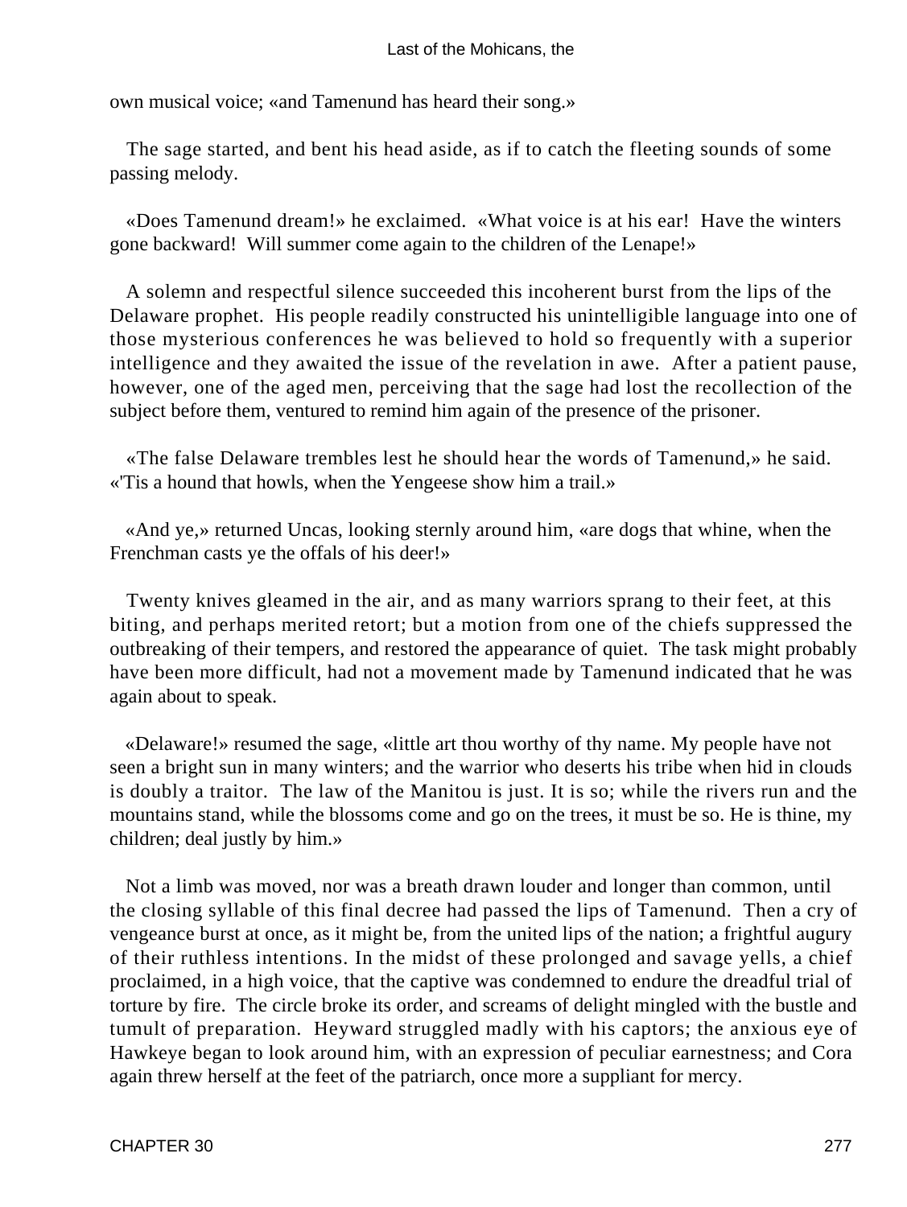own musical voice; «and Tamenund has heard their song.»

The sage started, and bent his head aside, as if to catch the fleeting sounds of some passing melody.

«Does Tamenund dream!» he exclaimed. «What voice is at his ear! Have the winters gone backward! Will summer come again to the children of the Lenape!»

A solemn and respectful silence succeeded this incoherent burst from the lips of the Delaware prophet. His people readily constructed his unintelligible language into one of those mysterious conferences he was believed to hold so frequently with a superior intelligence and they awaited the issue of the revelation in awe. After a patient pause, however, one of the aged men, perceiving that the sage had lost the recollection of the subject before them, ventured to remind him again of the presence of the prisoner.

«The false Delaware trembles lest he should hear the words of Tamenund,» he said. «'Tis a hound that howls, when the Yengeese show him a trail.»

«And ye,» returned Uncas, looking sternly around him, «are dogs that whine, when the Frenchman casts ye the offals of his deer!»

Twenty knives gleamed in the air, and as many warriors sprang to their feet, at this biting, and perhaps merited retort; but a motion from one of the chiefs suppressed the outbreaking of their tempers, and restored the appearance of quiet. The task might probably have been more difficult, had not a movement made by Tamenund indicated that he was again about to speak.

«Delaware!» resumed the sage, «little art thou worthy of thy name. My people have not seen a bright sun in many winters; and the warrior who deserts his tribe when hid in clouds is doubly a traitor. The law of the Manitou is just. It is so; while the rivers run and the mountains stand, while the blossoms come and go on the trees, it must be so. He is thine, my children; deal justly by him.»

Not a limb was moved, nor was a breath drawn louder and longer than common, until the closing syllable of this final decree had passed the lips of Tamenund. Then a cry of vengeance burst at once, as it might be, from the united lips of the nation; a frightful augury of their ruthless intentions. In the midst of these prolonged and savage yells, a chief proclaimed, in a high voice, that the captive was condemned to endure the dreadful trial of torture by fire. The circle broke its order, and screams of delight mingled with the bustle and tumult of preparation. Heyward struggled madly with his captors; the anxious eye of Hawkeye began to look around him, with an expression of peculiar earnestness; and Cora again threw herself at the feet of the patriarch, once more a suppliant for mercy.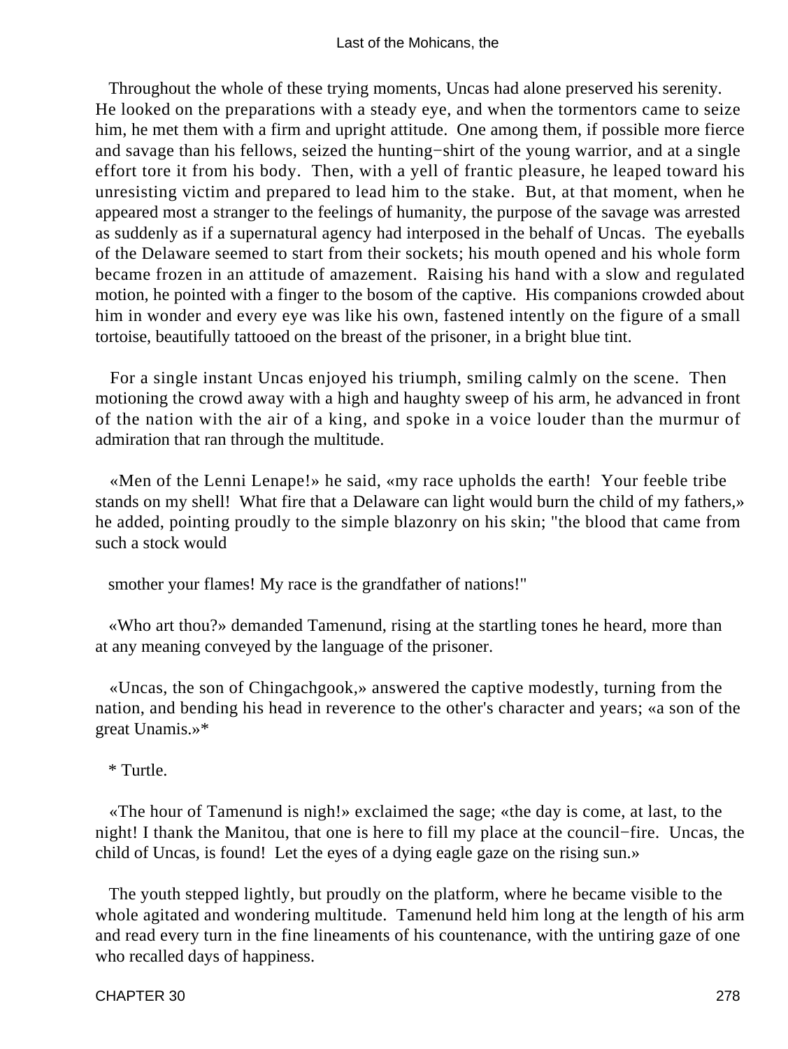Throughout the whole of these trying moments, Uncas had alone preserved his serenity. He looked on the preparations with a steady eye, and when the tormentors came to seize him, he met them with a firm and upright attitude. One among them, if possible more fierce and savage than his fellows, seized the hunting−shirt of the young warrior, and at a single effort tore it from his body. Then, with a yell of frantic pleasure, he leaped toward his unresisting victim and prepared to lead him to the stake. But, at that moment, when he appeared most a stranger to the feelings of humanity, the purpose of the savage was arrested as suddenly as if a supernatural agency had interposed in the behalf of Uncas. The eyeballs of the Delaware seemed to start from their sockets; his mouth opened and his whole form became frozen in an attitude of amazement. Raising his hand with a slow and regulated motion, he pointed with a finger to the bosom of the captive. His companions crowded about him in wonder and every eye was like his own, fastened intently on the figure of a small tortoise, beautifully tattooed on the breast of the prisoner, in a bright blue tint.

For a single instant Uncas enjoyed his triumph, smiling calmly on the scene. Then motioning the crowd away with a high and haughty sweep of his arm, he advanced in front of the nation with the air of a king, and spoke in a voice louder than the murmur of admiration that ran through the multitude.

«Men of the Lenni Lenape!» he said, «my race upholds the earth! Your feeble tribe stands on my shell! What fire that a Delaware can light would burn the child of my fathers,» he added, pointing proudly to the simple blazonry on his skin; "the blood that came from such a stock would

smother your flames! My race is the grandfather of nations!"

«Who art thou?» demanded Tamenund, rising at the startling tones he heard, more than at any meaning conveyed by the language of the prisoner.

«Uncas, the son of Chingachgook,» answered the captive modestly, turning from the nation, and bending his head in reverence to the other's character and years; «a son of the great Unamis.»*

* Turtle.

«The hour of Tamenund is nigh!» exclaimed the sage; «the day is come, at last, to the night! I thank the Manitou, that one is here to fill my place at the council−fire. Uncas, the child of Uncas, is found! Let the eyes of a dying eagle gaze on the rising sun.»

The youth stepped lightly, but proudly on the platform, where he became visible to the whole agitated and wondering multitude. Tamenund held him long at the length of his arm and read every turn in the fine lineaments of his countenance, with the untiring gaze of one who recalled days of happiness.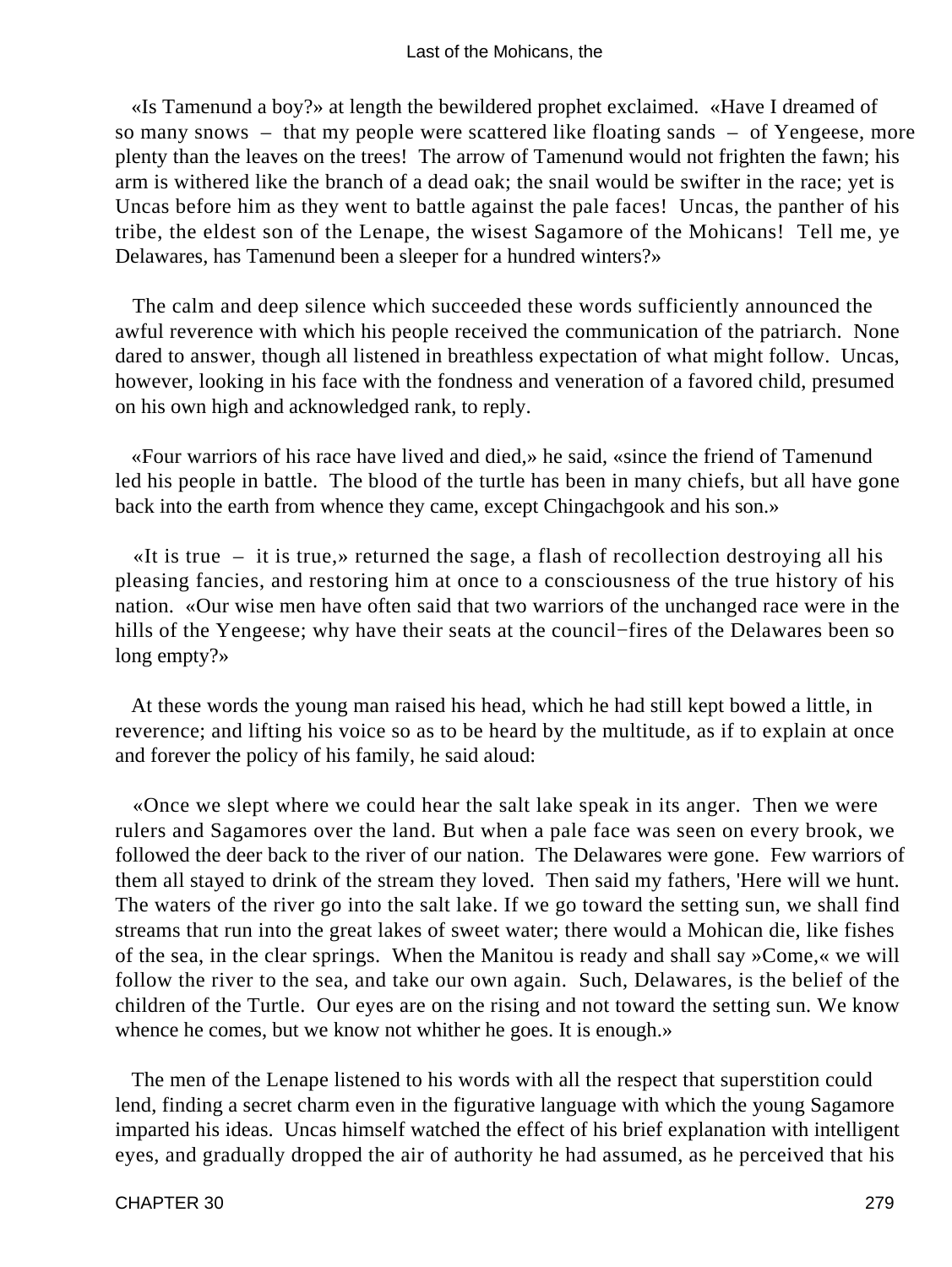«Is Tamenund a boy?» at length the bewildered prophet exclaimed. «Have I dreamed of so many snows – that my people were scattered like floating sands – of Yengeese, more plenty than the leaves on the trees! The arrow of Tamenund would not frighten the fawn; his arm is withered like the branch of a dead oak; the snail would be swifter in the race; yet is Uncas before him as they went to battle against the pale faces! Uncas, the panther of his tribe, the eldest son of the Lenape, the wisest Sagamore of the Mohicans! Tell me, ye Delawares, has Tamenund been a sleeper for a hundred winters?»

The calm and deep silence which succeeded these words sufficiently announced the awful reverence with which his people received the communication of the patriarch. None dared to answer, though all listened in breathless expectation of what might follow. Uncas, however, looking in his face with the fondness and veneration of a favored child, presumed on his own high and acknowledged rank, to reply.

«Four warriors of his race have lived and died,» he said, «since the friend of Tamenund led his people in battle. The blood of the turtle has been in many chiefs, but all have gone back into the earth from whence they came, except Chingachgook and his son.»

«It is true – it is true,» returned the sage, a flash of recollection destroying all his pleasing fancies, and restoring him at once to a consciousness of the true history of his nation. «Our wise men have often said that two warriors of the unchanged race were in the hills of the Yengeese; why have their seats at the council−fires of the Delawares been so long empty?»

At these words the young man raised his head, which he had still kept bowed a little, in reverence; and lifting his voice so as to be heard by the multitude, as if to explain at once and forever the policy of his family, he said aloud:

«Once we slept where we could hear the salt lake speak in its anger. Then we were rulers and Sagamores over the land. But when a pale face was seen on every brook, we followed the deer back to the river of our nation. The Delawares were gone. Few warriors of them all stayed to drink of the stream they loved. Then said my fathers, 'Here will we hunt. The waters of the river go into the salt lake. If we go toward the setting sun, we shall find streams that run into the great lakes of sweet water; there would a Mohican die, like fishes of the sea, in the clear springs. When the Manitou is ready and shall say »Come,« we will follow the river to the sea, and take our own again. Such, Delawares, is the belief of the children of the Turtle. Our eyes are on the rising and not toward the setting sun. We know whence he comes, but we know not whither he goes. It is enough.»

The men of the Lenape listened to his words with all the respect that superstition could lend, finding a secret charm even in the figurative language with which the young Sagamore imparted his ideas. Uncas himself watched the effect of his brief explanation with intelligent eyes, and gradually dropped the air of authority he had assumed, as he perceived that his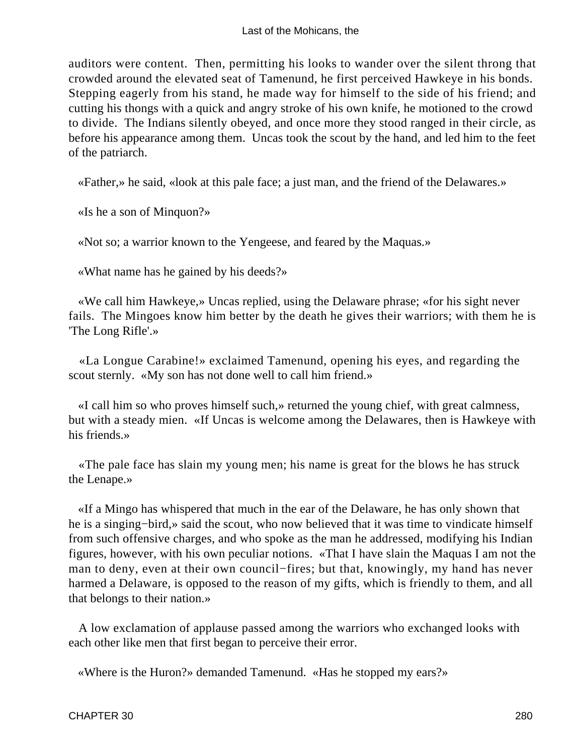auditors were content. Then, permitting his looks to wander over the silent throng that crowded around the elevated seat of Tamenund, he first perceived Hawkeye in his bonds. Stepping eagerly from his stand, he made way for himself to the side of his friend; and cutting his thongs with a quick and angry stroke of his own knife, he motioned to the crowd to divide. The Indians silently obeyed, and once more they stood ranged in their circle, as before his appearance among them. Uncas took the scout by the hand, and led him to the feet of the patriarch.

«Father,» he said, «look at this pale face; a just man, and the friend of the Delawares.»

«Is he a son of Minquon?»

«Not so; a warrior known to the Yengeese, and feared by the Maquas.»

«What name has he gained by his deeds?»

«We call him Hawkeye,» Uncas replied, using the Delaware phrase; «for his sight never fails. The Mingoes know him better by the death he gives their warriors; with them he is 'The Long Rifle'.»

«La Longue Carabine!» exclaimed Tamenund, opening his eyes, and regarding the scout sternly. «My son has not done well to call him friend.»

«I call him so who proves himself such,» returned the young chief, with great calmness, but with a steady mien. «If Uncas is welcome among the Delawares, then is Hawkeye with his friends.»

«The pale face has slain my young men; his name is great for the blows he has struck the Lenape.»

«If a Mingo has whispered that much in the ear of the Delaware, he has only shown that he is a singing−bird,» said the scout, who now believed that it was time to vindicate himself from such offensive charges, and who spoke as the man he addressed, modifying his Indian figures, however, with his own peculiar notions. «That I have slain the Maquas I am not the man to deny, even at their own council−fires; but that, knowingly, my hand has never harmed a Delaware, is opposed to the reason of my gifts, which is friendly to them, and all that belongs to their nation.»

A low exclamation of applause passed among the warriors who exchanged looks with each other like men that first began to perceive their error.

«Where is the Huron?» demanded Tamenund. «Has he stopped my ears?»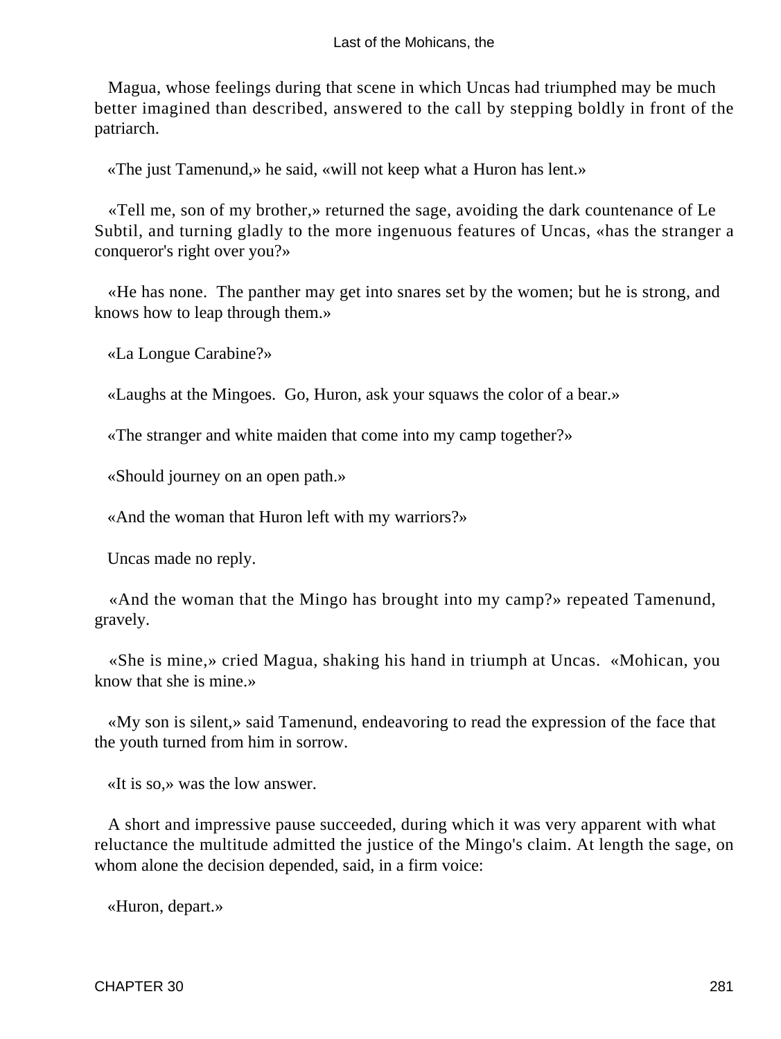Magua, whose feelings during that scene in which Uncas had triumphed may be much better imagined than described, answered to the call by stepping boldly in front of the patriarch.

«The just Tamenund,» he said, «will not keep what a Huron has lent.»

«Tell me, son of my brother,» returned the sage, avoiding the dark countenance of Le Subtil, and turning gladly to the more ingenuous features of Uncas, «has the stranger a conqueror's right over you?»

«He has none. The panther may get into snares set by the women; but he is strong, and knows how to leap through them.»

«La Longue Carabine?»

«Laughs at the Mingoes. Go, Huron, ask your squaws the color of a bear.»

«The stranger and white maiden that come into my camp together?»

«Should journey on an open path.»

«And the woman that Huron left with my warriors?»

Uncas made no reply.

«And the woman that the Mingo has brought into my camp?» repeated Tamenund, gravely.

«She is mine,» cried Magua, shaking his hand in triumph at Uncas. «Mohican, you know that she is mine.»

«My son is silent,» said Tamenund, endeavoring to read the expression of the face that the youth turned from him in sorrow.

«It is so,» was the low answer.

A short and impressive pause succeeded, during which it was very apparent with what reluctance the multitude admitted the justice of the Mingo's claim. At length the sage, on whom alone the decision depended, said, in a firm voice:

«Huron, depart.»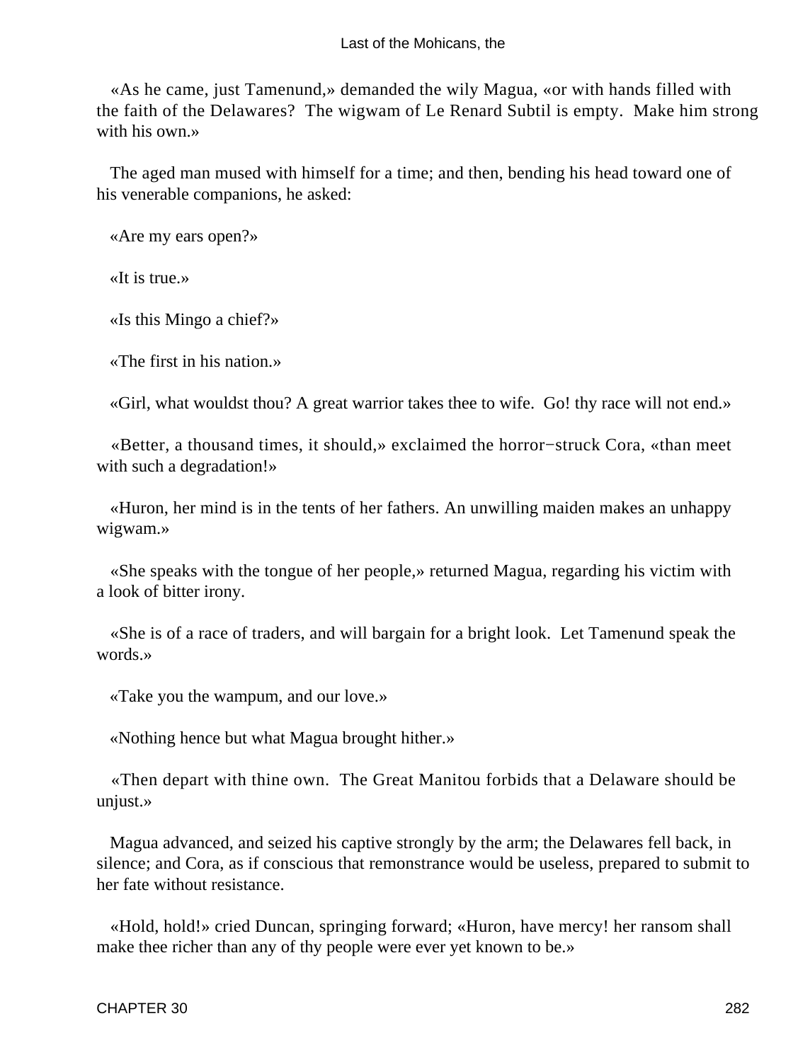«As he came, just Tamenund,» demanded the wily Magua, «or with hands filled with the faith of the Delawares? The wigwam of Le Renard Subtil is empty. Make him strong with his own.»

The aged man mused with himself for a time; and then, bending his head toward one of his venerable companions, he asked:

«Are my ears open?»

«It is true.»

«Is this Mingo a chief?»

«The first in his nation.»

«Girl, what wouldst thou? A great warrior takes thee to wife. Go! thy race will not end.»

«Better, a thousand times, it should,» exclaimed the horror−struck Cora, «than meet with such a degradation!»

«Huron, her mind is in the tents of her fathers. An unwilling maiden makes an unhappy wigwam.»

«She speaks with the tongue of her people,» returned Magua, regarding his victim with a look of bitter irony.

«She is of a race of traders, and will bargain for a bright look. Let Tamenund speak the words.»

«Take you the wampum, and our love.»

«Nothing hence but what Magua brought hither.»

«Then depart with thine own. The Great Manitou forbids that a Delaware should be unjust.»

Magua advanced, and seized his captive strongly by the arm; the Delawares fell back, in silence; and Cora, as if conscious that remonstrance would be useless, prepared to submit to her fate without resistance.

«Hold, hold!» cried Duncan, springing forward; «Huron, have mercy! her ransom shall make thee richer than any of thy people were ever yet known to be.»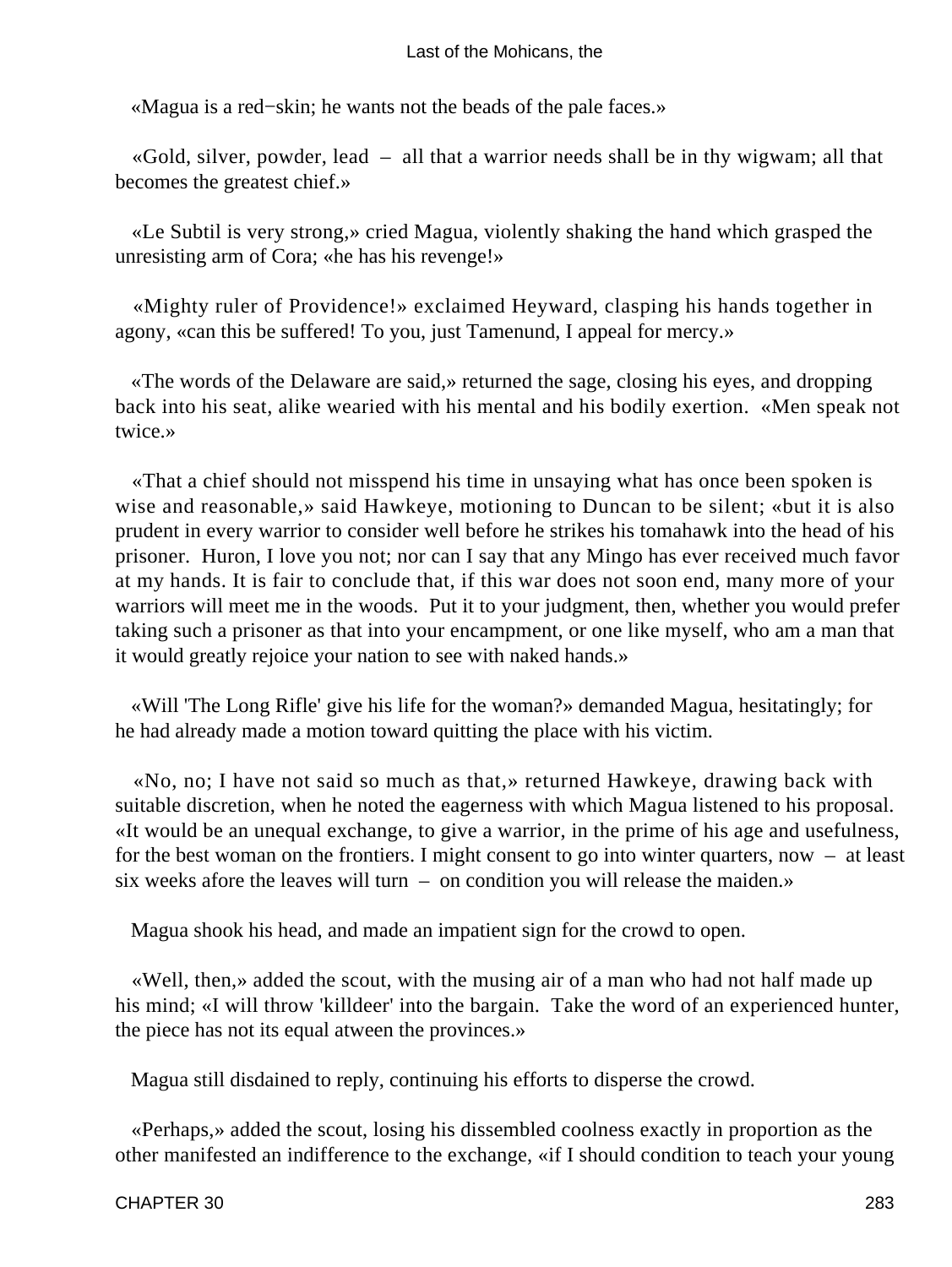«Magua is a red−skin; he wants not the beads of the pale faces.»

«Gold, silver, powder, lead – all that a warrior needs shall be in thy wigwam; all that becomes the greatest chief.»

«Le Subtil is very strong,» cried Magua, violently shaking the hand which grasped the unresisting arm of Cora; «he has his revenge!»

«Mighty ruler of Providence!» exclaimed Heyward, clasping his hands together in agony, «can this be suffered! To you, just Tamenund, I appeal for mercy.»

«The words of the Delaware are said,» returned the sage, closing his eyes, and dropping back into his seat, alike wearied with his mental and his bodily exertion. «Men speak not twice.»

«That a chief should not misspend his time in unsaying what has once been spoken is wise and reasonable,» said Hawkeye, motioning to Duncan to be silent; «but it is also prudent in every warrior to consider well before he strikes his tomahawk into the head of his prisoner. Huron, I love you not; nor can I say that any Mingo has ever received much favor at my hands. It is fair to conclude that, if this war does not soon end, many more of your warriors will meet me in the woods. Put it to your judgment, then, whether you would prefer taking such a prisoner as that into your encampment, or one like myself, who am a man that it would greatly rejoice your nation to see with naked hands.»

«Will 'The Long Rifle' give his life for the woman?» demanded Magua, hesitatingly; for he had already made a motion toward quitting the place with his victim.

«No, no; I have not said so much as that,» returned Hawkeye, drawing back with suitable discretion, when he noted the eagerness with which Magua listened to his proposal. «It would be an unequal exchange, to give a warrior, in the prime of his age and usefulness, for the best woman on the frontiers. I might consent to go into winter quarters, now – at least six weeks afore the leaves will turn – on condition you will release the maiden.»

Magua shook his head, and made an impatient sign for the crowd to open.

«Well, then,» added the scout, with the musing air of a man who had not half made up his mind; «I will throw 'killdeer' into the bargain. Take the word of an experienced hunter, the piece has not its equal atween the provinces.»

Magua still disdained to reply, continuing his efforts to disperse the crowd.

«Perhaps,» added the scout, losing his dissembled coolness exactly in proportion as the other manifested an indifference to the exchange, «if I should condition to teach your young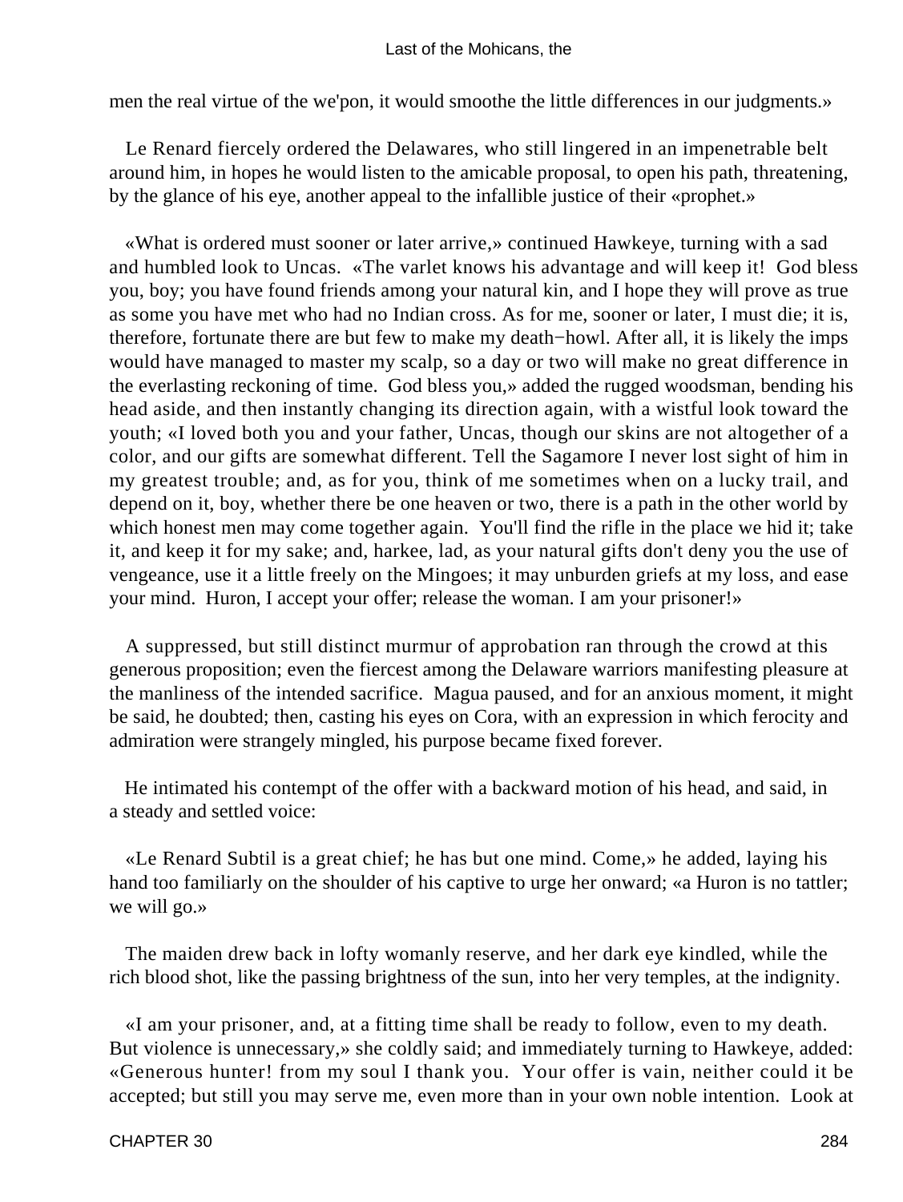men the real virtue of the we'pon, it would smoothe the little differences in our judgments.»

Le Renard fiercely ordered the Delawares, who still lingered in an impenetrable belt around him, in hopes he would listen to the amicable proposal, to open his path, threatening, by the glance of his eye, another appeal to the infallible justice of their «prophet.»

«What is ordered must sooner or later arrive,» continued Hawkeye, turning with a sad and humbled look to Uncas. «The varlet knows his advantage and will keep it! God bless you, boy; you have found friends among your natural kin, and I hope they will prove as true as some you have met who had no Indian cross. As for me, sooner or later, I must die; it is, therefore, fortunate there are but few to make my death−howl. After all, it is likely the imps would have managed to master my scalp, so a day or two will make no great difference in the everlasting reckoning of time. God bless you,» added the rugged woodsman, bending his head aside, and then instantly changing its direction again, with a wistful look toward the youth; «I loved both you and your father, Uncas, though our skins are not altogether of a color, and our gifts are somewhat different. Tell the Sagamore I never lost sight of him in my greatest trouble; and, as for you, think of me sometimes when on a lucky trail, and depend on it, boy, whether there be one heaven or two, there is a path in the other world by which honest men may come together again. You'll find the rifle in the place we hid it; take it, and keep it for my sake; and, harkee, lad, as your natural gifts don't deny you the use of vengeance, use it a little freely on the Mingoes; it may unburden griefs at my loss, and ease your mind. Huron, I accept your offer; release the woman. I am your prisoner!»

A suppressed, but still distinct murmur of approbation ran through the crowd at this generous proposition; even the fiercest among the Delaware warriors manifesting pleasure at the manliness of the intended sacrifice. Magua paused, and for an anxious moment, it might be said, he doubted; then, casting his eyes on Cora, with an expression in which ferocity and admiration were strangely mingled, his purpose became fixed forever.

He intimated his contempt of the offer with a backward motion of his head, and said, in a steady and settled voice:

«Le Renard Subtil is a great chief; he has but one mind. Come,» he added, laying his hand too familiarly on the shoulder of his captive to urge her onward; «a Huron is no tattler; we will go.»

The maiden drew back in lofty womanly reserve, and her dark eye kindled, while the rich blood shot, like the passing brightness of the sun, into her very temples, at the indignity.

«I am your prisoner, and, at a fitting time shall be ready to follow, even to my death. But violence is unnecessary,» she coldly said; and immediately turning to Hawkeye, added: «Generous hunter! from my soul I thank you. Your offer is vain, neither could it be accepted; but still you may serve me, even more than in your own noble intention. Look at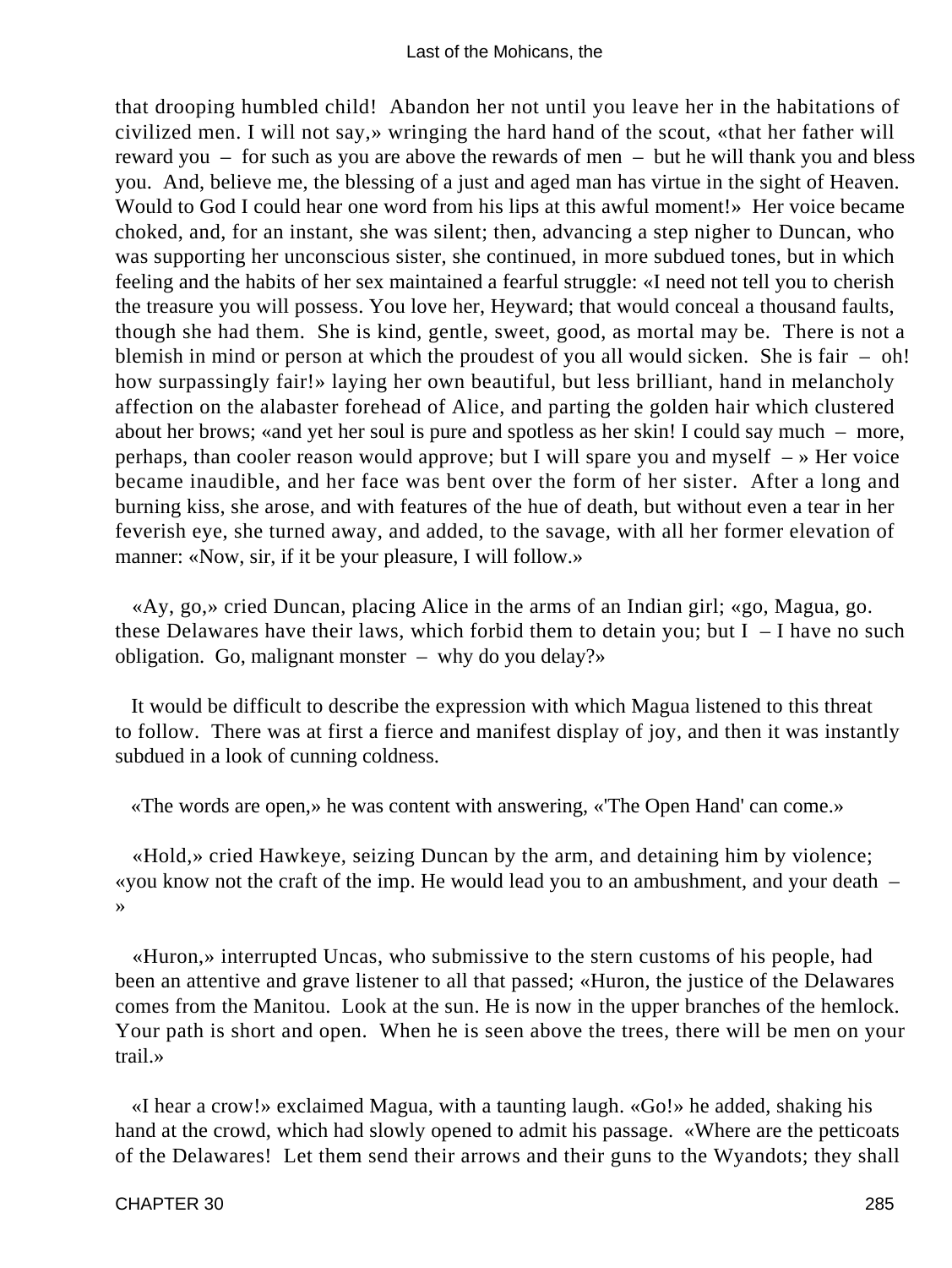that drooping humbled child! Abandon her not until you leave her in the habitations of civilized men. I will not say,» wringing the hard hand of the scout, «that her father will reward you – for such as you are above the rewards of men – but he will thank you and bless you. And, believe me, the blessing of a just and aged man has virtue in the sight of Heaven. Would to God I could hear one word from his lips at this awful moment!» Her voice became choked, and, for an instant, she was silent; then, advancing a step nigher to Duncan, who was supporting her unconscious sister, she continued, in more subdued tones, but in which feeling and the habits of her sex maintained a fearful struggle: «I need not tell you to cherish the treasure you will possess. You love her, Heyward; that would conceal a thousand faults, though she had them. She is kind, gentle, sweet, good, as mortal may be. There is not a blemish in mind or person at which the proudest of you all would sicken. She is fair – oh! how surpassingly fair!» laying her own beautiful, but less brilliant, hand in melancholy affection on the alabaster forehead of Alice, and parting the golden hair which clustered about her brows; «and yet her soul is pure and spotless as her skin! I could say much – more, perhaps, than cooler reason would approve; but I will spare you and myself – » Her voice became inaudible, and her face was bent over the form of her sister. After a long and burning kiss, she arose, and with features of the hue of death, but without even a tear in her feverish eye, she turned away, and added, to the savage, with all her former elevation of manner: «Now, sir, if it be your pleasure, I will follow.»

«Ay, go,» cried Duncan, placing Alice in the arms of an Indian girl; «go, Magua, go. these Delawares have their laws, which forbid them to detain you; but I – I have no such obligation. Go, malignant monster – why do you delay?»

It would be difficult to describe the expression with which Magua listened to this threat to follow. There was at first a fierce and manifest display of joy, and then it was instantly subdued in a look of cunning coldness.

«The words are open,» he was content with answering, «'The Open Hand' can come.»

«Hold,» cried Hawkeye, seizing Duncan by the arm, and detaining him by violence; «you know not the craft of the imp. He would lead you to an ambushment, and your death – »

«Huron,» interrupted Uncas, who submissive to the stern customs of his people, had been an attentive and grave listener to all that passed; «Huron, the justice of the Delawares comes from the Manitou. Look at the sun. He is now in the upper branches of the hemlock. Your path is short and open. When he is seen above the trees, there will be men on your trail.»

«I hear a crow!» exclaimed Magua, with a taunting laugh. «Go!» he added, shaking his hand at the crowd, which had slowly opened to admit his passage. «Where are the petticoats of the Delawares! Let them send their arrows and their guns to the Wyandots; they shall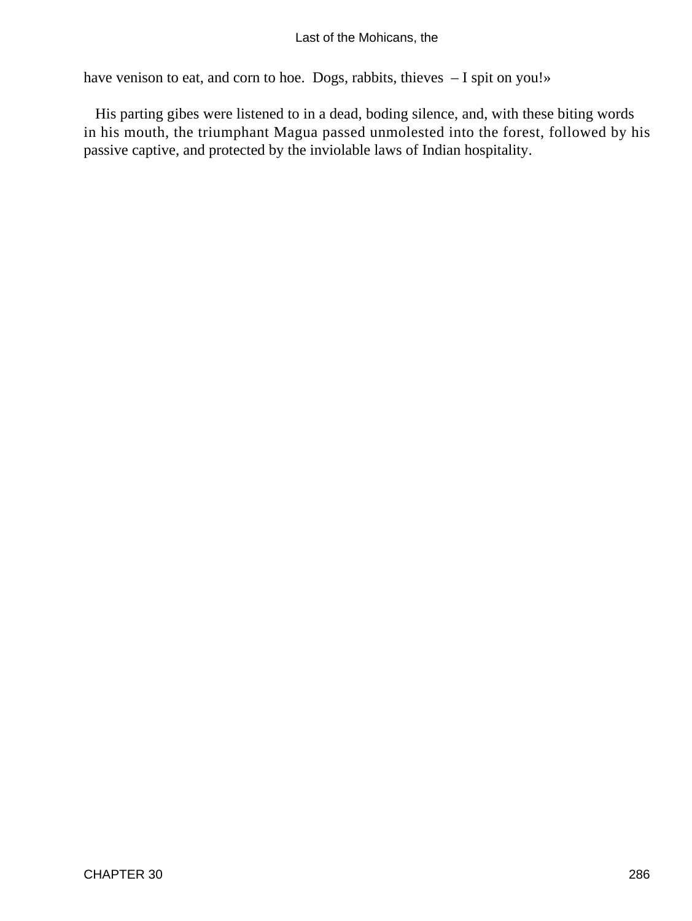have venison to eat, and corn to hoe.  Dogs, rabbits, thieves  – I spit on you!»

His parting gibes were listened to in a dead, boding silence, and, with these biting words in his mouth, the triumphant Magua passed unmolested into the forest, followed by his passive captive, and protected by the inviolable laws of Indian hospitality.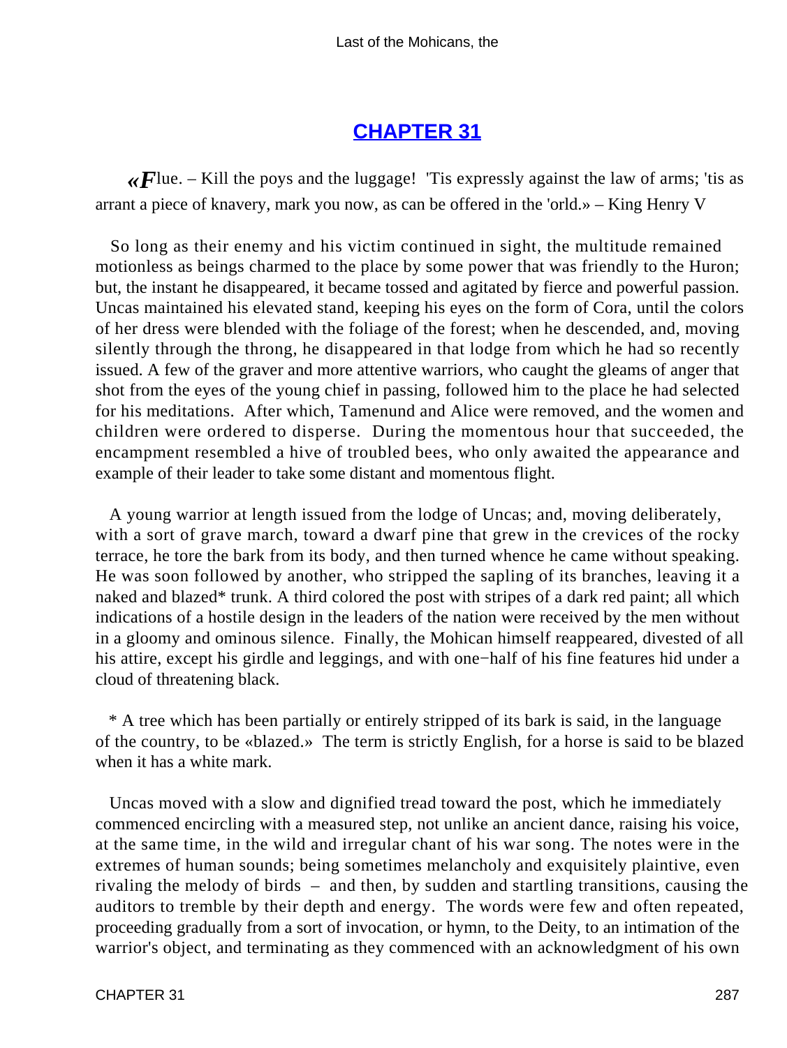## CHAPTER 31

*«Flue. – Kill the poys and the luggage! 'Tis expressly against the law of arms; 'tis as arrant a piece of knavery, mark you now, as can be offered in the 'orld.» – King Henry V*

So long as their enemy and his victim continued in sight, the multitude remained motionless as beings charmed to the place by some power that was friendly to the Huron; but, the instant he disappeared, it became tossed and agitated by fierce and powerful passion. Uncas maintained his elevated stand, keeping his eyes on the form of Cora, until the colors of her dress were blended with the foliage of the forest; when he descended, and, moving silently through the throng, he disappeared in that lodge from which he had so recently issued. A few of the graver and more attentive warriors, who caught the gleams of anger that shot from the eyes of the young chief in passing, followed him to the place he had selected for his meditations. After which, Tamenund and Alice were removed, and the women and children were ordered to disperse. During the momentous hour that succeeded, the encampment resembled a hive of troubled bees, who only awaited the appearance and example of their leader to take some distant and momentous flight.

A young warrior at length issued from the lodge of Uncas; and, moving deliberately, with a sort of grave march, toward a dwarf pine that grew in the crevices of the rocky terrace, he tore the bark from its body, and then turned whence he came without speaking. He was soon followed by another, who stripped the sapling of its branches, leaving it a naked and blazed* trunk. A third colored the post with stripes of a dark red paint; all which indications of a hostile design in the leaders of the nation were received by the men without in a gloomy and ominous silence. Finally, the Mohican himself reappeared, divested of all his attire, except his girdle and leggings, and with one−half of his fine features hid under a cloud of threatening black.

* A tree which has been partially or entirely stripped of its bark is said, in the language of the country, to be «blazed.» The term is strictly English, for a horse is said to be blazed when it has a white mark.

Uncas moved with a slow and dignified tread toward the post, which he immediately commenced encircling with a measured step, not unlike an ancient dance, raising his voice, at the same time, in the wild and irregular chant of his war song. The notes were in the extremes of human sounds; being sometimes melancholy and exquisitely plaintive, even rivaling the melody of birds – and then, by sudden and startling transitions, causing the auditors to tremble by their depth and energy. The words were few and often repeated, proceeding gradually from a sort of invocation, or hymn, to the Deity, to an intimation of the warrior's object, and terminating as they commenced with an acknowledgment of his own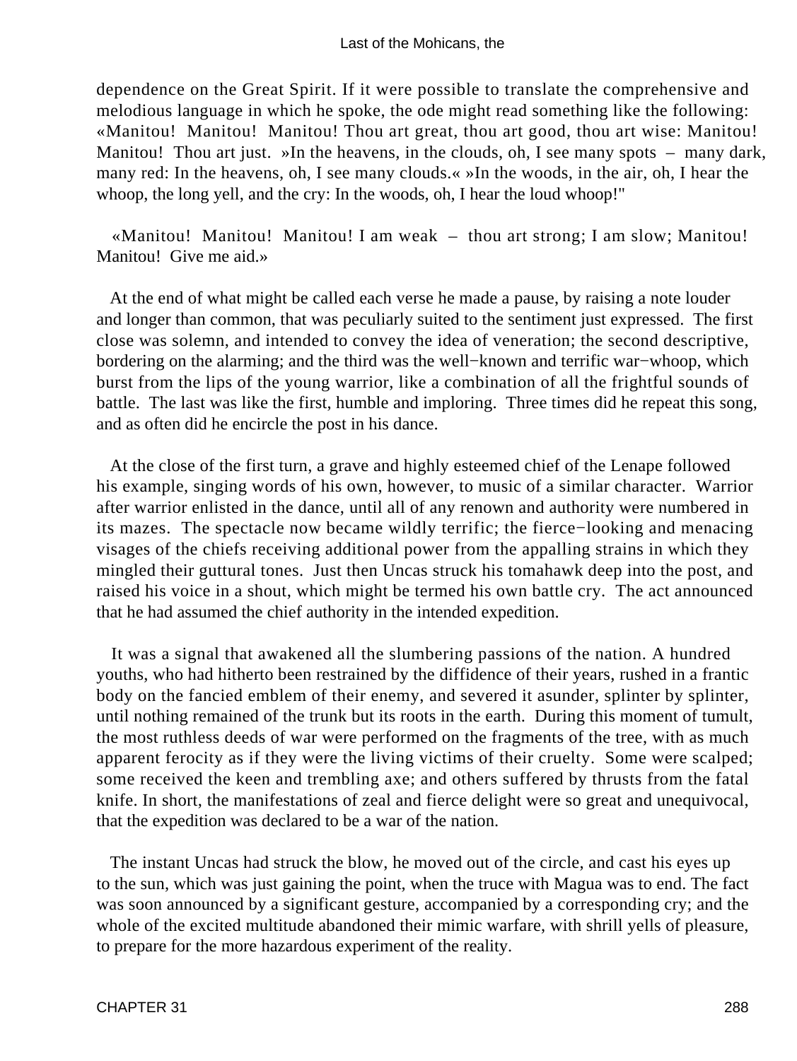dependence on the Great Spirit. If it were possible to translate the comprehensive and melodious language in which he spoke, the ode might read something like the following: «Manitou! Manitou! Manitou! Thou art great, thou art good, thou art wise: Manitou! Manitou! Thou art just. »In the heavens, in the clouds, oh, I see many spots – many dark, many red: In the heavens, oh, I see many clouds.« »In the woods, in the air, oh, I hear the whoop, the long yell, and the cry: In the woods, oh, I hear the loud whoop!"

«Manitou! Manitou! Manitou! I am weak – thou art strong; I am slow; Manitou! Manitou! Give me aid.»

At the end of what might be called each verse he made a pause, by raising a note louder and longer than common, that was peculiarly suited to the sentiment just expressed. The first close was solemn, and intended to convey the idea of veneration; the second descriptive, bordering on the alarming; and the third was the well−known and terrific war−whoop, which burst from the lips of the young warrior, like a combination of all the frightful sounds of battle. The last was like the first, humble and imploring. Three times did he repeat this song, and as often did he encircle the post in his dance.

At the close of the first turn, a grave and highly esteemed chief of the Lenape followed his example, singing words of his own, however, to music of a similar character. Warrior after warrior enlisted in the dance, until all of any renown and authority were numbered in its mazes. The spectacle now became wildly terrific; the fierce−looking and menacing visages of the chiefs receiving additional power from the appalling strains in which they mingled their guttural tones. Just then Uncas struck his tomahawk deep into the post, and raised his voice in a shout, which might be termed his own battle cry. The act announced that he had assumed the chief authority in the intended expedition.

It was a signal that awakened all the slumbering passions of the nation. A hundred youths, who had hitherto been restrained by the diffidence of their years, rushed in a frantic body on the fancied emblem of their enemy, and severed it asunder, splinter by splinter, until nothing remained of the trunk but its roots in the earth. During this moment of tumult, the most ruthless deeds of war were performed on the fragments of the tree, with as much apparent ferocity as if they were the living victims of their cruelty. Some were scalped; some received the keen and trembling axe; and others suffered by thrusts from the fatal knife. In short, the manifestations of zeal and fierce delight were so great and unequivocal, that the expedition was declared to be a war of the nation.

The instant Uncas had struck the blow, he moved out of the circle, and cast his eyes up to the sun, which was just gaining the point, when the truce with Magua was to end. The fact was soon announced by a significant gesture, accompanied by a corresponding cry; and the whole of the excited multitude abandoned their mimic warfare, with shrill yells of pleasure, to prepare for the more hazardous experiment of the reality.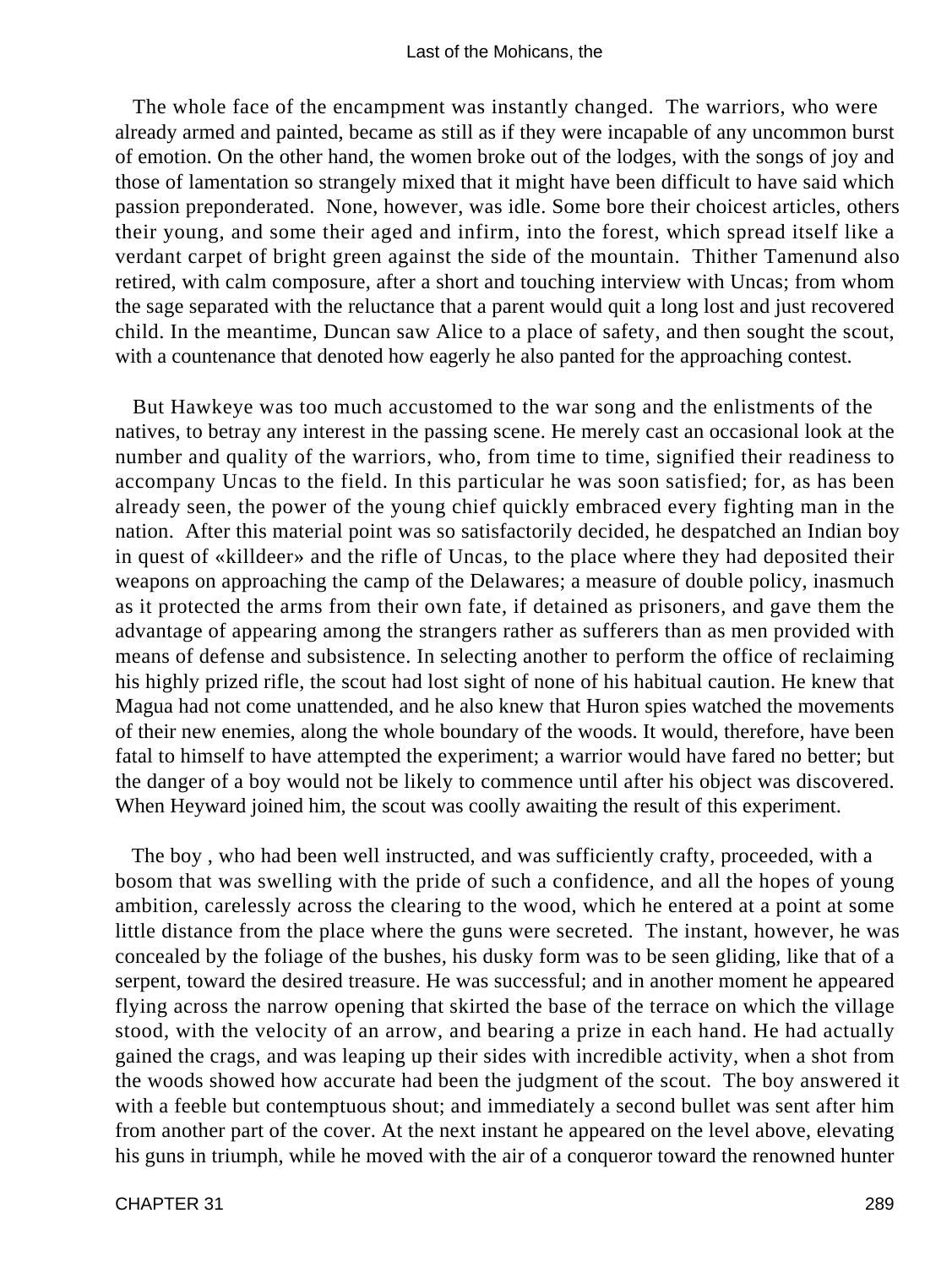The whole face of the encampment was instantly changed. The warriors, who were already armed and painted, became as still as if they were incapable of any uncommon burst of emotion. On the other hand, the women broke out of the lodges, with the songs of joy and those of lamentation so strangely mixed that it might have been difficult to have said which passion preponderated. None, however, was idle. Some bore their choicest articles, others their young, and some their aged and infirm, into the forest, which spread itself like a verdant carpet of bright green against the side of the mountain. Thither Tamenund also retired, with calm composure, after a short and touching interview with Uncas; from whom the sage separated with the reluctance that a parent would quit a long lost and just recovered child. In the meantime, Duncan saw Alice to a place of safety, and then sought the scout, with a countenance that denoted how eagerly he also panted for the approaching contest.

But Hawkeye was too much accustomed to the war song and the enlistments of the natives, to betray any interest in the passing scene. He merely cast an occasional look at the number and quality of the warriors, who, from time to time, signified their readiness to accompany Uncas to the field. In this particular he was soon satisfied; for, as has been already seen, the power of the young chief quickly embraced every fighting man in the nation. After this material point was so satisfactorily decided, he despatched an Indian boy in quest of «killdeer» and the rifle of Uncas, to the place where they had deposited their weapons on approaching the camp of the Delawares; a measure of double policy, inasmuch as it protected the arms from their own fate, if detained as prisoners, and gave them the advantage of appearing among the strangers rather as sufferers than as men provided with means of defense and subsistence. In selecting another to perform the office of reclaiming his highly prized rifle, the scout had lost sight of none of his habitual caution. He knew that Magua had not come unattended, and he also knew that Huron spies watched the movements of their new enemies, along the whole boundary of the woods. It would, therefore, have been fatal to himself to have attempted the experiment; a warrior would have fared no better; but the danger of a boy would not be likely to commence until after his object was discovered. When Heyward joined him, the scout was coolly awaiting the result of this experiment.

The boy , who had been well instructed, and was sufficiently crafty, proceeded, with a bosom that was swelling with the pride of such a confidence, and all the hopes of young ambition, carelessly across the clearing to the wood, which he entered at a point at some little distance from the place where the guns were secreted. The instant, however, he was concealed by the foliage of the bushes, his dusky form was to be seen gliding, like that of a serpent, toward the desired treasure. He was successful; and in another moment he appeared flying across the narrow opening that skirted the base of the terrace on which the village stood, with the velocity of an arrow, and bearing a prize in each hand. He had actually gained the crags, and was leaping up their sides with incredible activity, when a shot from the woods showed how accurate had been the judgment of the scout. The boy answered it with a feeble but contemptuous shout; and immediately a second bullet was sent after him from another part of the cover. At the next instant he appeared on the level above, elevating his guns in triumph, while he moved with the air of a conqueror toward the renowned hunter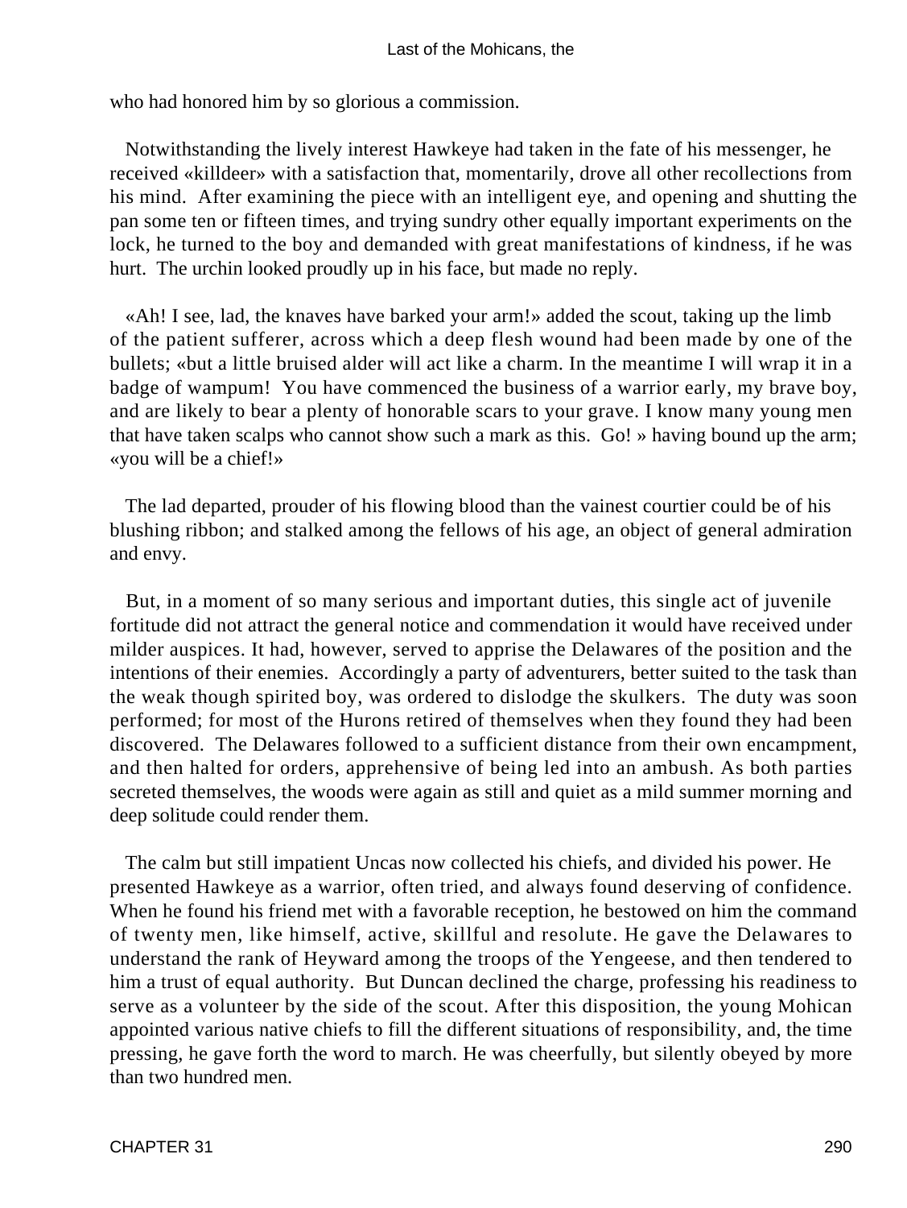who had honored him by so glorious a commission.

Notwithstanding the lively interest Hawkeye had taken in the fate of his messenger, he received «killdeer» with a satisfaction that, momentarily, drove all other recollections from his mind. After examining the piece with an intelligent eye, and opening and shutting the pan some ten or fifteen times, and trying sundry other equally important experiments on the lock, he turned to the boy and demanded with great manifestations of kindness, if he was hurt. The urchin looked proudly up in his face, but made no reply.

«Ah! I see, lad, the knaves have barked your arm!» added the scout, taking up the limb of the patient sufferer, across which a deep flesh wound had been made by one of the bullets; «but a little bruised alder will act like a charm. In the meantime I will wrap it in a badge of wampum! You have commenced the business of a warrior early, my brave boy, and are likely to bear a plenty of honorable scars to your grave. I know many young men that have taken scalps who cannot show such a mark as this. Go! » having bound up the arm; «you will be a chief!»

The lad departed, prouder of his flowing blood than the vainest courtier could be of his blushing ribbon; and stalked among the fellows of his age, an object of general admiration and envy.

But, in a moment of so many serious and important duties, this single act of juvenile fortitude did not attract the general notice and commendation it would have received under milder auspices. It had, however, served to apprise the Delawares of the position and the intentions of their enemies. Accordingly a party of adventurers, better suited to the task than the weak though spirited boy, was ordered to dislodge the skulkers. The duty was soon performed; for most of the Hurons retired of themselves when they found they had been discovered. The Delawares followed to a sufficient distance from their own encampment, and then halted for orders, apprehensive of being led into an ambush. As both parties secreted themselves, the woods were again as still and quiet as a mild summer morning and deep solitude could render them.

The calm but still impatient Uncas now collected his chiefs, and divided his power. He presented Hawkeye as a warrior, often tried, and always found deserving of confidence. When he found his friend met with a favorable reception, he bestowed on him the command of twenty men, like himself, active, skillful and resolute. He gave the Delawares to understand the rank of Heyward among the troops of the Yengeese, and then tendered to him a trust of equal authority. But Duncan declined the charge, professing his readiness to serve as a volunteer by the side of the scout. After this disposition, the young Mohican appointed various native chiefs to fill the different situations of responsibility, and, the time pressing, he gave forth the word to march. He was cheerfully, but silently obeyed by more than two hundred men.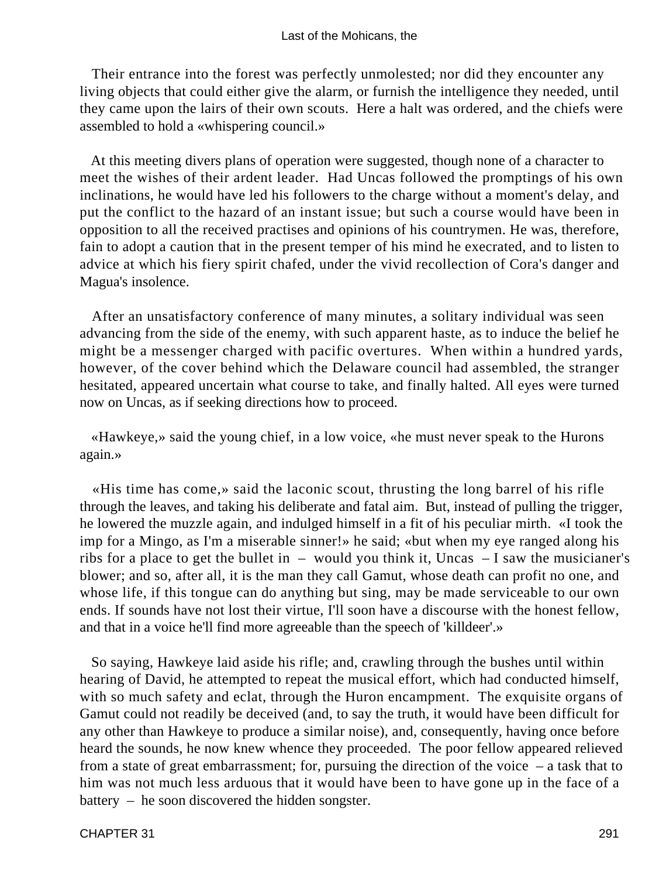Their entrance into the forest was perfectly unmolested; nor did they encounter any living objects that could either give the alarm, or furnish the intelligence they needed, until they came upon the lairs of their own scouts. Here a halt was ordered, and the chiefs were assembled to hold a «whispering council.»

At this meeting divers plans of operation were suggested, though none of a character to meet the wishes of their ardent leader. Had Uncas followed the promptings of his own inclinations, he would have led his followers to the charge without a moment's delay, and put the conflict to the hazard of an instant issue; but such a course would have been in opposition to all the received practises and opinions of his countrymen. He was, therefore, fain to adopt a caution that in the present temper of his mind he execrated, and to listen to advice at which his fiery spirit chafed, under the vivid recollection of Cora's danger and Magua's insolence.

After an unsatisfactory conference of many minutes, a solitary individual was seen advancing from the side of the enemy, with such apparent haste, as to induce the belief he might be a messenger charged with pacific overtures. When within a hundred yards, however, of the cover behind which the Delaware council had assembled, the stranger hesitated, appeared uncertain what course to take, and finally halted. All eyes were turned now on Uncas, as if seeking directions how to proceed.

«Hawkeye,» said the young chief, in a low voice, «he must never speak to the Hurons again.»

«His time has come,» said the laconic scout, thrusting the long barrel of his rifle through the leaves, and taking his deliberate and fatal aim. But, instead of pulling the trigger, he lowered the muzzle again, and indulged himself in a fit of his peculiar mirth. «I took the imp for a Mingo, as I'm a miserable sinner!» he said; «but when my eye ranged along his ribs for a place to get the bullet in – would you think it, Uncas – I saw the musicianer's blower; and so, after all, it is the man they call Gamut, whose death can profit no one, and whose life, if this tongue can do anything but sing, may be made serviceable to our own ends. If sounds have not lost their virtue, I'll soon have a discourse with the honest fellow, and that in a voice he'll find more agreeable than the speech of 'killdeer'.»

So saying, Hawkeye laid aside his rifle; and, crawling through the bushes until within hearing of David, he attempted to repeat the musical effort, which had conducted himself, with so much safety and eclat, through the Huron encampment. The exquisite organs of Gamut could not readily be deceived (and, to say the truth, it would have been difficult for any other than Hawkeye to produce a similar noise), and, consequently, having once before heard the sounds, he now knew whence they proceeded. The poor fellow appeared relieved from a state of great embarrassment; for, pursuing the direction of the voice – a task that to him was not much less arduous that it would have been to have gone up in the face of a battery – he soon discovered the hidden songster.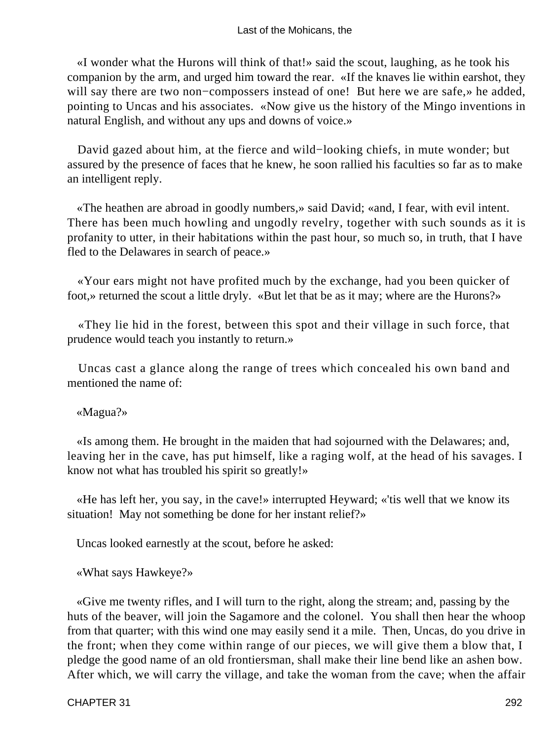«I wonder what the Hurons will think of that!» said the scout, laughing, as he took his companion by the arm, and urged him toward the rear. «If the knaves lie within earshot, they will say there are two non−compossers instead of one! But here we are safe,» he added, pointing to Uncas and his associates. «Now give us the history of the Mingo inventions in natural English, and without any ups and downs of voice.»

David gazed about him, at the fierce and wild−looking chiefs, in mute wonder; but assured by the presence of faces that he knew, he soon rallied his faculties so far as to make an intelligent reply.

«The heathen are abroad in goodly numbers,» said David; «and, I fear, with evil intent. There has been much howling and ungodly revelry, together with such sounds as it is profanity to utter, in their habitations within the past hour, so much so, in truth, that I have fled to the Delawares in search of peace.»

«Your ears might not have profited much by the exchange, had you been quicker of foot,» returned the scout a little dryly. «But let that be as it may; where are the Hurons?»

«They lie hid in the forest, between this spot and their village in such force, that prudence would teach you instantly to return.»

Uncas cast a glance along the range of trees which concealed his own band and mentioned the name of:

«Magua?»

«Is among them. He brought in the maiden that had sojourned with the Delawares; and, leaving her in the cave, has put himself, like a raging wolf, at the head of his savages. I know not what has troubled his spirit so greatly!»

«He has left her, you say, in the cave!» interrupted Heyward; «'tis well that we know its situation! May not something be done for her instant relief?»

Uncas looked earnestly at the scout, before he asked:

«What says Hawkeye?»

«Give me twenty rifles, and I will turn to the right, along the stream; and, passing by the huts of the beaver, will join the Sagamore and the colonel. You shall then hear the whoop from that quarter; with this wind one may easily send it a mile. Then, Uncas, do you drive in the front; when they come within range of our pieces, we will give them a blow that, I pledge the good name of an old frontiersman, shall make their line bend like an ashen bow. After which, we will carry the village, and take the woman from the cave; when the affair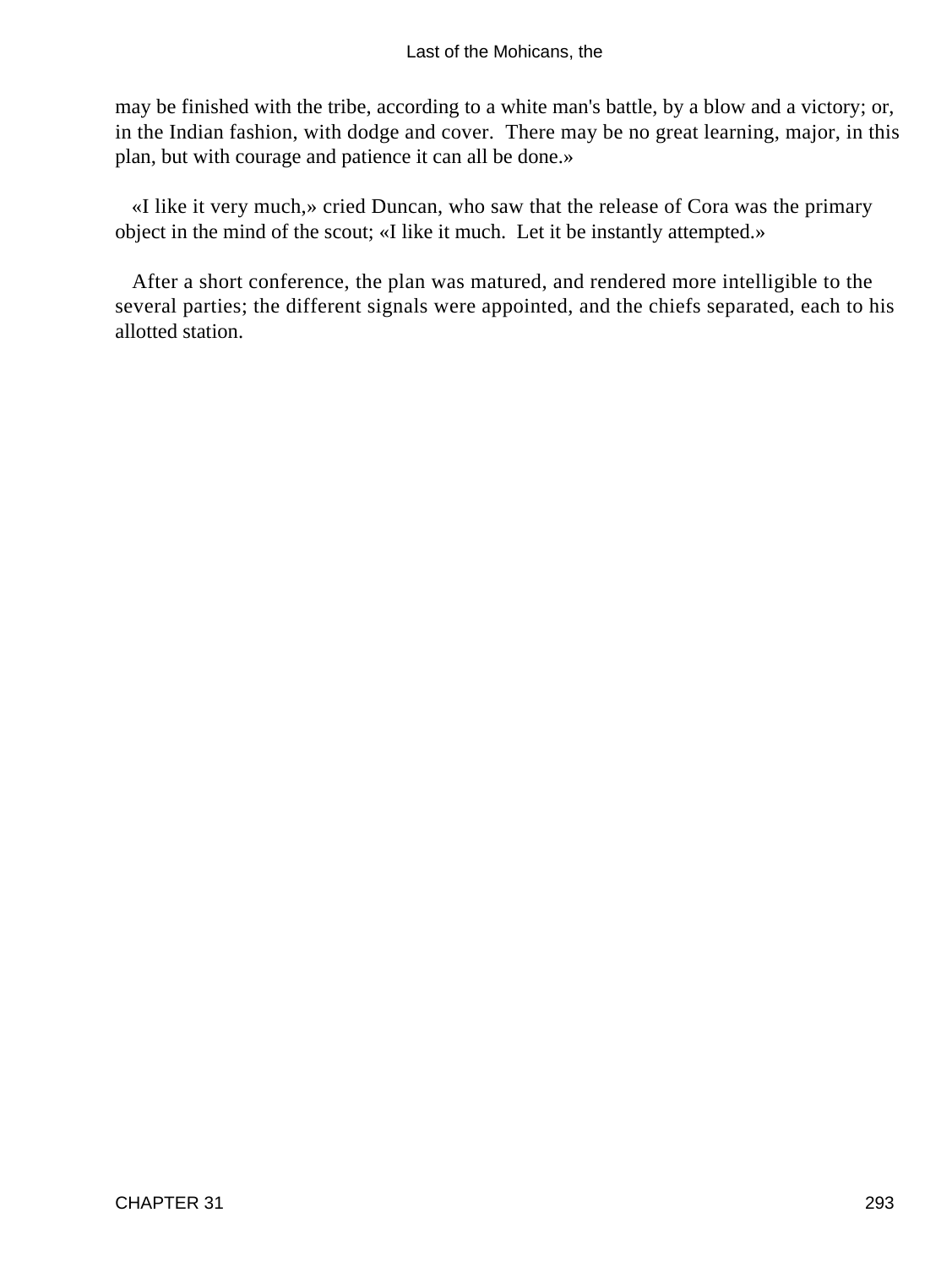may be finished with the tribe, according to a white man's battle, by a blow and a victory; or, in the Indian fashion, with dodge and cover. There may be no great learning, major, in this plan, but with courage and patience it can all be done.»

«I like it very much,» cried Duncan, who saw that the release of Cora was the primary object in the mind of the scout; «I like it much. Let it be instantly attempted.»

After a short conference, the plan was matured, and rendered more intelligible to the several parties; the different signals were appointed, and the chiefs separated, each to his allotted station.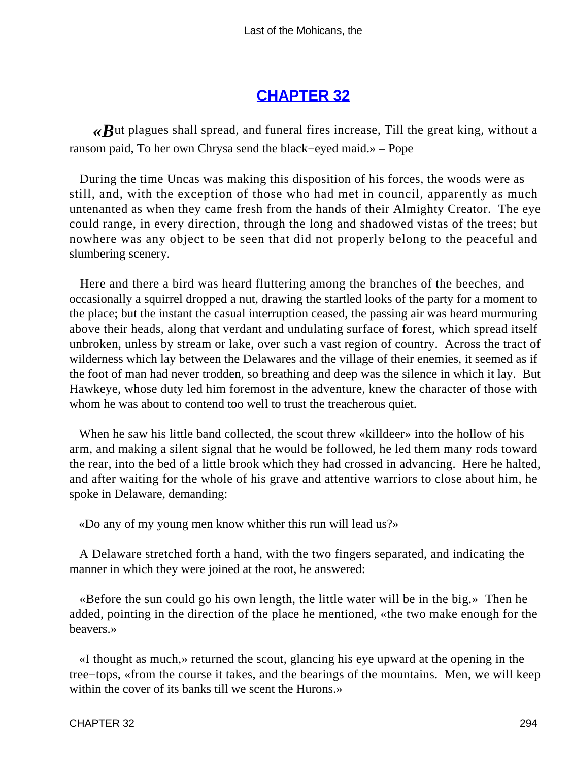# CHAPTER 32

*«B*ut plagues shall spread, and funeral fires increase, Till the great king, without a ransom paid, To her own Chrysa send the black−eyed maid.» – Pope

During the time Uncas was making this disposition of his forces, the woods were as still, and, with the exception of those who had met in council, apparently as much untenanted as when they came fresh from the hands of their Almighty Creator. The eye could range, in every direction, through the long and shadowed vistas of the trees; but nowhere was any object to be seen that did not properly belong to the peaceful and slumbering scenery.

Here and there a bird was heard fluttering among the branches of the beeches, and occasionally a squirrel dropped a nut, drawing the startled looks of the party for a moment to the place; but the instant the casual interruption ceased, the passing air was heard murmuring above their heads, along that verdant and undulating surface of forest, which spread itself unbroken, unless by stream or lake, over such a vast region of country. Across the tract of wilderness which lay between the Delawares and the village of their enemies, it seemed as if the foot of man had never trodden, so breathing and deep was the silence in which it lay. But Hawkeye, whose duty led him foremost in the adventure, knew the character of those with whom he was about to contend too well to trust the treacherous quiet.

When he saw his little band collected, the scout threw «killdeer» into the hollow of his arm, and making a silent signal that he would be followed, he led them many rods toward the rear, into the bed of a little brook which they had crossed in advancing. Here he halted, and after waiting for the whole of his grave and attentive warriors to close about him, he spoke in Delaware, demanding:

«Do any of my young men know whither this run will lead us?»

A Delaware stretched forth a hand, with the two fingers separated, and indicating the manner in which they were joined at the root, he answered:

«Before the sun could go his own length, the little water will be in the big.» Then he added, pointing in the direction of the place he mentioned, «the two make enough for the beavers.»

«I thought as much,» returned the scout, glancing his eye upward at the opening in the tree−tops, «from the course it takes, and the bearings of the mountains. Men, we will keep within the cover of its banks till we scent the Hurons.»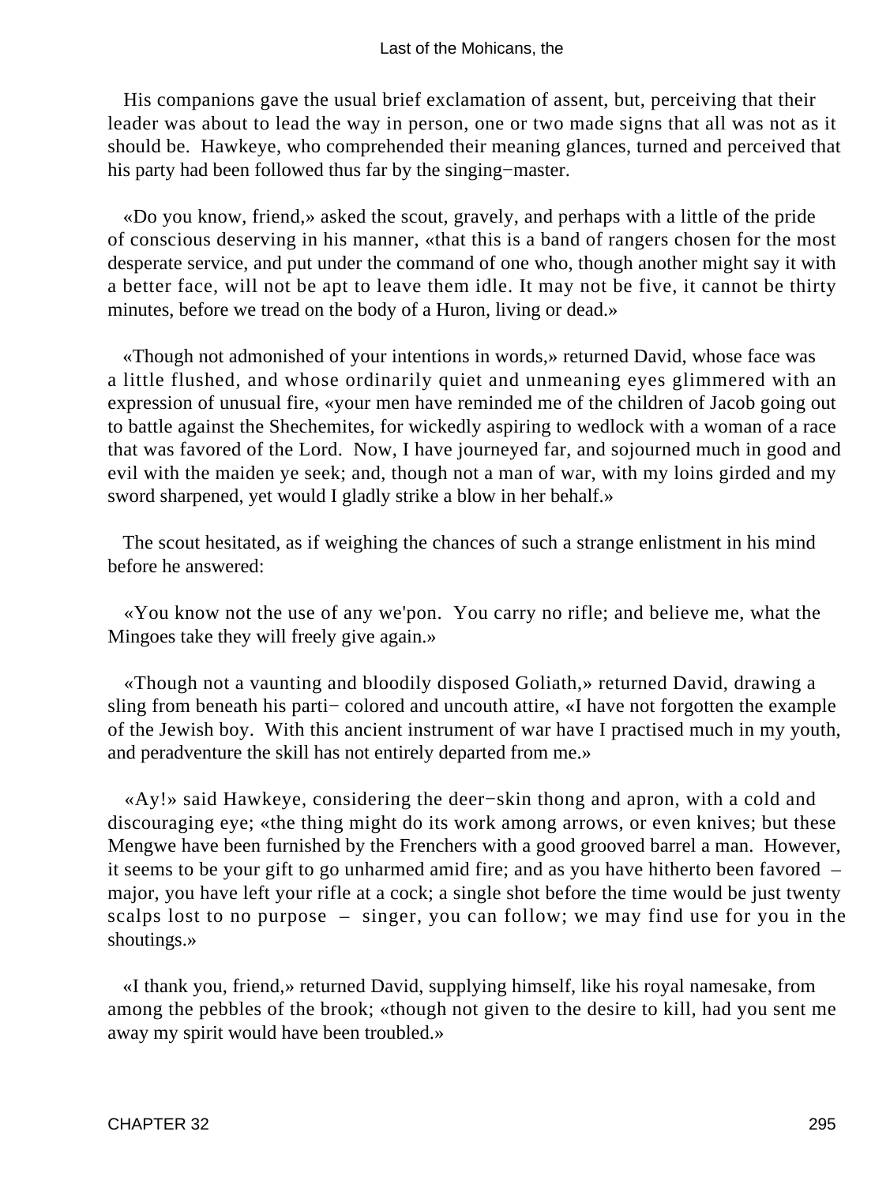His companions gave the usual brief exclamation of assent, but, perceiving that their leader was about to lead the way in person, one or two made signs that all was not as it should be. Hawkeye, who comprehended their meaning glances, turned and perceived that his party had been followed thus far by the singing−master.

«Do you know, friend,» asked the scout, gravely, and perhaps with a little of the pride of conscious deserving in his manner, «that this is a band of rangers chosen for the most desperate service, and put under the command of one who, though another might say it with a better face, will not be apt to leave them idle. It may not be five, it cannot be thirty minutes, before we tread on the body of a Huron, living or dead.»

«Though not admonished of your intentions in words,» returned David, whose face was a little flushed, and whose ordinarily quiet and unmeaning eyes glimmered with an expression of unusual fire, «your men have reminded me of the children of Jacob going out to battle against the Shechemites, for wickedly aspiring to wedlock with a woman of a race that was favored of the Lord. Now, I have journeyed far, and sojourned much in good and evil with the maiden ye seek; and, though not a man of war, with my loins girded and my sword sharpened, yet would I gladly strike a blow in her behalf.»

The scout hesitated, as if weighing the chances of such a strange enlistment in his mind before he answered:

«You know not the use of any we'pon. You carry no rifle; and believe me, what the Mingoes take they will freely give again.»

«Though not a vaunting and bloodily disposed Goliath,» returned David, drawing a sling from beneath his parti− colored and uncouth attire, «I have not forgotten the example of the Jewish boy. With this ancient instrument of war have I practised much in my youth, and peradventure the skill has not entirely departed from me.»

«Ay!» said Hawkeye, considering the deer−skin thong and apron, with a cold and discouraging eye; «the thing might do its work among arrows, or even knives; but these Mengwe have been furnished by the Frenchers with a good grooved barrel a man. However, it seems to be your gift to go unharmed amid fire; and as you have hitherto been favored – major, you have left your rifle at a cock; a single shot before the time would be just twenty scalps lost to no purpose – singer, you can follow; we may find use for you in the shoutings.»

«I thank you, friend,» returned David, supplying himself, like his royal namesake, from among the pebbles of the brook; «though not given to the desire to kill, had you sent me away my spirit would have been troubled.»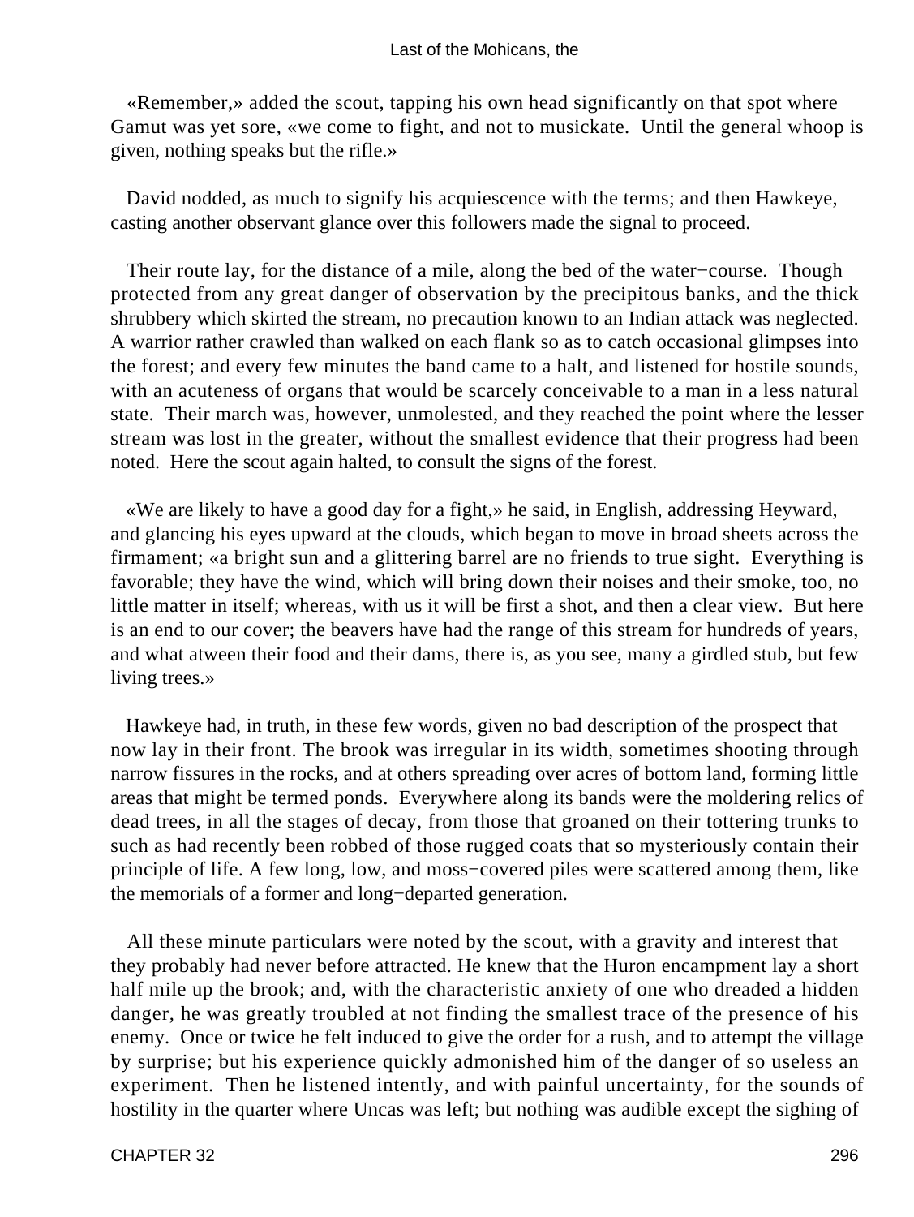«Remember,» added the scout, tapping his own head significantly on that spot where Gamut was yet sore, «we come to fight, and not to musickate. Until the general whoop is given, nothing speaks but the rifle.»

David nodded, as much to signify his acquiescence with the terms; and then Hawkeye, casting another observant glance over this followers made the signal to proceed.

Their route lay, for the distance of a mile, along the bed of the water−course. Though protected from any great danger of observation by the precipitous banks, and the thick shrubbery which skirted the stream, no precaution known to an Indian attack was neglected. A warrior rather crawled than walked on each flank so as to catch occasional glimpses into the forest; and every few minutes the band came to a halt, and listened for hostile sounds, with an acuteness of organs that would be scarcely conceivable to a man in a less natural state. Their march was, however, unmolested, and they reached the point where the lesser stream was lost in the greater, without the smallest evidence that their progress had been noted. Here the scout again halted, to consult the signs of the forest.

«We are likely to have a good day for a fight,» he said, in English, addressing Heyward, and glancing his eyes upward at the clouds, which began to move in broad sheets across the firmament; «a bright sun and a glittering barrel are no friends to true sight. Everything is favorable; they have the wind, which will bring down their noises and their smoke, too, no little matter in itself; whereas, with us it will be first a shot, and then a clear view. But here is an end to our cover; the beavers have had the range of this stream for hundreds of years, and what atween their food and their dams, there is, as you see, many a girdled stub, but few living trees.»

Hawkeye had, in truth, in these few words, given no bad description of the prospect that now lay in their front. The brook was irregular in its width, sometimes shooting through narrow fissures in the rocks, and at others spreading over acres of bottom land, forming little areas that might be termed ponds. Everywhere along its bands were the moldering relics of dead trees, in all the stages of decay, from those that groaned on their tottering trunks to such as had recently been robbed of those rugged coats that so mysteriously contain their principle of life. A few long, low, and moss−covered piles were scattered among them, like the memorials of a former and long−departed generation.

All these minute particulars were noted by the scout, with a gravity and interest that they probably had never before attracted. He knew that the Huron encampment lay a short half mile up the brook; and, with the characteristic anxiety of one who dreaded a hidden danger, he was greatly troubled at not finding the smallest trace of the presence of his enemy. Once or twice he felt induced to give the order for a rush, and to attempt the village by surprise; but his experience quickly admonished him of the danger of so useless an experiment. Then he listened intently, and with painful uncertainty, for the sounds of hostility in the quarter where Uncas was left; but nothing was audible except the sighing of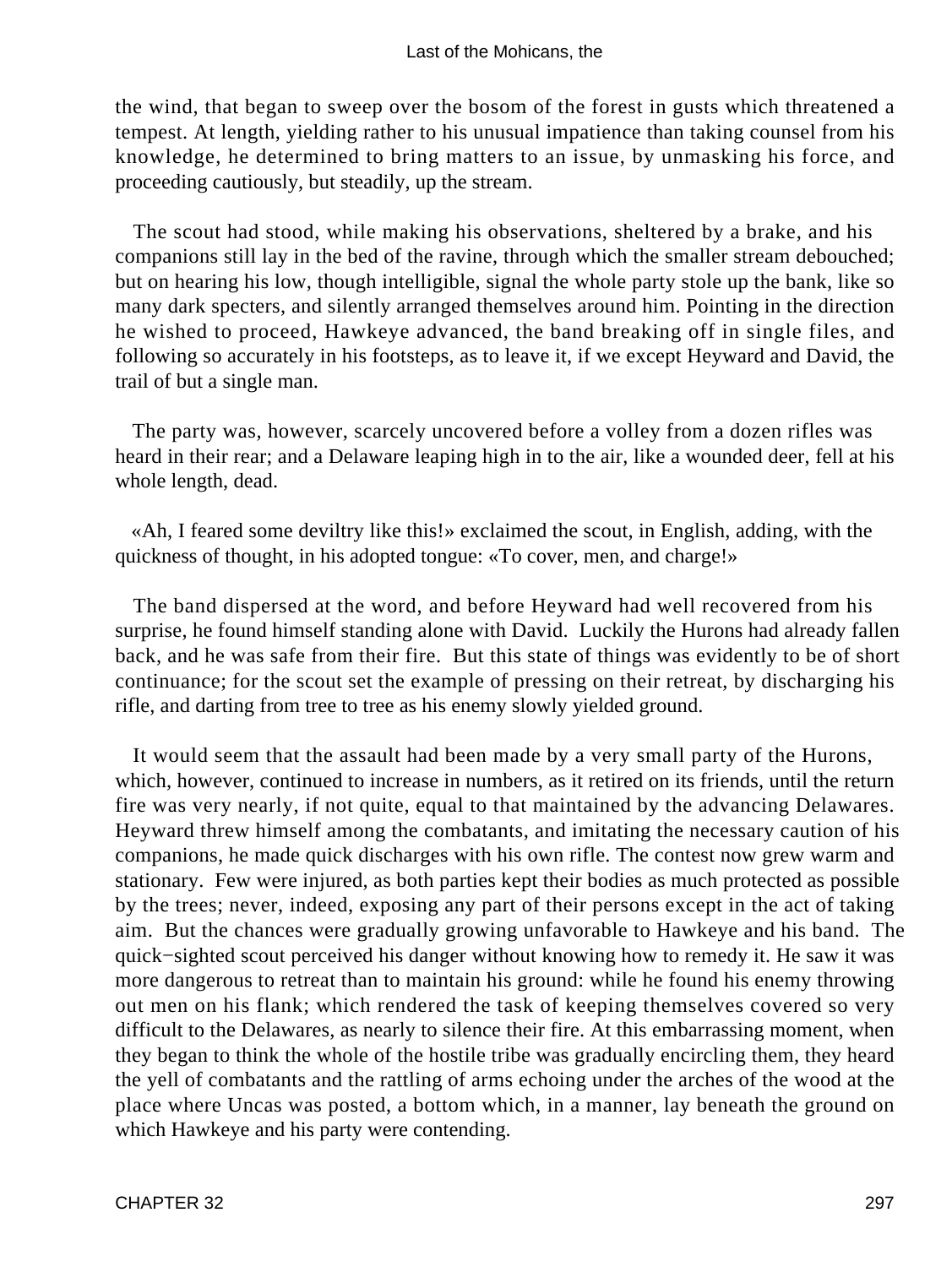the wind, that began to sweep over the bosom of the forest in gusts which threatened a tempest. At length, yielding rather to his unusual impatience than taking counsel from his knowledge, he determined to bring matters to an issue, by unmasking his force, and proceeding cautiously, but steadily, up the stream.

The scout had stood, while making his observations, sheltered by a brake, and his companions still lay in the bed of the ravine, through which the smaller stream debouched; but on hearing his low, though intelligible, signal the whole party stole up the bank, like so many dark specters, and silently arranged themselves around him. Pointing in the direction he wished to proceed, Hawkeye advanced, the band breaking off in single files, and following so accurately in his footsteps, as to leave it, if we except Heyward and David, the trail of but a single man.

The party was, however, scarcely uncovered before a volley from a dozen rifles was heard in their rear; and a Delaware leaping high in to the air, like a wounded deer, fell at his whole length, dead.

«Ah, I feared some deviltry like this!» exclaimed the scout, in English, adding, with the quickness of thought, in his adopted tongue: «To cover, men, and charge!»

The band dispersed at the word, and before Heyward had well recovered from his surprise, he found himself standing alone with David. Luckily the Hurons had already fallen back, and he was safe from their fire. But this state of things was evidently to be of short continuance; for the scout set the example of pressing on their retreat, by discharging his rifle, and darting from tree to tree as his enemy slowly yielded ground.

It would seem that the assault had been made by a very small party of the Hurons, which, however, continued to increase in numbers, as it retired on its friends, until the return fire was very nearly, if not quite, equal to that maintained by the advancing Delawares. Heyward threw himself among the combatants, and imitating the necessary caution of his companions, he made quick discharges with his own rifle. The contest now grew warm and stationary. Few were injured, as both parties kept their bodies as much protected as possible by the trees; never, indeed, exposing any part of their persons except in the act of taking aim. But the chances were gradually growing unfavorable to Hawkeye and his band. The quick−sighted scout perceived his danger without knowing how to remedy it. He saw it was more dangerous to retreat than to maintain his ground: while he found his enemy throwing out men on his flank; which rendered the task of keeping themselves covered so very difficult to the Delawares, as nearly to silence their fire. At this embarrassing moment, when they began to think the whole of the hostile tribe was gradually encircling them, they heard the yell of combatants and the rattling of arms echoing under the arches of the wood at the place where Uncas was posted, a bottom which, in a manner, lay beneath the ground on which Hawkeye and his party were contending.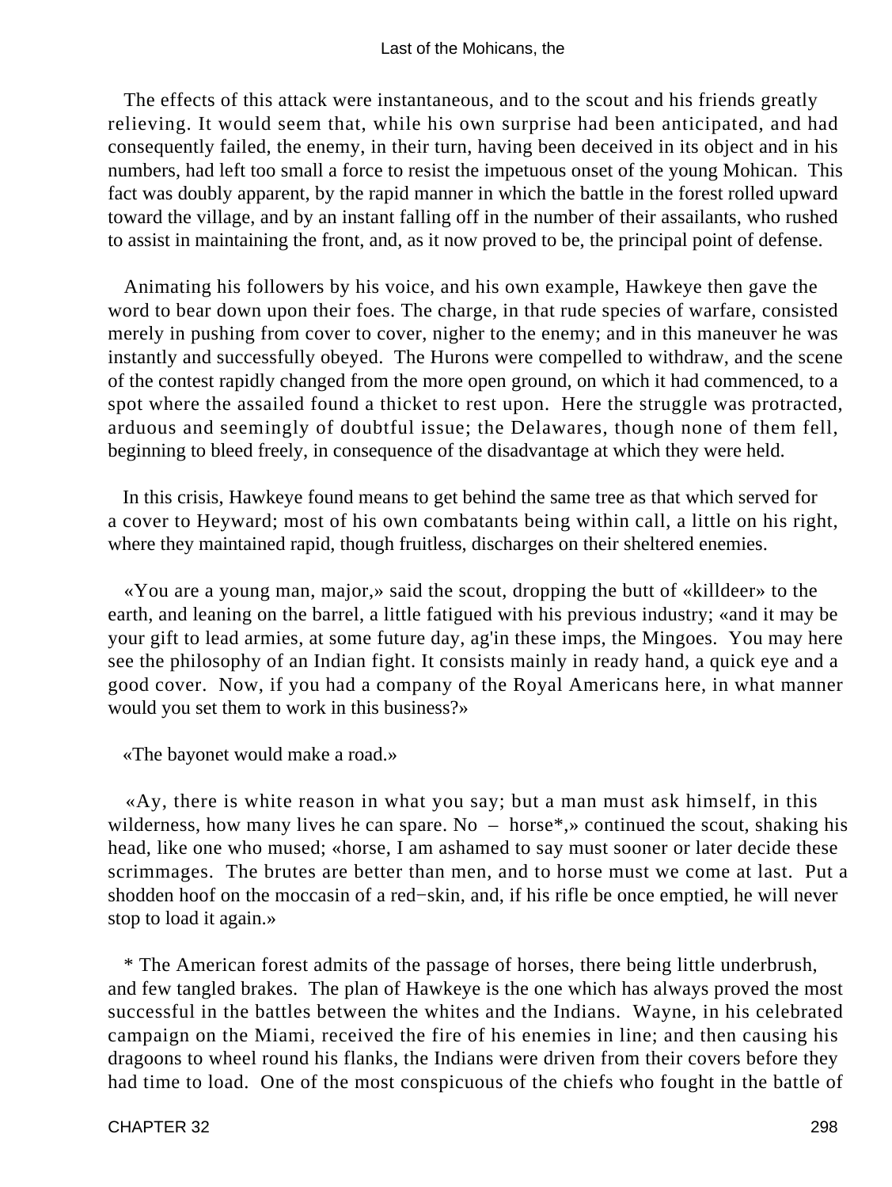The effects of this attack were instantaneous, and to the scout and his friends greatly relieving. It would seem that, while his own surprise had been anticipated, and had consequently failed, the enemy, in their turn, having been deceived in its object and in his numbers, had left too small a force to resist the impetuous onset of the young Mohican. This fact was doubly apparent, by the rapid manner in which the battle in the forest rolled upward toward the village, and by an instant falling off in the number of their assailants, who rushed to assist in maintaining the front, and, as it now proved to be, the principal point of defense.

Animating his followers by his voice, and his own example, Hawkeye then gave the word to bear down upon their foes. The charge, in that rude species of warfare, consisted merely in pushing from cover to cover, nigher to the enemy; and in this maneuver he was instantly and successfully obeyed. The Hurons were compelled to withdraw, and the scene of the contest rapidly changed from the more open ground, on which it had commenced, to a spot where the assailed found a thicket to rest upon. Here the struggle was protracted, arduous and seemingly of doubtful issue; the Delawares, though none of them fell, beginning to bleed freely, in consequence of the disadvantage at which they were held.

In this crisis, Hawkeye found means to get behind the same tree as that which served for a cover to Heyward; most of his own combatants being within call, a little on his right, where they maintained rapid, though fruitless, discharges on their sheltered enemies.

«You are a young man, major,» said the scout, dropping the butt of «killdeer» to the earth, and leaning on the barrel, a little fatigued with his previous industry; «and it may be your gift to lead armies, at some future day, ag'in these imps, the Mingoes. You may here see the philosophy of an Indian fight. It consists mainly in ready hand, a quick eye and a good cover. Now, if you had a company of the Royal Americans here, in what manner would you set them to work in this business?»

«The bayonet would make a road.»

«Ay, there is white reason in what you say; but a man must ask himself, in this wilderness, how many lives he can spare. No – horse*,» continued the scout, shaking his head, like one who mused; «horse, I am ashamed to say must sooner or later decide these scrimmages. The brutes are better than men, and to horse must we come at last. Put a shodden hoof on the moccasin of a red−skin, and, if his rifle be once emptied, he will never stop to load it again.»

* The American forest admits of the passage of horses, there being little underbrush, and few tangled brakes. The plan of Hawkeye is the one which has always proved the most successful in the battles between the whites and the Indians. Wayne, in his celebrated campaign on the Miami, received the fire of his enemies in line; and then causing his dragoons to wheel round his flanks, the Indians were driven from their covers before they had time to load. One of the most conspicuous of the chiefs who fought in the battle of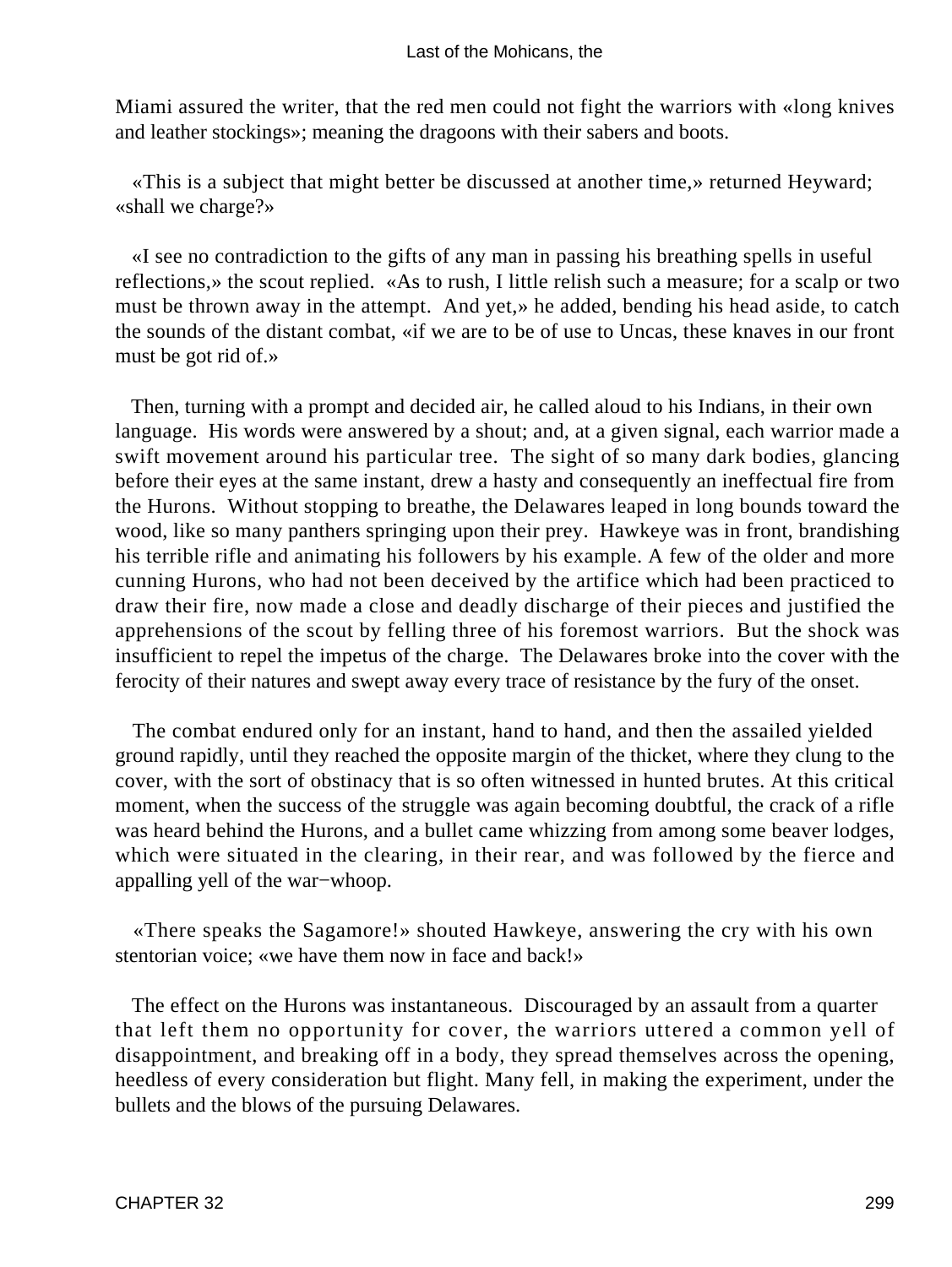Miami assured the writer, that the red men could not fight the warriors with «long knives and leather stockings»; meaning the dragoons with their sabers and boots.

«This is a subject that might better be discussed at another time,» returned Heyward; «shall we charge?»

«I see no contradiction to the gifts of any man in passing his breathing spells in useful reflections,» the scout replied. «As to rush, I little relish such a measure; for a scalp or two must be thrown away in the attempt. And yet,» he added, bending his head aside, to catch the sounds of the distant combat, «if we are to be of use to Uncas, these knaves in our front must be got rid of.»

Then, turning with a prompt and decided air, he called aloud to his Indians, in their own language. His words were answered by a shout; and, at a given signal, each warrior made a swift movement around his particular tree. The sight of so many dark bodies, glancing before their eyes at the same instant, drew a hasty and consequently an ineffectual fire from the Hurons. Without stopping to breathe, the Delawares leaped in long bounds toward the wood, like so many panthers springing upon their prey. Hawkeye was in front, brandishing his terrible rifle and animating his followers by his example. A few of the older and more cunning Hurons, who had not been deceived by the artifice which had been practiced to draw their fire, now made a close and deadly discharge of their pieces and justified the apprehensions of the scout by felling three of his foremost warriors. But the shock was insufficient to repel the impetus of the charge. The Delawares broke into the cover with the ferocity of their natures and swept away every trace of resistance by the fury of the onset.

The combat endured only for an instant, hand to hand, and then the assailed yielded ground rapidly, until they reached the opposite margin of the thicket, where they clung to the cover, with the sort of obstinacy that is so often witnessed in hunted brutes. At this critical moment, when the success of the struggle was again becoming doubtful, the crack of a rifle was heard behind the Hurons, and a bullet came whizzing from among some beaver lodges, which were situated in the clearing, in their rear, and was followed by the fierce and appalling yell of the war−whoop.

«There speaks the Sagamore!» shouted Hawkeye, answering the cry with his own stentorian voice; «we have them now in face and back!»

The effect on the Hurons was instantaneous. Discouraged by an assault from a quarter that left them no opportunity for cover, the warriors uttered a common yell of disappointment, and breaking off in a body, they spread themselves across the opening, heedless of every consideration but flight. Many fell, in making the experiment, under the bullets and the blows of the pursuing Delawares.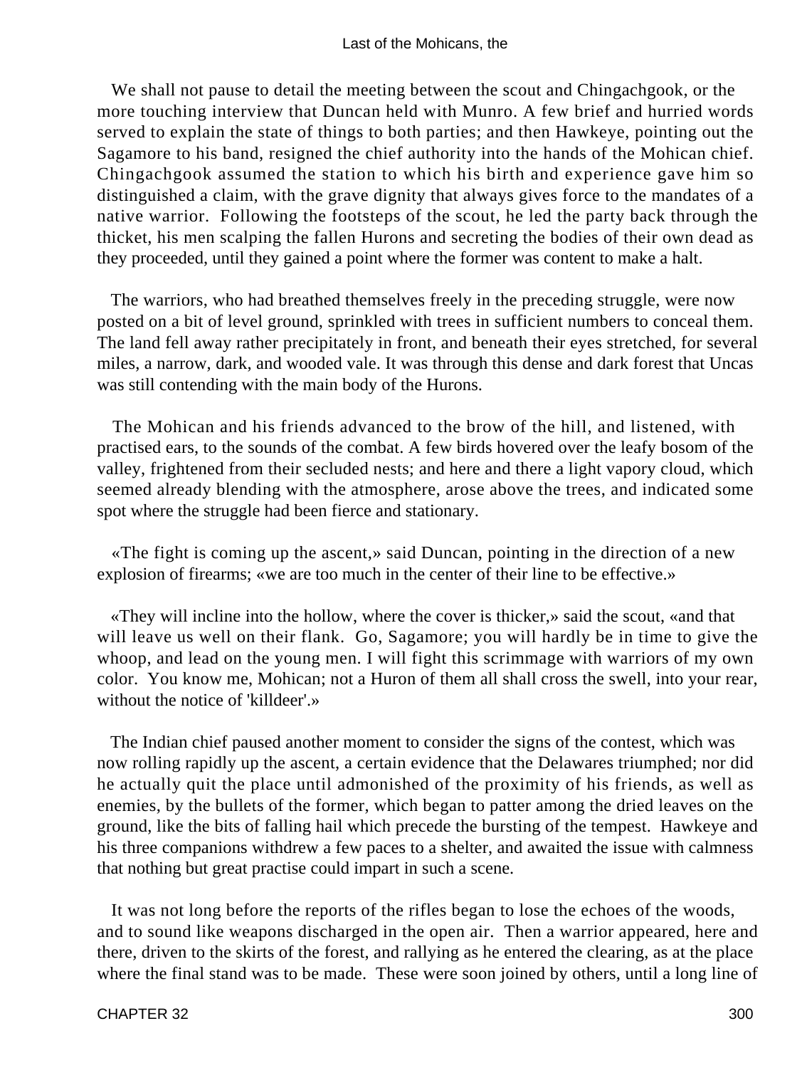We shall not pause to detail the meeting between the scout and Chingachgook, or the more touching interview that Duncan held with Munro. A few brief and hurried words served to explain the state of things to both parties; and then Hawkeye, pointing out the Sagamore to his band, resigned the chief authority into the hands of the Mohican chief. Chingachgook assumed the station to which his birth and experience gave him so distinguished a claim, with the grave dignity that always gives force to the mandates of a native warrior. Following the footsteps of the scout, he led the party back through the thicket, his men scalping the fallen Hurons and secreting the bodies of their own dead as they proceeded, until they gained a point where the former was content to make a halt.

The warriors, who had breathed themselves freely in the preceding struggle, were now posted on a bit of level ground, sprinkled with trees in sufficient numbers to conceal them. The land fell away rather precipitately in front, and beneath their eyes stretched, for several miles, a narrow, dark, and wooded vale. It was through this dense and dark forest that Uncas was still contending with the main body of the Hurons.

The Mohican and his friends advanced to the brow of the hill, and listened, with practised ears, to the sounds of the combat. A few birds hovered over the leafy bosom of the valley, frightened from their secluded nests; and here and there a light vapory cloud, which seemed already blending with the atmosphere, arose above the trees, and indicated some spot where the struggle had been fierce and stationary.

«The fight is coming up the ascent,» said Duncan, pointing in the direction of a new explosion of firearms; «we are too much in the center of their line to be effective.»

«They will incline into the hollow, where the cover is thicker,» said the scout, «and that will leave us well on their flank. Go, Sagamore; you will hardly be in time to give the whoop, and lead on the young men. I will fight this scrimmage with warriors of my own color. You know me, Mohican; not a Huron of them all shall cross the swell, into your rear, without the notice of 'killdeer'.»

The Indian chief paused another moment to consider the signs of the contest, which was now rolling rapidly up the ascent, a certain evidence that the Delawares triumphed; nor did he actually quit the place until admonished of the proximity of his friends, as well as enemies, by the bullets of the former, which began to patter among the dried leaves on the ground, like the bits of falling hail which precede the bursting of the tempest. Hawkeye and his three companions withdrew a few paces to a shelter, and awaited the issue with calmness that nothing but great practise could impart in such a scene.

It was not long before the reports of the rifles began to lose the echoes of the woods, and to sound like weapons discharged in the open air. Then a warrior appeared, here and there, driven to the skirts of the forest, and rallying as he entered the clearing, as at the place where the final stand was to be made. These were soon joined by others, until a long line of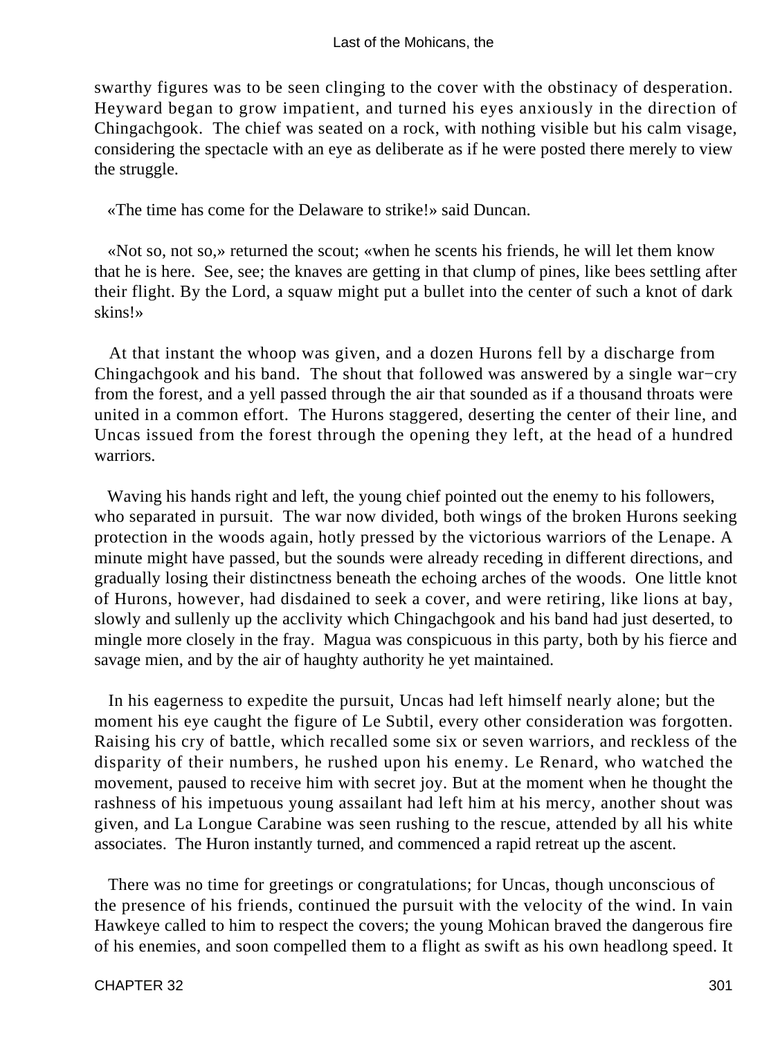swarthy figures was to be seen clinging to the cover with the obstinacy of desperation. Heyward began to grow impatient, and turned his eyes anxiously in the direction of Chingachgook. The chief was seated on a rock, with nothing visible but his calm visage, considering the spectacle with an eye as deliberate as if he were posted there merely to view the struggle.

«The time has come for the Delaware to strike!» said Duncan.

«Not so, not so,» returned the scout; «when he scents his friends, he will let them know that he is here. See, see; the knaves are getting in that clump of pines, like bees settling after their flight. By the Lord, a squaw might put a bullet into the center of such a knot of dark skins!»

At that instant the whoop was given, and a dozen Hurons fell by a discharge from Chingachgook and his band. The shout that followed was answered by a single war−cry from the forest, and a yell passed through the air that sounded as if a thousand throats were united in a common effort. The Hurons staggered, deserting the center of their line, and Uncas issued from the forest through the opening they left, at the head of a hundred warriors.

Waving his hands right and left, the young chief pointed out the enemy to his followers, who separated in pursuit. The war now divided, both wings of the broken Hurons seeking protection in the woods again, hotly pressed by the victorious warriors of the Lenape. A minute might have passed, but the sounds were already receding in different directions, and gradually losing their distinctness beneath the echoing arches of the woods. One little knot of Hurons, however, had disdained to seek a cover, and were retiring, like lions at bay, slowly and sullenly up the acclivity which Chingachgook and his band had just deserted, to mingle more closely in the fray. Magua was conspicuous in this party, both by his fierce and savage mien, and by the air of haughty authority he yet maintained.

In his eagerness to expedite the pursuit, Uncas had left himself nearly alone; but the moment his eye caught the figure of Le Subtil, every other consideration was forgotten. Raising his cry of battle, which recalled some six or seven warriors, and reckless of the disparity of their numbers, he rushed upon his enemy. Le Renard, who watched the movement, paused to receive him with secret joy. But at the moment when he thought the rashness of his impetuous young assailant had left him at his mercy, another shout was given, and La Longue Carabine was seen rushing to the rescue, attended by all his white associates. The Huron instantly turned, and commenced a rapid retreat up the ascent.

There was no time for greetings or congratulations; for Uncas, though unconscious of the presence of his friends, continued the pursuit with the velocity of the wind. In vain Hawkeye called to him to respect the covers; the young Mohican braved the dangerous fire of his enemies, and soon compelled them to a flight as swift as his own headlong speed. It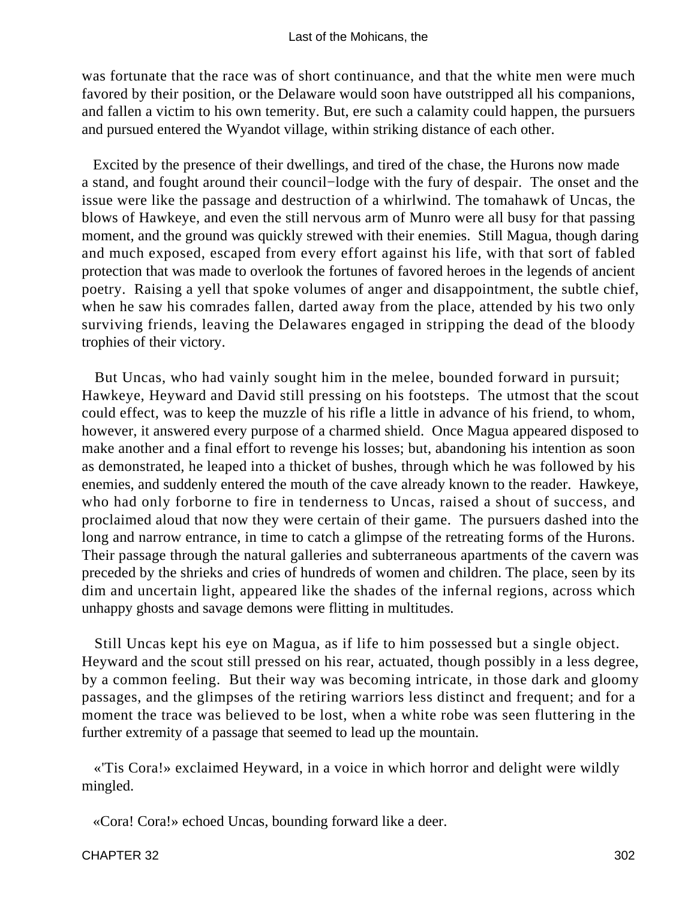was fortunate that the race was of short continuance, and that the white men were much favored by their position, or the Delaware would soon have outstripped all his companions, and fallen a victim to his own temerity. But, ere such a calamity could happen, the pursuers and pursued entered the Wyandot village, within striking distance of each other.

Excited by the presence of their dwellings, and tired of the chase, the Hurons now made a stand, and fought around their council−lodge with the fury of despair. The onset and the issue were like the passage and destruction of a whirlwind. The tomahawk of Uncas, the blows of Hawkeye, and even the still nervous arm of Munro were all busy for that passing moment, and the ground was quickly strewed with their enemies. Still Magua, though daring and much exposed, escaped from every effort against his life, with that sort of fabled protection that was made to overlook the fortunes of favored heroes in the legends of ancient poetry. Raising a yell that spoke volumes of anger and disappointment, the subtle chief, when he saw his comrades fallen, darted away from the place, attended by his two only surviving friends, leaving the Delawares engaged in stripping the dead of the bloody trophies of their victory.

But Uncas, who had vainly sought him in the melee, bounded forward in pursuit; Hawkeye, Heyward and David still pressing on his footsteps. The utmost that the scout could effect, was to keep the muzzle of his rifle a little in advance of his friend, to whom, however, it answered every purpose of a charmed shield. Once Magua appeared disposed to make another and a final effort to revenge his losses; but, abandoning his intention as soon as demonstrated, he leaped into a thicket of bushes, through which he was followed by his enemies, and suddenly entered the mouth of the cave already known to the reader. Hawkeye, who had only forborne to fire in tenderness to Uncas, raised a shout of success, and proclaimed aloud that now they were certain of their game. The pursuers dashed into the long and narrow entrance, in time to catch a glimpse of the retreating forms of the Hurons. Their passage through the natural galleries and subterraneous apartments of the cavern was preceded by the shrieks and cries of hundreds of women and children. The place, seen by its dim and uncertain light, appeared like the shades of the infernal regions, across which unhappy ghosts and savage demons were flitting in multitudes.

Still Uncas kept his eye on Magua, as if life to him possessed but a single object. Heyward and the scout still pressed on his rear, actuated, though possibly in a less degree, by a common feeling. But their way was becoming intricate, in those dark and gloomy passages, and the glimpses of the retiring warriors less distinct and frequent; and for a moment the trace was believed to be lost, when a white robe was seen fluttering in the further extremity of a passage that seemed to lead up the mountain.

«'Tis Cora!» exclaimed Heyward, in a voice in which horror and delight were wildly mingled.

«Cora! Cora!» echoed Uncas, bounding forward like a deer.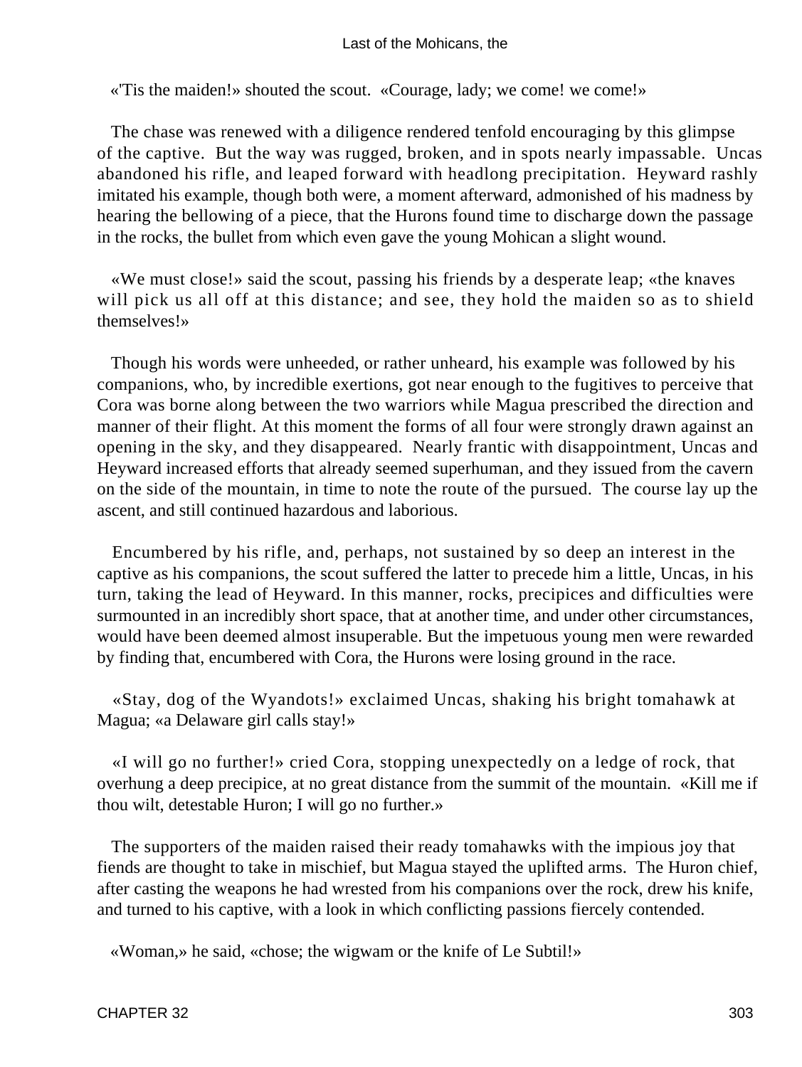«'Tis the maiden!» shouted the scout. «Courage, lady; we come! we come!»

The chase was renewed with a diligence rendered tenfold encouraging by this glimpse of the captive. But the way was rugged, broken, and in spots nearly impassable. Uncas abandoned his rifle, and leaped forward with headlong precipitation. Heyward rashly imitated his example, though both were, a moment afterward, admonished of his madness by hearing the bellowing of a piece, that the Hurons found time to discharge down the passage in the rocks, the bullet from which even gave the young Mohican a slight wound.

«We must close!» said the scout, passing his friends by a desperate leap; «the knaves will pick us all off at this distance; and see, they hold the maiden so as to shield themselves!»

Though his words were unheeded, or rather unheard, his example was followed by his companions, who, by incredible exertions, got near enough to the fugitives to perceive that Cora was borne along between the two warriors while Magua prescribed the direction and manner of their flight. At this moment the forms of all four were strongly drawn against an opening in the sky, and they disappeared. Nearly frantic with disappointment, Uncas and Heyward increased efforts that already seemed superhuman, and they issued from the cavern on the side of the mountain, in time to note the route of the pursued. The course lay up the ascent, and still continued hazardous and laborious.

Encumbered by his rifle, and, perhaps, not sustained by so deep an interest in the captive as his companions, the scout suffered the latter to precede him a little, Uncas, in his turn, taking the lead of Heyward. In this manner, rocks, precipices and difficulties were surmounted in an incredibly short space, that at another time, and under other circumstances, would have been deemed almost insuperable. But the impetuous young men were rewarded by finding that, encumbered with Cora, the Hurons were losing ground in the race.

«Stay, dog of the Wyandots!» exclaimed Uncas, shaking his bright tomahawk at Magua; «a Delaware girl calls stay!»

«I will go no further!» cried Cora, stopping unexpectedly on a ledge of rock, that overhung a deep precipice, at no great distance from the summit of the mountain. «Kill me if thou wilt, detestable Huron; I will go no further.»

The supporters of the maiden raised their ready tomahawks with the impious joy that fiends are thought to take in mischief, but Magua stayed the uplifted arms. The Huron chief, after casting the weapons he had wrested from his companions over the rock, drew his knife, and turned to his captive, with a look in which conflicting passions fiercely contended.

«Woman,» he said, «chose; the wigwam or the knife of Le Subtil!»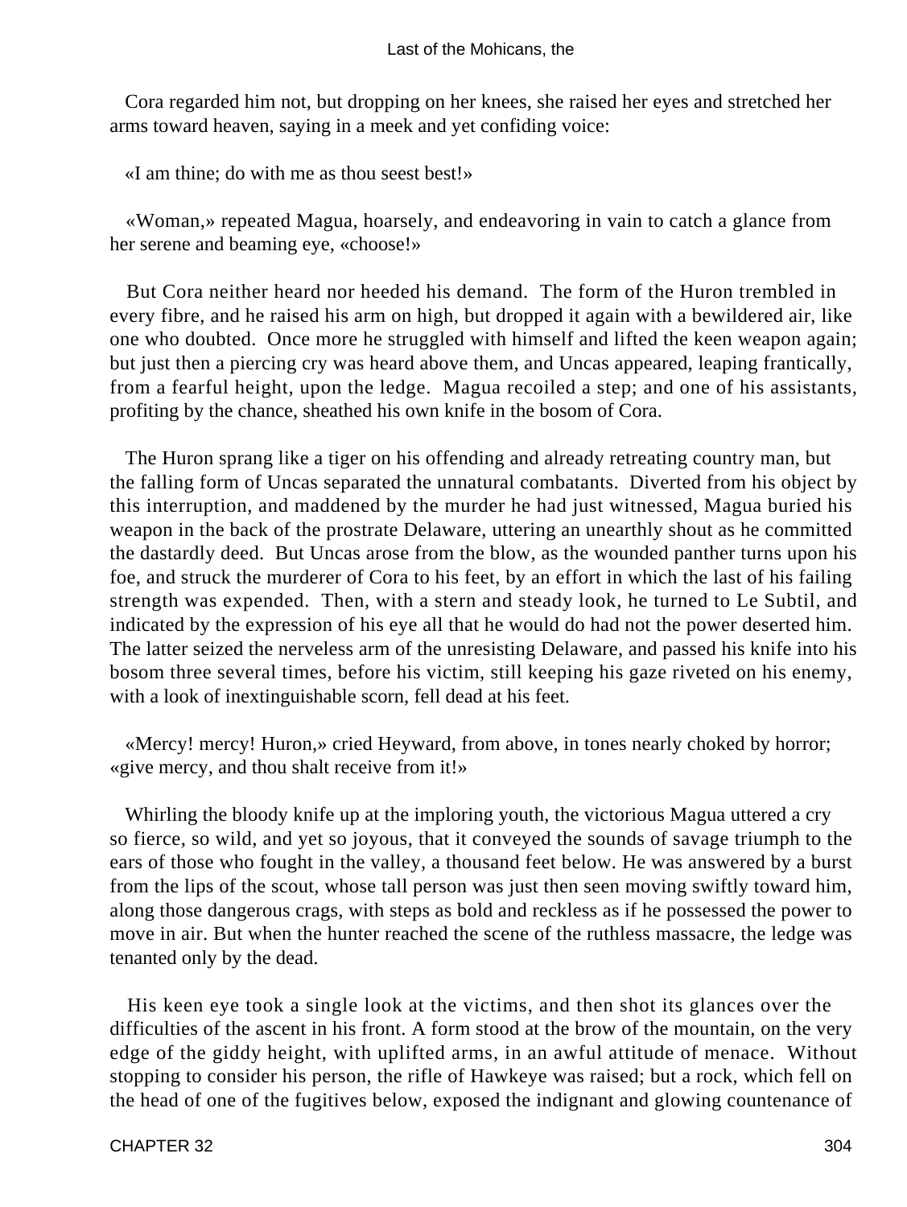Cora regarded him not, but dropping on her knees, she raised her eyes and stretched her arms toward heaven, saying in a meek and yet confiding voice:

«I am thine; do with me as thou seest best!»

«Woman,» repeated Magua, hoarsely, and endeavoring in vain to catch a glance from her serene and beaming eye, «choose!»

But Cora neither heard nor heeded his demand. The form of the Huron trembled in every fibre, and he raised his arm on high, but dropped it again with a bewildered air, like one who doubted. Once more he struggled with himself and lifted the keen weapon again; but just then a piercing cry was heard above them, and Uncas appeared, leaping frantically, from a fearful height, upon the ledge. Magua recoiled a step; and one of his assistants, profiting by the chance, sheathed his own knife in the bosom of Cora.

The Huron sprang like a tiger on his offending and already retreating country man, but the falling form of Uncas separated the unnatural combatants. Diverted from his object by this interruption, and maddened by the murder he had just witnessed, Magua buried his weapon in the back of the prostrate Delaware, uttering an unearthly shout as he committed the dastardly deed. But Uncas arose from the blow, as the wounded panther turns upon his foe, and struck the murderer of Cora to his feet, by an effort in which the last of his failing strength was expended. Then, with a stern and steady look, he turned to Le Subtil, and indicated by the expression of his eye all that he would do had not the power deserted him. The latter seized the nerveless arm of the unresisting Delaware, and passed his knife into his bosom three several times, before his victim, still keeping his gaze riveted on his enemy, with a look of inextinguishable scorn, fell dead at his feet.

«Mercy! mercy! Huron,» cried Heyward, from above, in tones nearly choked by horror; «give mercy, and thou shalt receive from it!»

Whirling the bloody knife up at the imploring youth, the victorious Magua uttered a cry so fierce, so wild, and yet so joyous, that it conveyed the sounds of savage triumph to the ears of those who fought in the valley, a thousand feet below. He was answered by a burst from the lips of the scout, whose tall person was just then seen moving swiftly toward him, along those dangerous crags, with steps as bold and reckless as if he possessed the power to move in air. But when the hunter reached the scene of the ruthless massacre, the ledge was tenanted only by the dead.

His keen eye took a single look at the victims, and then shot its glances over the difficulties of the ascent in his front. A form stood at the brow of the mountain, on the very edge of the giddy height, with uplifted arms, in an awful attitude of menace. Without stopping to consider his person, the rifle of Hawkeye was raised; but a rock, which fell on the head of one of the fugitives below, exposed the indignant and glowing countenance of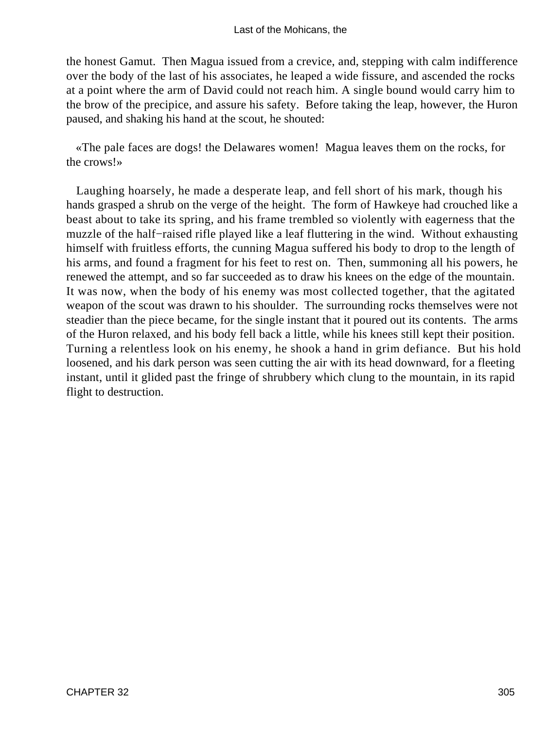the honest Gamut. Then Magua issued from a crevice, and, stepping with calm indifference over the body of the last of his associates, he leaped a wide fissure, and ascended the rocks at a point where the arm of David could not reach him. A single bound would carry him to the brow of the precipice, and assure his safety. Before taking the leap, however, the Huron paused, and shaking his hand at the scout, he shouted:

«The pale faces are dogs! the Delawares women! Magua leaves them on the rocks, for the crows!»

Laughing hoarsely, he made a desperate leap, and fell short of his mark, though his hands grasped a shrub on the verge of the height. The form of Hawkeye had crouched like a beast about to take its spring, and his frame trembled so violently with eagerness that the muzzle of the half−raised rifle played like a leaf fluttering in the wind. Without exhausting himself with fruitless efforts, the cunning Magua suffered his body to drop to the length of his arms, and found a fragment for his feet to rest on. Then, summoning all his powers, he renewed the attempt, and so far succeeded as to draw his knees on the edge of the mountain. It was now, when the body of his enemy was most collected together, that the agitated weapon of the scout was drawn to his shoulder. The surrounding rocks themselves were not steadier than the piece became, for the single instant that it poured out its contents. The arms of the Huron relaxed, and his body fell back a little, while his knees still kept their position. Turning a relentless look on his enemy, he shook a hand in grim defiance. But his hold loosened, and his dark person was seen cutting the air with its head downward, for a fleeting instant, until it glided past the fringe of shrubbery which clung to the mountain, in its rapid flight to destruction.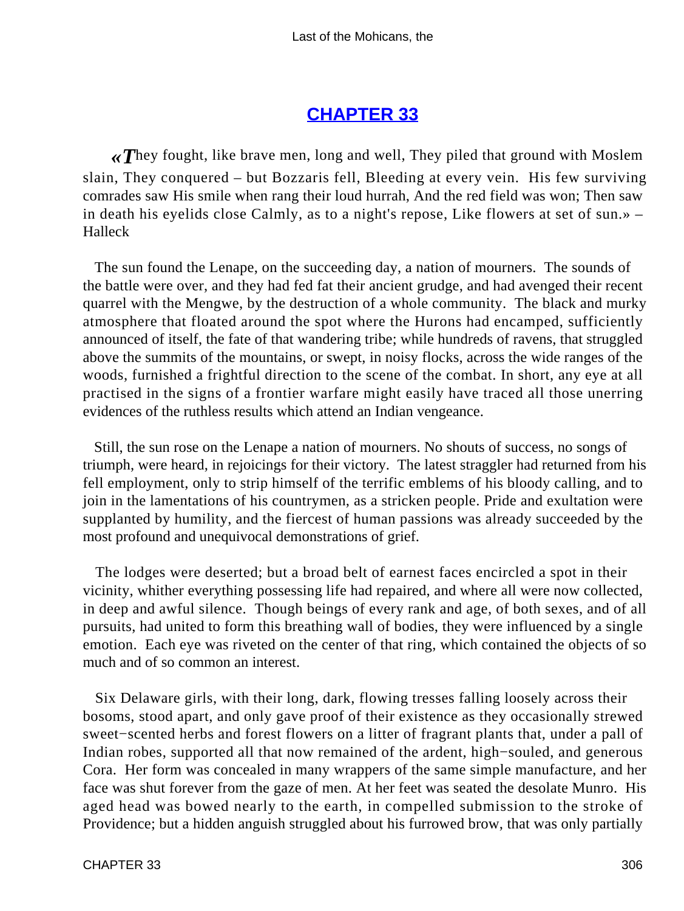## CHAPTER 33

*«They fought, like brave men, long and well, They piled that ground with Moslem slain, They conquered – but Bozzaris fell, Bleeding at every vein. His few surviving comrades saw His smile when rang their loud hurrah, And the red field was won; Then saw in death his eyelids close Calmly, as to a night's repose, Like flowers at set of sun.» –* Halleck

The sun found the Lenape, on the succeeding day, a nation of mourners. The sounds of the battle were over, and they had fed fat their ancient grudge, and had avenged their recent quarrel with the Mengwe, by the destruction of a whole community. The black and murky atmosphere that floated around the spot where the Hurons had encamped, sufficiently announced of itself, the fate of that wandering tribe; while hundreds of ravens, that struggled above the summits of the mountains, or swept, in noisy flocks, across the wide ranges of the woods, furnished a frightful direction to the scene of the combat. In short, any eye at all practised in the signs of a frontier warfare might easily have traced all those unerring evidences of the ruthless results which attend an Indian vengeance.

Still, the sun rose on the Lenape a nation of mourners. No shouts of success, no songs of triumph, were heard, in rejoicings for their victory. The latest straggler had returned from his fell employment, only to strip himself of the terrific emblems of his bloody calling, and to join in the lamentations of his countrymen, as a stricken people. Pride and exultation were supplanted by humility, and the fiercest of human passions was already succeeded by the most profound and unequivocal demonstrations of grief.

The lodges were deserted; but a broad belt of earnest faces encircled a spot in their vicinity, whither everything possessing life had repaired, and where all were now collected, in deep and awful silence. Though beings of every rank and age, of both sexes, and of all pursuits, had united to form this breathing wall of bodies, they were influenced by a single emotion. Each eye was riveted on the center of that ring, which contained the objects of so much and of so common an interest.

Six Delaware girls, with their long, dark, flowing tresses falling loosely across their bosoms, stood apart, and only gave proof of their existence as they occasionally strewed sweet-scented herbs and forest flowers on a litter of fragrant plants that, under a pall of Indian robes, supported all that now remained of the ardent, high-souled, and generous Cora. Her form was concealed in many wrappers of the same simple manufacture, and her face was shut forever from the gaze of men. At her feet was seated the desolate Munro. His aged head was bowed nearly to the earth, in compelled submission to the stroke of Providence; but a hidden anguish struggled about his furrowed brow, that was only partially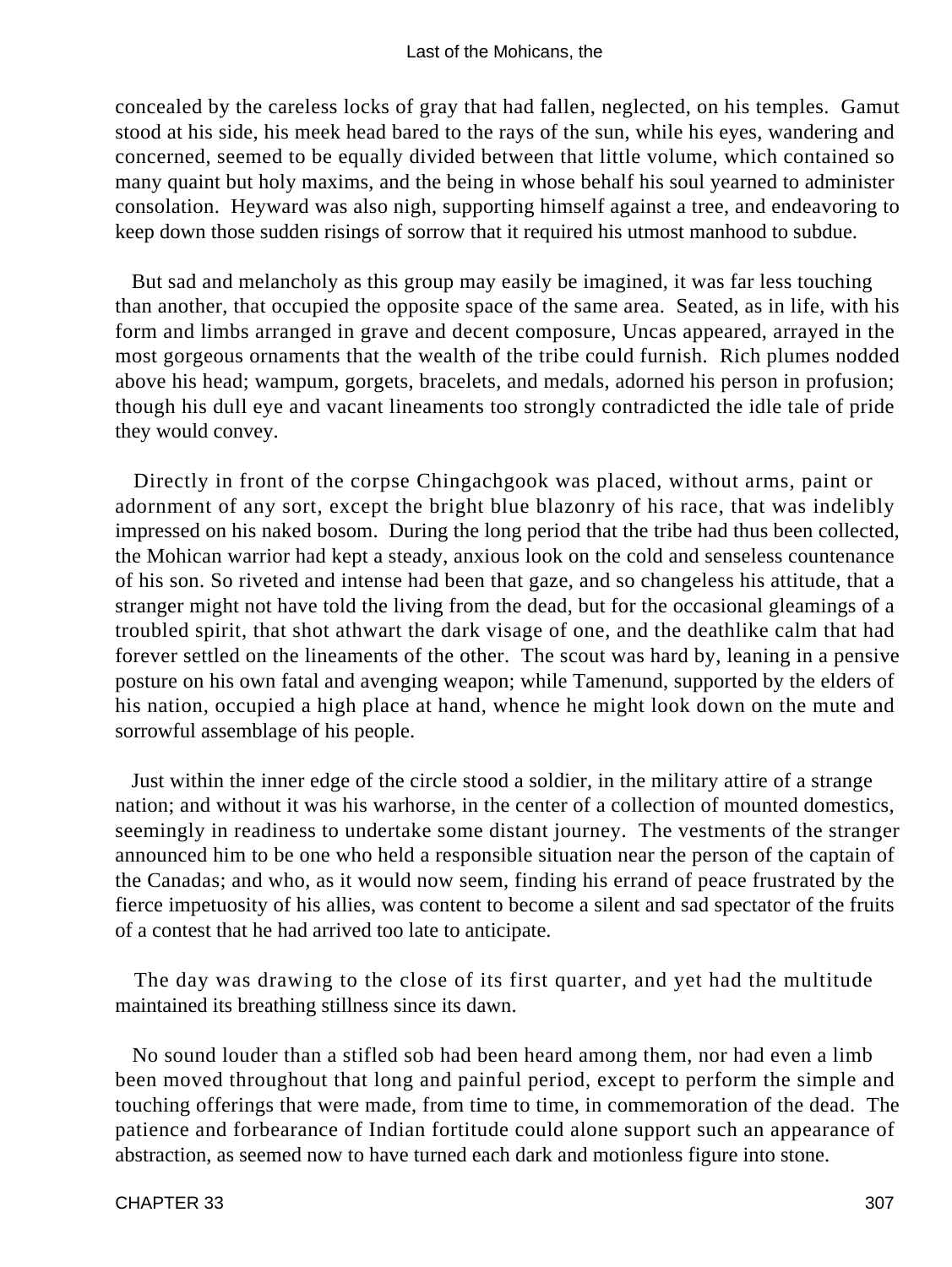concealed by the careless locks of gray that had fallen, neglected, on his temples. Gamut stood at his side, his meek head bared to the rays of the sun, while his eyes, wandering and concerned, seemed to be equally divided between that little volume, which contained so many quaint but holy maxims, and the being in whose behalf his soul yearned to administer consolation. Heyward was also nigh, supporting himself against a tree, and endeavoring to keep down those sudden risings of sorrow that it required his utmost manhood to subdue.

But sad and melancholy as this group may easily be imagined, it was far less touching than another, that occupied the opposite space of the same area. Seated, as in life, with his form and limbs arranged in grave and decent composure, Uncas appeared, arrayed in the most gorgeous ornaments that the wealth of the tribe could furnish. Rich plumes nodded above his head; wampum, gorgets, bracelets, and medals, adorned his person in profusion; though his dull eye and vacant lineaments too strongly contradicted the idle tale of pride they would convey.

Directly in front of the corpse Chingachgook was placed, without arms, paint or adornment of any sort, except the bright blue blazonry of his race, that was indelibly impressed on his naked bosom. During the long period that the tribe had thus been collected, the Mohican warrior had kept a steady, anxious look on the cold and senseless countenance of his son. So riveted and intense had been that gaze, and so changeless his attitude, that a stranger might not have told the living from the dead, but for the occasional gleamings of a troubled spirit, that shot athwart the dark visage of one, and the deathlike calm that had forever settled on the lineaments of the other. The scout was hard by, leaning in a pensive posture on his own fatal and avenging weapon; while Tamenund, supported by the elders of his nation, occupied a high place at hand, whence he might look down on the mute and sorrowful assemblage of his people.

Just within the inner edge of the circle stood a soldier, in the military attire of a strange nation; and without it was his warhorse, in the center of a collection of mounted domestics, seemingly in readiness to undertake some distant journey. The vestments of the stranger announced him to be one who held a responsible situation near the person of the captain of the Canadas; and who, as it would now seem, finding his errand of peace frustrated by the fierce impetuosity of his allies, was content to become a silent and sad spectator of the fruits of a contest that he had arrived too late to anticipate.

The day was drawing to the close of its first quarter, and yet had the multitude maintained its breathing stillness since its dawn.

No sound louder than a stifled sob had been heard among them, nor had even a limb been moved throughout that long and painful period, except to perform the simple and touching offerings that were made, from time to time, in commemoration of the dead. The patience and forbearance of Indian fortitude could alone support such an appearance of abstraction, as seemed now to have turned each dark and motionless figure into stone.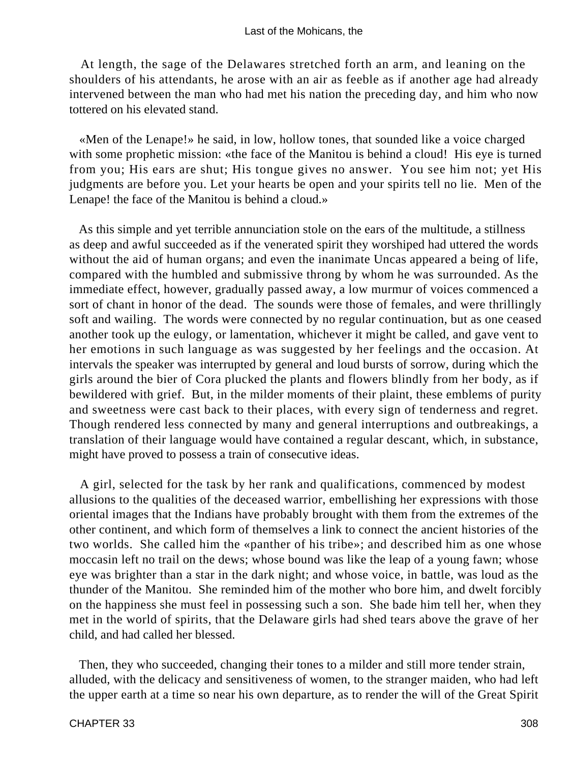At length, the sage of the Delawares stretched forth an arm, and leaning on the shoulders of his attendants, he arose with an air as feeble as if another age had already intervened between the man who had met his nation the preceding day, and him who now tottered on his elevated stand.

«Men of the Lenape!» he said, in low, hollow tones, that sounded like a voice charged with some prophetic mission: «the face of the Manitou is behind a cloud! His eye is turned from you; His ears are shut; His tongue gives no answer. You see him not; yet His judgments are before you. Let your hearts be open and your spirits tell no lie. Men of the Lenape! the face of the Manitou is behind a cloud.»

As this simple and yet terrible annunciation stole on the ears of the multitude, a stillness as deep and awful succeeded as if the venerated spirit they worshiped had uttered the words without the aid of human organs; and even the inanimate Uncas appeared a being of life, compared with the humbled and submissive throng by whom he was surrounded. As the immediate effect, however, gradually passed away, a low murmur of voices commenced a sort of chant in honor of the dead. The sounds were those of females, and were thrillingly soft and wailing. The words were connected by no regular continuation, but as one ceased another took up the eulogy, or lamentation, whichever it might be called, and gave vent to her emotions in such language as was suggested by her feelings and the occasion. At intervals the speaker was interrupted by general and loud bursts of sorrow, during which the girls around the bier of Cora plucked the plants and flowers blindly from her body, as if bewildered with grief. But, in the milder moments of their plaint, these emblems of purity and sweetness were cast back to their places, with every sign of tenderness and regret. Though rendered less connected by many and general interruptions and outbreakings, a translation of their language would have contained a regular descant, which, in substance, might have proved to possess a train of consecutive ideas.

A girl, selected for the task by her rank and qualifications, commenced by modest allusions to the qualities of the deceased warrior, embellishing her expressions with those oriental images that the Indians have probably brought with them from the extremes of the other continent, and which form of themselves a link to connect the ancient histories of the two worlds. She called him the «panther of his tribe»; and described him as one whose moccasin left no trail on the dews; whose bound was like the leap of a young fawn; whose eye was brighter than a star in the dark night; and whose voice, in battle, was loud as the thunder of the Manitou. She reminded him of the mother who bore him, and dwelt forcibly on the happiness she must feel in possessing such a son. She bade him tell her, when they met in the world of spirits, that the Delaware girls had shed tears above the grave of her child, and had called her blessed.

Then, they who succeeded, changing their tones to a milder and still more tender strain, alluded, with the delicacy and sensitiveness of women, to the stranger maiden, who had left the upper earth at a time so near his own departure, as to render the will of the Great Spirit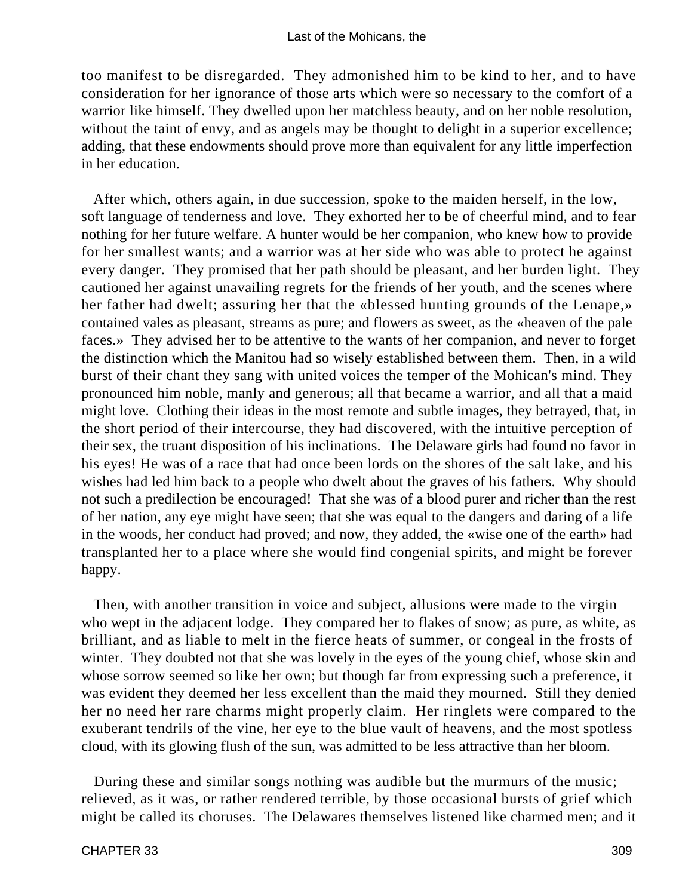too manifest to be disregarded. They admonished him to be kind to her, and to have consideration for her ignorance of those arts which were so necessary to the comfort of a warrior like himself. They dwelled upon her matchless beauty, and on her noble resolution, without the taint of envy, and as angels may be thought to delight in a superior excellence; adding, that these endowments should prove more than equivalent for any little imperfection in her education.

After which, others again, in due succession, spoke to the maiden herself, in the low, soft language of tenderness and love. They exhorted her to be of cheerful mind, and to fear nothing for her future welfare. A hunter would be her companion, who knew how to provide for her smallest wants; and a warrior was at her side who was able to protect he against every danger. They promised that her path should be pleasant, and her burden light. They cautioned her against unavailing regrets for the friends of her youth, and the scenes where her father had dwelt; assuring her that the «blessed hunting grounds of the Lenape,» contained vales as pleasant, streams as pure; and flowers as sweet, as the «heaven of the pale faces.» They advised her to be attentive to the wants of her companion, and never to forget the distinction which the Manitou had so wisely established between them. Then, in a wild burst of their chant they sang with united voices the temper of the Mohican's mind. They pronounced him noble, manly and generous; all that became a warrior, and all that a maid might love. Clothing their ideas in the most remote and subtle images, they betrayed, that, in the short period of their intercourse, they had discovered, with the intuitive perception of their sex, the truant disposition of his inclinations. The Delaware girls had found no favor in his eyes! He was of a race that had once been lords on the shores of the salt lake, and his wishes had led him back to a people who dwelt about the graves of his fathers. Why should not such a predilection be encouraged! That she was of a blood purer and richer than the rest of her nation, any eye might have seen; that she was equal to the dangers and daring of a life in the woods, her conduct had proved; and now, they added, the «wise one of the earth» had transplanted her to a place where she would find congenial spirits, and might be forever happy.

Then, with another transition in voice and subject, allusions were made to the virgin who wept in the adjacent lodge. They compared her to flakes of snow; as pure, as white, as brilliant, and as liable to melt in the fierce heats of summer, or congeal in the frosts of winter. They doubted not that she was lovely in the eyes of the young chief, whose skin and whose sorrow seemed so like her own; but though far from expressing such a preference, it was evident they deemed her less excellent than the maid they mourned. Still they denied her no need her rare charms might properly claim. Her ringlets were compared to the exuberant tendrils of the vine, her eye to the blue vault of heavens, and the most spotless cloud, with its glowing flush of the sun, was admitted to be less attractive than her bloom.

During these and similar songs nothing was audible but the murmurs of the music; relieved, as it was, or rather rendered terrible, by those occasional bursts of grief which might be called its choruses. The Delawares themselves listened like charmed men; and it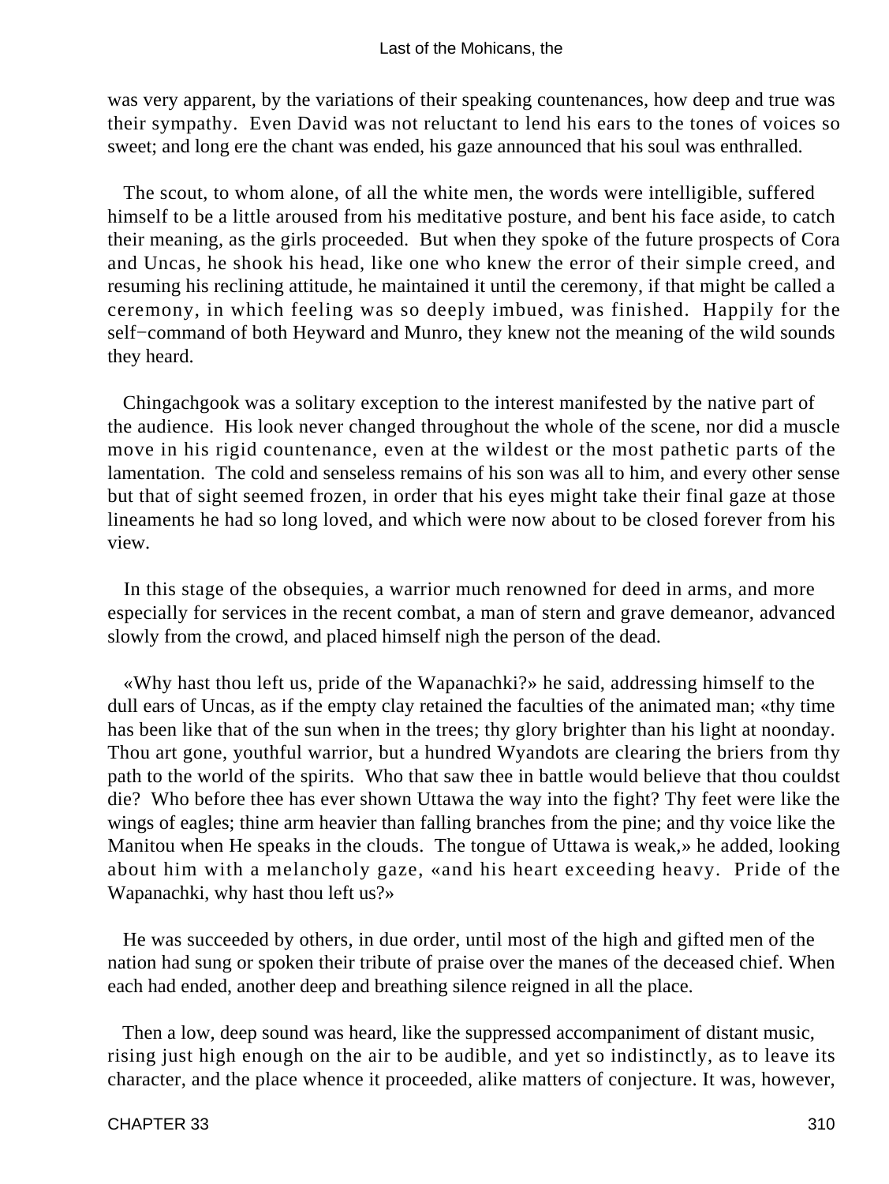was very apparent, by the variations of their speaking countenances, how deep and true was their sympathy. Even David was not reluctant to lend his ears to the tones of voices so sweet; and long ere the chant was ended, his gaze announced that his soul was enthralled.

The scout, to whom alone, of all the white men, the words were intelligible, suffered himself to be a little aroused from his meditative posture, and bent his face aside, to catch their meaning, as the girls proceeded. But when they spoke of the future prospects of Cora and Uncas, he shook his head, like one who knew the error of their simple creed, and resuming his reclining attitude, he maintained it until the ceremony, if that might be called a ceremony, in which feeling was so deeply imbued, was finished. Happily for the self−command of both Heyward and Munro, they knew not the meaning of the wild sounds they heard.

Chingachgook was a solitary exception to the interest manifested by the native part of the audience. His look never changed throughout the whole of the scene, nor did a muscle move in his rigid countenance, even at the wildest or the most pathetic parts of the lamentation. The cold and senseless remains of his son was all to him, and every other sense but that of sight seemed frozen, in order that his eyes might take their final gaze at those lineaments he had so long loved, and which were now about to be closed forever from his view.

In this stage of the obsequies, a warrior much renowned for deed in arms, and more especially for services in the recent combat, a man of stern and grave demeanor, advanced slowly from the crowd, and placed himself nigh the person of the dead.

«Why hast thou left us, pride of the Wapanachki?» he said, addressing himself to the dull ears of Uncas, as if the empty clay retained the faculties of the animated man; «thy time has been like that of the sun when in the trees; thy glory brighter than his light at noonday. Thou art gone, youthful warrior, but a hundred Wyandots are clearing the briers from thy path to the world of the spirits. Who that saw thee in battle would believe that thou couldst die? Who before thee has ever shown Uttawa the way into the fight? Thy feet were like the wings of eagles; thine arm heavier than falling branches from the pine; and thy voice like the Manitou when He speaks in the clouds. The tongue of Uttawa is weak,» he added, looking about him with a melancholy gaze, «and his heart exceeding heavy. Pride of the Wapanachki, why hast thou left us?»

He was succeeded by others, in due order, until most of the high and gifted men of the nation had sung or spoken their tribute of praise over the manes of the deceased chief. When each had ended, another deep and breathing silence reigned in all the place.

Then a low, deep sound was heard, like the suppressed accompaniment of distant music, rising just high enough on the air to be audible, and yet so indistinctly, as to leave its character, and the place whence it proceeded, alike matters of conjecture. It was, however,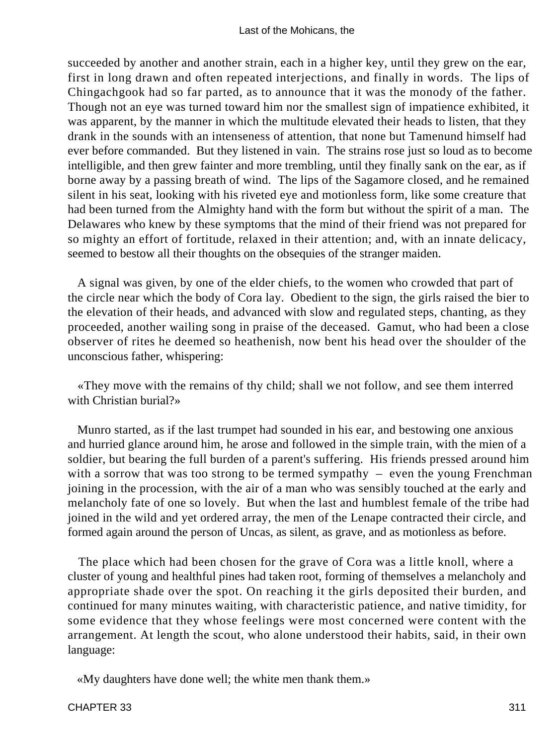succeeded by another and another strain, each in a higher key, until they grew on the ear, first in long drawn and often repeated interjections, and finally in words. The lips of Chingachgook had so far parted, as to announce that it was the monody of the father. Though not an eye was turned toward him nor the smallest sign of impatience exhibited, it was apparent, by the manner in which the multitude elevated their heads to listen, that they drank in the sounds with an intenseness of attention, that none but Tamenund himself had ever before commanded. But they listened in vain. The strains rose just so loud as to become intelligible, and then grew fainter and more trembling, until they finally sank on the ear, as if borne away by a passing breath of wind. The lips of the Sagamore closed, and he remained silent in his seat, looking with his riveted eye and motionless form, like some creature that had been turned from the Almighty hand with the form but without the spirit of a man. The Delawares who knew by these symptoms that the mind of their friend was not prepared for so mighty an effort of fortitude, relaxed in their attention; and, with an innate delicacy, seemed to bestow all their thoughts on the obsequies of the stranger maiden.

A signal was given, by one of the elder chiefs, to the women who crowded that part of the circle near which the body of Cora lay. Obedient to the sign, the girls raised the bier to the elevation of their heads, and advanced with slow and regulated steps, chanting, as they proceeded, another wailing song in praise of the deceased. Gamut, who had been a close observer of rites he deemed so heathenish, now bent his head over the shoulder of the unconscious father, whispering:

«They move with the remains of thy child; shall we not follow, and see them interred with Christian burial?»

Munro started, as if the last trumpet had sounded in his ear, and bestowing one anxious and hurried glance around him, he arose and followed in the simple train, with the mien of a soldier, but bearing the full burden of a parent's suffering. His friends pressed around him with a sorrow that was too strong to be termed sympathy – even the young Frenchman joining in the procession, with the air of a man who was sensibly touched at the early and melancholy fate of one so lovely. But when the last and humblest female of the tribe had joined in the wild and yet ordered array, the men of the Lenape contracted their circle, and formed again around the person of Uncas, as silent, as grave, and as motionless as before.

The place which had been chosen for the grave of Cora was a little knoll, where a cluster of young and healthful pines had taken root, forming of themselves a melancholy and appropriate shade over the spot. On reaching it the girls deposited their burden, and continued for many minutes waiting, with characteristic patience, and native timidity, for some evidence that they whose feelings were most concerned were content with the arrangement. At length the scout, who alone understood their habits, said, in their own language:

«My daughters have done well; the white men thank them.»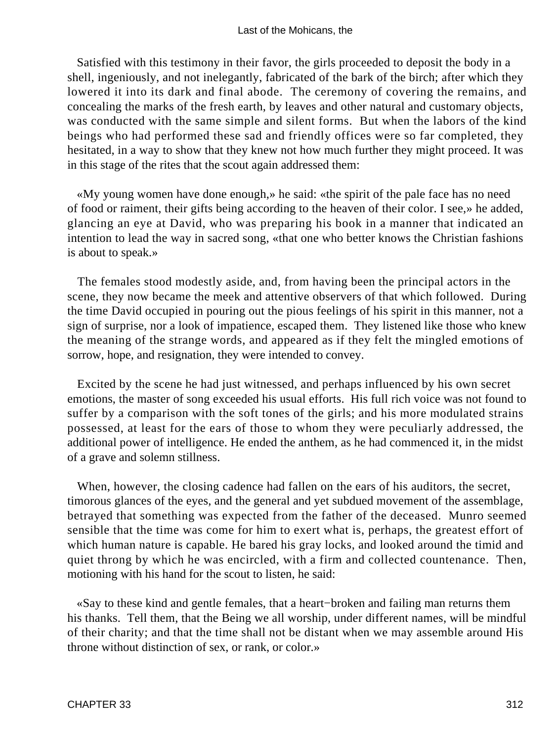Satisfied with this testimony in their favor, the girls proceeded to deposit the body in a shell, ingeniously, and not inelegantly, fabricated of the bark of the birch; after which they lowered it into its dark and final abode. The ceremony of covering the remains, and concealing the marks of the fresh earth, by leaves and other natural and customary objects, was conducted with the same simple and silent forms. But when the labors of the kind beings who had performed these sad and friendly offices were so far completed, they hesitated, in a way to show that they knew not how much further they might proceed. It was in this stage of the rites that the scout again addressed them:

«My young women have done enough,» he said: «the spirit of the pale face has no need of food or raiment, their gifts being according to the heaven of their color. I see,» he added, glancing an eye at David, who was preparing his book in a manner that indicated an intention to lead the way in sacred song, «that one who better knows the Christian fashions is about to speak.»

The females stood modestly aside, and, from having been the principal actors in the scene, they now became the meek and attentive observers of that which followed. During the time David occupied in pouring out the pious feelings of his spirit in this manner, not a sign of surprise, nor a look of impatience, escaped them. They listened like those who knew the meaning of the strange words, and appeared as if they felt the mingled emotions of sorrow, hope, and resignation, they were intended to convey.

Excited by the scene he had just witnessed, and perhaps influenced by his own secret emotions, the master of song exceeded his usual efforts. His full rich voice was not found to suffer by a comparison with the soft tones of the girls; and his more modulated strains possessed, at least for the ears of those to whom they were peculiarly addressed, the additional power of intelligence. He ended the anthem, as he had commenced it, in the midst of a grave and solemn stillness.

When, however, the closing cadence had fallen on the ears of his auditors, the secret, timorous glances of the eyes, and the general and yet subdued movement of the assemblage, betrayed that something was expected from the father of the deceased. Munro seemed sensible that the time was come for him to exert what is, perhaps, the greatest effort of which human nature is capable. He bared his gray locks, and looked around the timid and quiet throng by which he was encircled, with a firm and collected countenance. Then, motioning with his hand for the scout to listen, he said:

«Say to these kind and gentle females, that a heart−broken and failing man returns them his thanks. Tell them, that the Being we all worship, under different names, will be mindful of their charity; and that the time shall not be distant when we may assemble around His throne without distinction of sex, or rank, or color.»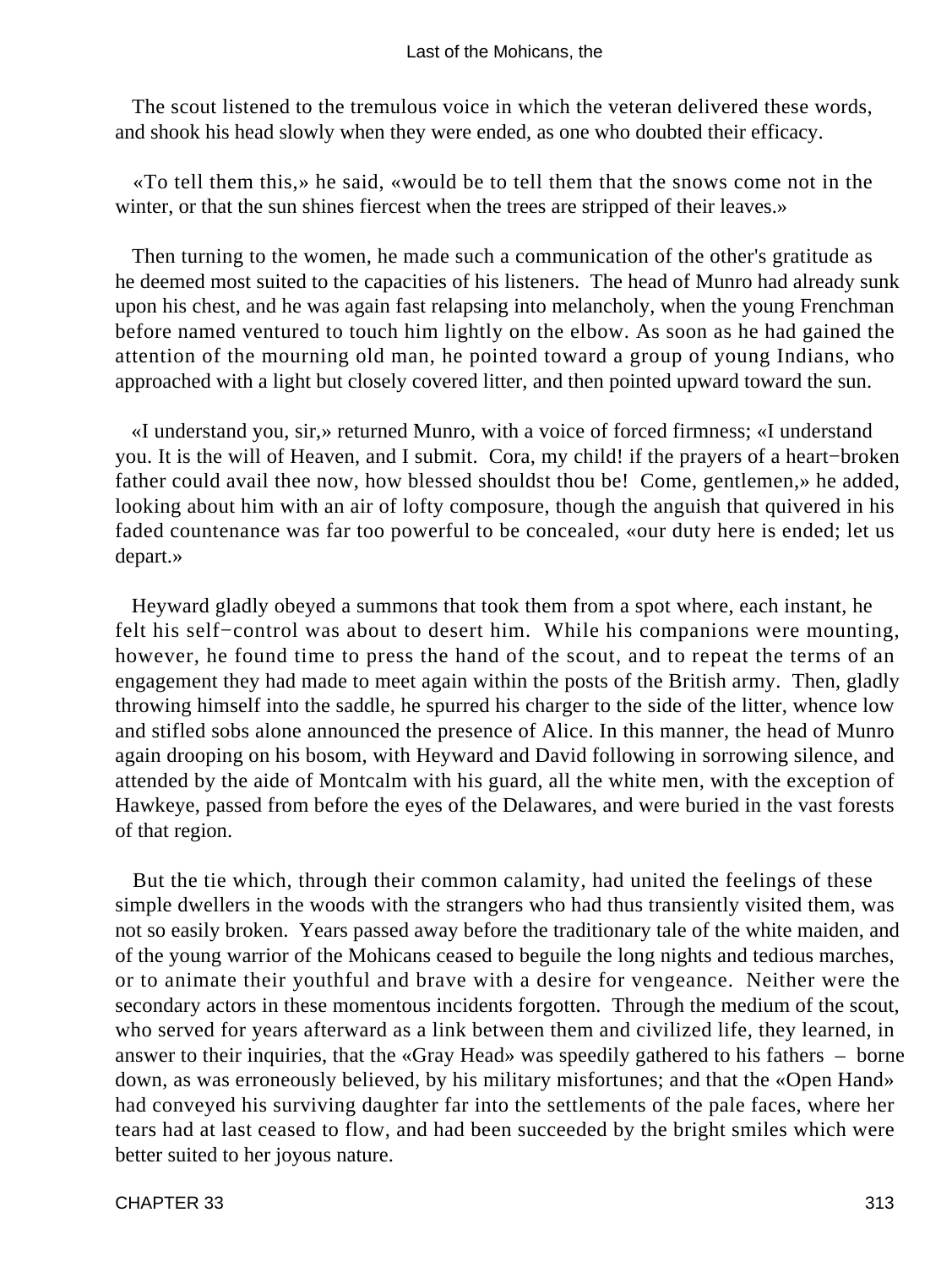The scout listened to the tremulous voice in which the veteran delivered these words, and shook his head slowly when they were ended, as one who doubted their efficacy.

«To tell them this,» he said, «would be to tell them that the snows come not in the winter, or that the sun shines fiercest when the trees are stripped of their leaves.»

Then turning to the women, he made such a communication of the other's gratitude as he deemed most suited to the capacities of his listeners. The head of Munro had already sunk upon his chest, and he was again fast relapsing into melancholy, when the young Frenchman before named ventured to touch him lightly on the elbow. As soon as he had gained the attention of the mourning old man, he pointed toward a group of young Indians, who approached with a light but closely covered litter, and then pointed upward toward the sun.

«I understand you, sir,» returned Munro, with a voice of forced firmness; «I understand you. It is the will of Heaven, and I submit. Cora, my child! if the prayers of a heart−broken father could avail thee now, how blessed shouldst thou be! Come, gentlemen,» he added, looking about him with an air of lofty composure, though the anguish that quivered in his faded countenance was far too powerful to be concealed, «our duty here is ended; let us depart.»

Heyward gladly obeyed a summons that took them from a spot where, each instant, he felt his self−control was about to desert him. While his companions were mounting, however, he found time to press the hand of the scout, and to repeat the terms of an engagement they had made to meet again within the posts of the British army. Then, gladly throwing himself into the saddle, he spurred his charger to the side of the litter, whence low and stifled sobs alone announced the presence of Alice. In this manner, the head of Munro again drooping on his bosom, with Heyward and David following in sorrowing silence, and attended by the aide of Montcalm with his guard, all the white men, with the exception of Hawkeye, passed from before the eyes of the Delawares, and were buried in the vast forests of that region.

But the tie which, through their common calamity, had united the feelings of these simple dwellers in the woods with the strangers who had thus transiently visited them, was not so easily broken. Years passed away before the traditionary tale of the white maiden, and of the young warrior of the Mohicans ceased to beguile the long nights and tedious marches, or to animate their youthful and brave with a desire for vengeance. Neither were the secondary actors in these momentous incidents forgotten. Through the medium of the scout, who served for years afterward as a link between them and civilized life, they learned, in answer to their inquiries, that the «Gray Head» was speedily gathered to his fathers – borne down, as was erroneously believed, by his military misfortunes; and that the «Open Hand» had conveyed his surviving daughter far into the settlements of the pale faces, where her tears had at last ceased to flow, and had been succeeded by the bright smiles which were better suited to her joyous nature.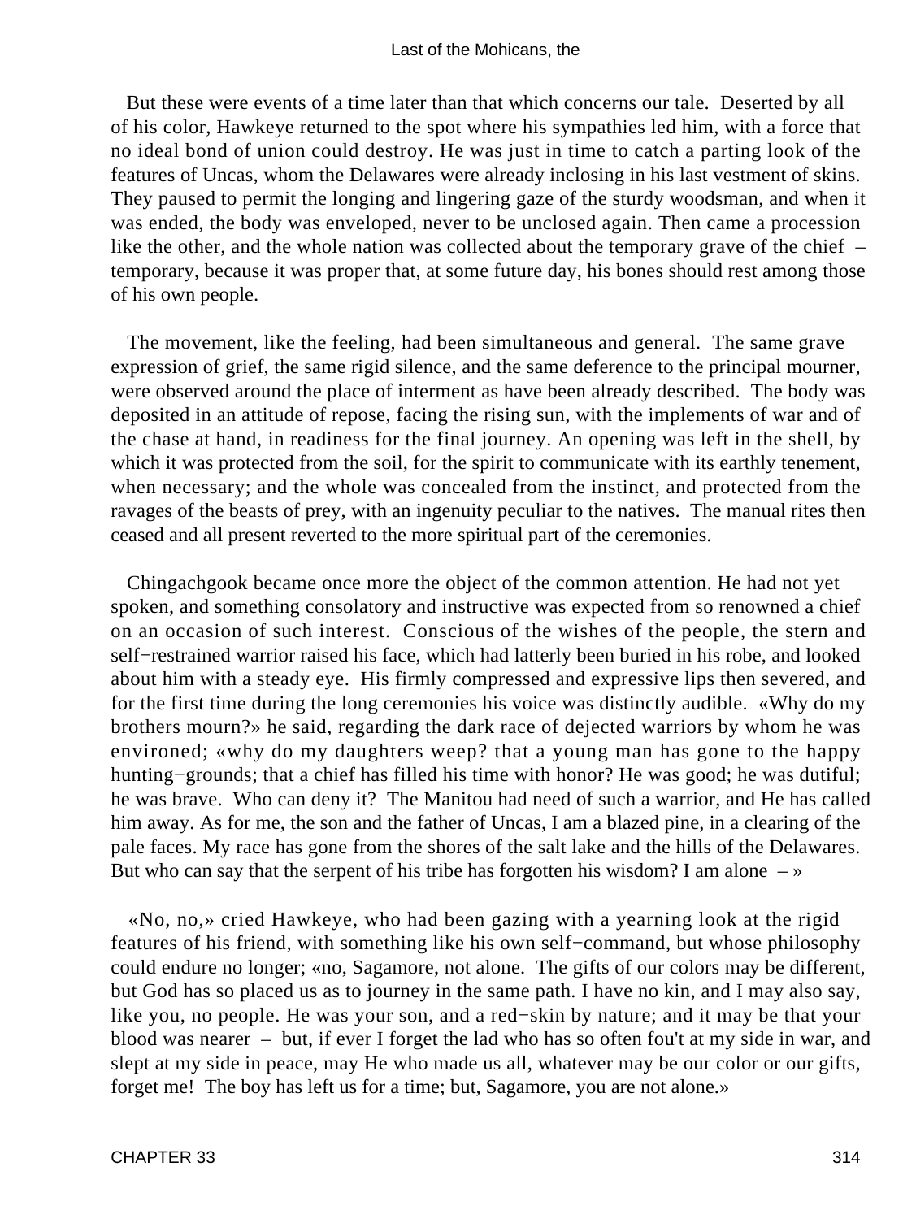But these were events of a time later than that which concerns our tale. Deserted by all of his color, Hawkeye returned to the spot where his sympathies led him, with a force that no ideal bond of union could destroy. He was just in time to catch a parting look of the features of Uncas, whom the Delawares were already inclosing in his last vestment of skins. They paused to permit the longing and lingering gaze of the sturdy woodsman, and when it was ended, the body was enveloped, never to be unclosed again. Then came a procession like the other, and the whole nation was collected about the temporary grave of the chief – temporary, because it was proper that, at some future day, his bones should rest among those of his own people.

The movement, like the feeling, had been simultaneous and general. The same grave expression of grief, the same rigid silence, and the same deference to the principal mourner, were observed around the place of interment as have been already described. The body was deposited in an attitude of repose, facing the rising sun, with the implements of war and of the chase at hand, in readiness for the final journey. An opening was left in the shell, by which it was protected from the soil, for the spirit to communicate with its earthly tenement, when necessary; and the whole was concealed from the instinct, and protected from the ravages of the beasts of prey, with an ingenuity peculiar to the natives. The manual rites then ceased and all present reverted to the more spiritual part of the ceremonies.

Chingachgook became once more the object of the common attention. He had not yet spoken, and something consolatory and instructive was expected from so renowned a chief on an occasion of such interest. Conscious of the wishes of the people, the stern and self−restrained warrior raised his face, which had latterly been buried in his robe, and looked about him with a steady eye. His firmly compressed and expressive lips then severed, and for the first time during the long ceremonies his voice was distinctly audible. «Why do my brothers mourn?» he said, regarding the dark race of dejected warriors by whom he was environed; «why do my daughters weep? that a young man has gone to the happy hunting−grounds; that a chief has filled his time with honor? He was good; he was dutiful; he was brave. Who can deny it? The Manitou had need of such a warrior, and He has called him away. As for me, the son and the father of Uncas, I am a blazed pine, in a clearing of the pale faces. My race has gone from the shores of the salt lake and the hills of the Delawares. But who can say that the serpent of his tribe has forgotten his wisdom? I am alone – »

«No, no,» cried Hawkeye, who had been gazing with a yearning look at the rigid features of his friend, with something like his own self−command, but whose philosophy could endure no longer; «no, Sagamore, not alone. The gifts of our colors may be different, but God has so placed us as to journey in the same path. I have no kin, and I may also say, like you, no people. He was your son, and a red−skin by nature; and it may be that your blood was nearer – but, if ever I forget the lad who has so often fou't at my side in war, and slept at my side in peace, may He who made us all, whatever may be our color or our gifts, forget me! The boy has left us for a time; but, Sagamore, you are not alone.»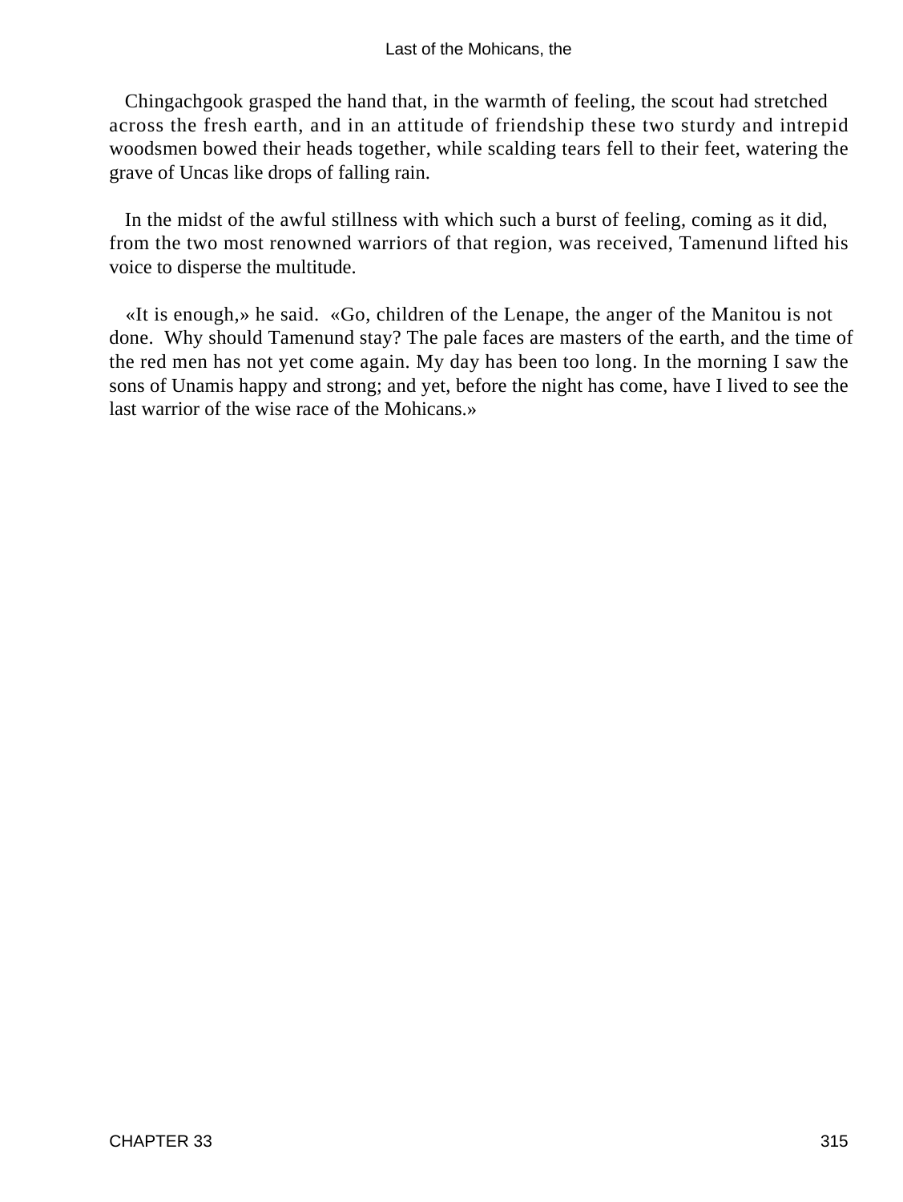Chingachgook grasped the hand that, in the warmth of feeling, the scout had stretched across the fresh earth, and in an attitude of friendship these two sturdy and intrepid woodsmen bowed their heads together, while scalding tears fell to their feet, watering the grave of Uncas like drops of falling rain.

In the midst of the awful stillness with which such a burst of feeling, coming as it did, from the two most renowned warriors of that region, was received, Tamenund lifted his voice to disperse the multitude.

«It is enough,» he said. «Go, children of the Lenape, the anger of the Manitou is not done. Why should Tamenund stay? The pale faces are masters of the earth, and the time of the red men has not yet come again. My day has been too long. In the morning I saw the sons of Unamis happy and strong; and yet, before the night has come, have I lived to see the last warrior of the wise race of the Mohicans.»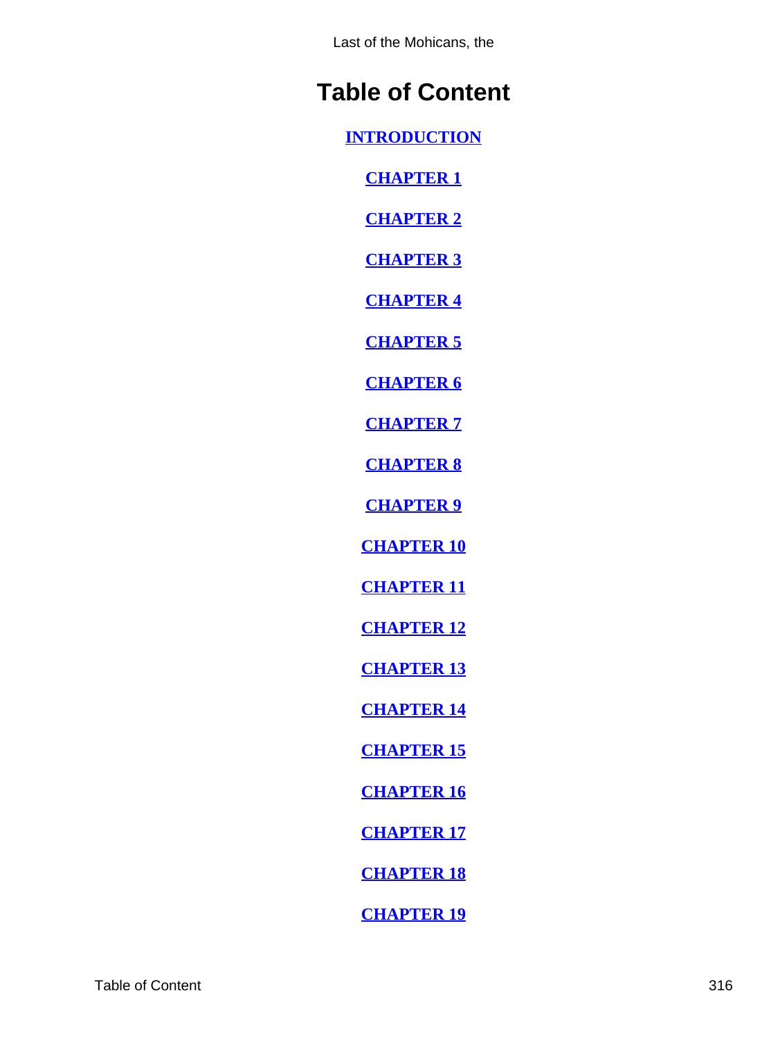# Table of Content

**INTRODUCTION**

**CHAPTER 1**

**CHAPTER 2**

**CHAPTER 3**

**CHAPTER 4**

**CHAPTER 5**

**CHAPTER 6**

**CHAPTER 7**

**CHAPTER 8**

**CHAPTER 9**

**CHAPTER 10**

**CHAPTER 11**

**CHAPTER 12**

**CHAPTER 13**

**CHAPTER 14**

**CHAPTER 15**

**CHAPTER 16**

**CHAPTER 17**

**CHAPTER 18**

**CHAPTER 19**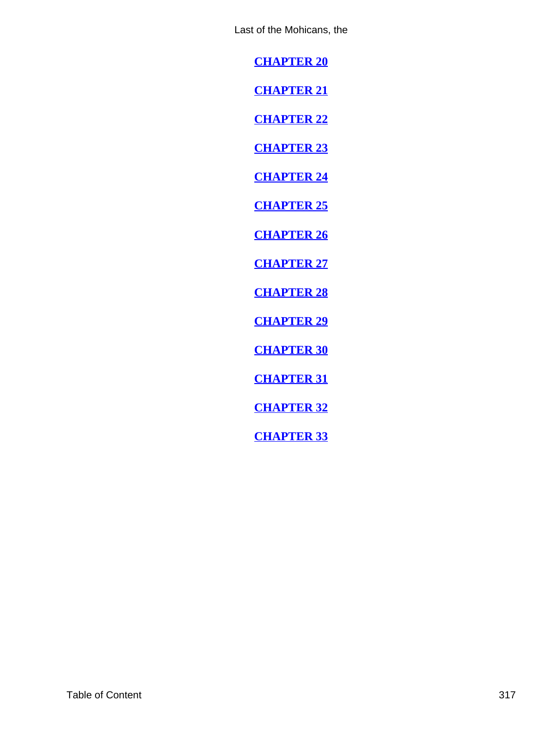**CHAPTER 20**

**CHAPTER 21**

**CHAPTER 22**

**CHAPTER 23**

**CHAPTER 24**

**CHAPTER 25**

**CHAPTER 26**

**CHAPTER 27**

**CHAPTER 28**

**CHAPTER 29**

**CHAPTER 30**

**CHAPTER 31**

**CHAPTER 32**

**CHAPTER 33**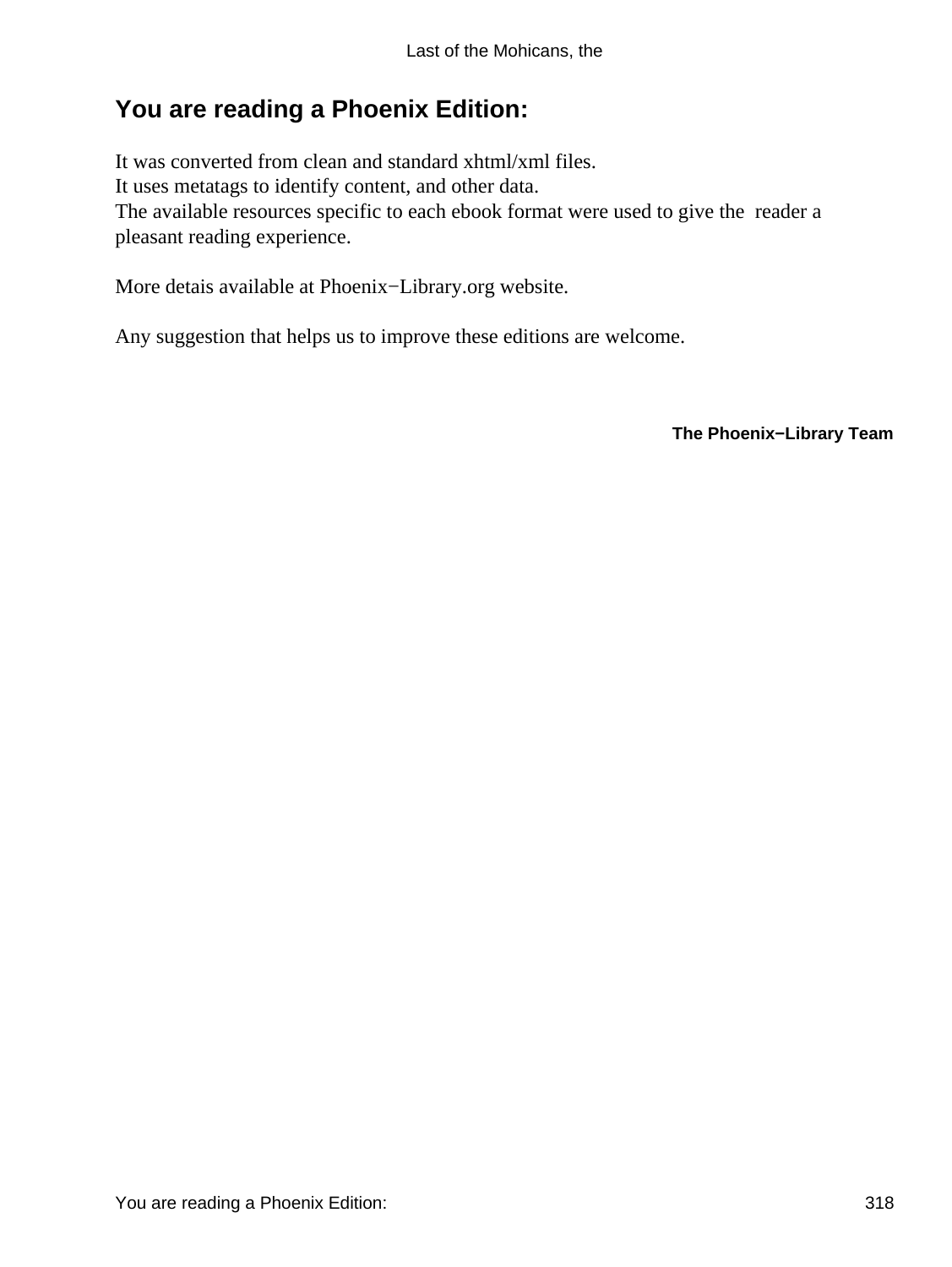## You are reading a Phoenix Edition:

It was converted from clean and standard xhtml/xml files.
It uses metatags to identify content, and other data.
The available resources specific to each ebook format were used to give the reader a pleasant reading experience.

More detais available at Phoenix−Library.org website.

Any suggestion that helps us to improve these editions are welcome.

**The Phoenix−Library Team**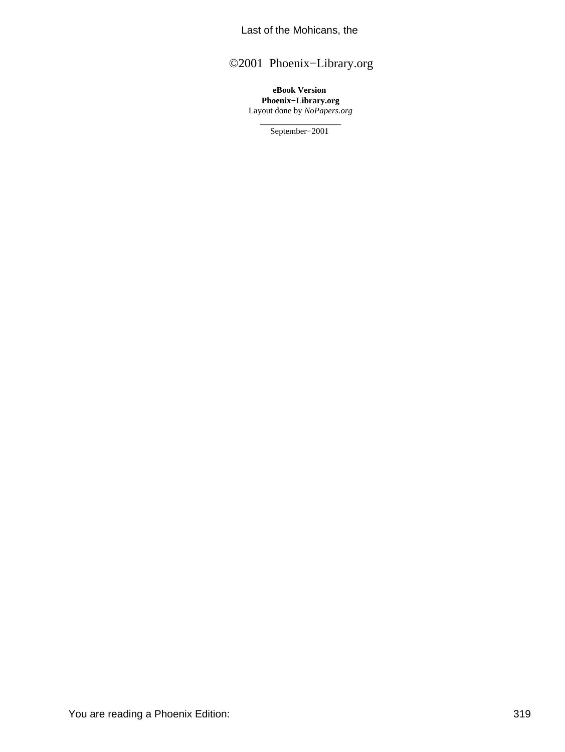©2001 Phoenix−Library.org

**eBook Version**
**Phoenix−Library.org**
Layout done by *NoPapers.org*

\_\_\_\_\_\_\_\_\_\_\_\_\_\_\_\_\_\_\_

September−2001